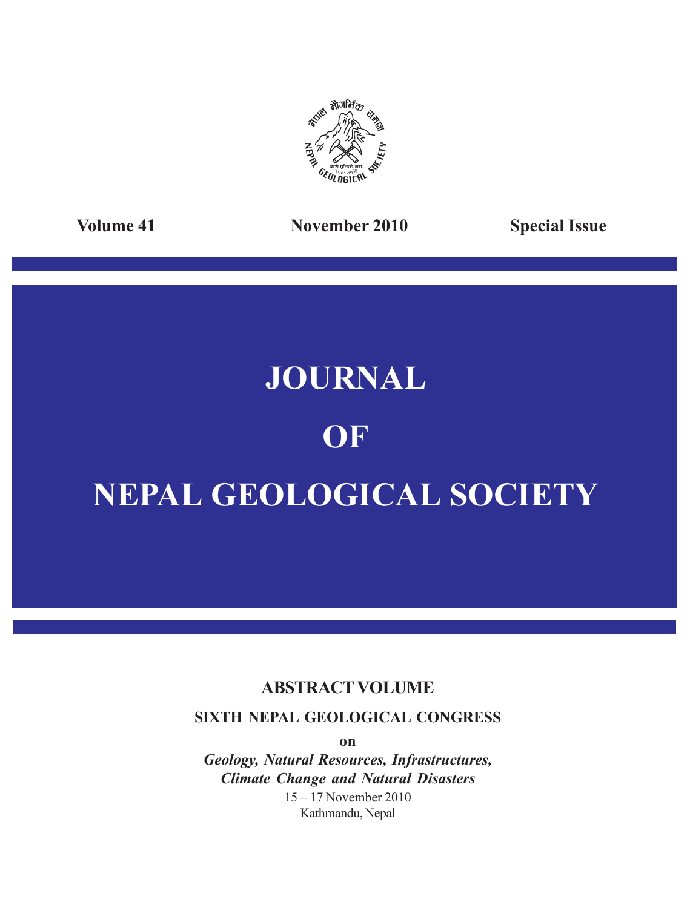Volume 41 November 2010 Special Issue

# JOURNAL

# OF

# NEPAL GEOLOGICAL SOCIETY

## ABSTRACT VOLUME

### SIXTH NEPAL GEOLOGICAL CONGRESS

**on**

***Geology, Natural Resources, Infrastructures, Climate Change and Natural Disasters***

15 – 17 November 2010

Kathmandu, Nepal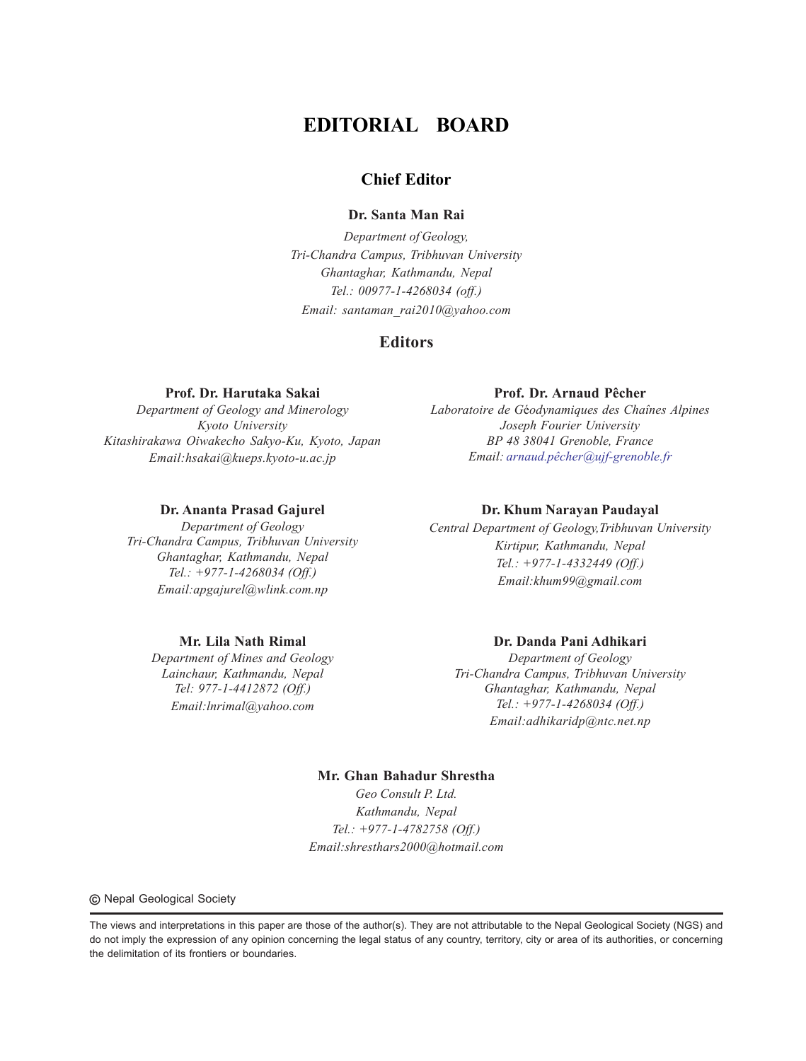# EDITORIAL BOARD

## Chief Editor

**Dr. Santa Man Rai**

*Department of Geology,*
*Tri-Chandra Campus, Tribhuvan University*
*Ghantaghar, Kathmandu, Nepal*
*Tel.: 00977-1-4268034 (off.)*
*Email: santaman_rai2010@yahoo.com*

## Editors

**Prof. Dr. Harutaka Sakai**

*Department of Geology and Minerology*
*Kyoto University*
*Kitashirakawa Oiwakecho Sakyo-Ku, Kyoto, Japan*
*Email:hsakai@kueps.kyoto-u.ac.jp*

**Prof. Dr. Arnaud Pêcher**

*Laboratoire de Géodynamiques des Chaînes Alpines*
*Joseph Fourier University*
*BP 48 38041 Grenoble, France*
*Email: arnaud.pêcher@ujf-grenoble.fr*

**Dr. Ananta Prasad Gajurel**

*Department of Geology*
*Tri-Chandra Campus, Tribhuvan University*
*Ghantaghar, Kathmandu, Nepal*
*Tel.: +977-1-4268034 (Off.)*
*Email:apgajurel@wlink.com.np*

**Dr. Khum Narayan Paudayal**

*Central Department of Geology,Tribhuvan University*
*Kirtipur, Kathmandu, Nepal*
*Tel.: +977-1-4332449 (Off.)*
*Email:khum99@gmail.com*

**Mr. Lila Nath Rimal**

*Department of Mines and Geology*
*Lainchaur, Kathmandu, Nepal*
*Tel: 977-1-4412872 (Off.)*
*Email:lnrimal@yahoo.com*

**Dr. Danda Pani Adhikari**

*Department of Geology*
*Tri-Chandra Campus, Tribhuvan University*
*Ghantaghar, Kathmandu, Nepal*
*Tel.: +977-1-4268034 (Off.)*
*Email:adhikaridp@ntc.net.np*

**Mr. Ghan Bahadur Shrestha**

*Geo Consult P. Ltd.*
*Kathmandu, Nepal*
*Tel.: +977-1-4782758 (Off.)*
*Email:shresthars2000@hotmail.com*

© Nepal Geological Society

The views and interpretations in this paper are those of the author(s). They are not attributable to the Nepal Geological Society (NGS) and do not imply the expression of any opinion concerning the legal status of any country, territory, city or area of its authorities, or concerning the delimitation of its frontiers or boundaries.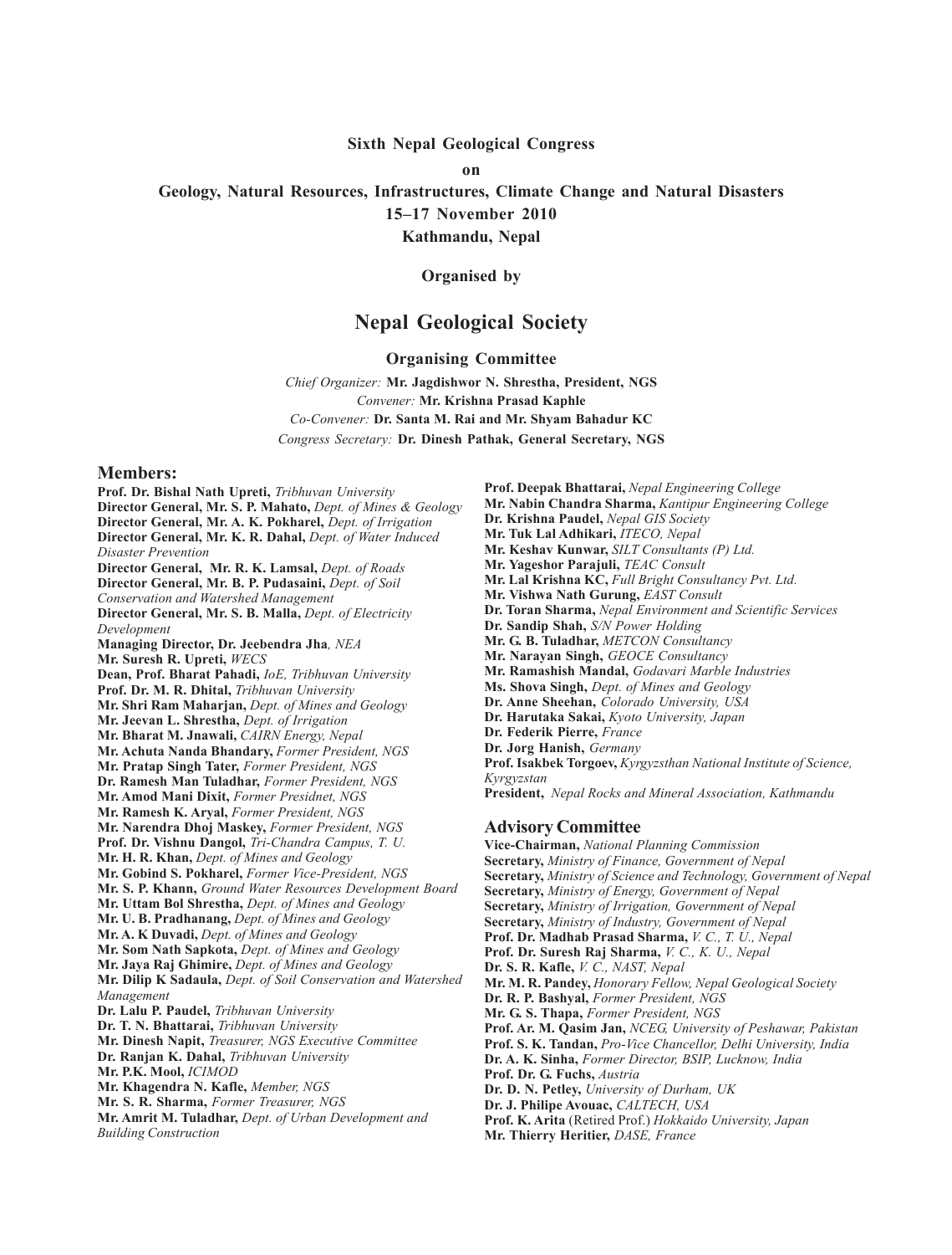**Sixth Nepal Geological Congress**

**on**

**Geology, Natural Resources, Infrastructures, Climate Change and Natural Disasters**

**15–17 November 2010**

**Kathmandu, Nepal**

**Organised by**

# Nepal Geological Society

## Organising Committee

*Chief Organizer:* **Mr. Jagdishwor N. Shrestha, President, NGS**

*Convener:* **Mr. Krishna Prasad Kaphle**

*Co-Convener:* **Dr. Santa M. Rai and Mr. Shyam Bahadur KC**

*Congress Secretary:* **Dr. Dinesh Pathak, General Secretary, NGS**

## Members:

**Prof. Dr. Bishal Nath Upreti,** *Tribhuvan University*
**Director General, Mr. S. P. Mahato,** *Dept. of Mines & Geology*
**Director General, Mr. A. K. Pokharel,** *Dept. of Irrigation*
**Director General, Mr. K. R. Dahal,** *Dept. of Water Induced Disaster Prevention*
**Director General, Mr. R. K. Lamsal,** *Dept. of Roads*
**Director General, Mr. B. P. Pudasaini,** *Dept. of Soil Conservation and Watershed Management*
**Director General, Mr. S. B. Malla,** *Dept. of Electricity Development*
**Managing Director, Dr. Jeebendra Jha**, *NEA*
**Mr. Suresh R. Upreti,** *WECS*
**Dean, Prof. Bharat Pahadi,** *IoE, Tribhuvan University*
**Prof. Dr. M. R. Dhital,** *Tribhuvan University*
**Mr. Shri Ram Maharjan,** *Dept. of Mines and Geology*
**Mr. Jeevan L. Shrestha,** *Dept. of Irrigation*
**Mr. Bharat M. Jnawali,** *CAIRN Energy, Nepal*
**Mr. Achuta Nanda Bhandary,** *Former President, NGS*
**Mr. Pratap Singh Tater,** *Former President, NGS*
**Dr. Ramesh Man Tuladhar,** *Former President, NGS*
**Mr. Amod Mani Dixit,** *Former Presidnet, NGS*
**Mr. Ramesh K. Aryal,** *Former President, NGS*
**Mr. Narendra Dhoj Maskey,** *Former President, NGS*
**Prof. Dr. Vishnu Dangol,** *Tri-Chandra Campus, T. U.*
**Mr. H. R. Khan,** *Dept. of Mines and Geology*
**Mr. Gobind S. Pokharel,** *Former Vice-President, NGS*
**Mr. S. P. Khann,** *Ground Water Resources Development Board*
**Mr. Uttam Bol Shrestha,** *Dept. of Mines and Geology*
**Mr. U. B. Pradhanang,** *Dept. of Mines and Geology*
**Mr. A. K Duvadi,** *Dept. of Mines and Geology*
**Mr. Som Nath Sapkota,** *Dept. of Mines and Geology*
**Mr. Jaya Raj Ghimire,** *Dept. of Mines and Geology*
**Mr. Dilip K Sadaula,** *Dept. of Soil Conservation and Watershed Management*
**Dr. Lalu P. Paudel,** *Tribhuvan University*
**Dr. T. N. Bhattarai,** *Tribhuvan University*
**Mr. Dinesh Napit,** *Treasurer, NGS Executive Committee*
**Dr. Ranjan K. Dahal,** *Tribhuvan University*
**Mr. P.K. Mool,** *ICIMOD*
**Mr. Khagendra N. Kafle,** *Member, NGS*
**Mr. S. R. Sharma,** *Former Treasurer, NGS*
**Mr. Amrit M. Tuladhar,** *Dept. of Urban Development and Building Construction*
**Prof. Deepak Bhattarai,** *Nepal Engineering College*
**Mr. Nabin Chandra Sharma,** *Kantipur Engineering College*
**Dr. Krishna Paudel,** *Nepal GIS Society*
**Mr. Tuk Lal Adhikari,** *ITECO, Nepal*
**Mr. Keshav Kunwar,** *SILT Consultants (P) Ltd.*
**Mr. Yageshor Parajuli,** *TEAC Consult*
**Mr. Lal Krishna KC,** *Full Bright Consultancy Pvt. Ltd.*
**Mr. Vishwa Nath Gurung,** *EAST Consult*
**Dr. Toran Sharma,** *Nepal Environment and Scientific Services*
**Dr. Sandip Shah,** *S/N Power Holding*
**Mr. G. B. Tuladhar,** *METCON Consultancy*
**Mr. Narayan Singh,** *GEOCE Consultancy*
**Mr. Ramashish Mandal,** *Godavari Marble Industries*
**Ms. Shova Singh,** *Dept. of Mines and Geology*
**Dr. Anne Sheehan,** *Colorado University, USA*
**Dr. Harutaka Sakai,** *Kyoto University, Japan*
**Dr. Federik Pierre,** *France*
**Dr. Jorg Hanish,** *Germany*
**Prof. Isakbek Torgoev,** *Kyrgyzsthan National Institute of Science, Kyrgyzstan*
**President,** *Nepal Rocks and Mineral Association, Kathmandu*

## Advisory Committee

**Vice-Chairman,** *National Planning Commission*
**Secretary,** *Ministry of Finance, Government of Nepal*
**Secretary,** *Ministry of Science and Technology, Government of Nepal*
**Secretary,** *Ministry of Energy, Government of Nepal*
**Secretary,** *Ministry of Irrigation, Government of Nepal*
**Secretary,** *Ministry of Industry, Government of Nepal*
**Prof. Dr. Madhab Prasad Sharma,** *V. C., T. U., Nepal*
**Prof. Dr. Suresh Raj Sharma,** *V. C., K. U., Nepal*
**Dr. S. R. Kafle,** *V. C., NAST, Nepal*
**Mr. M. R. Pandey,** *Honorary Fellow, Nepal Geological Society*
**Dr. R. P. Bashyal,** *Former President, NGS*
**Mr. G. S. Thapa,** *Former President, NGS*
**Prof. Ar. M. Qasim Jan,** *NCEG, University of Peshawar, Pakistan*
**Prof. S. K. Tandan,** *Pro-Vice Chancellor, Delhi University, India*
**Dr. A. K. Sinha,** *Former Director, BSIP, Lucknow, India*
**Prof. Dr. G. Fuchs,** *Austria*
**Dr. D. N. Petley,** *University of Durham, UK*
**Dr. J. Philipe Avouac,** *CALTECH, USA*
**Prof. K. Arita** (Retired Prof.) *Hokkaido University, Japan*
**Mr. Thierry Heritier,** *DASE, France*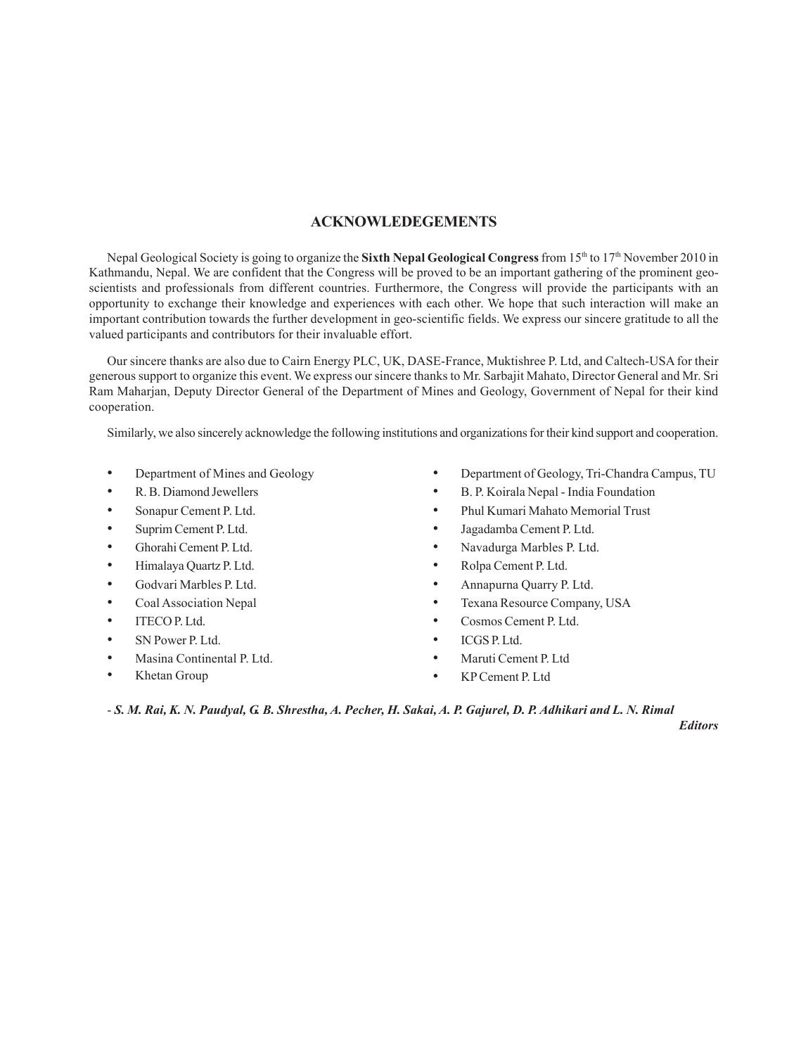## ACKNOWLEDEGEMENTS

Nepal Geological Society is going to organize the **Sixth Nepal Geological Congress** from 15th to 17th November 2010 in Kathmandu, Nepal. We are confident that the Congress will be proved to be an important gathering of the prominent geo-scientists and professionals from different countries. Furthermore, the Congress will provide the participants with an opportunity to exchange their knowledge and experiences with each other. We hope that such interaction will make an important contribution towards the further development in geo-scientific fields. We express our sincere gratitude to all the valued participants and contributors for their invaluable effort.

Our sincere thanks are also due to Cairn Energy PLC, UK, DASE-France, Muktishree P. Ltd, and Caltech-USA for their generous support to organize this event. We express our sincere thanks to Mr. Sarbajit Mahato, Director General and Mr. Sri Ram Maharjan, Deputy Director General of the Department of Mines and Geology, Government of Nepal for their kind cooperation.

Similarly, we also sincerely acknowledge the following institutions and organizations for their kind support and cooperation.

- Department of Mines and Geology
- R. B. Diamond Jewellers
- Sonapur Cement P. Ltd.
- Suprim Cement P. Ltd.
- Ghorahi Cement P. Ltd.
- Himalaya Quartz P. Ltd.
- Godvari Marbles P. Ltd.
- Coal Association Nepal
- ITECO P. Ltd.
- SN Power P. Ltd.
- Masina Continental P. Ltd.
- Khetan Group
- Department of Geology, Tri-Chandra Campus, TU
- B. P. Koirala Nepal - India Foundation
- Phul Kumari Mahato Memorial Trust
- Jagadamba Cement P. Ltd.
- Navadurga Marbles P. Ltd.
- Rolpa Cement P. Ltd.
- Annapurna Quarry P. Ltd.
- Texana Resource Company, USA
- Cosmos Cement P. Ltd.
- ICGS P. Ltd.
- Maruti Cement P. Ltd
- KP Cement P. Ltd

- ***S. M. Rai, K. N. Paudyal, G. B. Shrestha, A. Pecher, H. Sakai, A. P. Gajurel, D. P. Adhikari and L. N. Rimal***

***Editors***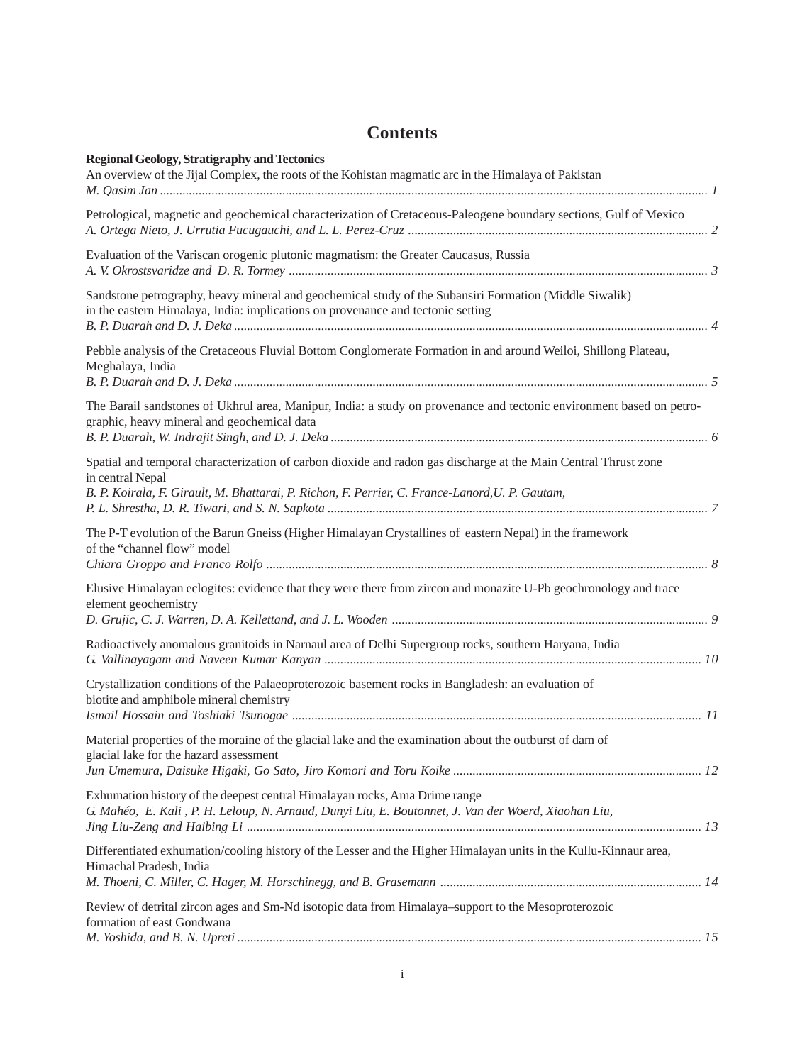# Contents

**Regional Geology, Stratigraphy and Tectonics**

An overview of the Jijal Complex, the roots of the Kohistan magmatic arc in the Himalaya of Pakistan
*M. Qasim Jan* ........ 1

Petrological, magnetic and geochemical characterization of Cretaceous-Paleogene boundary sections, Gulf of Mexico
*A. Ortega Nieto, J. Urrutia Fucugauchi, and L. L. Perez-Cruz* ........ 2

Evaluation of the Variscan orogenic plutonic magmatism: the Greater Caucasus, Russia
*A. V. Okrostsvaridze and D. R. Tormey* ........ 3

Sandstone petrography, heavy mineral and geochemical study of the Subansiri Formation (Middle Siwalik) in the eastern Himalaya, India: implications on provenance and tectonic setting
*B. P. Duarah and D. J. Deka* ........ 4

Pebble analysis of the Cretaceous Fluvial Bottom Conglomerate Formation in and around Weiloi, Shillong Plateau, Meghalaya, India
*B. P. Duarah and D. J. Deka* ........ 5

The Barail sandstones of Ukhrul area, Manipur, India: a study on provenance and tectonic environment based on petrographic, heavy mineral and geochemical data
*B. P. Duarah, W. Indrajit Singh, and D. J. Deka* ........ 6

Spatial and temporal characterization of carbon dioxide and radon gas discharge at the Main Central Thrust zone in central Nepal
*B. P. Koirala, F. Girault, M. Bhattarai, P. Richon, F. Perrier, C. France-Lanord,U. P. Gautam, P. L. Shrestha, D. R. Tiwari, and S. N. Sapkota* ........ 7

The P-T evolution of the Barun Gneiss (Higher Himalayan Crystallines of eastern Nepal) in the framework of the "channel flow" model
*Chiara Groppo and Franco Rolfo* ........ 8

Elusive Himalayan eclogites: evidence that they were there from zircon and monazite U-Pb geochronology and trace element geochemistry
*D. Grujic, C. J. Warren, D. A. Kellettand, and J. L. Wooden* ........ 9

Radioactively anomalous granitoids in Narnaul area of Delhi Supergroup rocks, southern Haryana, India
*G. Vallinayagam and Naveen Kumar Kanyan* ........ 10

Crystallization conditions of the Palaeoproterozoic basement rocks in Bangladesh: an evaluation of biotite and amphibole mineral chemistry
*Ismail Hossain and Toshiaki Tsunogae* ........ 11

Material properties of the moraine of the glacial lake and the examination about the outburst of dam of glacial lake for the hazard assessment
*Jun Umemura, Daisuke Higaki, Go Sato, Jiro Komori and Toru Koike* ........ 12

Exhumation history of the deepest central Himalayan rocks, Ama Drime range
*G. Mahéo, E. Kali , P. H. Leloup, N. Arnaud, Dunyi Liu, E. Boutonnet, J. Van der Woerd, Xiaohan Liu, Jing Liu-Zeng and Haibing Li* ........ 13

Differentiated exhumation/cooling history of the Lesser and the Higher Himalayan units in the Kullu-Kinnaur area, Himachal Pradesh, India
*M. Thoeni, C. Miller, C. Hager, M. Horschinegg, and B. Grasemann* ........ 14

Review of detrital zircon ages and Sm-Nd isotopic data from Himalaya–support to the Mesoproterozoic formation of east Gondwana
*M. Yoshida, and B. N. Upreti* ........ 15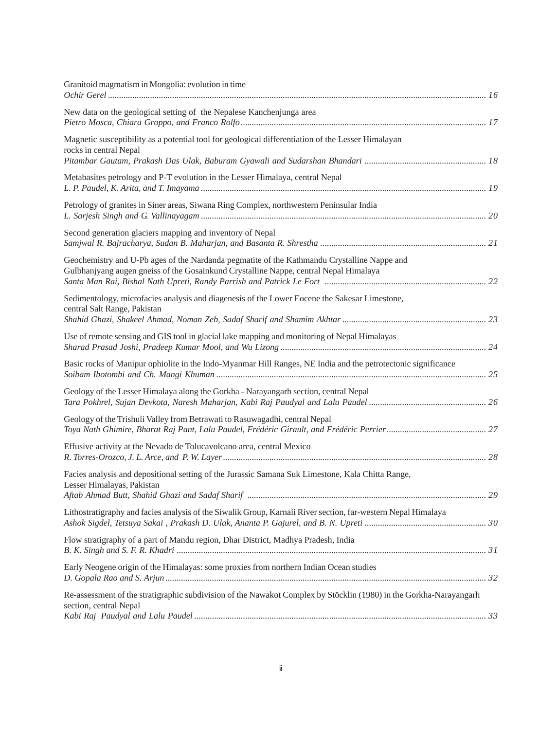Granitoid magmatism in Mongolia: evolution in time
*Ochir Gerel* ........................................................................................................................................................ *16*

New data on the geological setting of the Nepalese Kanchenjunga area
*Pietro Mosca, Chiara Groppo, and Franco Rolfo* ............................................................................................................. *17*

Magnetic susceptibility as a potential tool for geological differentiation of the Lesser Himalayan rocks in central Nepal
*Pitambar Gautam, Prakash Das Ulak, Baburam Gyawali and Sudarshan Bhandari* ...................................................... *18*

Metabasites petrology and P-T evolution in the Lesser Himalaya, central Nepal
*L. P. Paudel, K. Arita, and T. Imayama* ................................................................................................................ *19*

Petrology of granites in Siner areas, Siwana Ring Complex, northwestern Peninsular India
*L. Sarjesh Singh and G. Vallinayagam* ................................................................................................................ *20*

Second generation glaciers mapping and inventory of Nepal
*Samjwal R. Bajracharya, Sudan B. Maharjan, and Basanta R. Shrestha* .......................................................................... *21*

Geochemistry and U-Pb ages of the Nardanda pegmatite of the Kathmandu Crystalline Nappe and Gulbhanjyang augen gneiss of the Gosainkund Crystalline Nappe, central Nepal Himalaya
*Santa Man Rai, Bishal Nath Upreti, Randy Parrish and Patrick Le Fort* ....................................................................... *22*

Sedimentology, microfacies analysis and diagenesis of the Lower Eocene the Sakesar Limestone, central Salt Range, Pakistan
*Shahid Ghazi, Shakeel Ahmad, Noman Zeb, Sadaf Sharif and Shamim Akhtar* ................................................................ *23*

Use of remote sensing and GIS tool in glacial lake mapping and monitoring of Nepal Himalayas
*Sharad Prasad Joshi, Pradeep Kumar Mool, and Wu Lizong* ............................................................................................ *24*

Basic rocks of Manipur ophiolite in the Indo-Myanmar Hill Ranges, NE India and the petrotectonic significance
*Soibam Ibotombi and Ch. Mangi Khuman* ......................................................................................................... *25*

Geology of the Lesser Himalaya along the Gorkha - Narayangarh section, central Nepal
*Tara Pokhrel, Sujan Devkota, Naresh Maharjan, Kabi Raj Paudyal and Lalu Paudel* .................................................... *26*

Geology of the Trishuli Valley from Betrawati to Rasuwagadhi, central Nepal
*Toya Nath Ghimire, Bharat Raj Pant, Lalu Paudel, Frédéric Girault, and Frédéric Perrier* ............................................ *27*

Effusive activity at the Nevado de Tolucavolcano area, central Mexico
*R. Torres-Orozco, J. L. Arce, and P. W. Layer* ...................................................................................................... *28*

Facies analysis and depositional setting of the Jurassic Samana Suk Limestone, Kala Chitta Range, Lesser Himalayas, Pakistan
*Aftab Ahmad Butt, Shahid Ghazi and Sadaf Sharif* ........................................................................................... *29*

Lithostratigraphy and facies analysis of the Siwalik Group, Karnali River section, far-western Nepal Himalaya
*Ashok Sigdel, Tetsuya Sakai , Prakash D. Ulak, Ananta P. Gajurel, and B. N. Upreti* ....................................................... *30*

Flow stratigraphy of a part of Mandu region, Dhar District, Madhya Pradesh, India
*B. K. Singh and S. F. R. Khadri* ........................................................................................................................... *31*

Early Neogene origin of the Himalayas: some proxies from northern Indian Ocean studies
*D. Gopala Rao and S. Arjun* ................................................................................................................................ *32*

Re-assessment of the stratigraphic subdivision of the Nawakot Complex by Stöcklin (1980) in the Gorkha-Narayangarh section, central Nepal
*Kabi Raj Paudyal and Lalu Paudel* ................................................................................................................... *33*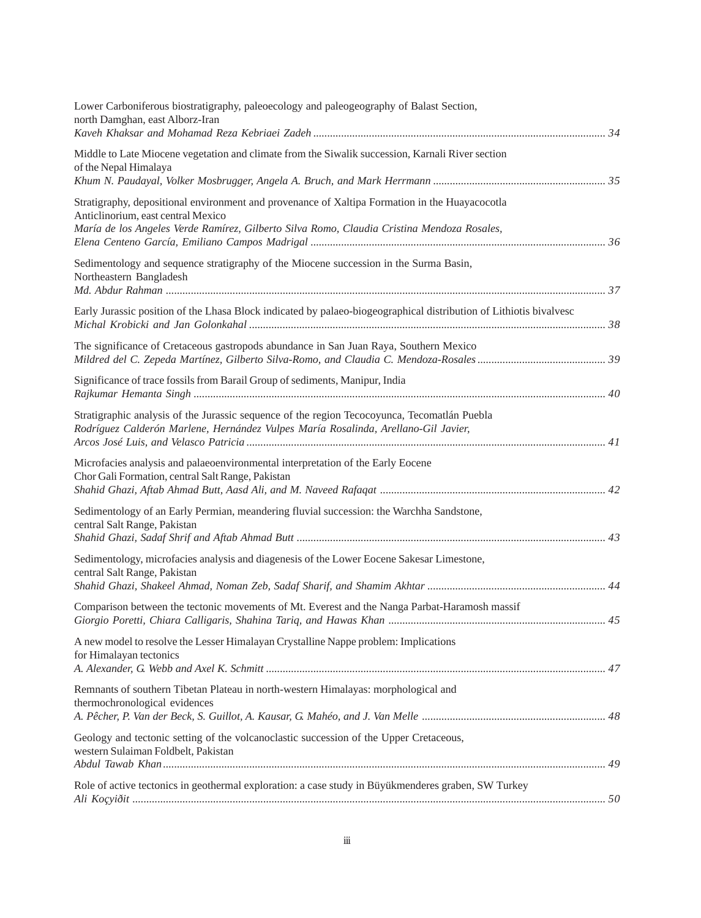Lower Carboniferous biostratigraphy, paleoecology and paleogeography of Balast Section, north Damghan, east Alborz-Iran
*Kaveh Khaksar and Mohamad Reza Kebriaei Zadeh* ........................................ 34

Middle to Late Miocene vegetation and climate from the Siwalik succession, Karnali River section of the Nepal Himalaya
*Khum N. Paudayal, Volker Mosbrugger, Angela A. Bruch, and Mark Herrmann* ........................................ 35

Stratigraphy, depositional environment and provenance of Xaltipa Formation in the Huayacocotla Anticlinorium, east central Mexico
*María de los Angeles Verde Ramírez, Gilberto Silva Romo, Claudia Cristina Mendoza Rosales, Elena Centeno García, Emiliano Campos Madrigal* ........................................ 36

Sedimentology and sequence stratigraphy of the Miocene succession in the Surma Basin, Northeastern Bangladesh
*Md. Abdur Rahman* ........................................ 37

Early Jurassic position of the Lhasa Block indicated by palaeo-biogeographical distribution of Lithiotis bivalvesc
*Michal Krobicki and Jan Golonkahal* ........................................ 38

The significance of Cretaceous gastropods abundance in San Juan Raya, Southern Mexico
*Mildred del C. Zepeda Martínez, Gilberto Silva-Romo, and Claudia C. Mendoza-Rosales* ........................................ 39

Significance of trace fossils from Barail Group of sediments, Manipur, India
*Rajkumar Hemanta Singh* ........................................ 40

Stratigraphic analysis of the Jurassic sequence of the region Tecocoyunca, Tecomatlán Puebla
*Rodríguez Calderón Marlene, Hernández Vulpes María Rosalinda, Arellano-Gil Javier, Arcos José Luis, and Velasco Patricia* ........................................ 41

Microfacies analysis and palaeoenvironmental interpretation of the Early Eocene Chor Gali Formation, central Salt Range, Pakistan
*Shahid Ghazi, Aftab Ahmad Butt, Aasd Ali, and M. Naveed Rafaqat* ........................................ 42

Sedimentology of an Early Permian, meandering fluvial succession: the Warchha Sandstone, central Salt Range, Pakistan
*Shahid Ghazi, Sadaf Shrif and Aftab Ahmad Butt* ........................................ 43

Sedimentology, microfacies analysis and diagenesis of the Lower Eocene Sakesar Limestone, central Salt Range, Pakistan
*Shahid Ghazi, Shakeel Ahmad, Noman Zeb, Sadaf Sharif, and Shamim Akhtar* ........................................ 44

Comparison between the tectonic movements of Mt. Everest and the Nanga Parbat-Haramosh massif
*Giorgio Poretti, Chiara Calligaris, Shahina Tariq, and Hawas Khan* ........................................ 45

A new model to resolve the Lesser Himalayan Crystalline Nappe problem: Implications for Himalayan tectonics
*A. Alexander, G. Webb and Axel K. Schmitt* ........................................ 47

Remnants of southern Tibetan Plateau in north-western Himalayas: morphological and thermochronological evidences
*A. Pêcher, P. Van der Beck, S. Guillot, A. Kausar, G. Mahéo, and J. Van Melle* ........................................ 48

Geology and tectonic setting of the volcanoclastic succession of the Upper Cretaceous, western Sulaiman Foldbelt, Pakistan
*Abdul Tawab Khan* ........................................ 49

Role of active tectonics in geothermal exploration: a case study in Büyükmenderes graben, SW Turkey
*Ali Koçyiðit* ........................................ 50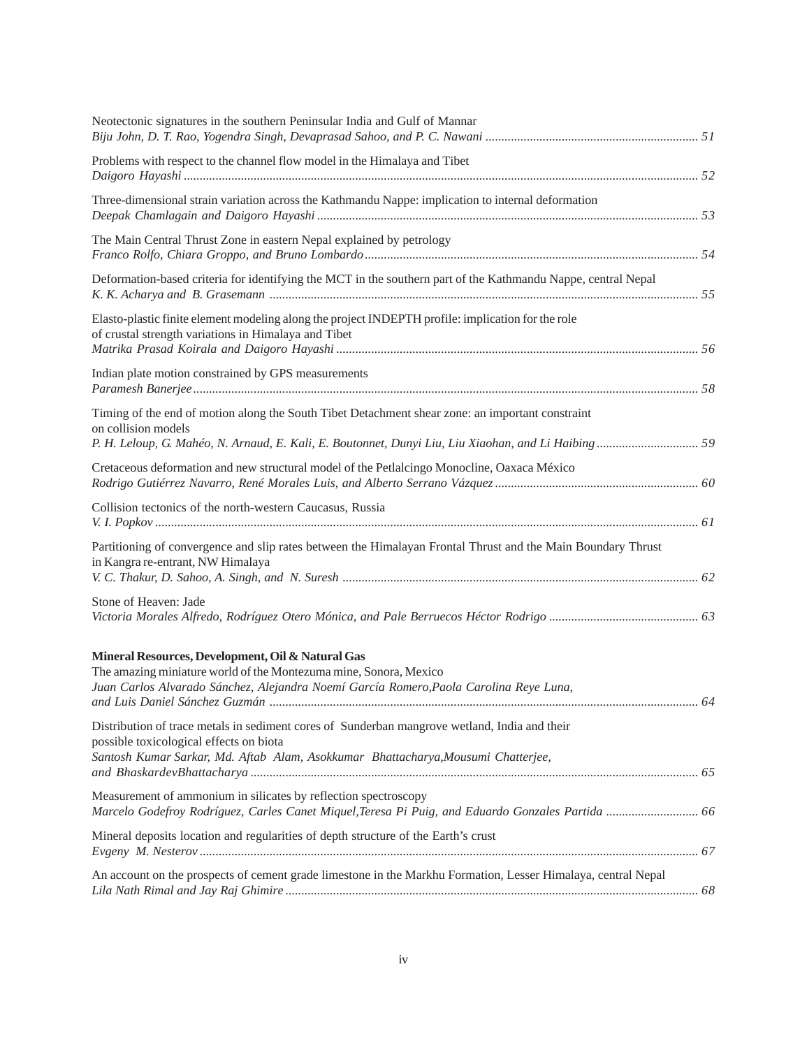Neotectonic signatures in the southern Peninsular India and Gulf of Mannar
*Biju John, D. T. Rao, Yogendra Singh, Devaprasad Sahoo, and P. C. Nawani* .................................................................. 51

Problems with respect to the channel flow model in the Himalaya and Tibet
*Daigoro Hayashi* ................................................................................................................................................... 52

Three-dimensional strain variation across the Kathmandu Nappe: implication to internal deformation
*Deepak Chamlagain and Daigoro Hayashi* ............................................................................................................ 53

The Main Central Thrust Zone in eastern Nepal explained by petrology
*Franco Rolfo, Chiara Groppo, and Bruno Lombardo* ............................................................................................. 54

Deformation-based criteria for identifying the MCT in the southern part of the Kathmandu Nappe, central Nepal
*K. K. Acharya and B. Grasemann* .......................................................................................................................... 55

Elasto-plastic finite element modeling along the project INDEPTH profile: implication for the role of crustal strength variations in Himalaya and Tibet
*Matrika Prasad Koirala and Daigoro Hayashi* ........................................................................................................ 56

Indian plate motion constrained by GPS measurements
*Paramesh Banerjee* ................................................................................................................................................. 58

Timing of the end of motion along the South Tibet Detachment shear zone: an important constraint on collision models
*P. H. Leloup, G. Mahéo, N. Arnaud, E. Kali, E. Boutonnet, Dunyi Liu, Liu Xiaohan, and Li Haibing* ................................ 59

Cretaceous deformation and new structural model of the Petlalcingo Monocline, Oaxaca México
*Rodrigo Gutiérrez Navarro, René Morales Luis, and Alberto Serrano Vázquez* ............................................................... 60

Collision tectonics of the north-western Caucasus, Russia
*V. I. Popkov* ............................................................................................................................................................ 61

Partitioning of convergence and slip rates between the Himalayan Frontal Thrust and the Main Boundary Thrust in Kangra re-entrant, NW Himalaya
*V. C. Thakur, D. Sahoo, A. Singh, and N. Suresh* ..................................................................................................... 62

Stone of Heaven: Jade
*Victoria Morales Alfredo, Rodríguez Otero Mónica, and Pale Berruecos Héctor Rodrigo* ............................................... 63

**Mineral Resources, Development, Oil & Natural Gas**

The amazing miniature world of the Montezuma mine, Sonora, Mexico
*Juan Carlos Alvarado Sánchez, Alejandra Noemí García Romero,Paola Carolina Reye Luna, and Luis Daniel Sánchez Guzmán* ..................................................................................................................... 64

Distribution of trace metals in sediment cores of Sunderban mangrove wetland, India and their possible toxicological effects on biota
*Santosh Kumar Sarkar, Md. Aftab Alam, Asokkumar Bhattacharya,Mousumi Chatterjee, and BhaskardevBhattacharya* ........................................................................................................................... 65

Measurement of ammonium in silicates by reflection spectroscopy
*Marcelo Godefroy Rodríguez, Carles Canet Miquel,Teresa Pi Puig, and Eduardo Gonzales Partida* ............................ 66

Mineral deposits location and regularities of depth structure of the Earth's crust
*Evgeny M. Nesterov* ............................................................................................................................................... 67

An account on the prospects of cement grade limestone in the Markhu Formation, Lesser Himalaya, central Nepal
*Lila Nath Rimal and Jay Raj Ghimire* ....................................................................................................................... 68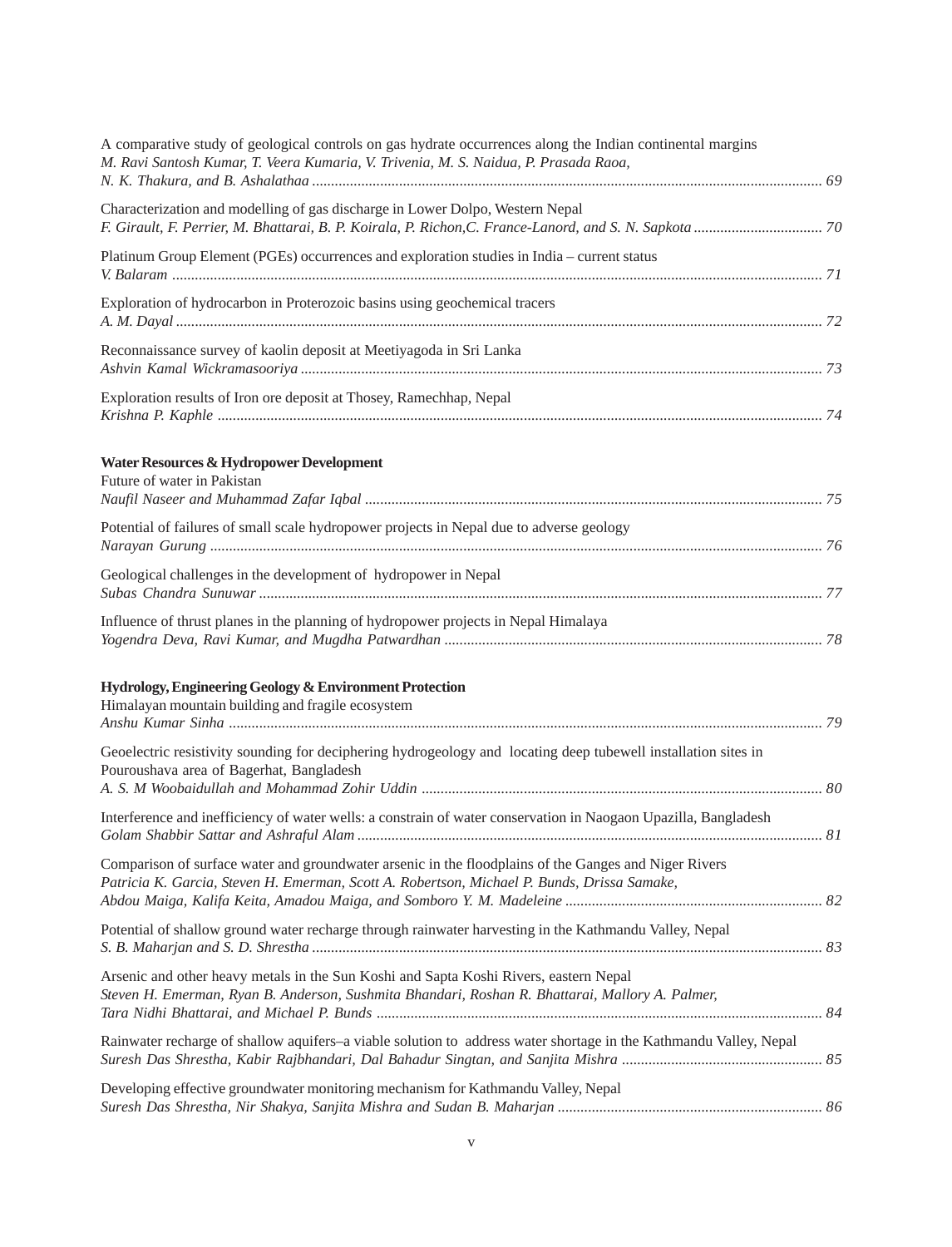A comparative study of geological controls on gas hydrate occurrences along the Indian continental margins
*M. Ravi Santosh Kumar, T. Veera Kumaria, V. Trivenia, M. S. Naidua, P. Prasada Raoa, N. K. Thakura, and B. Ashalathaa* ....... 69

Characterization and modelling of gas discharge in Lower Dolpo, Western Nepal
*F. Girault, F. Perrier, M. Bhattarai, B. P. Koirala, P. Richon,C. France-Lanord, and S. N. Sapkota* ....... 70

Platinum Group Element (PGEs) occurrences and exploration studies in India – current status
*V. Balaram* ....... 71

Exploration of hydrocarbon in Proterozoic basins using geochemical tracers
*A. M. Dayal* ....... 72

Reconnaissance survey of kaolin deposit at Meetiyagoda in Sri Lanka
*Ashvin Kamal Wickramasooriya* ....... 73

Exploration results of Iron ore deposit at Thosey, Ramechhap, Nepal
*Krishna P. Kaphle* ....... 74

**Water Resources & Hydropower Development**

Future of water in Pakistan
*Naufil Naseer and Muhammad Zafar Iqbal* ....... 75

Potential of failures of small scale hydropower projects in Nepal due to adverse geology
*Narayan Gurung* ....... 76

Geological challenges in the development of hydropower in Nepal
*Subas Chandra Sunuwar* ....... 77

Influence of thrust planes in the planning of hydropower projects in Nepal Himalaya
*Yogendra Deva, Ravi Kumar, and Mugdha Patwardhan* ....... 78

**Hydrology, Engineering Geology & Environment Protection**

Himalayan mountain building and fragile ecosystem
*Anshu Kumar Sinha* ....... 79

Geoelectric resistivity sounding for deciphering hydrogeology and locating deep tubewell installation sites in Pouroushava area of Bagerhat, Bangladesh
*A. S. M Woobaidullah and Mohammad Zohir Uddin* ....... 80

Interference and inefficiency of water wells: a constrain of water conservation in Naogaon Upazilla, Bangladesh
*Golam Shabbir Sattar and Ashraful Alam* ....... 81

Comparison of surface water and groundwater arsenic in the floodplains of the Ganges and Niger Rivers
*Patricia K. Garcia, Steven H. Emerman, Scott A. Robertson, Michael P. Bunds, Drissa Samake, Abdou Maiga, Kalifa Keita, Amadou Maiga, and Somboro Y. M. Madeleine* ....... 82

Potential of shallow ground water recharge through rainwater harvesting in the Kathmandu Valley, Nepal
*S. B. Maharjan and S. D. Shrestha* ....... 83

Arsenic and other heavy metals in the Sun Koshi and Sapta Koshi Rivers, eastern Nepal
*Steven H. Emerman, Ryan B. Anderson, Sushmita Bhandari, Roshan R. Bhattarai, Mallory A. Palmer, Tara Nidhi Bhattarai, and Michael P. Bunds* ....... 84

Rainwater recharge of shallow aquifers–a viable solution to address water shortage in the Kathmandu Valley, Nepal
*Suresh Das Shrestha, Kabir Rajbhandari, Dal Bahadur Singtan, and Sanjita Mishra* ....... 85

Developing effective groundwater monitoring mechanism for Kathmandu Valley, Nepal
*Suresh Das Shrestha, Nir Shakya, Sanjita Mishra and Sudan B. Maharjan* ....... 86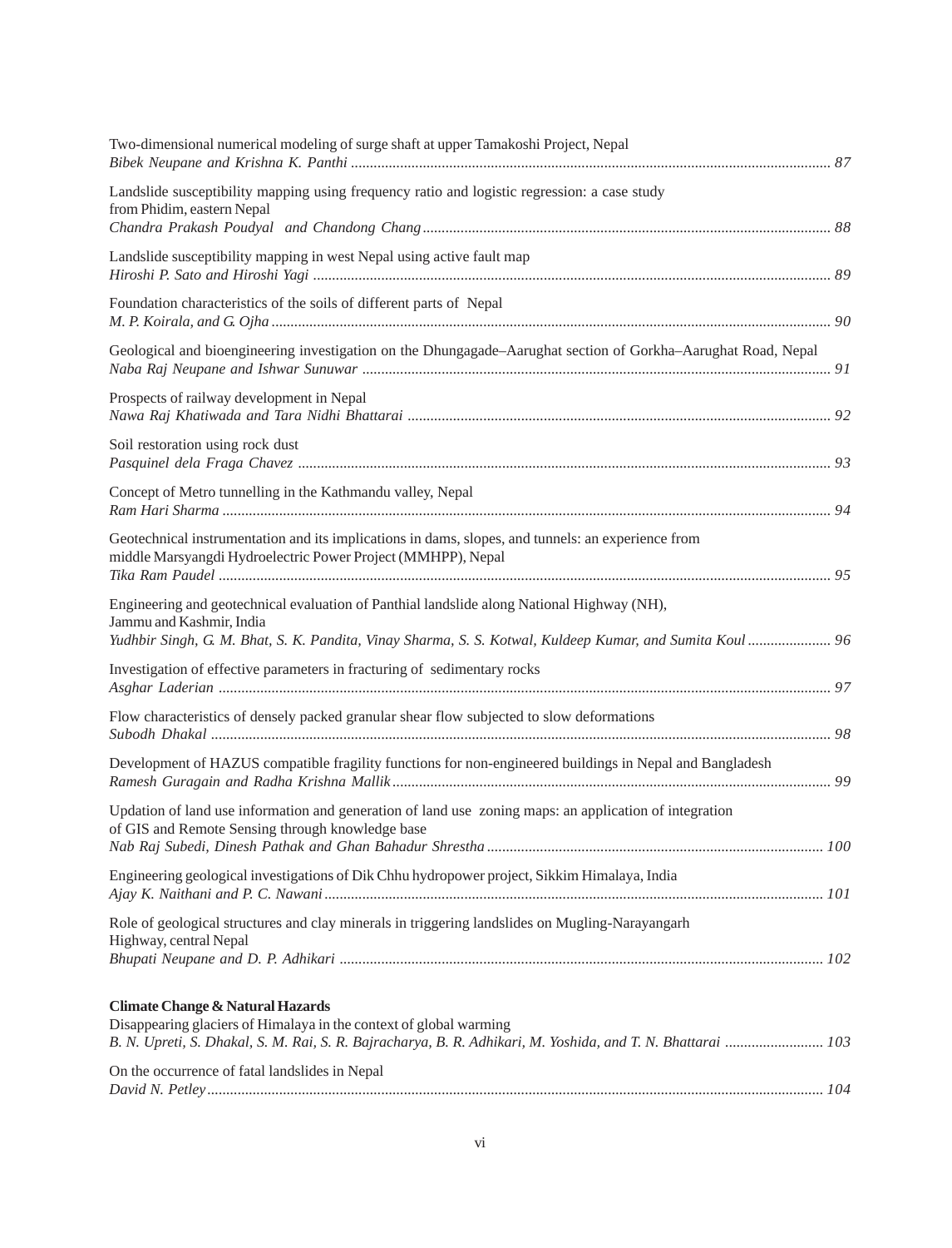Two-dimensional numerical modeling of surge shaft at upper Tamakoshi Project, Nepal
*Bibek Neupane and Krishna K. Panthi* ........................................................................................................ 87

Landslide susceptibility mapping using frequency ratio and logistic regression: a case study from Phidim, eastern Nepal
*Chandra Prakash Poudyal and Chandong Chang* ........................................................................................ 88

Landslide susceptibility mapping in west Nepal using active fault map
*Hiroshi P. Sato and Hiroshi Yagi* ................................................................................................................ 89

Foundation characteristics of the soils of different parts of Nepal
*M. P. Koirala, and G. Ojha* ......................................................................................................................... 90

Geological and bioengineering investigation on the Dhungagade–Aarughat section of Gorkha–Aarughat Road, Nepal
*Naba Raj Neupane and Ishwar Sunuwar* ..................................................................................................... 91

Prospects of railway development in Nepal
*Nawa Raj Khatiwada and Tara Nidhi Bhattarai* ........................................................................................... 92

Soil restoration using rock dust
*Pasquinel dela Fraga Chavez* ..................................................................................................................... 93

Concept of Metro tunnelling in the Kathmandu valley, Nepal
*Ram Hari Sharma* ...................................................................................................................................... 94

Geotechnical instrumentation and its implications in dams, slopes, and tunnels: an experience from middle Marsyangdi Hydroelectric Power Project (MMHPP), Nepal
*Tika Ram Paudel* ....................................................................................................................................... 95

Engineering and geotechnical evaluation of Panthial landslide along National Highway (NH), Jammu and Kashmir, India
*Yudhbir Singh, G. M. Bhat, S. K. Pandita, Vinay Sharma, S. S. Kotwal, Kuldeep Kumar, and Sumita Koul* ...................... 96

Investigation of effective parameters in fracturing of sedimentary rocks
*Asghar Laderian* ....................................................................................................................................... 97

Flow characteristics of densely packed granular shear flow subjected to slow deformations
*Subodh Dhakal* ......................................................................................................................................... 98

Development of HAZUS compatible fragility functions for non-engineered buildings in Nepal and Bangladesh
*Ramesh Guragain and Radha Krishna Mallik* ............................................................................................... 99

Updation of land use information and generation of land use zoning maps: an application of integration of GIS and Remote Sensing through knowledge base
*Nab Raj Subedi, Dinesh Pathak and Ghan Bahadur Shrestha* ....................................................................... 100

Engineering geological investigations of Dik Chhu hydropower project, Sikkim Himalaya, India
*Ajay K. Naithani and P. C. Nawani* .............................................................................................................. 101

Role of geological structures and clay minerals in triggering landslides on Mugling-Narayangarh Highway, central Nepal
*Bhupati Neupane and D. P. Adhikari* ........................................................................................................... 102

**Climate Change & Natural Hazards**

Disappearing glaciers of Himalaya in the context of global warming
*B. N. Upreti, S. Dhakal, S. M. Rai, S. R. Bajracharya, B. R. Adhikari, M. Yoshida, and T. N. Bhattarai* .......................... 103

On the occurrence of fatal landslides in Nepal
*David N. Petley* ......................................................................................................................................... 104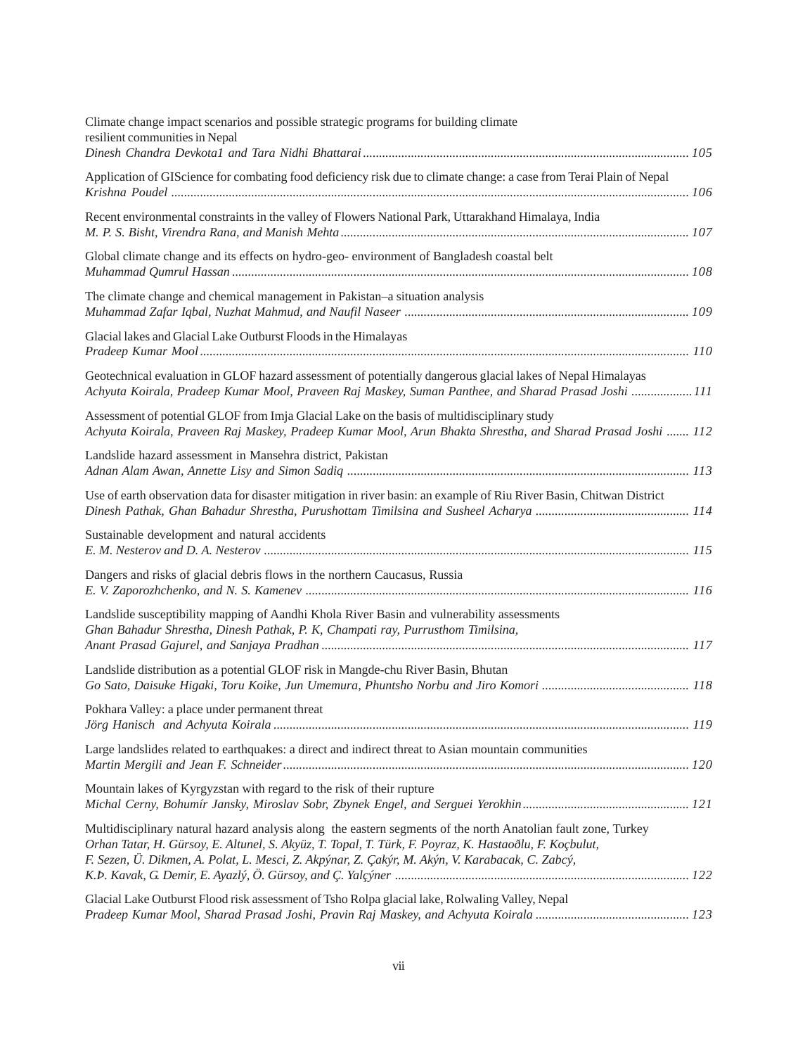Climate change impact scenarios and possible strategic programs for building climate resilient communities in Nepal
*Dinesh Chandra Devkota1 and Tara Nidhi Bhattarai* ...................................................................................................... 105

Application of GIScience for combating food deficiency risk due to climate change: a case from Terai Plain of Nepal
*Krishna Poudel* ................................................................................................................................................... 106

Recent environmental constraints in the valley of Flowers National Park, Uttarakhand Himalaya, India
*M. P. S. Bisht, Virendra Rana, and Manish Mehta* ............................................................................................ 107

Global climate change and its effects on hydro-geo- environment of Bangladesh coastal belt
*Muhammad Qumrul Hassan* ................................................................................................................................ 108

The climate change and chemical management in Pakistan–a situation analysis
*Muhammad Zafar Iqbal, Nuzhat Mahmud, and Naufil Naseer* ......................................................................... 109

Glacial lakes and Glacial Lake Outburst Floods in the Himalayas
*Pradeep Kumar Mool* .......................................................................................................................................... 110

Geotechnical evaluation in GLOF hazard assessment of potentially dangerous glacial lakes of Nepal Himalayas
*Achyuta Koirala, Pradeep Kumar Mool, Praveen Raj Maskey, Suman Panthee, and Sharad Prasad Joshi* ................... 111

Assessment of potential GLOF from Imja Glacial Lake on the basis of multidisciplinary study
*Achyuta Koirala, Praveen Raj Maskey, Pradeep Kumar Mool, Arun Bhakta Shrestha, and Sharad Prasad Joshi* ....... 112

Landslide hazard assessment in Mansehra district, Pakistan
*Adnan Alam Awan, Annette Lisy and Simon Sadiq* ........................................................................................... 113

Use of earth observation data for disaster mitigation in river basin: an example of Riu River Basin, Chitwan District
*Dinesh Pathak, Ghan Bahadur Shrestha, Purushottam Timilsina and Susheel Acharya* ................................................ 114

Sustainable development and natural accidents
*E. M. Nesterov and D. A. Nesterov* ..................................................................................................................... 115

Dangers and risks of glacial debris flows in the northern Caucasus, Russia
*E. V. Zaporozhchenko, and N. S. Kamenev* ........................................................................................................ 116

Landslide susceptibility mapping of Aandhi Khola River Basin and vulnerability assessments
*Ghan Bahadur Shrestha, Dinesh Pathak, P. K, Champati ray, Purrusthom Timilsina, Anant Prasad Gajurel, and Sanjaya Pradhan* .................................................................................................................. 117

Landslide distribution as a potential GLOF risk in Mangde-chu River Basin, Bhutan
*Go Sato, Daisuke Higaki, Toru Koike, Jun Umemura, Phuntsho Norbu and Jiro Komori* ............................................. 118

Pokhara Valley: a place under permanent threat
*Jörg Hanisch and Achyuta Koirala* ...................................................................................................................... 119

Large landslides related to earthquakes: a direct and indirect threat to Asian mountain communities
*Martin Mergili and Jean F. Schneider* .................................................................................................................. 120

Mountain lakes of Kyrgyzstan with regard to the risk of their rupture
*Michal Cerny, Bohumír Jansky, Miroslav Sobr, Zbynek Engel, and Serguei Yerokhin* ................................................... 121

Multidisciplinary natural hazard analysis along the eastern segments of the north Anatolian fault zone, Turkey
*Orhan Tatar, H. Gürsoy, E. Altunel, S. Akyüz, T. Topal, T. Türk, F. Poyraz, K. Hastaoðlu, F. Koçbulut, F. Sezen, Ü. Dikmen, A. Polat, L. Mesci, Z. Akpýnar, Z. Çakýr, M. Akýn, V. Karabacak, C. Zabcý, K.Þ. Kavak, G. Demir, E. Ayazlý, Ö. Gürsoy, and Ç. Yalçýner* ........................................................................................... 122

Glacial Lake Outburst Flood risk assessment of Tsho Rolpa glacial lake, Rolwaling Valley, Nepal
*Pradeep Kumar Mool, Sharad Prasad Joshi, Pravin Raj Maskey, and Achyuta Koirala* ................................................ 123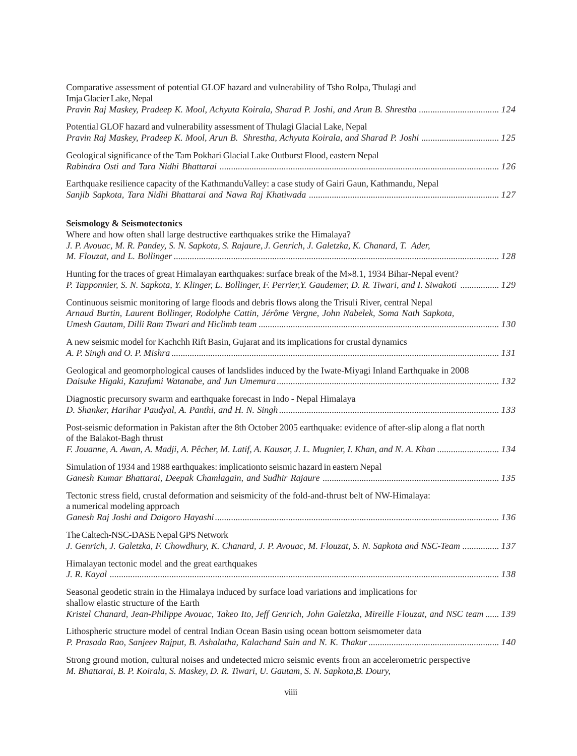Comparative assessment of potential GLOF hazard and vulnerability of Tsho Rolpa, Thulagi and Imja Glacier Lake, Nepal
*Pravin Raj Maskey, Pradeep K. Mool, Achyuta Koirala, Sharad P. Joshi, and Arun B. Shrestha* ...... 124

Potential GLOF hazard and vulnerability assessment of Thulagi Glacial Lake, Nepal
*Pravin Raj Maskey, Pradeep K. Mool, Arun B. Shrestha, Achyuta Koirala, and Sharad P. Joshi* ...... 125

Geological significance of the Tam Pokhari Glacial Lake Outburst Flood, eastern Nepal
*Rabindra Osti and Tara Nidhi Bhattarai* ...... 126

Earthquake resilience capacity of the KathmanduValley: a case study of Gairi Gaun, Kathmandu, Nepal
*Sanjib Sapkota, Tara Nidhi Bhattarai and Nawa Raj Khatiwada* ...... 127

**Seismology & Seismotectonics**

Where and how often shall large destructive earthquakes strike the Himalaya?
*J. P. Avouac, M. R. Pandey, S. N. Sapkota, S. Rajaure, J. Genrich, J. Galetzka, K. Chanard, T. Ader, M. Flouzat, and L. Bollinger* ...... 128

Hunting for the traces of great Himalayan earthquakes: surface break of the M»8.1, 1934 Bihar-Nepal event?
*P. Tapponnier, S. N. Sapkota, Y. Klinger, L. Bollinger, F. Perrier,Y. Gaudemer, D. R. Tiwari, and I. Siwakoti* ...... 129

Continuous seismic monitoring of large floods and debris flows along the Trisuli River, central Nepal
*Arnaud Burtin, Laurent Bollinger, Rodolphe Cattin, Jérôme Vergne, John Nabelek, Soma Nath Sapkota, Umesh Gautam, Dilli Ram Tiwari and Hiclimb team* ...... 130

A new seismic model for Kachchh Rift Basin, Gujarat and its implications for crustal dynamics
*A. P. Singh and O. P. Mishra* ...... 131

Geological and geomorphological causes of landslides induced by the Iwate-Miyagi Inland Earthquake in 2008
*Daisuke Higaki, Kazufumi Watanabe, and Jun Umemura* ...... 132

Diagnostic precursory swarm and earthquake forecast in Indo - Nepal Himalaya
*D. Shanker, Harihar Paudyal, A. Panthi, and H. N. Singh* ...... 133

Post-seismic deformation in Pakistan after the 8th October 2005 earthquake: evidence of after-slip along a flat north of the Balakot-Bagh thrust
*F. Jouanne, A. Awan, A. Madji, A. Pêcher, M. Latif, A. Kausar, J. L. Mugnier, I. Khan, and N. A. Khan* ...... 134

Simulation of 1934 and 1988 earthquakes: implicationto seismic hazard in eastern Nepal
*Ganesh Kumar Bhattarai, Deepak Chamlagain, and Sudhir Rajaure* ...... 135

Tectonic stress field, crustal deformation and seismicity of the fold-and-thrust belt of NW-Himalaya: a numerical modeling approach
*Ganesh Raj Joshi and Daigoro Hayashi* ...... 136

The Caltech-NSC-DASE Nepal GPS Network
*J. Genrich, J. Galetzka, F. Chowdhury, K. Chanard, J. P. Avouac, M. Flouzat, S. N. Sapkota and NSC-Team* ...... 137

Himalayan tectonic model and the great earthquakes
*J. R. Kayal* ...... 138

Seasonal geodetic strain in the Himalaya induced by surface load variations and implications for shallow elastic structure of the Earth
*Kristel Chanard, Jean-Philippe Avouac, Takeo Ito, Jeff Genrich, John Galetzka, Mireille Flouzat, and NSC team* ...... 139

Lithospheric structure model of central Indian Ocean Basin using ocean bottom seismometer data
*P. Prasada Rao, Sanjeev Rajput, B. Ashalatha, Kalachand Sain and N. K. Thakur* ...... 140

Strong ground motion, cultural noises and undetected micro seismic events from an accelerometric perspective
*M. Bhattarai, B. P. Koirala, S. Maskey, D. R. Tiwari, U. Gautam, S. N. Sapkota,B. Doury,*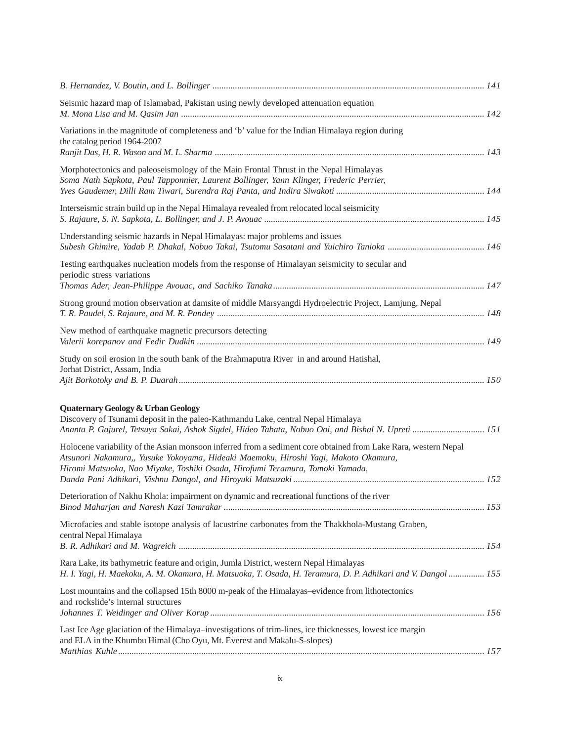*B. Hernandez, V. Boutin, and L. Bollinger* ........................................................................................................................ 141

Seismic hazard map of Islamabad, Pakistan using newly developed attenuation equation
*M. Mona Lisa and M. Qasim Jan* ...................................................................................................................................... 142

Variations in the magnitude of completeness and 'b' value for the Indian Himalaya region during the catalog period 1964-2007
*Ranjit Das, H. R. Wason and M. L. Sharma* ....................................................................................................................... 143

Morphotectonics and paleoseismology of the Main Frontal Thrust in the Nepal Himalayas
*Soma Nath Sapkota, Paul Tapponnier, Laurent Bollinger, Yann Klinger, Frederic Perrier, Yves Gaudemer, Dilli Ram Tiwari, Surendra Raj Panta, and Indira Siwakoti* ................................................................. 144

Interseismic strain build up in the Nepal Himalaya revealed from relocated local seismicity
*S. Rajaure, S. N. Sapkota, L. Bollinger, and J. P. Avouac* ................................................................................................. 145

Understanding seismic hazards in Nepal Himalayas: major problems and issues
*Subesh Ghimire, Yadab P. Dhakal, Nobuo Takai, Tsutomu Sasatani and Yuichiro Tanioka* .......................................... 146

Testing earthquakes nucleation models from the response of Himalayan seismicity to secular and periodic stress variations
*Thomas Ader, Jean-Philippe Avouac, and Sachiko Tanaka* ............................................................................................. 147

Strong ground motion observation at damsite of middle Marsyangdi Hydroelectric Project, Lamjung, Nepal
*T. R. Paudel, S. Rajaure, and M. R. Pandey* ...................................................................................................................... 148

New method of earthquake magnetic precursors detecting
*Valerii korepanov and Fedir Dudkin* ............................................................................................................................... 149

Study on soil erosion in the south bank of the Brahmaputra River in and around Hatishal, Jorhat District, Assam, India
*Ajit Borkotoky and B. P. Duarah* ...................................................................................................................................... 150

**Quaternary Geology & Urban Geology**

Discovery of Tsunami deposit in the paleo-Kathmandu Lake, central Nepal Himalaya
*Ananta P. Gajurel, Tetsuya Sakai, Ashok Sigdel, Hideo Tabata, Nobuo Ooi, and Bishal N. Upreti* ............................... 151

Holocene variability of the Asian monsoon inferred from a sediment core obtained from Lake Rara, western Nepal
*Atsunori Nakamura,, Yusuke Yokoyama, Hideaki Maemoku, Hiroshi Yagi, Makoto Okamura, Hiromi Matsuoka, Nao Miyake, Toshiki Osada, Hirofumi Teramura, Tomoki Yamada, Danda Pani Adhikari, Vishnu Dangol, and Hiroyuki Matsuzaki* .................................................................................... 152

Deterioration of Nakhu Khola: impairment on dynamic and recreational functions of the river
*Binod Maharjan and Naresh Kazi Tamrakar* ................................................................................................................... 153

Microfacies and stable isotope analysis of lacustrine carbonates from the Thakkhola-Mustang Graben, central Nepal Himalaya
*B. R. Adhikari and M. Wagreich* ....................................................................................................................................... 154

Rara Lake, its bathymetric feature and origin, Jumla District, western Nepal Himalayas
*H. I. Yagi, H. Maekoku, A. M. Okamura, H. Matsuoka, T. Osada, H. Teramura, D. P. Adhikari and V. Dangol* ................ 155

Lost mountains and the collapsed 15th 8000 m-peak of the Himalayas–evidence from lithotectonics and rockslide's internal structures
*Johannes T. Weidinger and Oliver Korup* ......................................................................................................................... 156

Last Ice Age glaciation of the Himalaya–investigations of trim-lines, ice thicknesses, lowest ice margin and ELA in the Khumbu Himal (Cho Oyu, Mt. Everest and Makalu-S-slopes)
*Matthias Kuhle* ................................................................................................................................................................. 157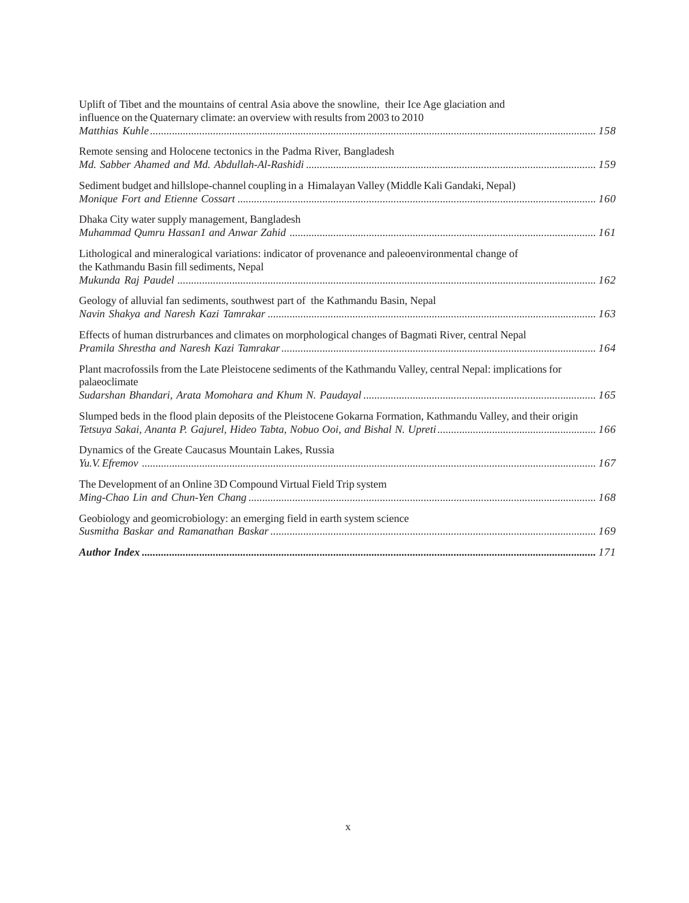Uplift of Tibet and the mountains of central Asia above the snowline, their Ice Age glaciation and influence on the Quaternary climate: an overview with results from 2003 to 2010
*Matthias Kuhle* ........ 158

Remote sensing and Holocene tectonics in the Padma River, Bangladesh
*Md. Sabber Ahamed and Md. Abdullah-Al-Rashidi* ........ 159

Sediment budget and hillslope-channel coupling in a Himalayan Valley (Middle Kali Gandaki, Nepal)
*Monique Fort and Etienne Cossart* ........ 160

Dhaka City water supply management, Bangladesh
*Muhammad Qumru Hassan1 and Anwar Zahid* ........ 161

Lithological and mineralogical variations: indicator of provenance and paleoenvironmental change of the Kathmandu Basin fill sediments, Nepal
*Mukunda Raj Paudel* ........ 162

Geology of alluvial fan sediments, southwest part of the Kathmandu Basin, Nepal
*Navin Shakya and Naresh Kazi Tamrakar* ........ 163

Effects of human distrurbances and climates on morphological changes of Bagmati River, central Nepal
*Pramila Shrestha and Naresh Kazi Tamrakar* ........ 164

Plant macrofossils from the Late Pleistocene sediments of the Kathmandu Valley, central Nepal: implications for palaeoclimate
*Sudarshan Bhandari, Arata Momohara and Khum N. Paudayal* ........ 165

Slumped beds in the flood plain deposits of the Pleistocene Gokarna Formation, Kathmandu Valley, and their origin
*Tetsuya Sakai, Ananta P. Gajurel, Hideo Tabta, Nobuo Ooi, and Bishal N. Upreti* ........ 166

Dynamics of the Greate Caucasus Mountain Lakes, Russia
*Yu.V. Efremov* ........ 167

The Development of an Online 3D Compound Virtual Field Trip system
*Ming-Chao Lin and Chun-Yen Chang* ........ 168

Geobiology and geomicrobiology: an emerging field in earth system science
*Susmitha Baskar and Ramanathan Baskar* ........ 169

***Author Index*** ........ 171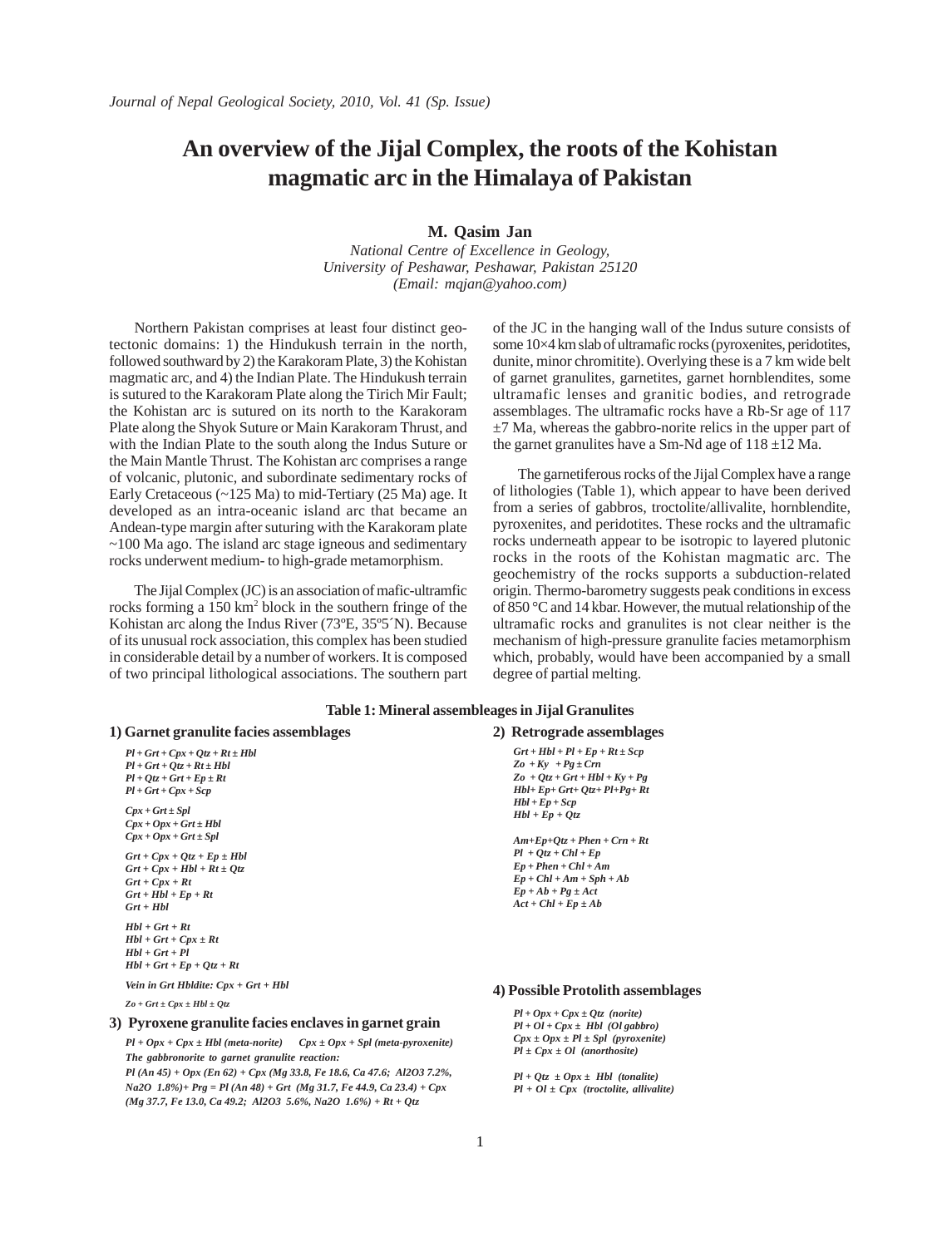# An overview of the Jijal Complex, the roots of the Kohistan magmatic arc in the Himalaya of Pakistan

**M. Qasim Jan**

*National Centre of Excellence in Geology, University of Peshawar, Peshawar, Pakistan 25120 (Email: mqjan@yahoo.com)*

Northern Pakistan comprises at least four distinct geotectonic domains: 1) the Hindukush terrain in the north, followed southward by 2) the Karakoram Plate, 3) the Kohistan magmatic arc, and 4) the Indian Plate. The Hindukush terrain is sutured to the Karakoram Plate along the Tirich Mir Fault; the Kohistan arc is sutured on its north to the Karakoram Plate along the Shyok Suture or Main Karakoram Thrust, and with the Indian Plate to the south along the Indus Suture or the Main Mantle Thrust. The Kohistan arc comprises a range of volcanic, plutonic, and subordinate sedimentary rocks of Early Cretaceous (~125 Ma) to mid-Tertiary (25 Ma) age. It developed as an intra-oceanic island arc that became an Andean-type margin after suturing with the Karakoram plate ~100 Ma ago. The island arc stage igneous and sedimentary rocks underwent medium- to high-grade metamorphism.

The Jijal Complex (JC) is an association of mafic-ultramafic rocks forming a 150 $km^2$ block in the southern fringe of the Kohistan arc along the Indus River (73ºE, 35º5´N). Because of its unusual rock association, this complex has been studied in considerable detail by a number of workers. It is composed of two principal lithological associations. The southern part of the JC in the hanging wall of the Indus suture consists of some 10×4 km slab of ultramafic rocks (pyroxenites, peridotites, dunite, minor chromitite). Overlying these is a 7 km wide belt of garnet granulites, garnetites, garnet hornblendites, some ultramafic lenses and granitic bodies, and retrograde assemblages. The ultramafic rocks have a Rb-Sr age of 117 ±7 Ma, whereas the gabbro-norite relics in the upper part of the garnet granulites have a Sm-Nd age of 118 ±12 Ma.

The garnetiferous rocks of the Jijal Complex have a range of lithologies (Table 1), which appear to have been derived from a series of gabbros, troctolite/allivalite, hornblendite, pyroxenites, and peridotites. These rocks and the ultramafic rocks underneath appear to be isotropic to layered plutonic rocks in the roots of the Kohistan magmatic arc. The geochemistry of the rocks supports a subduction-related origin. Thermo-barometry suggests peak conditions in excess of 850 °C and 14 kbar. However, the mutual relationship of the ultramafic rocks and granulites is not clear neither is the mechanism of high-pressure granulite facies metamorphism which, probably, would have been accompanied by a small degree of partial melting.

**Table 1: Mineral assembleages in Jijal Granulites**

**1) Garnet granulite facies assemblages**

*Pl + Grt + Cpx + Qtz + Rt ± Hbl*
*Pl + Grt + Qtz + Rt ± Hbl*
*Pl + Qtz + Grt + Ep ± Rt*
*Pl + Grt + Cpx + Scp*

*Cpx + Grt ± Spl*
*Cpx + Opx + Grt ± Hbl*
*Cpx + Opx + Grt ± Spl*

*Grt + Cpx + Qtz + Ep ± Hbl*
*Grt + Cpx + Hbl + Rt ± Qtz*
*Grt + Cpx + Rt*
*Grt + Hbl + Ep + Rt*
*Grt + Hbl*

*Hbl + Grt + Rt*
*Hbl + Grt + Cpx ± Rt*
*Hbl + Grt + Pl*
*Hbl + Grt + Ep + Qtz + Rt*

*Vein in Grt Hbldite: Cpx + Grt + Hbl*

*Zo + Grt ± Cpx ± Hbl ± Qtz*

**2) Retrograde assemblages**

*Grt + Hbl + Pl + Ep + Rt ± Scp*
*Zo + Ky + Pg ± Crn*
*Zo + Qtz + Grt + Hbl + Ky + Pg*
*Hbl+ Ep+ Grt+ Qtz+ Pl+Pg+ Rt*
*Hbl + Ep + Scp*
*Hbl + Ep + Qtz*

*Am+Ep+Qtz + Phen + Crn + Rt*
*Pl + Qtz + Chl + Ep*
*Ep + Phen + Chl + Am*
*Ep + Chl + Am + Sph + Ab*
*Ep + Ab + Pg ± Act*
*Act + Chl + Ep ± Ab*

**3) Pyroxene granulite facies enclaves in garnet grain**

*Pl + Opx + Cpx ± Hbl (meta-norite)   Cpx ± Opx + Spl (meta-pyroxenite)*

*The gabbronorite to garnet granulite reaction:*

*Pl (An 45) + Opx (En 62) + Cpx (Mg 33.8, Fe 18.6, Ca 47.6; Al2O3 7.2%, Na2O 1.8%)+ Prg = Pl (An 48) + Grt (Mg 31.7, Fe 44.9, Ca 23.4) + Cpx (Mg 37.7, Fe 13.0, Ca 49.2; Al2O3 5.6%, Na2O 1.6%) + Rt + Qtz*

**4) Possible Protolith assemblages**

*Pl + Opx + Cpx ± Qtz (norite)*
*Pl + Ol + Cpx ± Hbl (Ol gabbro)*
*Cpx ± Opx ± Pl ± Spl (pyroxenite)*
*Pl ± Cpx ± Ol (anorthosite)*

*Pl + Qtz ± Opx ± Hbl (tonalite)*
*Pl + Ol ± Cpx (troctolite, allivalite)*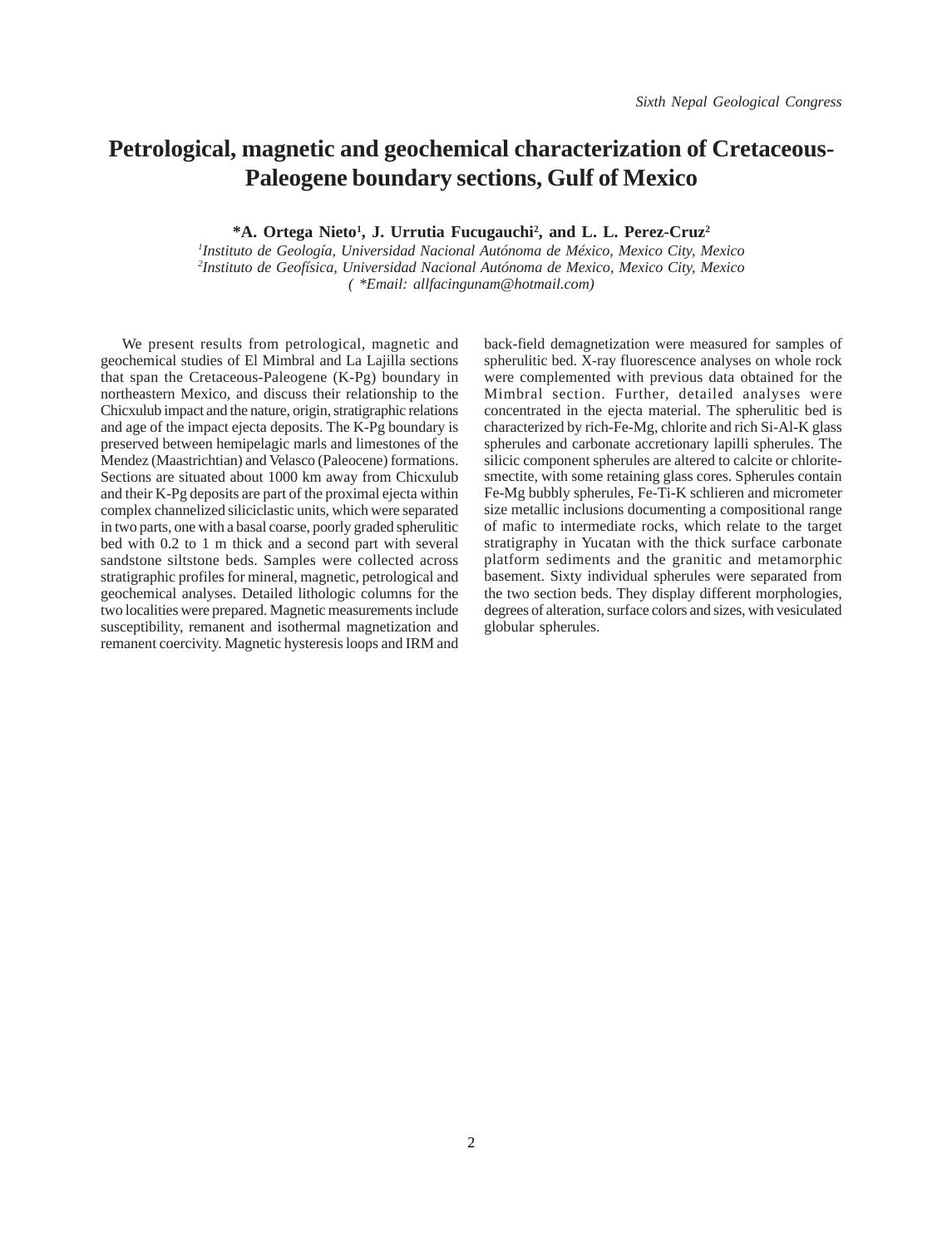# Petrological, magnetic and geochemical characterization of Cretaceous-Paleogene boundary sections, Gulf of Mexico

**\*A. Ortega Nieto[1], J. Urrutia Fucugauchi[2], and L. L. Perez-Cruz[2]**

*[1]Instituto de Geología, Universidad Nacional Autónoma de México, Mexico City, Mexico*
*[2]Instituto de Geofísica, Universidad Nacional Autónoma de Mexico, Mexico City, Mexico*
*( \*Email: allfacingunam@hotmail.com)*

We present results from petrological, magnetic and geochemical studies of El Mimbral and La Lajilla sections that span the Cretaceous-Paleogene (K-Pg) boundary in northeastern Mexico, and discuss their relationship to the Chicxulub impact and the nature, origin, stratigraphic relations and age of the impact ejecta deposits. The K-Pg boundary is preserved between hemipelagic marls and limestones of the Mendez (Maastrichtian) and Velasco (Paleocene) formations. Sections are situated about 1000 km away from Chicxulub and their K-Pg deposits are part of the proximal ejecta within complex channelized siliciclastic units, which were separated in two parts, one with a basal coarse, poorly graded spherulitic bed with 0.2 to 1 m thick and a second part with several sandstone siltstone beds. Samples were collected across stratigraphic profiles for mineral, magnetic, petrological and geochemical analyses. Detailed lithologic columns for the two localities were prepared. Magnetic measurements include susceptibility, remanent and isothermal magnetization and remanent coercivity. Magnetic hysteresis loops and IRM and back-field demagnetization were measured for samples of spherulitic bed. X-ray fluorescence analyses on whole rock were complemented with previous data obtained for the Mimbral section. Further, detailed analyses were concentrated in the ejecta material. The spherulitic bed is characterized by rich-Fe-Mg, chlorite and rich Si-Al-K glass spherules and carbonate accretionary lapilli spherules. The silicic component spherules are altered to calcite or chlorite-smectite, with some retaining glass cores. Spherules contain Fe-Mg bubbly spherules, Fe-Ti-K schlieren and micrometer size metallic inclusions documenting a compositional range of mafic to intermediate rocks, which relate to the target stratigraphy in Yucatan with the thick surface carbonate platform sediments and the granitic and metamorphic basement. Sixty individual spherules were separated from the two section beds. They display different morphologies, degrees of alteration, surface colors and sizes, with vesiculated globular spherules.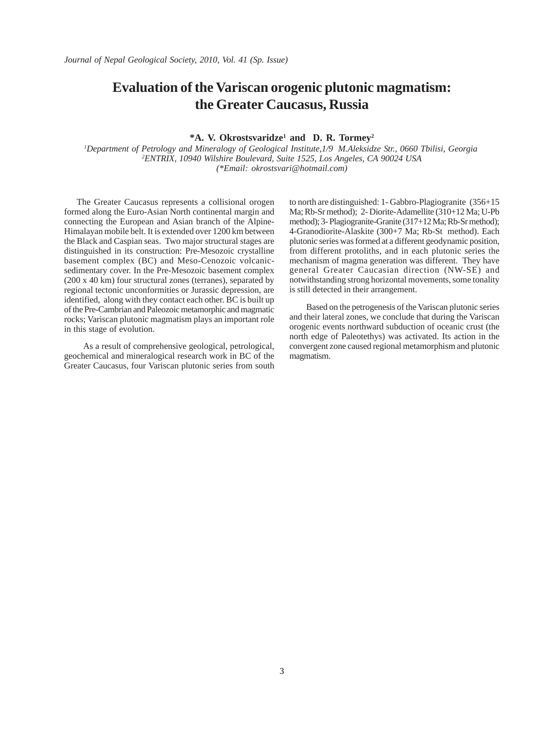# Evaluation of the Variscan orogenic plutonic magmatism: the Greater Caucasus, Russia

**\*A. V. Okrostsvaridze[1] and D. R. Tormey[2]**

[1]*Department of Petrology and Mineralogy of Geological Institute,1/9 M.Aleksidze Str., 0660 Tbilisi, Georgia*
[2]*ENTRIX, 10940 Wilshire Boulevard, Suite 1525, Los Angeles, CA 90024 USA*
*(\*Email: okrostsvari@hotmail.com)*

The Greater Caucasus represents a collisional orogen formed along the Euro-Asian North continental margin and connecting the European and Asian branch of the Alpine-Himalayan mobile belt. It is extended over 1200 km between the Black and Caspian seas. Two major structural stages are distinguished in its construction: Pre-Mesozoic crystalline basement complex (BC) and Meso-Cenozoic volcanic-sedimentary cover. In the Pre-Mesozoic basement complex (200 x 40 km) four structural zones (terranes), separated by regional tectonic unconformities or Jurassic depression, are identified, along with they contact each other. BC is built up of the Pre-Cambrian and Paleozoic metamorphic and magmatic rocks; Variscan plutonic magmatism plays an important role in this stage of evolution.

As a result of comprehensive geological, petrological, geochemical and mineralogical research work in BC of the Greater Caucasus, four Variscan plutonic series from south to north are distinguished: 1- Gabbro-Plagiogranite (356+15 Ma; Rb-Sr method); 2- Diorite-Adamellite (310+12 Ma; U-Pb method); 3- Plagiogranite-Granite (317+12 Ma; Rb-Sr method); 4-Granodiorite-Alaskite (300+7 Ma; Rb-St method). Each plutonic series was formed at a different geodynamic position, from different protoliths, and in each plutonic series the mechanism of magma generation was different. They have general Greater Caucasian direction (NW-SE) and notwithstanding strong horizontal movements, some tonality is still detected in their arrangement.

Based on the petrogenesis of the Variscan plutonic series and their lateral zones, we conclude that during the Variscan orogenic events northward subduction of oceanic crust (the north edge of Paleotethys) was activated. Its action in the convergent zone caused regional metamorphism and plutonic magmatism.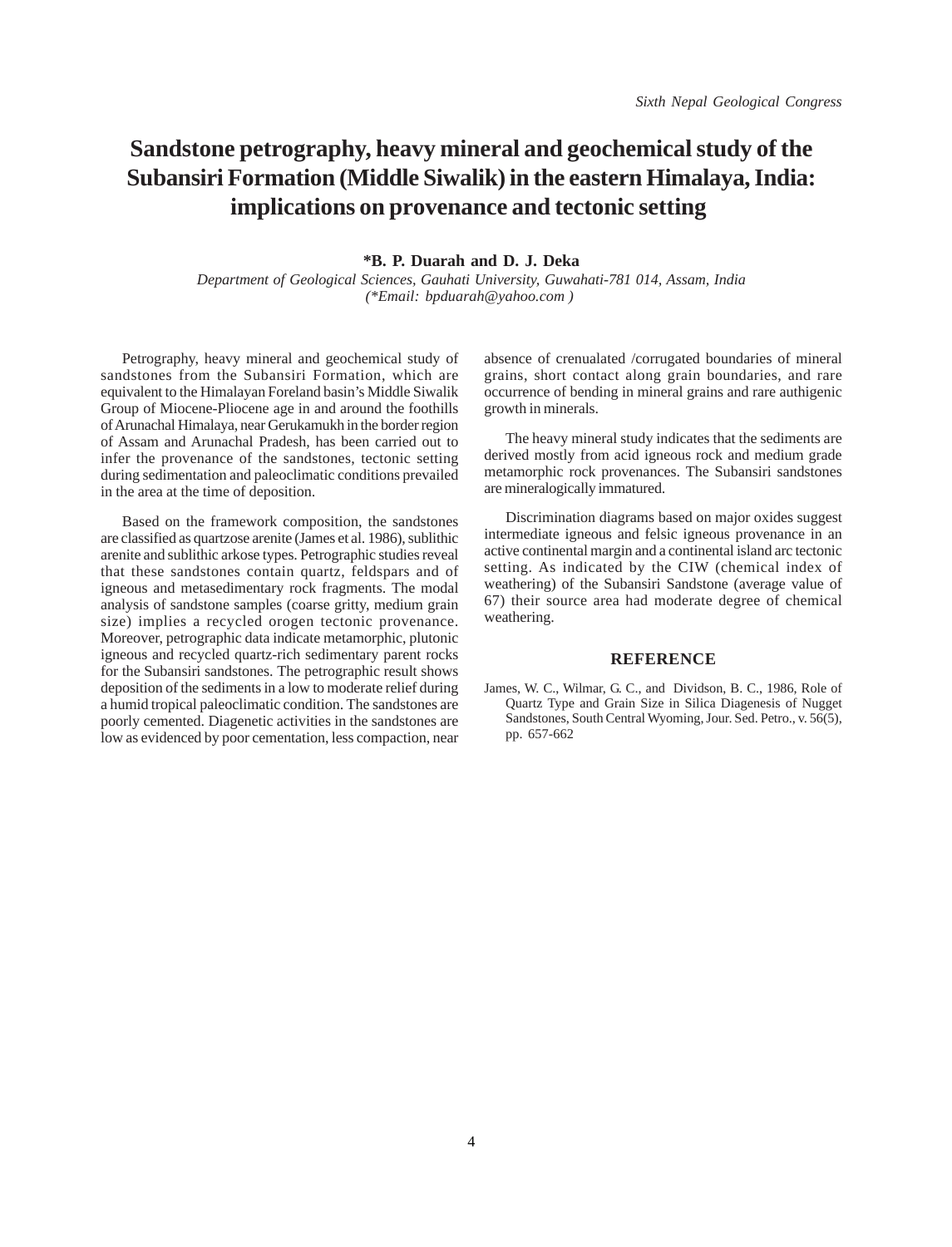# Sandstone petrography, heavy mineral and geochemical study of the Subansiri Formation (Middle Siwalik) in the eastern Himalaya, India: implications on provenance and tectonic setting

**\*B. P. Duarah and D. J. Deka**

*Department of Geological Sciences, Gauhati University, Guwahati-781 014, Assam, India*
*(\*Email: bpduarah@yahoo.com )*

Petrography, heavy mineral and geochemical study of sandstones from the Subansiri Formation, which are equivalent to the Himalayan Foreland basin's Middle Siwalik Group of Miocene-Pliocene age in and around the foothills of Arunachal Himalaya, near Gerukamukh in the border region of Assam and Arunachal Pradesh, has been carried out to infer the provenance of the sandstones, tectonic setting during sedimentation and paleoclimatic conditions prevailed in the area at the time of deposition.

Based on the framework composition, the sandstones are classified as quartzose arenite (James et al. 1986), sublithic arenite and sublithic arkose types. Petrographic studies reveal that these sandstones contain quartz, feldspars and of igneous and metasedimentary rock fragments. The modal analysis of sandstone samples (coarse gritty, medium grain size) implies a recycled orogen tectonic provenance. Moreover, petrographic data indicate metamorphic, plutonic igneous and recycled quartz-rich sedimentary parent rocks for the Subansiri sandstones. The petrographic result shows deposition of the sediments in a low to moderate relief during a humid tropical paleoclimatic condition. The sandstones are poorly cemented. Diagenetic activities in the sandstones are low as evidenced by poor cementation, less compaction, near absence of crenualated /corrugated boundaries of mineral grains, short contact along grain boundaries, and rare occurrence of bending in mineral grains and rare authigenic growth in minerals.

The heavy mineral study indicates that the sediments are derived mostly from acid igneous rock and medium grade metamorphic rock provenances. The Subansiri sandstones are mineralogically immatured.

Discrimination diagrams based on major oxides suggest intermediate igneous and felsic igneous provenance in an active continental margin and a continental island arc tectonic setting. As indicated by the CIW (chemical index of weathering) of the Subansiri Sandstone (average value of 67) their source area had moderate degree of chemical weathering.

## REFERENCE

James, W. C., Wilmar, G. C., and Dividson, B. C., 1986, Role of Quartz Type and Grain Size in Silica Diagenesis of Nugget Sandstones, South Central Wyoming, Jour. Sed. Petro., v. 56(5), pp. 657-662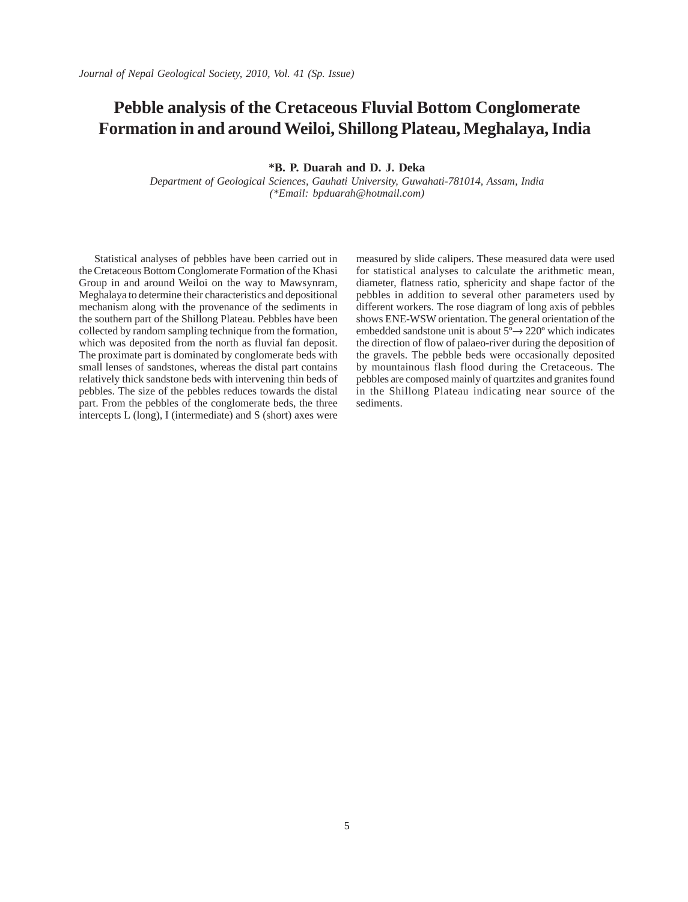# Pebble analysis of the Cretaceous Fluvial Bottom Conglomerate Formation in and around Weiloi, Shillong Plateau, Meghalaya, India

**\*B. P. Duarah and D. J. Deka**

*Department of Geological Sciences, Gauhati University, Guwahati-781014, Assam, India*
*(\*Email: bpduarah@hotmail.com)*

Statistical analyses of pebbles have been carried out in the Cretaceous Bottom Conglomerate Formation of the Khasi Group in and around Weiloi on the way to Mawsynram, Meghalaya to determine their characteristics and depositional mechanism along with the provenance of the sediments in the southern part of the Shillong Plateau. Pebbles have been collected by random sampling technique from the formation, which was deposited from the north as fluvial fan deposit. The proximate part is dominated by conglomerate beds with small lenses of sandstones, whereas the distal part contains relatively thick sandstone beds with intervening thin beds of pebbles. The size of the pebbles reduces towards the distal part. From the pebbles of the conglomerate beds, the three intercepts L (long), I (intermediate) and S (short) axes were measured by slide calipers. These measured data were used for statistical analyses to calculate the arithmetic mean, diameter, flatness ratio, sphericity and shape factor of the pebbles in addition to several other parameters used by different workers. The rose diagram of long axis of pebbles shows ENE-WSW orientation. The general orientation of the embedded sandstone unit is about 5º→ 220º which indicates the direction of flow of palaeo-river during the deposition of the gravels. The pebble beds were occasionally deposited by mountainous flash flood during the Cretaceous. The pebbles are composed mainly of quartzites and granites found in the Shillong Plateau indicating near source of the sediments.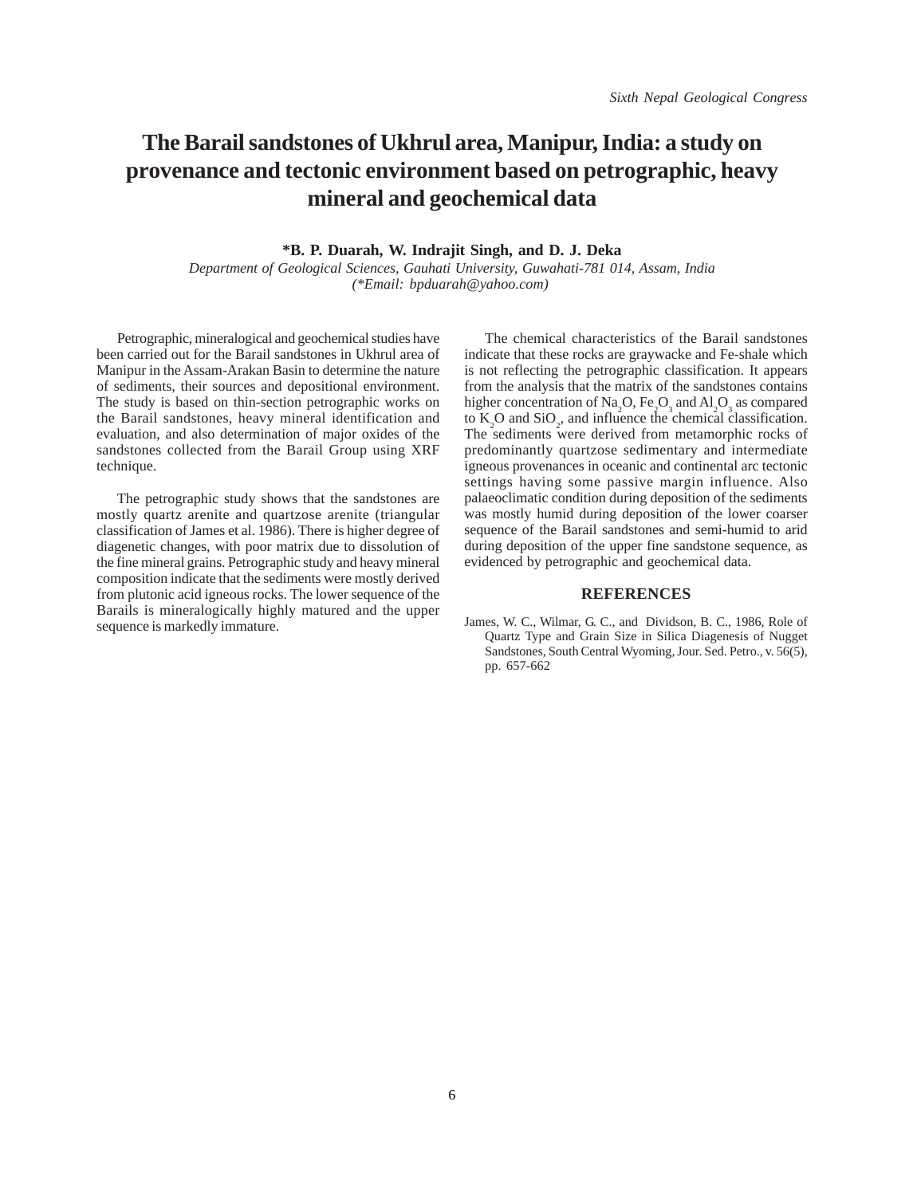# The Barail sandstones of Ukhrul area, Manipur, India: a study on provenance and tectonic environment based on petrographic, heavy mineral and geochemical data

**\*B. P. Duarah, W. Indrajit Singh, and D. J. Deka**

*Department of Geological Sciences, Gauhati University, Guwahati-781 014, Assam, India*
*(\*Email: bpduarah@yahoo.com)*

Petrographic, mineralogical and geochemical studies have been carried out for the Barail sandstones in Ukhrul area of Manipur in the Assam-Arakan Basin to determine the nature of sediments, their sources and depositional environment. The study is based on thin-section petrographic works on the Barail sandstones, heavy mineral identification and evaluation, and also determination of major oxides of the sandstones collected from the Barail Group using XRF technique.

The petrographic study shows that the sandstones are mostly quartz arenite and quartzose arenite (triangular classification of James et al. 1986). There is higher degree of diagenetic changes, with poor matrix due to dissolution of the fine mineral grains. Petrographic study and heavy mineral composition indicate that the sediments were mostly derived from plutonic acid igneous rocks. The lower sequence of the Barails is mineralogically highly matured and the upper sequence is markedly immature.

The chemical characteristics of the Barail sandstones indicate that these rocks are graywacke and Fe-shale which is not reflecting the petrographic classification. It appears from the analysis that the matrix of the sandstones contains higher concentration of $Na_2O$, $Fe_2O_3$ and $Al_2O_3$ as compared to $K_2O$ and $SiO_2$, and influence the chemical classification. The sediments were derived from metamorphic rocks of predominantly quartzose sedimentary and intermediate igneous provenances in oceanic and continental arc tectonic settings having some passive margin influence. Also palaeoclimatic condition during deposition of the sediments was mostly humid during deposition of the lower coarser sequence of the Barail sandstones and semi-humid to arid during deposition of the upper fine sandstone sequence, as evidenced by petrographic and geochemical data.

## REFERENCES

James, W. C., Wilmar, G. C., and Dividson, B. C., 1986, Role of Quartz Type and Grain Size in Silica Diagenesis of Nugget Sandstones, South Central Wyoming, Jour. Sed. Petro., v. 56(5), pp. 657-662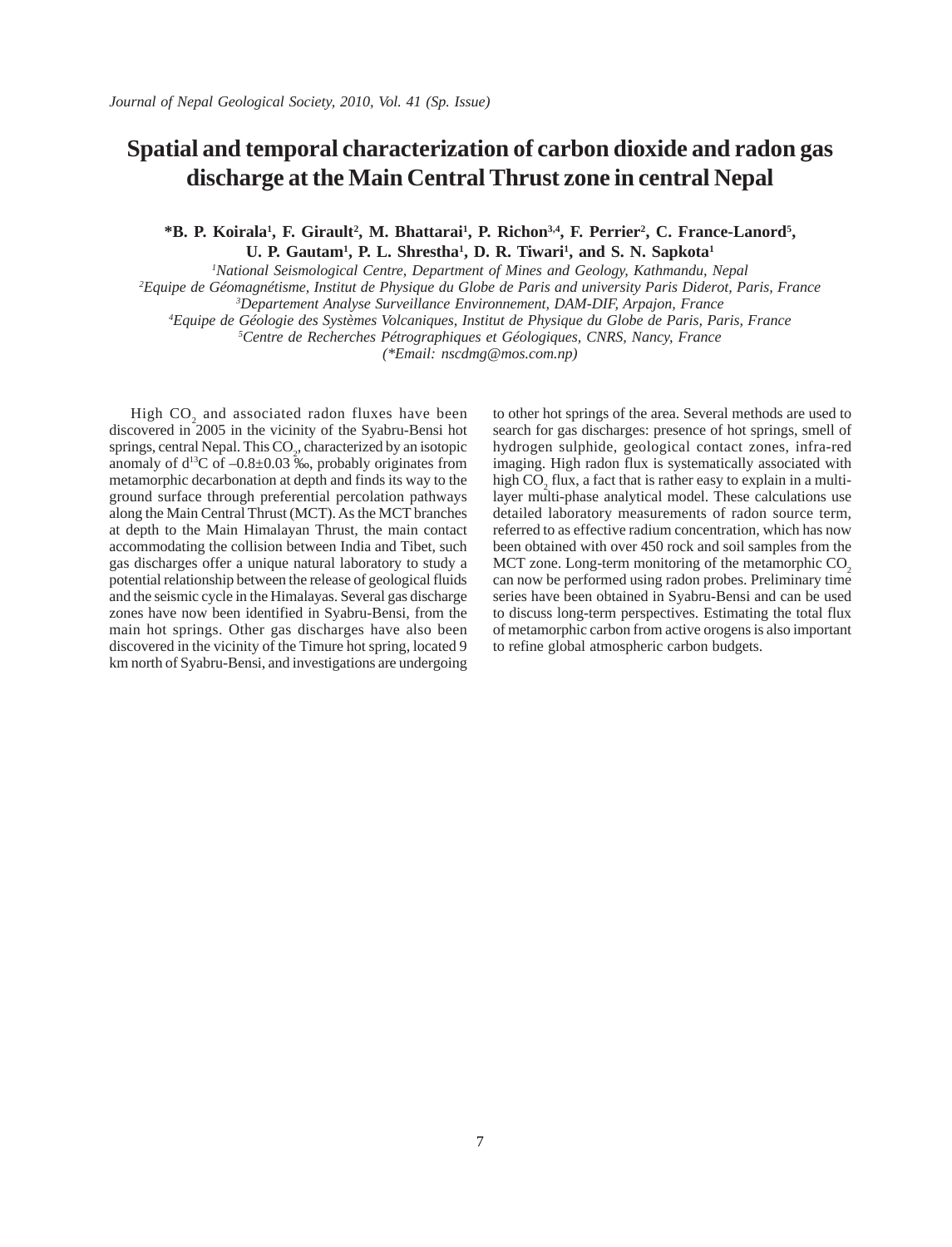# Spatial and temporal characterization of carbon dioxide and radon gas discharge at the Main Central Thrust zone in central Nepal

**\*B. P. Koirala[1], F. Girault[2], M. Bhattarai[1], P. Richon[3,4], F. Perrier[2], C. France-Lanord[5], U. P. Gautam[1], P. L. Shrestha[1], D. R. Tiwari[1], and S. N. Sapkota[1]**

[1]*National Seismological Centre, Department of Mines and Geology, Kathmandu, Nepal*
[2]*Equipe de Géomagnétisme, Institut de Physique du Globe de Paris and university Paris Diderot, Paris, France*
[3]*Departement Analyse Surveillance Environnement, DAM-DIF, Arpajon, France*
[4]*Equipe de Géologie des Systèmes Volcaniques, Institut de Physique du Globe de Paris, Paris, France*
[5]*Centre de Recherches Pétrographiques et Géologiques, CNRS, Nancy, France*
*(\*Email: nscdmg@mos.com.np)*

High $CO_2$ and associated radon fluxes have been discovered in 2005 in the vicinity of the Syabru-Bensi hot springs, central Nepal. This $CO_2$, characterized by an isotopic anomaly of $d^{13}C$ of –0.8±0.03 ‰, probably originates from metamorphic decarbonation at depth and finds its way to the ground surface through preferential percolation pathways along the Main Central Thrust (MCT). As the MCT branches at depth to the Main Himalayan Thrust, the main contact accommodating the collision between India and Tibet, such gas discharges offer a unique natural laboratory to study a potential relationship between the release of geological fluids and the seismic cycle in the Himalayas. Several gas discharge zones have now been identified in Syabru-Bensi, from the main hot springs. Other gas discharges have also been discovered in the vicinity of the Timure hot spring, located 9 km north of Syabru-Bensi, and investigations are undergoing to other hot springs of the area. Several methods are used to search for gas discharges: presence of hot springs, smell of hydrogen sulphide, geological contact zones, infra-red imaging. High radon flux is systematically associated with high $CO_2$ flux, a fact that is rather easy to explain in a multi-layer multi-phase analytical model. These calculations use detailed laboratory measurements of radon source term, referred to as effective radium concentration, which has now been obtained with over 450 rock and soil samples from the MCT zone. Long-term monitoring of the metamorphic $CO_2$ can now be performed using radon probes. Preliminary time series have been obtained in Syabru-Bensi and can be used to discuss long-term perspectives. Estimating the total flux of metamorphic carbon from active orogens is also important to refine global atmospheric carbon budgets.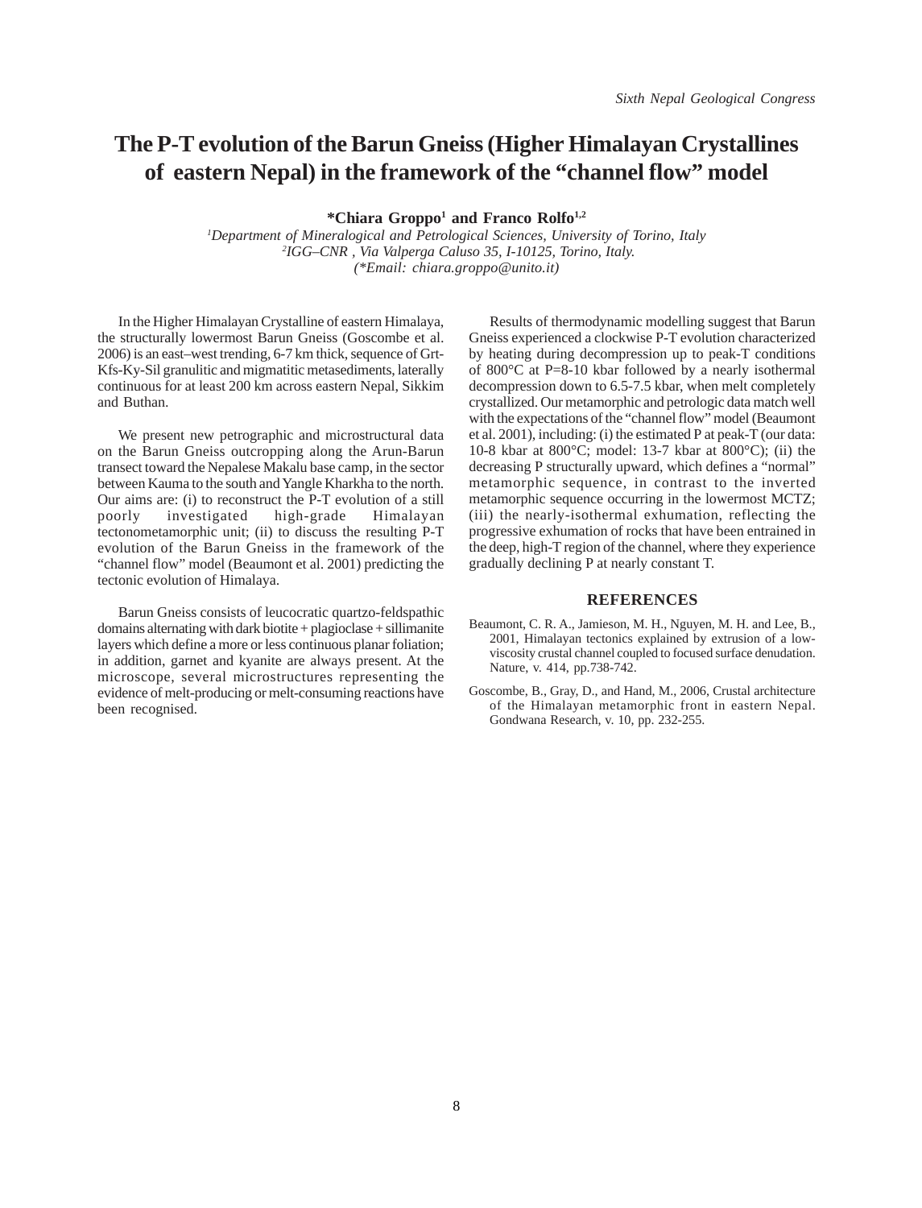# The P-T evolution of the Barun Gneiss (Higher Himalayan Crystallines of eastern Nepal) in the framework of the "channel flow" model

**\*Chiara Groppo[1] and Franco Rolfo[1,2]**

*[1]Department of Mineralogical and Petrological Sciences, University of Torino, Italy*
*[2]IGG–CNR , Via Valperga Caluso 35, I-10125, Torino, Italy.*
*(\*Email: chiara.groppo@unito.it)*

In the Higher Himalayan Crystalline of eastern Himalaya, the structurally lowermost Barun Gneiss (Goscombe et al. 2006) is an east–west trending, 6-7 km thick, sequence of Grt-Kfs-Ky-Sil granulitic and migmatitic metasediments, laterally continuous for at least 200 km across eastern Nepal, Sikkim and Buthan.

We present new petrographic and microstructural data on the Barun Gneiss outcropping along the Arun-Barun transect toward the Nepalese Makalu base camp, in the sector between Kauma to the south and Yangle Kharkha to the north. Our aims are: (i) to reconstruct the P-T evolution of a still poorly investigated high-grade Himalayan tectonometamorphic unit; (ii) to discuss the resulting P-T evolution of the Barun Gneiss in the framework of the "channel flow" model (Beaumont et al. 2001) predicting the tectonic evolution of Himalaya.

Barun Gneiss consists of leucocratic quartzo-feldspathic domains alternating with dark biotite + plagioclase + sillimanite layers which define a more or less continuous planar foliation; in addition, garnet and kyanite are always present. At the microscope, several microstructures representing the evidence of melt-producing or melt-consuming reactions have been recognised.

Results of thermodynamic modelling suggest that Barun Gneiss experienced a clockwise P-T evolution characterized by heating during decompression up to peak-T conditions of 800°C at P=8-10 kbar followed by a nearly isothermal decompression down to 6.5-7.5 kbar, when melt completely crystallized. Our metamorphic and petrologic data match well with the expectations of the "channel flow" model (Beaumont et al. 2001), including: (i) the estimated P at peak-T (our data: 10-8 kbar at 800°C; model: 13-7 kbar at 800°C); (ii) the decreasing P structurally upward, which defines a "normal" metamorphic sequence, in contrast to the inverted metamorphic sequence occurring in the lowermost MCTZ; (iii) the nearly-isothermal exhumation, reflecting the progressive exhumation of rocks that have been entrained in the deep, high-T region of the channel, where they experience gradually declining P at nearly constant T.

## REFERENCES

Beaumont, C. R. A., Jamieson, M. H., Nguyen, M. H. and Lee, B., 2001, Himalayan tectonics explained by extrusion of a low-viscosity crustal channel coupled to focused surface denudation. Nature, v. 414, pp.738-742.

Goscombe, B., Gray, D., and Hand, M., 2006, Crustal architecture of the Himalayan metamorphic front in eastern Nepal. Gondwana Research, v. 10, pp. 232-255.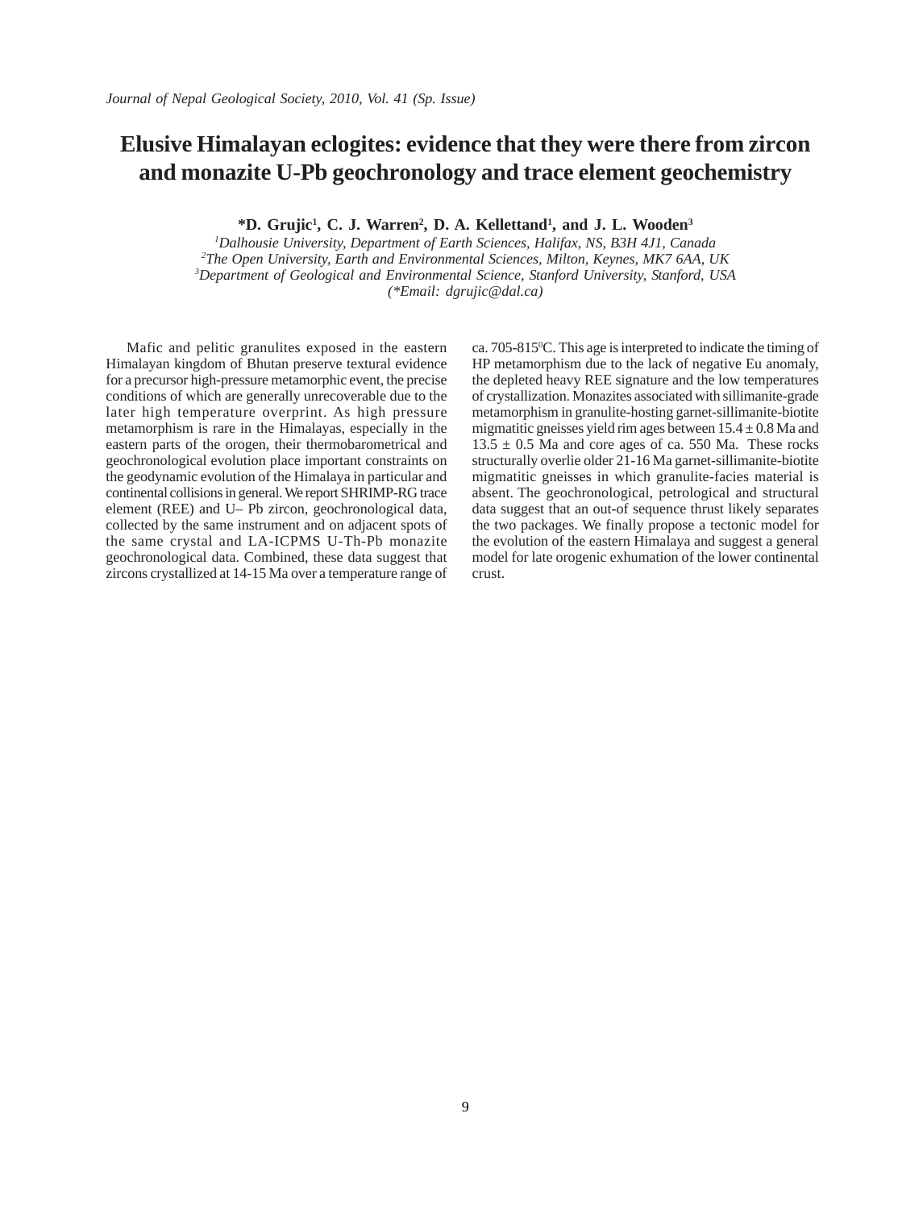# Elusive Himalayan eclogites: evidence that they were there from zircon and monazite U-Pb geochronology and trace element geochemistry

**\*D. Grujic[1], C. J. Warren[2], D. A. Kellettand[1], and J. L. Wooden[3]**

*[1]Dalhousie University, Department of Earth Sciences, Halifax, NS, B3H 4J1, Canada*
*[2]The Open University, Earth and Environmental Sciences, Milton, Keynes, MK7 6AA, UK*
*[3]Department of Geological and Environmental Science, Stanford University, Stanford, USA*
*(\*Email: dgrujic@dal.ca)*

Mafic and pelitic granulites exposed in the eastern Himalayan kingdom of Bhutan preserve textural evidence for a precursor high-pressure metamorphic event, the precise conditions of which are generally unrecoverable due to the later high temperature overprint. As high pressure metamorphism is rare in the Himalayas, especially in the eastern parts of the orogen, their thermobarometrical and geochronological evolution place important constraints on the geodynamic evolution of the Himalaya in particular and continental collisions in general. We report SHRIMP-RG trace element (REE) and U– Pb zircon, geochronological data, collected by the same instrument and on adjacent spots of the same crystal and LA-ICPMS U-Th-Pb monazite geochronological data. Combined, these data suggest that zircons crystallized at 14-15 Ma over a temperature range of ca. 705-815$^{0}$C. This age is interpreted to indicate the timing of HP metamorphism due to the lack of negative Eu anomaly, the depleted heavy REE signature and the low temperatures of crystallization. Monazites associated with sillimanite-grade metamorphism in granulite-hosting garnet-sillimanite-biotite migmatitic gneisses yield rim ages between 15.4 ± 0.8 Ma and 13.5 ± 0.5 Ma and core ages of ca. 550 Ma. These rocks structurally overlie older 21-16 Ma garnet-sillimanite-biotite migmatitic gneisses in which granulite-facies material is absent. The geochronological, petrological and structural data suggest that an out-of sequence thrust likely separates the two packages. We finally propose a tectonic model for the evolution of the eastern Himalaya and suggest a general model for late orogenic exhumation of the lower continental crust.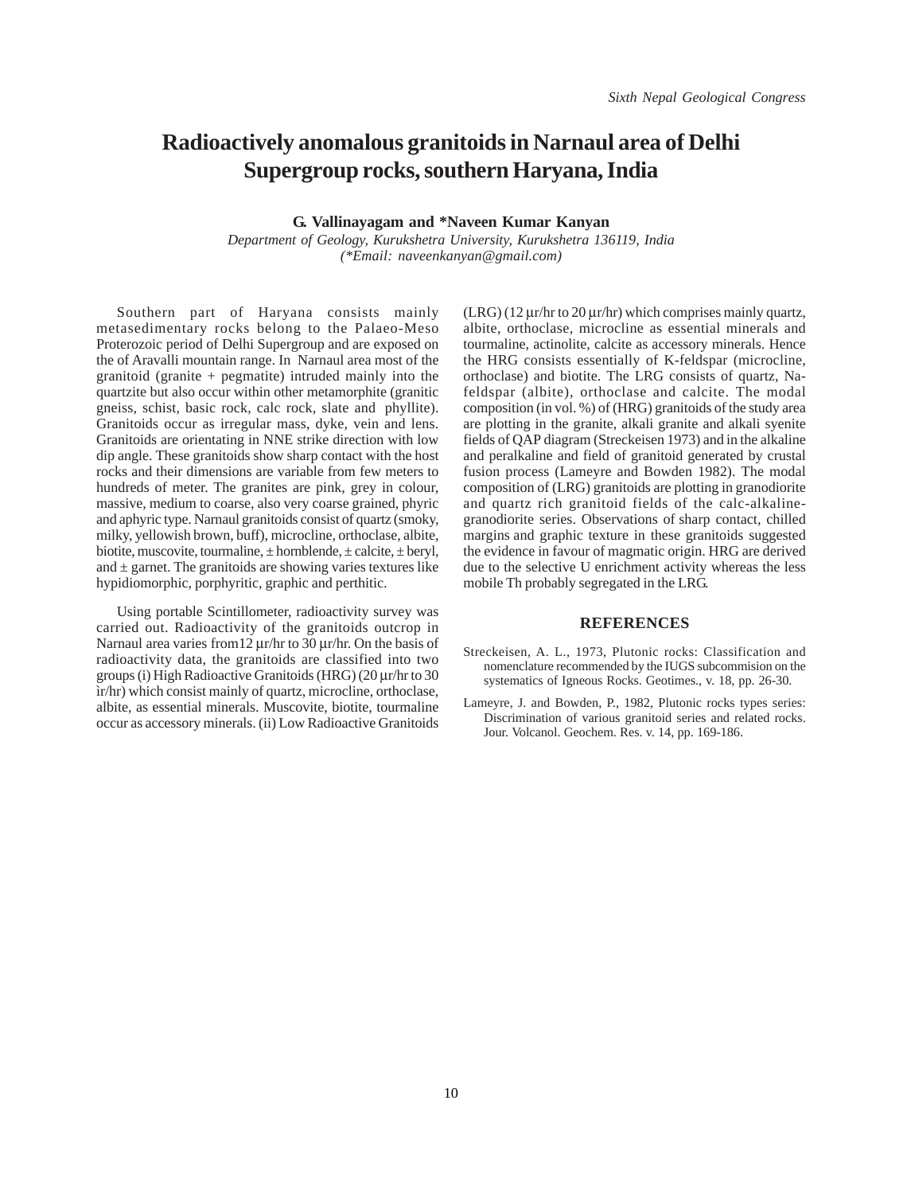# Radioactively anomalous granitoids in Narnaul area of Delhi Supergroup rocks, southern Haryana, India

**G. Vallinayagam and *Naveen Kumar Kanyan**

*Department of Geology, Kurukshetra University, Kurukshetra 136119, India*
*(*Email: naveenkanyan@gmail.com)*

Southern part of Haryana consists mainly metasedimentary rocks belong to the Palaeo-Meso Proterozoic period of Delhi Supergroup and are exposed on the of Aravalli mountain range. In Narnaul area most of the granitoid (granite + pegmatite) intruded mainly into the quartzite but also occur within other metamorphite (granitic gneiss, schist, basic rock, calc rock, slate and phyllite). Granitoids occur as irregular mass, dyke, vein and lens. Granitoids are orientating in NNE strike direction with low dip angle. These granitoids show sharp contact with the host rocks and their dimensions are variable from few meters to hundreds of meter. The granites are pink, grey in colour, massive, medium to coarse, also very coarse grained, phyric and aphyric type. Narnaul granitoids consist of quartz (smoky, milky, yellowish brown, buff), microcline, orthoclase, albite, biotite, muscovite, tourmaline, ± hornblende, ± calcite, ± beryl, and ± garnet. The granitoids are showing varies textures like hypidiomorphic, porphyritic, graphic and perthitic.

Using portable Scintillometer, radioactivity survey was carried out. Radioactivity of the granitoids outcrop in Narnaul area varies from12 µr/hr to 30 µr/hr. On the basis of radioactivity data, the granitoids are classified into two groups (i) High Radioactive Granitoids (HRG) (20 µr/hr to 30 ìr/hr) which consist mainly of quartz, microcline, orthoclase, albite, as essential minerals. Muscovite, biotite, tourmaline occur as accessory minerals. (ii) Low Radioactive Granitoids (LRG) (12 µr/hr to 20 µr/hr) which comprises mainly quartz, albite, orthoclase, microcline as essential minerals and tourmaline, actinolite, calcite as accessory minerals. Hence the HRG consists essentially of K-feldspar (microcline, orthoclase) and biotite. The LRG consists of quartz, Na-feldspar (albite), orthoclase and calcite. The modal composition (in vol. %) of (HRG) granitoids of the study area are plotting in the granite, alkali granite and alkali syenite fields of QAP diagram (Streckeisen 1973) and in the alkaline and peralkaline and field of granitoid generated by crustal fusion process (Lameyre and Bowden 1982). The modal composition of (LRG) granitoids are plotting in granodiorite and quartz rich granitoid fields of the calc-alkaline-granodiorite series. Observations of sharp contact, chilled margins and graphic texture in these granitoids suggested the evidence in favour of magmatic origin. HRG are derived due to the selective U enrichment activity whereas the less mobile Th probably segregated in the LRG.

## REFERENCES

Streckeisen, A. L., 1973, Plutonic rocks: Classification and nomenclature recommended by the IUGS subcommision on the systematics of Igneous Rocks. Geotimes., v. 18, pp. 26-30.

Lameyre, J. and Bowden, P., 1982, Plutonic rocks types series: Discrimination of various granitoid series and related rocks. Jour. Volcanol. Geochem. Res. v. 14, pp. 169-186.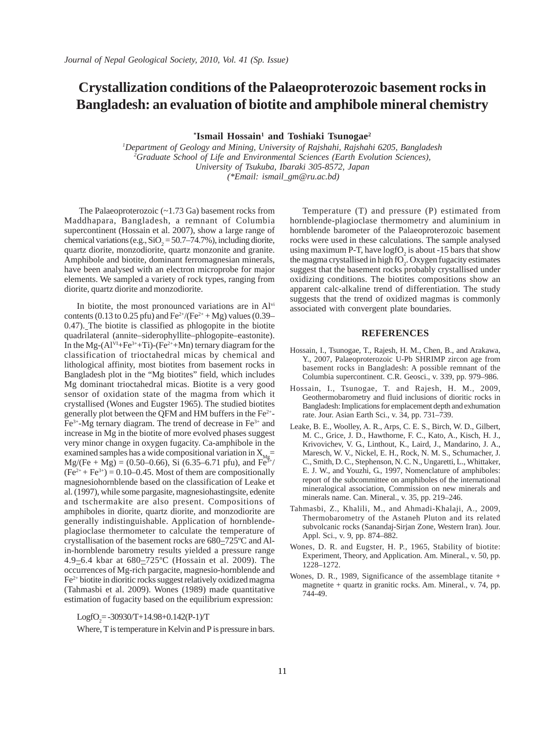# Crystallization conditions of the Palaeoproterozoic basement rocks in Bangladesh: an evaluation of biotite and amphibole mineral chemistry

**\*Ismail Hossain[1] and Toshiaki Tsunogae[2]**

[1]*Department of Geology and Mining, University of Rajshahi, Rajshahi 6205, Bangladesh*
[2]*Graduate School of Life and Environmental Sciences (Earth Evolution Sciences), University of Tsukuba, Ibaraki 305-8572, Japan*
*(\*Email: ismail_gm@ru.ac.bd)*

The Palaeoproterozoic (~1.73 Ga) basement rocks from Maddhapara, Bangladesh, a remnant of Columbia supercontinent (Hossain et al. 2007), show a large range of chemical variations (e.g., $SiO_2$ = 50.7–74.7%), including diorite, quartz diorite, monzodiorite, quartz monzonite and granite. Amphibole and biotite, dominant ferromagnesian minerals, have been analysed with an electron microprobe for major elements. We sampled a variety of rock types, ranging from diorite, quartz diorite and monzodiorite.

In biotite, the most pronounced variations are in $Al^{vi}$ contents (0.13 to 0.25 pfu) and $Fe^{2+}/(Fe^{2+} + Mg)$ values (0.39–0.47). The biotite is classified as phlogopite in the biotite quadrilateral (annite–siderophyllite–phlogopite–eastonite). In the Mg-($Al^{VI}+Fe^{3+}+Ti$)-($Fe^{2+}+Mn$) ternary diagram for the classification of trioctahedral micas by chemical and lithological affinity, most biotites from basement rocks in Bangladesh plot in the "Mg biotites" field, which includes Mg dominant trioctahedral micas. Biotite is a very good sensor of oxidation state of the magma from which it crystallised (Wones and Eugster 1965). The studied biotites generally plot between the QFM and HM buffers in the $Fe^{2+}$-$Fe^{3+}$-Mg ternary diagram. The trend of decrease in $Fe^{3+}$ and increase in Mg in the biotite of more evolved phases suggest very minor change in oxygen fugacity. Ca-amphibole in the examined samples has a wide compositional variation in $X_{Mg} = Mg/(Fe + Mg)$ = (0.50–0.66), Si (6.35–6.71 pfu), and $Fe^{3+}/(Fe^{2+} + Fe^{3+})$ = 0.10–0.45. Most of them are compositionally magnesiohornblende based on the classification of Leake et al. (1997), while some pargasite, magnesiohastingsite, edenite and tschermakite are also present. Compositions of amphiboles in diorite, quartz diorite, and monzodiorite are generally indistinguishable. Application of hornblende-plagioclase thermometer to calculate the temperature of crystallisation of the basement rocks are 680–725ºC and Al-in-hornblende barometry results yielded a pressure range 4.9–6.4 kbar at 680–725ºC (Hossain et al. 2009). The occurrences of Mg-rich pargacite, magnesio-hornblende and $Fe^{2+}$ biotite in dioritic rocks suggest relatively oxidized magma (Tahmasbi et al. 2009). Wones (1989) made quantitative estimation of fugacity based on the equilibrium expression:

$$\log fO_2 = -30930/T + 14.98 + 0.142(P-1)/T$$

Where, T is temperature in Kelvin and P is pressure in bars.

Temperature (T) and pressure (P) estimated from hornblende-plagioclase thermometry and aluminium in hornblende barometer of the Palaeoproterozoic basement rocks were used in these calculations. The sample analysed using maximum P-T, have $\log fO_2$ is about -15 bars that show the magma crystallised in high $fO_2$. Oxygen fugacity estimates suggest that the basement rocks probably crystallised under oxidizing conditions. The biotites compositions show an apparent calc-alkaline trend of differentiation. The study suggests that the trend of oxidized magmas is commonly associated with convergent plate boundaries.

## REFERENCES

Hossain, I., Tsunogae, T., Rajesh, H. M., Chen, B., and Arakawa, Y., 2007, Palaeoproterozoic U-Pb SHRIMP zircon age from basement rocks in Bangladesh: A possible remnant of the Columbia supercontinent. C.R. Geosci., v. 339, pp. 979–986.

Hossain, I., Tsunogae, T. and Rajesh, H. M., 2009, Geothermobarometry and fluid inclusions of dioritic rocks in Bangladesh: Implications for emplacement depth and exhumation rate. Jour. Asian Earth Sci., v. 34, pp. 731–739.

Leake, B. E., Woolley, A. R., Arps, C. E. S., Birch, W. D., Gilbert, M. C., Grice, J. D., Hawthorne, F. C., Kato, A., Kisch, H. J., Krivovichev, V. G., Linthout, K., Laird, J., Mandarino, J. A., Maresch, W. V., Nickel, E. H., Rock, N. M. S., Schumacher, J. C., Smith, D. C., Stephenson, N. C. N., Ungaretti, L., Whittaker, E. J. W., and Youzhi, G., 1997, Nomenclature of amphiboles: report of the subcommittee on amphiboles of the international mineralogical association, Commission on new minerals and minerals name. Can. Mineral., v. 35, pp. 219–246.

Tahmasbi, Z., Khalili, M., and Ahmadi-Khalaji, A., 2009, Thermobarometry of the Astaneh Pluton and its related subvolcanic rocks (Sanandaj-Sirjan Zone, Western Iran). Jour. Appl. Sci., v. 9, pp. 874–882.

Wones, D. R. and Eugster, H. P., 1965, Stability of biotite: Experiment, Theory, and Application. Am. Mineral., v. 50, pp. 1228–1272.

Wones, D. R., 1989, Significance of the assemblage titanite + magnetite + quartz in granitic rocks. Am. Mineral., v. 74, pp. 744-49.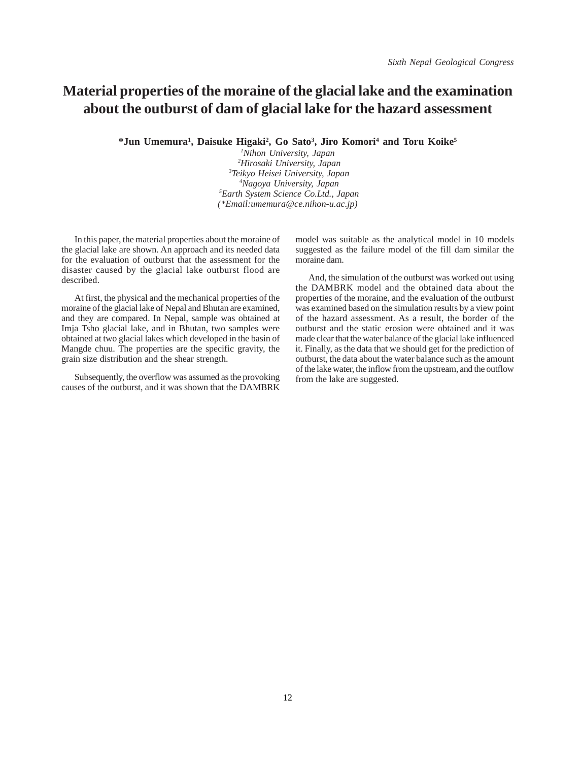# Material properties of the moraine of the glacial lake and the examination about the outburst of dam of glacial lake for the hazard assessment

**\*Jun Umemura[1], Daisuke Higaki[2], Go Sato[3], Jiro Komori[4] and Toru Koike[5]**

*[1]Nihon University, Japan*
*[2]Hirosaki University, Japan*
*[3]Teikyo Heisei University, Japan*
*[4]Nagoya University, Japan*
*[5]Earth System Science Co.Ltd., Japan*
*(\*Email:umemura@ce.nihon-u.ac.jp)*

In this paper, the material properties about the moraine of the glacial lake are shown. An approach and its needed data for the evaluation of outburst that the assessment for the disaster caused by the glacial lake outburst flood are described.

At first, the physical and the mechanical properties of the moraine of the glacial lake of Nepal and Bhutan are examined, and they are compared. In Nepal, sample was obtained at Imja Tsho glacial lake, and in Bhutan, two samples were obtained at two glacial lakes which developed in the basin of Mangde chuu. The properties are the specific gravity, the grain size distribution and the shear strength.

Subsequently, the overflow was assumed as the provoking causes of the outburst, and it was shown that the DAMBRK model was suitable as the analytical model in 10 models suggested as the failure model of the fill dam similar the moraine dam.

And, the simulation of the outburst was worked out using the DAMBRK model and the obtained data about the properties of the moraine, and the evaluation of the outburst was examined based on the simulation results by a view point of the hazard assessment. As a result, the border of the outburst and the static erosion were obtained and it was made clear that the water balance of the glacial lake influenced it. Finally, as the data that we should get for the prediction of outburst, the data about the water balance such as the amount of the lake water, the inflow from the upstream, and the outflow from the lake are suggested.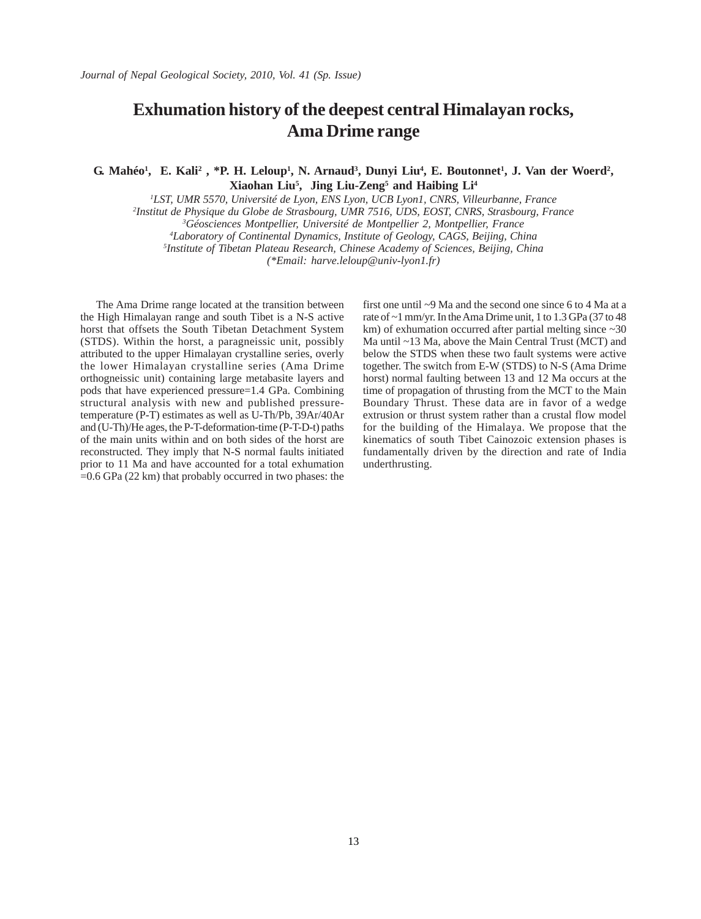# Exhumation history of the deepest central Himalayan rocks, Ama Drime range

**G. Mahéo[1], E. Kali[2], *P. H. Leloup[1], N. Arnaud[3], Dunyi Liu[4], E. Boutonnet[1], J. Van der Woerd[2], Xiaohan Liu[5], Jing Liu-Zeng[5] and Haibing Li[4]**

*[1]LST, UMR 5570, Université de Lyon, ENS Lyon, UCB Lyon1, CNRS, Villeurbanne, France*
*[2]Institut de Physique du Globe de Strasbourg, UMR 7516, UDS, EOST, CNRS, Strasbourg, France*
*[3]Géosciences Montpellier, Université de Montpellier 2, Montpellier, France*
*[4]Laboratory of Continental Dynamics, Institute of Geology, CAGS, Beijing, China*
*[5]Institute of Tibetan Plateau Research, Chinese Academy of Sciences, Beijing, China*
*(*Email: harve.leloup@univ-lyon1.fr)*

The Ama Drime range located at the transition between the High Himalayan range and south Tibet is a N-S active horst that offsets the South Tibetan Detachment System (STDS). Within the horst, a paragneissic unit, possibly attributed to the upper Himalayan crystalline series, overly the lower Himalayan crystalline series (Ama Drime orthogneissic unit) containing large metabasite layers and pods that have experienced pressure=1.4 GPa. Combining structural analysis with new and published pressure-temperature (P-T) estimates as well as U-Th/Pb, 39Ar/40Ar and (U-Th)/He ages, the P-T-deformation-time (P-T-D-t) paths of the main units within and on both sides of the horst are reconstructed. They imply that N-S normal faults initiated prior to 11 Ma and have accounted for a total exhumation =0.6 GPa (22 km) that probably occurred in two phases: the first one until ~9 Ma and the second one since 6 to 4 Ma at a rate of ~1 mm/yr. In the Ama Drime unit, 1 to 1.3 GPa (37 to 48 km) of exhumation occurred after partial melting since ~30 Ma until ~13 Ma, above the Main Central Trust (MCT) and below the STDS when these two fault systems were active together. The switch from E-W (STDS) to N-S (Ama Drime horst) normal faulting between 13 and 12 Ma occurs at the time of propagation of thrusting from the MCT to the Main Boundary Thrust. These data are in favor of a wedge extrusion or thrust system rather than a crustal flow model for the building of the Himalaya. We propose that the kinematics of south Tibet Cainozoic extension phases is fundamentally driven by the direction and rate of India underthrusting.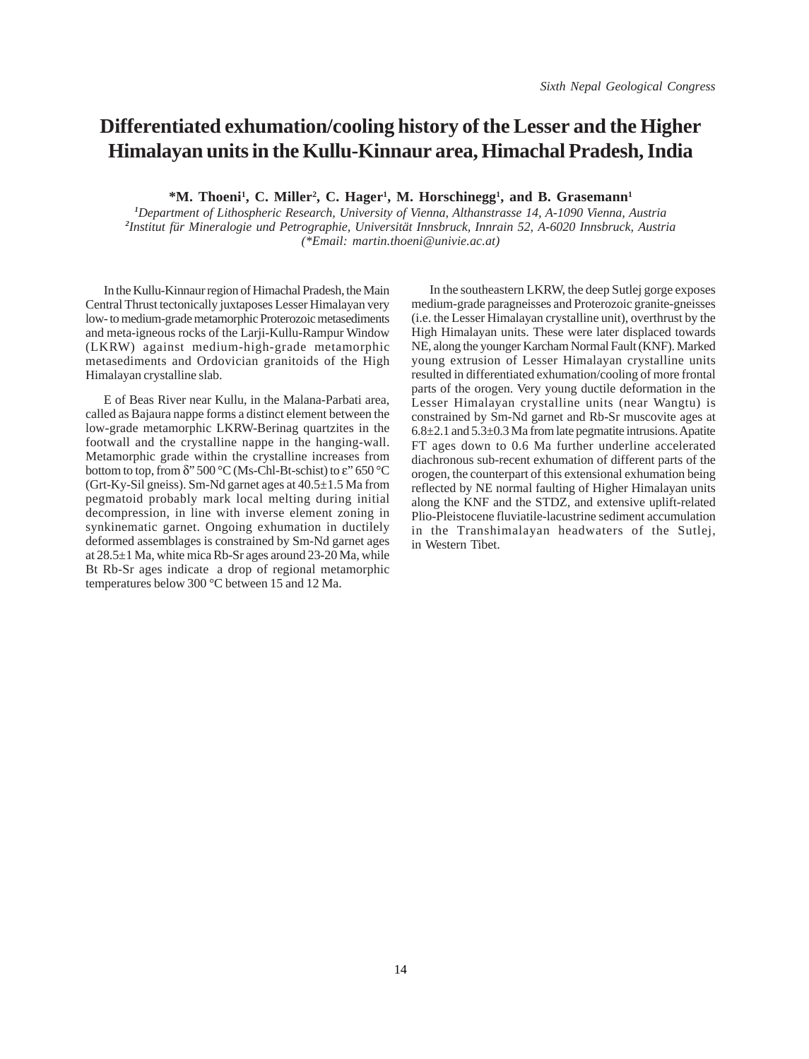# Differentiated exhumation/cooling history of the Lesser and the Higher Himalayan units in the Kullu-Kinnaur area, Himachal Pradesh, India

**\*M. Thoeni[1], C. Miller[2], C. Hager[1], M. Horschinegg[1], and B. Grasemann[1]**

*[1]Department of Lithospheric Research, University of Vienna, Althanstrasse 14, A-1090 Vienna, Austria*
*[2]Institut für Mineralogie und Petrographie, Universität Innsbruck, Innrain 52, A-6020 Innsbruck, Austria*
*(\*Email: martin.thoeni@univie.ac.at)*

In the Kullu-Kinnaur region of Himachal Pradesh, the Main Central Thrust tectonically juxtaposes Lesser Himalayan very low- to medium-grade metamorphic Proterozoic metasediments and meta-igneous rocks of the Larji-Kullu-Rampur Window (LKRW) against medium-high-grade metamorphic metasediments and Ordovician granitoids of the High Himalayan crystalline slab.

E of Beas River near Kullu, in the Malana-Parbati area, called as Bajaura nappe forms a distinct element between the low-grade metamorphic LKRW-Berinag quartzites in the footwall and the crystalline nappe in the hanging-wall. Metamorphic grade within the crystalline increases from bottom to top, from δ" 500 °C (Ms-Chl-Bt-schist) to ε" 650 °C (Grt-Ky-Sil gneiss). Sm-Nd garnet ages at 40.5±1.5 Ma from pegmatoid probably mark local melting during initial decompression, in line with inverse element zoning in synkinematic garnet. Ongoing exhumation in ductilely deformed assemblages is constrained by Sm-Nd garnet ages at 28.5±1 Ma, white mica Rb-Sr ages around 23-20 Ma, while Bt Rb-Sr ages indicate a drop of regional metamorphic temperatures below 300 °C between 15 and 12 Ma.

In the southeastern LKRW, the deep Sutlej gorge exposes medium-grade paragneisses and Proterozoic granite-gneisses (i.e. the Lesser Himalayan crystalline unit), overthrust by the High Himalayan units. These were later displaced towards NE, along the younger Karcham Normal Fault (KNF). Marked young extrusion of Lesser Himalayan crystalline units resulted in differentiated exhumation/cooling of more frontal parts of the orogen. Very young ductile deformation in the Lesser Himalayan crystalline units (near Wangtu) is constrained by Sm-Nd garnet and Rb-Sr muscovite ages at 6.8±2.1 and 5.3±0.3 Ma from late pegmatite intrusions. Apatite FT ages down to 0.6 Ma further underline accelerated diachronous sub-recent exhumation of different parts of the orogen, the counterpart of this extensional exhumation being reflected by NE normal faulting of Higher Himalayan units along the KNF and the STDZ, and extensive uplift-related Plio-Pleistocene fluviatile-lacustrine sediment accumulation in the Transhimalayan headwaters of the Sutlej, in Western Tibet.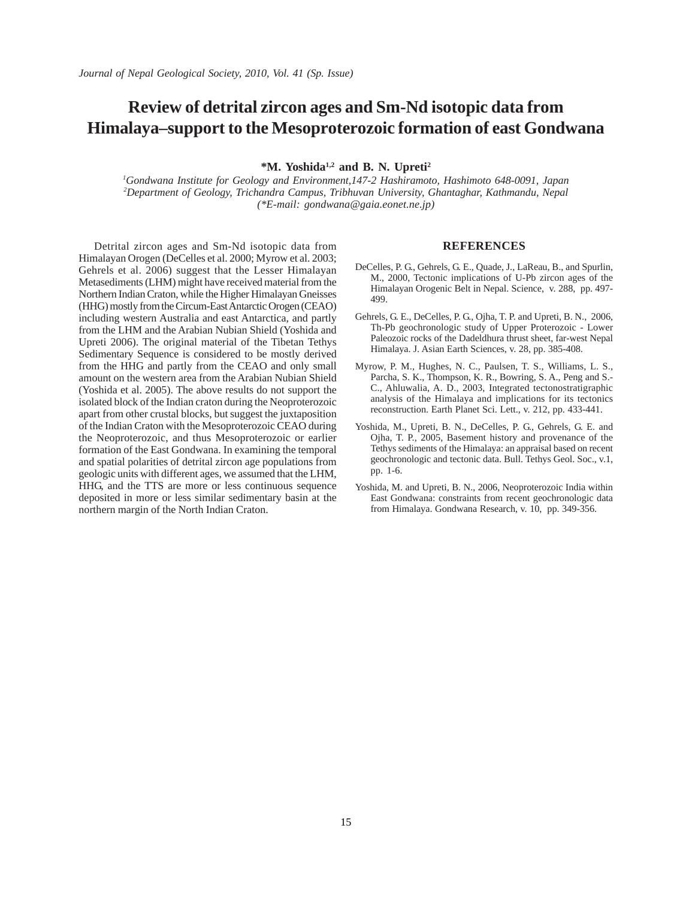# Review of detrital zircon ages and Sm-Nd isotopic data from Himalaya–support to the Mesoproterozoic formation of east Gondwana

**\*M. Yoshida[1,2] and B. N. Upreti[2]**

*[1]Gondwana Institute for Geology and Environment,147-2 Hashiramoto, Hashimoto 648-0091, Japan*
*[2]Department of Geology, Trichandra Campus, Tribhuvan University, Ghantaghar, Kathmandu, Nepal*
*(\*E-mail: gondwana@gaia.eonet.ne.jp)*

Detrital zircon ages and Sm-Nd isotopic data from Himalayan Orogen (DeCelles et al. 2000; Myrow et al. 2003; Gehrels et al. 2006) suggest that the Lesser Himalayan Metasediments (LHM) might have received material from the Northern Indian Craton, while the Higher Himalayan Gneisses (HHG) mostly from the Circum-East Antarctic Orogen (CEAO) including western Australia and east Antarctica, and partly from the LHM and the Arabian Nubian Shield (Yoshida and Upreti 2006). The original material of the Tibetan Tethys Sedimentary Sequence is considered to be mostly derived from the HHG and partly from the CEAO and only small amount on the western area from the Arabian Nubian Shield (Yoshida et al. 2005). The above results do not support the isolated block of the Indian craton during the Neoproterozoic apart from other crustal blocks, but suggest the juxtaposition of the Indian Craton with the Mesoproterozoic CEAO during the Neoproterozoic, and thus Mesoproterozoic or earlier formation of the East Gondwana. In examining the temporal and spatial polarities of detrital zircon age populations from geologic units with different ages, we assumed that the LHM, HHG, and the TTS are more or less continuous sequence deposited in more or less similar sedimentary basin at the northern margin of the North Indian Craton.

## REFERENCES

DeCelles, P. G., Gehrels, G. E., Quade, J., LaReau, B., and Spurlin, M., 2000, Tectonic implications of U-Pb zircon ages of the Himalayan Orogenic Belt in Nepal. Science, v. 288, pp. 497-499.

Gehrels, G. E., DeCelles, P. G., Ojha, T. P. and Upreti, B. N., 2006, Th-Pb geochronologic study of Upper Proterozoic - Lower Paleozoic rocks of the Dadeldhura thrust sheet, far-west Nepal Himalaya. J. Asian Earth Sciences, v. 28, pp. 385-408.

Myrow, P. M., Hughes, N. C., Paulsen, T. S., Williams, L. S., Parcha, S. K., Thompson, K. R., Bowring, S. A., Peng and S.-C., Ahluwalia, A. D., 2003, Integrated tectonostratigraphic analysis of the Himalaya and implications for its tectonics reconstruction. Earth Planet Sci. Lett., v. 212, pp. 433-441.

Yoshida, M., Upreti, B. N., DeCelles, P. G., Gehrels, G. E. and Ojha, T. P., 2005, Basement history and provenance of the Tethys sediments of the Himalaya: an appraisal based on recent geochronologic and tectonic data. Bull. Tethys Geol. Soc., v.1, pp. 1-6.

Yoshida, M. and Upreti, B. N., 2006, Neoproterozoic India within East Gondwana: constraints from recent geochronologic data from Himalaya. Gondwana Research, v. 10, pp. 349-356.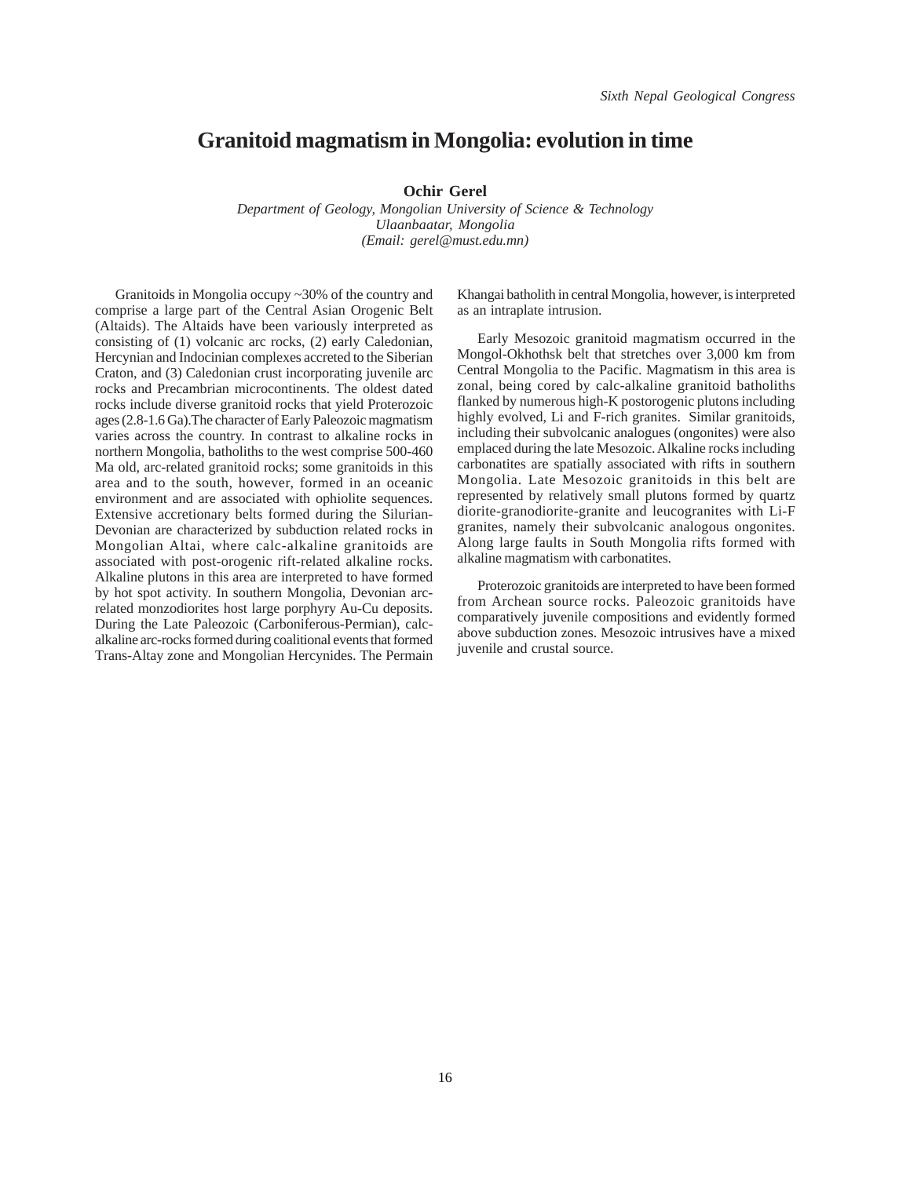# Granitoid magmatism in Mongolia: evolution in time

**Ochir Gerel**

*Department of Geology, Mongolian University of Science & Technology*
*Ulaanbaatar, Mongolia*
*(Email: gerel@must.edu.mn)*

Granitoids in Mongolia occupy ~30% of the country and comprise a large part of the Central Asian Orogenic Belt (Altaids). The Altaids have been variously interpreted as consisting of (1) volcanic arc rocks, (2) early Caledonian, Hercynian and Indocinian complexes accreted to the Siberian Craton, and (3) Caledonian crust incorporating juvenile arc rocks and Precambrian microcontinents. The oldest dated rocks include diverse granitoid rocks that yield Proterozoic ages (2.8-1.6 Ga).The character of Early Paleozoic magmatism varies across the country. In contrast to alkaline rocks in northern Mongolia, batholiths to the west comprise 500-460 Ma old, arc-related granitoid rocks; some granitoids in this area and to the south, however, formed in an oceanic environment and are associated with ophiolite sequences. Extensive accretionary belts formed during the Silurian-Devonian are characterized by subduction related rocks in Mongolian Altai, where calc-alkaline granitoids are associated with post-orogenic rift-related alkaline rocks. Alkaline plutons in this area are interpreted to have formed by hot spot activity. In southern Mongolia, Devonian arc-related monzodiorites host large porphyry Au-Cu deposits. During the Late Paleozoic (Carboniferous-Permian), calc-alkaline arc-rocks formed during coalitional events that formed Trans-Altay zone and Mongolian Hercynides. The Permain Khangai batholith in central Mongolia, however, is interpreted as an intraplate intrusion.

Early Mesozoic granitoid magmatism occurred in the Mongol-Okhothsk belt that stretches over 3,000 km from Central Mongolia to the Pacific. Magmatism in this area is zonal, being cored by calc-alkaline granitoid batholiths flanked by numerous high-K postorogenic plutons including highly evolved, Li and F-rich granites. Similar granitoids, including their subvolcanic analogues (ongonites) were also emplaced during the late Mesozoic. Alkaline rocks including carbonatites are spatially associated with rifts in southern Mongolia. Late Mesozoic granitoids in this belt are represented by relatively small plutons formed by quartz diorite-granodiorite-granite and leucogranites with Li-F granites, namely their subvolcanic analogous ongonites. Along large faults in South Mongolia rifts formed with alkaline magmatism with carbonatites.

Proterozoic granitoids are interpreted to have been formed from Archean source rocks. Paleozoic granitoids have comparatively juvenile compositions and evidently formed above subduction zones. Mesozoic intrusives have a mixed juvenile and crustal source.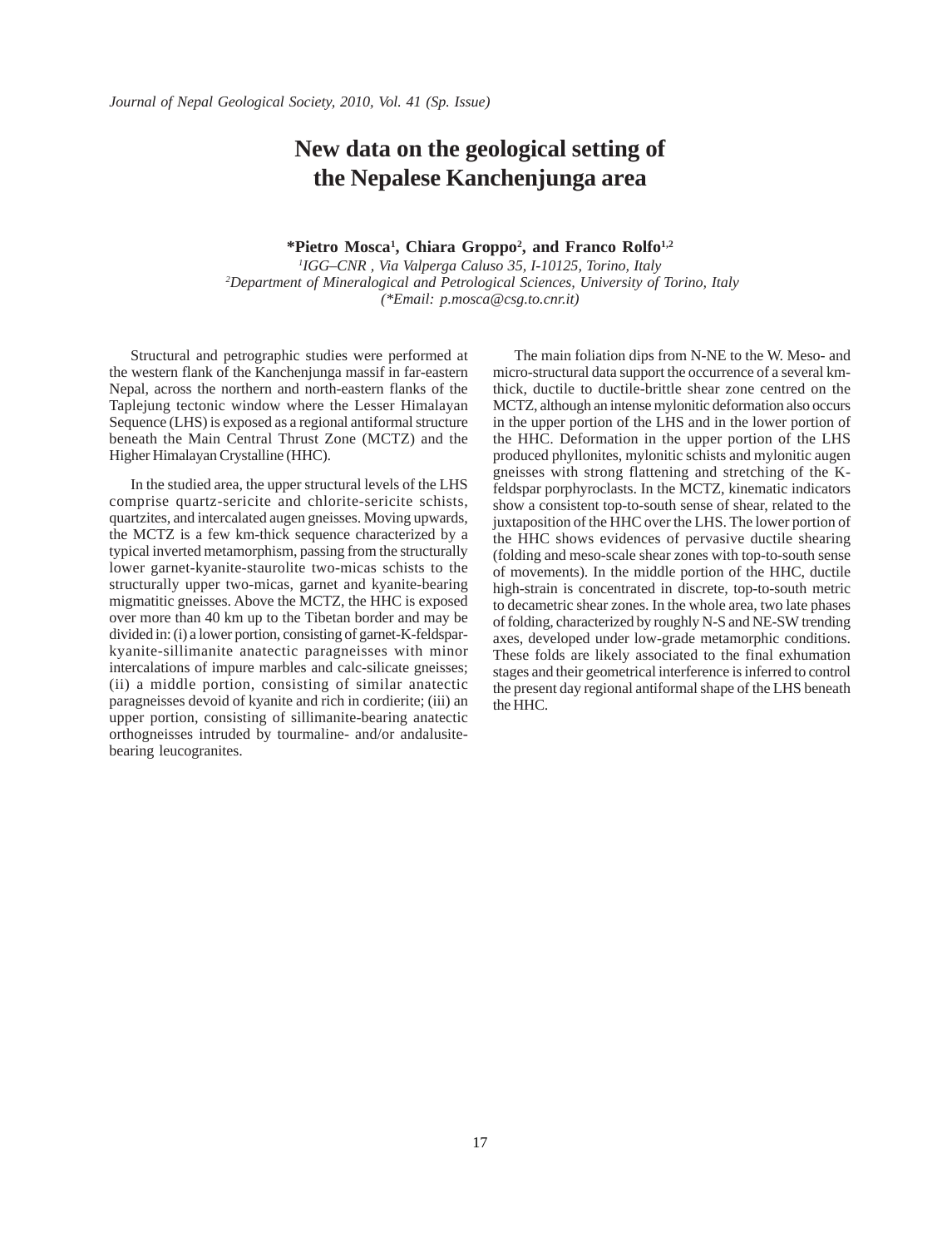# New data on the geological setting of the Nepalese Kanchenjunga area

**\*Pietro Mosca[1], Chiara Groppo[2], and Franco Rolfo[1,2]**

*[1]IGG–CNR , Via Valperga Caluso 35, I-10125, Torino, Italy*
*[2]Department of Mineralogical and Petrological Sciences, University of Torino, Italy*
*(\*Email: p.mosca@csg.to.cnr.it)*

Structural and petrographic studies were performed at the western flank of the Kanchenjunga massif in far-eastern Nepal, across the northern and north-eastern flanks of the Taplejung tectonic window where the Lesser Himalayan Sequence (LHS) is exposed as a regional antiformal structure beneath the Main Central Thrust Zone (MCTZ) and the Higher Himalayan Crystalline (HHC).

In the studied area, the upper structural levels of the LHS comprise quartz-sericite and chlorite-sericite schists, quartzites, and intercalated augen gneisses. Moving upwards, the MCTZ is a few km-thick sequence characterized by a typical inverted metamorphism, passing from the structurally lower garnet-kyanite-staurolite two-micas schists to the structurally upper two-micas, garnet and kyanite-bearing migmatitic gneisses. Above the MCTZ, the HHC is exposed over more than 40 km up to the Tibetan border and may be divided in: (i) a lower portion, consisting of garnet-K-feldspar-kyanite-sillimanite anatectic paragneisses with minor intercalations of impure marbles and calc-silicate gneisses; (ii) a middle portion, consisting of similar anatectic paragneisses devoid of kyanite and rich in cordierite; (iii) an upper portion, consisting of sillimanite-bearing anatectic orthogneisses intruded by tourmaline- and/or andalusite-bearing leucogranites.

The main foliation dips from N-NE to the W. Meso- and micro-structural data support the occurrence of a several km-thick, ductile to ductile-brittle shear zone centred on the MCTZ, although an intense mylonitic deformation also occurs in the upper portion of the LHS and in the lower portion of the HHC. Deformation in the upper portion of the LHS produced phyllonites, mylonitic schists and mylonitic augen gneisses with strong flattening and stretching of the K-feldspar porphyroclasts. In the MCTZ, kinematic indicators show a consistent top-to-south sense of shear, related to the juxtaposition of the HHC over the LHS. The lower portion of the HHC shows evidences of pervasive ductile shearing (folding and meso-scale shear zones with top-to-south sense of movements). In the middle portion of the HHC, ductile high-strain is concentrated in discrete, top-to-south metric to decametric shear zones. In the whole area, two late phases of folding, characterized by roughly N-S and NE-SW trending axes, developed under low-grade metamorphic conditions. These folds are likely associated to the final exhumation stages and their geometrical interference is inferred to control the present day regional antiformal shape of the LHS beneath the HHC.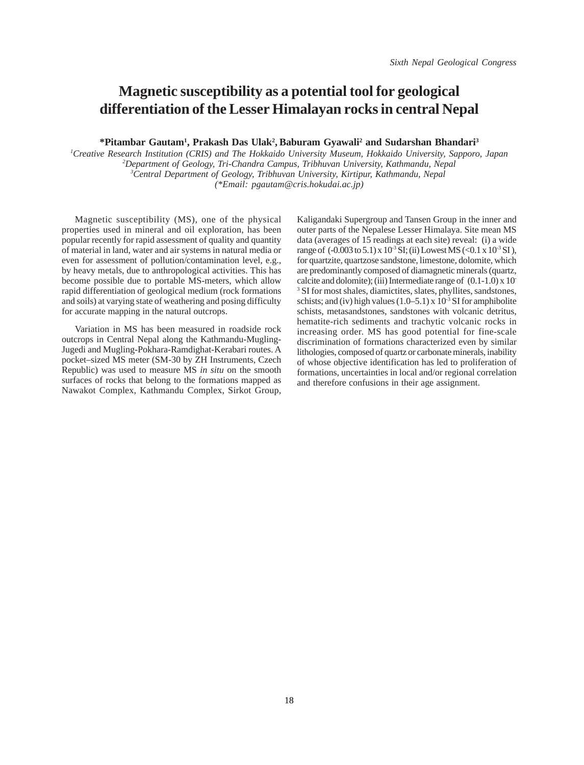# Magnetic susceptibility as a potential tool for geological differentiation of the Lesser Himalayan rocks in central Nepal

**\*Pitambar Gautam[1], Prakash Das Ulak[2], Baburam Gyawali[2] and Sudarshan Bhandari[3]**

*[1]Creative Research Institution (CRIS) and The Hokkaido University Museum, Hokkaido University, Sapporo, Japan*
*[2]Department of Geology, Tri-Chandra Campus, Tribhuvan University, Kathmandu, Nepal*
*[3]Central Department of Geology, Tribhuvan University, Kirtipur, Kathmandu, Nepal*
*(\*Email: pgautam@cris.hokudai.ac.jp)*

Magnetic susceptibility (MS), one of the physical properties used in mineral and oil exploration, has been popular recently for rapid assessment of quality and quantity of material in land, water and air systems in natural media or even for assessment of pollution/contamination level, e.g., by heavy metals, due to anthropological activities. This has become possible due to portable MS-meters, which allow rapid differentiation of geological medium (rock formations and soils) at varying state of weathering and posing difficulty for accurate mapping in the natural outcrops.

Variation in MS has been measured in roadside rock outcrops in Central Nepal along the Kathmandu-Mugling-Jugedi and Mugling-Pokhara-Ramdighat-Kerabari routes. A pocket–sized MS meter (SM-30 by ZH Instruments, Czech Republic) was used to measure MS *in situ* on the smooth surfaces of rocks that belong to the formations mapped as Nawakot Complex, Kathmandu Complex, Sirkot Group, Kaligandaki Supergroup and Tansen Group in the inner and outer parts of the Nepalese Lesser Himalaya. Site mean MS data (averages of 15 readings at each site) reveal: (i) a wide range of (-0.003 to 5.1) x $10^{-3}$ SI; (ii) Lowest MS (<0.1 x $10^{-3}$ SI ), for quartzite, quartzose sandstone, limestone, dolomite, which are predominantly composed of diamagnetic minerals (quartz, calcite and dolomite); (iii) Intermediate range of (0.1-1.0) x $10^{-3}$ SI for most shales, diamictites, slates, phyllites, sandstones, schists; and (iv) high values (1.0–5.1) x $10^{-3}$ SI for amphibolite schists, metasandstones, sandstones with volcanic detritus, hematite-rich sediments and trachytic volcanic rocks in increasing order. MS has good potential for fine-scale discrimination of formations characterized even by similar lithologies, composed of quartz or carbonate minerals, inability of whose objective identification has led to proliferation of formations, uncertainties in local and/or regional correlation and therefore confusions in their age assignment.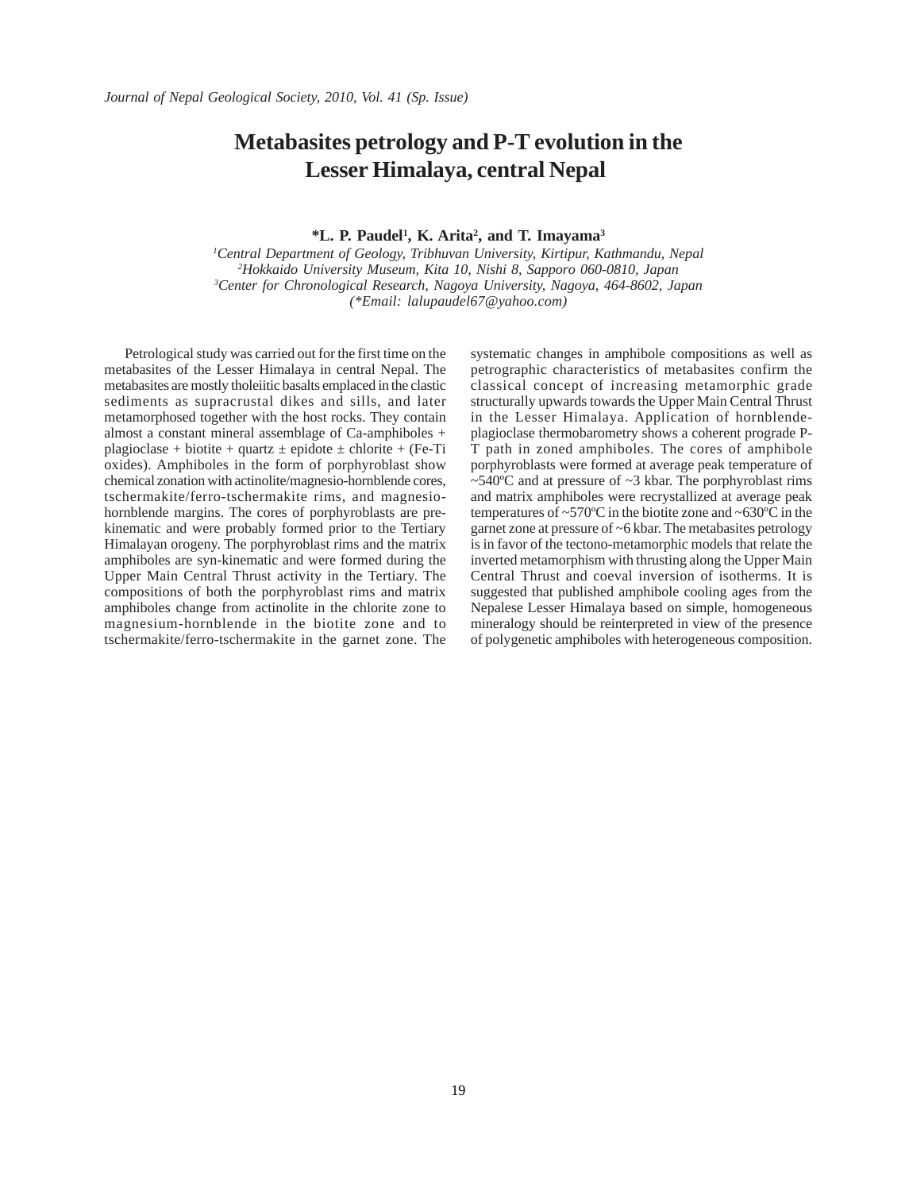# Metabasites petrology and P-T evolution in the Lesser Himalaya, central Nepal

**\*L. P. Paudel[1], K. Arita[2], and T. Imayama[3]**

*[1]Central Department of Geology, Tribhuvan University, Kirtipur, Kathmandu, Nepal*
*[2]Hokkaido University Museum, Kita 10, Nishi 8, Sapporo 060-0810, Japan*
*[3]Center for Chronological Research, Nagoya University, Nagoya, 464-8602, Japan*
*(\*Email: lalupaudel67@yahoo.com)*

Petrological study was carried out for the first time on the metabasites of the Lesser Himalaya in central Nepal. The metabasites are mostly tholeiitic basalts emplaced in the clastic sediments as supracrustal dikes and sills, and later metamorphosed together with the host rocks. They contain almost a constant mineral assemblage of Ca-amphiboles + plagioclase + biotite + quartz ± epidote ± chlorite + (Fe-Ti oxides). Amphiboles in the form of porphyroblast show chemical zonation with actinolite/magnesio-hornblende cores, tschermakite/ferro-tschermakite rims, and magnesio-hornblende margins. The cores of porphyroblasts are pre-kinematic and were probably formed prior to the Tertiary Himalayan orogeny. The porphyroblast rims and the matrix amphiboles are syn-kinematic and were formed during the Upper Main Central Thrust activity in the Tertiary. The compositions of both the porphyroblast rims and matrix amphiboles change from actinolite in the chlorite zone to magnesium-hornblende in the biotite zone and to tschermakite/ferro-tschermakite in the garnet zone. The systematic changes in amphibole compositions as well as petrographic characteristics of metabasites confirm the classical concept of increasing metamorphic grade structurally upwards towards the Upper Main Central Thrust in the Lesser Himalaya. Application of hornblende-plagioclase thermobarometry shows a coherent prograde P-T path in zoned amphiboles. The cores of amphibole porphyroblasts were formed at average peak temperature of ~540ºC and at pressure of ~3 kbar. The porphyroblast rims and matrix amphiboles were recrystallized at average peak temperatures of ~570ºC in the biotite zone and ~630ºC in the garnet zone at pressure of ~6 kbar. The metabasites petrology is in favor of the tectono-metamorphic models that relate the inverted metamorphism with thrusting along the Upper Main Central Thrust and coeval inversion of isotherms. It is suggested that published amphibole cooling ages from the Nepalese Lesser Himalaya based on simple, homogeneous mineralogy should be reinterpreted in view of the presence of polygenetic amphiboles with heterogeneous composition.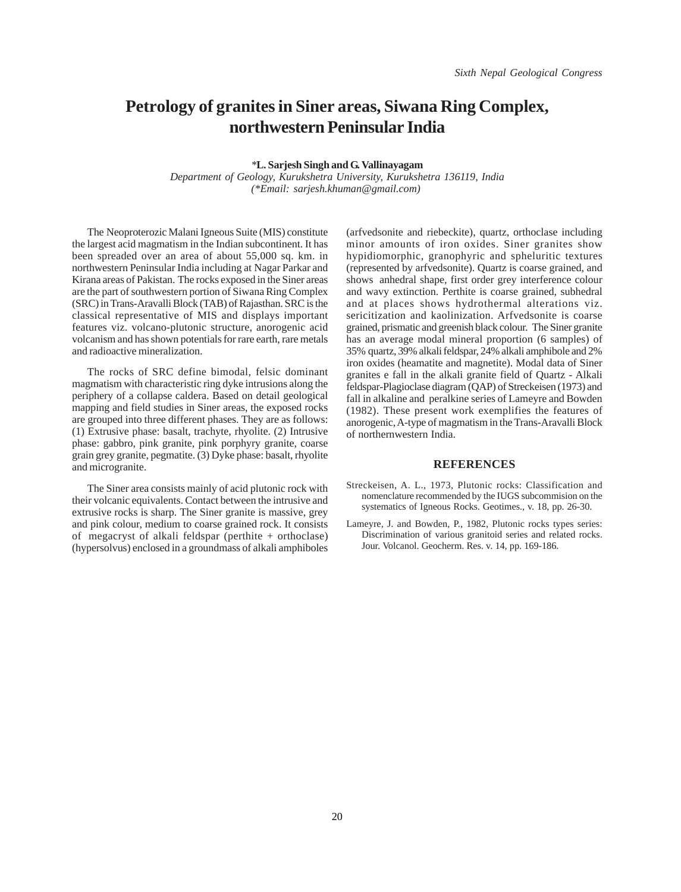# Petrology of granites in Siner areas, Siwana Ring Complex, northwestern Peninsular India

*L. Sarjesh Singh and G. Vallinayagam**

*Department of Geology, Kurukshetra University, Kurukshetra 136119, India*
*(*Email: sarjesh.khuman@gmail.com)*

The Neoproterozic Malani Igneous Suite (MIS) constitute the largest acid magmatism in the Indian subcontinent. It has been spreaded over an area of about 55,000 sq. km. in northwestern Peninsular India including at Nagar Parkar and Kirana areas of Pakistan. The rocks exposed in the Siner areas are the part of southwestern portion of Siwana Ring Complex (SRC) in Trans-Aravalli Block (TAB) of Rajasthan. SRC is the classical representative of MIS and displays important features viz. volcano-plutonic structure, anorogenic acid volcanism and has shown potentials for rare earth, rare metals and radioactive mineralization.

The rocks of SRC define bimodal, felsic dominant magmatism with characteristic ring dyke intrusions along the periphery of a collapse caldera. Based on detail geological mapping and field studies in Siner areas, the exposed rocks are grouped into three different phases. They are as follows: (1) Extrusive phase: basalt, trachyte, rhyolite. (2) Intrusive phase: gabbro, pink granite, pink porphyry granite, coarse grain grey granite, pegmatite. (3) Dyke phase: basalt, rhyolite and microgranite.

The Siner area consists mainly of acid plutonic rock with their volcanic equivalents. Contact between the intrusive and extrusive rocks is sharp. The Siner granite is massive, grey and pink colour, medium to coarse grained rock. It consists of megacryst of alkali feldspar (perthite + orthoclase) (hypersolvus) enclosed in a groundmass of alkali amphiboles (arfvedsonite and riebeckite), quartz, orthoclase including minor amounts of iron oxides. Siner granites show hypidiomorphic, granophyric and spheluritic textures (represented by arfvedsonite). Quartz is coarse grained, and shows anhedral shape, first order grey interference colour and wavy extinction. Perthite is coarse grained, subhedral and at places shows hydrothermal alterations viz. sericitization and kaolinization. Arfvedsonite is coarse grained, prismatic and greenish black colour. The Siner granite has an average modal mineral proportion (6 samples) of 35% quartz, 39% alkali feldspar, 24% alkali amphibole and 2% iron oxides (heamatite and magnetite). Modal data of Siner granites e fall in the alkali granite field of Quartz - Alkali feldspar-Plagioclase diagram (QAP) of Streckeisen (1973) and fall in alkaline and peralkine series of Lameyre and Bowden (1982). These present work exemplifies the features of anorogenic, A-type of magmatism in the Trans-Aravalli Block of northernwestern India.

## REFERENCES

Streckeisen, A. L., 1973, Plutonic rocks: Classification and nomenclature recommended by the IUGS subcommision on the systematics of Igneous Rocks. Geotimes., v. 18, pp. 26-30.

Lameyre, J. and Bowden, P., 1982, Plutonic rocks types series: Discrimination of various granitoid series and related rocks. Jour. Volcanol. Geocherm. Res. v. 14, pp. 169-186.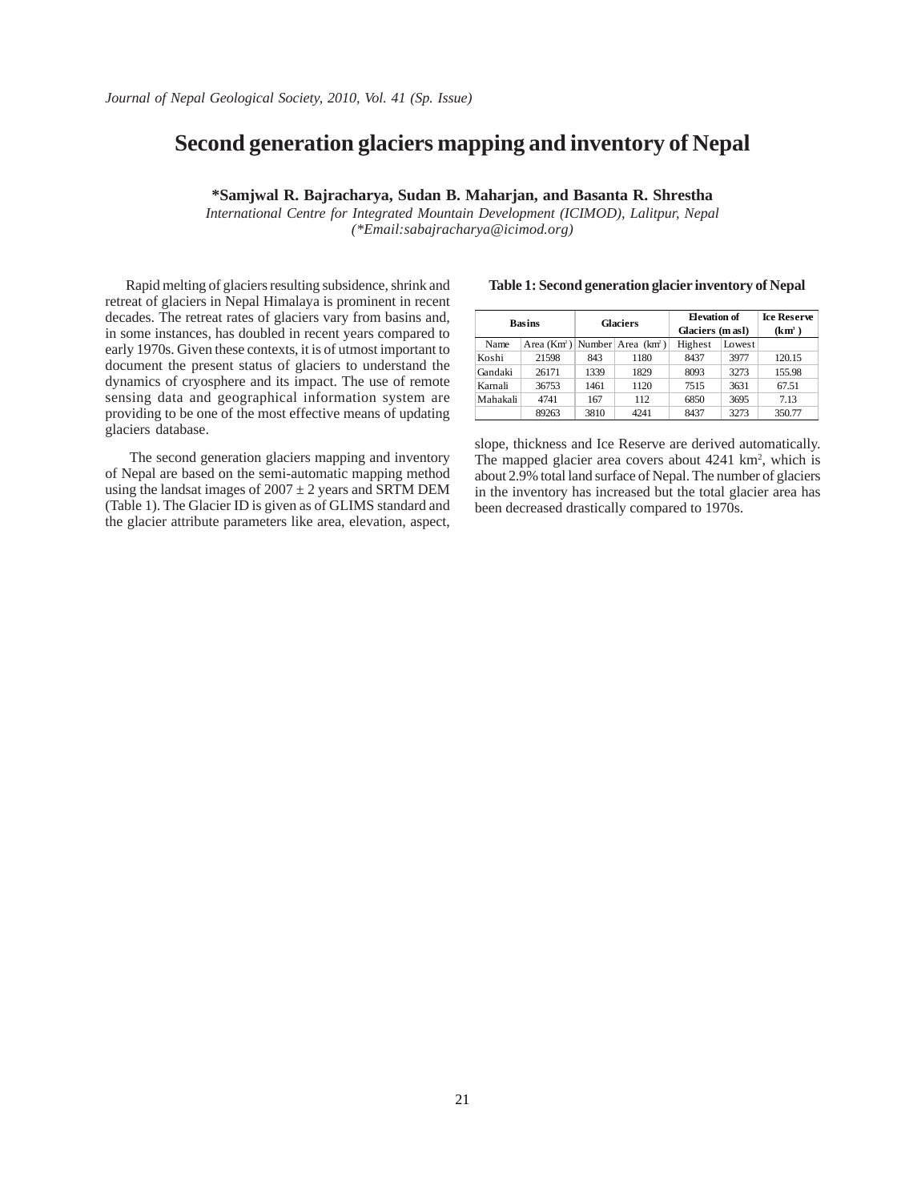# Second generation glaciers mapping and inventory of Nepal

**\*Samjwal R. Bajracharya, Sudan B. Maharjan, and Basanta R. Shrestha**

*International Centre for Integrated Mountain Development (ICIMOD), Lalitpur, Nepal*
*(\*Email:sabajracharya@icimod.org)*

Rapid melting of glaciers resulting subsidence, shrink and retreat of glaciers in Nepal Himalaya is prominent in recent decades. The retreat rates of glaciers vary from basins and, in some instances, has doubled in recent years compared to early 1970s. Given these contexts, it is of utmost important to document the present status of glaciers to understand the dynamics of cryosphere and its impact. The use of remote sensing data and geographical information system are providing to be one of the most effective means of updating glaciers database.

The second generation glaciers mapping and inventory of Nepal are based on the semi-automatic mapping method using the landsat images of 2007 ± 2 years and SRTM DEM (Table 1). The Glacier ID is given as of GLIMS standard and the glacier attribute parameters like area, elevation, aspect, slope, thickness and Ice Reserve are derived automatically. The mapped glacier area covers about 4241 km$^2$, which is about 2.9% total land surface of Nepal. The number of glaciers in the inventory has increased but the total glacier area has been decreased drastically compared to 1970s.

**Table 1: Second generation glacier inventory of Nepal**

| Basins | | Glaciers | | Elevation of Glaciers (m asl) | | Ice Reserve (km$^3$) |
|---|---|---|---|---|---|---|
| Name | Area (Km$^2$) | Number | Area (km$^2$) | Highest | Lowest | |
| Koshi | 21598 | 843 | 1180 | 8437 | 3977 | 120.15 |
| Gandaki | 26171 | 1339 | 1829 | 8093 | 3273 | 155.98 |
| Karnali | 36753 | 1461 | 1120 | 7515 | 3631 | 67.51 |
| Mahakali | 4741 | 167 | 112 | 6850 | 3695 | 7.13 |
| | 89263 | 3810 | 4241 | 8437 | 3273 | 350.77 |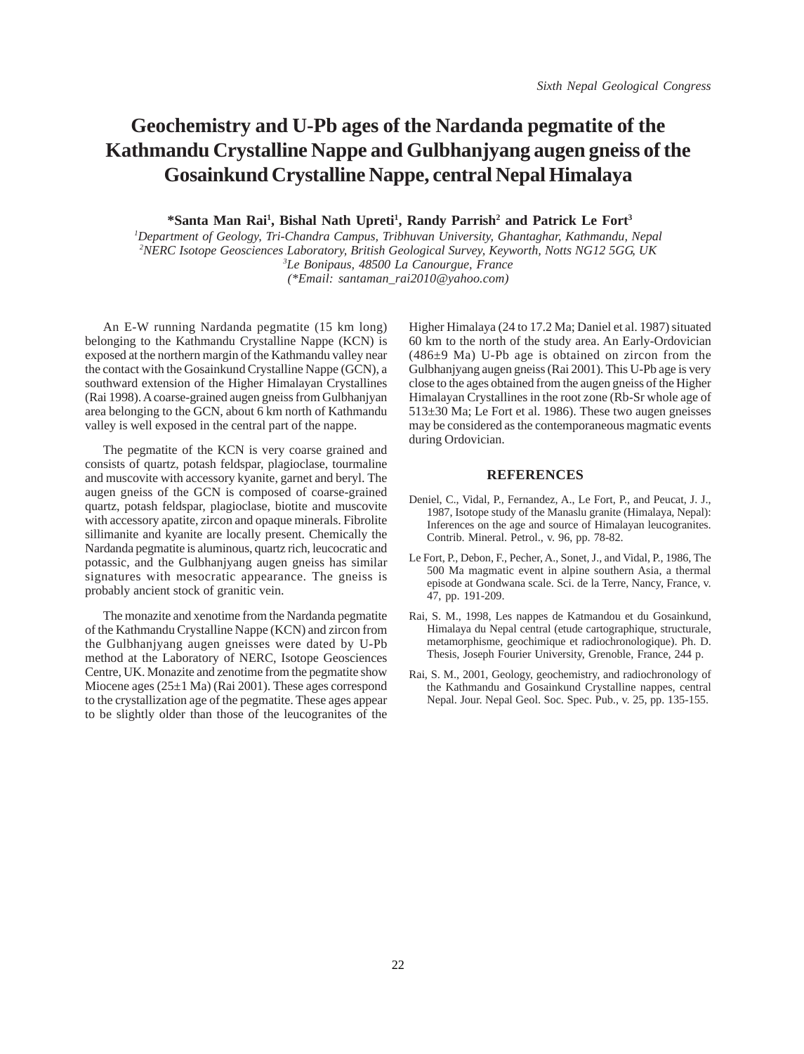# Geochemistry and U-Pb ages of the Nardanda pegmatite of the Kathmandu Crystalline Nappe and Gulbhanjyang augen gneiss of the Gosainkund Crystalline Nappe, central Nepal Himalaya

**\*Santa Man Rai[1], Bishal Nath Upreti[1], Randy Parrish[2] and Patrick Le Fort[3]**

[1]*Department of Geology, Tri-Chandra Campus, Tribhuvan University, Ghantaghar, Kathmandu, Nepal*
[2]*NERC Isotope Geosciences Laboratory, British Geological Survey, Keyworth, Notts NG12 5GG, UK*
[3]*Le Bonipaus, 48500 La Canourgue, France*
*(\*Email: santaman_rai2010@yahoo.com)*

An E-W running Nardanda pegmatite (15 km long) belonging to the Kathmandu Crystalline Nappe (KCN) is exposed at the northern margin of the Kathmandu valley near the contact with the Gosainkund Crystalline Nappe (GCN), a southward extension of the Higher Himalayan Crystallines (Rai 1998). A coarse-grained augen gneiss from Gulbhanjyan area belonging to the GCN, about 6 km north of Kathmandu valley is well exposed in the central part of the nappe.

The pegmatite of the KCN is very coarse grained and consists of quartz, potash feldspar, plagioclase, tourmaline and muscovite with accessory kyanite, garnet and beryl. The augen gneiss of the GCN is composed of coarse-grained quartz, potash feldspar, plagioclase, biotite and muscovite with accessory apatite, zircon and opaque minerals. Fibrolite sillimanite and kyanite are locally present. Chemically the Nardanda pegmatite is aluminous, quartz rich, leucocratic and potassic, and the Gulbhanjyang augen gneiss has similar signatures with mesocratic appearance. The gneiss is probably ancient stock of granitic vein.

The monazite and xenotime from the Nardanda pegmatite of the Kathmandu Crystalline Nappe (KCN) and zircon from the Gulbhanjyang augen gneisses were dated by U-Pb method at the Laboratory of NERC, Isotope Geosciences Centre, UK. Monazite and zenotime from the pegmatite show Miocene ages (25±1 Ma) (Rai 2001). These ages correspond to the crystallization age of the pegmatite. These ages appear to be slightly older than those of the leucogranites of the Higher Himalaya (24 to 17.2 Ma; Daniel et al. 1987) situated 60 km to the north of the study area. An Early-Ordovician (486±9 Ma) U-Pb age is obtained on zircon from the Gulbhanjyang augen gneiss (Rai 2001). This U-Pb age is very close to the ages obtained from the augen gneiss of the Higher Himalayan Crystallines in the root zone (Rb-Sr whole age of 513±30 Ma; Le Fort et al. 1986). These two augen gneisses may be considered as the contemporaneous magmatic events during Ordovician.

## REFERENCES

Deniel, C., Vidal, P., Fernandez, A., Le Fort, P., and Peucat, J. J., 1987, Isotope study of the Manaslu granite (Himalaya, Nepal): Inferences on the age and source of Himalayan leucogranites. Contrib. Mineral. Petrol., v. 96, pp. 78-82.

Le Fort, P., Debon, F., Pecher, A., Sonet, J., and Vidal, P., 1986, The 500 Ma magmatic event in alpine southern Asia, a thermal episode at Gondwana scale. Sci. de la Terre, Nancy, France, v. 47, pp. 191-209.

Rai, S. M., 1998, Les nappes de Katmandou et du Gosainkund, Himalaya du Nepal central (etude cartographique, structurale, metamorphisme, geochimique et radiochronologique). Ph. D. Thesis, Joseph Fourier University, Grenoble, France, 244 p.

Rai, S. M., 2001, Geology, geochemistry, and radiochronology of the Kathmandu and Gosainkund Crystalline nappes, central Nepal. Jour. Nepal Geol. Soc. Spec. Pub., v. 25, pp. 135-155.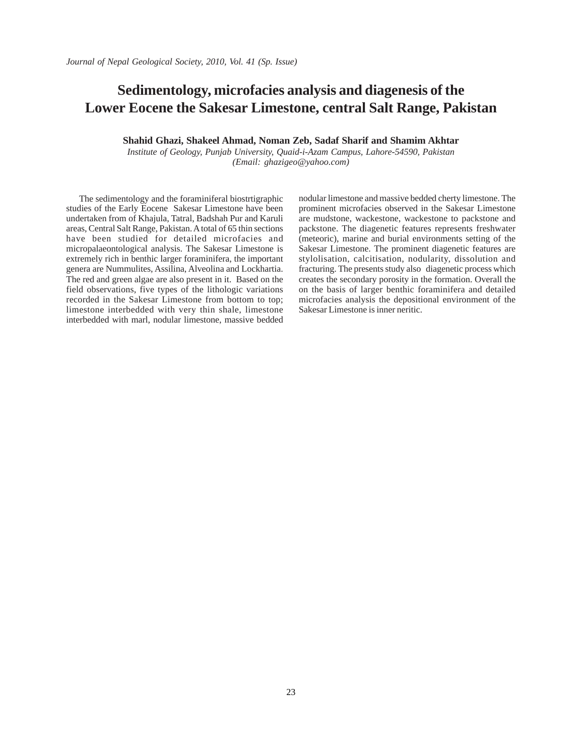# Sedimentology, microfacies analysis and diagenesis of the Lower Eocene the Sakesar Limestone, central Salt Range, Pakistan

**Shahid Ghazi, Shakeel Ahmad, Noman Zeb, Sadaf Sharif and Shamim Akhtar**

*Institute of Geology, Punjab University, Quaid-i-Azam Campus, Lahore-54590, Pakistan*
*(Email: ghazigeo@yahoo.com)*

The sedimentology and the foraminiferal biostrtigraphic studies of the Early Eocene Sakesar Limestone have been undertaken from of Khajula, Tatral, Badshah Pur and Karuli areas, Central Salt Range, Pakistan. A total of 65 thin sections have been studied for detailed microfacies and micropalaeontological analysis. The Sakesar Limestone is extremely rich in benthic larger foraminifera, the important genera are Nummulites, Assilina, Alveolina and Lockhartia. The red and green algae are also present in it. Based on the field observations, five types of the lithologic variations recorded in the Sakesar Limestone from bottom to top; limestone interbedded with very thin shale, limestone interbedded with marl, nodular limestone, massive bedded nodular limestone and massive bedded cherty limestone. The prominent microfacies observed in the Sakesar Limestone are mudstone, wackestone, wackestone to packstone and packstone. The diagenetic features represents freshwater (meteoric), marine and burial environments setting of the Sakesar Limestone. The prominent diagenetic features are stylolisation, calcitisation, nodularity, dissolution and fracturing. The presents study also diagenetic process which creates the secondary porosity in the formation. Overall the on the basis of larger benthic foraminifera and detailed microfacies analysis the depositional environment of the Sakesar Limestone is inner neritic.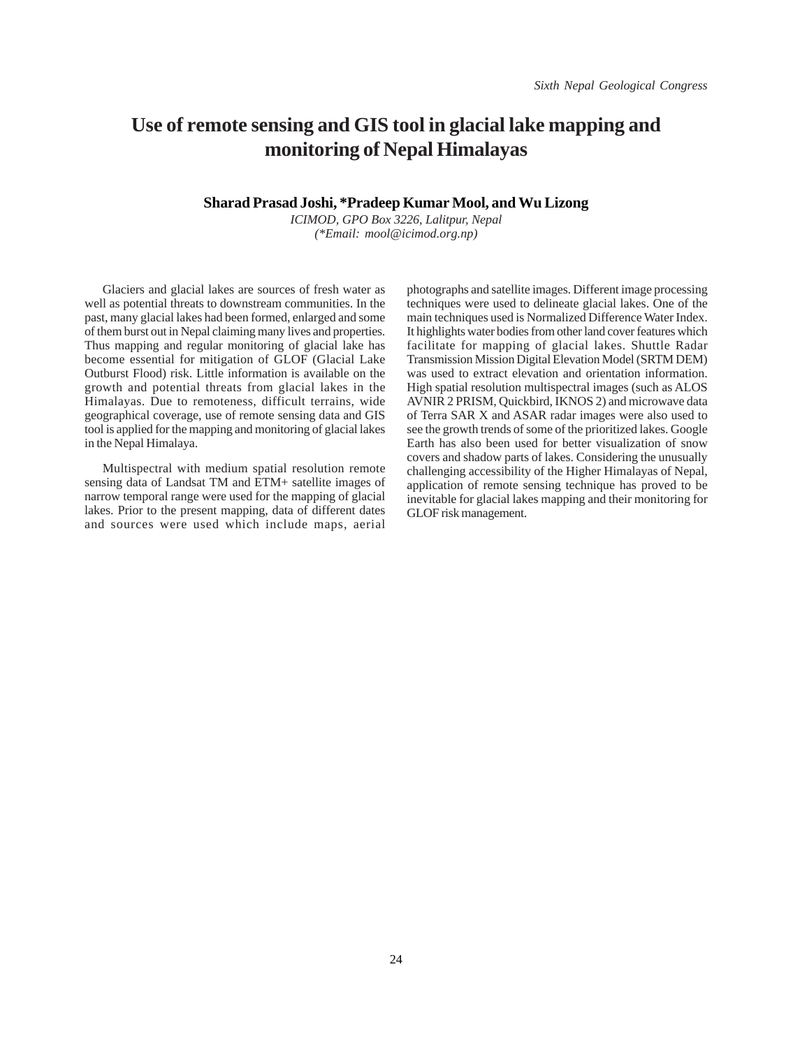# Use of remote sensing and GIS tool in glacial lake mapping and monitoring of Nepal Himalayas

**Sharad Prasad Joshi, *Pradeep Kumar Mool, and Wu Lizong**

*ICIMOD, GPO Box 3226, Lalitpur, Nepal*
*(*Email: mool@icimod.org.np)*

Glaciers and glacial lakes are sources of fresh water as well as potential threats to downstream communities. In the past, many glacial lakes had been formed, enlarged and some of them burst out in Nepal claiming many lives and properties. Thus mapping and regular monitoring of glacial lake has become essential for mitigation of GLOF (Glacial Lake Outburst Flood) risk. Little information is available on the growth and potential threats from glacial lakes in the Himalayas. Due to remoteness, difficult terrains, wide geographical coverage, use of remote sensing data and GIS tool is applied for the mapping and monitoring of glacial lakes in the Nepal Himalaya.

Multispectral with medium spatial resolution remote sensing data of Landsat TM and ETM+ satellite images of narrow temporal range were used for the mapping of glacial lakes. Prior to the present mapping, data of different dates and sources were used which include maps, aerial photographs and satellite images. Different image processing techniques were used to delineate glacial lakes. One of the main techniques used is Normalized Difference Water Index. It highlights water bodies from other land cover features which facilitate for mapping of glacial lakes. Shuttle Radar Transmission Mission Digital Elevation Model (SRTM DEM) was used to extract elevation and orientation information. High spatial resolution multispectral images (such as ALOS AVNIR 2 PRISM, Quickbird, IKNOS 2) and microwave data of Terra SAR X and ASAR radar images were also used to see the growth trends of some of the prioritized lakes. Google Earth has also been used for better visualization of snow covers and shadow parts of lakes. Considering the unusually challenging accessibility of the Higher Himalayas of Nepal, application of remote sensing technique has proved to be inevitable for glacial lakes mapping and their monitoring for GLOF risk management.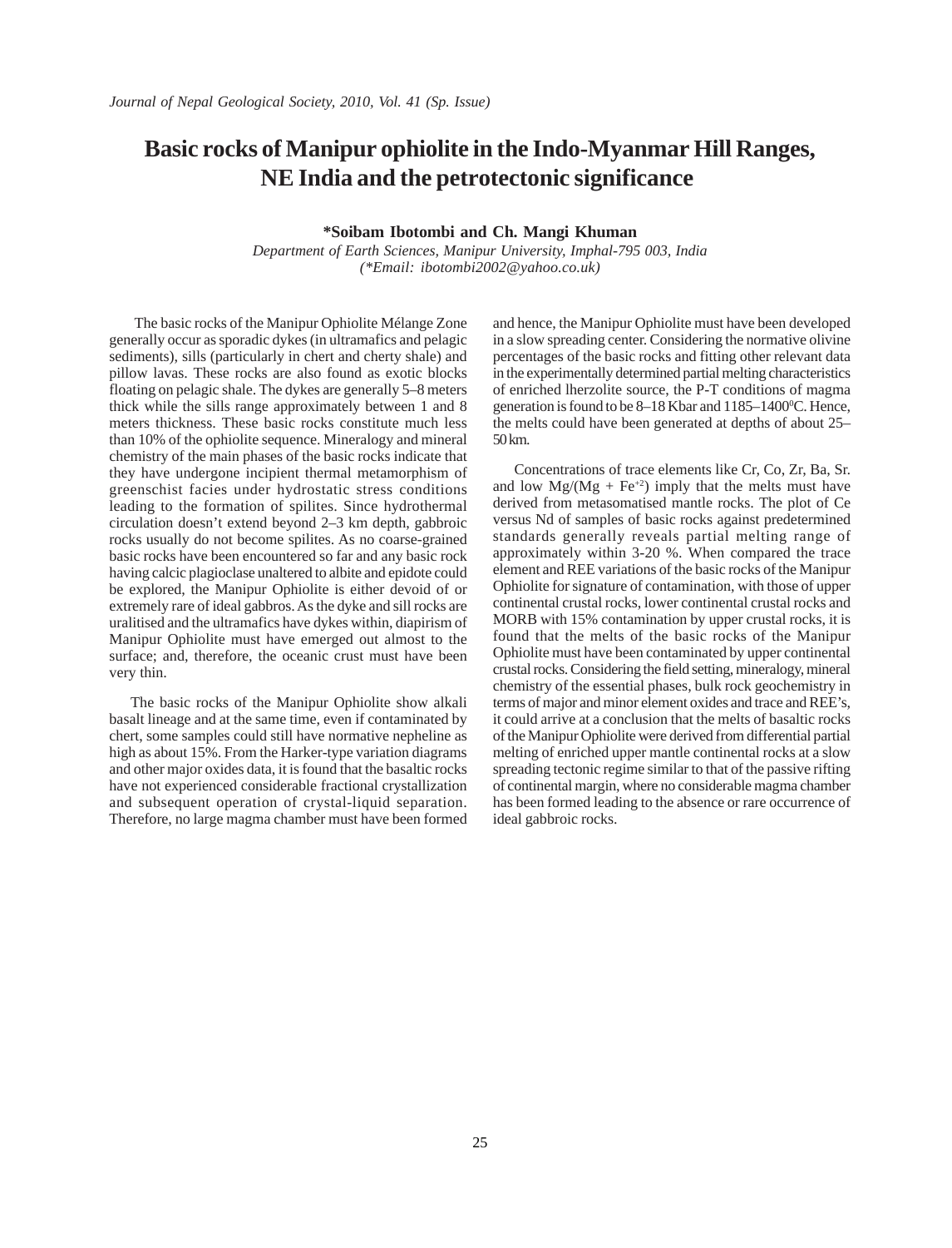# Basic rocks of Manipur ophiolite in the Indo-Myanmar Hill Ranges, NE India and the petrotectonic significance

**\*Soibam Ibotombi and Ch. Mangi Khuman**

*Department of Earth Sciences, Manipur University, Imphal-795 003, India*
*(\*Email: ibotombi2002@yahoo.co.uk)*

The basic rocks of the Manipur Ophiolite Mélange Zone generally occur as sporadic dykes (in ultramafics and pelagic sediments), sills (particularly in chert and cherty shale) and pillow lavas. These rocks are also found as exotic blocks floating on pelagic shale. The dykes are generally 5–8 meters thick while the sills range approximately between 1 and 8 meters thickness. These basic rocks constitute much less than 10% of the ophiolite sequence. Mineralogy and mineral chemistry of the main phases of the basic rocks indicate that they have undergone incipient thermal metamorphism of greenschist facies under hydrostatic stress conditions leading to the formation of spilites. Since hydrothermal circulation doesn't extend beyond 2–3 km depth, gabbroic rocks usually do not become spilites. As no coarse-grained basic rocks have been encountered so far and any basic rock having calcic plagioclase unaltered to albite and epidote could be explored, the Manipur Ophiolite is either devoid of or extremely rare of ideal gabbros. As the dyke and sill rocks are uralitised and the ultramafics have dykes within, diapirism of Manipur Ophiolite must have emerged out almost to the surface; and, therefore, the oceanic crust must have been very thin.

The basic rocks of the Manipur Ophiolite show alkali basalt lineage and at the same time, even if contaminated by chert, some samples could still have normative nepheline as high as about 15%. From the Harker-type variation diagrams and other major oxides data, it is found that the basaltic rocks have not experienced considerable fractional crystallization and subsequent operation of crystal-liquid separation. Therefore, no large magma chamber must have been formed and hence, the Manipur Ophiolite must have been developed in a slow spreading center. Considering the normative olivine percentages of the basic rocks and fitting other relevant data in the experimentally determined partial melting characteristics of enriched lherzolite source, the P-T conditions of magma generation is found to be 8–18 Kbar and 1185–1400$^0$C. Hence, the melts could have been generated at depths of about 25–50 km.

Concentrations of trace elements like Cr, Co, Zr, Ba, Sr. and low $Mg/(Mg + Fe^{+2})$ imply that the melts must have derived from metasomatised mantle rocks. The plot of Ce versus Nd of samples of basic rocks against predetermined standards generally reveals partial melting range of approximately within 3-20 %. When compared the trace element and REE variations of the basic rocks of the Manipur Ophiolite for signature of contamination, with those of upper continental crustal rocks, lower continental crustal rocks and MORB with 15% contamination by upper crustal rocks, it is found that the melts of the basic rocks of the Manipur Ophiolite must have been contaminated by upper continental crustal rocks. Considering the field setting, mineralogy, mineral chemistry of the essential phases, bulk rock geochemistry in terms of major and minor element oxides and trace and REE's, it could arrive at a conclusion that the melts of basaltic rocks of the Manipur Ophiolite were derived from differential partial melting of enriched upper mantle continental rocks at a slow spreading tectonic regime similar to that of the passive rifting of continental margin, where no considerable magma chamber has been formed leading to the absence or rare occurrence of ideal gabbroic rocks.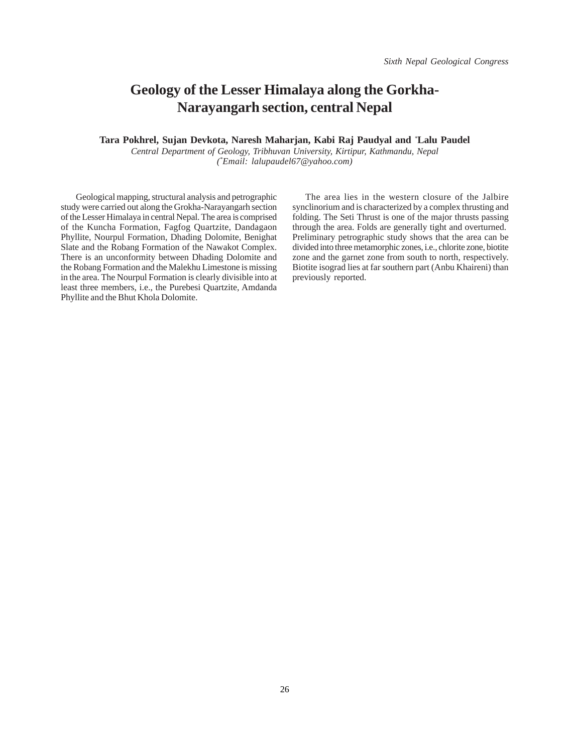# Geology of the Lesser Himalaya along the Gorkha-Narayangarh section, central Nepal

**Tara Pokhrel, Sujan Devkota, Naresh Maharjan, Kabi Raj Paudyal and *Lalu Paudel**

*Central Department of Geology, Tribhuvan University, Kirtipur, Kathmandu, Nepal*
*(*Email: lalupaudel67@yahoo.com)*

Geological mapping, structural analysis and petrographic study were carried out along the Grokha-Narayangarh section of the Lesser Himalaya in central Nepal. The area is comprised of the Kuncha Formation, Fagfog Quartzite, Dandagaon Phyllite, Nourpul Formation, Dhading Dolomite, Benighat Slate and the Robang Formation of the Nawakot Complex. There is an unconformity between Dhading Dolomite and the Robang Formation and the Malekhu Limestone is missing in the area. The Nourpul Formation is clearly divisible into at least three members, i.e., the Purebesi Quartzite, Amdanda Phyllite and the Bhut Khola Dolomite.

The area lies in the western closure of the Jalbire synclinorium and is characterized by a complex thrusting and folding. The Seti Thrust is one of the major thrusts passing through the area. Folds are generally tight and overturned. Preliminary petrographic study shows that the area can be divided into three metamorphic zones, i.e., chlorite zone, biotite zone and the garnet zone from south to north, respectively. Biotite isograd lies at far southern part (Anbu Khaireni) than previously reported.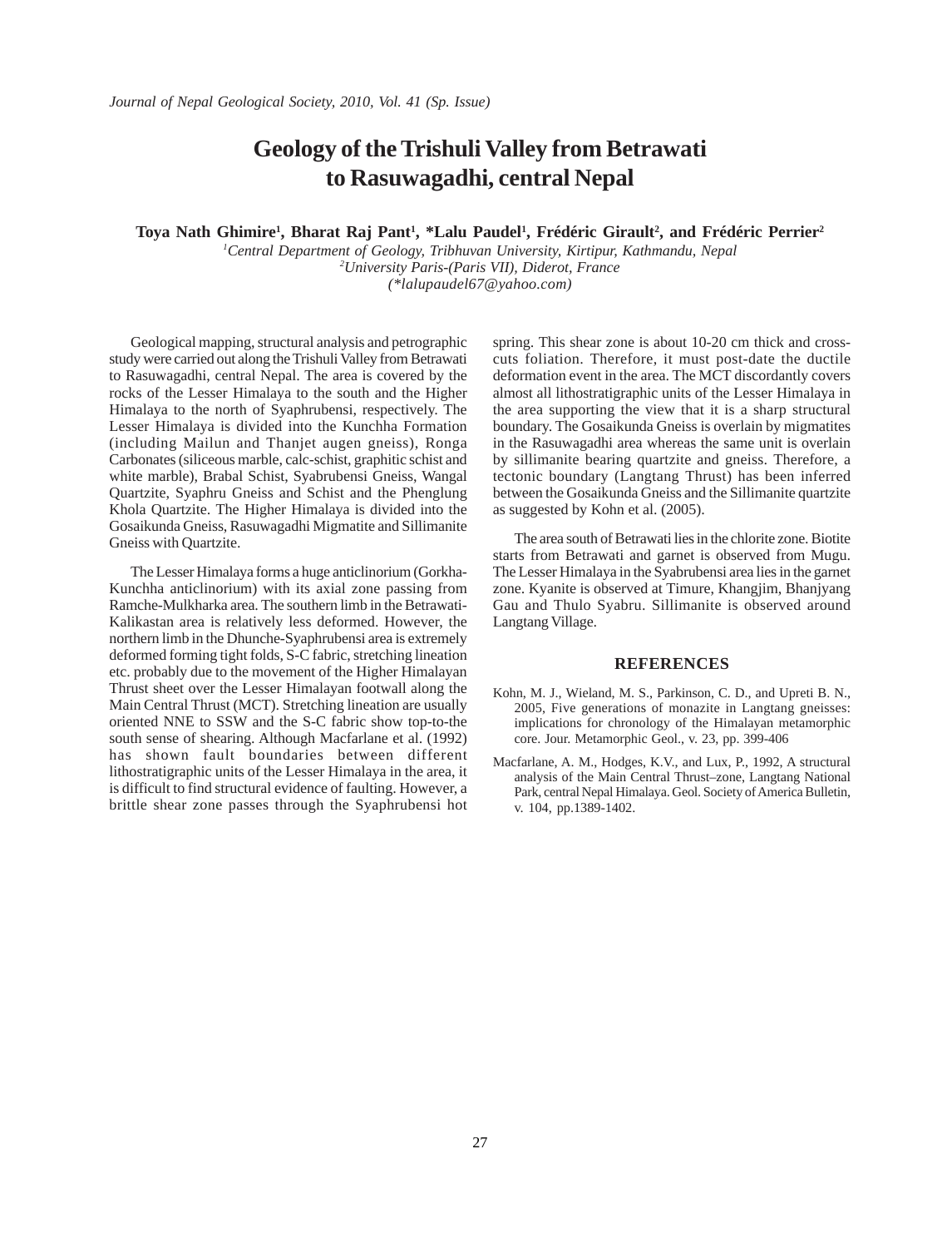# Geology of the Trishuli Valley from Betrawati to Rasuwagadhi, central Nepal

**Toya Nath Ghimire[1], Bharat Raj Pant[1], *Lalu Paudel[1], Frédéric Girault[2], and Frédéric Perrier[2]**

*[1]Central Department of Geology, Tribhuvan University, Kirtipur, Kathmandu, Nepal*
*[2]University Paris-(Paris VII), Diderot, France*
*(*lalupaudel67@yahoo.com)*

Geological mapping, structural analysis and petrographic study were carried out along the Trishuli Valley from Betrawati to Rasuwagadhi, central Nepal. The area is covered by the rocks of the Lesser Himalaya to the south and the Higher Himalaya to the north of Syaphrubensi, respectively. The Lesser Himalaya is divided into the Kunchha Formation (including Mailun and Thanjet augen gneiss), Ronga Carbonates (siliceous marble, calc-schist, graphitic schist and white marble), Brabal Schist, Syabrubensi Gneiss, Wangal Quartzite, Syaphru Gneiss and Schist and the Phenglung Khola Quartzite. The Higher Himalaya is divided into the Gosaikunda Gneiss, Rasuwagadhi Migmatite and Sillimanite Gneiss with Quartzite.

The Lesser Himalaya forms a huge anticlinorium (Gorkha-Kunchha anticlinorium) with its axial zone passing from Ramche-Mulkharka area. The southern limb in the Betrawati-Kalikastan area is relatively less deformed. However, the northern limb in the Dhunche-Syaphrubensi area is extremely deformed forming tight folds, S-C fabric, stretching lineation etc. probably due to the movement of the Higher Himalayan Thrust sheet over the Lesser Himalayan footwall along the Main Central Thrust (MCT). Stretching lineation are usually oriented NNE to SSW and the S-C fabric show top-to-the south sense of shearing. Although Macfarlane et al. (1992) has shown fault boundaries between different lithostratigraphic units of the Lesser Himalaya in the area, it is difficult to find structural evidence of faulting. However, a brittle shear zone passes through the Syaphrubensi hot spring. This shear zone is about 10-20 cm thick and cross-cuts foliation. Therefore, it must post-date the ductile deformation event in the area. The MCT discordantly covers almost all lithostratigraphic units of the Lesser Himalaya in the area supporting the view that it is a sharp structural boundary. The Gosaikunda Gneiss is overlain by migmatites in the Rasuwagadhi area whereas the same unit is overlain by sillimanite bearing quartzite and gneiss. Therefore, a tectonic boundary (Langtang Thrust) has been inferred between the Gosaikunda Gneiss and the Sillimanite quartzite as suggested by Kohn et al. (2005).

The area south of Betrawati lies in the chlorite zone. Biotite starts from Betrawati and garnet is observed from Mugu. The Lesser Himalaya in the Syabrubensi area lies in the garnet zone. Kyanite is observed at Timure, Khangjim, Bhanjyang Gau and Thulo Syabru. Sillimanite is observed around Langtang Village.

## REFERENCES

Kohn, M. J., Wieland, M. S., Parkinson, C. D., and Upreti B. N., 2005, Five generations of monazite in Langtang gneisses: implications for chronology of the Himalayan metamorphic core. Jour. Metamorphic Geol., v. 23, pp. 399-406

Macfarlane, A. M., Hodges, K.V., and Lux, P., 1992, A structural analysis of the Main Central Thrust–zone, Langtang National Park, central Nepal Himalaya. Geol. Society of America Bulletin, v. 104, pp.1389-1402.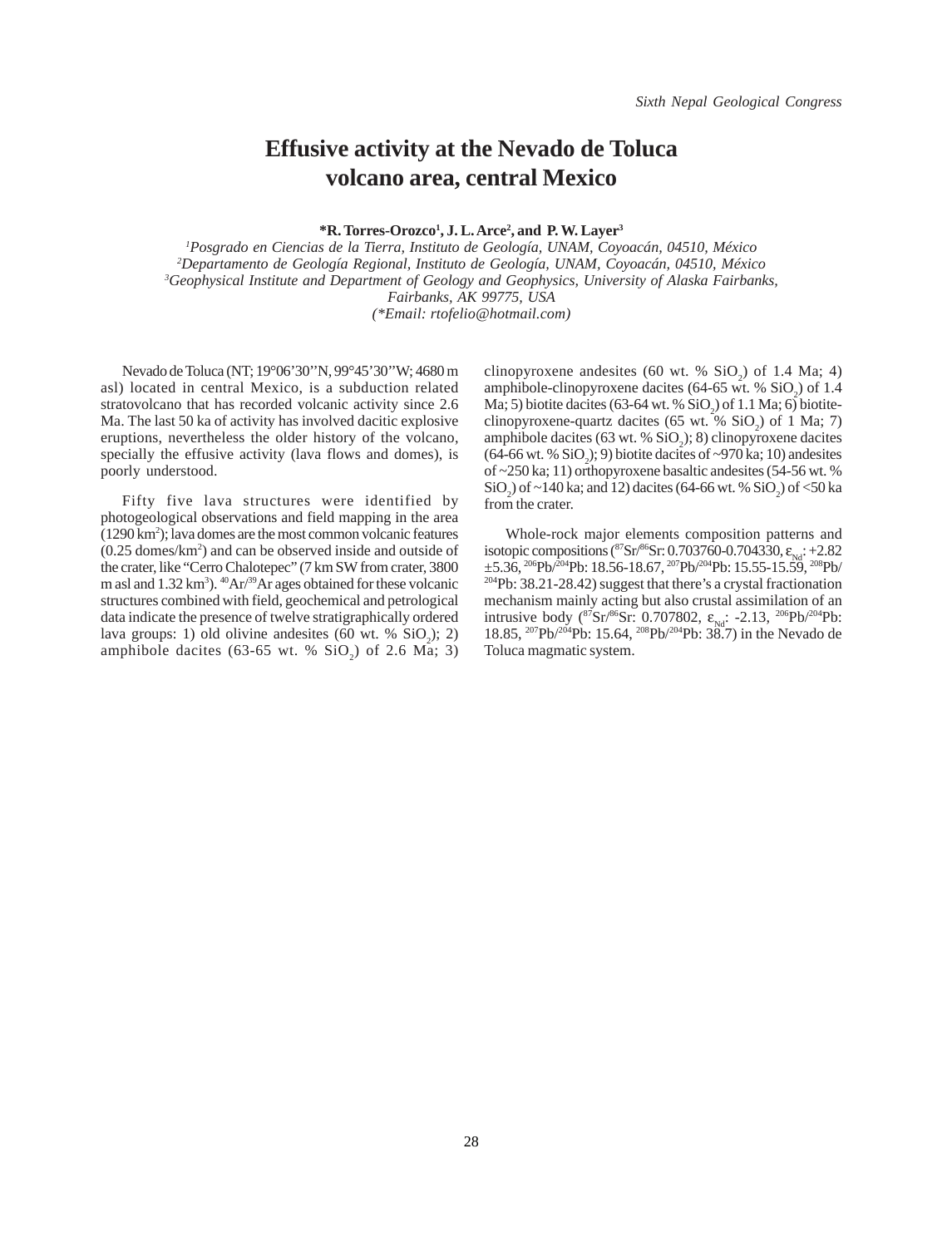# Effusive activity at the Nevado de Toluca volcano area, central Mexico

**\*R. Torres-Orozco[1], J. L. Arce[2], and P. W. Layer[3]**

*[1]Posgrado en Ciencias de la Tierra, Instituto de Geología, UNAM, Coyoacán, 04510, México*
*[2]Departamento de Geología Regional, Instituto de Geología, UNAM, Coyoacán, 04510, México*
*[3]Geophysical Institute and Department of Geology and Geophysics, University of Alaska Fairbanks, Fairbanks, AK 99775, USA*
*(\*Email: rtofelio@hotmail.com)*

Nevado de Toluca (NT; 19°06'30''N, 99°45'30''W; 4680 m asl) located in central Mexico, is a subduction related stratovolcano that has recorded volcanic activity since 2.6 Ma. The last 50 ka of activity has involved dacitic explosive eruptions, nevertheless the older history of the volcano, specially the effusive activity (lava flows and domes), is poorly understood.

Fifty five lava structures were identified by photogeological observations and field mapping in the area (1290 $km^2$); lava domes are the most common volcanic features (0.25 domes/$km^2$) and can be observed inside and outside of the crater, like "Cerro Chalotepec" (7 km SW from crater, 3800 m asl and 1.32 $km^3$). $^{40}Ar/^{39}Ar$ ages obtained for these volcanic structures combined with field, geochemical and petrological data indicate the presence of twelve stratigraphically ordered lava groups: 1) old olivine andesites (60 wt. % $SiO_2$); 2) amphibole dacites (63-65 wt. % $SiO_2$) of 2.6 Ma; 3) clinopyroxene andesites (60 wt. % $SiO_2$) of 1.4 Ma; 4) amphibole-clinopyroxene dacites (64-65 wt. % $SiO_2$) of 1.4 Ma; 5) biotite dacites (63-64 wt. % $SiO_2$) of 1.1 Ma; 6) biotite-clinopyroxene-quartz dacites (65 wt. % $SiO_2$) of 1 Ma; 7) amphibole dacites (63 wt. % $SiO_2$); 8) clinopyroxene dacites (64-66 wt. % $SiO_2$); 9) biotite dacites of ~970 ka; 10) andesites of ~250 ka; 11) orthopyroxene basaltic andesites (54-56 wt. % $SiO_2$) of ~140 ka; and 12) dacites (64-66 wt. % $SiO_2$) of <50 ka from the crater.

Whole-rock major elements composition patterns and isotopic compositions ($^{87}Sr/^{86}Sr$: 0.703760-0.704330, $\varepsilon_{Nd}$: +2.82 ±5.36, $^{206}Pb/^{204}Pb$: 18.56-18.67, $^{207}Pb/^{204}Pb$: 15.55-15.59, $^{208}Pb/^{204}Pb$: 38.21-28.42) suggest that there's a crystal fractionation mechanism mainly acting but also crustal assimilation of an intrusive body ($^{87}Sr/^{86}Sr$: 0.707802, $\varepsilon_{Nd}$: -2.13, $^{206}Pb/^{204}Pb$: 18.85, $^{207}Pb/^{204}Pb$: 15.64, $^{208}Pb/^{204}Pb$: 38.7) in the Nevado de Toluca magmatic system.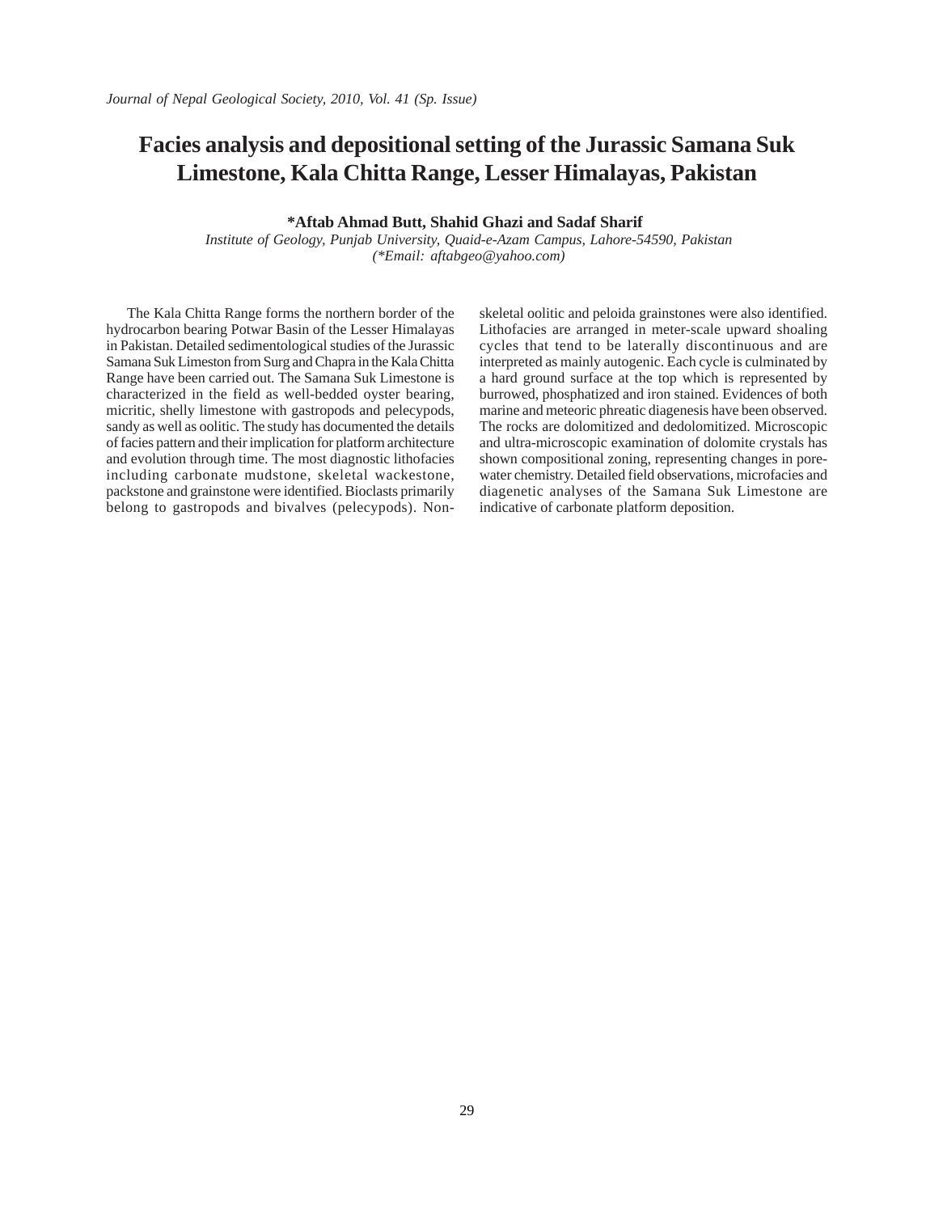# Facies analysis and depositional setting of the Jurassic Samana Suk Limestone, Kala Chitta Range, Lesser Himalayas, Pakistan

**\*Aftab Ahmad Butt, Shahid Ghazi and Sadaf Sharif**

*Institute of Geology, Punjab University, Quaid-e-Azam Campus, Lahore-54590, Pakistan*
*(\*Email: aftabgeo@yahoo.com)*

The Kala Chitta Range forms the northern border of the hydrocarbon bearing Potwar Basin of the Lesser Himalayas in Pakistan. Detailed sedimentological studies of the Jurassic Samana Suk Limeston from Surg and Chapra in the Kala Chitta Range have been carried out. The Samana Suk Limestone is characterized in the field as well-bedded oyster bearing, micritic, shelly limestone with gastropods and pelecypods, sandy as well as oolitic. The study has documented the details of facies pattern and their implication for platform architecture and evolution through time. The most diagnostic lithofacies including carbonate mudstone, skeletal wackestone, packstone and grainstone were identified. Bioclasts primarily belong to gastropods and bivalves (pelecypods). Non-skeletal oolitic and peloida grainstones were also identified. Lithofacies are arranged in meter-scale upward shoaling cycles that tend to be laterally discontinuous and are interpreted as mainly autogenic. Each cycle is culminated by a hard ground surface at the top which is represented by burrowed, phosphatized and iron stained. Evidences of both marine and meteoric phreatic diagenesis have been observed. The rocks are dolomitized and dedolomitized. Microscopic and ultra-microscopic examination of dolomite crystals has shown compositional zoning, representing changes in pore-water chemistry. Detailed field observations, microfacies and diagenetic analyses of the Samana Suk Limestone are indicative of carbonate platform deposition.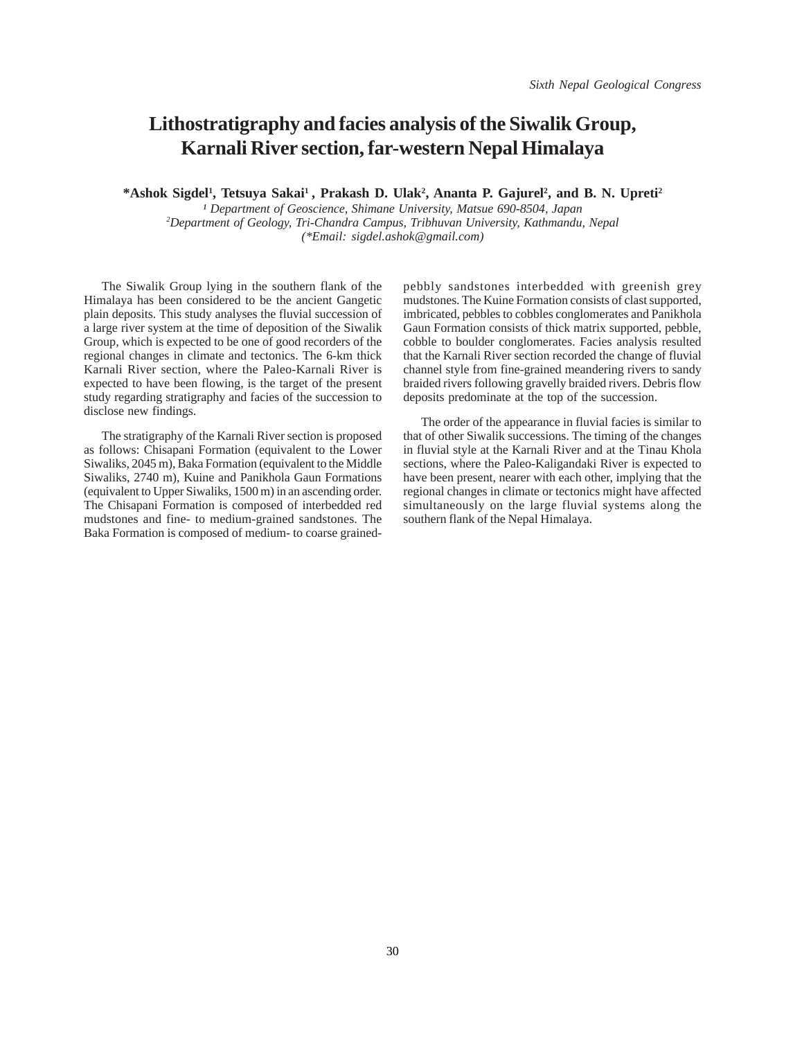# Lithostratigraphy and facies analysis of the Siwalik Group, Karnali River section, far-western Nepal Himalaya

**\*Ashok Sigdel[1], Tetsuya Sakai[1], Prakash D. Ulak[2], Ananta P. Gajurel[2], and B. N. Upreti[2]**

*[1] Department of Geoscience, Shimane University, Matsue 690-8504, Japan*
*[2]Department of Geology, Tri-Chandra Campus, Tribhuvan University, Kathmandu, Nepal*
*(\*Email: sigdel.ashok@gmail.com)*

The Siwalik Group lying in the southern flank of the Himalaya has been considered to be the ancient Gangetic plain deposits. This study analyses the fluvial succession of a large river system at the time of deposition of the Siwalik Group, which is expected to be one of good recorders of the regional changes in climate and tectonics. The 6-km thick Karnali River section, where the Paleo-Karnali River is expected to have been flowing, is the target of the present study regarding stratigraphy and facies of the succession to disclose new findings.

The stratigraphy of the Karnali River section is proposed as follows: Chisapani Formation (equivalent to the Lower Siwaliks, 2045 m), Baka Formation (equivalent to the Middle Siwaliks, 2740 m), Kuine and Panikhola Gaun Formations (equivalent to Upper Siwaliks, 1500 m) in an ascending order. The Chisapani Formation is composed of interbedded red mudstones and fine- to medium-grained sandstones. The Baka Formation is composed of medium- to coarse grained-pebbly sandstones interbedded with greenish grey mudstones. The Kuine Formation consists of clast supported, imbricated, pebbles to cobbles conglomerates and Panikhola Gaun Formation consists of thick matrix supported, pebble, cobble to boulder conglomerates. Facies analysis resulted that the Karnali River section recorded the change of fluvial channel style from fine-grained meandering rivers to sandy braided rivers following gravelly braided rivers. Debris flow deposits predominate at the top of the succession.

The order of the appearance in fluvial facies is similar to that of other Siwalik successions. The timing of the changes in fluvial style at the Karnali River and at the Tinau Khola sections, where the Paleo-Kaligandaki River is expected to have been present, nearer with each other, implying that the regional changes in climate or tectonics might have affected simultaneously on the large fluvial systems along the southern flank of the Nepal Himalaya.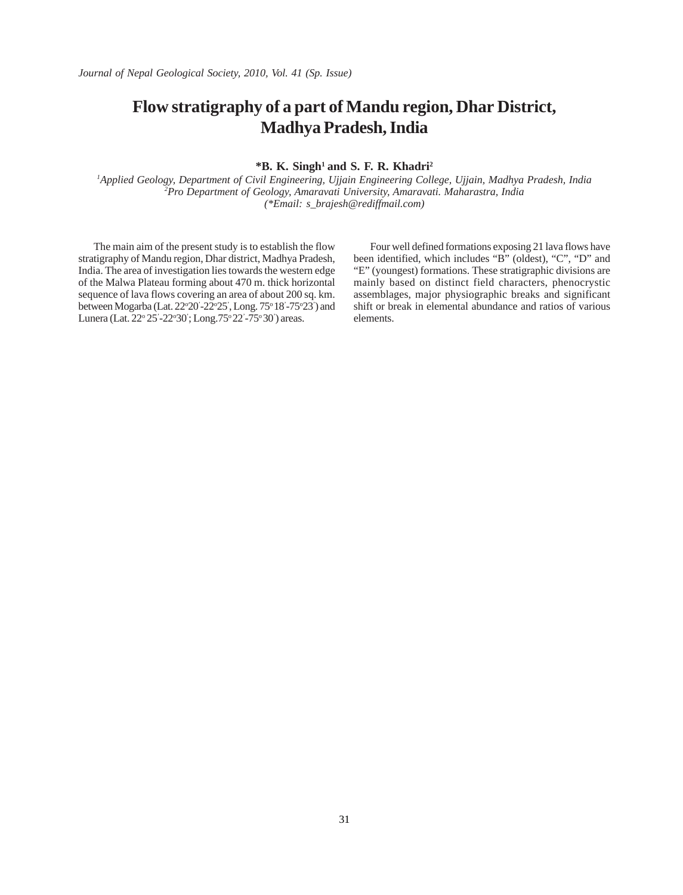# Flow stratigraphy of a part of Mandu region, Dhar District, Madhya Pradesh, India

**\*B. K. Singh[1] and S. F. R. Khadri[2]**

*[1]Applied Geology, Department of Civil Engineering, Ujjain Engineering College, Ujjain, Madhya Pradesh, India*
*[2]Pro Department of Geology, Amaravati University, Amaravati. Maharastra, India*
*(\*Email: s_brajesh@rediffmail.com)*

The main aim of the present study is to establish the flow stratigraphy of Mandu region, Dhar district, Madhya Pradesh, India. The area of investigation lies towards the western edge of the Malwa Plateau forming about 470 m. thick horizontal sequence of lava flows covering an area of about 200 sq. km. between Mogarba (Lat. 22°20'-22°25', Long. 75°18'-75°23') and Lunera (Lat. 22° 25'-22°30'; Long.75° 22'-75° 30') areas.

Four well defined formations exposing 21 lava flows have been identified, which includes "B" (oldest), "C", "D" and "E" (youngest) formations. These stratigraphic divisions are mainly based on distinct field characters, phenocrystic assemblages, major physiographic breaks and significant shift or break in elemental abundance and ratios of various elements.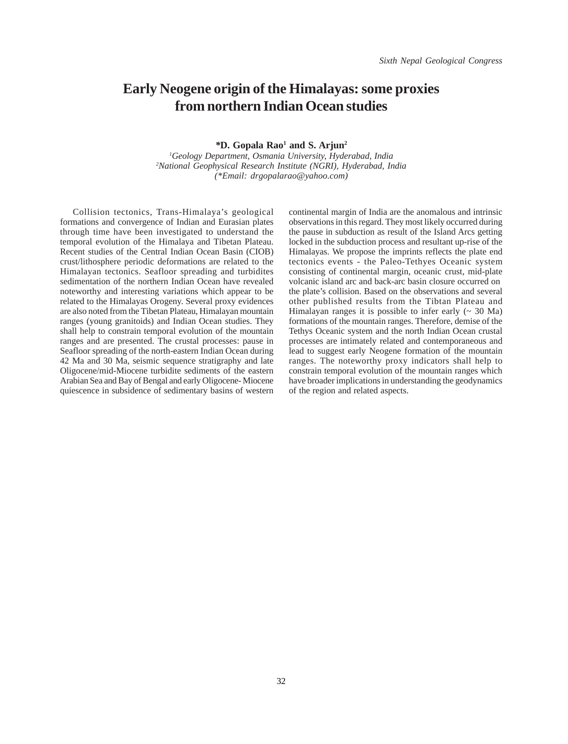# Early Neogene origin of the Himalayas: some proxies from northern Indian Ocean studies

**\*D. Gopala Rao[1] and S. Arjun[2]**

[1]*Geology Department, Osmania University, Hyderabad, India*
[2]*National Geophysical Research Institute (NGRI), Hyderabad, India*
*(\*Email: drgopalarao@yahoo.com)*

Collision tectonics, Trans-Himalaya's geological formations and convergence of Indian and Eurasian plates through time have been investigated to understand the temporal evolution of the Himalaya and Tibetan Plateau. Recent studies of the Central Indian Ocean Basin (CIOB) crust/lithosphere periodic deformations are related to the Himalayan tectonics. Seafloor spreading and turbidites sedimentation of the northern Indian Ocean have revealed noteworthy and interesting variations which appear to be related to the Himalayas Orogeny. Several proxy evidences are also noted from the Tibetan Plateau, Himalayan mountain ranges (young granitoids) and Indian Ocean studies. They shall help to constrain temporal evolution of the mountain ranges and are presented. The crustal processes: pause in Seafloor spreading of the north-eastern Indian Ocean during 42 Ma and 30 Ma, seismic sequence stratigraphy and late Oligocene/mid-Miocene turbidite sediments of the eastern Arabian Sea and Bay of Bengal and early Oligocene- Miocene quiescence in subsidence of sedimentary basins of western continental margin of India are the anomalous and intrinsic observations in this regard. They most likely occurred during the pause in subduction as result of the Island Arcs getting locked in the subduction process and resultant up-rise of the Himalayas. We propose the imprints reflects the plate end tectonics events - the Paleo-Tethyes Oceanic system consisting of continental margin, oceanic crust, mid-plate volcanic island arc and back-arc basin closure occurred on the plate's collision. Based on the observations and several other published results from the Tibtan Plateau and Himalayan ranges it is possible to infer early (~ 30 Ma) formations of the mountain ranges. Therefore, demise of the Tethys Oceanic system and the north Indian Ocean crustal processes are intimately related and contemporaneous and lead to suggest early Neogene formation of the mountain ranges. The noteworthy proxy indicators shall help to constrain temporal evolution of the mountain ranges which have broader implications in understanding the geodynamics of the region and related aspects.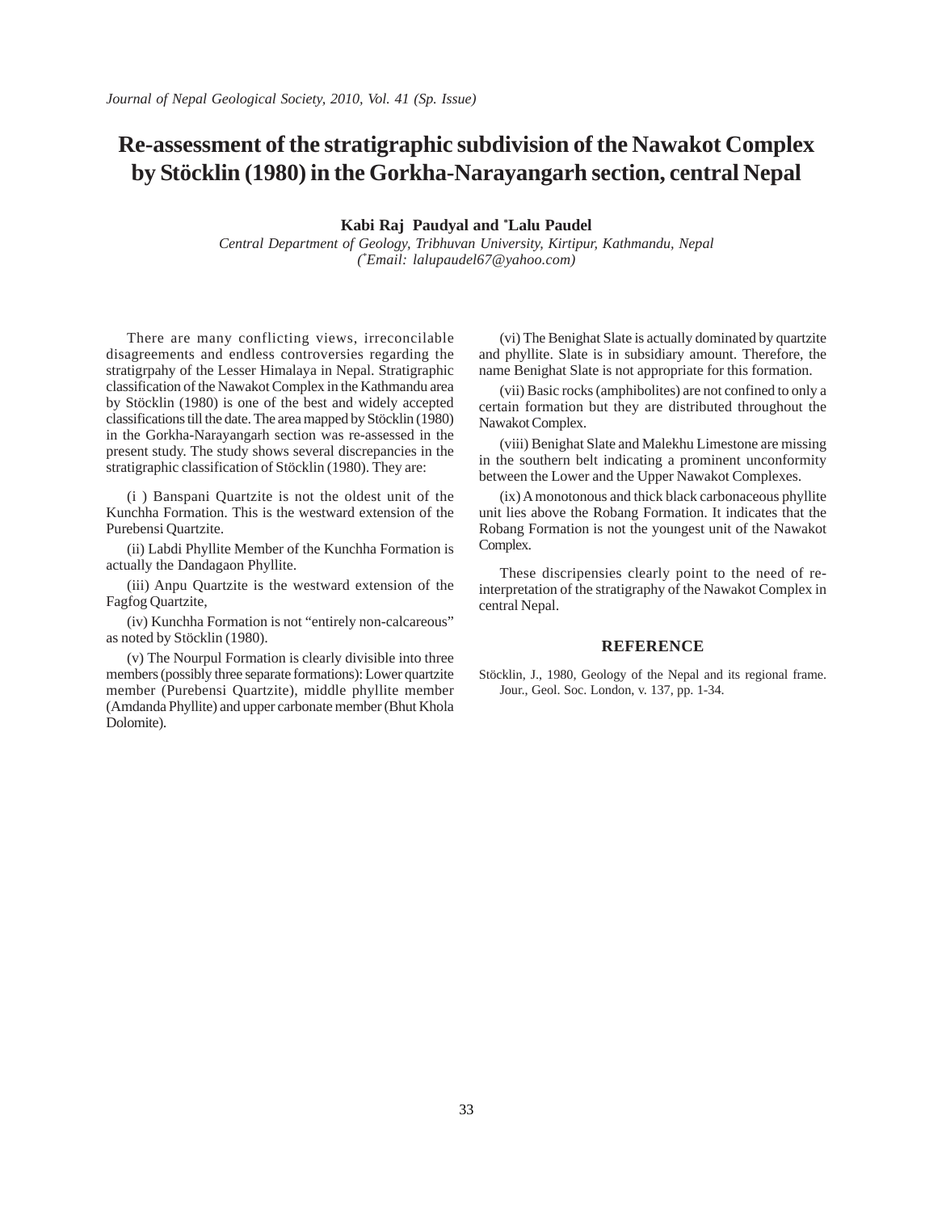# Re-assessment of the stratigraphic subdivision of the Nawakot Complex by Stöcklin (1980) in the Gorkha-Narayangarh section, central Nepal

**Kabi Raj Paudyal and *Lalu Paudel**

*Central Department of Geology, Tribhuvan University, Kirtipur, Kathmandu, Nepal*
*(*Email: lalupaudel67@yahoo.com)*

There are many conflicting views, irreconcilable disagreements and endless controversies regarding the stratigrpahy of the Lesser Himalaya in Nepal. Stratigraphic classification of the Nawakot Complex in the Kathmandu area by Stöcklin (1980) is one of the best and widely accepted classifications till the date. The area mapped by Stöcklin (1980) in the Gorkha-Narayangarh section was re-assessed in the present study. The study shows several discrepancies in the stratigraphic classification of Stöcklin (1980). They are:

(i ) Banspani Quartzite is not the oldest unit of the Kunchha Formation. This is the westward extension of the Purebensi Quartzite.

(ii) Labdi Phyllite Member of the Kunchha Formation is actually the Dandagaon Phyllite.

(iii) Anpu Quartzite is the westward extension of the Fagfog Quartzite,

(iv) Kunchha Formation is not "entirely non-calcareous" as noted by Stöcklin (1980).

(v) The Nourpul Formation is clearly divisible into three members (possibly three separate formations): Lower quartzite member (Purebensi Quartzite), middle phyllite member (Amdanda Phyllite) and upper carbonate member (Bhut Khola Dolomite).

(vi) The Benighat Slate is actually dominated by quartzite and phyllite. Slate is in subsidiary amount. Therefore, the name Benighat Slate is not appropriate for this formation.

(vii) Basic rocks (amphibolites) are not confined to only a certain formation but they are distributed throughout the Nawakot Complex.

(viii) Benighat Slate and Malekhu Limestone are missing in the southern belt indicating a prominent unconformity between the Lower and the Upper Nawakot Complexes.

(ix) A monotonous and thick black carbonaceous phyllite unit lies above the Robang Formation. It indicates that the Robang Formation is not the youngest unit of the Nawakot Complex.

These discripensies clearly point to the need of re-interpretation of the stratigraphy of the Nawakot Complex in central Nepal.

## REFERENCE

Stöcklin, J., 1980, Geology of the Nepal and its regional frame. Jour., Geol. Soc. London, v. 137, pp. 1-34.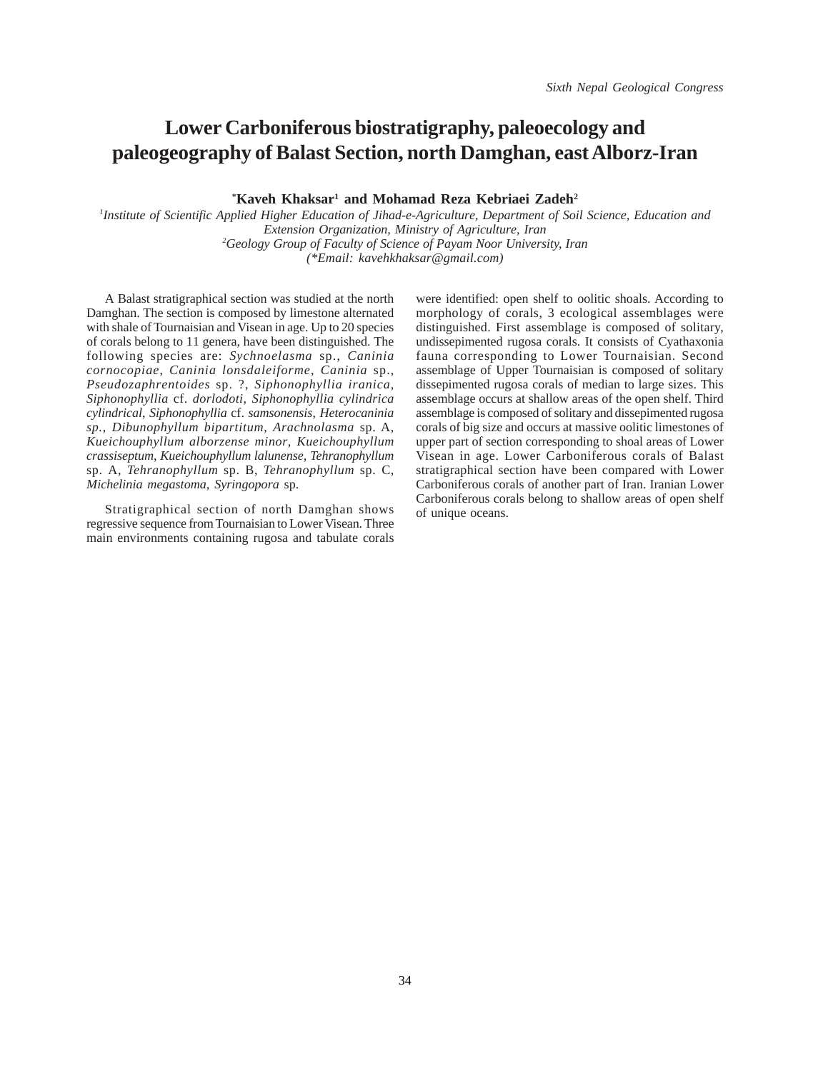# Lower Carboniferous biostratigraphy, paleoecology and paleogeography of Balast Section, north Damghan, east Alborz-Iran

**\*Kaveh Khaksar[1] and Mohamad Reza Kebriaei Zadeh[2]**

[1]*Institute of Scientific Applied Higher Education of Jihad-e-Agriculture, Department of Soil Science, Education and Extension Organization, Ministry of Agriculture, Iran*
[2]*Geology Group of Faculty of Science of Payam Noor University, Iran*
*(\*Email: kavehkhaksar@gmail.com)*

A Balast stratigraphical section was studied at the north Damghan. The section is composed by limestone alternated with shale of Tournaisian and Visean in age. Up to 20 species of corals belong to 11 genera, have been distinguished. The following species are: *Sychnoelasma* sp., *Caninia cornocopiae*, *Caninia lonsdaleiforme*, *Caninia* sp., *Pseudozaphrentoides* sp. ?, *Siphonophyllia iranica*, *Siphonophyllia* cf. *dorlodoti*, *Siphonophyllia cylindrica cylindrical*, *Siphonophyllia* cf. *samsonensis*, *Heterocaninia sp.*, *Dibunophyllum bipartitum*, *Arachnolasma* sp. A, *Kueichouphyllum alborzense minor*, *Kueichouphyllum crassiseptum*, *Kueichouphyllum lalunense*, *Tehranophyllum* sp. A, *Tehranophyllum* sp. B, *Tehranophyllum* sp. C, *Michelinia megastoma*, *Syringopora* sp.

Stratigraphical section of north Damghan shows regressive sequence from Tournaisian to Lower Visean. Three main environments containing rugosa and tabulate corals were identified: open shelf to oolitic shoals. According to morphology of corals, 3 ecological assemblages were distinguished. First assemblage is composed of solitary, undissepimented rugosa corals. It consists of Cyathaxonia fauna corresponding to Lower Tournaisian. Second assemblage of Upper Tournaisian is composed of solitary dissepimented rugosa corals of median to large sizes. This assemblage occurs at shallow areas of the open shelf. Third assemblage is composed of solitary and dissepimented rugosa corals of big size and occurs at massive oolitic limestones of upper part of section corresponding to shoal areas of Lower Visean in age. Lower Carboniferous corals of Balast stratigraphical section have been compared with Lower Carboniferous corals of another part of Iran. Iranian Lower Carboniferous corals belong to shallow areas of open shelf of unique oceans.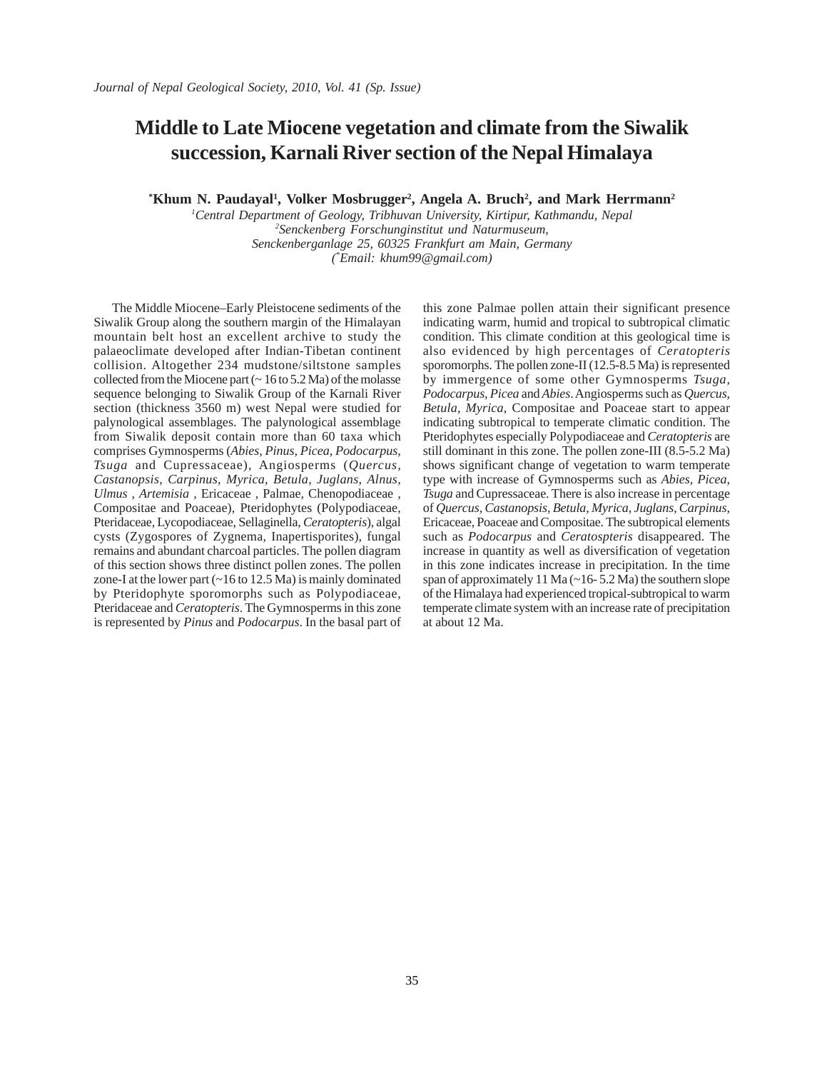# Middle to Late Miocene vegetation and climate from the Siwalik succession, Karnali River section of the Nepal Himalaya

**\*Khum N. Paudayal[1], Volker Mosbrugger[2], Angela A. Bruch[2], and Mark Herrmann[2]**

[1]*Central Department of Geology, Tribhuvan University, Kirtipur, Kathmandu, Nepal*
[2]*Senckenberg Forschunginstitut und Naturmuseum, Senckenberganlage 25, 60325 Frankfurt am Main, Germany*
*(\*Email: khum99@gmail.com)*

The Middle Miocene–Early Pleistocene sediments of the Siwalik Group along the southern margin of the Himalayan mountain belt host an excellent archive to study the palaeoclimate developed after Indian-Tibetan continent collision. Altogether 234 mudstone/siltstone samples collected from the Miocene part (~ 16 to 5.2 Ma) of the molasse sequence belonging to Siwalik Group of the Karnali River section (thickness 3560 m) west Nepal were studied for palynological assemblages. The palynological assemblage from Siwalik deposit contain more than 60 taxa which comprises Gymnosperms (*Abies, Pinus, Picea, Podocarpus, Tsuga* and Cupressaceae), Angiosperms (*Quercus, Castanopsis, Carpinus, Myrica, Betula, Juglans, Alnus, Ulmus* , *Artemisia* , Ericaceae , Palmae, Chenopodiaceae , Compositae and Poaceae), Pteridophytes (Polypodiaceae, Pteridaceae, Lycopodiaceae, Sellaginella, *Ceratopteris*), algal cysts (Zygospores of Zygnema, Inapertisporites), fungal remains and abundant charcoal particles. The pollen diagram of this section shows three distinct pollen zones. The pollen zone-I at the lower part (~16 to 12.5 Ma) is mainly dominated by Pteridophyte sporomorphs such as Polypodiaceae, Pteridaceae and *Ceratopteris*. The Gymnosperms in this zone is represented by *Pinus* and *Podocarpus*. In the basal part of this zone Palmae pollen attain their significant presence indicating warm, humid and tropical to subtropical climatic condition. This climate condition at this geological time is also evidenced by high percentages of *Ceratopteris* sporomorphs. The pollen zone-II (12.5-8.5 Ma) is represented by immergence of some other Gymnosperms *Tsuga, Podocarpus, Picea* and *Abies*. Angiosperms such as *Quercus, Betula, Myrica,* Compositae and Poaceae start to appear indicating subtropical to temperate climatic condition. The Pteridophytes especially Polypodiaceae and *Ceratopteris* are still dominant in this zone. The pollen zone-III (8.5-5.2 Ma) shows significant change of vegetation to warm temperate type with increase of Gymnosperms such as *Abies, Picea, Tsuga* and Cupressaceae. There is also increase in percentage of *Quercus, Castanopsis, Betula, Myrica, Juglans, Carpinus,* Ericaceae, Poaceae and Compositae. The subtropical elements such as *Podocarpus* and *Ceratospteris* disappeared. The increase in quantity as well as diversification of vegetation in this zone indicates increase in precipitation. In the time span of approximately 11 Ma (~16- 5.2 Ma) the southern slope of the Himalaya had experienced tropical-subtropical to warm temperate climate system with an increase rate of precipitation at about 12 Ma.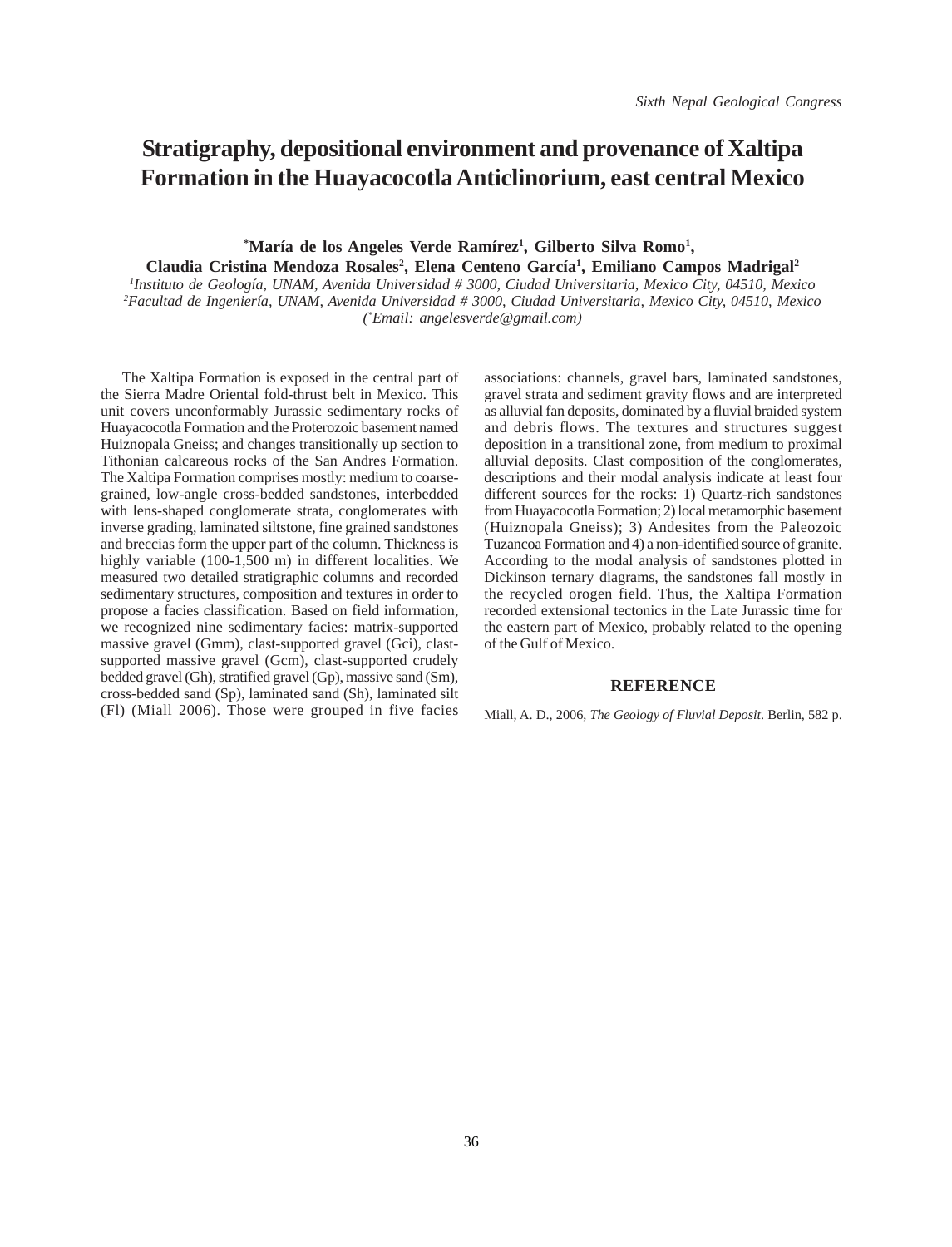# Stratigraphy, depositional environment and provenance of Xaltipa Formation in the Huayacocotla Anticlinorium, east central Mexico

**[*]María de los Angeles Verde Ramírez[1], Gilberto Silva Romo[1], Claudia Cristina Mendoza Rosales[2], Elena Centeno García[1], Emiliano Campos Madrigal[2]**

*[1]Instituto de Geología, UNAM, Avenida Universidad # 3000, Ciudad Universitaria, Mexico City, 04510, Mexico*
*[2]Facultad de Ingeniería, UNAM, Avenida Universidad # 3000, Ciudad Universitaria, Mexico City, 04510, Mexico*
*([*]Email: angelesverde@gmail.com)*

The Xaltipa Formation is exposed in the central part of the Sierra Madre Oriental fold-thrust belt in Mexico. This unit covers unconformably Jurassic sedimentary rocks of Huayacocotla Formation and the Proterozoic basement named Huiznopala Gneiss; and changes transitionally up section to Tithonian calcareous rocks of the San Andres Formation. The Xaltipa Formation comprises mostly: medium to coarse-grained, low-angle cross-bedded sandstones, interbedded with lens-shaped conglomerate strata, conglomerates with inverse grading, laminated siltstone, fine grained sandstones and breccias form the upper part of the column. Thickness is highly variable (100-1,500 m) in different localities. We measured two detailed stratigraphic columns and recorded sedimentary structures, composition and textures in order to propose a facies classification. Based on field information, we recognized nine sedimentary facies: matrix-supported massive gravel (Gmm), clast-supported gravel (Gci), clast-supported massive gravel (Gcm), clast-supported crudely bedded gravel (Gh), stratified gravel (Gp), massive sand (Sm), cross-bedded sand (Sp), laminated sand (Sh), laminated silt (Fl) (Miall 2006). Those were grouped in five facies associations: channels, gravel bars, laminated sandstones, gravel strata and sediment gravity flows and are interpreted as alluvial fan deposits, dominated by a fluvial braided system and debris flows. The textures and structures suggest deposition in a transitional zone, from medium to proximal alluvial deposits. Clast composition of the conglomerates, descriptions and their modal analysis indicate at least four different sources for the rocks: 1) Quartz-rich sandstones from Huayacocotla Formation; 2) local metamorphic basement (Huiznopala Gneiss); 3) Andesites from the Paleozoic Tuzancoa Formation and 4) a non-identified source of granite. According to the modal analysis of sandstones plotted in Dickinson ternary diagrams, the sandstones fall mostly in the recycled orogen field. Thus, the Xaltipa Formation recorded extensional tectonics in the Late Jurassic time for the eastern part of Mexico, probably related to the opening of the Gulf of Mexico.

## REFERENCE

Miall, A. D., 2006, *The Geology of Fluvial Deposit*. Berlin, 582 p.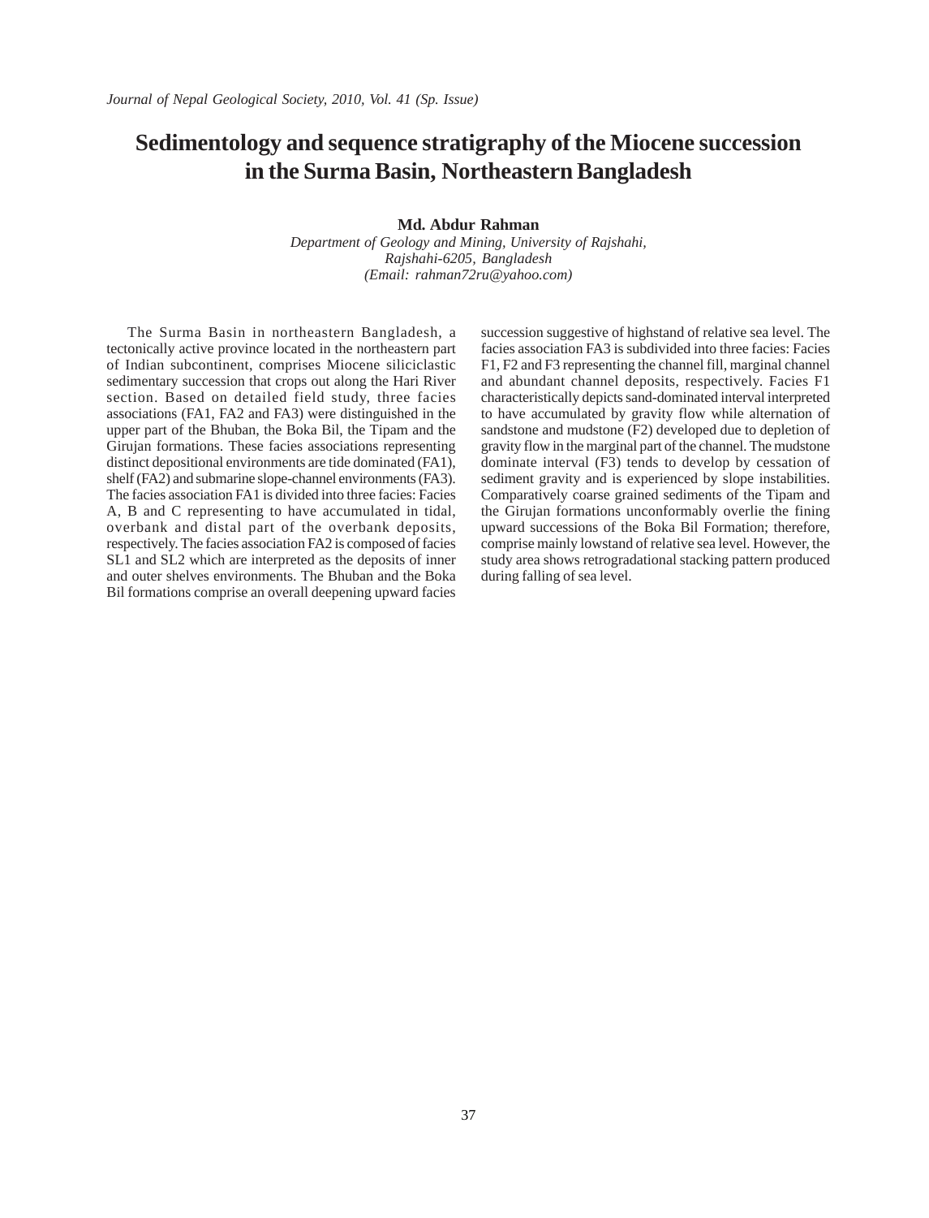# Sedimentology and sequence stratigraphy of the Miocene succession in the Surma Basin, Northeastern Bangladesh

**Md. Abdur Rahman**

*Department of Geology and Mining, University of Rajshahi, Rajshahi-6205, Bangladesh*
*(Email: rahman72ru@yahoo.com)*

The Surma Basin in northeastern Bangladesh, a tectonically active province located in the northeastern part of Indian subcontinent, comprises Miocene siliciclastic sedimentary succession that crops out along the Hari River section. Based on detailed field study, three facies associations (FA1, FA2 and FA3) were distinguished in the upper part of the Bhuban, the Boka Bil, the Tipam and the Girujan formations. These facies associations representing distinct depositional environments are tide dominated (FA1), shelf (FA2) and submarine slope-channel environments (FA3). The facies association FA1 is divided into three facies: Facies A, B and C representing to have accumulated in tidal, overbank and distal part of the overbank deposits, respectively. The facies association FA2 is composed of facies SL1 and SL2 which are interpreted as the deposits of inner and outer shelves environments. The Bhuban and the Boka Bil formations comprise an overall deepening upward facies succession suggestive of highstand of relative sea level. The facies association FA3 is subdivided into three facies: Facies F1, F2 and F3 representing the channel fill, marginal channel and abundant channel deposits, respectively. Facies F1 characteristically depicts sand-dominated interval interpreted to have accumulated by gravity flow while alternation of sandstone and mudstone (F2) developed due to depletion of gravity flow in the marginal part of the channel. The mudstone dominate interval (F3) tends to develop by cessation of sediment gravity and is experienced by slope instabilities. Comparatively coarse grained sediments of the Tipam and the Girujan formations unconformably overlie the fining upward successions of the Boka Bil Formation; therefore, comprise mainly lowstand of relative sea level. However, the study area shows retrogradational stacking pattern produced during falling of sea level.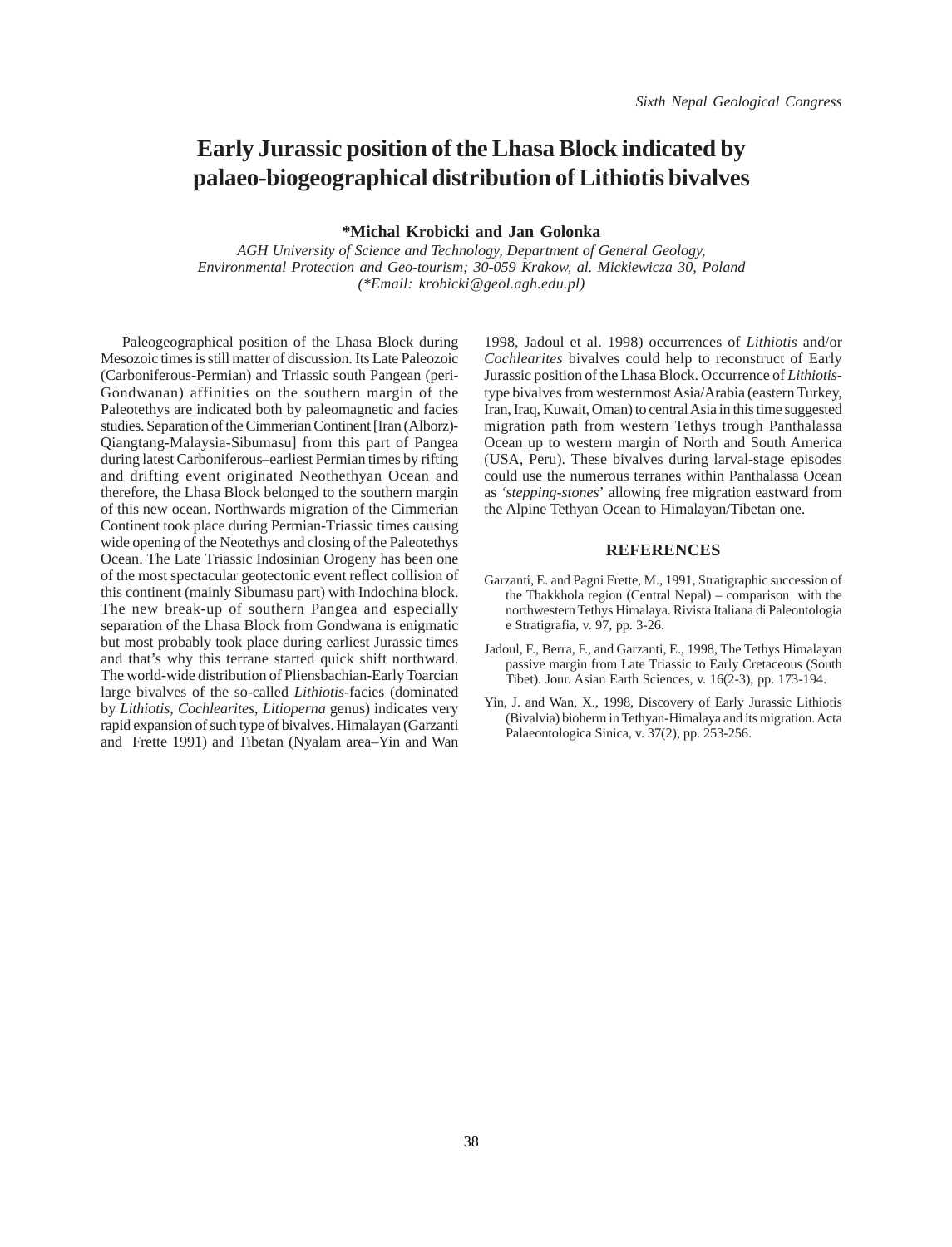# Early Jurassic position of the Lhasa Block indicated by palaeo-biogeographical distribution of Lithiotis bivalves

**\*Michal Krobicki and Jan Golonka**

*AGH University of Science and Technology, Department of General Geology, Environmental Protection and Geo-tourism; 30-059 Krakow, al. Mickiewicza 30, Poland (\*Email: krobicki@geol.agh.edu.pl)*

Paleogeographical position of the Lhasa Block during Mesozoic times is still matter of discussion. Its Late Paleozoic (Carboniferous-Permian) and Triassic south Pangean (peri-Gondwanan) affinities on the southern margin of the Paleotethys are indicated both by paleomagnetic and facies studies. Separation of the Cimmerian Continent [Iran (Alborz)-Qiangtang-Malaysia-Sibumasu] from this part of Pangea during latest Carboniferous–earliest Permian times by rifting and drifting event originated Neothethyan Ocean and therefore, the Lhasa Block belonged to the southern margin of this new ocean. Northwards migration of the Cimmerian Continent took place during Permian-Triassic times causing wide opening of the Neotethys and closing of the Paleotethys Ocean. The Late Triassic Indosinian Orogeny has been one of the most spectacular geotectonic event reflect collision of this continent (mainly Sibumasu part) with Indochina block. The new break-up of southern Pangea and especially separation of the Lhasa Block from Gondwana is enigmatic but most probably took place during earliest Jurassic times and that's why this terrane started quick shift northward. The world-wide distribution of Pliensbachian-Early Toarcian large bivalves of the so-called *Lithiotis*-facies (dominated by *Lithiotis*, *Cochlearites*, *Litioperna* genus) indicates very rapid expansion of such type of bivalves. Himalayan (Garzanti and Frette 1991) and Tibetan (Nyalam area–Yin and Wan 1998, Jadoul et al. 1998) occurrences of *Lithiotis* and/or *Cochlearites* bivalves could help to reconstruct of Early Jurassic position of the Lhasa Block. Occurrence of *Lithiotis*-type bivalves from westernmost Asia/Arabia (eastern Turkey, Iran, Iraq, Kuwait, Oman) to central Asia in this time suggested migration path from western Tethys trough Panthalassa Ocean up to western margin of North and South America (USA, Peru). These bivalves during larval-stage episodes could use the numerous terranes within Panthalassa Ocean as *'stepping-stones'* allowing free migration eastward from the Alpine Tethyan Ocean to Himalayan/Tibetan one.

## REFERENCES

Garzanti, E. and Pagni Frette, M., 1991, Stratigraphic succession of the Thakkhola region (Central Nepal) – comparison with the northwestern Tethys Himalaya. Rivista Italiana di Paleontologia e Stratigrafia, v. 97, pp. 3-26.

Jadoul, F., Berra, F., and Garzanti, E., 1998, The Tethys Himalayan passive margin from Late Triassic to Early Cretaceous (South Tibet). Jour. Asian Earth Sciences, v. 16(2-3), pp. 173-194.

Yin, J. and Wan, X., 1998, Discovery of Early Jurassic Lithiotis (Bivalvia) bioherm in Tethyan-Himalaya and its migration. Acta Palaeontologica Sinica, v. 37(2), pp. 253-256.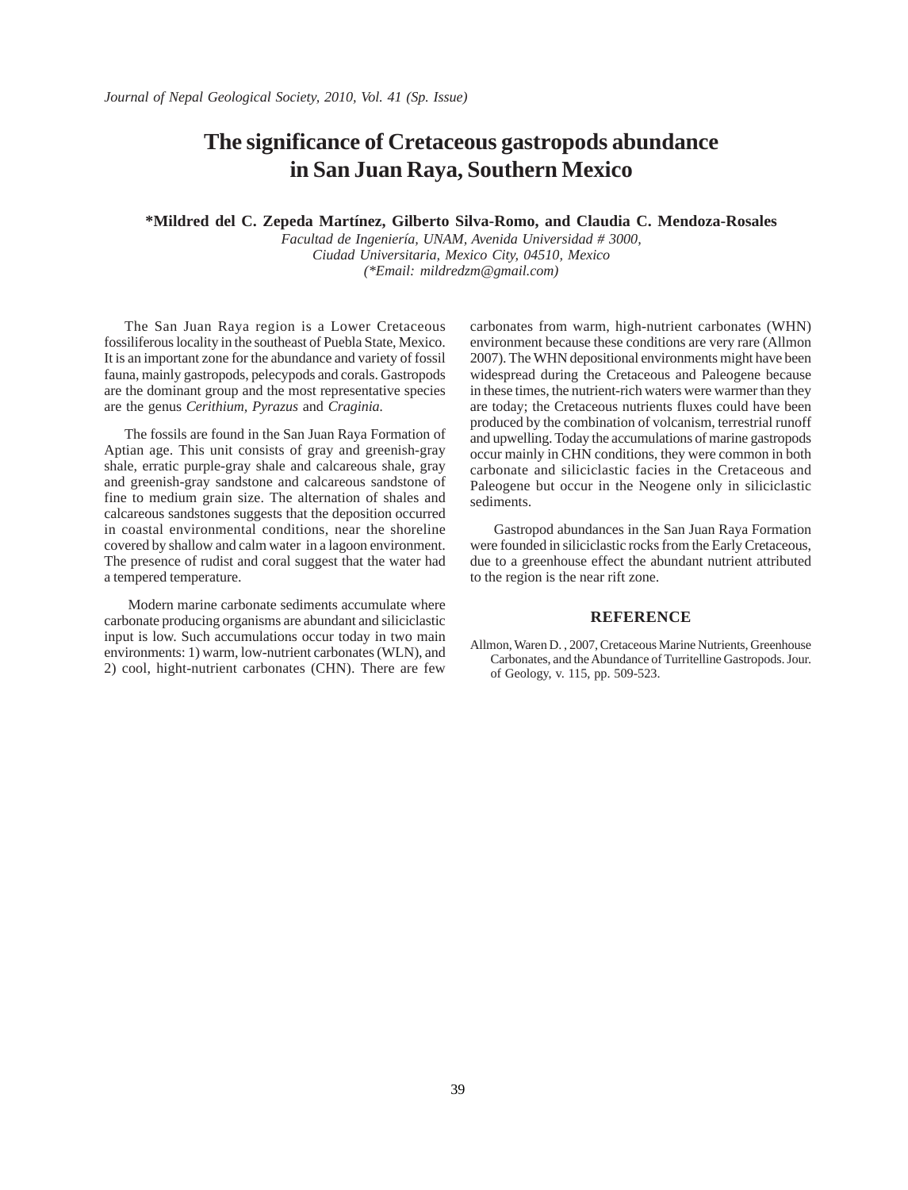# The significance of Cretaceous gastropods abundance in San Juan Raya, Southern Mexico

**\*Mildred del C. Zepeda Martínez, Gilberto Silva-Romo, and Claudia C. Mendoza-Rosales**

*Facultad de Ingeniería, UNAM, Avenida Universidad # 3000,*
*Ciudad Universitaria, Mexico City, 04510, Mexico*
*(\*Email: mildredzm@gmail.com)*

The San Juan Raya region is a Lower Cretaceous fossiliferous locality in the southeast of Puebla State, Mexico. It is an important zone for the abundance and variety of fossil fauna, mainly gastropods, pelecypods and corals. Gastropods are the dominant group and the most representative species are the genus *Cerithium, Pyrazus* and *Craginia.*

The fossils are found in the San Juan Raya Formation of Aptian age. This unit consists of gray and greenish-gray shale, erratic purple-gray shale and calcareous shale, gray and greenish-gray sandstone and calcareous sandstone of fine to medium grain size. The alternation of shales and calcareous sandstones suggests that the deposition occurred in coastal environmental conditions, near the shoreline covered by shallow and calm water in a lagoon environment. The presence of rudist and coral suggest that the water had a tempered temperature.

Modern marine carbonate sediments accumulate where carbonate producing organisms are abundant and siliciclastic input is low. Such accumulations occur today in two main environments: 1) warm, low-nutrient carbonates (WLN), and 2) cool, hight-nutrient carbonates (CHN). There are few carbonates from warm, high-nutrient carbonates (WHN) environment because these conditions are very rare (Allmon 2007). The WHN depositional environments might have been widespread during the Cretaceous and Paleogene because in these times, the nutrient-rich waters were warmer than they are today; the Cretaceous nutrients fluxes could have been produced by the combination of volcanism, terrestrial runoff and upwelling. Today the accumulations of marine gastropods occur mainly in CHN conditions, they were common in both carbonate and siliciclastic facies in the Cretaceous and Paleogene but occur in the Neogene only in siliciclastic sediments.

Gastropod abundances in the San Juan Raya Formation were founded in siliciclastic rocks from the Early Cretaceous, due to a greenhouse effect the abundant nutrient attributed to the region is the near rift zone.

## REFERENCE

Allmon, Waren D. , 2007, Cretaceous Marine Nutrients, Greenhouse Carbonates, and the Abundance of Turritelline Gastropods. Jour. of Geology, v. 115, pp. 509-523.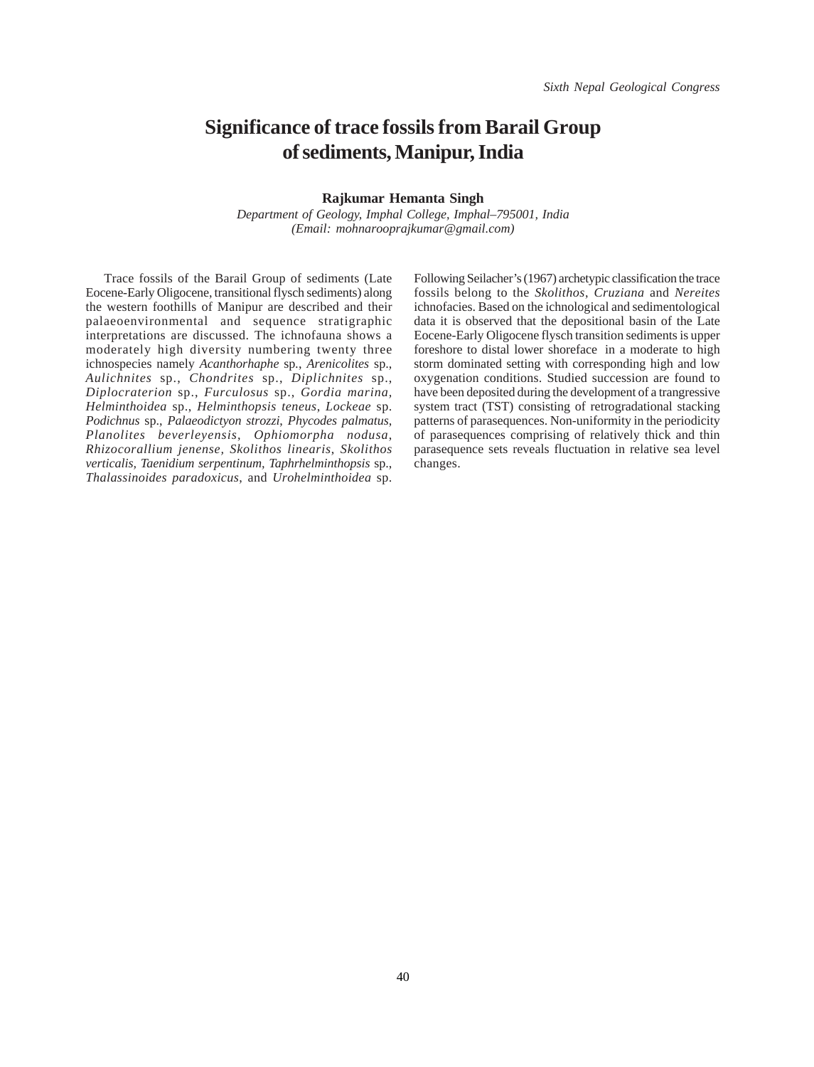# Significance of trace fossils from Barail Group of sediments, Manipur, India

**Rajkumar Hemanta Singh**

*Department of Geology, Imphal College, Imphal–795001, India*
*(Email: mohnaroopraj kumar@gmail.com)*

Trace fossils of the Barail Group of sediments (Late Eocene-Early Oligocene, transitional flysch sediments) along the western foothills of Manipur are described and their palaeoenvironmental and sequence stratigraphic interpretations are discussed. The ichnofauna shows a moderately high diversity numbering twenty three ichnospecies namely *Acanthorhaphe* sp., *Arenicolites* sp., *Aulichnites* sp., *Chondrites* sp., *Diplichnites* sp., *Diplocraterion* sp., *Furculosus* sp., *Gordia marina*, *Helminthoidea* sp., *Helminthopsis teneus*, *Lockeae* sp. *Podichnus* sp., *Palaeodictyon strozzi*, *Phycodes palmatus*, *Planolites beverleyensis*, *Ophiomorpha nodusa*, *Rhizocorallium jenense*, *Skolithos linearis*, *Skolithos verticalis*, *Taenidium serpentinum*, *Taphrhelminthopsis* sp., *Thalassinoides paradoxicus*, and *Urohelminthoidea* sp. Following Seilacher's (1967) archetypic classification the trace fossils belong to the *Skolithos*, *Cruziana* and *Nereites* ichnofacies. Based on the ichnological and sedimentological data it is observed that the depositional basin of the Late Eocene-Early Oligocene flysch transition sediments is upper foreshore to distal lower shoreface in a moderate to high storm dominated setting with corresponding high and low oxygenation conditions. Studied succession are found to have been deposited during the development of a trangressive system tract (TST) consisting of retrogradational stacking patterns of parasequences. Non-uniformity in the periodicity of parasequences comprising of relatively thick and thin parasequence sets reveals fluctuation in relative sea level changes.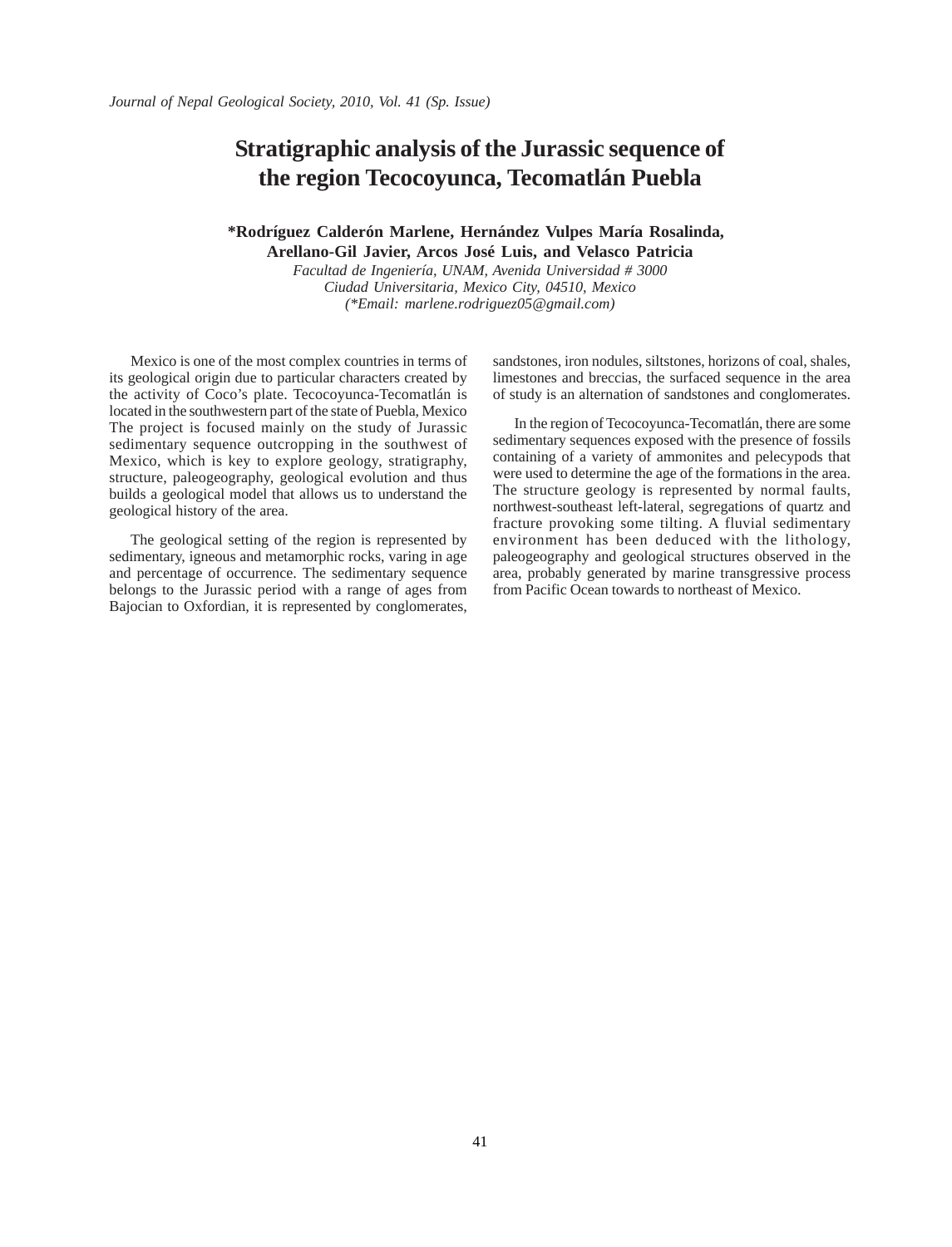# Stratigraphic analysis of the Jurassic sequence of the region Tecocoyunca, Tecomatlán Puebla

**\*Rodríguez Calderón Marlene, Hernández Vulpes María Rosalinda, Arellano-Gil Javier, Arcos José Luis, and Velasco Patricia**

*Facultad de Ingeniería, UNAM, Avenida Universidad # 3000*
*Ciudad Universitaria, Mexico City, 04510, Mexico*
*(\*Email: marlene.rodriguez05@gmail.com)*

Mexico is one of the most complex countries in terms of its geological origin due to particular characters created by the activity of Coco's plate. Tecocoyunca-Tecomatlán is located in the southwestern part of the state of Puebla, Mexico The project is focused mainly on the study of Jurassic sedimentary sequence outcropping in the southwest of Mexico, which is key to explore geology, stratigraphy, structure, paleogeography, geological evolution and thus builds a geological model that allows us to understand the geological history of the area.

The geological setting of the region is represented by sedimentary, igneous and metamorphic rocks, varing in age and percentage of occurrence. The sedimentary sequence belongs to the Jurassic period with a range of ages from Bajocian to Oxfordian, it is represented by conglomerates, sandstones, iron nodules, siltstones, horizons of coal, shales, limestones and breccias, the surfaced sequence in the area of study is an alternation of sandstones and conglomerates.

In the region of Tecocoyunca-Tecomatlán, there are some sedimentary sequences exposed with the presence of fossils containing of a variety of ammonites and pelecypods that were used to determine the age of the formations in the area. The structure geology is represented by normal faults, northwest-southeast left-lateral, segregations of quartz and fracture provoking some tilting. A fluvial sedimentary environment has been deduced with the lithology, paleogeography and geological structures observed in the area, probably generated by marine transgressive process from Pacific Ocean towards to northeast of Mexico.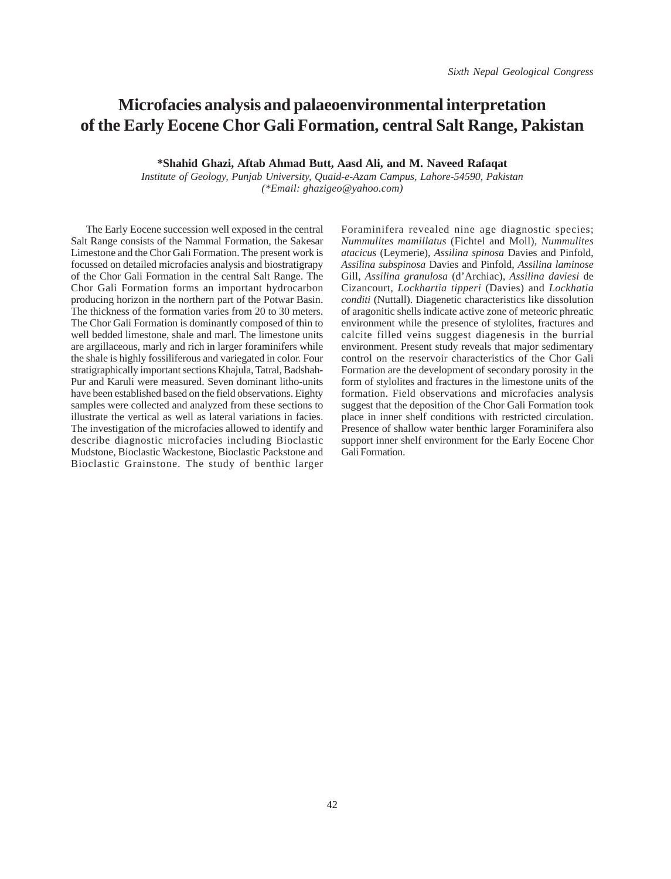# Microfacies analysis and palaeoenvironmental interpretation of the Early Eocene Chor Gali Formation, central Salt Range, Pakistan

**\*Shahid Ghazi, Aftab Ahmad Butt, Aasd Ali, and M. Naveed Rafaqat**

*Institute of Geology, Punjab University, Quaid-e-Azam Campus, Lahore-54590, Pakistan*
*(\*Email: ghazigeo@yahoo.com)*

The Early Eocene succession well exposed in the central Salt Range consists of the Nammal Formation, the Sakesar Limestone and the Chor Gali Formation. The present work is focussed on detailed microfacies analysis and biostratigrapy of the Chor Gali Formation in the central Salt Range. The Chor Gali Formation forms an important hydrocarbon producing horizon in the northern part of the Potwar Basin. The thickness of the formation varies from 20 to 30 meters. The Chor Gali Formation is dominantly composed of thin to well bedded limestone, shale and marl. The limestone units are argillaceous, marly and rich in larger foraminifers while the shale is highly fossiliferous and variegated in color. Four stratigraphically important sections Khajula, Tatral, Badshah-Pur and Karuli were measured. Seven dominant litho-units have been established based on the field observations. Eighty samples were collected and analyzed from these sections to illustrate the vertical as well as lateral variations in facies. The investigation of the microfacies allowed to identify and describe diagnostic microfacies including Bioclastic Mudstone, Bioclastic Wackestone, Bioclastic Packstone and Bioclastic Grainstone. The study of benthic larger Foraminifera revealed nine age diagnostic species; *Nummulites mamillatus* (Fichtel and Moll), *Nummulites atacicus* (Leymerie), *Assilina spinosa* Davies and Pinfold, *Assilina subspinosa* Davies and Pinfold, *Assilina laminose* Gill, *Assilina granulosa* (d'Archiac), *Assilina daviesi* de Cizancourt, *Lockhartia tipperi* (Davies) and *Lockhatia conditi* (Nuttall). Diagenetic characteristics like dissolution of aragonitic shells indicate active zone of meteoric phreatic environment while the presence of stylolites, fractures and calcite filled veins suggest diagenesis in the burrial environment. Present study reveals that major sedimentary control on the reservoir characteristics of the Chor Gali Formation are the development of secondary porosity in the form of stylolites and fractures in the limestone units of the formation. Field observations and microfacies analysis suggest that the deposition of the Chor Gali Formation took place in inner shelf conditions with restricted circulation. Presence of shallow water benthic larger Foraminifera also support inner shelf environment for the Early Eocene Chor Gali Formation.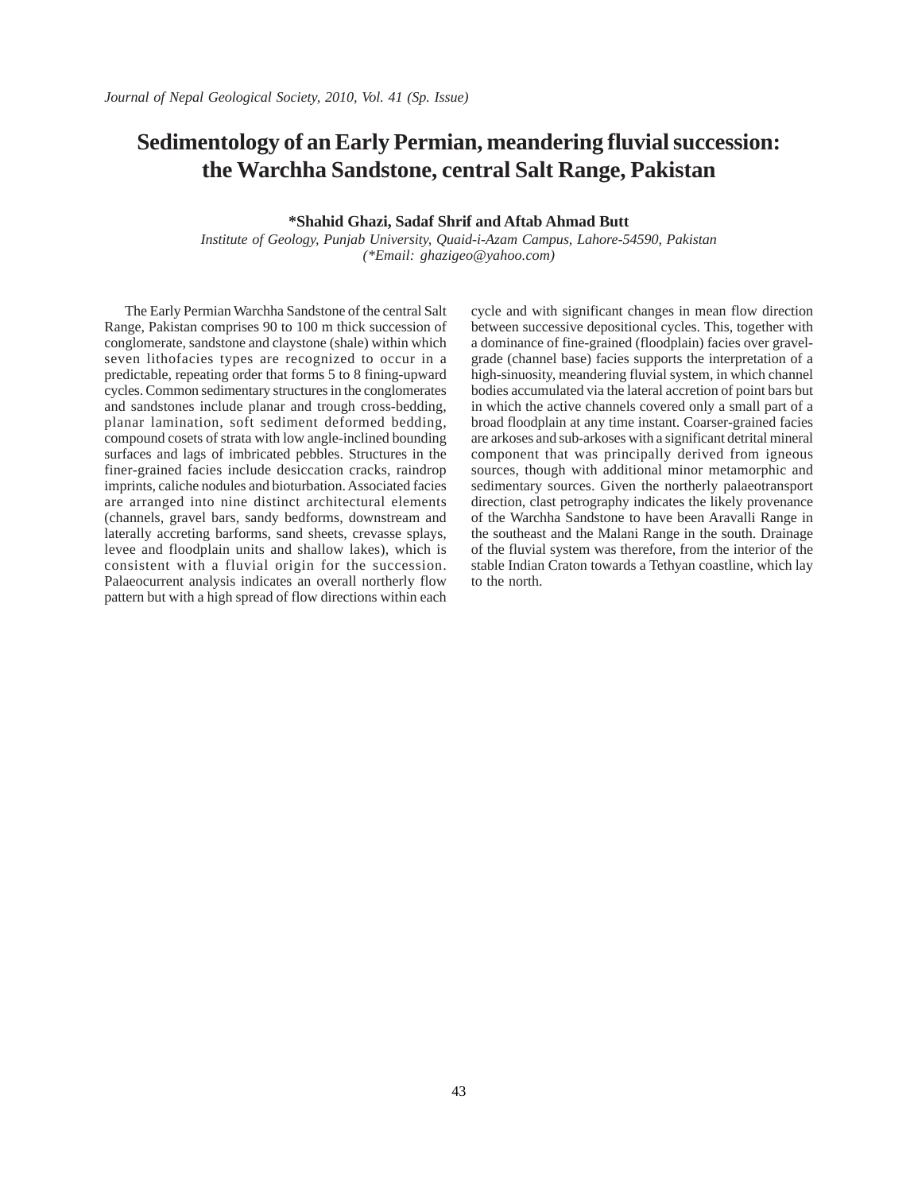# Sedimentology of an Early Permian, meandering fluvial succession: the Warchha Sandstone, central Salt Range, Pakistan

**\*Shahid Ghazi, Sadaf Shrif and Aftab Ahmad Butt**

*Institute of Geology, Punjab University, Quaid-i-Azam Campus, Lahore-54590, Pakistan*
*(\*Email: ghazigeo@yahoo.com)*

The Early Permian Warchha Sandstone of the central Salt Range, Pakistan comprises 90 to 100 m thick succession of conglomerate, sandstone and claystone (shale) within which seven lithofacies types are recognized to occur in a predictable, repeating order that forms 5 to 8 fining-upward cycles. Common sedimentary structures in the conglomerates and sandstones include planar and trough cross-bedding, planar lamination, soft sediment deformed bedding, compound cosets of strata with low angle-inclined bounding surfaces and lags of imbricated pebbles. Structures in the finer-grained facies include desiccation cracks, raindrop imprints, caliche nodules and bioturbation. Associated facies are arranged into nine distinct architectural elements (channels, gravel bars, sandy bedforms, downstream and laterally accreting barforms, sand sheets, crevasse splays, levee and floodplain units and shallow lakes), which is consistent with a fluvial origin for the succession. Palaeocurrent analysis indicates an overall northerly flow pattern but with a high spread of flow directions within each cycle and with significant changes in mean flow direction between successive depositional cycles. This, together with a dominance of fine-grained (floodplain) facies over gravel-grade (channel base) facies supports the interpretation of a high-sinuosity, meandering fluvial system, in which channel bodies accumulated via the lateral accretion of point bars but in which the active channels covered only a small part of a broad floodplain at any time instant. Coarser-grained facies are arkoses and sub-arkoses with a significant detrital mineral component that was principally derived from igneous sources, though with additional minor metamorphic and sedimentary sources. Given the northerly palaeotransport direction, clast petrography indicates the likely provenance of the Warchha Sandstone to have been Aravalli Range in the southeast and the Malani Range in the south. Drainage of the fluvial system was therefore, from the interior of the stable Indian Craton towards a Tethyan coastline, which lay to the north.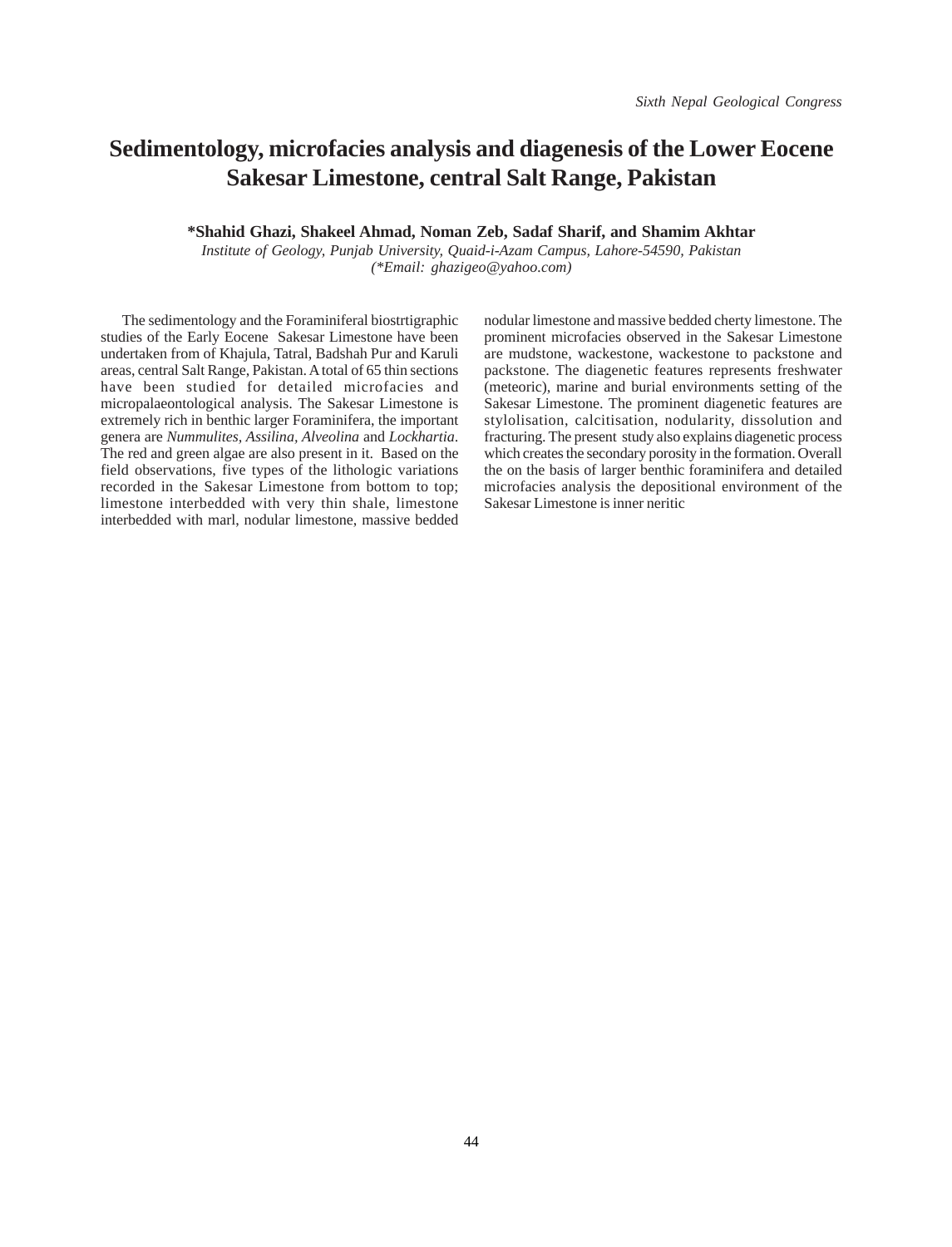# Sedimentology, microfacies analysis and diagenesis of the Lower Eocene Sakesar Limestone, central Salt Range, Pakistan

**\*Shahid Ghazi, Shakeel Ahmad, Noman Zeb, Sadaf Sharif, and Shamim Akhtar**

*Institute of Geology, Punjab University, Quaid-i-Azam Campus, Lahore-54590, Pakistan*
*(\*Email: ghazigeo@yahoo.com)*

The sedimentology and the Foraminiferal biostrtigraphic studies of the Early Eocene Sakesar Limestone have been undertaken from of Khajula, Tatral, Badshah Pur and Karuli areas, central Salt Range, Pakistan. A total of 65 thin sections have been studied for detailed microfacies and micropalaeontological analysis. The Sakesar Limestone is extremely rich in benthic larger Foraminifera, the important genera are *Nummulites, Assilina, Alveolina* and *Lockhartia*. The red and green algae are also present in it. Based on the field observations, five types of the lithologic variations recorded in the Sakesar Limestone from bottom to top; limestone interbedded with very thin shale, limestone interbedded with marl, nodular limestone, massive bedded nodular limestone and massive bedded cherty limestone. The prominent microfacies observed in the Sakesar Limestone are mudstone, wackestone, wackestone to packstone and packstone. The diagenetic features represents freshwater (meteoric), marine and burial environments setting of the Sakesar Limestone. The prominent diagenetic features are stylolisation, calcitisation, nodularity, dissolution and fracturing. The present study also explains diagenetic process which creates the secondary porosity in the formation. Overall the on the basis of larger benthic foraminifera and detailed microfacies analysis the depositional environment of the Sakesar Limestone is inner neritic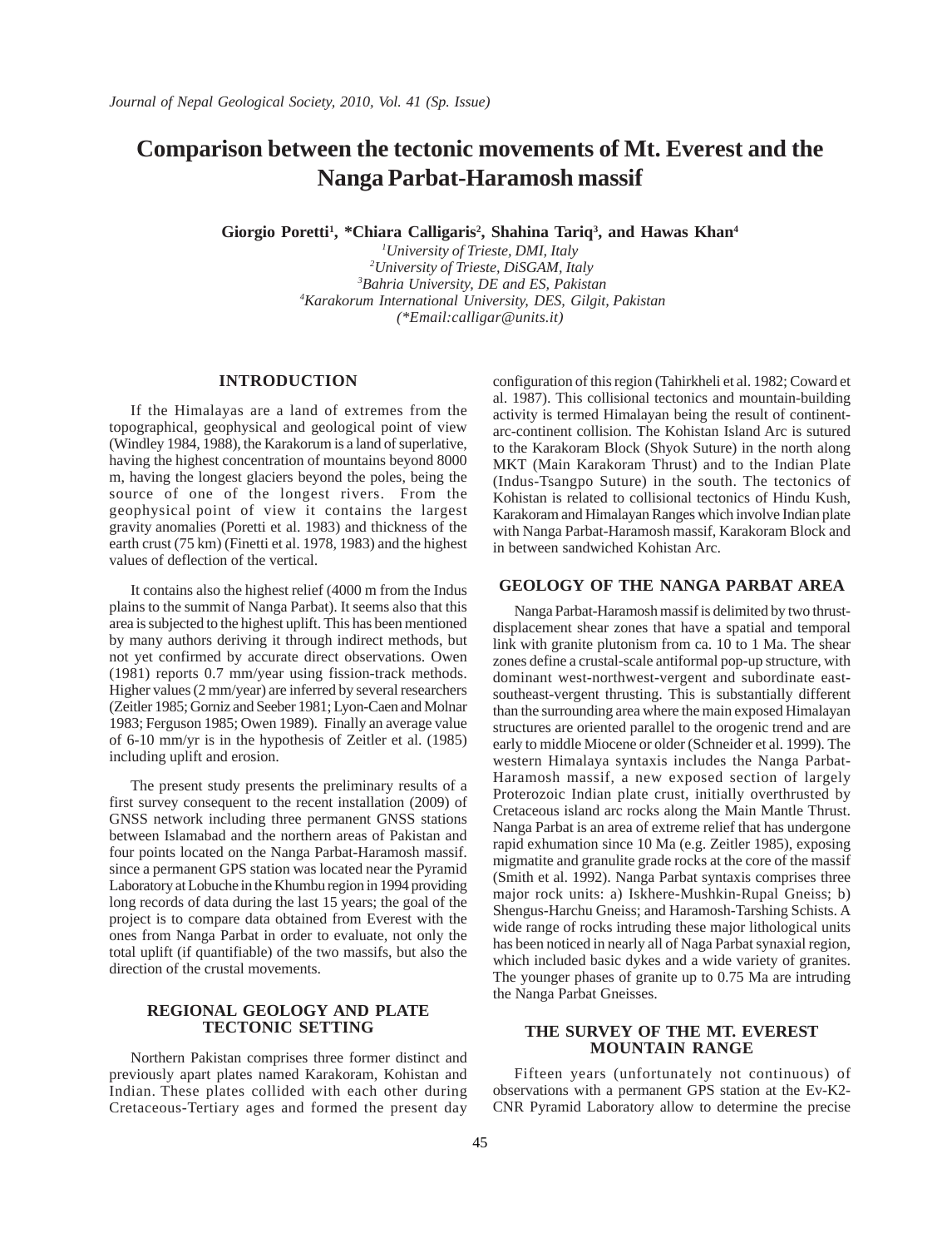# Comparison between the tectonic movements of Mt. Everest and the Nanga Parbat-Haramosh massif

**Giorgio Poretti[1], \*Chiara Calligaris[2], Shahina Tariq[3], and Hawas Khan[4]**

[1]*University of Trieste, DMI, Italy*
[2]*University of Trieste, DiSGAM, Italy*
[3]*Bahria University, DE and ES, Pakistan*
[4]*Karakorum International University, DES, Gilgit, Pakistan*
*(\*Email:calligar@units.it)*

## INTRODUCTION

If the Himalayas are a land of extremes from the topographical, geophysical and geological point of view (Windley 1984, 1988), the Karakorum is a land of superlative, having the highest concentration of mountains beyond 8000 m, having the longest glaciers beyond the poles, being the source of one of the longest rivers. From the geophysical point of view it contains the largest gravity anomalies (Poretti et al. 1983) and thickness of the earth crust (75 km) (Finetti et al. 1978, 1983) and the highest values of deflection of the vertical.

It contains also the highest relief (4000 m from the Indus plains to the summit of Nanga Parbat). It seems also that this area is subjected to the highest uplift. This has been mentioned by many authors deriving it through indirect methods, but not yet confirmed by accurate direct observations. Owen (1981) reports 0.7 mm/year using fission-track methods. Higher values (2 mm/year) are inferred by several researchers (Zeitler 1985; Gorniz and Seeber 1981; Lyon-Caen and Molnar 1983; Ferguson 1985; Owen 1989). Finally an average value of 6-10 mm/yr is in the hypothesis of Zeitler et al. (1985) including uplift and erosion.

The present study presents the preliminary results of a first survey consequent to the recent installation (2009) of GNSS network including three permanent GNSS stations between Islamabad and the northern areas of Pakistan and four points located on the Nanga Parbat-Haramosh massif. since a permanent GPS station was located near the Pyramid Laboratory at Lobuche in the Khumbu region in 1994 providing long records of data during the last 15 years; the goal of the project is to compare data obtained from Everest with the ones from Nanga Parbat in order to evaluate, not only the total uplift (if quantifiable) of the two massifs, but also the direction of the crustal movements.

## REGIONAL GEOLOGY AND PLATE TECTONIC SETTING

Northern Pakistan comprises three former distinct and previously apart plates named Karakoram, Kohistan and Indian. These plates collided with each other during Cretaceous-Tertiary ages and formed the present day configuration of this region (Tahirkheli et al. 1982; Coward et al. 1987). This collisional tectonics and mountain-building activity is termed Himalayan being the result of continent-arc-continent collision. The Kohistan Island Arc is sutured to the Karakoram Block (Shyok Suture) in the north along MKT (Main Karakoram Thrust) and to the Indian Plate (Indus-Tsangpo Suture) in the south. The tectonics of Kohistan is related to collisional tectonics of Hindu Kush, Karakoram and Himalayan Ranges which involve Indian plate with Nanga Parbat-Haramosh massif, Karakoram Block and in between sandwiched Kohistan Arc.

## GEOLOGY OF THE NANGA PARBAT AREA

Nanga Parbat-Haramosh massif is delimited by two thrust-displacement shear zones that have a spatial and temporal link with granite plutonism from ca. 10 to 1 Ma. The shear zones define a crustal-scale antiformal pop-up structure, with dominant west-northwest-vergent and subordinate east-southeast-vergent thrusting. This is substantially different than the surrounding area where the main exposed Himalayan structures are oriented parallel to the orogenic trend and are early to middle Miocene or older (Schneider et al. 1999). The western Himalaya syntaxis includes the Nanga Parbat-Haramosh massif, a new exposed section of largely Proterozoic Indian plate crust, initially overthrusted by Cretaceous island arc rocks along the Main Mantle Thrust. Nanga Parbat is an area of extreme relief that has undergone rapid exhumation since 10 Ma (e.g. Zeitler 1985), exposing migmatite and granulite grade rocks at the core of the massif (Smith et al. 1992). Nanga Parbat syntaxis comprises three major rock units: a) Iskhere-Mushkin-Rupal Gneiss; b) Shengus-Harchu Gneiss; and Haramosh-Tarshing Schists. A wide range of rocks intruding these major lithological units has been noticed in nearly all of Naga Parbat synaxial region, which included basic dykes and a wide variety of granites. The younger phases of granite up to 0.75 Ma are intruding the Nanga Parbat Gneisses.

## THE SURVEY OF THE MT. EVEREST MOUNTAIN RANGE

Fifteen years (unfortunately not continuous) of observations with a permanent GPS station at the Ev-K2-CNR Pyramid Laboratory allow to determine the precise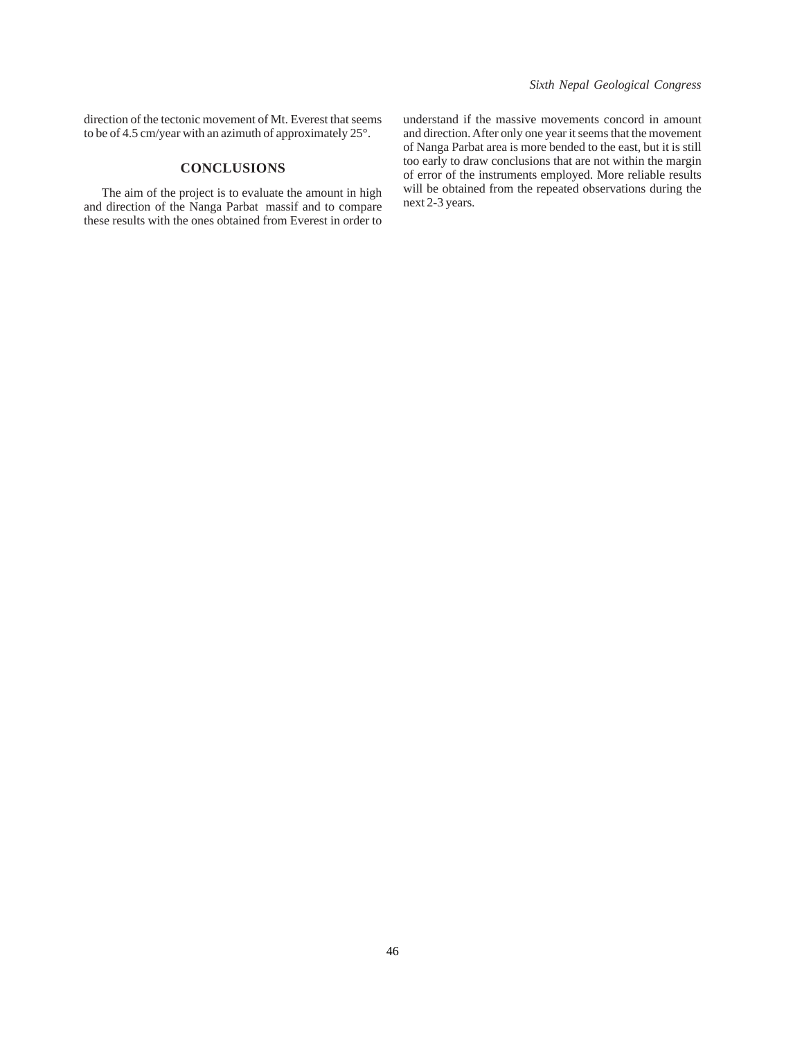direction of the tectonic movement of Mt. Everest that seems to be of 4.5 cm/year with an azimuth of approximately 25°.

## CONCLUSIONS

The aim of the project is to evaluate the amount in high and direction of the Nanga Parbat massif and to compare these results with the ones obtained from Everest in order to understand if the massive movements concord in amount and direction. After only one year it seems that the movement of Nanga Parbat area is more bended to the east, but it is still too early to draw conclusions that are not within the margin of error of the instruments employed. More reliable results will be obtained from the repeated observations during the next 2-3 years.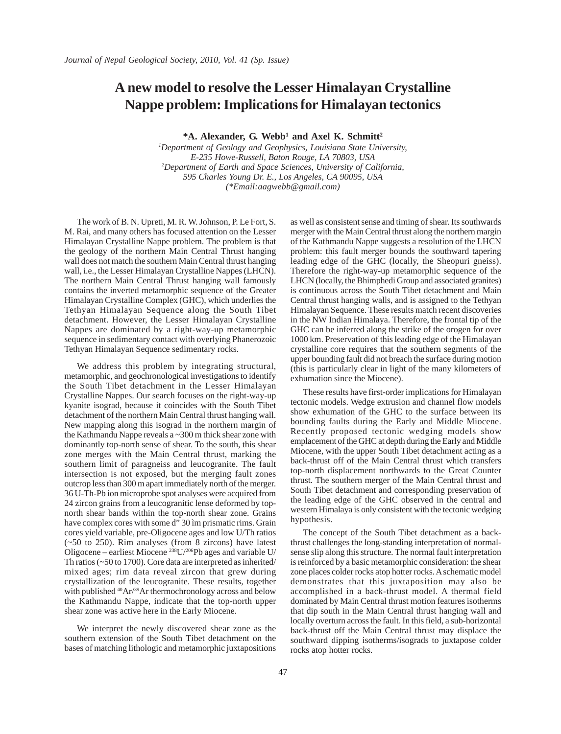# A new model to resolve the Lesser Himalayan Crystalline Nappe problem: Implications for Himalayan tectonics

**\*A. Alexander, G. Webb[1] and Axel K. Schmitt[2]**

*[1]Department of Geology and Geophysics, Louisiana State University, E-235 Howe-Russell, Baton Rouge, LA 70803, USA*
*[2]Department of Earth and Space Sciences, University of California, 595 Charles Young Dr. E., Los Angeles, CA 90095, USA*
*(\*Email:aagwebb@gmail.com)*

The work of B. N. Upreti, M. R. W. Johnson, P. Le Fort, S. M. Rai, and many others has focused attention on the Lesser Himalayan Crystalline Nappe problem. The problem is that the geology of the northern Main Central Thrust hanging wall does not match the southern Main Central thrust hanging wall, i.e., the Lesser Himalayan Crystalline Nappes (LHCN). The northern Main Central Thrust hanging wall famously contains the inverted metamorphic sequence of the Greater Himalayan Crystalline Complex (GHC), which underlies the Tethyan Himalayan Sequence along the South Tibet detachment. However, the Lesser Himalayan Crystalline Nappes are dominated by a right-way-up metamorphic sequence in sedimentary contact with overlying Phanerozoic Tethyan Himalayan Sequence sedimentary rocks.

We address this problem by integrating structural, metamorphic, and geochronological investigations to identify the South Tibet detachment in the Lesser Himalayan Crystalline Nappes. Our search focuses on the right-way-up kyanite isograd, because it coincides with the South Tibet detachment of the northern Main Central thrust hanging wall. New mapping along this isograd in the northern margin of the Kathmandu Nappe reveals a ~300 m thick shear zone with dominantly top-north sense of shear. To the south, this shear zone merges with the Main Central thrust, marking the southern limit of paragneiss and leucogranite. The fault intersection is not exposed, but the merging fault zones outcrop less than 300 m apart immediately north of the merger. 36 U-Th-Pb ion microprobe spot analyses were acquired from 24 zircon grains from a leucogranitic lense deformed by top-north shear bands within the top-north shear zone. Grains have complex cores with some d" 30 ìm prismatic rims. Grain cores yield variable, pre-Oligocene ages and low U/Th ratios (~50 to 250). Rim analyses (from 8 zircons) have latest Oligocene – earliest Miocene $^{238}U/^{206}Pb$ ages and variable U/Th ratios (~50 to 1700). Core data are interpreted as inherited/mixed ages; rim data reveal zircon that grew during crystallization of the leucogranite. These results, together with published $^{40}Ar/^{39}Ar$ thermochronology across and below the Kathmandu Nappe, indicate that the top-north upper shear zone was active here in the Early Miocene.

We interpret the newly discovered shear zone as the southern extension of the South Tibet detachment on the bases of matching lithologic and metamorphic juxtapositions as well as consistent sense and timing of shear. Its southwards merger with the Main Central thrust along the northern margin of the Kathmandu Nappe suggests a resolution of the LHCN problem: this fault merger bounds the southward tapering leading edge of the GHC (locally, the Sheopuri gneiss). Therefore the right-way-up metamorphic sequence of the LHCN (locally, the Bhimphedi Group and associated granites) is continuous across the South Tibet detachment and Main Central thrust hanging walls, and is assigned to the Tethyan Himalayan Sequence. These results match recent discoveries in the NW Indian Himalaya. Therefore, the frontal tip of the GHC can be inferred along the strike of the orogen for over 1000 km. Preservation of this leading edge of the Himalayan crystalline core requires that the southern segments of the upper bounding fault did not breach the surface during motion (this is particularly clear in light of the many kilometers of exhumation since the Miocene).

These results have first-order implications for Himalayan tectonic models. Wedge extrusion and channel flow models show exhumation of the GHC to the surface between its bounding faults during the Early and Middle Miocene. Recently proposed tectonic wedging models show emplacement of the GHC at depth during the Early and Middle Miocene, with the upper South Tibet detachment acting as a back-thrust off of the Main Central thrust which transfers top-north displacement northwards to the Great Counter thrust. The southern merger of the Main Central thrust and South Tibet detachment and corresponding preservation of the leading edge of the GHC observed in the central and western Himalaya is only consistent with the tectonic wedging hypothesis.

The concept of the South Tibet detachment as a back-thrust challenges the long-standing interpretation of normal-sense slip along this structure. The normal fault interpretation is reinforced by a basic metamorphic consideration: the shear zone places colder rocks atop hotter rocks. A schematic model demonstrates that this juxtaposition may also be accomplished in a back-thrust model. A thermal field dominated by Main Central thrust motion features isotherms that dip south in the Main Central thrust hanging wall and locally overturn across the fault. In this field, a sub-horizontal back-thrust off the Main Central thrust may displace the southward dipping isotherms/isograds to juxtapose colder rocks atop hotter rocks.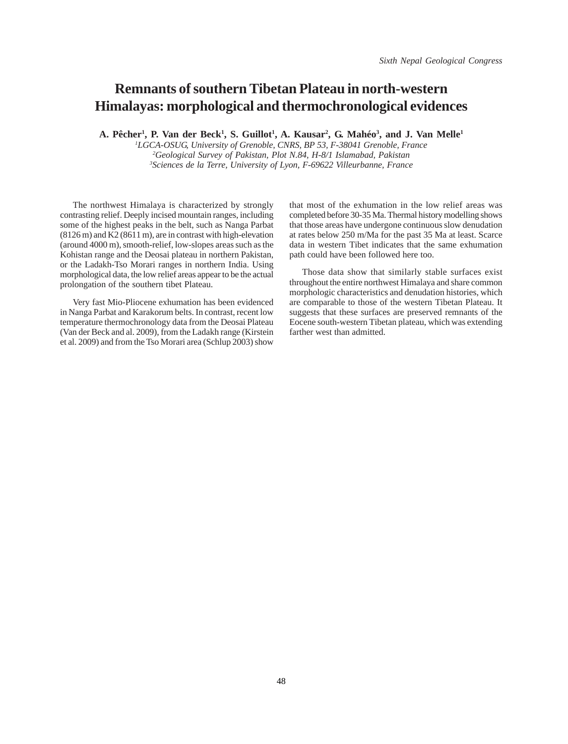# Remnants of southern Tibetan Plateau in north-western Himalayas: morphological and thermochronological evidences

**A. Pêcher[1], P. Van der Beck[1], S. Guillot[1], A. Kausar[2], G. Mahéo[3], and J. Van Melle[1]**

[1]*LGCA-OSUG, University of Grenoble, CNRS, BP 53, F-38041 Grenoble, France*
[2]*Geological Survey of Pakistan, Plot N.84, H-8/1 Islamabad, Pakistan*
[3]*Sciences de la Terre, University of Lyon, F-69622 Villeurbanne, France*

The northwest Himalaya is characterized by strongly contrasting relief. Deeply incised mountain ranges, including some of the highest peaks in the belt, such as Nanga Parbat (8126 m) and K2 (8611 m), are in contrast with high-elevation (around 4000 m), smooth-relief, low-slopes areas such as the Kohistan range and the Deosai plateau in northern Pakistan, or the Ladakh-Tso Morari ranges in northern India. Using morphological data, the low relief areas appear to be the actual prolongation of the southern tibet Plateau.

Very fast Mio-Pliocene exhumation has been evidenced in Nanga Parbat and Karakorum belts. In contrast, recent low temperature thermochronology data from the Deosai Plateau (Van der Beck and al. 2009), from the Ladakh range (Kirstein et al. 2009) and from the Tso Morari area (Schlup 2003) show that most of the exhumation in the low relief areas was completed before 30-35 Ma. Thermal history modelling shows that those areas have undergone continuous slow denudation at rates below 250 m/Ma for the past 35 Ma at least. Scarce data in western Tibet indicates that the same exhumation path could have been followed here too.

Those data show that similarly stable surfaces exist throughout the entire northwest Himalaya and share common morphologic characteristics and denudation histories, which are comparable to those of the western Tibetan Plateau. It suggests that these surfaces are preserved remnants of the Eocene south-western Tibetan plateau, which was extending farther west than admitted.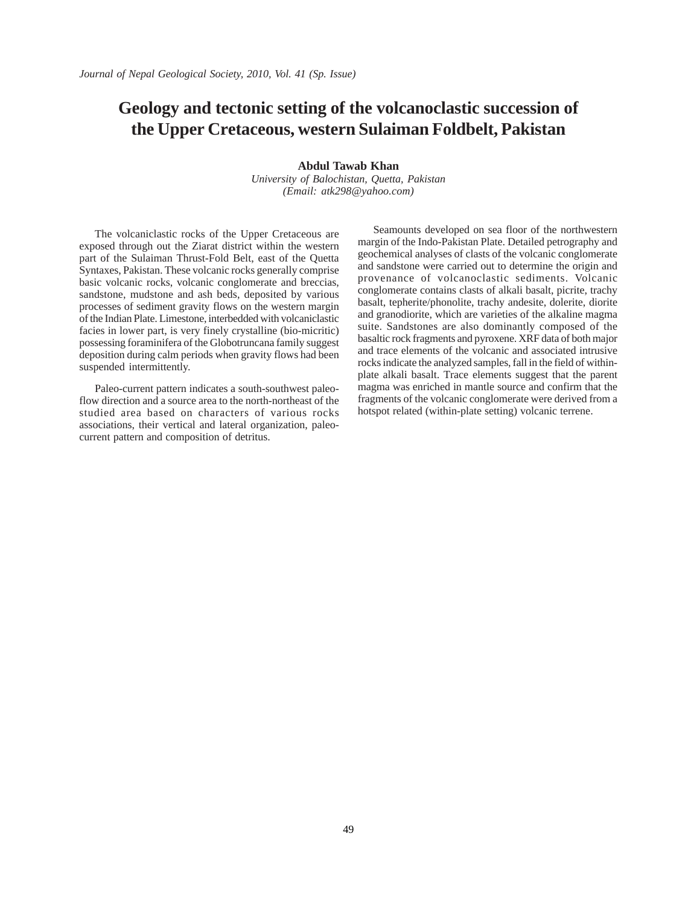# Geology and tectonic setting of the volcanoclastic succession of the Upper Cretaceous, western Sulaiman Foldbelt, Pakistan

**Abdul Tawab Khan**

*University of Balochistan, Quetta, Pakistan*
*(Email: atk298@yahoo.com)*

The volcaniclastic rocks of the Upper Cretaceous are exposed through out the Ziarat district within the western part of the Sulaiman Thrust-Fold Belt, east of the Quetta Syntaxes, Pakistan. These volcanic rocks generally comprise basic volcanic rocks, volcanic conglomerate and breccias, sandstone, mudstone and ash beds, deposited by various processes of sediment gravity flows on the western margin of the Indian Plate. Limestone, interbedded with volcaniclastic facies in lower part, is very finely crystalline (bio-micritic) possessing foraminifera of the Globotruncana family suggest deposition during calm periods when gravity flows had been suspended intermittently.

Paleo-current pattern indicates a south-southwest paleo-flow direction and a source area to the north-northeast of the studied area based on characters of various rocks associations, their vertical and lateral organization, paleo-current pattern and composition of detritus.

Seamounts developed on sea floor of the northwestern margin of the Indo-Pakistan Plate. Detailed petrography and geochemical analyses of clasts of the volcanic conglomerate and sandstone were carried out to determine the origin and provenance of volcanoclastic sediments. Volcanic conglomerate contains clasts of alkali basalt, picrite, trachy basalt, tepherite/phonolite, trachy andesite, dolerite, diorite and granodiorite, which are varieties of the alkaline magma suite. Sandstones are also dominantly composed of the basaltic rock fragments and pyroxene. XRF data of both major and trace elements of the volcanic and associated intrusive rocks indicate the analyzed samples, fall in the field of within-plate alkali basalt. Trace elements suggest that the parent magma was enriched in mantle source and confirm that the fragments of the volcanic conglomerate were derived from a hotspot related (within-plate setting) volcanic terrene.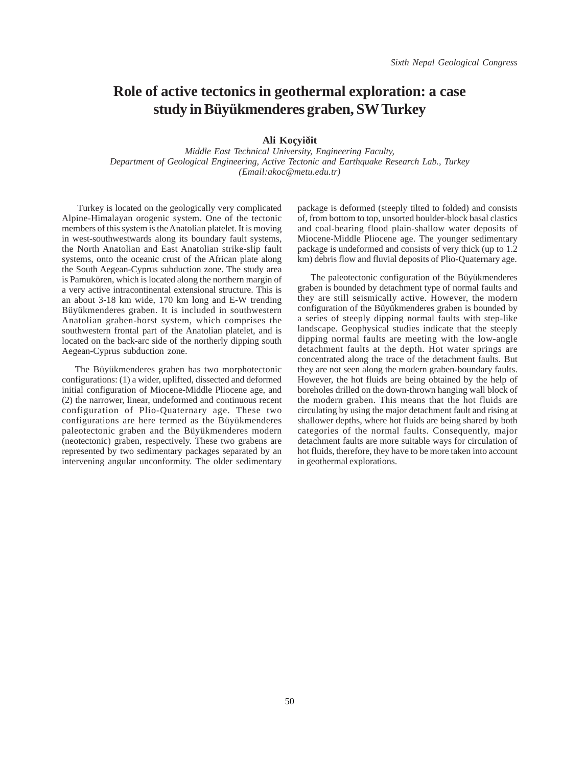# Role of active tectonics in geothermal exploration: a case study in Büyükmenderes graben, SW Turkey

**Ali Koçyiðit**

*Middle East Technical University, Engineering Faculty,*
*Department of Geological Engineering, Active Tectonic and Earthquake Research Lab., Turkey*
*(Email:akoc@metu.edu.tr)*

Turkey is located on the geologically very complicated Alpine-Himalayan orogenic system. One of the tectonic members of this system is the Anatolian platelet. It is moving in west-southwestwards along its boundary fault systems, the North Anatolian and East Anatolian strike-slip fault systems, onto the oceanic crust of the African plate along the South Aegean-Cyprus subduction zone. The study area is Pamukören, which is located along the northern margin of a very active intracontinental extensional structure. This is an about 3-18 km wide, 170 km long and E-W trending Büyükmenderes graben. It is included in southwestern Anatolian graben-horst system, which comprises the southwestern frontal part of the Anatolian platelet, and is located on the back-arc side of the northerly dipping south Aegean-Cyprus subduction zone.

The Büyükmenderes graben has two morphotectonic configurations: (1) a wider, uplifted, dissected and deformed initial configuration of Miocene-Middle Pliocene age, and (2) the narrower, linear, undeformed and continuous recent configuration of Plio-Quaternary age. These two configurations are here termed as the Büyükmenderes paleotectonic graben and the Büyükmenderes modern (neotectonic) graben, respectively. These two grabens are represented by two sedimentary packages separated by an intervening angular unconformity. The older sedimentary package is deformed (steeply tilted to folded) and consists of, from bottom to top, unsorted boulder-block basal clastics and coal-bearing flood plain-shallow water deposits of Miocene-Middle Pliocene age. The younger sedimentary package is undeformed and consists of very thick (up to 1.2 km) debris flow and fluvial deposits of Plio-Quaternary age.

The paleotectonic configuration of the Büyükmenderes graben is bounded by detachment type of normal faults and they are still seismically active. However, the modern configuration of the Büyükmenderes graben is bounded by a series of steeply dipping normal faults with step-like landscape. Geophysical studies indicate that the steeply dipping normal faults are meeting with the low-angle detachment faults at the depth. Hot water springs are concentrated along the trace of the detachment faults. But they are not seen along the modern graben-boundary faults. However, the hot fluids are being obtained by the help of boreholes drilled on the down-thrown hanging wall block of the modern graben. This means that the hot fluids are circulating by using the major detachment fault and rising at shallower depths, where hot fluids are being shared by both categories of the normal faults. Consequently, major detachment faults are more suitable ways for circulation of hot fluids, therefore, they have to be more taken into account in geothermal explorations.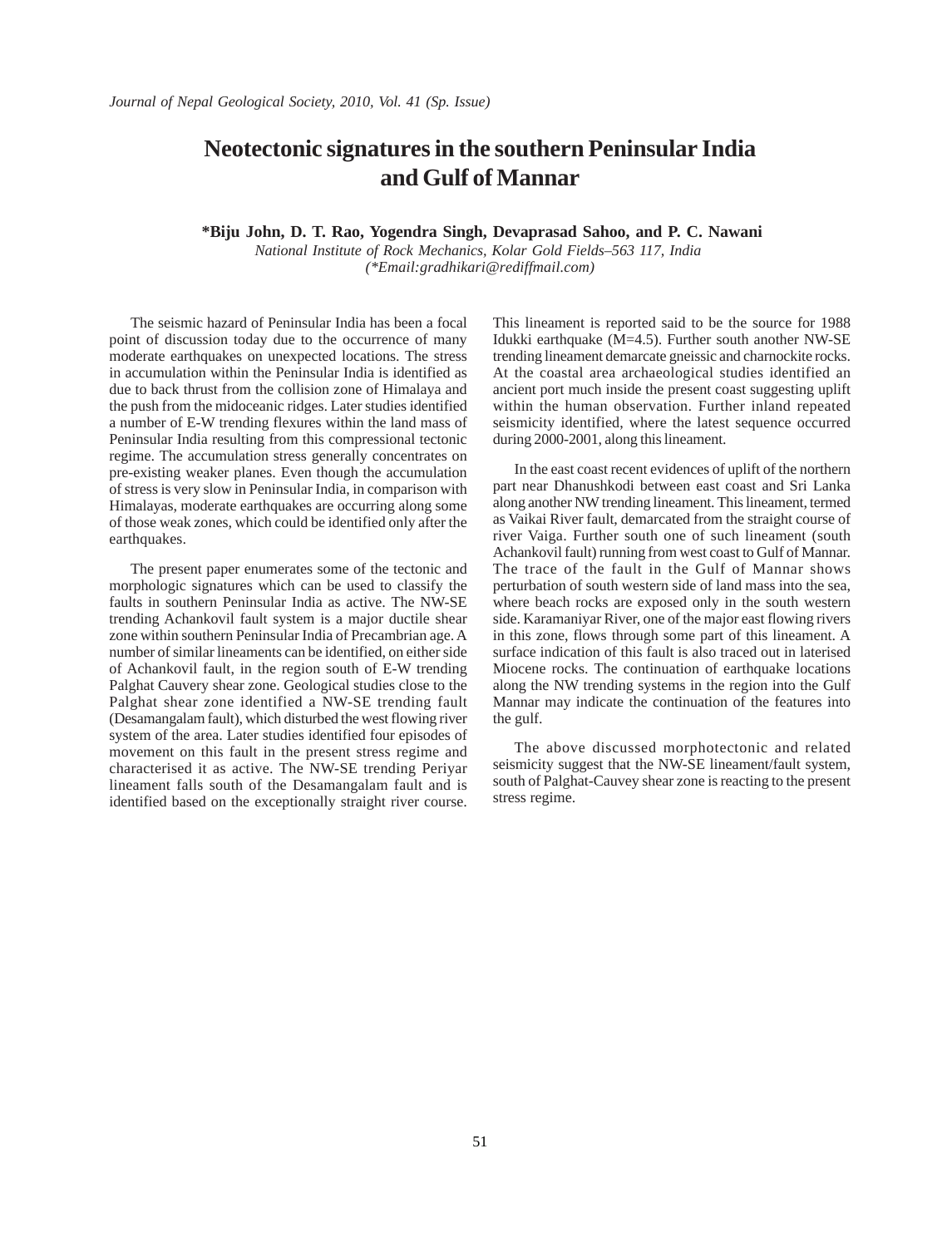# Neotectonic signatures in the southern Peninsular India and Gulf of Mannar

**\*Biju John, D. T. Rao, Yogendra Singh, Devaprasad Sahoo, and P. C. Nawani**

*National Institute of Rock Mechanics, Kolar Gold Fields–563 117, India*
*(\*Email:gradhikari@rediffmail.com)*

The seismic hazard of Peninsular India has been a focal point of discussion today due to the occurrence of many moderate earthquakes on unexpected locations. The stress in accumulation within the Peninsular India is identified as due to back thrust from the collision zone of Himalaya and the push from the midoceanic ridges. Later studies identified a number of E-W trending flexures within the land mass of Peninsular India resulting from this compressional tectonic regime. The accumulation stress generally concentrates on pre-existing weaker planes. Even though the accumulation of stress is very slow in Peninsular India, in comparison with Himalayas, moderate earthquakes are occurring along some of those weak zones, which could be identified only after the earthquakes.

The present paper enumerates some of the tectonic and morphologic signatures which can be used to classify the faults in southern Peninsular India as active. The NW-SE trending Achankovil fault system is a major ductile shear zone within southern Peninsular India of Precambrian age. A number of similar lineaments can be identified, on either side of Achankovil fault, in the region south of E-W trending Palghat Cauvery shear zone. Geological studies close to the Palghat shear zone identified a NW-SE trending fault (Desamangalam fault), which disturbed the west flowing river system of the area. Later studies identified four episodes of movement on this fault in the present stress regime and characterised it as active. The NW-SE trending Periyar lineament falls south of the Desamangalam fault and is identified based on the exceptionally straight river course. This lineament is reported said to be the source for 1988 Idukki earthquake (M=4.5). Further south another NW-SE trending lineament demarcate gneissic and charnockite rocks. At the coastal area archaeological studies identified an ancient port much inside the present coast suggesting uplift within the human observation. Further inland repeated seismicity identified, where the latest sequence occurred during 2000-2001, along this lineament.

In the east coast recent evidences of uplift of the northern part near Dhanushkodi between east coast and Sri Lanka along another NW trending lineament. This lineament, termed as Vaikai River fault, demarcated from the straight course of river Vaiga. Further south one of such lineament (south Achankovil fault) running from west coast to Gulf of Mannar. The trace of the fault in the Gulf of Mannar shows perturbation of south western side of land mass into the sea, where beach rocks are exposed only in the south western side. Karamaniyar River, one of the major east flowing rivers in this zone, flows through some part of this lineament. A surface indication of this fault is also traced out in laterised Miocene rocks. The continuation of earthquake locations along the NW trending systems in the region into the Gulf Mannar may indicate the continuation of the features into the gulf.

The above discussed morphotectonic and related seismicity suggest that the NW-SE lineament/fault system, south of Palghat-Cauvey shear zone is reacting to the present stress regime.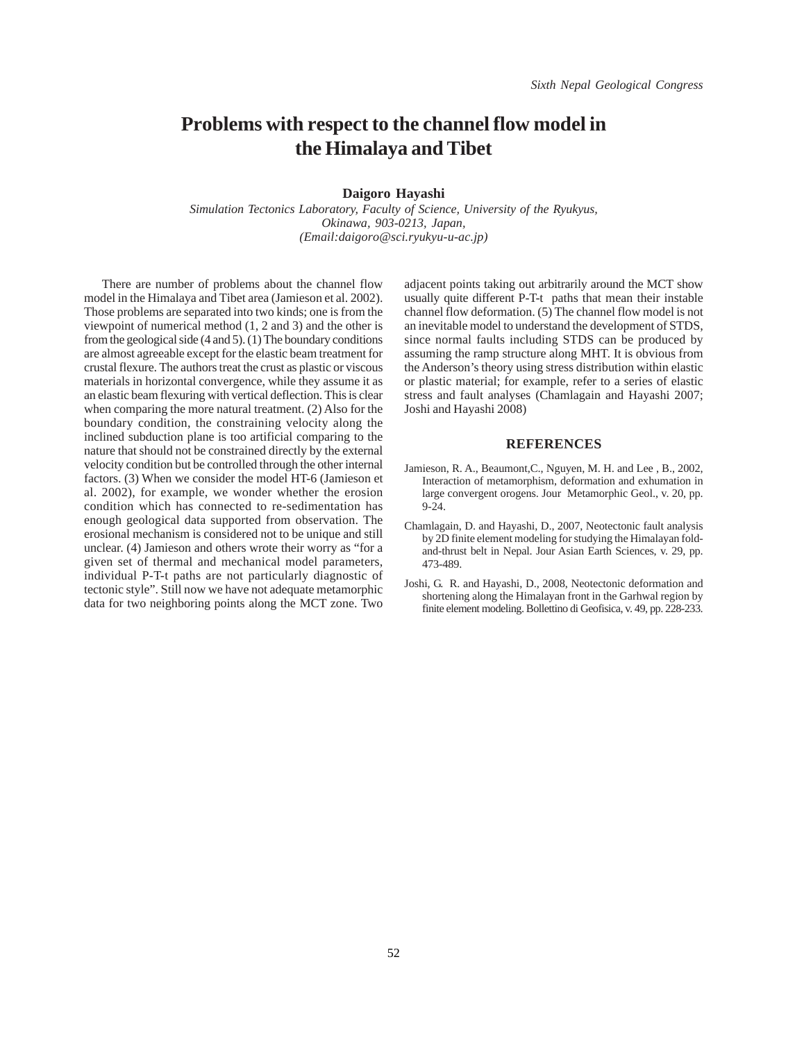# Problems with respect to the channel flow model in the Himalaya and Tibet

**Daigoro Hayashi**

*Simulation Tectonics Laboratory, Faculty of Science, University of the Ryukyus, Okinawa, 903-0213, Japan, (Email:daigoro@sci.ryukyu-u-ac.jp)*

There are number of problems about the channel flow model in the Himalaya and Tibet area (Jamieson et al. 2002). Those problems are separated into two kinds; one is from the viewpoint of numerical method (1, 2 and 3) and the other is from the geological side (4 and 5). (1) The boundary conditions are almost agreeable except for the elastic beam treatment for crustal flexure. The authors treat the crust as plastic or viscous materials in horizontal convergence, while they assume it as an elastic beam flexuring with vertical deflection. This is clear when comparing the more natural treatment. (2) Also for the boundary condition, the constraining velocity along the inclined subduction plane is too artificial comparing to the nature that should not be constrained directly by the external velocity condition but be controlled through the other internal factors. (3) When we consider the model HT-6 (Jamieson et al. 2002), for example, we wonder whether the erosion condition which has connected to re-sedimentation has enough geological data supported from observation. The erosional mechanism is considered not to be unique and still unclear. (4) Jamieson and others wrote their worry as "for a given set of thermal and mechanical model parameters, individual P-T-t paths are not particularly diagnostic of tectonic style". Still now we have not adequate metamorphic data for two neighboring points along the MCT zone. Two adjacent points taking out arbitrarily around the MCT show usually quite different P-T-t paths that mean their instable channel flow deformation. (5) The channel flow model is not an inevitable model to understand the development of STDS, since normal faults including STDS can be produced by assuming the ramp structure along MHT. It is obvious from the Anderson's theory using stress distribution within elastic or plastic material; for example, refer to a series of elastic stress and fault analyses (Chamlagain and Hayashi 2007; Joshi and Hayashi 2008)

## REFERENCES

Jamieson, R. A., Beaumont,C., Nguyen, M. H. and Lee , B., 2002, Interaction of metamorphism, deformation and exhumation in large convergent orogens. Jour Metamorphic Geol., v. 20, pp. 9-24.

Chamlagain, D. and Hayashi, D., 2007, Neotectonic fault analysis by 2D finite element modeling for studying the Himalayan fold-and-thrust belt in Nepal. Jour Asian Earth Sciences, v. 29, pp. 473-489.

Joshi, G. R. and Hayashi, D., 2008, Neotectonic deformation and shortening along the Himalayan front in the Garhwal region by finite element modeling. Bollettino di Geofisica, v. 49, pp. 228-233.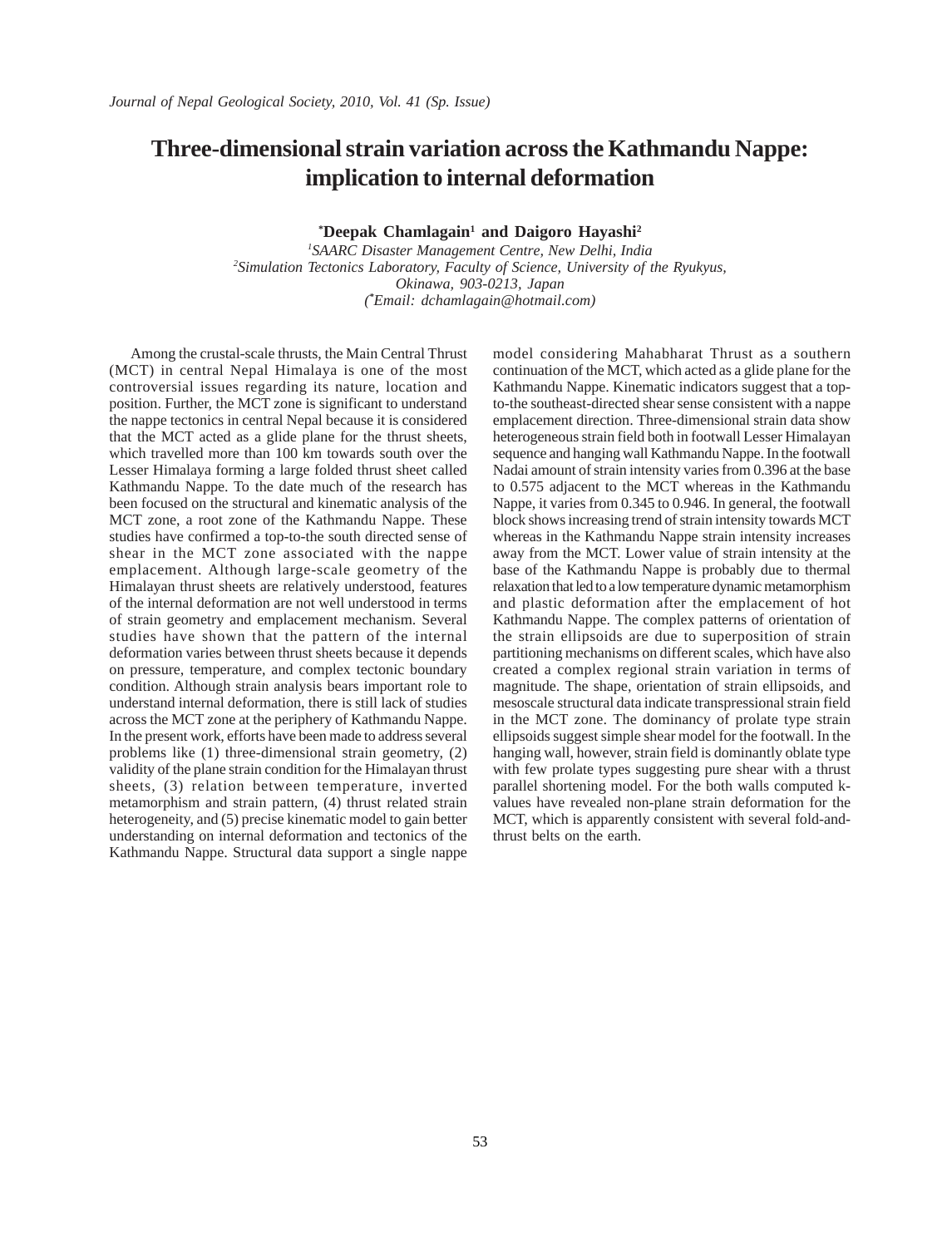# Three-dimensional strain variation across the Kathmandu Nappe: implication to internal deformation

**\*Deepak Chamlagain[1] and Daigoro Hayashi[2]**

*[1]SAARC Disaster Management Centre, New Delhi, India*
*[2]Simulation Tectonics Laboratory, Faculty of Science, University of the Ryukyus, Okinawa, 903-0213, Japan*
*(\*Email: dchamlagain@hotmail.com)*

Among the crustal-scale thrusts, the Main Central Thrust (MCT) in central Nepal Himalaya is one of the most controversial issues regarding its nature, location and position. Further, the MCT zone is significant to understand the nappe tectonics in central Nepal because it is considered that the MCT acted as a glide plane for the thrust sheets, which travelled more than 100 km towards south over the Lesser Himalaya forming a large folded thrust sheet called Kathmandu Nappe. To the date much of the research has been focused on the structural and kinematic analysis of the MCT zone, a root zone of the Kathmandu Nappe. These studies have confirmed a top-to-the south directed sense of shear in the MCT zone associated with the nappe emplacement. Although large-scale geometry of the Himalayan thrust sheets are relatively understood, features of the internal deformation are not well understood in terms of strain geometry and emplacement mechanism. Several studies have shown that the pattern of the internal deformation varies between thrust sheets because it depends on pressure, temperature, and complex tectonic boundary condition. Although strain analysis bears important role to understand internal deformation, there is still lack of studies across the MCT zone at the periphery of Kathmandu Nappe. In the present work, efforts have been made to address several problems like (1) three-dimensional strain geometry, (2) validity of the plane strain condition for the Himalayan thrust sheets, (3) relation between temperature, inverted metamorphism and strain pattern, (4) thrust related strain heterogeneity, and (5) precise kinematic model to gain better understanding on internal deformation and tectonics of the Kathmandu Nappe. Structural data support a single nappe model considering Mahabharat Thrust as a southern continuation of the MCT, which acted as a glide plane for the Kathmandu Nappe. Kinematic indicators suggest that a top-to-the southeast-directed shear sense consistent with a nappe emplacement direction. Three-dimensional strain data show heterogeneous strain field both in footwall Lesser Himalayan sequence and hanging wall Kathmandu Nappe. In the footwall Nadai amount of strain intensity varies from 0.396 at the base to 0.575 adjacent to the MCT whereas in the Kathmandu Nappe, it varies from 0.345 to 0.946. In general, the footwall block shows increasing trend of strain intensity towards MCT whereas in the Kathmandu Nappe strain intensity increases away from the MCT. Lower value of strain intensity at the base of the Kathmandu Nappe is probably due to thermal relaxation that led to a low temperature dynamic metamorphism and plastic deformation after the emplacement of hot Kathmandu Nappe. The complex patterns of orientation of the strain ellipsoids are due to superposition of strain partitioning mechanisms on different scales, which have also created a complex regional strain variation in terms of magnitude. The shape, orientation of strain ellipsoids, and mesoscale structural data indicate transpressional strain field in the MCT zone. The dominancy of prolate type strain ellipsoids suggest simple shear model for the footwall. In the hanging wall, however, strain field is dominantly oblate type with few prolate types suggesting pure shear with a thrust parallel shortening model. For the both walls computed k-values have revealed non-plane strain deformation for the MCT, which is apparently consistent with several fold-and-thrust belts on the earth.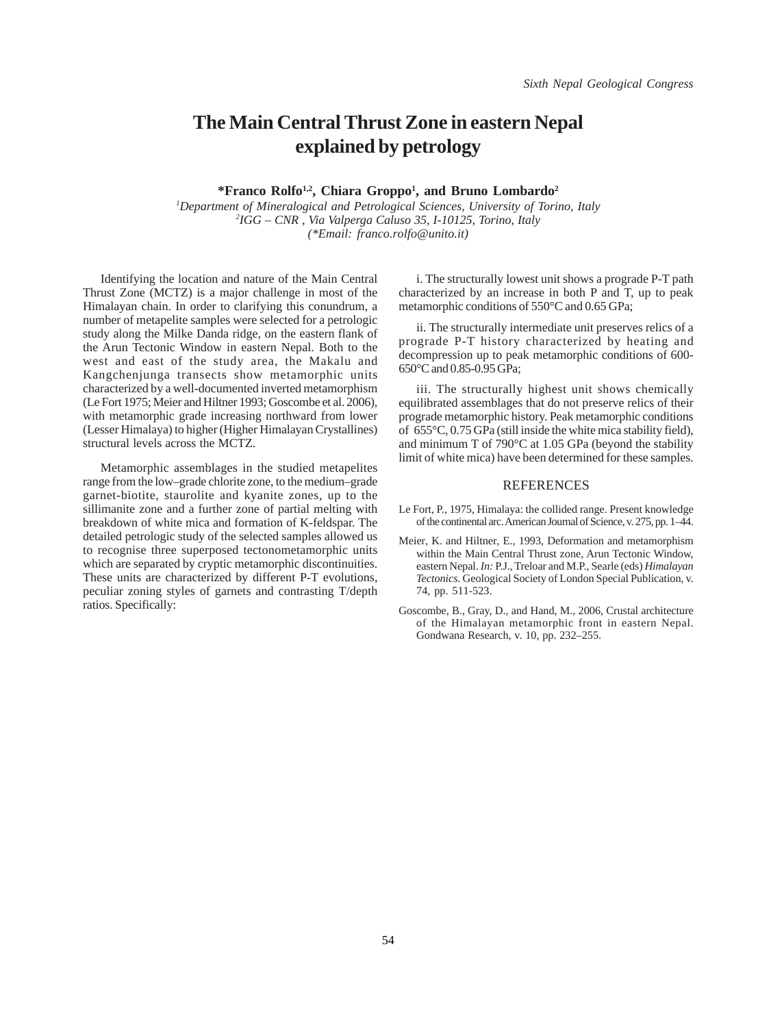# The Main Central Thrust Zone in eastern Nepal explained by petrology

**\*Franco Rolfo[1,2], Chiara Groppo[1], and Bruno Lombardo[2]**

*[1]Department of Mineralogical and Petrological Sciences, University of Torino, Italy*
*[2]IGG – CNR , Via Valperga Caluso 35, I-10125, Torino, Italy*
*(\*Email: franco.rolfo@unito.it)*

Identifying the location and nature of the Main Central Thrust Zone (MCTZ) is a major challenge in most of the Himalayan chain. In order to clarifying this conundrum, a number of metapelite samples were selected for a petrologic study along the Milke Danda ridge, on the eastern flank of the Arun Tectonic Window in eastern Nepal. Both to the west and east of the study area, the Makalu and Kangchenjunga transects show metamorphic units characterized by a well-documented inverted metamorphism (Le Fort 1975; Meier and Hiltner 1993; Goscombe et al. 2006), with metamorphic grade increasing northward from lower (Lesser Himalaya) to higher (Higher Himalayan Crystallines) structural levels across the MCTZ.

Metamorphic assemblages in the studied metapelites range from the low–grade chlorite zone, to the medium–grade garnet-biotite, staurolite and kyanite zones, up to the sillimanite zone and a further zone of partial melting with breakdown of white mica and formation of K-feldspar. The detailed petrologic study of the selected samples allowed us to recognise three superposed tectonometamorphic units which are separated by cryptic metamorphic discontinuities. These units are characterized by different P-T evolutions, peculiar zoning styles of garnets and contrasting T/depth ratios. Specifically:

i. The structurally lowest unit shows a prograde P-T path characterized by an increase in both P and T, up to peak metamorphic conditions of 550°C and 0.65 GPa;

ii. The structurally intermediate unit preserves relics of a prograde P-T history characterized by heating and decompression up to peak metamorphic conditions of 600-650°C and 0.85-0.95 GPa;

iii. The structurally highest unit shows chemically equilibrated assemblages that do not preserve relics of their prograde metamorphic history. Peak metamorphic conditions of 655°C, 0.75 GPa (still inside the white mica stability field), and minimum T of 790°C at 1.05 GPa (beyond the stability limit of white mica) have been determined for these samples.

## REFERENCES

Le Fort, P., 1975, Himalaya: the collided range. Present knowledge of the continental arc. American Journal of Science, v. 275, pp. 1–44.

Meier, K. and Hiltner, E., 1993, Deformation and metamorphism within the Main Central Thrust zone, Arun Tectonic Window, eastern Nepal. *In:* P.J., Treloar and M.P., Searle (eds) *Himalayan Tectonics.* Geological Society of London Special Publication, v. 74, pp. 511-523.

Goscombe, B., Gray, D., and Hand, M., 2006, Crustal architecture of the Himalayan metamorphic front in eastern Nepal. Gondwana Research, v. 10, pp. 232–255.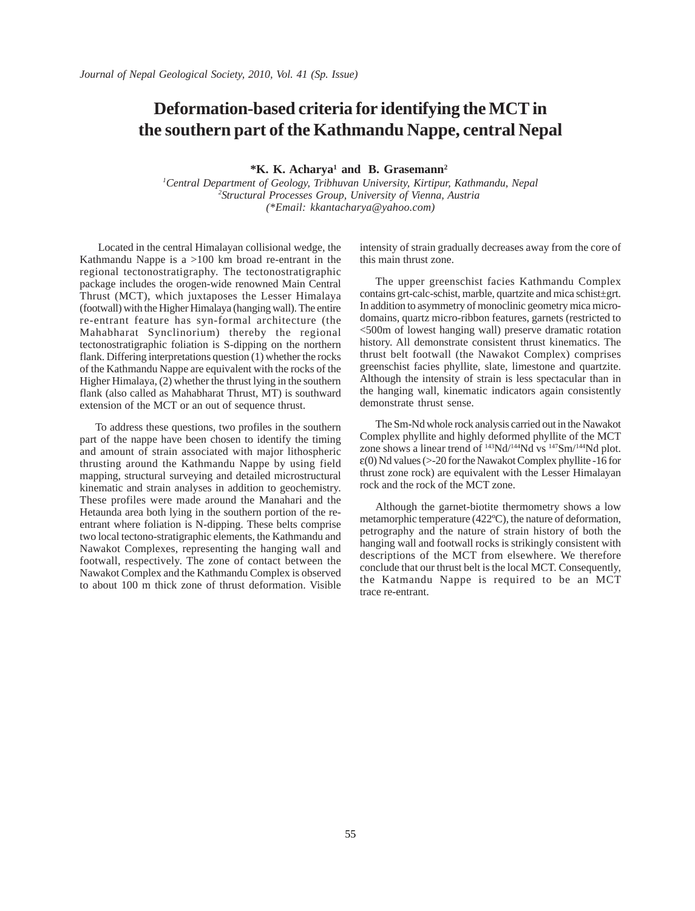# Deformation-based criteria for identifying the MCT in the southern part of the Kathmandu Nappe, central Nepal

**\*K. K. Acharya[1] and B. Grasemann[2]**

*[1]Central Department of Geology, Tribhuvan University, Kirtipur, Kathmandu, Nepal*
*[2]Structural Processes Group, University of Vienna, Austria*
*(\*Email: kkantacharya@yahoo.com)*

Located in the central Himalayan collisional wedge, the Kathmandu Nappe is a >100 km broad re-entrant in the regional tectonostratigraphy. The tectonostratigraphic package includes the orogen-wide renowned Main Central Thrust (MCT), which juxtaposes the Lesser Himalaya (footwall) with the Higher Himalaya (hanging wall). The entire re-entrant feature has syn-formal architecture (the Mahabharat Synclinorium) thereby the regional tectonostratigraphic foliation is S-dipping on the northern flank. Differing interpretations question (1) whether the rocks of the Kathmandu Nappe are equivalent with the rocks of the Higher Himalaya, (2) whether the thrust lying in the southern flank (also called as Mahabharat Thrust, MT) is southward extension of the MCT or an out of sequence thrust.

To address these questions, two profiles in the southern part of the nappe have been chosen to identify the timing and amount of strain associated with major lithospheric thrusting around the Kathmandu Nappe by using field mapping, structural surveying and detailed microstructural kinematic and strain analyses in addition to geochemistry. These profiles were made around the Manahari and the Hetaunda area both lying in the southern portion of the re-entrant where foliation is N-dipping. These belts comprise two local tectono-stratigraphic elements, the Kathmandu and Nawakot Complexes, representing the hanging wall and footwall, respectively. The zone of contact between the Nawakot Complex and the Kathmandu Complex is observed to about 100 m thick zone of thrust deformation. Visible intensity of strain gradually decreases away from the core of this main thrust zone.

The upper greenschist facies Kathmandu Complex contains grt-calc-schist, marble, quartzite and mica schist±grt. In addition to asymmetry of monoclinic geometry mica micro-domains, quartz micro-ribbon features, garnets (restricted to <500m of lowest hanging wall) preserve dramatic rotation history. All demonstrate consistent thrust kinematics. The thrust belt footwall (the Nawakot Complex) comprises greenschist facies phyllite, slate, limestone and quartzite. Although the intensity of strain is less spectacular than in the hanging wall, kinematic indicators again consistently demonstrate thrust sense.

The Sm-Nd whole rock analysis carried out in the Nawakot Complex phyllite and highly deformed phyllite of the MCT zone shows a linear trend of $^{143}Nd/^{144}Nd$ vs $^{147}Sm/^{144}Nd$ plot. $\varepsilon(0)$ Nd values (>-20 for the Nawakot Complex phyllite -16 for thrust zone rock) are equivalent with the Lesser Himalayan rock and the rock of the MCT zone.

Although the garnet-biotite thermometry shows a low metamorphic temperature (422ºC), the nature of deformation, petrography and the nature of strain history of both the hanging wall and footwall rocks is strikingly consistent with descriptions of the MCT from elsewhere. We therefore conclude that our thrust belt is the local MCT. Consequently, the Katmandu Nappe is required to be an MCT trace re-entrant.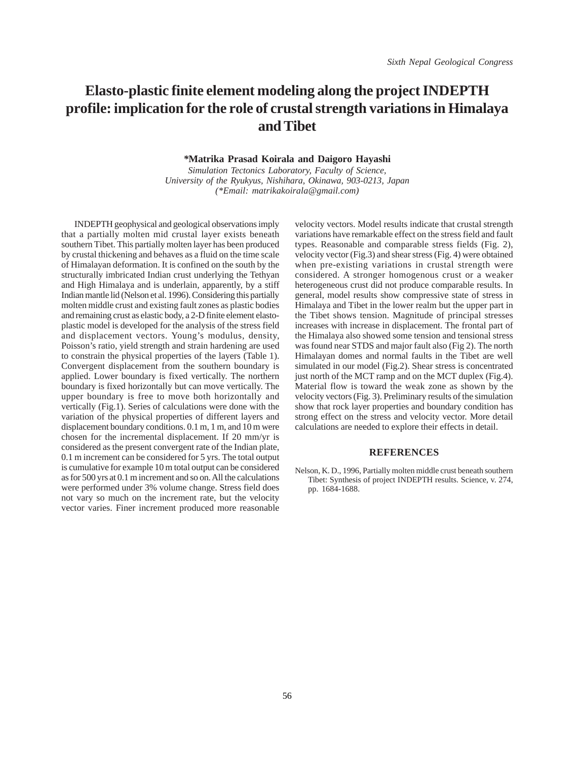# Elasto-plastic finite element modeling along the project INDEPTH profile: implication for the role of crustal strength variations in Himalaya and Tibet

**\*Matrika Prasad Koirala and Daigoro Hayashi**

*Simulation Tectonics Laboratory, Faculty of Science,*
*University of the Ryukyus, Nishihara, Okinawa, 903-0213, Japan*
*(\*Email: matrikakoirala@gmail.com)*

INDEPTH geophysical and geological observations imply that a partially molten mid crustal layer exists beneath southern Tibet. This partially molten layer has been produced by crustal thickening and behaves as a fluid on the time scale of Himalayan deformation. It is confined on the south by the structurally imbricated Indian crust underlying the Tethyan and High Himalaya and is underlain, apparently, by a stiff Indian mantle lid (Nelson et al. 1996). Considering this partially molten middle crust and existing fault zones as plastic bodies and remaining crust as elastic body, a 2-D finite element elasto-plastic model is developed for the analysis of the stress field and displacement vectors. Young's modulus, density, Poisson's ratio, yield strength and strain hardening are used to constrain the physical properties of the layers (Table 1). Convergent displacement from the southern boundary is applied. Lower boundary is fixed vertically. The northern boundary is fixed horizontally but can move vertically. The upper boundary is free to move both horizontally and vertically (Fig.1). Series of calculations were done with the variation of the physical properties of different layers and displacement boundary conditions. 0.1 m, 1 m, and 10 m were chosen for the incremental displacement. If 20 mm/yr is considered as the present convergent rate of the Indian plate, 0.1 m increment can be considered for 5 yrs. The total output is cumulative for example 10 m total output can be considered as for 500 yrs at 0.1 m increment and so on. All the calculations were performed under 3% volume change. Stress field does not vary so much on the increment rate, but the velocity vector varies. Finer increment produced more reasonable velocity vectors. Model results indicate that crustal strength variations have remarkable effect on the stress field and fault types. Reasonable and comparable stress fields (Fig. 2), velocity vector (Fig.3) and shear stress (Fig. 4) were obtained when pre-existing variations in crustal strength were considered. A stronger homogenous crust or a weaker heterogeneous crust did not produce comparable results. In general, model results show compressive state of stress in Himalaya and Tibet in the lower realm but the upper part in the Tibet shows tension. Magnitude of principal stresses increases with increase in displacement. The frontal part of the Himalaya also showed some tension and tensional stress was found near STDS and major fault also (Fig 2). The north Himalayan domes and normal faults in the Tibet are well simulated in our model (Fig.2). Shear stress is concentrated just north of the MCT ramp and on the MCT duplex (Fig.4). Material flow is toward the weak zone as shown by the velocity vectors (Fig. 3). Preliminary results of the simulation show that rock layer properties and boundary condition has strong effect on the stress and velocity vector. More detail calculations are needed to explore their effects in detail.

## REFERENCES

Nelson, K. D., 1996, Partially molten middle crust beneath southern Tibet: Synthesis of project INDEPTH results. Science, v. 274, pp. 1684-1688.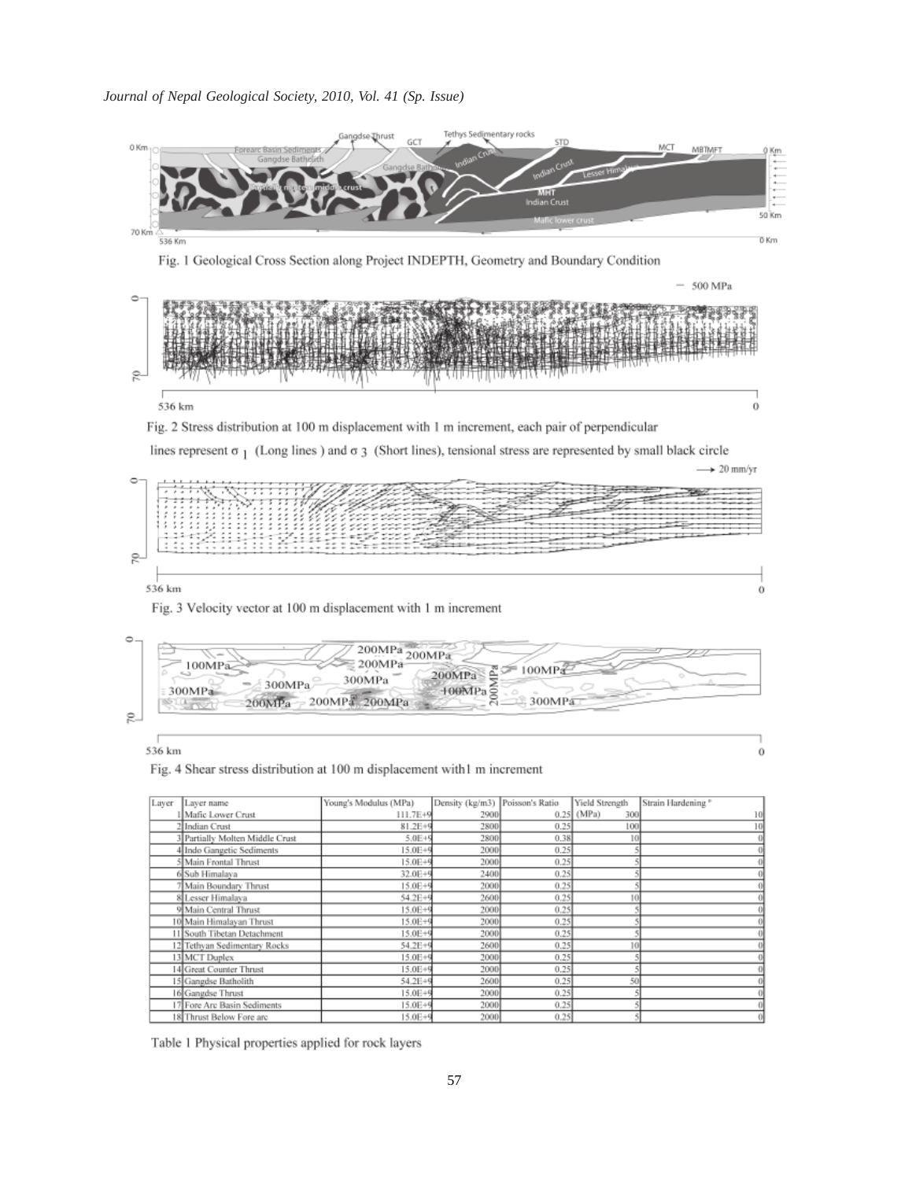Fig. 1 Geological Cross Section along Project INDEPTH, Geometry and Boundary Condition

Fig. 2 Stress distribution at 100 m displacement with 1 m increment, each pair of perpendicular lines represent $\sigma_1$ (Long lines ) and $\sigma_3$ (Short lines), tensional stress are represented by small black circle

Fig. 3 Velocity vector at 100 m displacement with 1 m increment

Fig. 4 Shear stress distribution at 100 m displacement with1 m increment

| Layer | Layer name | Young's Modulus (MPa) | Density (kg/m3) | Poisson's Ratio | Yield Strength (MPa) | Strain Hardening * |
|---|---|---|---|---|---|---|
| 1 | Mafic Lower Crust | 111.7E+9 | 2900 | 0.25 | 300 | 10 |
| 2 | Indian Crust | 81.2E+9 | 2800 | 0.25 | 100 | 10 |
| 3 | Partially Molten Middle Crust | 5.0E+5 | 2800 | 0.38 | 10 | 0 |
| 4 | Indo Gangetic Sediments | 15.0E+9 | 2000 | 0.25 | 5 | 0 |
| 5 | Main Frontal Thrust | 15.0E+9 | 2000 | 0.25 | 5 | 0 |
| 6 | Sub Himalaya | 32.0E+9 | 2400 | 0.25 | 5 | 0 |
| 7 | Main Boundary Thrust | 15.0E+9 | 2000 | 0.25 | 5 | 0 |
| 8 | Lesser Himalaya | 54.2E+9 | 2600 | 0.25 | 10 | 0 |
| 9 | Main Central Thrust | 15.0E+9 | 2000 | 0.25 | 5 | 0 |
| 10 | Main Himalayan Thrust | 15.0E+9 | 2000 | 0.25 | 5 | 0 |
| 11 | South Tibetan Detachment | 15.0E+9 | 2000 | 0.25 | 5 | 0 |
| 12 | Tethyan Sedimentary Rocks | 54.2E+9 | 2600 | 0.25 | 10 | 0 |
| 13 | MCT Duplex | 15.0E+9 | 2000 | 0.25 | 5 | 0 |
| 14 | Great Counter Thrust | 15.0E+9 | 2000 | 0.25 | 5 | 0 |
| 15 | Gangdse Batholith | 54.2E+9 | 2600 | 0.25 | 50 | 0 |
| 16 | Gangdse Thrust | 15.0E+9 | 2000 | 0.25 | 5 | 0 |
| 17 | Fore Arc Basin Sediments | 15.0E+9 | 2000 | 0.25 | 5 | 0 |
| 18 | Thrust Below Fore arc | 15.0E+9 | 2000 | 0.25 | 5 | 0 |

Table 1 Physical properties applied for rock layers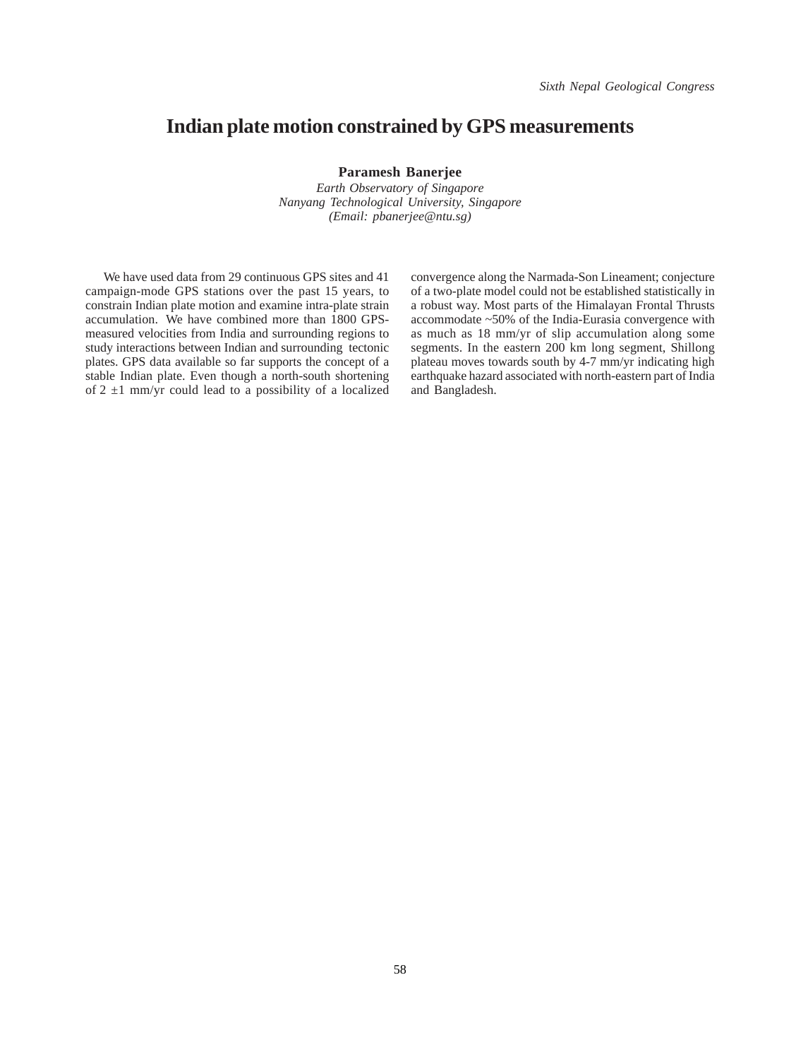# Indian plate motion constrained by GPS measurements

**Paramesh Banerjee**

*Earth Observatory of Singapore*
*Nanyang Technological University, Singapore*
*(Email: pbanerjee@ntu.sg)*

We have used data from 29 continuous GPS sites and 41 campaign-mode GPS stations over the past 15 years, to constrain Indian plate motion and examine intra-plate strain accumulation. We have combined more than 1800 GPS-measured velocities from India and surrounding regions to study interactions between Indian and surrounding tectonic plates. GPS data available so far supports the concept of a stable Indian plate. Even though a north-south shortening of 2 ±1 mm/yr could lead to a possibility of a localized convergence along the Narmada-Son Lineament; conjecture of a two-plate model could not be established statistically in a robust way. Most parts of the Himalayan Frontal Thrusts accommodate ~50% of the India-Eurasia convergence with as much as 18 mm/yr of slip accumulation along some segments. In the eastern 200 km long segment, Shillong plateau moves towards south by 4-7 mm/yr indicating high earthquake hazard associated with north-eastern part of India and Bangladesh.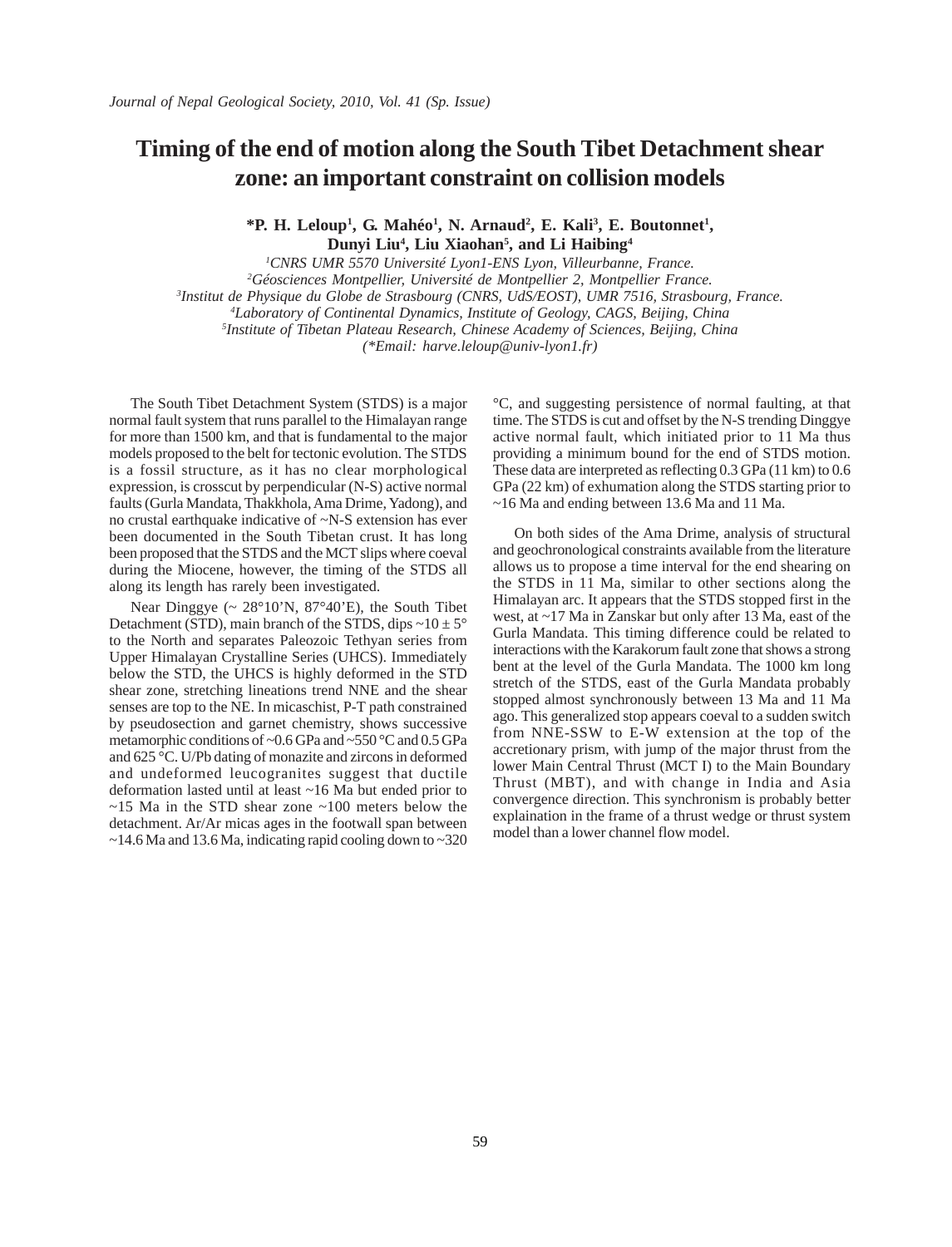# Timing of the end of motion along the South Tibet Detachment shear zone: an important constraint on collision models

**\*P. H. Leloup[1], G. Mahéo[1], N. Arnaud[2], E. Kali[3], E. Boutonnet[1], Dunyi Liu[4], Liu Xiaohan[5], and Li Haibing[4]**

*[1]CNRS UMR 5570 Université Lyon1-ENS Lyon, Villeurbanne, France.*
*[2]Géosciences Montpellier, Université de Montpellier 2, Montpellier France.*
*[3]Institut de Physique du Globe de Strasbourg (CNRS, UdS/EOST), UMR 7516, Strasbourg, France.*
*[4]Laboratory of Continental Dynamics, Institute of Geology, CAGS, Beijing, China*
*[5]Institute of Tibetan Plateau Research, Chinese Academy of Sciences, Beijing, China*
*(\*Email: harve.leloup@univ-lyon1.fr)*

The South Tibet Detachment System (STDS) is a major normal fault system that runs parallel to the Himalayan range for more than 1500 km, and that is fundamental to the major models proposed to the belt for tectonic evolution. The STDS is a fossil structure, as it has no clear morphological expression, is crosscut by perpendicular (N-S) active normal faults (Gurla Mandata, Thakkhola, Ama Drime, Yadong), and no crustal earthquake indicative of ~N-S extension has ever been documented in the South Tibetan crust. It has long been proposed that the STDS and the MCT slips where coeval during the Miocene, however, the timing of the STDS all along its length has rarely been investigated.

Near Dinggye (~ 28°10'N, 87°40'E), the South Tibet Detachment (STD), main branch of the STDS, dips ~10 ± 5° to the North and separates Paleozoic Tethyan series from Upper Himalayan Crystalline Series (UHCS). Immediately below the STD, the UHCS is highly deformed in the STD shear zone, stretching lineations trend NNE and the shear senses are top to the NE. In micaschist, P-T path constrained by pseudosection and garnet chemistry, shows successive metamorphic conditions of ~0.6 GPa and ~550 °C and 0.5 GPa and 625 °C. U/Pb dating of monazite and zircons in deformed and undeformed leucogranites suggest that ductile deformation lasted until at least ~16 Ma but ended prior to ~15 Ma in the STD shear zone ~100 meters below the detachment. Ar/Ar micas ages in the footwall span between ~14.6 Ma and 13.6 Ma, indicating rapid cooling down to ~320 °C, and suggesting persistence of normal faulting, at that time. The STDS is cut and offset by the N-S trending Dinggye active normal fault, which initiated prior to 11 Ma thus providing a minimum bound for the end of STDS motion. These data are interpreted as reflecting 0.3 GPa (11 km) to 0.6 GPa (22 km) of exhumation along the STDS starting prior to ~16 Ma and ending between 13.6 Ma and 11 Ma.

On both sides of the Ama Drime, analysis of structural and geochronological constraints available from the literature allows us to propose a time interval for the end shearing on the STDS in 11 Ma, similar to other sections along the Himalayan arc. It appears that the STDS stopped first in the west, at ~17 Ma in Zanskar but only after 13 Ma, east of the Gurla Mandata. This timing difference could be related to interactions with the Karakorum fault zone that shows a strong bent at the level of the Gurla Mandata. The 1000 km long stretch of the STDS, east of the Gurla Mandata probably stopped almost synchronously between 13 Ma and 11 Ma ago. This generalized stop appears coeval to a sudden switch from NNE-SSW to E-W extension at the top of the accretionary prism, with jump of the major thrust from the lower Main Central Thrust (MCT I) to the Main Boundary Thrust (MBT), and with change in India and Asia convergence direction. This synchronism is probably better explaination in the frame of a thrust wedge or thrust system model than a lower channel flow model.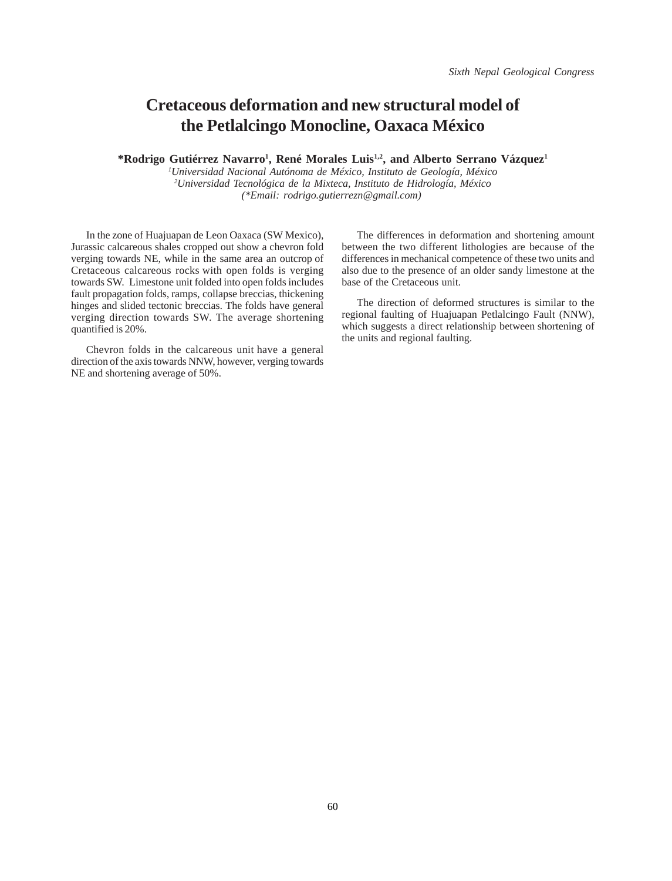# Cretaceous deformation and new structural model of the Petlalcingo Monocline, Oaxaca México

**\*Rodrigo Gutiérrez Navarro[1], René Morales Luis[1,2], and Alberto Serrano Vázquez[1]**

*[1]Universidad Nacional Autónoma de México, Instituto de Geología, México*
*[2]Universidad Tecnológica de la Mixteca, Instituto de Hidrología, México*
*(\*Email: rodrigo.gutierrezn@gmail.com)*

In the zone of Huajuapan de Leon Oaxaca (SW Mexico), Jurassic calcareous shales cropped out show a chevron fold verging towards NE, while in the same area an outcrop of Cretaceous calcareous rocks with open folds is verging towards SW. Limestone unit folded into open folds includes fault propagation folds, ramps, collapse breccias, thickening hinges and slided tectonic breccias. The folds have general verging direction towards SW. The average shortening quantified is 20%.

Chevron folds in the calcareous unit have a general direction of the axis towards NNW, however, verging towards NE and shortening average of 50%.

The differences in deformation and shortening amount between the two different lithologies are because of the differences in mechanical competence of these two units and also due to the presence of an older sandy limestone at the base of the Cretaceous unit.

The direction of deformed structures is similar to the regional faulting of Huajuapan Petlalcingo Fault (NNW), which suggests a direct relationship between shortening of the units and regional faulting.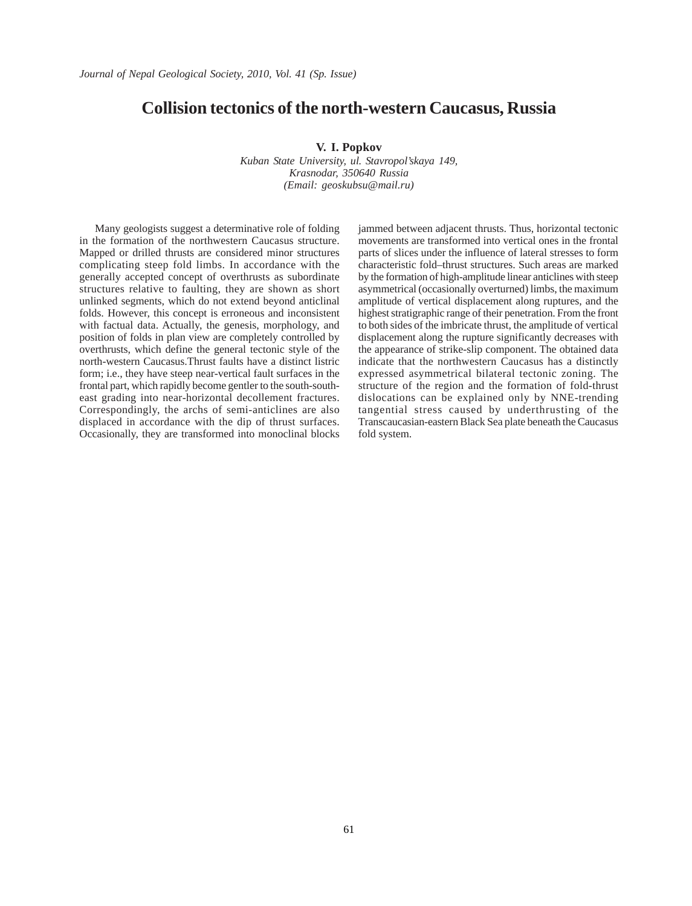# Collision tectonics of the north-western Caucasus, Russia

**V. I. Popkov**

*Kuban State University, ul. Stavropol'skaya 149,*
*Krasnodar, 350640 Russia*
*(Email: geoskubsu@mail.ru)*

Many geologists suggest a determinative role of folding in the formation of the northwestern Caucasus structure. Mapped or drilled thrusts are considered minor structures complicating steep fold limbs. In accordance with the generally accepted concept of overthrusts as subordinate structures relative to faulting, they are shown as short unlinked segments, which do not extend beyond anticlinal folds. However, this concept is erroneous and inconsistent with factual data. Actually, the genesis, morphology, and position of folds in plan view are completely controlled by overthrusts, which define the general tectonic style of the north-western Caucasus.Thrust faults have a distinct listric form; i.e., they have steep near-vertical fault surfaces in the frontal part, which rapidly become gentler to the south-south-east grading into near-horizontal decollement fractures. Correspondingly, the archs of semi-anticlines are also displaced in accordance with the dip of thrust surfaces. Occasionally, they are transformed into monoclinal blocks jammed between adjacent thrusts. Thus, horizontal tectonic movements are transformed into vertical ones in the frontal parts of slices under the influence of lateral stresses to form characteristic fold–thrust structures. Such areas are marked by the formation of high-amplitude linear anticlines with steep asymmetrical (occasionally overturned) limbs, the maximum amplitude of vertical displacement along ruptures, and the highest stratigraphic range of their penetration. From the front to both sides of the imbricate thrust, the amplitude of vertical displacement along the rupture significantly decreases with the appearance of strike-slip component. The obtained data indicate that the northwestern Caucasus has a distinctly expressed asymmetrical bilateral tectonic zoning. The structure of the region and the formation of fold-thrust dislocations can be explained only by NNE-trending tangential stress caused by underthrusting of the Transcaucasian-eastern Black Sea plate beneath the Caucasus fold system.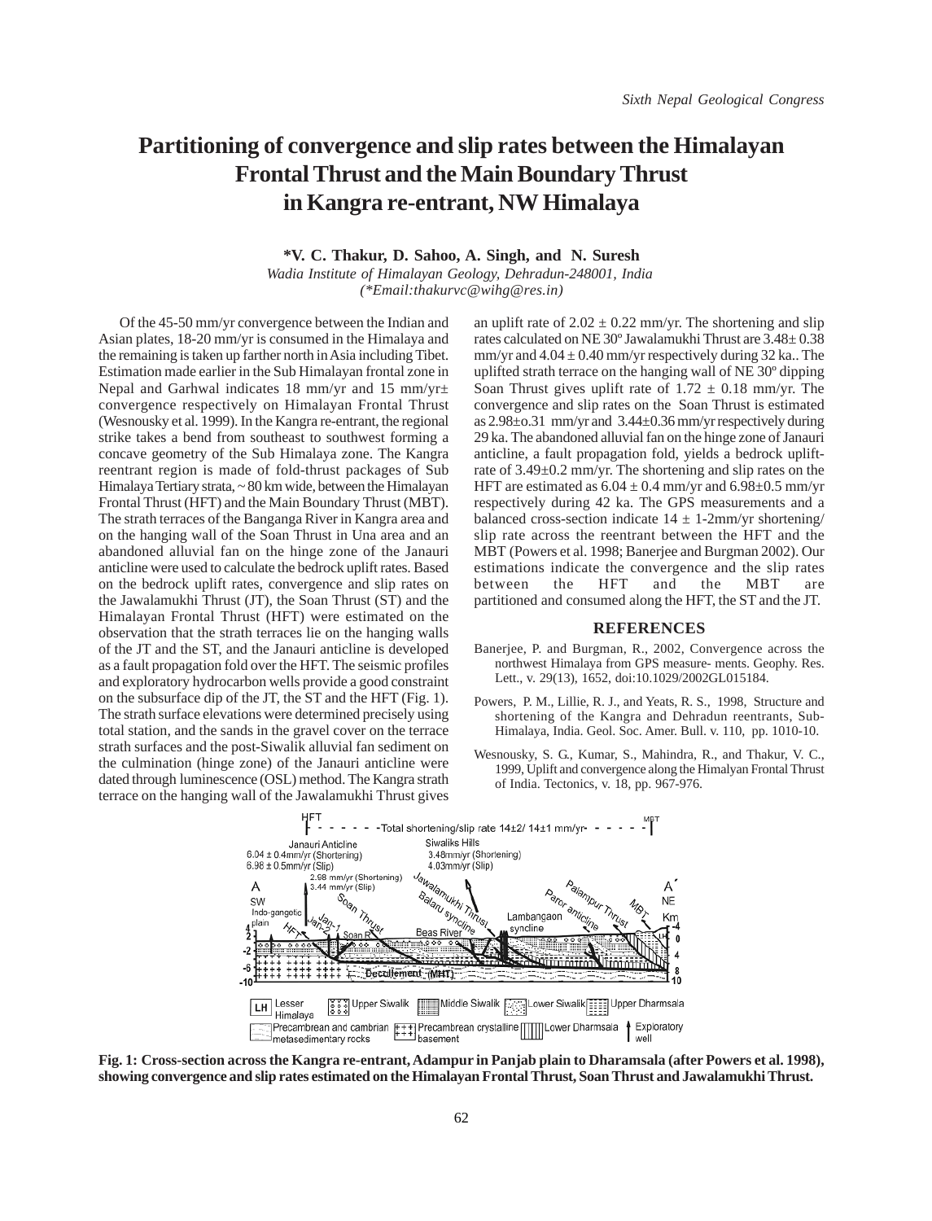# Partitioning of convergence and slip rates between the Himalayan Frontal Thrust and the Main Boundary Thrust in Kangra re-entrant, NW Himalaya

**\*V. C. Thakur, D. Sahoo, A. Singh, and N. Suresh**

*Wadia Institute of Himalayan Geology, Dehradun-248001, India*
*(\*Email:thakurvc@wihg@res.in)*

Of the 45-50 mm/yr convergence between the Indian and Asian plates, 18-20 mm/yr is consumed in the Himalaya and the remaining is taken up farther north in Asia including Tibet. Estimation made earlier in the Sub Himalayan frontal zone in Nepal and Garhwal indicates 18 mm/yr and 15 mm/yr± convergence respectively on Himalayan Frontal Thrust (Wesnousky et al. 1999). In the Kangra re-entrant, the regional strike takes a bend from southeast to southwest forming a concave geometry of the Sub Himalaya zone. The Kangra reentrant region is made of fold-thrust packages of Sub Himalaya Tertiary strata, ~ 80 km wide, between the Himalayan Frontal Thrust (HFT) and the Main Boundary Thrust (MBT). The strath terraces of the Banganga River in Kangra area and on the hanging wall of the Soan Thrust in Una area and an abandoned alluvial fan on the hinge zone of the Janauri anticline were used to calculate the bedrock uplift rates. Based on the bedrock uplift rates, convergence and slip rates on the Jawalamukhi Thrust (JT), the Soan Thrust (ST) and the Himalayan Frontal Thrust (HFT) were estimated on the observation that the strath terraces lie on the hanging walls of the JT and the ST, and the Janauri anticline is developed as a fault propagation fold over the HFT. The seismic profiles and exploratory hydrocarbon wells provide a good constraint on the subsurface dip of the JT, the ST and the HFT (Fig. 1). The strath surface elevations were determined precisely using total station, and the sands in the gravel cover on the terrace strath surfaces and the post-Siwalik alluvial fan sediment on the culmination (hinge zone) of the Janauri anticline were dated through luminescence (OSL) method. The Kangra strath terrace on the hanging wall of the Jawalamukhi Thrust gives an uplift rate of $2.02 \pm 0.22$ mm/yr. The shortening and slip rates calculated on NE 30º Jawalamukhi Thrust are $3.48 \pm 0.38$ mm/yr and $4.04 \pm 0.40$ mm/yr respectively during 32 ka.. The uplifted strath terrace on the hanging wall of NE 30º dipping Soan Thrust gives uplift rate of $1.72 \pm 0.18$ mm/yr. The convergence and slip rates on the Soan Thrust is estimated as 2.98±o.31 mm/yr and $3.44 \pm 0.36$ mm/yr respectively during 29 ka. The abandoned alluvial fan on the hinge zone of Janauri anticline, a fault propagation fold, yields a bedrock uplift-rate of $3.49 \pm 0.2$ mm/yr. The shortening and slip rates on the HFT are estimated as $6.04 \pm 0.4$ mm/yr and $6.98 \pm 0.5$ mm/yr respectively during 42 ka. The GPS measurements and a balanced cross-section indicate $14 \pm 1$-2mm/yr shortening/ slip rate across the reentrant between the HFT and the MBT (Powers et al. 1998; Banerjee and Burgman 2002). Our estimations indicate the convergence and the slip rates between the HFT and the MBT are partitioned and consumed along the HFT, the ST and the JT.

## REFERENCES

Banerjee, P. and Burgman, R., 2002, Convergence across the northwest Himalaya from GPS measure- ments. Geophy. Res. Lett., v. 29(13), 1652, doi:10.1029/2002GL015184.

Powers, P. M., Lillie, R. J., and Yeats, R. S., 1998, Structure and shortening of the Kangra and Dehradun reentrants, Sub-Himalaya, India. Geol. Soc. Amer. Bull. v. 110, pp. 1010-10.

Wesnousky, S. G., Kumar, S., Mahindra, R., and Thakur, V. C., 1999, Uplift and convergence along the Himalyan Frontal Thrust of India. Tectonics, v. 18, pp. 967-976.

**Fig. 1: Cross-section across the Kangra re-entrant, Adampur in Panjab plain to Dharamsala (after Powers et al. 1998), showing convergence and slip rates estimated on the Himalayan Frontal Thrust, Soan Thrust and Jawalamukhi Thrust.**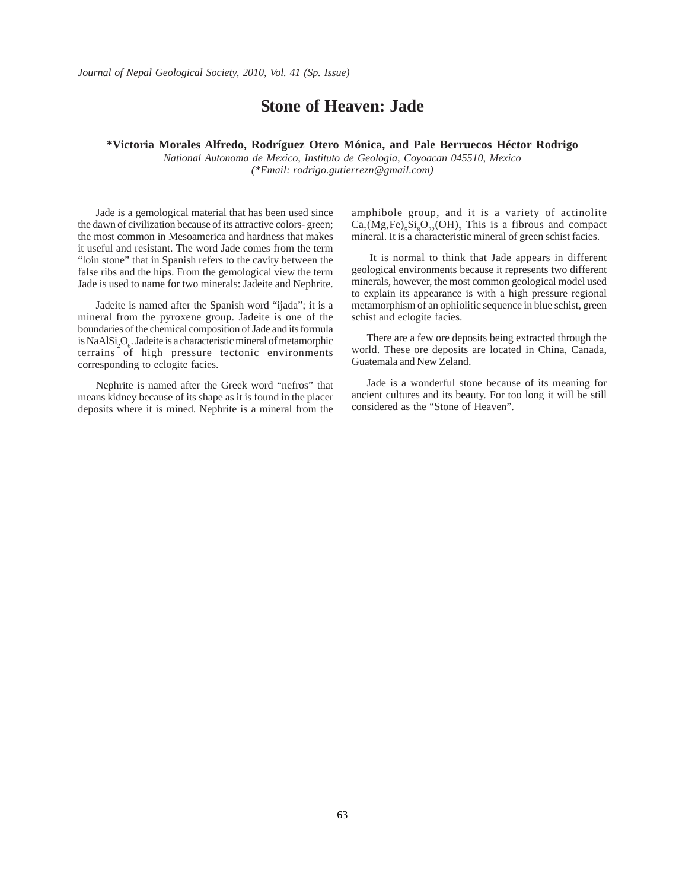# Stone of Heaven: Jade

**\*Victoria Morales Alfredo, Rodríguez Otero Mónica, and Pale Berruecos Héctor Rodrigo**

*National Autonoma de Mexico, Instituto de Geologia, Coyoacan 045510, Mexico*

*(\*Email: rodrigo.gutierrezn@gmail.com)*

Jade is a gemological material that has been used since the dawn of civilization because of its attractive colors- green; the most common in Mesoamerica and hardness that makes it useful and resistant. The word Jade comes from the term "loin stone" that in Spanish refers to the cavity between the false ribs and the hips. From the gemological view the term Jade is used to name for two minerals: Jadeite and Nephrite.

Jadeite is named after the Spanish word "ijada"; it is a mineral from the pyroxene group. Jadeite is one of the boundaries of the chemical composition of Jade and its formula is $NaAlSi_2O_6$. Jadeite is a characteristic mineral of metamorphic terrains of high pressure tectonic environments corresponding to eclogite facies.

Nephrite is named after the Greek word "nefros" that means kidney because of its shape as it is found in the placer deposits where it is mined. Nephrite is a mineral from the amphibole group, and it is a variety of actinolite $Ca_2(Mg,Fe)_5Si_8O_{22}(OH)_2$. This is a fibrous and compact mineral. It is a characteristic mineral of green schist facies.

It is normal to think that Jade appears in different geological environments because it represents two different minerals, however, the most common geological model used to explain its appearance is with a high pressure regional metamorphism of an ophiolitic sequence in blue schist, green schist and eclogite facies.

There are a few ore deposits being extracted through the world. These ore deposits are located in China, Canada, Guatemala and New Zeland.

Jade is a wonderful stone because of its meaning for ancient cultures and its beauty. For too long it will be still considered as the "Stone of Heaven".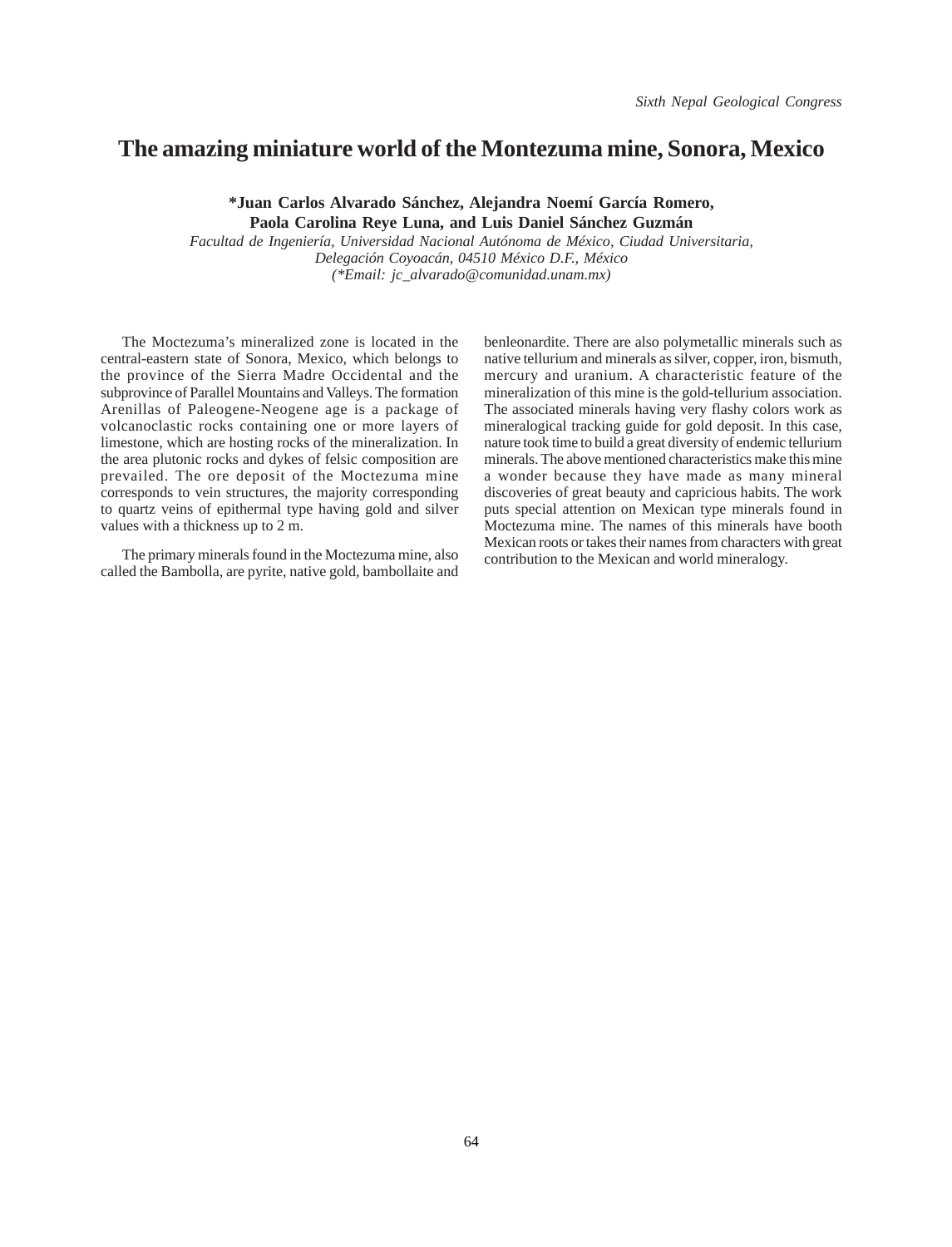# The amazing miniature world of the Montezuma mine, Sonora, Mexico

**\*Juan Carlos Alvarado Sánchez, Alejandra Noemí García Romero, Paola Carolina Reye Luna, and Luis Daniel Sánchez Guzmán**

*Facultad de Ingeniería, Universidad Nacional Autónoma de México, Ciudad Universitaria, Delegación Coyoacán, 04510 México D.F., México*
*(\*Email: jc_alvarado@comunidad.unam.mx)*

The Moctezuma's mineralized zone is located in the central-eastern state of Sonora, Mexico, which belongs to the province of the Sierra Madre Occidental and the subprovince of Parallel Mountains and Valleys. The formation Arenillas of Paleogene-Neogene age is a package of volcanoclastic rocks containing one or more layers of limestone, which are hosting rocks of the mineralization. In the area plutonic rocks and dykes of felsic composition are prevailed. The ore deposit of the Moctezuma mine corresponds to vein structures, the majority corresponding to quartz veins of epithermal type having gold and silver values with a thickness up to 2 m.

The primary minerals found in the Moctezuma mine, also called the Bambolla, are pyrite, native gold, bambollaite and benleonardite. There are also polymetallic minerals such as native tellurium and minerals as silver, copper, iron, bismuth, mercury and uranium. A characteristic feature of the mineralization of this mine is the gold-tellurium association. The associated minerals having very flashy colors work as mineralogical tracking guide for gold deposit. In this case, nature took time to build a great diversity of endemic tellurium minerals. The above mentioned characteristics make this mine a wonder because they have made as many mineral discoveries of great beauty and capricious habits. The work puts special attention on Mexican type minerals found in Moctezuma mine. The names of this minerals have booth Mexican roots or takes their names from characters with great contribution to the Mexican and world mineralogy.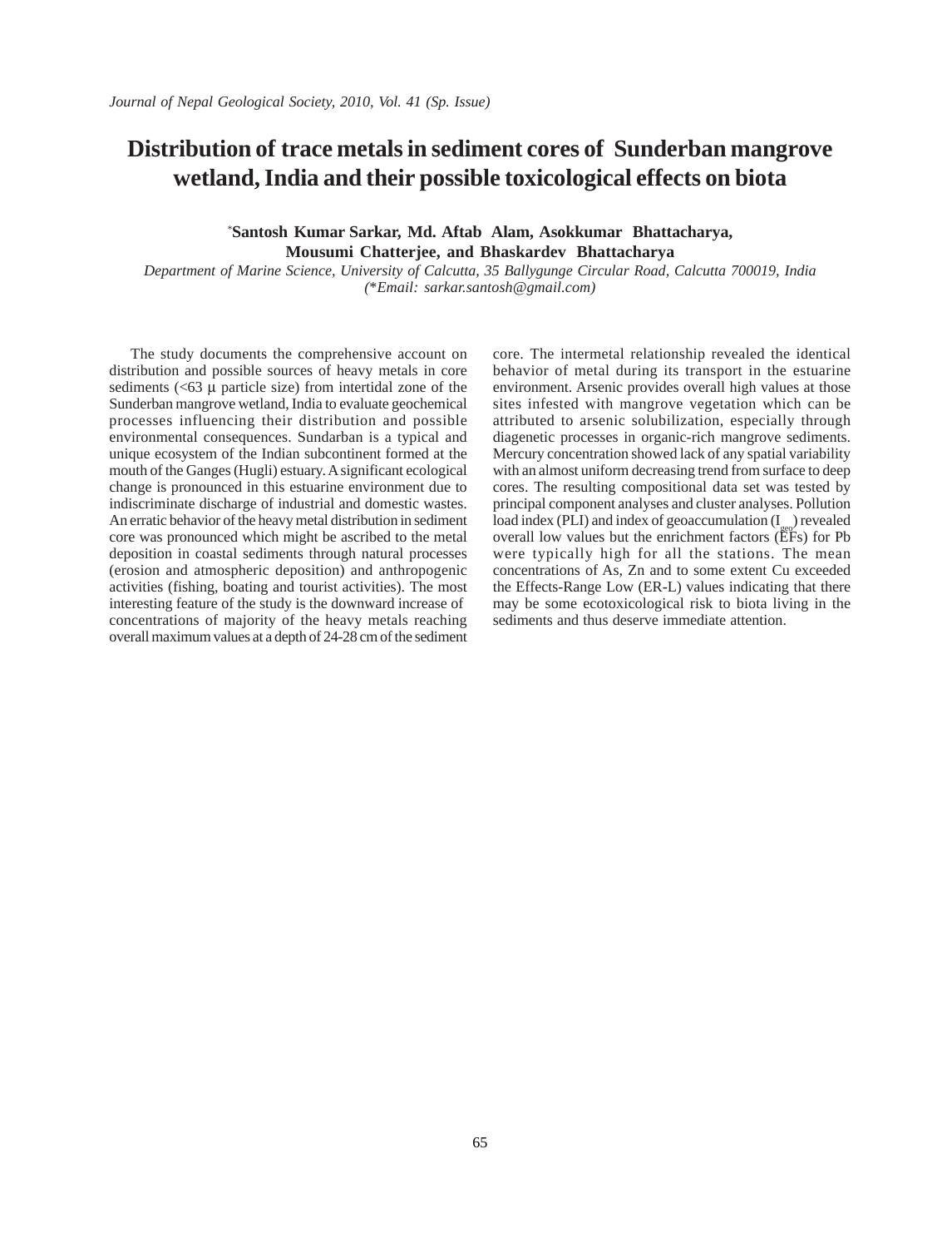# Distribution of trace metals in sediment cores of Sunderban mangrove wetland, India and their possible toxicological effects on biota

**\*Santosh Kumar Sarkar, Md. Aftab Alam, Asokkumar Bhattacharya, Mousumi Chatterjee, and Bhaskardev Bhattacharya**

*Department of Marine Science, University of Calcutta, 35 Ballygunge Circular Road, Calcutta 700019, India (\*Email: sarkar.santosh@gmail.com)*

The study documents the comprehensive account on distribution and possible sources of heavy metals in core sediments (<63 µ particle size) from intertidal zone of the Sunderban mangrove wetland, India to evaluate geochemical processes influencing their distribution and possible environmental consequences. Sundarban is a typical and unique ecosystem of the Indian subcontinent formed at the mouth of the Ganges (Hugli) estuary. A significant ecological change is pronounced in this estuarine environment due to indiscriminate discharge of industrial and domestic wastes. An erratic behavior of the heavy metal distribution in sediment core was pronounced which might be ascribed to the metal deposition in coastal sediments through natural processes (erosion and atmospheric deposition) and anthropogenic activities (fishing, boating and tourist activities). The most interesting feature of the study is the downward increase of concentrations of majority of the heavy metals reaching overall maximum values at a depth of 24-28 cm of the sediment core. The intermetal relationship revealed the identical behavior of metal during its transport in the estuarine environment. Arsenic provides overall high values at those sites infested with mangrove vegetation which can be attributed to arsenic solubilization, especially through diagenetic processes in organic-rich mangrove sediments. Mercury concentration showed lack of any spatial variability with an almost uniform decreasing trend from surface to deep cores. The resulting compositional data set was tested by principal component analyses and cluster analyses. Pollution load index (PLI) and index of geoaccumulation ($I_{geo}$) revealed overall low values but the enrichment factors (EFs) for Pb were typically high for all the stations. The mean concentrations of As, Zn and to some extent Cu exceeded the Effects-Range Low (ER-L) values indicating that there may be some ecotoxicological risk to biota living in the sediments and thus deserve immediate attention.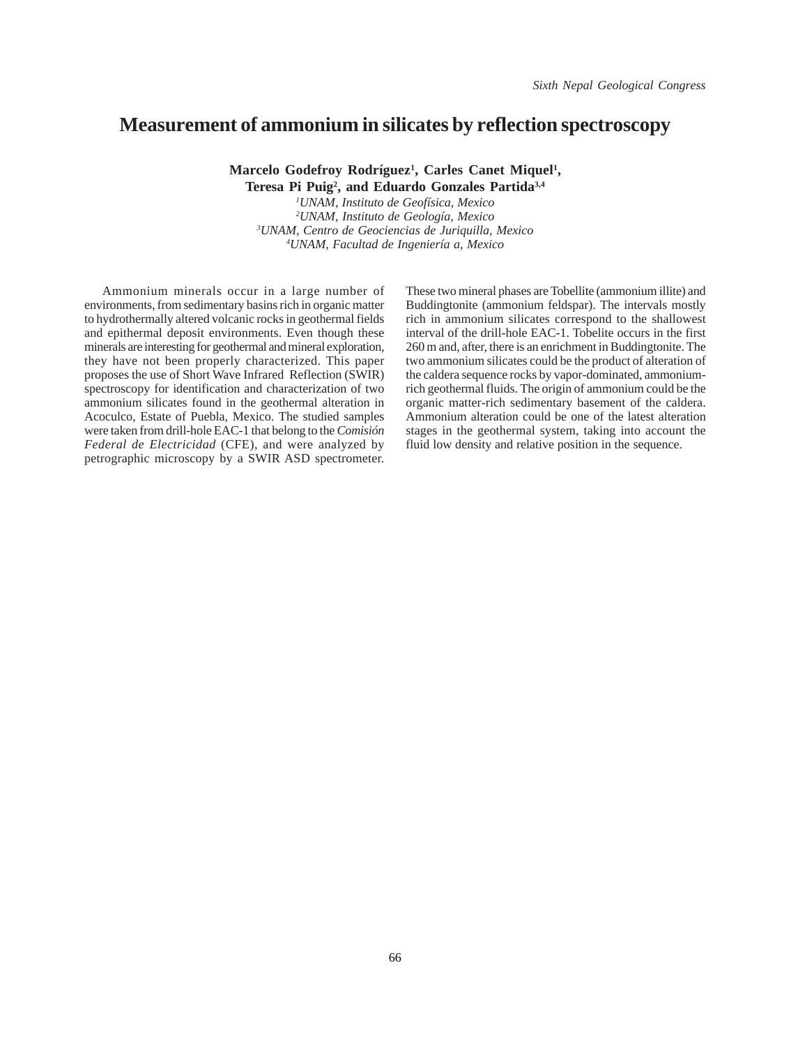# Measurement of ammonium in silicates by reflection spectroscopy

**Marcelo Godefroy Rodríguez[1], Carles Canet Miquel[1], Teresa Pi Puig[2], and Eduardo Gonzales Partida[3,4]**

*[1]UNAM, Instituto de Geofísica, Mexico*
*[2]UNAM, Instituto de Geología, Mexico*
*[3]UNAM, Centro de Geociencias de Juriquilla, Mexico*
*[4]UNAM, Facultad de Ingeniería a, Mexico*

Ammonium minerals occur in a large number of environments, from sedimentary basins rich in organic matter to hydrothermally altered volcanic rocks in geothermal fields and epithermal deposit environments. Even though these minerals are interesting for geothermal and mineral exploration, they have not been properly characterized. This paper proposes the use of Short Wave Infrared Reflection (SWIR) spectroscopy for identification and characterization of two ammonium silicates found in the geothermal alteration in Acoculco, Estate of Puebla, Mexico. The studied samples were taken from drill-hole EAC-1 that belong to the *Comisión Federal de Electricidad* (CFE), and were analyzed by petrographic microscopy by a SWIR ASD spectrometer. These two mineral phases are Tobellite (ammonium illite) and Buddingtonite (ammonium feldspar). The intervals mostly rich in ammonium silicates correspond to the shallowest interval of the drill-hole EAC-1. Tobelite occurs in the first 260 m and, after, there is an enrichment in Buddingtonite. The two ammonium silicates could be the product of alteration of the caldera sequence rocks by vapor-dominated, ammonium-rich geothermal fluids. The origin of ammonium could be the organic matter-rich sedimentary basement of the caldera. Ammonium alteration could be one of the latest alteration stages in the geothermal system, taking into account the fluid low density and relative position in the sequence.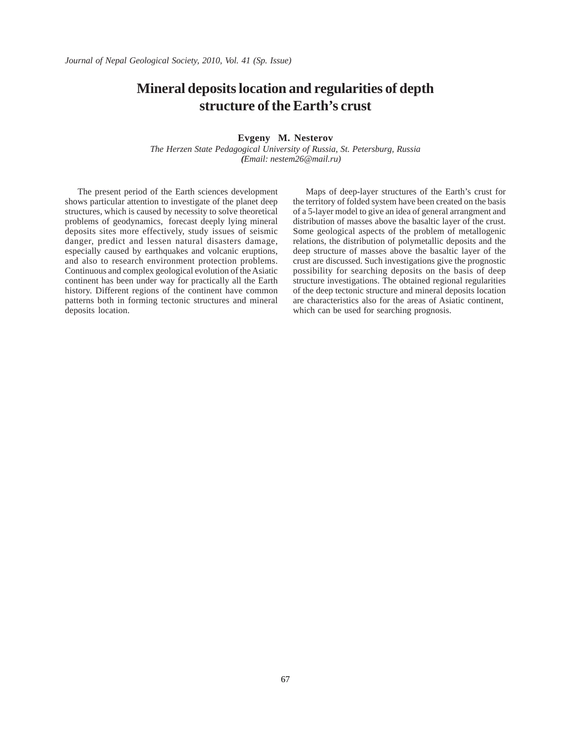# Mineral deposits location and regularities of depth structure of the Earth's crust

**Evgeny M. Nesterov**

*The Herzen State Pedagogical University of Russia, St. Petersburg, Russia*
*(Email: nestem26@mail.ru)*

The present period of the Earth sciences development shows particular attention to investigate of the planet deep structures, which is caused by necessity to solve theoretical problems of geodynamics, forecast deeply lying mineral deposits sites more effectively, study issues of seismic danger, predict and lessen natural disasters damage, especially caused by earthquakes and volcanic eruptions, and also to research environment protection problems. Continuous and complex geological evolution of the Asiatic continent has been under way for practically all the Earth history. Different regions of the continent have common patterns both in forming tectonic structures and mineral deposits location.

Maps of deep-layer structures of the Earth's crust for the territory of folded system have been created on the basis of a 5-layer model to give an idea of general arrangment and distribution of masses above the basaltic layer of the crust. Some geological aspects of the problem of metallogenic relations, the distribution of polymetallic deposits and the deep structure of masses above the basaltic layer of the crust are discussed. Such investigations give the prognostic possibility for searching deposits on the basis of deep structure investigations. The obtained regional regularities of the deep tectonic structure and mineral deposits location are characteristics also for the areas of Asiatic continent, which can be used for searching prognosis.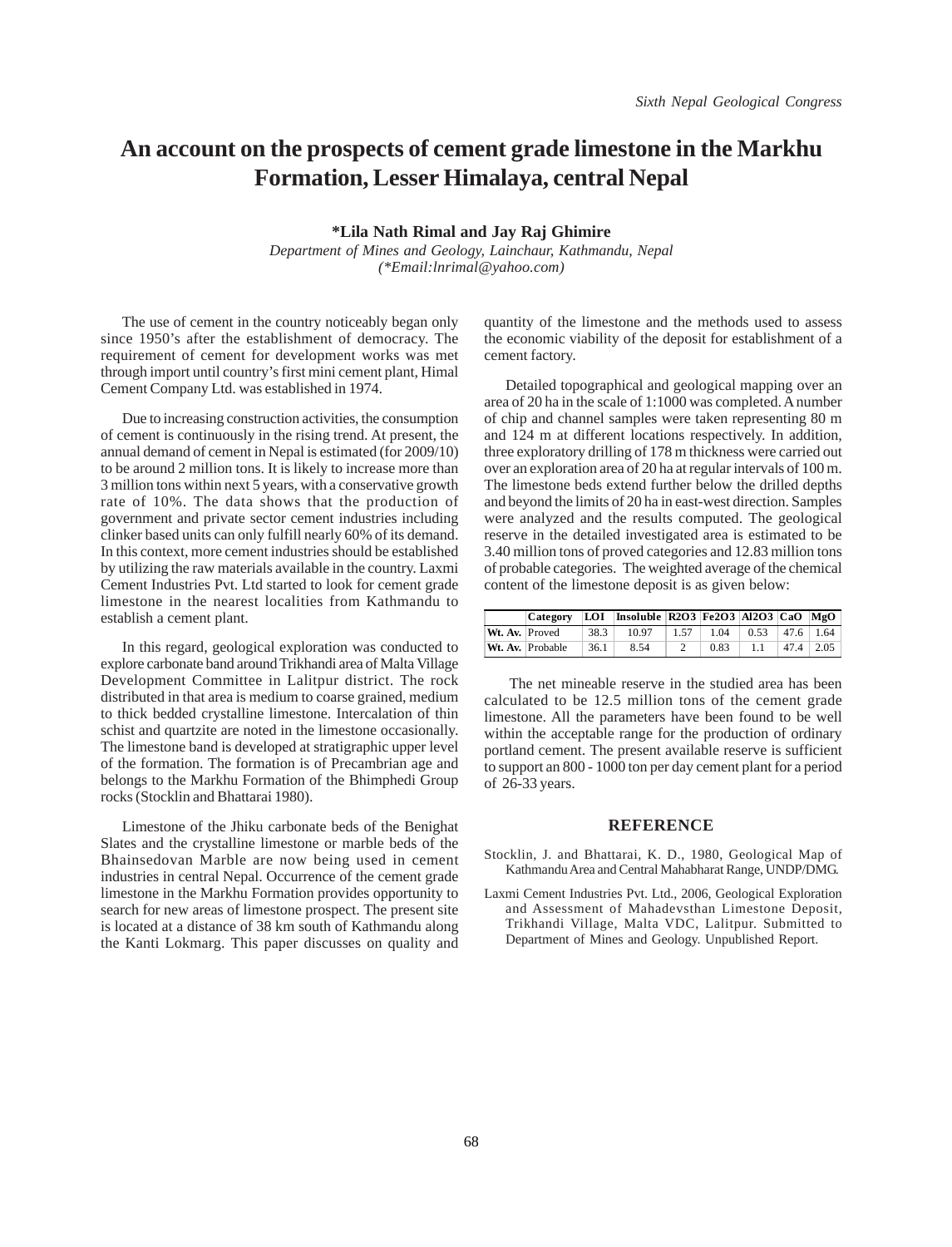# An account on the prospects of cement grade limestone in the Markhu Formation, Lesser Himalaya, central Nepal

**\*Lila Nath Rimal and Jay Raj Ghimire**

*Department of Mines and Geology, Lainchaur, Kathmandu, Nepal*
*(\*Email:lnrimal@yahoo.com)*

The use of cement in the country noticeably began only since 1950's after the establishment of democracy. The requirement of cement for development works was met through import until country's first mini cement plant, Himal Cement Company Ltd. was established in 1974.

Due to increasing construction activities, the consumption of cement is continuously in the rising trend. At present, the annual demand of cement in Nepal is estimated (for 2009/10) to be around 2 million tons. It is likely to increase more than 3 million tons within next 5 years, with a conservative growth rate of 10%. The data shows that the production of government and private sector cement industries including clinker based units can only fulfill nearly 60% of its demand. In this context, more cement industries should be established by utilizing the raw materials available in the country. Laxmi Cement Industries Pvt. Ltd started to look for cement grade limestone in the nearest localities from Kathmandu to establish a cement plant.

In this regard, geological exploration was conducted to explore carbonate band around Trikhandi area of Malta Village Development Committee in Lalitpur district. The rock distributed in that area is medium to coarse grained, medium to thick bedded crystalline limestone. Intercalation of thin schist and quartzite are noted in the limestone occasionally. The limestone band is developed at stratigraphic upper level of the formation. The formation is of Precambrian age and belongs to the Markhu Formation of the Bhimphedi Group rocks (Stocklin and Bhattarai 1980).

Limestone of the Jhiku carbonate beds of the Benighat Slates and the crystalline limestone or marble beds of the Bhainsedovan Marble are now being used in cement industries in central Nepal. Occurrence of the cement grade limestone in the Markhu Formation provides opportunity to search for new areas of limestone prospect. The present site is located at a distance of 38 km south of Kathmandu along the Kanti Lokmarg. This paper discusses on quality and quantity of the limestone and the methods used to assess the economic viability of the deposit for establishment of a cement factory.

Detailed topographical and geological mapping over an area of 20 ha in the scale of 1:1000 was completed. A number of chip and channel samples were taken representing 80 m and 124 m at different locations respectively. In addition, three exploratory drilling of 178 m thickness were carried out over an exploration area of 20 ha at regular intervals of 100 m. The limestone beds extend further below the drilled depths and beyond the limits of 20 ha in east-west direction. Samples were analyzed and the results computed. The geological reserve in the detailed investigated area is estimated to be 3.40 million tons of proved categories and 12.83 million tons of probable categories. The weighted average of the chemical content of the limestone deposit is as given below:

| | Category | LOI | Insoluble | $R_2O_3$ | $Fe_2O_3$ | $Al_2O_3$ | CaO | MgO |
|---|---|---|---|---|---|---|---|---|
| **Wt. Av.** | Proved | 38.3 | 10.97 | 1.57 | 1.04 | 0.53 | 47.6 | 1.64 |
| **Wt. Av.** | Probable | 36.1 | 8.54 | 2 | 0.83 | 1.1 | 47.4 | 2.05 |

The net mineable reserve in the studied area has been calculated to be 12.5 million tons of the cement grade limestone. All the parameters have been found to be well within the acceptable range for the production of ordinary portland cement. The present available reserve is sufficient to support an 800 - 1000 ton per day cement plant for a period of 26-33 years.

## REFERENCE

Stocklin, J. and Bhattarai, K. D., 1980, Geological Map of Kathmandu Area and Central Mahabharat Range, UNDP/DMG.

Laxmi Cement Industries Pvt. Ltd., 2006, Geological Exploration and Assessment of Mahadevsthan Limestone Deposit, Trikhandi Village, Malta VDC, Lalitpur. Submitted to Department of Mines and Geology. Unpublished Report.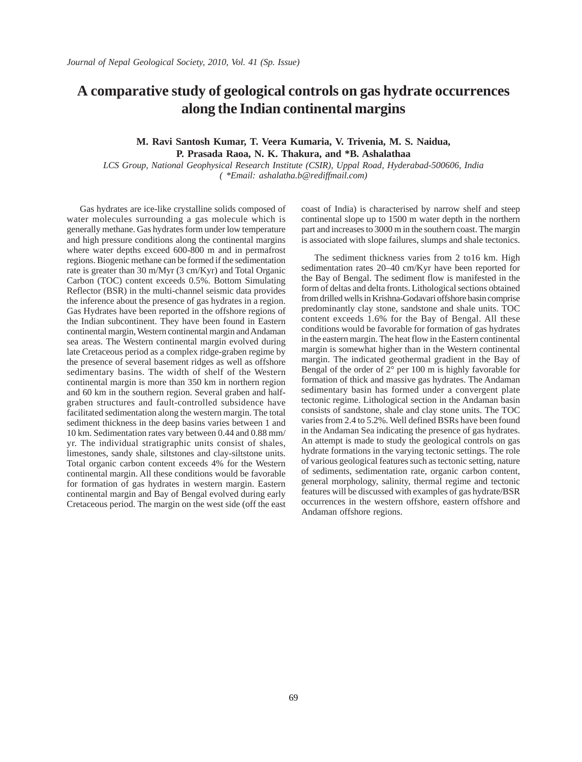# A comparative study of geological controls on gas hydrate occurrences along the Indian continental margins

**M. Ravi Santosh Kumar, T. Veera Kumaria, V. Trivenia, M. S. Naidua, P. Prasada Raoa, N. K. Thakura, and *B. Ashalathaa**

*LCS Group, National Geophysical Research Institute (CSIR), Uppal Road, Hyderabad-500606, India*
*( *Email: ashalatha.b@rediffmail.com)*

Gas hydrates are ice-like crystalline solids composed of water molecules surrounding a gas molecule which is generally methane. Gas hydrates form under low temperature and high pressure conditions along the continental margins where water depths exceed 600-800 m and in permafrost regions. Biogenic methane can be formed if the sedimentation rate is greater than 30 m/Myr (3 cm/Kyr) and Total Organic Carbon (TOC) content exceeds 0.5%. Bottom Simulating Reflector (BSR) in the multi-channel seismic data provides the inference about the presence of gas hydrates in a region. Gas Hydrates have been reported in the offshore regions of the Indian subcontinent. They have been found in Eastern continental margin, Western continental margin and Andaman sea areas. The Western continental margin evolved during late Cretaceous period as a complex ridge-graben regime by the presence of several basement ridges as well as offshore sedimentary basins. The width of shelf of the Western continental margin is more than 350 km in northern region and 60 km in the southern region. Several graben and half-graben structures and fault-controlled subsidence have facilitated sedimentation along the western margin. The total sediment thickness in the deep basins varies between 1 and 10 km. Sedimentation rates vary between 0.44 and 0.88 mm/yr. The individual stratigraphic units consist of shales, limestones, sandy shale, siltstones and clay-siltstone units. Total organic carbon content exceeds 4% for the Western continental margin. All these conditions would be favorable for formation of gas hydrates in western margin. Eastern continental margin and Bay of Bengal evolved during early Cretaceous period. The margin on the west side (off the east coast of India) is characterised by narrow shelf and steep continental slope up to 1500 m water depth in the northern part and increases to 3000 m in the southern coast. The margin is associated with slope failures, slumps and shale tectonics.

The sediment thickness varies from 2 to16 km. High sedimentation rates 20–40 cm/Kyr have been reported for the Bay of Bengal. The sediment flow is manifested in the form of deltas and delta fronts. Lithological sections obtained from drilled wells in Krishna-Godavari offshore basin comprise predominantly clay stone, sandstone and shale units. TOC content exceeds 1.6% for the Bay of Bengal. All these conditions would be favorable for formation of gas hydrates in the eastern margin. The heat flow in the Eastern continental margin is somewhat higher than in the Western continental margin. The indicated geothermal gradient in the Bay of Bengal of the order of 2° per 100 m is highly favorable for formation of thick and massive gas hydrates. The Andaman sedimentary basin has formed under a convergent plate tectonic regime. Lithological section in the Andaman basin consists of sandstone, shale and clay stone units. The TOC varies from 2.4 to 5.2%. Well defined BSRs have been found in the Andaman Sea indicating the presence of gas hydrates. An attempt is made to study the geological controls on gas hydrate formations in the varying tectonic settings. The role of various geological features such as tectonic setting, nature of sediments, sedimentation rate, organic carbon content, general morphology, salinity, thermal regime and tectonic features will be discussed with examples of gas hydrate/BSR occurrences in the western offshore, eastern offshore and Andaman offshore regions.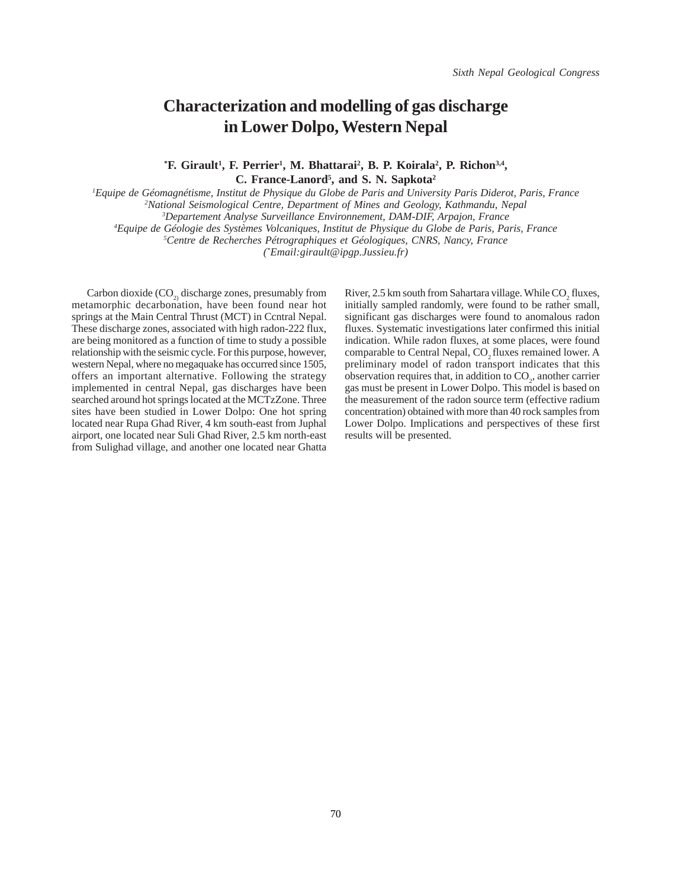# Characterization and modelling of gas discharge in Lower Dolpo, Western Nepal

**[*]F. Girault[1], F. Perrier[1], M. Bhattarai[2], B. P. Koirala[2], P. Richon[3,4], C. France-Lanord[5], and S. N. Sapkota[2]**

[1]*Equipe de Géomagnétisme, Institut de Physique du Globe de Paris and University Paris Diderot, Paris, France*
[2]*National Seismological Centre, Department of Mines and Geology, Kathmandu, Nepal*
[3]*Departement Analyse Surveillance Environnement, DAM-DIF, Arpajon, France*
[4]*Equipe de Géologie des Systèmes Volcaniques, Institut de Physique du Globe de Paris, Paris, France*
[5]*Centre de Recherches Pétrographiques et Géologiques, CNRS, Nancy, France*
*([*]Email:girault@ipgp.Jussieu.fr)*

Carbon dioxide ($CO_2$) discharge zones, presumably from metamorphic decarbonation, have been found near hot springs at the Main Central Thrust (MCT) in Ccntral Nepal. These discharge zones, associated with high radon-222 flux, are being monitored as a function of time to study a possible relationship with the seismic cycle. For this purpose, however, western Nepal, where no megaquake has occurred since 1505, offers an important alternative. Following the strategy implemented in central Nepal, gas discharges have been searched around hot springs located at the MCTzZone. Three sites have been studied in Lower Dolpo: One hot spring located near Rupa Ghad River, 4 km south-east from Juphal airport, one located near Suli Ghad River, 2.5 km north-east from Sulighad village, and another one located near Ghatta River, 2.5 km south from Sahartara village. While $CO_2$ fluxes, initially sampled randomly, were found to be rather small, significant gas discharges were found to anomalous radon fluxes. Systematic investigations later confirmed this initial indication. While radon fluxes, at some places, were found comparable to Central Nepal, $CO_2$ fluxes remained lower. A preliminary model of radon transport indicates that this observation requires that, in addition to $CO_2$, another carrier gas must be present in Lower Dolpo. This model is based on the measurement of the radon source term (effective radium concentration) obtained with more than 40 rock samples from Lower Dolpo. Implications and perspectives of these first results will be presented.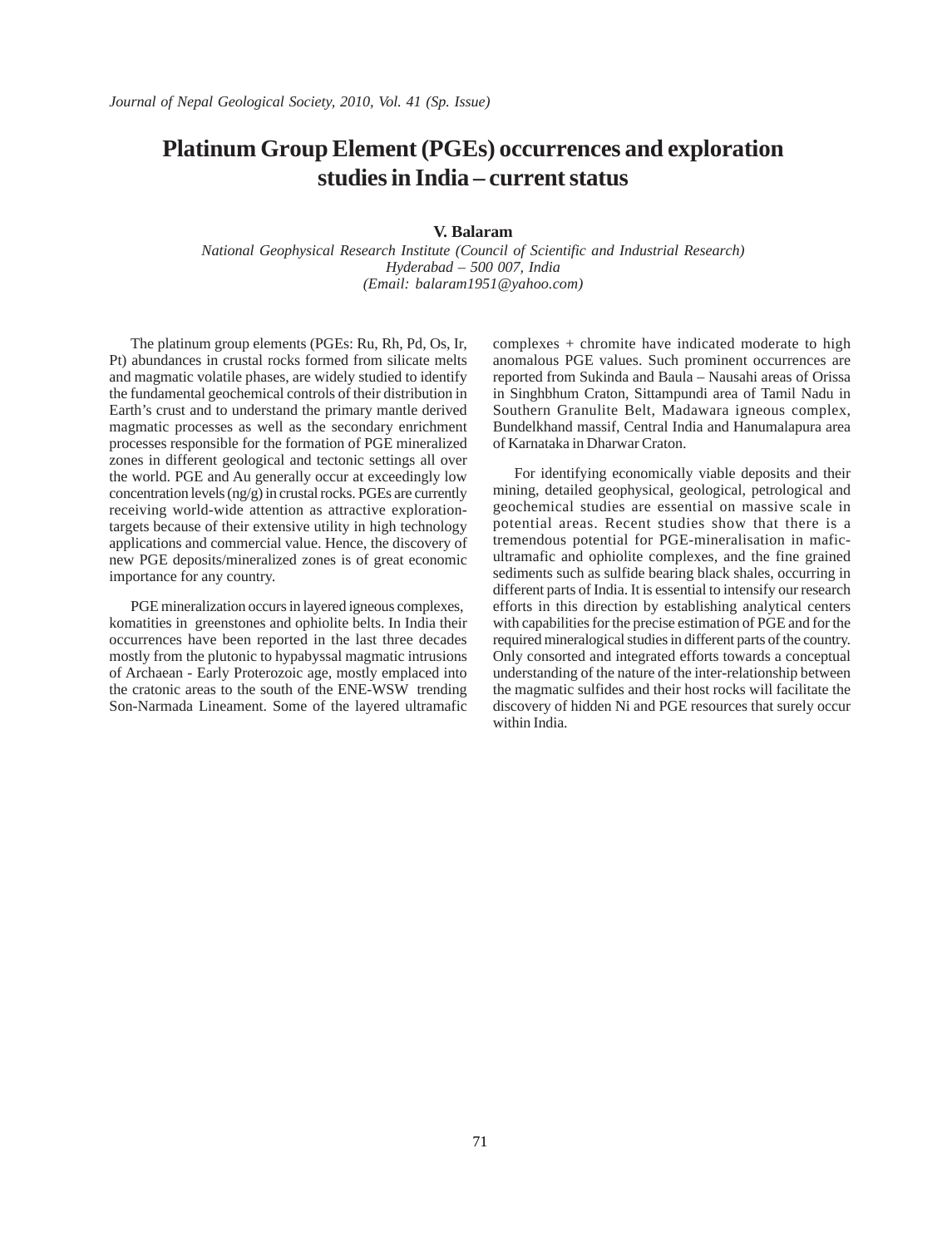# Platinum Group Element (PGEs) occurrences and exploration studies in India – current status

**V. Balaram**

*National Geophysical Research Institute (Council of Scientific and Industrial Research)*
*Hyderabad – 500 007, India*
*(Email: balaram1951@yahoo.com)*

The platinum group elements (PGEs: Ru, Rh, Pd, Os, Ir, Pt) abundances in crustal rocks formed from silicate melts and magmatic volatile phases, are widely studied to identify the fundamental geochemical controls of their distribution in Earth's crust and to understand the primary mantle derived magmatic processes as well as the secondary enrichment processes responsible for the formation of PGE mineralized zones in different geological and tectonic settings all over the world. PGE and Au generally occur at exceedingly low concentration levels (ng/g) in crustal rocks. PGEs are currently receiving world-wide attention as attractive exploration-targets because of their extensive utility in high technology applications and commercial value. Hence, the discovery of new PGE deposits/mineralized zones is of great economic importance for any country.

PGE mineralization occurs in layered igneous complexes, komatities in greenstones and ophiolite belts. In India their occurrences have been reported in the last three decades mostly from the plutonic to hypabyssal magmatic intrusions of Archaean - Early Proterozoic age, mostly emplaced into the cratonic areas to the south of the ENE-WSW trending Son-Narmada Lineament. Some of the layered ultramafic complexes + chromite have indicated moderate to high anomalous PGE values. Such prominent occurrences are reported from Sukinda and Baula – Nausahi areas of Orissa in Singhbhum Craton, Sittampundi area of Tamil Nadu in Southern Granulite Belt, Madawara igneous complex, Bundelkhand massif, Central India and Hanumalapura area of Karnataka in Dharwar Craton.

For identifying economically viable deposits and their mining, detailed geophysical, geological, petrological and geochemical studies are essential on massive scale in potential areas. Recent studies show that there is a tremendous potential for PGE-mineralisation in mafic-ultramafic and ophiolite complexes, and the fine grained sediments such as sulfide bearing black shales, occurring in different parts of India. It is essential to intensify our research efforts in this direction by establishing analytical centers with capabilities for the precise estimation of PGE and for the required mineralogical studies in different parts of the country. Only consorted and integrated efforts towards a conceptual understanding of the nature of the inter-relationship between the magmatic sulfides and their host rocks will facilitate the discovery of hidden Ni and PGE resources that surely occur within India.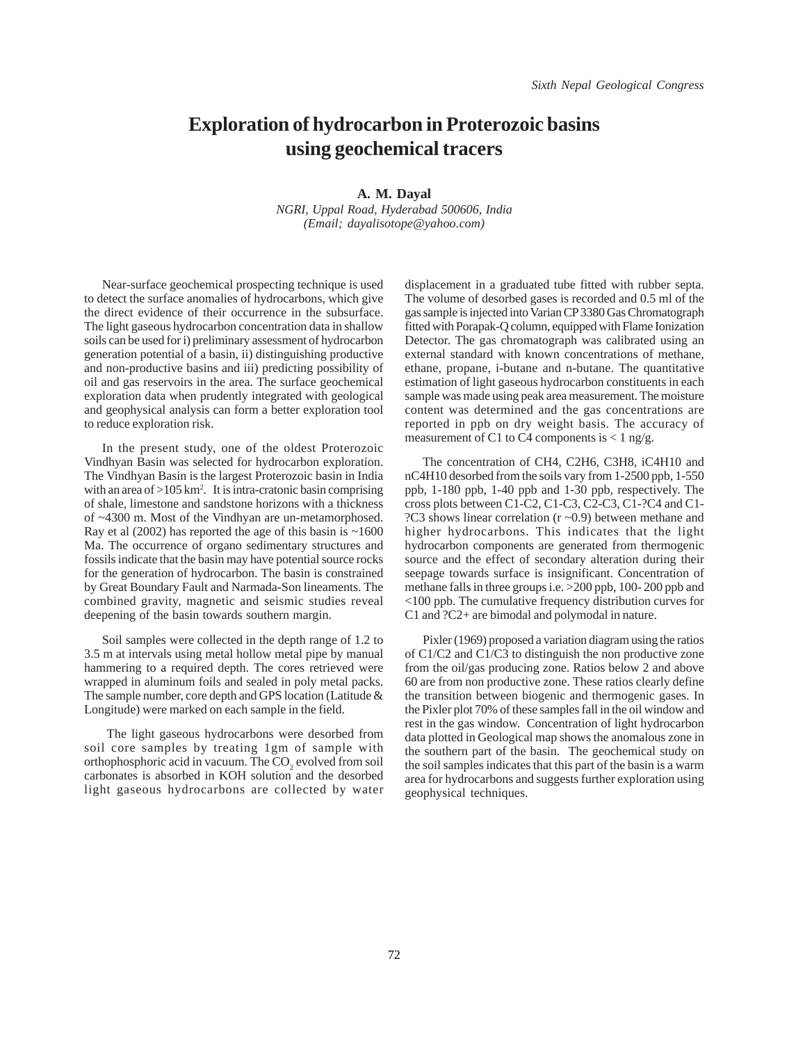# Exploration of hydrocarbon in Proterozoic basins using geochemical tracers

**A. M. Dayal**

*NGRI, Uppal Road, Hyderabad 500606, India*
*(Email; dayalisotope@yahoo.com)*

Near-surface geochemical prospecting technique is used to detect the surface anomalies of hydrocarbons, which give the direct evidence of their occurrence in the subsurface. The light gaseous hydrocarbon concentration data in shallow soils can be used for i) preliminary assessment of hydrocarbon generation potential of a basin, ii) distinguishing productive and non-productive basins and iii) predicting possibility of oil and gas reservoirs in the area. The surface geochemical exploration data when prudently integrated with geological and geophysical analysis can form a better exploration tool to reduce exploration risk.

In the present study, one of the oldest Proterozoic Vindhyan Basin was selected for hydrocarbon exploration. The Vindhyan Basin is the largest Proterozoic basin in India with an area of >105 $km^2$. It is intra-cratonic basin comprising of shale, limestone and sandstone horizons with a thickness of ~4300 m. Most of the Vindhyan are un-metamorphosed. Ray et al (2002) has reported the age of this basin is ~1600 Ma. The occurrence of organo sedimentary structures and fossils indicate that the basin may have potential source rocks for the generation of hydrocarbon. The basin is constrained by Great Boundary Fault and Narmada-Son lineaments. The combined gravity, magnetic and seismic studies reveal deepening of the basin towards southern margin.

Soil samples were collected in the depth range of 1.2 to 3.5 m at intervals using metal hollow metal pipe by manual hammering to a required depth. The cores retrieved were wrapped in aluminum foils and sealed in poly metal packs. The sample number, core depth and GPS location (Latitude & Longitude) were marked on each sample in the field.

The light gaseous hydrocarbons were desorbed from soil core samples by treating 1gm of sample with orthophosphoric acid in vacuum. The $CO_2$ evolved from soil carbonates is absorbed in KOH solution and the desorbed light gaseous hydrocarbons are collected by water displacement in a graduated tube fitted with rubber septa. The volume of desorbed gases is recorded and 0.5 ml of the gas sample is injected into Varian CP 3380 Gas Chromatograph fitted with Porapak-Q column, equipped with Flame Ionization Detector. The gas chromatograph was calibrated using an external standard with known concentrations of methane, ethane, propane, i-butane and n-butane. The quantitative estimation of light gaseous hydrocarbon constituents in each sample was made using peak area measurement. The moisture content was determined and the gas concentrations are reported in ppb on dry weight basis. The accuracy of measurement of C1 to C4 components is < 1 ng/g.

The concentration of $CH_4$, $C_2H_6$, $C_3H_8$, $iC_4H_{10}$ and $nC_4H_{10}$ desorbed from the soils vary from 1-2500 ppb, 1-550 ppb, 1-180 ppb, 1-40 ppb and 1-30 ppb, respectively. The cross plots between C1-C2, C1-C3, C2-C3, C1-?C4 and C1-?C3 shows linear correlation (r ~0.9) between methane and higher hydrocarbons. This indicates that the light hydrocarbon components are generated from thermogenic source and the effect of secondary alteration during their seepage towards surface is insignificant. Concentration of methane falls in three groups i.e. >200 ppb, 100- 200 ppb and <100 ppb. The cumulative frequency distribution curves for C1 and ?C2+ are bimodal and polymodal in nature.

Pixler (1969) proposed a variation diagram using the ratios of C1/C2 and C1/C3 to distinguish the non productive zone from the oil/gas producing zone. Ratios below 2 and above 60 are from non productive zone. These ratios clearly define the transition between biogenic and thermogenic gases. In the Pixler plot 70% of these samples fall in the oil window and rest in the gas window. Concentration of light hydrocarbon data plotted in Geological map shows the anomalous zone in the southern part of the basin. The geochemical study on the soil samples indicates that this part of the basin is a warm area for hydrocarbons and suggests further exploration using geophysical techniques.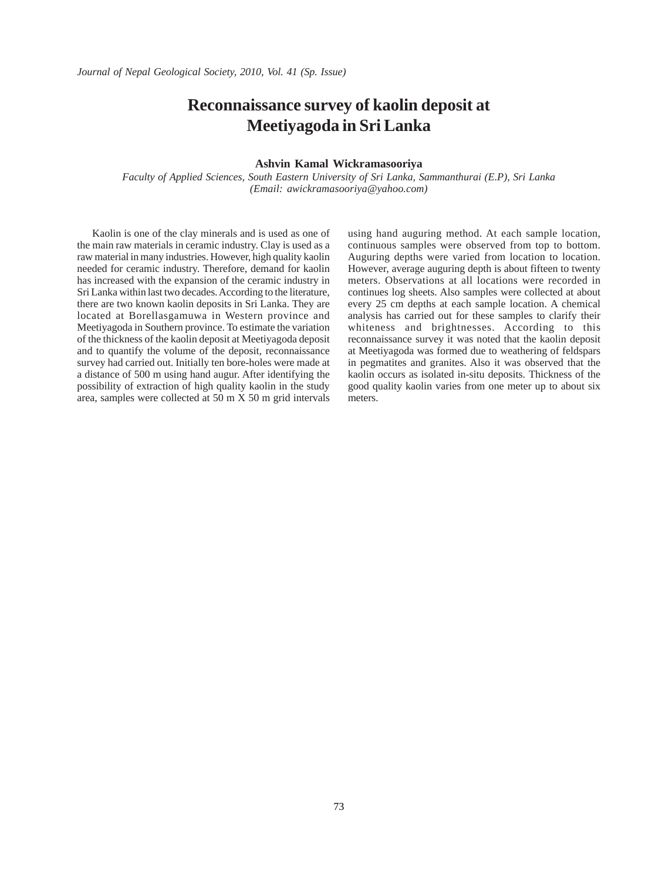# Reconnaissance survey of kaolin deposit at Meetiyagoda in Sri Lanka

**Ashvin Kamal Wickramasooriya**

*Faculty of Applied Sciences, South Eastern University of Sri Lanka, Sammanthurai (E.P), Sri Lanka*
*(Email: awickramasooriya@yahoo.com)*

Kaolin is one of the clay minerals and is used as one of the main raw materials in ceramic industry. Clay is used as a raw material in many industries. However, high quality kaolin needed for ceramic industry. Therefore, demand for kaolin has increased with the expansion of the ceramic industry in Sri Lanka within last two decades. According to the literature, there are two known kaolin deposits in Sri Lanka. They are located at Borellasgamuwa in Western province and Meetiyagoda in Southern province. To estimate the variation of the thickness of the kaolin deposit at Meetiyagoda deposit and to quantify the volume of the deposit, reconnaissance survey had carried out. Initially ten bore-holes were made at a distance of 500 m using hand augur. After identifying the possibility of extraction of high quality kaolin in the study area, samples were collected at 50 m X 50 m grid intervals using hand auguring method. At each sample location, continuous samples were observed from top to bottom. Auguring depths were varied from location to location. However, average auguring depth is about fifteen to twenty meters. Observations at all locations were recorded in continues log sheets. Also samples were collected at about every 25 cm depths at each sample location. A chemical analysis has carried out for these samples to clarify their whiteness and brightnesses. According to this reconnaissance survey it was noted that the kaolin deposit at Meetiyagoda was formed due to weathering of feldspars in pegmatites and granites. Also it was observed that the kaolin occurs as isolated in-situ deposits. Thickness of the good quality kaolin varies from one meter up to about six meters.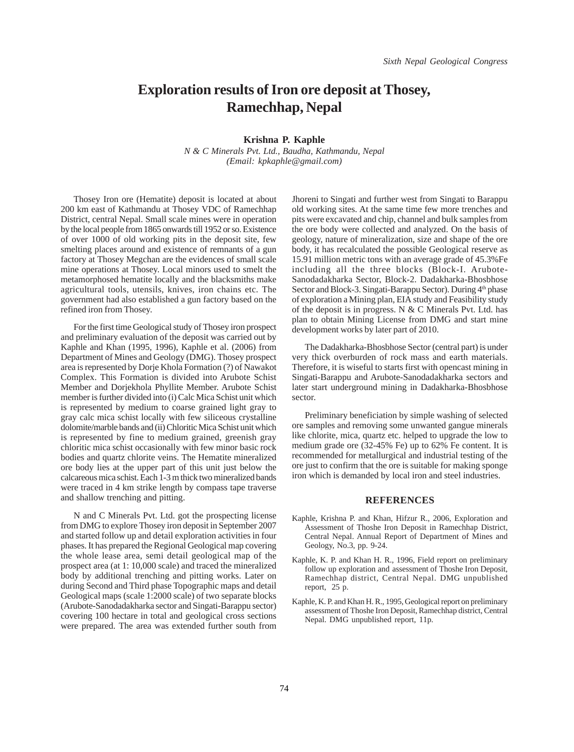# Exploration results of Iron ore deposit at Thosey, Ramechhap, Nepal

**Krishna P. Kaphle**

*N & C Minerals Pvt. Ltd., Baudha, Kathmandu, Nepal*
*(Email: kpkaphle@gmail.com)*

Thosey Iron ore (Hematite) deposit is located at about 200 km east of Kathmandu at Thosey VDC of Ramechhap District, central Nepal. Small scale mines were in operation by the local people from 1865 onwards till 1952 or so. Existence of over 1000 of old working pits in the deposit site, few smelting places around and existence of remnants of a gun factory at Thosey Megchan are the evidences of small scale mine operations at Thosey. Local minors used to smelt the metamorphosed hematite locally and the blacksmiths make agricultural tools, utensils, knives, iron chains etc. The government had also established a gun factory based on the refined iron from Thosey.

For the first time Geological study of Thosey iron prospect and preliminary evaluation of the deposit was carried out by Kaphle and Khan (1995, 1996), Kaphle et al. (2006) from Department of Mines and Geology (DMG). Thosey prospect area is represented by Dorje Khola Formation (?) of Nawakot Complex. This Formation is divided into Arubote Schist Member and Dorjekhola Phyllite Member. Arubote Schist member is further divided into (i) Calc Mica Schist unit which is represented by medium to coarse grained light gray to gray calc mica schist locally with few siliceous crystalline dolomite/marble bands and (ii) Chloritic Mica Schist unit which is represented by fine to medium grained, greenish gray chloritic mica schist occasionally with few minor basic rock bodies and quartz chlorite veins. The Hematite mineralized ore body lies at the upper part of this unit just below the calcareous mica schist. Each 1-3 m thick two mineralized bands were traced in 4 km strike length by compass tape traverse and shallow trenching and pitting.

N and C Minerals Pvt. Ltd. got the prospecting license from DMG to explore Thosey iron deposit in September 2007 and started follow up and detail exploration activities in four phases. It has prepared the Regional Geological map covering the whole lease area, semi detail geological map of the prospect area (at 1: 10,000 scale) and traced the mineralized body by additional trenching and pitting works. Later on during Second and Third phase Topographic maps and detail Geological maps (scale 1:2000 scale) of two separate blocks (Arubote-Sanodadakharka sector and Singati-Barappu sector) covering 100 hectare in total and geological cross sections were prepared. The area was extended further south from Jhoreni to Singati and further west from Singati to Barappu old working sites. At the same time few more trenches and pits were excavated and chip, channel and bulk samples from the ore body were collected and analyzed. On the basis of geology, nature of mineralization, size and shape of the ore body, it has recalculated the possible Geological reserve as 15.91 million metric tons with an average grade of 45.3%Fe including all the three blocks (Block-I. Arubote-Sanodadakharka Sector, Block-2. Dadakharka-Bhosbhose Sector and Block-3. Singati-Barappu Sector). During 4th phase of exploration a Mining plan, EIA study and Feasibility study of the deposit is in progress. N & C Minerals Pvt. Ltd. has plan to obtain Mining License from DMG and start mine development works by later part of 2010.

The Dadakharka-Bhosbhose Sector (central part) is under very thick overburden of rock mass and earth materials. Therefore, it is wiseful to starts first with opencast mining in Singati-Barappu and Arubote-Sanodadakharka sectors and later start underground mining in Dadakharka-Bhosbhose sector.

Preliminary beneficiation by simple washing of selected ore samples and removing some unwanted gangue minerals like chlorite, mica, quartz etc. helped to upgrade the low to medium grade ore (32-45% Fe) up to 62% Fe content. It is recommended for metallurgical and industrial testing of the ore just to confirm that the ore is suitable for making sponge iron which is demanded by local iron and steel industries.

## REFERENCES

Kaphle, Krishna P. and Khan, Hifzur R., 2006, Exploration and Assessment of Thoshe Iron Deposit in Ramechhap District, Central Nepal. Annual Report of Department of Mines and Geology, No.3, pp. 9-24.

Kaphle, K. P. and Khan H. R., 1996, Field report on preliminary follow up exploration and assessment of Thoshe Iron Deposit, Ramechhap district, Central Nepal. DMG unpublished report, 25 p.

Kaphle, K. P. and Khan H. R., 1995, Geological report on preliminary assessment of Thoshe Iron Deposit, Ramechhap district, Central Nepal. DMG unpublished report, 11p.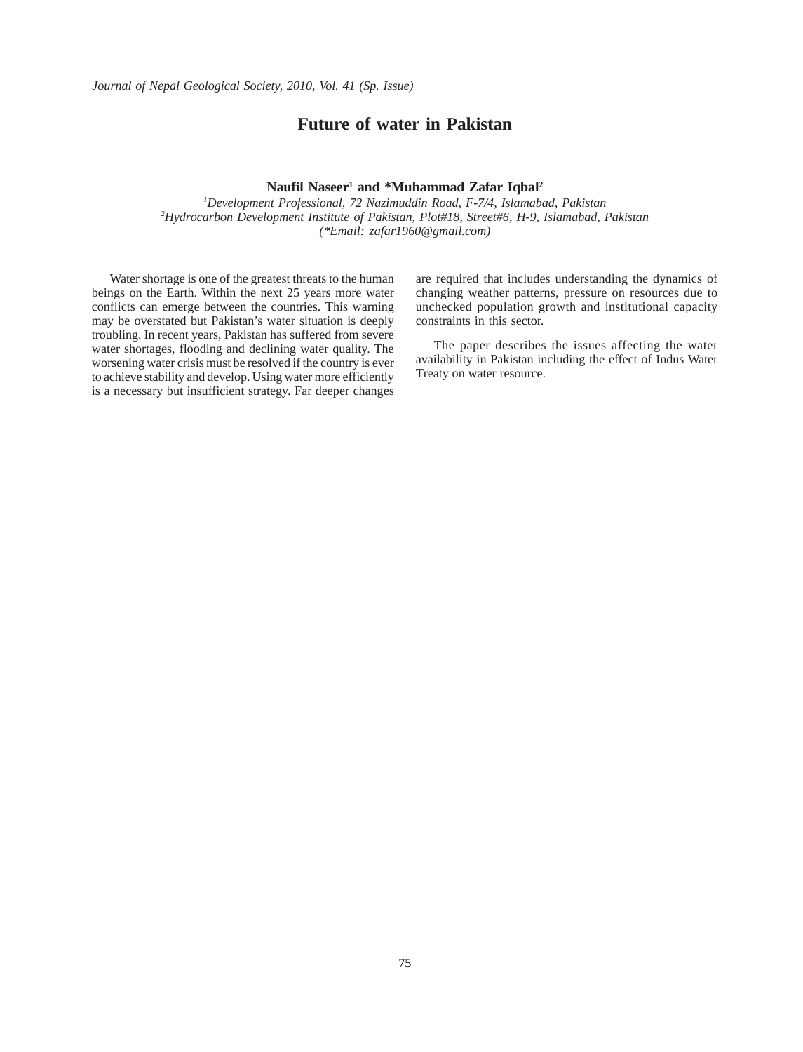# Future of water in Pakistan

**Naufil Naseer[1] and *Muhammad Zafar Iqbal[2]**

[1]*Development Professional, 72 Nazimuddin Road, F-7/4, Islamabad, Pakistan*
[2]*Hydrocarbon Development Institute of Pakistan, Plot#18, Street#6, H-9, Islamabad, Pakistan*
*(*Email: zafar1960@gmail.com)*

Water shortage is one of the greatest threats to the human beings on the Earth. Within the next 25 years more water conflicts can emerge between the countries. This warning may be overstated but Pakistan's water situation is deeply troubling. In recent years, Pakistan has suffered from severe water shortages, flooding and declining water quality. The worsening water crisis must be resolved if the country is ever to achieve stability and develop. Using water more efficiently is a necessary but insufficient strategy. Far deeper changes are required that includes understanding the dynamics of changing weather patterns, pressure on resources due to unchecked population growth and institutional capacity constraints in this sector.

The paper describes the issues affecting the water availability in Pakistan including the effect of Indus Water Treaty on water resource.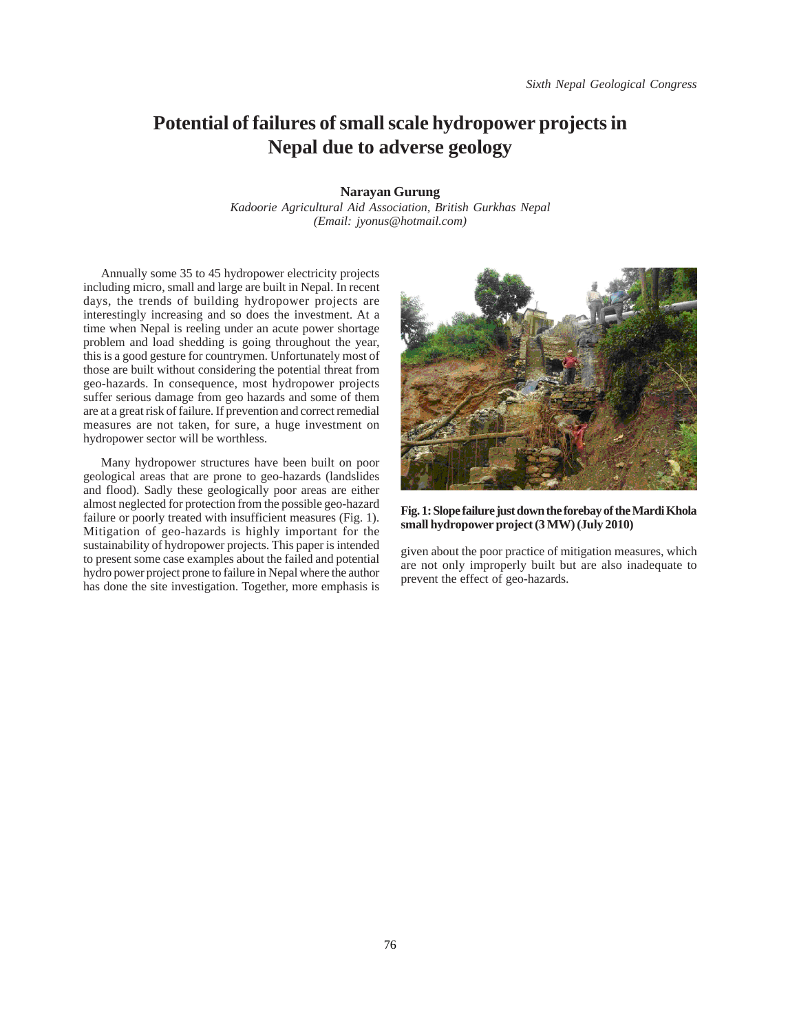# Potential of failures of small scale hydropower projects in Nepal due to adverse geology

**Narayan Gurung**

*Kadoorie Agricultural Aid Association, British Gurkhas Nepal*
*(Email: jyonus@hotmail.com)*

Annually some 35 to 45 hydropower electricity projects including micro, small and large are built in Nepal. In recent days, the trends of building hydropower projects are interestingly increasing and so does the investment. At a time when Nepal is reeling under an acute power shortage problem and load shedding is going throughout the year, this is a good gesture for countrymen. Unfortunately most of those are built without considering the potential threat from geo-hazards. In consequence, most hydropower projects suffer serious damage from geo hazards and some of them are at a great risk of failure. If prevention and correct remedial measures are not taken, for sure, a huge investment on hydropower sector will be worthless.

Many hydropower structures have been built on poor geological areas that are prone to geo-hazards (landslides and flood). Sadly these geologically poor areas are either almost neglected for protection from the possible geo-hazard failure or poorly treated with insufficient measures (Fig. 1). Mitigation of geo-hazards is highly important for the sustainability of hydropower projects. This paper is intended to present some case examples about the failed and potential hydro power project prone to failure in Nepal where the author has done the site investigation. Together, more emphasis is given about the poor practice of mitigation measures, which are not only improperly built but are also inadequate to prevent the effect of geo-hazards.

**Fig. 1: Slope failure just down the forebay of the Mardi Khola small hydropower project (3 MW) (July 2010)**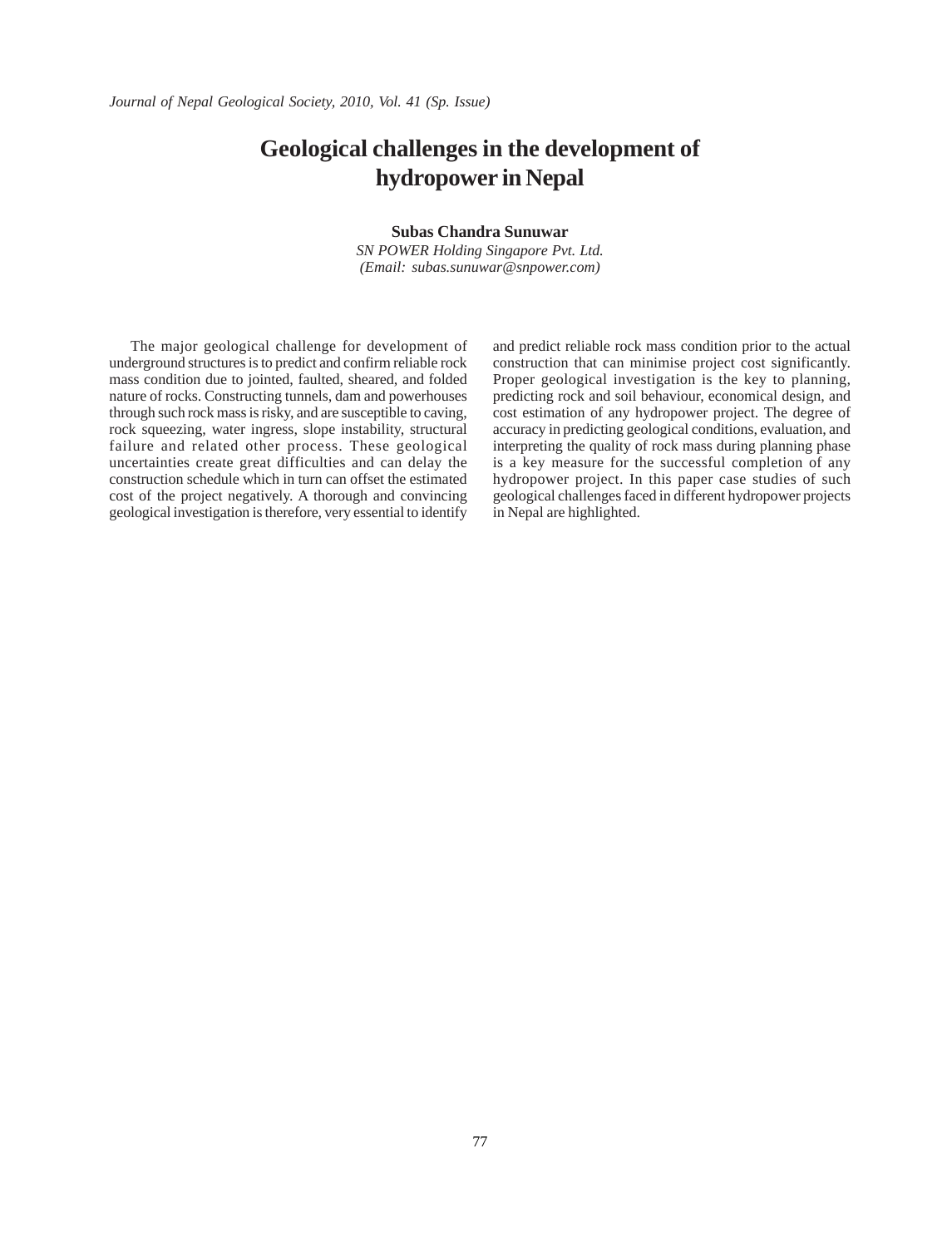# Geological challenges in the development of hydropower in Nepal

**Subas Chandra Sunuwar**

*SN POWER Holding Singapore Pvt. Ltd.*
*(Email: subas.sunuwar@snpower.com)*

The major geological challenge for development of underground structures is to predict and confirm reliable rock mass condition due to jointed, faulted, sheared, and folded nature of rocks. Constructing tunnels, dam and powerhouses through such rock mass is risky, and are susceptible to caving, rock squeezing, water ingress, slope instability, structural failure and related other process. These geological uncertainties create great difficulties and can delay the construction schedule which in turn can offset the estimated cost of the project negatively. A thorough and convincing geological investigation is therefore, very essential to identify and predict reliable rock mass condition prior to the actual construction that can minimise project cost significantly. Proper geological investigation is the key to planning, predicting rock and soil behaviour, economical design, and cost estimation of any hydropower project. The degree of accuracy in predicting geological conditions, evaluation, and interpreting the quality of rock mass during planning phase is a key measure for the successful completion of any hydropower project. In this paper case studies of such geological challenges faced in different hydropower projects in Nepal are highlighted.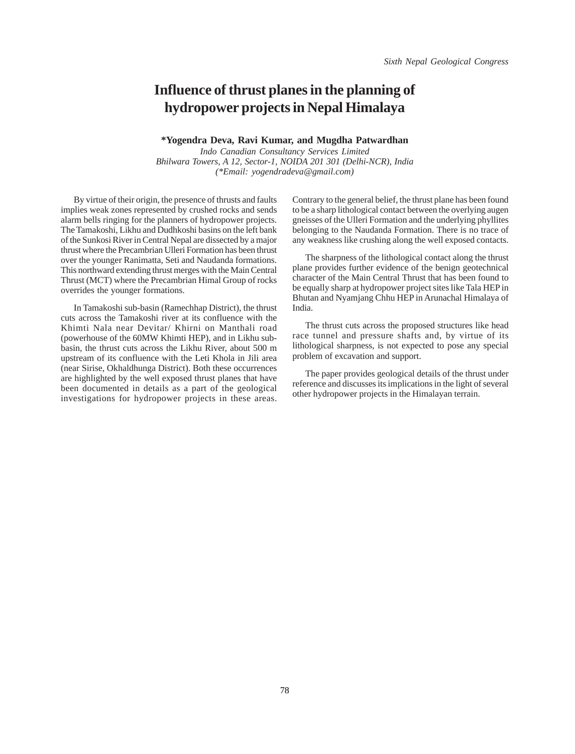# Influence of thrust planes in the planning of hydropower projects in Nepal Himalaya

**\*Yogendra Deva, Ravi Kumar, and Mugdha Patwardhan**

*Indo Canadian Consultancy Services Limited*
*Bhilwara Towers, A 12, Sector-1, NOIDA 201 301 (Delhi-NCR), India*
*(\*Email: yogendradeva@gmail.com)*

By virtue of their origin, the presence of thrusts and faults implies weak zones represented by crushed rocks and sends alarm bells ringing for the planners of hydropower projects. The Tamakoshi, Likhu and Dudhkoshi basins on the left bank of the Sunkosi River in Central Nepal are dissected by a major thrust where the Precambrian Ulleri Formation has been thrust over the younger Ranimatta, Seti and Naudanda formations. This northward extending thrust merges with the Main Central Thrust (MCT) where the Precambrian Himal Group of rocks overrides the younger formations.

In Tamakoshi sub-basin (Ramechhap District), the thrust cuts across the Tamakoshi river at its confluence with the Khimti Nala near Devitar/ Khirni on Manthali road (powerhouse of the 60MW Khimti HEP), and in Likhu sub-basin, the thrust cuts across the Likhu River, about 500 m upstream of its confluence with the Leti Khola in Jili area (near Sirise, Okhaldhunga District). Both these occurrences are highlighted by the well exposed thrust planes that have been documented in details as a part of the geological investigations for hydropower projects in these areas. Contrary to the general belief, the thrust plane has been found to be a sharp lithological contact between the overlying augen gneisses of the Ulleri Formation and the underlying phyllites belonging to the Naudanda Formation. There is no trace of any weakness like crushing along the well exposed contacts.

The sharpness of the lithological contact along the thrust plane provides further evidence of the benign geotechnical character of the Main Central Thrust that has been found to be equally sharp at hydropower project sites like Tala HEP in Bhutan and Nyamjang Chhu HEP in Arunachal Himalaya of India.

The thrust cuts across the proposed structures like head race tunnel and pressure shafts and, by virtue of its lithological sharpness, is not expected to pose any special problem of excavation and support.

The paper provides geological details of the thrust under reference and discusses its implications in the light of several other hydropower projects in the Himalayan terrain.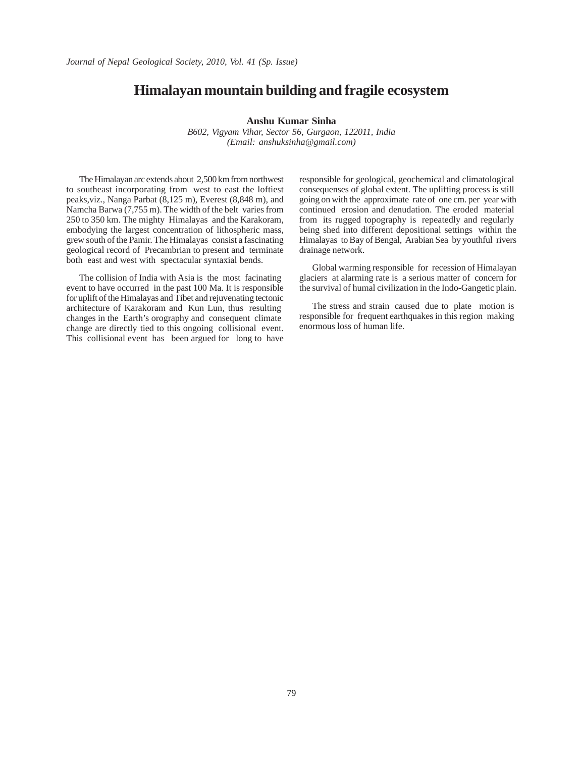# Himalayan mountain building and fragile ecosystem

**Anshu Kumar Sinha**

*B602, Vigyam Vihar, Sector 56, Gurgaon, 122011, India*
*(Email: anshuksinha@gmail.com)*

The Himalayan arc extends about 2,500 km from northwest to southeast incorporating from west to east the loftiest peaks,viz., Nanga Parbat (8,125 m), Everest (8,848 m), and Namcha Barwa (7,755 m). The width of the belt varies from 250 to 350 km. The mighty Himalayas and the Karakoram, embodying the largest concentration of lithospheric mass, grew south of the Pamir. The Himalayas consist a fascinating geological record of Precambrian to present and terminate both east and west with spectacular syntaxial bends.

The collision of India with Asia is the most facinating event to have occurred in the past 100 Ma. It is responsible for uplift of the Himalayas and Tibet and rejuvenating tectonic architecture of Karakoram and Kun Lun, thus resulting changes in the Earth's orography and consequent climate change are directly tied to this ongoing collisional event. This collisional event has been argued for long to have responsible for geological, geochemical and climatological consequenses of global extent. The uplifting process is still going on with the approximate rate of one cm. per year with continued erosion and denudation. The eroded material from its rugged topography is repeatedly and regularly being shed into different depositional settings within the Himalayas to Bay of Bengal, Arabian Sea by youthful rivers drainage network.

Global warming responsible for recession of Himalayan glaciers at alarming rate is a serious matter of concern for the survival of humal civilization in the Indo-Gangetic plain.

The stress and strain caused due to plate motion is responsible for frequent earthquakes in this region making enormous loss of human life.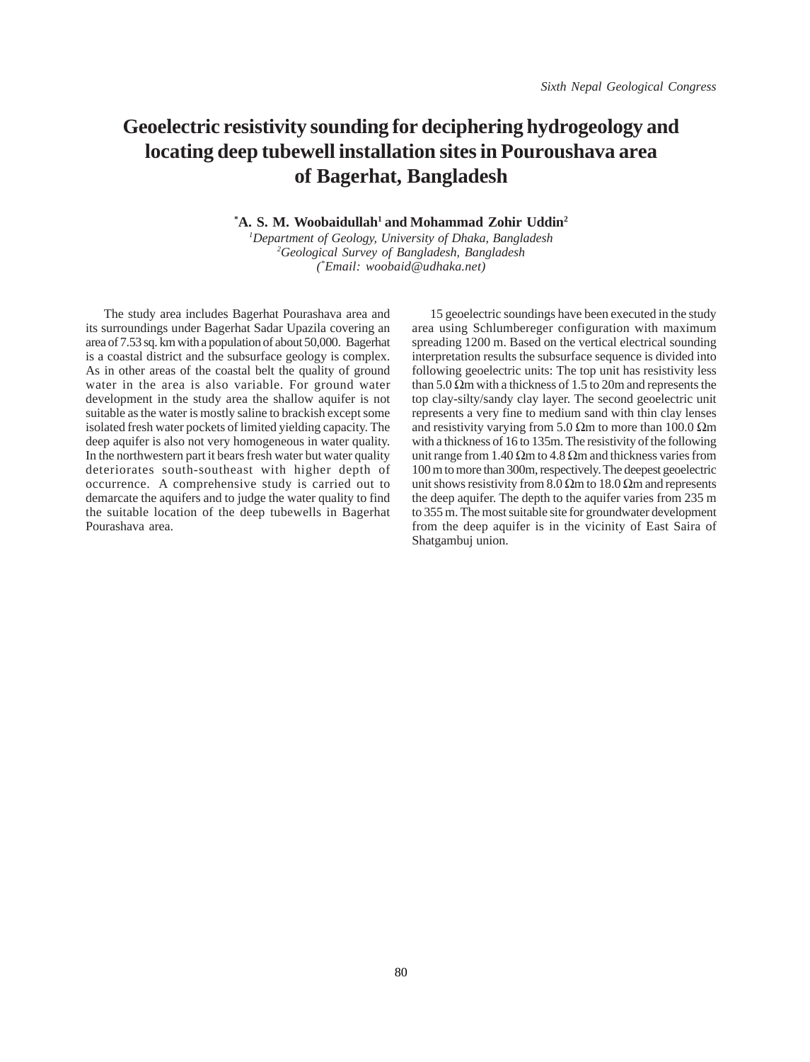# Geoelectric resistivity sounding for deciphering hydrogeology and locating deep tubewell installation sites in Pouroushava area of Bagerhat, Bangladesh

**\*A. S. M. Woobaidullah[1] and Mohammad Zohir Uddin[2]**

[1]*Department of Geology, University of Dhaka, Bangladesh*
[2]*Geological Survey of Bangladesh, Bangladesh*
*(\*Email: woobaid@udhaka.net)*

The study area includes Bagerhat Pourashava area and its surroundings under Bagerhat Sadar Upazila covering an area of 7.53 sq. km with a population of about 50,000. Bagerhat is a coastal district and the subsurface geology is complex. As in other areas of the coastal belt the quality of ground water in the area is also variable. For ground water development in the study area the shallow aquifer is not suitable as the water is mostly saline to brackish except some isolated fresh water pockets of limited yielding capacity. The deep aquifer is also not very homogeneous in water quality. In the northwestern part it bears fresh water but water quality deteriorates south-southeast with higher depth of occurrence. A comprehensive study is carried out to demarcate the aquifers and to judge the water quality to find the suitable location of the deep tubewells in Bagerhat Pourashava area.

15 geoelectric soundings have been executed in the study area using Schlumbereger configuration with maximum spreading 1200 m. Based on the vertical electrical sounding interpretation results the subsurface sequence is divided into following geoelectric units: The top unit has resistivity less than 5.0 Ωm with a thickness of 1.5 to 20m and represents the top clay-silty/sandy clay layer. The second geoelectric unit represents a very fine to medium sand with thin clay lenses and resistivity varying from 5.0 Ωm to more than 100.0 Ωm with a thickness of 16 to 135m. The resistivity of the following unit range from 1.40 Ωm to 4.8 Ωm and thickness varies from 100 m to more than 300m, respectively. The deepest geoelectric unit shows resistivity from 8.0 Ωm to 18.0 Ωm and represents the deep aquifer. The depth to the aquifer varies from 235 m to 355 m. The most suitable site for groundwater development from the deep aquifer is in the vicinity of East Saira of Shatgambuj union.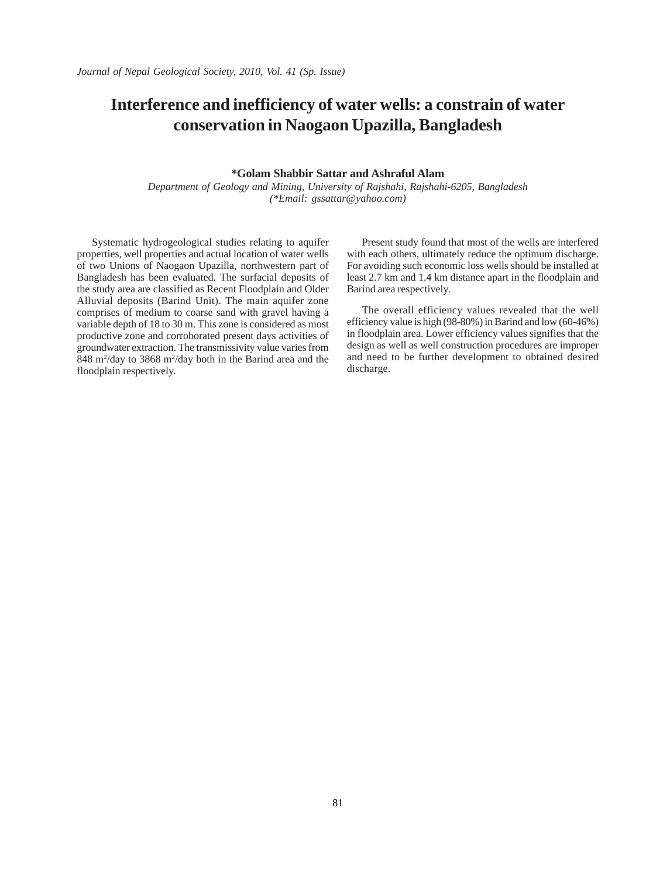# Interference and inefficiency of water wells: a constrain of water conservation in Naogaon Upazilla, Bangladesh

**\*Golam Shabbir Sattar and Ashraful Alam**

*Department of Geology and Mining, University of Rajshahi, Rajshahi-6205, Bangladesh*
*(\*Email: gssattar@yahoo.com)*

Systematic hydrogeological studies relating to aquifer properties, well properties and actual location of water wells of two Unions of Naogaon Upazilla, northwestern part of Bangladesh has been evaluated. The surfacial deposits of the study area are classified as Recent Floodplain and Older Alluvial deposits (Barind Unit). The main aquifer zone comprises of medium to coarse sand with gravel having a variable depth of 18 to 30 m. This zone is considered as most productive zone and corroborated present days activities of groundwater extraction. The transmissivity value varies from 848 $m^2$/day to 3868 $m^2$/day both in the Barind area and the floodplain respectively.

Present study found that most of the wells are interfered with each others, ultimately reduce the optimum discharge. For avoiding such economic loss wells should be installed at least 2.7 km and 1.4 km distance apart in the floodplain and Barind area respectively.

The overall efficiency values revealed that the well efficiency value is high (98-80%) in Barind and low (60-46%) in floodplain area. Lower efficiency values signifies that the design as well as well construction procedures are improper and need to be further development to obtained desired discharge.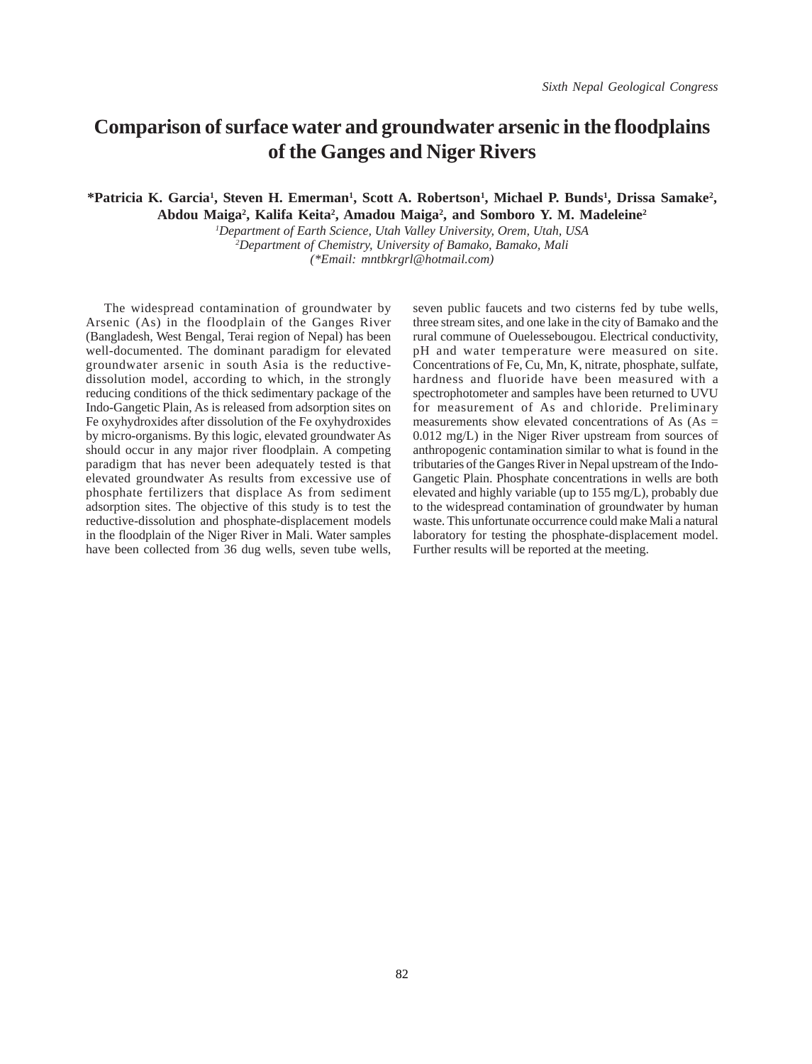# Comparison of surface water and groundwater arsenic in the floodplains of the Ganges and Niger Rivers

**\*Patricia K. Garcia[1], Steven H. Emerman[1], Scott A. Robertson[1], Michael P. Bunds[1], Drissa Samake[2], Abdou Maiga[2], Kalifa Keita[2], Amadou Maiga[2], and Somboro Y. M. Madeleine[2]**

*[1]Department of Earth Science, Utah Valley University, Orem, Utah, USA*
*[2]Department of Chemistry, University of Bamako, Bamako, Mali*
*(\*Email: mntbkrgrl@hotmail.com)*

The widespread contamination of groundwater by Arsenic (As) in the floodplain of the Ganges River (Bangladesh, West Bengal, Terai region of Nepal) has been well-documented. The dominant paradigm for elevated groundwater arsenic in south Asia is the reductive-dissolution model, according to which, in the strongly reducing conditions of the thick sedimentary package of the Indo-Gangetic Plain, As is released from adsorption sites on Fe oxyhydroxides after dissolution of the Fe oxyhydroxides by micro-organisms. By this logic, elevated groundwater As should occur in any major river floodplain. A competing paradigm that has never been adequately tested is that elevated groundwater As results from excessive use of phosphate fertilizers that displace As from sediment adsorption sites. The objective of this study is to test the reductive-dissolution and phosphate-displacement models in the floodplain of the Niger River in Mali. Water samples have been collected from 36 dug wells, seven tube wells, seven public faucets and two cisterns fed by tube wells, three stream sites, and one lake in the city of Bamako and the rural commune of Ouelessebougou. Electrical conductivity, pH and water temperature were measured on site. Concentrations of Fe, Cu, Mn, K, nitrate, phosphate, sulfate, hardness and fluoride have been measured with a spectrophotometer and samples have been returned to UVU for measurement of As and chloride. Preliminary measurements show elevated concentrations of As (As = 0.012 mg/L) in the Niger River upstream from sources of anthropogenic contamination similar to what is found in the tributaries of the Ganges River in Nepal upstream of the Indo-Gangetic Plain. Phosphate concentrations in wells are both elevated and highly variable (up to 155 mg/L), probably due to the widespread contamination of groundwater by human waste. This unfortunate occurrence could make Mali a natural laboratory for testing the phosphate-displacement model. Further results will be reported at the meeting.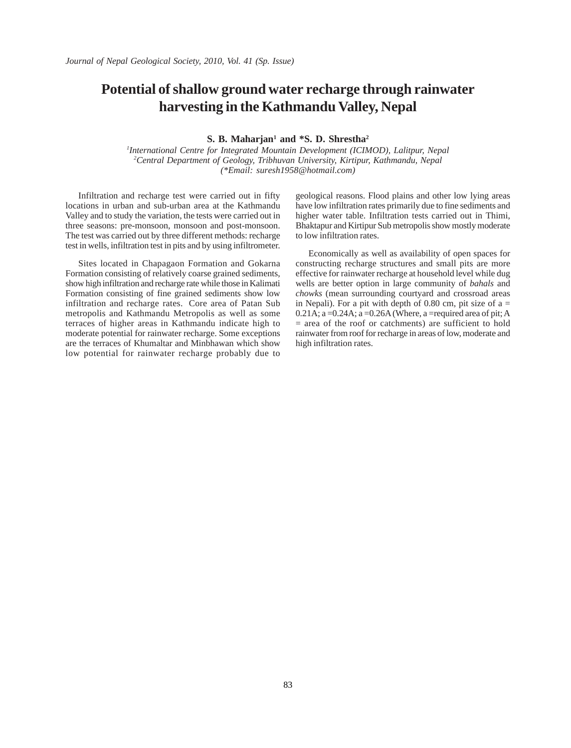# Potential of shallow ground water recharge through rainwater harvesting in the Kathmandu Valley, Nepal

**S. B. Maharjan[1] and *S. D. Shrestha[2]**

*[1]International Centre for Integrated Mountain Development (ICIMOD), Lalitpur, Nepal*
*[2]Central Department of Geology, Tribhuvan University, Kirtipur, Kathmandu, Nepal*
*(*Email: suresh1958@hotmail.com)*

Infiltration and recharge test were carried out in fifty locations in urban and sub-urban area at the Kathmandu Valley and to study the variation, the tests were carried out in three seasons: pre-monsoon, monsoon and post-monsoon. The test was carried out by three different methods: recharge test in wells, infiltration test in pits and by using infiltrometer.

Sites located in Chapagaon Formation and Gokarna Formation consisting of relatively coarse grained sediments, show high infiltration and recharge rate while those in Kalimati Formation consisting of fine grained sediments show low infiltration and recharge rates. Core area of Patan Sub metropolis and Kathmandu Metropolis as well as some terraces of higher areas in Kathmandu indicate high to moderate potential for rainwater recharge. Some exceptions are the terraces of Khumaltar and Minbhawan which show low potential for rainwater recharge probably due to geological reasons. Flood plains and other low lying areas have low infiltration rates primarily due to fine sediments and higher water table. Infiltration tests carried out in Thimi, Bhaktapur and Kirtipur Sub metropolis show mostly moderate to low infiltration rates.

Economically as well as availability of open spaces for constructing recharge structures and small pits are more effective for rainwater recharge at household level while dug wells are better option in large community of *bahals* and *chowks* (mean surrounding courtyard and crossroad areas in Nepali). For a pit with depth of 0.80 cm, pit size of a = 0.21A; a =0.24A; a =0.26A (Where, a =required area of pit; A = area of the roof or catchments) are sufficient to hold rainwater from roof for recharge in areas of low, moderate and high infiltration rates.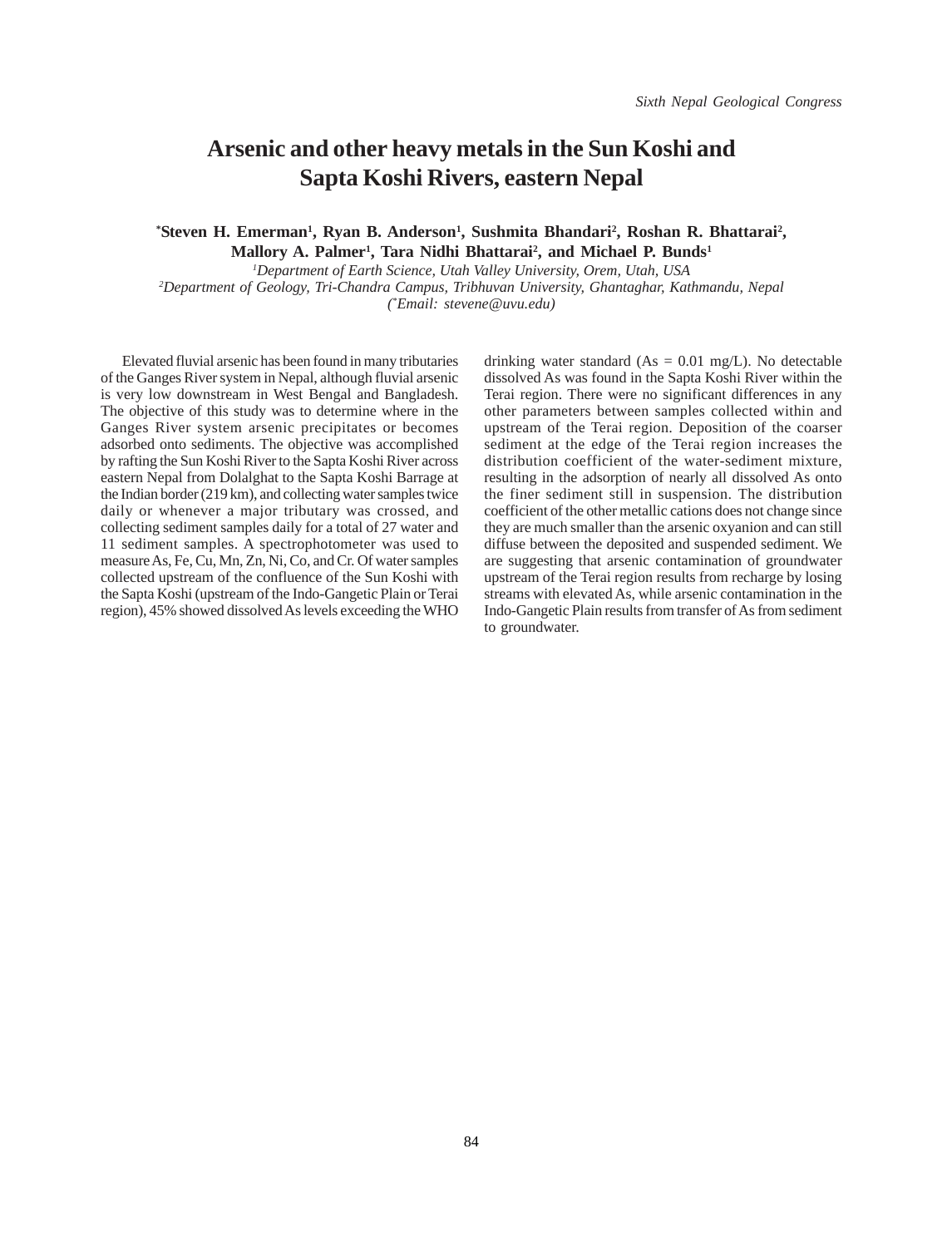# Arsenic and other heavy metals in the Sun Koshi and Sapta Koshi Rivers, eastern Nepal

**\*Steven H. Emerman[1], Ryan B. Anderson[1], Sushmita Bhandari[2], Roshan R. Bhattarai[2], Mallory A. Palmer[1], Tara Nidhi Bhattarai[2], and Michael P. Bunds[1]**

*[1]Department of Earth Science, Utah Valley University, Orem, Utah, USA*
*[2]Department of Geology, Tri-Chandra Campus, Tribhuvan University, Ghantaghar, Kathmandu, Nepal*
*(\*Email: stevene@uvu.edu)*

Elevated fluvial arsenic has been found in many tributaries of the Ganges River system in Nepal, although fluvial arsenic is very low downstream in West Bengal and Bangladesh. The objective of this study was to determine where in the Ganges River system arsenic precipitates or becomes adsorbed onto sediments. The objective was accomplished by rafting the Sun Koshi River to the Sapta Koshi River across eastern Nepal from Dolalghat to the Sapta Koshi Barrage at the Indian border (219 km), and collecting water samples twice daily or whenever a major tributary was crossed, and collecting sediment samples daily for a total of 27 water and 11 sediment samples. A spectrophotometer was used to measure As, Fe, Cu, Mn, Zn, Ni, Co, and Cr. Of water samples collected upstream of the confluence of the Sun Koshi with the Sapta Koshi (upstream of the Indo-Gangetic Plain or Terai region), 45% showed dissolved As levels exceeding the WHO drinking water standard (As = 0.01 mg/L). No detectable dissolved As was found in the Sapta Koshi River within the Terai region. There were no significant differences in any other parameters between samples collected within and upstream of the Terai region. Deposition of the coarser sediment at the edge of the Terai region increases the distribution coefficient of the water-sediment mixture, resulting in the adsorption of nearly all dissolved As onto the finer sediment still in suspension. The distribution coefficient of the other metallic cations does not change since they are much smaller than the arsenic oxyanion and can still diffuse between the deposited and suspended sediment. We are suggesting that arsenic contamination of groundwater upstream of the Terai region results from recharge by losing streams with elevated As, while arsenic contamination in the Indo-Gangetic Plain results from transfer of As from sediment to groundwater.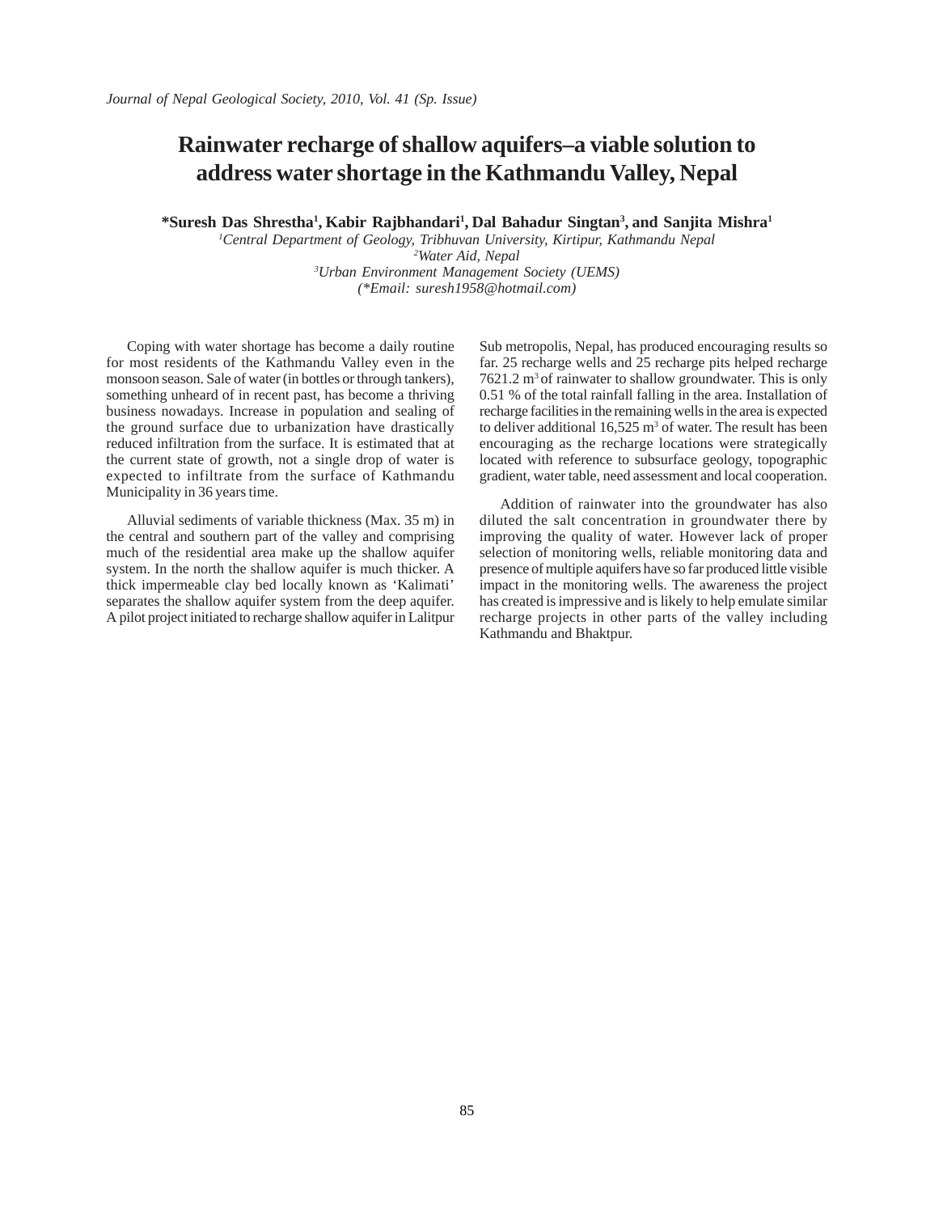# Rainwater recharge of shallow aquifers–a viable solution to address water shortage in the Kathmandu Valley, Nepal

**\*Suresh Das Shrestha[1], Kabir Rajbhandari[1], Dal Bahadur Singtan[3], and Sanjita Mishra[1]**

*[1]Central Department of Geology, Tribhuvan University, Kirtipur, Kathmandu Nepal*
*[2]Water Aid, Nepal*
*[3]Urban Environment Management Society (UEMS)*
*(\*Email: suresh1958@hotmail.com)*

Coping with water shortage has become a daily routine for most residents of the Kathmandu Valley even in the monsoon season. Sale of water (in bottles or through tankers), something unheard of in recent past, has become a thriving business nowadays. Increase in population and sealing of the ground surface due to urbanization have drastically reduced infiltration from the surface. It is estimated that at the current state of growth, not a single drop of water is expected to infiltrate from the surface of Kathmandu Municipality in 36 years time.

Alluvial sediments of variable thickness (Max. 35 m) in the central and southern part of the valley and comprising much of the residential area make up the shallow aquifer system. In the north the shallow aquifer is much thicker. A thick impermeable clay bed locally known as 'Kalimati' separates the shallow aquifer system from the deep aquifer. A pilot project initiated to recharge shallow aquifer in Lalitpur Sub metropolis, Nepal, has produced encouraging results so far. 25 recharge wells and 25 recharge pits helped recharge 7621.2 $m^3$ of rainwater to shallow groundwater. This is only 0.51 % of the total rainfall falling in the area. Installation of recharge facilities in the remaining wells in the area is expected to deliver additional 16,525 $m^3$ of water. The result has been encouraging as the recharge locations were strategically located with reference to subsurface geology, topographic gradient, water table, need assessment and local cooperation.

Addition of rainwater into the groundwater has also diluted the salt concentration in groundwater there by improving the quality of water. However lack of proper selection of monitoring wells, reliable monitoring data and presence of multiple aquifers have so far produced little visible impact in the monitoring wells. The awareness the project has created is impressive and is likely to help emulate similar recharge projects in other parts of the valley including Kathmandu and Bhaktpur.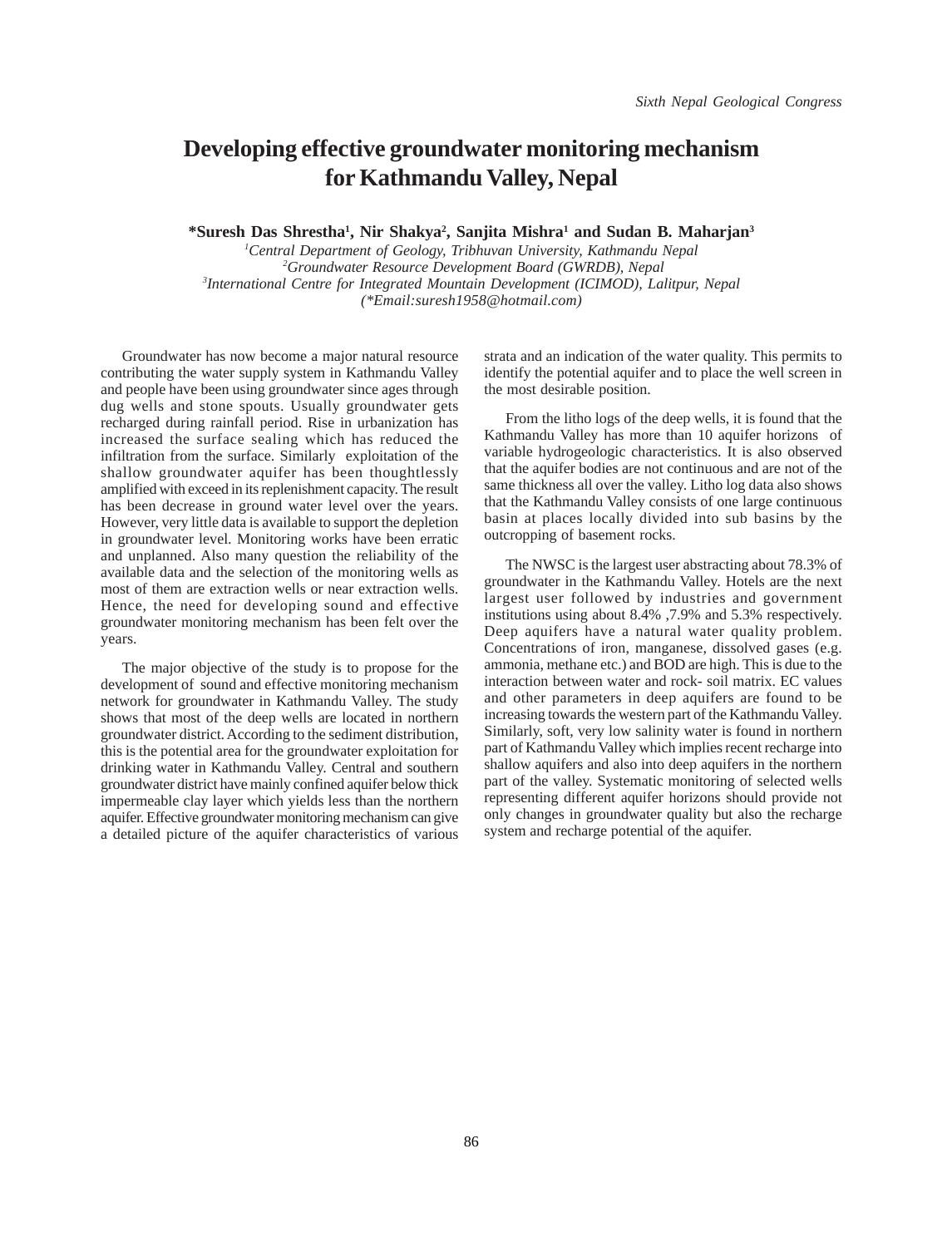# Developing effective groundwater monitoring mechanism for Kathmandu Valley, Nepal

**\*Suresh Das Shrestha[1], Nir Shakya[2], Sanjita Mishra[1] and Sudan B. Maharjan[3]**

*[1]Central Department of Geology, Tribhuvan University, Kathmandu Nepal*
*[2]Groundwater Resource Development Board (GWRDB), Nepal*
*[3]International Centre for Integrated Mountain Development (ICIMOD), Lalitpur, Nepal*
*(\*Email:suresh1958@hotmail.com)*

Groundwater has now become a major natural resource contributing the water supply system in Kathmandu Valley and people have been using groundwater since ages through dug wells and stone spouts. Usually groundwater gets recharged during rainfall period. Rise in urbanization has increased the surface sealing which has reduced the infiltration from the surface. Similarly exploitation of the shallow groundwater aquifer has been thoughtlessly amplified with exceed in its replenishment capacity. The result has been decrease in ground water level over the years. However, very little data is available to support the depletion in groundwater level. Monitoring works have been erratic and unplanned. Also many question the reliability of the available data and the selection of the monitoring wells as most of them are extraction wells or near extraction wells. Hence, the need for developing sound and effective groundwater monitoring mechanism has been felt over the years.

The major objective of the study is to propose for the development of sound and effective monitoring mechanism network for groundwater in Kathmandu Valley. The study shows that most of the deep wells are located in northern groundwater district. According to the sediment distribution, this is the potential area for the groundwater exploitation for drinking water in Kathmandu Valley. Central and southern groundwater district have mainly confined aquifer below thick impermeable clay layer which yields less than the northern aquifer. Effective groundwater monitoring mechanism can give a detailed picture of the aquifer characteristics of various strata and an indication of the water quality. This permits to identify the potential aquifer and to place the well screen in the most desirable position.

From the litho logs of the deep wells, it is found that the Kathmandu Valley has more than 10 aquifer horizons of variable hydrogeologic characteristics. It is also observed that the aquifer bodies are not continuous and are not of the same thickness all over the valley. Litho log data also shows that the Kathmandu Valley consists of one large continuous basin at places locally divided into sub basins by the outcropping of basement rocks.

The NWSC is the largest user abstracting about 78.3% of groundwater in the Kathmandu Valley. Hotels are the next largest user followed by industries and government institutions using about 8.4% ,7.9% and 5.3% respectively. Deep aquifers have a natural water quality problem. Concentrations of iron, manganese, dissolved gases (e.g. ammonia, methane etc.) and BOD are high. This is due to the interaction between water and rock- soil matrix. EC values and other parameters in deep aquifers are found to be increasing towards the western part of the Kathmandu Valley. Similarly, soft, very low salinity water is found in northern part of Kathmandu Valley which implies recent recharge into shallow aquifers and also into deep aquifers in the northern part of the valley. Systematic monitoring of selected wells representing different aquifer horizons should provide not only changes in groundwater quality but also the recharge system and recharge potential of the aquifer.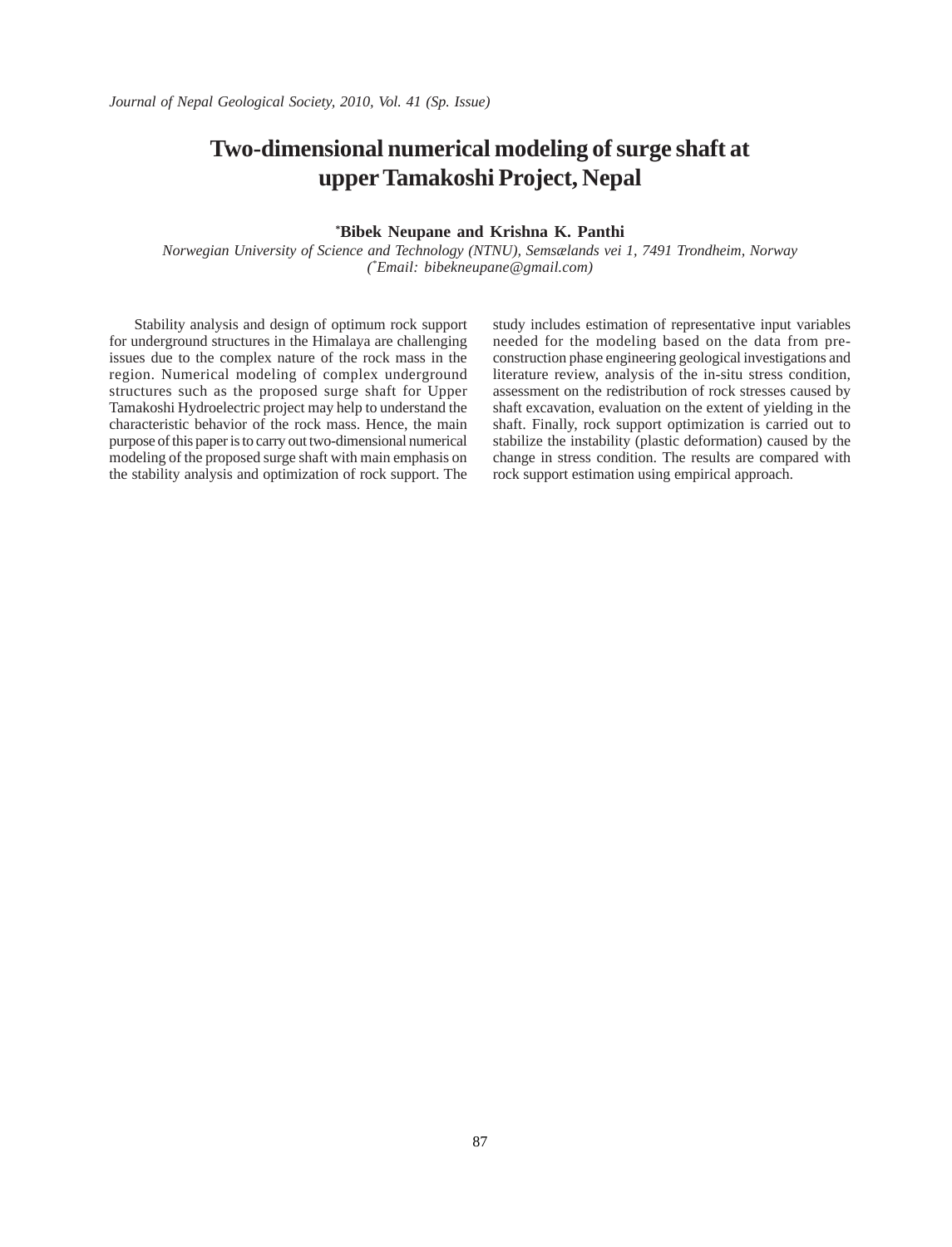# Two-dimensional numerical modeling of surge shaft at upper Tamakoshi Project, Nepal

**[*]Bibek Neupane and Krishna K. Panthi**

*Norwegian University of Science and Technology (NTNU), Semsælands vei 1, 7491 Trondheim, Norway*
*([*]Email: bibekneupane@gmail.com)*

Stability analysis and design of optimum rock support for underground structures in the Himalaya are challenging issues due to the complex nature of the rock mass in the region. Numerical modeling of complex underground structures such as the proposed surge shaft for Upper Tamakoshi Hydroelectric project may help to understand the characteristic behavior of the rock mass. Hence, the main purpose of this paper is to carry out two-dimensional numerical modeling of the proposed surge shaft with main emphasis on the stability analysis and optimization of rock support. The study includes estimation of representative input variables needed for the modeling based on the data from pre-construction phase engineering geological investigations and literature review, analysis of the in-situ stress condition, assessment on the redistribution of rock stresses caused by shaft excavation, evaluation on the extent of yielding in the shaft. Finally, rock support optimization is carried out to stabilize the instability (plastic deformation) caused by the change in stress condition. The results are compared with rock support estimation using empirical approach.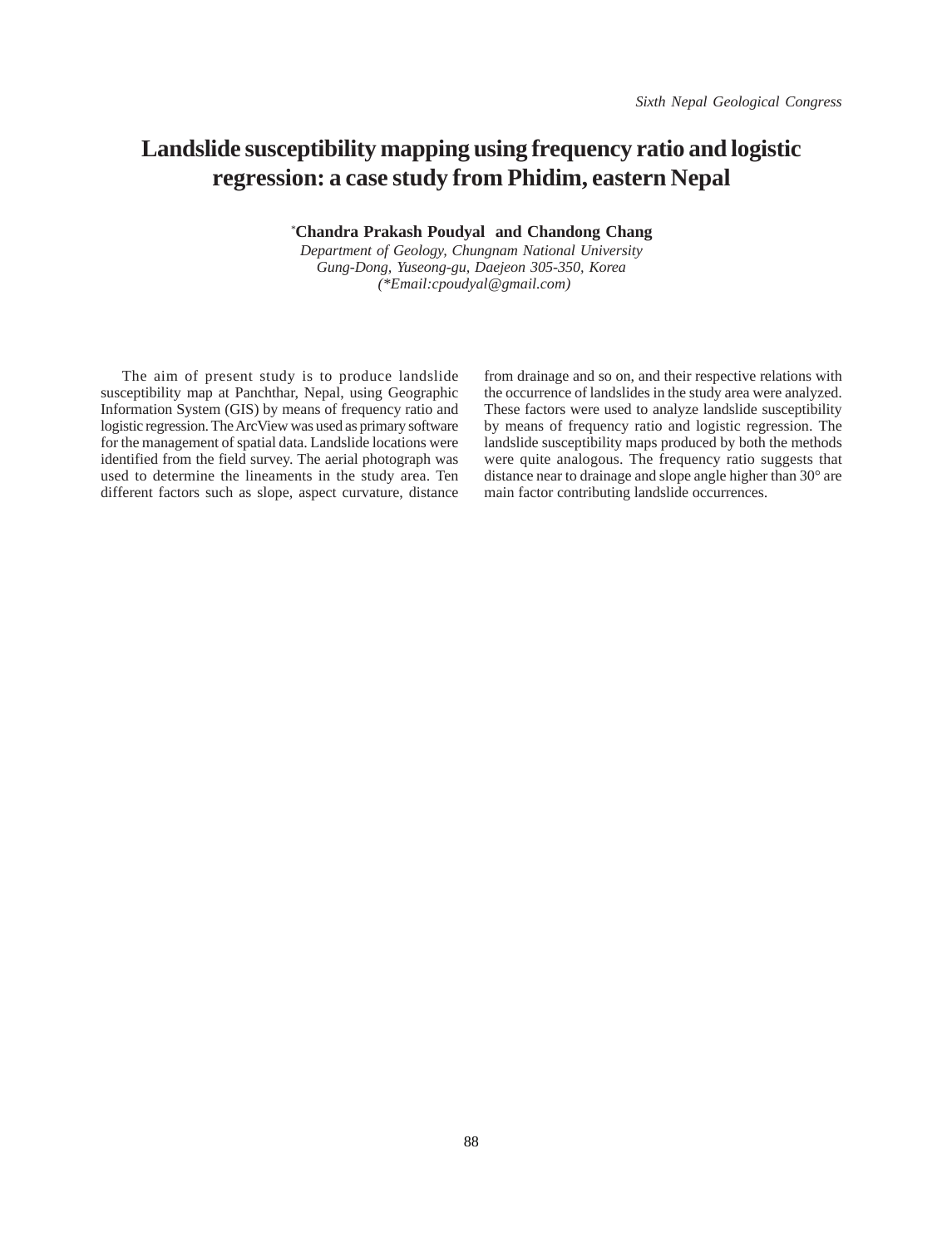# Landslide susceptibility mapping using frequency ratio and logistic regression: a case study from Phidim, eastern Nepal

**\*Chandra Prakash Poudyal and Chandong Chang**

*Department of Geology, Chungnam National University*
*Gung-Dong, Yuseong-gu, Daejeon 305-350, Korea*
*(\*Email:cpoudyal@gmail.com)*

The aim of present study is to produce landslide susceptibility map at Panchthar, Nepal, using Geographic Information System (GIS) by means of frequency ratio and logistic regression. The ArcView was used as primary software for the management of spatial data. Landslide locations were identified from the field survey. The aerial photograph was used to determine the lineaments in the study area. Ten different factors such as slope, aspect curvature, distance from drainage and so on, and their respective relations with the occurrence of landslides in the study area were analyzed. These factors were used to analyze landslide susceptibility by means of frequency ratio and logistic regression. The landslide susceptibility maps produced by both the methods were quite analogous. The frequency ratio suggests that distance near to drainage and slope angle higher than 30° are main factor contributing landslide occurrences.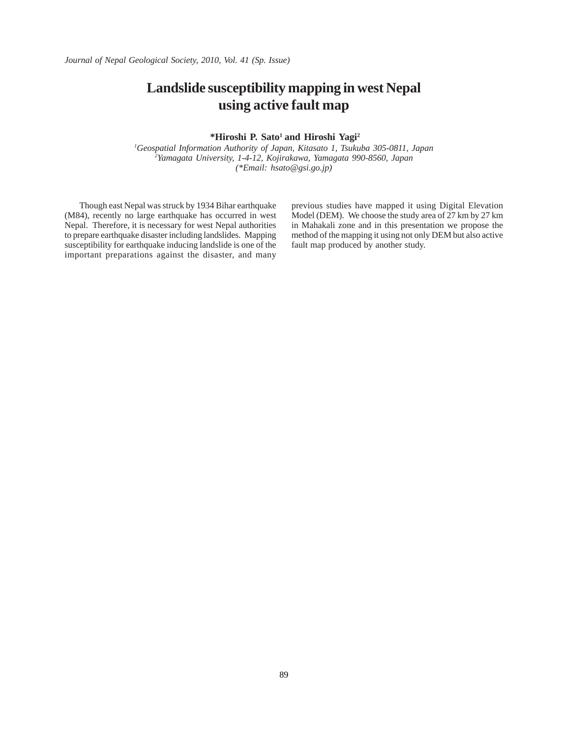# Landslide susceptibility mapping in west Nepal using active fault map

**\*Hiroshi P. Sato[1] and Hiroshi Yagi[2]**

*[1]Geospatial Information Authority of Japan, Kitasato 1, Tsukuba 305-0811, Japan*
*[2]Yamagata University, 1-4-12, Kojirakawa, Yamagata 990-8560, Japan*
*(\*Email: hsato@gsi.go.jp)*

Though east Nepal was struck by 1934 Bihar earthquake (M84), recently no large earthquake has occurred in west Nepal. Therefore, it is necessary for west Nepal authorities to prepare earthquake disaster including landslides. Mapping susceptibility for earthquake inducing landslide is one of the important preparations against the disaster, and many previous studies have mapped it using Digital Elevation Model (DEM). We choose the study area of 27 km by 27 km in Mahakali zone and in this presentation we propose the method of the mapping it using not only DEM but also active fault map produced by another study.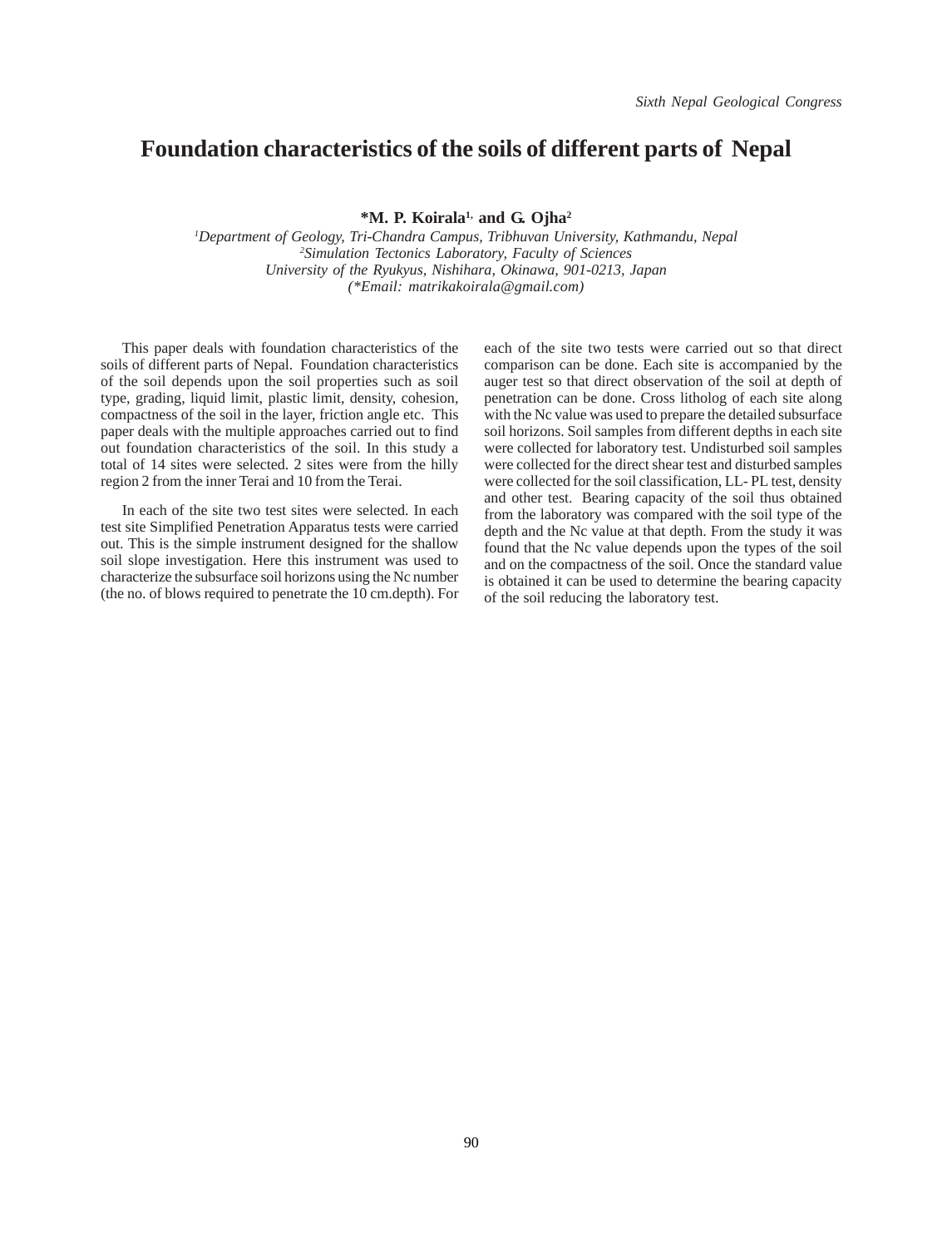# Foundation characteristics of the soils of different parts of Nepal

**\*M. P. Koirala[1,] and G. Ojha[2]**

*[1]Department of Geology, Tri-Chandra Campus, Tribhuvan University, Kathmandu, Nepal*
*[2]Simulation Tectonics Laboratory, Faculty of Sciences*
*University of the Ryukyus, Nishihara, Okinawa, 901-0213, Japan*
*(\*Email: matrikakoirala@gmail.com)*

This paper deals with foundation characteristics of the soils of different parts of Nepal. Foundation characteristics of the soil depends upon the soil properties such as soil type, grading, liquid limit, plastic limit, density, cohesion, compactness of the soil in the layer, friction angle etc. This paper deals with the multiple approaches carried out to find out foundation characteristics of the soil. In this study a total of 14 sites were selected. 2 sites were from the hilly region 2 from the inner Terai and 10 from the Terai.

In each of the site two test sites were selected. In each test site Simplified Penetration Apparatus tests were carried out. This is the simple instrument designed for the shallow soil slope investigation. Here this instrument was used to characterize the subsurface soil horizons using the Nc number (the no. of blows required to penetrate the 10 cm.depth). For each of the site two tests were carried out so that direct comparison can be done. Each site is accompanied by the auger test so that direct observation of the soil at depth of penetration can be done. Cross litholog of each site along with the Nc value was used to prepare the detailed subsurface soil horizons. Soil samples from different depths in each site were collected for laboratory test. Undisturbed soil samples were collected for the direct shear test and disturbed samples were collected for the soil classification, LL- PL test, density and other test. Bearing capacity of the soil thus obtained from the laboratory was compared with the soil type of the depth and the Nc value at that depth. From the study it was found that the Nc value depends upon the types of the soil and on the compactness of the soil. Once the standard value is obtained it can be used to determine the bearing capacity of the soil reducing the laboratory test.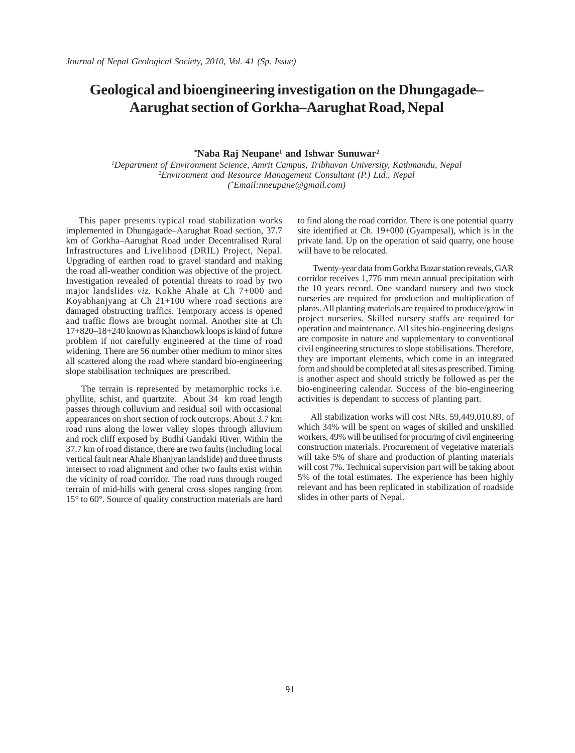# Geological and bioengineering investigation on the Dhungagade–Aarughat section of Gorkha–Aarughat Road, Nepal

**\*Naba Raj Neupane[1] and Ishwar Sunuwar[2]**

*[1]Department of Environment Science, Amrit Campus, Tribhuvan University, Kathmandu, Nepal*
*[2]Environment and Resource Management Consultant (P.) Ltd., Nepal*
*(\*Email:nneupane@gmail.com)*

This paper presents typical road stabilization works implemented in Dhungagade–Aarughat Road section, 37.7 km of Gorkha–Aarughat Road under Decentralised Rural Infrastructures and Livelihood (DRIL) Project, Nepal. Upgrading of earthen road to gravel standard and making the road all-weather condition was objective of the project. Investigation revealed of potential threats to road by two major landslides *viz*. Kokhe Ahale at Ch 7+000 and Koyabhanjyang at Ch 21+100 where road sections are damaged obstructing traffics. Temporary access is opened and traffic flows are brought normal. Another site at Ch 17+820–18+240 known as Khanchowk loops is kind of future problem if not carefully engineered at the time of road widening. There are 56 number other medium to minor sites all scattered along the road where standard bio-engineering slope stabilisation techniques are prescribed.

The terrain is represented by metamorphic rocks i.e. phyllite, schist, and quartzite. About 34 km road length passes through colluvium and residual soil with occasional appearances on short section of rock outcrops. About 3.7 km road runs along the lower valley slopes through alluvium and rock cliff exposed by Budhi Gandaki River. Within the 37.7 km of road distance, there are two faults (including local vertical fault near Ahale Bhanjyan landslide) and three thrusts intersect to road alignment and other two faults exist within the vicinity of road corridor. The road runs through rouged terrain of mid-hills with general cross slopes ranging from 15° to 60°. Source of quality construction materials are hard to find along the road corridor. There is one potential quarry site identified at Ch. 19+000 (Gyampesal), which is in the private land. Up on the operation of said quarry, one house will have to be relocated.

Twenty-year data from Gorkha Bazar station reveals, GAR corridor receives 1,776 mm mean annual precipitation with the 10 years record. One standard nursery and two stock nurseries are required for production and multiplication of plants. All planting materials are required to produce/grow in project nurseries. Skilled nursery staffs are required for operation and maintenance. All sites bio-engineering designs are composite in nature and supplementary to conventional civil engineering structures to slope stabilisations. Therefore, they are important elements, which come in an integrated form and should be completed at all sites as prescribed. Timing is another aspect and should strictly be followed as per the bio-engineering calendar. Success of the bio-engineering activities is dependant to success of planting part.

All stabilization works will cost NRs. 59,449,010.89, of which 34% will be spent on wages of skilled and unskilled workers, 49% will be utilised for procuring of civil engineering construction materials. Procurement of vegetative materials will take 5% of share and production of planting materials will cost 7%. Technical supervision part will be taking about 5% of the total estimates. The experience has been highly relevant and has been replicated in stabilization of roadside slides in other parts of Nepal.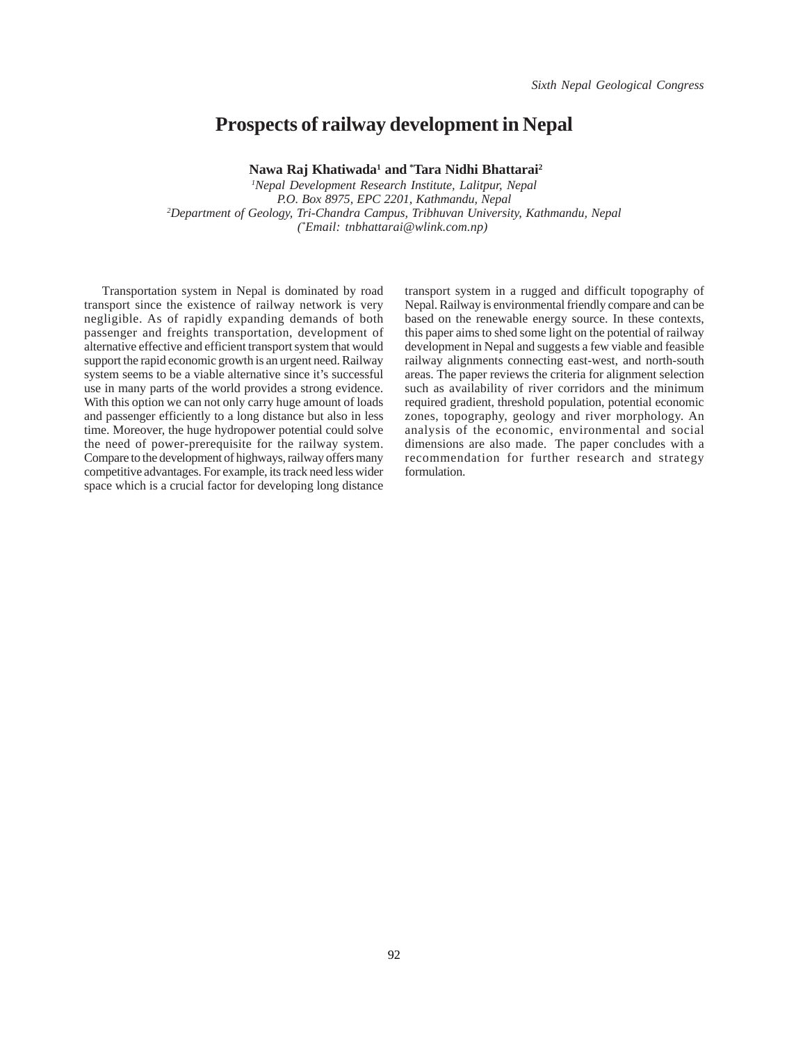# Prospects of railway development in Nepal

**Nawa Raj Khatiwada[1] and *Tara Nidhi Bhattarai[2]**

*[1]Nepal Development Research Institute, Lalitpur, Nepal*
*P.O. Box 8975, EPC 2201, Kathmandu, Nepal*
*[2]Department of Geology, Tri-Chandra Campus, Tribhuvan University, Kathmandu, Nepal*
*(*Email: tnbhattarai@wlink.com.np)*

Transportation system in Nepal is dominated by road transport since the existence of railway network is very negligible. As of rapidly expanding demands of both passenger and freights transportation, development of alternative effective and efficient transport system that would support the rapid economic growth is an urgent need. Railway system seems to be a viable alternative since it's successful use in many parts of the world provides a strong evidence. With this option we can not only carry huge amount of loads and passenger efficiently to a long distance but also in less time. Moreover, the huge hydropower potential could solve the need of power-prerequisite for the railway system. Compare to the development of highways, railway offers many competitive advantages. For example, its track need less wider space which is a crucial factor for developing long distance transport system in a rugged and difficult topography of Nepal. Railway is environmental friendly compare and can be based on the renewable energy source. In these contexts, this paper aims to shed some light on the potential of railway development in Nepal and suggests a few viable and feasible railway alignments connecting east-west, and north-south areas. The paper reviews the criteria for alignment selection such as availability of river corridors and the minimum required gradient, threshold population, potential economic zones, topography, geology and river morphology. An analysis of the economic, environmental and social dimensions are also made. The paper concludes with a recommendation for further research and strategy formulation.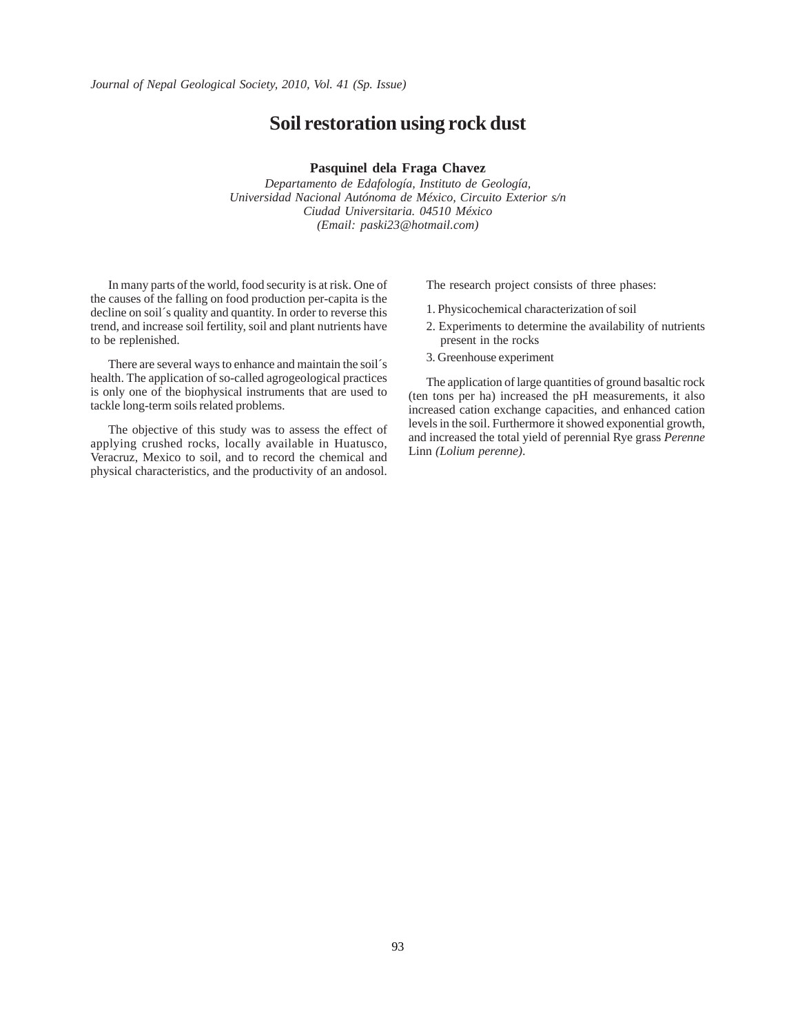# Soil restoration using rock dust

**Pasquinel dela Fraga Chavez**

*Departamento de Edafología, Instituto de Geología,*
*Universidad Nacional Autónoma de México, Circuito Exterior s/n*
*Ciudad Universitaria. 04510 México*
*(Email: paski23@hotmail.com)*

In many parts of the world, food security is at risk. One of the causes of the falling on food production per-capita is the decline on soil´s quality and quantity. In order to reverse this trend, and increase soil fertility, soil and plant nutrients have to be replenished.

There are several ways to enhance and maintain the soil´s health. The application of so-called agrogeological practices is only one of the biophysical instruments that are used to tackle long-term soils related problems.

The objective of this study was to assess the effect of applying crushed rocks, locally available in Huatusco, Veracruz, Mexico to soil, and to record the chemical and physical characteristics, and the productivity of an andosol.

The research project consists of three phases:

1. Physicochemical characterization of soil
2. Experiments to determine the availability of nutrients present in the rocks
3. Greenhouse experiment

The application of large quantities of ground basaltic rock (ten tons per ha) increased the pH measurements, it also increased cation exchange capacities, and enhanced cation levels in the soil. Furthermore it showed exponential growth, and increased the total yield of perennial Rye grass *Perenne* Linn *(Lolium perenne)*.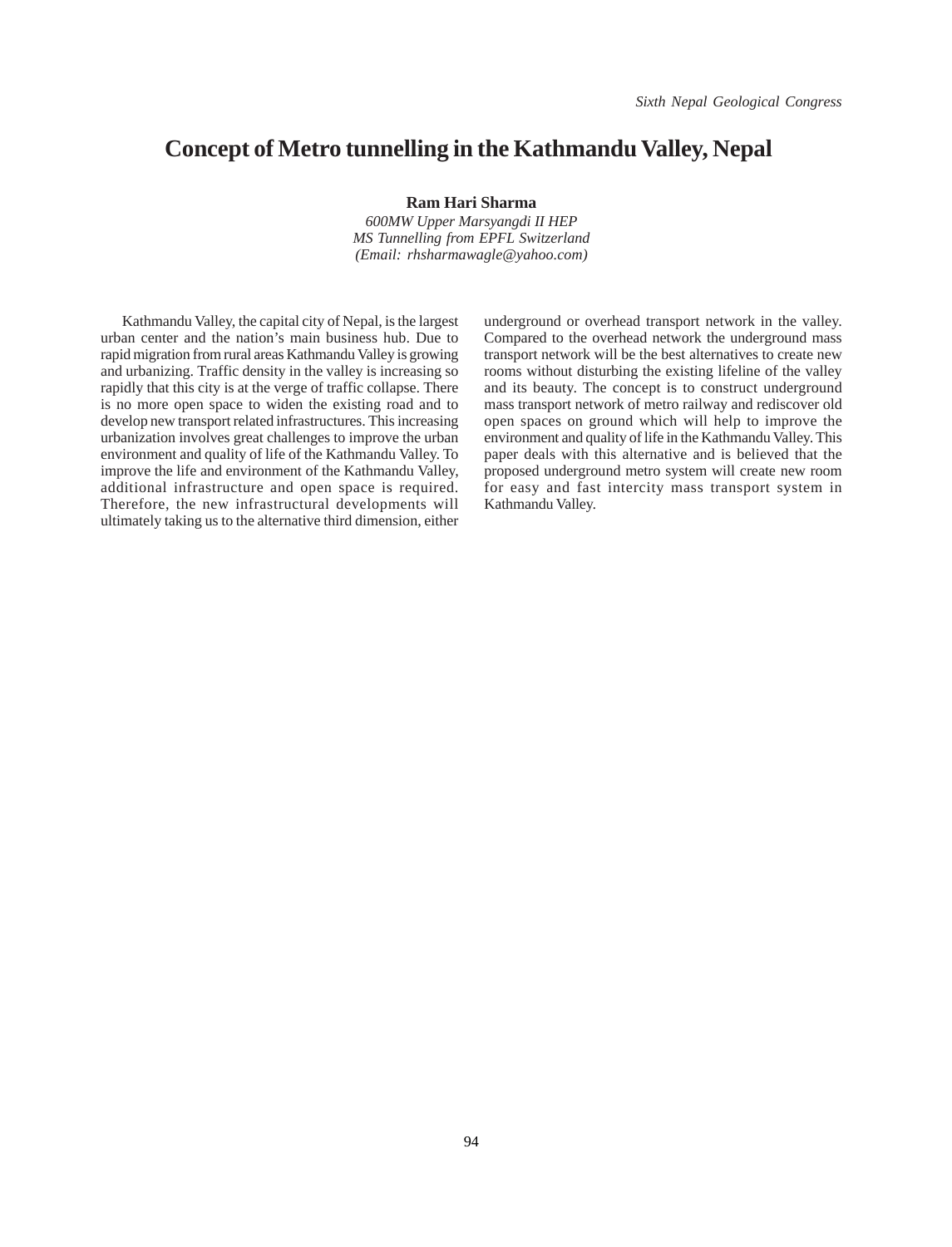# Concept of Metro tunnelling in the Kathmandu Valley, Nepal

**Ram Hari Sharma**

*600MW Upper Marsyangdi II HEP*
*MS Tunnelling from EPFL Switzerland*
*(Email: rhsharmawagle@yahoo.com)*

Kathmandu Valley, the capital city of Nepal, is the largest urban center and the nation's main business hub. Due to rapid migration from rural areas Kathmandu Valley is growing and urbanizing. Traffic density in the valley is increasing so rapidly that this city is at the verge of traffic collapse. There is no more open space to widen the existing road and to develop new transport related infrastructures. This increasing urbanization involves great challenges to improve the urban environment and quality of life of the Kathmandu Valley. To improve the life and environment of the Kathmandu Valley, additional infrastructure and open space is required. Therefore, the new infrastructural developments will ultimately taking us to the alternative third dimension, either underground or overhead transport network in the valley. Compared to the overhead network the underground mass transport network will be the best alternatives to create new rooms without disturbing the existing lifeline of the valley and its beauty. The concept is to construct underground mass transport network of metro railway and rediscover old open spaces on ground which will help to improve the environment and quality of life in the Kathmandu Valley. This paper deals with this alternative and is believed that the proposed underground metro system will create new room for easy and fast intercity mass transport system in Kathmandu Valley.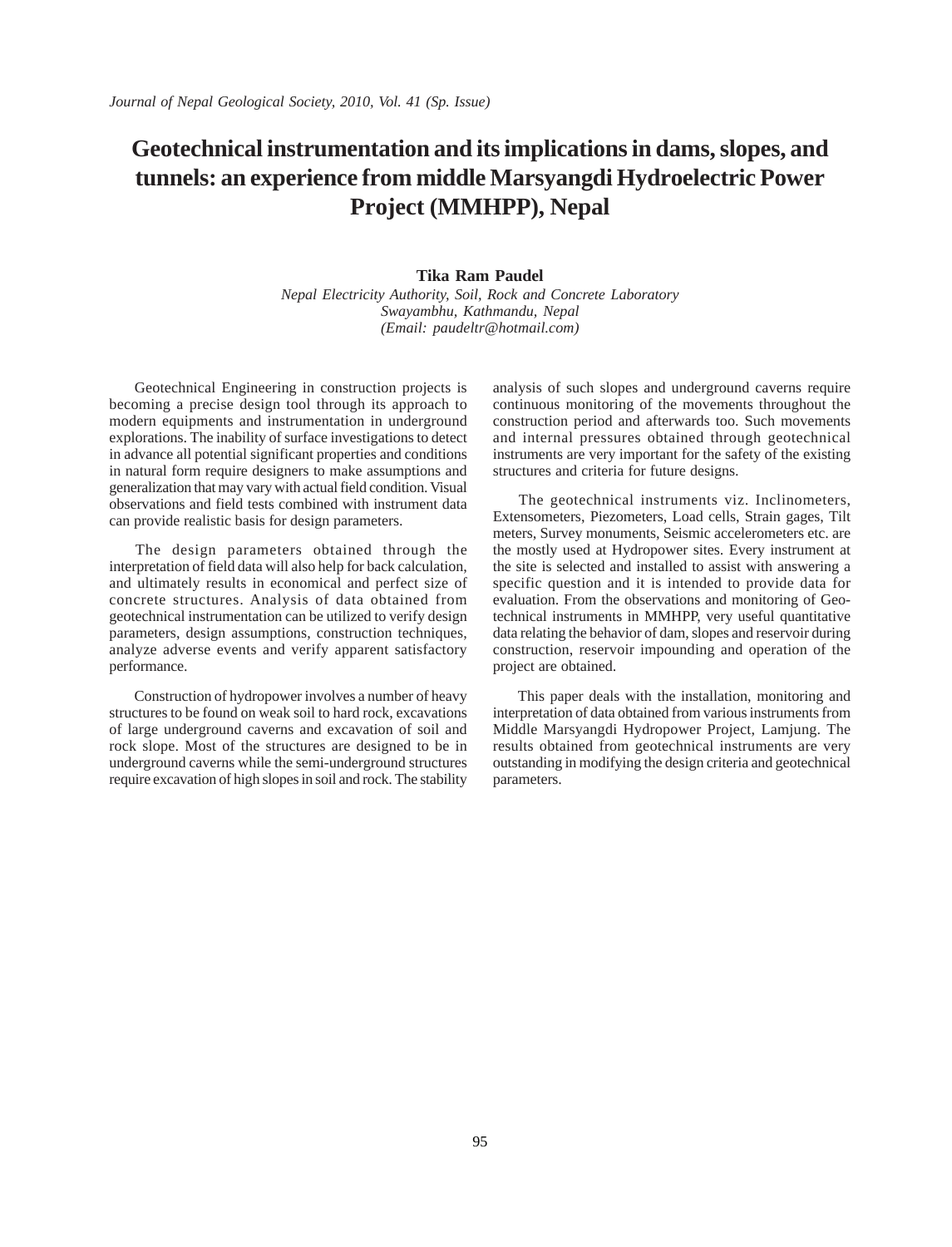# Geotechnical instrumentation and its implications in dams, slopes, and tunnels: an experience from middle Marsyangdi Hydroelectric Power Project (MMHPP), Nepal

**Tika Ram Paudel**

*Nepal Electricity Authority, Soil, Rock and Concrete Laboratory*
*Swayambhu, Kathmandu, Nepal*
*(Email: paudeltr@hotmail.com)*

Geotechnical Engineering in construction projects is becoming a precise design tool through its approach to modern equipments and instrumentation in underground explorations. The inability of surface investigations to detect in advance all potential significant properties and conditions in natural form require designers to make assumptions and generalization that may vary with actual field condition. Visual observations and field tests combined with instrument data can provide realistic basis for design parameters.

The design parameters obtained through the interpretation of field data will also help for back calculation, and ultimately results in economical and perfect size of concrete structures. Analysis of data obtained from geotechnical instrumentation can be utilized to verify design parameters, design assumptions, construction techniques, analyze adverse events and verify apparent satisfactory performance.

Construction of hydropower involves a number of heavy structures to be found on weak soil to hard rock, excavations of large underground caverns and excavation of soil and rock slope. Most of the structures are designed to be in underground caverns while the semi-underground structures require excavation of high slopes in soil and rock. The stability analysis of such slopes and underground caverns require continuous monitoring of the movements throughout the construction period and afterwards too. Such movements and internal pressures obtained through geotechnical instruments are very important for the safety of the existing structures and criteria for future designs.

The geotechnical instruments viz. Inclinometers, Extensometers, Piezometers, Load cells, Strain gages, Tilt meters, Survey monuments, Seismic accelerometers etc. are the mostly used at Hydropower sites. Every instrument at the site is selected and installed to assist with answering a specific question and it is intended to provide data for evaluation. From the observations and monitoring of Geotechnical instruments in MMHPP, very useful quantitative data relating the behavior of dam, slopes and reservoir during construction, reservoir impounding and operation of the project are obtained.

This paper deals with the installation, monitoring and interpretation of data obtained from various instruments from Middle Marsyangdi Hydropower Project, Lamjung. The results obtained from geotechnical instruments are very outstanding in modifying the design criteria and geotechnical parameters.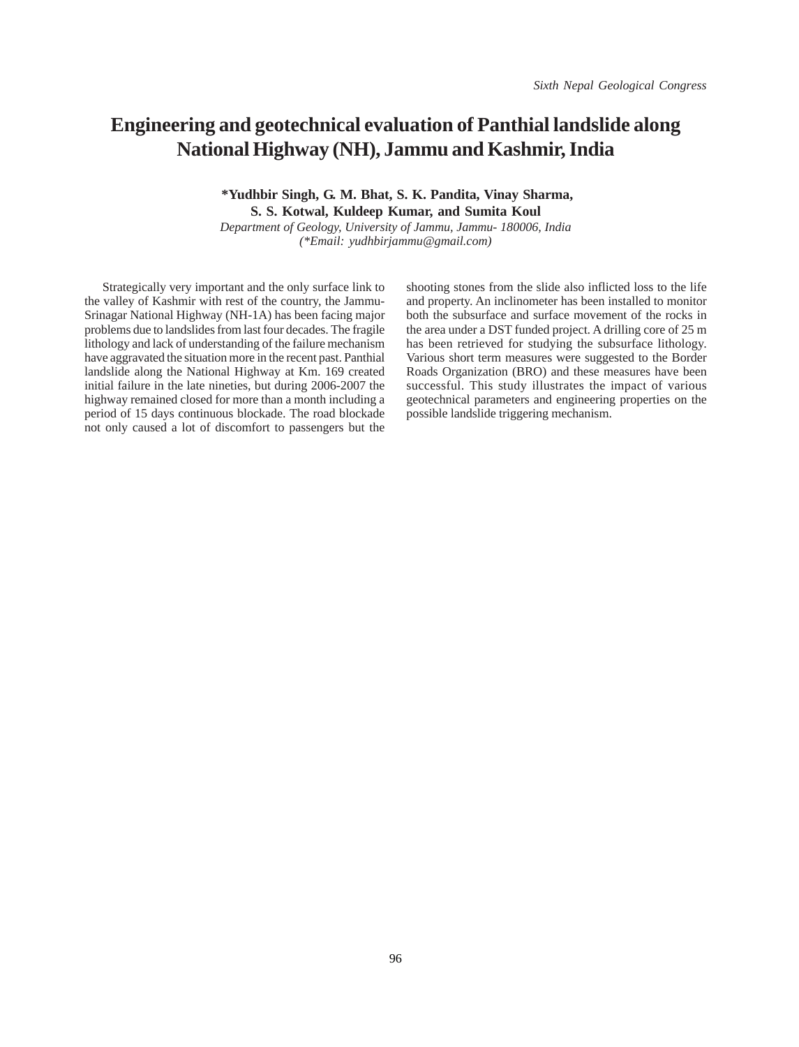# Engineering and geotechnical evaluation of Panthial landslide along National Highway (NH), Jammu and Kashmir, India

**\*Yudhbir Singh, G. M. Bhat, S. K. Pandita, Vinay Sharma, S. S. Kotwal, Kuldeep Kumar, and Sumita Koul**

*Department of Geology, University of Jammu, Jammu- 180006, India*
*(\*Email: yudhbirjammu@gmail.com)*

Strategically very important and the only surface link to the valley of Kashmir with rest of the country, the Jammu-Srinagar National Highway (NH-1A) has been facing major problems due to landslides from last four decades. The fragile lithology and lack of understanding of the failure mechanism have aggravated the situation more in the recent past. Panthial landslide along the National Highway at Km. 169 created initial failure in the late nineties, but during 2006-2007 the highway remained closed for more than a month including a period of 15 days continuous blockade. The road blockade not only caused a lot of discomfort to passengers but the shooting stones from the slide also inflicted loss to the life and property. An inclinometer has been installed to monitor both the subsurface and surface movement of the rocks in the area under a DST funded project. A drilling core of 25 m has been retrieved for studying the subsurface lithology. Various short term measures were suggested to the Border Roads Organization (BRO) and these measures have been successful. This study illustrates the impact of various geotechnical parameters and engineering properties on the possible landslide triggering mechanism.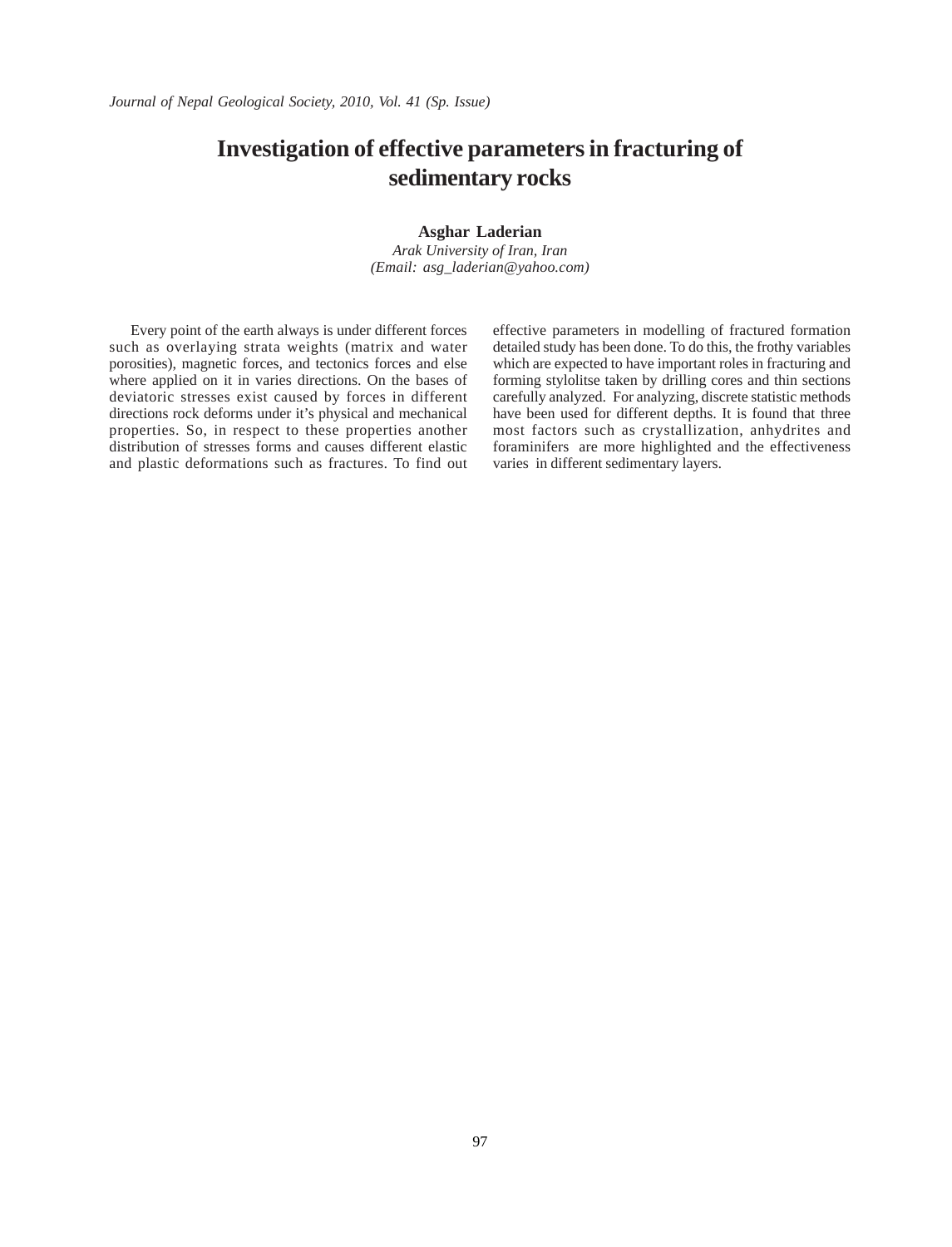# Investigation of effective parameters in fracturing of sedimentary rocks

**Asghar Laderian**

*Arak University of Iran, Iran*
*(Email: asg_laderian@yahoo.com)*

Every point of the earth always is under different forces such as overlaying strata weights (matrix and water porosities), magnetic forces, and tectonics forces and else where applied on it in varies directions. On the bases of deviatoric stresses exist caused by forces in different directions rock deforms under it's physical and mechanical properties. So, in respect to these properties another distribution of stresses forms and causes different elastic and plastic deformations such as fractures. To find out effective parameters in modelling of fractured formation detailed study has been done. To do this, the frothy variables which are expected to have important roles in fracturing and forming stylolitse taken by drilling cores and thin sections carefully analyzed. For analyzing, discrete statistic methods have been used for different depths. It is found that three most factors such as crystallization, anhydrites and foraminifers are more highlighted and the effectiveness varies in different sedimentary layers.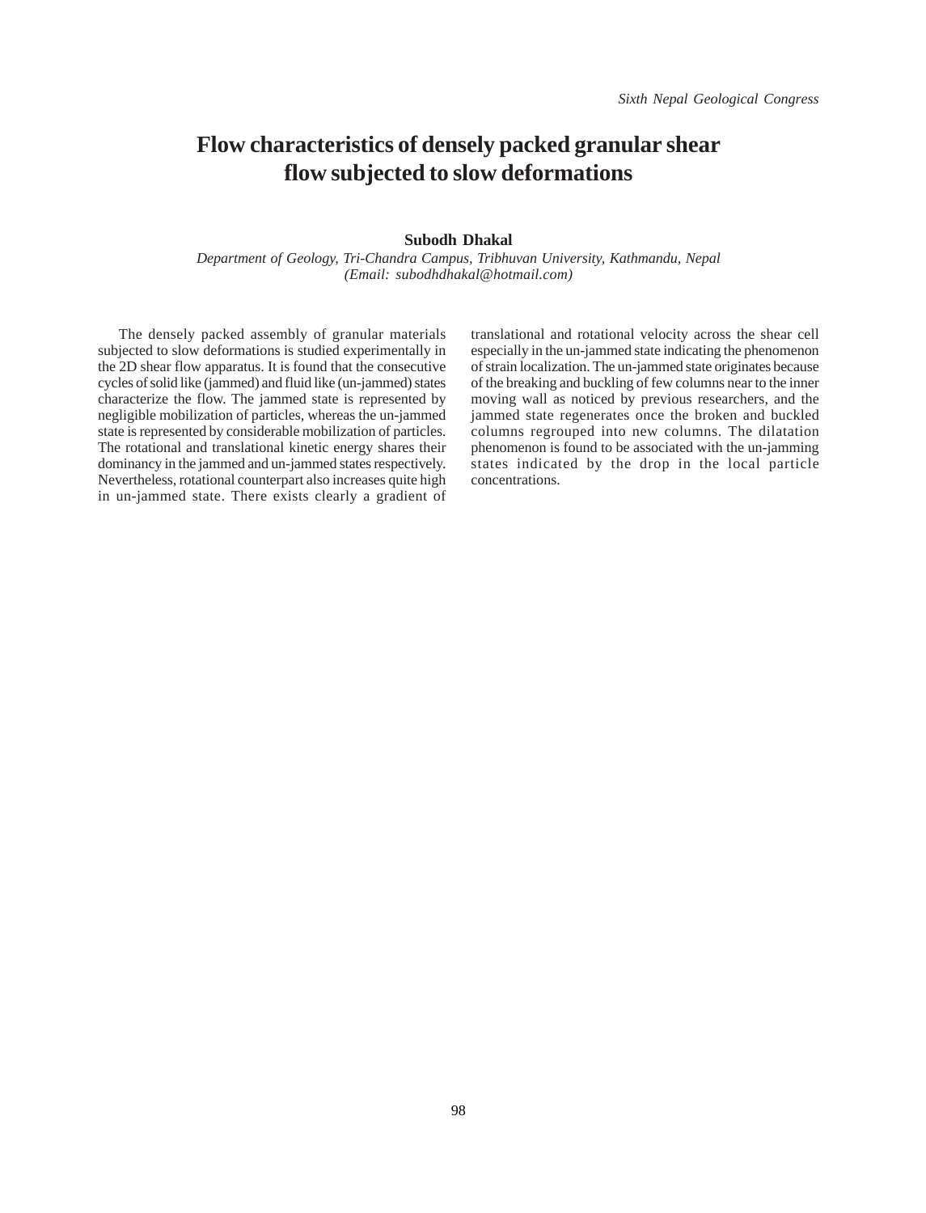# Flow characteristics of densely packed granular shear flow subjected to slow deformations

**Subodh Dhakal**

*Department of Geology, Tri-Chandra Campus, Tribhuvan University, Kathmandu, Nepal*
*(Email: subodhdhakal@hotmail.com)*

The densely packed assembly of granular materials subjected to slow deformations is studied experimentally in the 2D shear flow apparatus. It is found that the consecutive cycles of solid like (jammed) and fluid like (un-jammed) states characterize the flow. The jammed state is represented by negligible mobilization of particles, whereas the un-jammed state is represented by considerable mobilization of particles. The rotational and translational kinetic energy shares their dominancy in the jammed and un-jammed states respectively. Nevertheless, rotational counterpart also increases quite high in un-jammed state. There exists clearly a gradient of translational and rotational velocity across the shear cell especially in the un-jammed state indicating the phenomenon of strain localization. The un-jammed state originates because of the breaking and buckling of few columns near to the inner moving wall as noticed by previous researchers, and the jammed state regenerates once the broken and buckled columns regrouped into new columns. The dilatation phenomenon is found to be associated with the un-jamming states indicated by the drop in the local particle concentrations.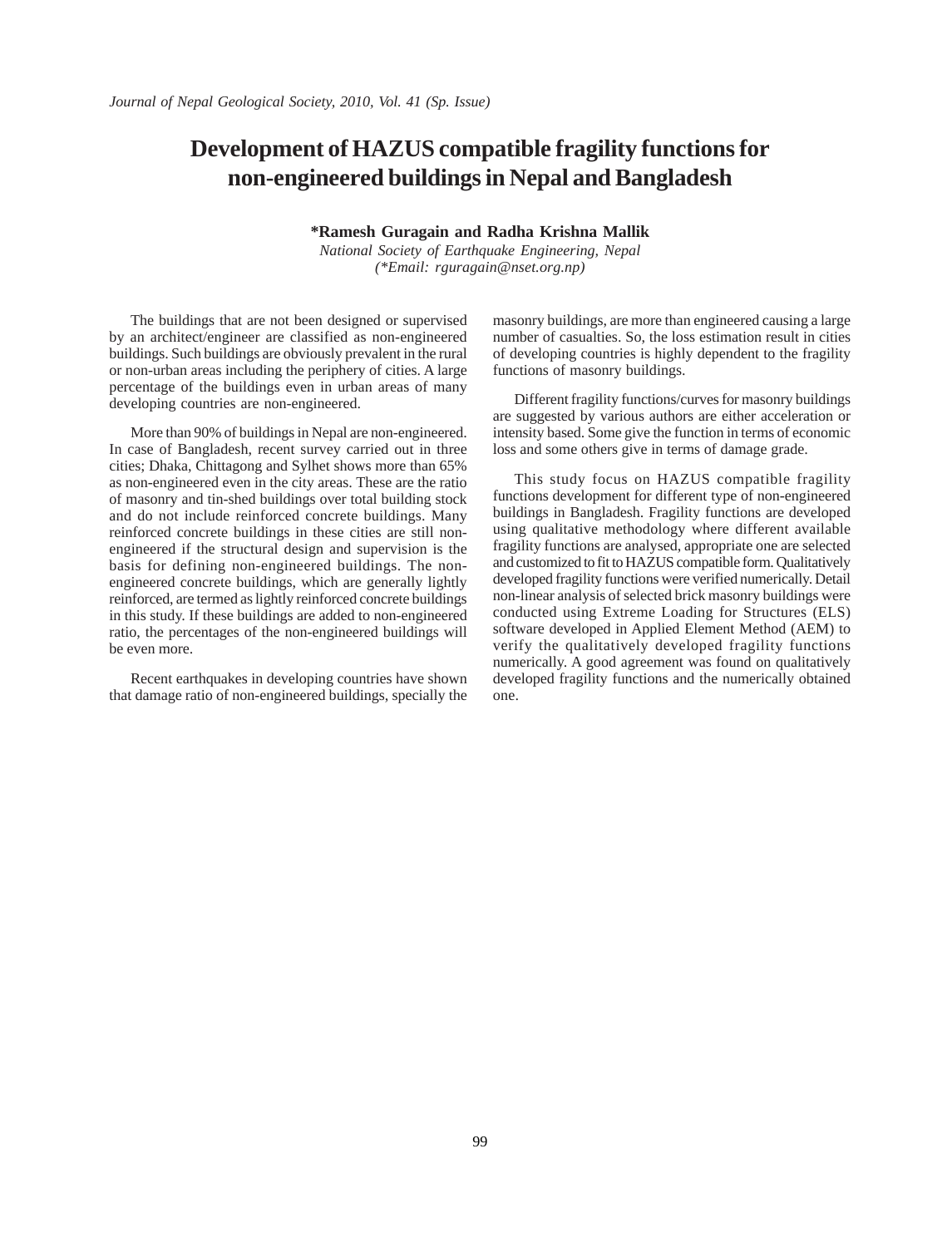# Development of HAZUS compatible fragility functions for non-engineered buildings in Nepal and Bangladesh

**\*Ramesh Guragain and Radha Krishna Mallik**

*National Society of Earthquake Engineering, Nepal*
*(\*Email: rguragain@nset.org.np)*

The buildings that are not been designed or supervised by an architect/engineer are classified as non-engineered buildings. Such buildings are obviously prevalent in the rural or non-urban areas including the periphery of cities. A large percentage of the buildings even in urban areas of many developing countries are non-engineered.

More than 90% of buildings in Nepal are non-engineered. In case of Bangladesh, recent survey carried out in three cities; Dhaka, Chittagong and Sylhet shows more than 65% as non-engineered even in the city areas. These are the ratio of masonry and tin-shed buildings over total building stock and do not include reinforced concrete buildings. Many reinforced concrete buildings in these cities are still non-engineered if the structural design and supervision is the basis for defining non-engineered buildings. The non-engineered concrete buildings, which are generally lightly reinforced, are termed as lightly reinforced concrete buildings in this study. If these buildings are added to non-engineered ratio, the percentages of the non-engineered buildings will be even more.

Recent earthquakes in developing countries have shown that damage ratio of non-engineered buildings, specially the masonry buildings, are more than engineered causing a large number of casualties. So, the loss estimation result in cities of developing countries is highly dependent to the fragility functions of masonry buildings.

Different fragility functions/curves for masonry buildings are suggested by various authors are either acceleration or intensity based. Some give the function in terms of economic loss and some others give in terms of damage grade.

This study focus on HAZUS compatible fragility functions development for different type of non-engineered buildings in Bangladesh. Fragility functions are developed using qualitative methodology where different available fragility functions are analysed, appropriate one are selected and customized to fit to HAZUS compatible form. Qualitatively developed fragility functions were verified numerically. Detail non-linear analysis of selected brick masonry buildings were conducted using Extreme Loading for Structures (ELS) software developed in Applied Element Method (AEM) to verify the qualitatively developed fragility functions numerically. A good agreement was found on qualitatively developed fragility functions and the numerically obtained one.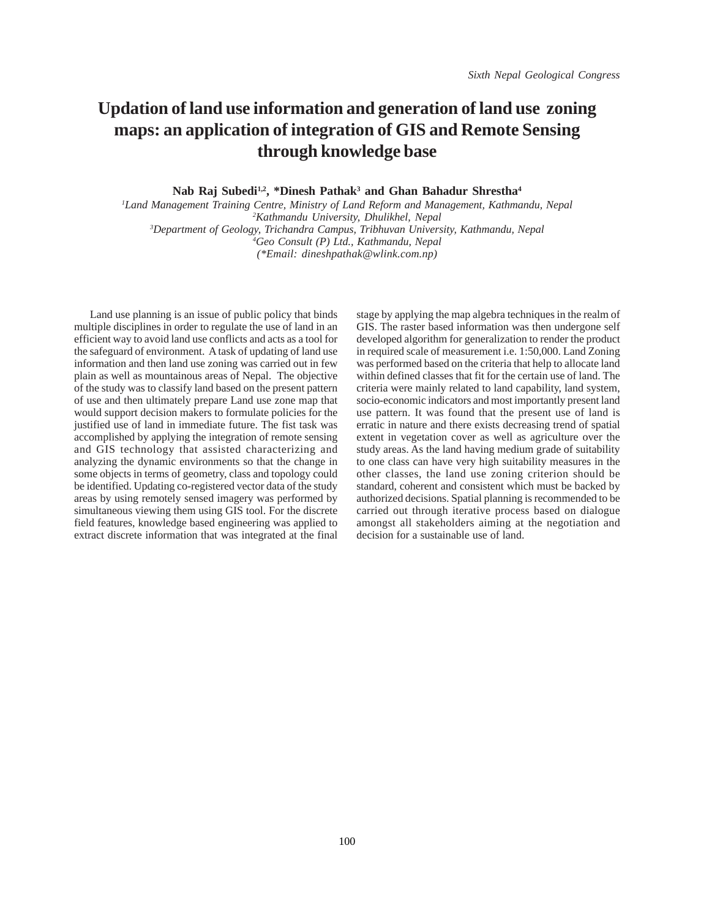# Updation of land use information and generation of land use zoning maps: an application of integration of GIS and Remote Sensing through knowledge base

**Nab Raj Subedi[1,2], \*Dinesh Pathak[3] and Ghan Bahadur Shrestha[4]**

*[1]Land Management Training Centre, Ministry of Land Reform and Management, Kathmandu, Nepal*
*[2]Kathmandu University, Dhulikhel, Nepal*
*[3]Department of Geology, Trichandra Campus, Tribhuvan University, Kathmandu, Nepal*
*[4]Geo Consult (P) Ltd., Kathmandu, Nepal*
*(\*Email: dineshpathak@wlink.com.np)*

Land use planning is an issue of public policy that binds multiple disciplines in order to regulate the use of land in an efficient way to avoid land use conflicts and acts as a tool for the safeguard of environment. A task of updating of land use information and then land use zoning was carried out in few plain as well as mountainous areas of Nepal. The objective of the study was to classify land based on the present pattern of use and then ultimately prepare Land use zone map that would support decision makers to formulate policies for the justified use of land in immediate future. The fist task was accomplished by applying the integration of remote sensing and GIS technology that assisted characterizing and analyzing the dynamic environments so that the change in some objects in terms of geometry, class and topology could be identified. Updating co-registered vector data of the study areas by using remotely sensed imagery was performed by simultaneous viewing them using GIS tool. For the discrete field features, knowledge based engineering was applied to extract discrete information that was integrated at the final stage by applying the map algebra techniques in the realm of GIS. The raster based information was then undergone self developed algorithm for generalization to render the product in required scale of measurement i.e. 1:50,000. Land Zoning was performed based on the criteria that help to allocate land within defined classes that fit for the certain use of land. The criteria were mainly related to land capability, land system, socio-economic indicators and most importantly present land use pattern. It was found that the present use of land is erratic in nature and there exists decreasing trend of spatial extent in vegetation cover as well as agriculture over the study areas. As the land having medium grade of suitability to one class can have very high suitability measures in the other classes, the land use zoning criterion should be standard, coherent and consistent which must be backed by authorized decisions. Spatial planning is recommended to be carried out through iterative process based on dialogue amongst all stakeholders aiming at the negotiation and decision for a sustainable use of land.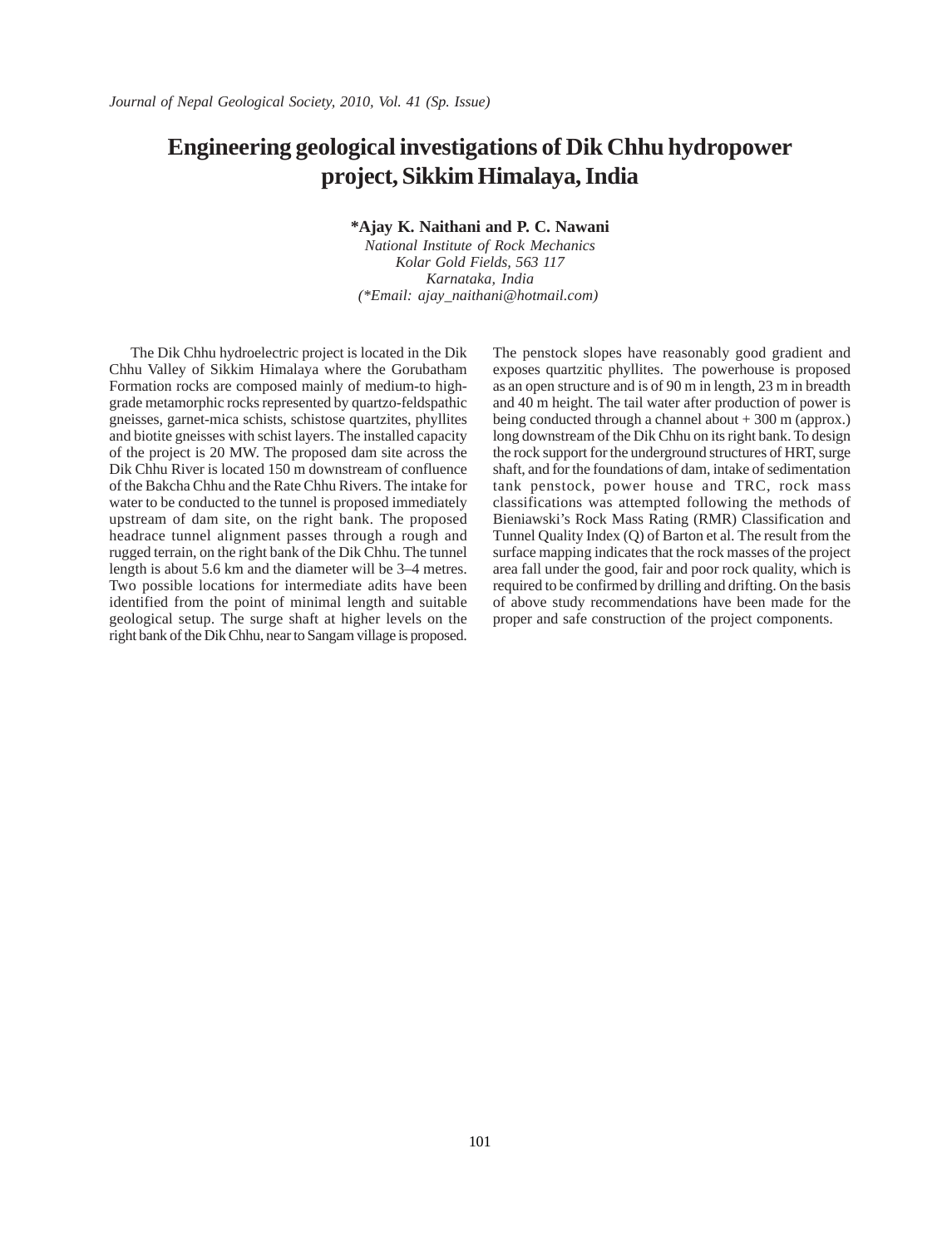# Engineering geological investigations of Dik Chhu hydropower project, Sikkim Himalaya, India

**\*Ajay K. Naithani and P. C. Nawani**

*National Institute of Rock Mechanics*
*Kolar Gold Fields, 563 117*
*Karnataka, India*
*(\*Email: ajay_naithani@hotmail.com)*

The Dik Chhu hydroelectric project is located in the Dik Chhu Valley of Sikkim Himalaya where the Gorubatham Formation rocks are composed mainly of medium-to high-grade metamorphic rocks represented by quartzo-feldspathic gneisses, garnet-mica schists, schistose quartzites, phyllites and biotite gneisses with schist layers. The installed capacity of the project is 20 MW. The proposed dam site across the Dik Chhu River is located 150 m downstream of confluence of the Bakcha Chhu and the Rate Chhu Rivers. The intake for water to be conducted to the tunnel is proposed immediately upstream of dam site, on the right bank. The proposed headrace tunnel alignment passes through a rough and rugged terrain, on the right bank of the Dik Chhu. The tunnel length is about 5.6 km and the diameter will be 3–4 metres. Two possible locations for intermediate adits have been identified from the point of minimal length and suitable geological setup. The surge shaft at higher levels on the right bank of the Dik Chhu, near to Sangam village is proposed. The penstock slopes have reasonably good gradient and exposes quartzitic phyllites. The powerhouse is proposed as an open structure and is of 90 m in length, 23 m in breadth and 40 m height. The tail water after production of power is being conducted through a channel about + 300 m (approx.) long downstream of the Dik Chhu on its right bank. To design the rock support for the underground structures of HRT, surge shaft, and for the foundations of dam, intake of sedimentation tank penstock, power house and TRC, rock mass classifications was attempted following the methods of Bieniawski's Rock Mass Rating (RMR) Classification and Tunnel Quality Index (Q) of Barton et al. The result from the surface mapping indicates that the rock masses of the project area fall under the good, fair and poor rock quality, which is required to be confirmed by drilling and drifting. On the basis of above study recommendations have been made for the proper and safe construction of the project components.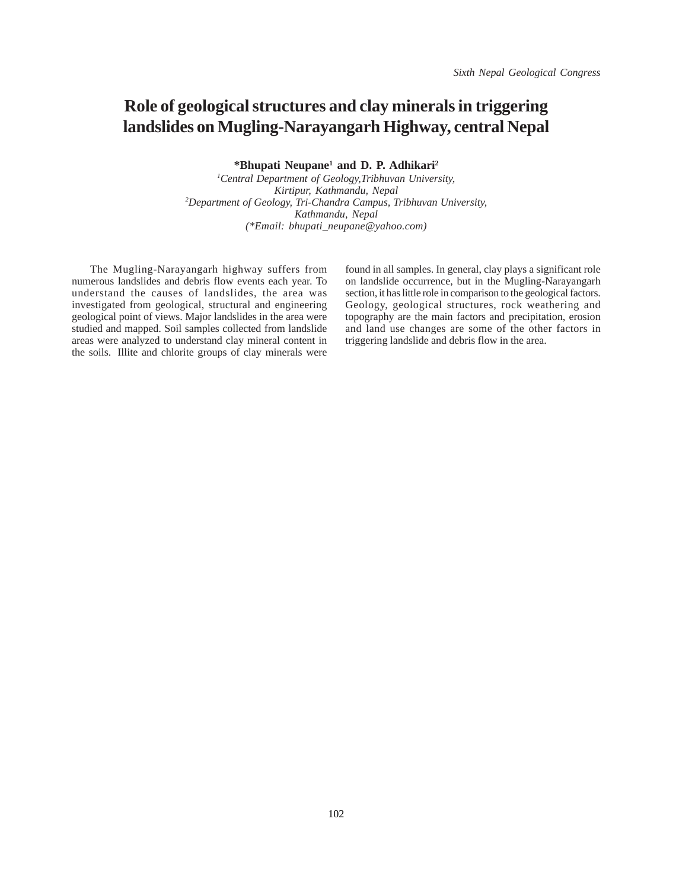# Role of geological structures and clay minerals in triggering landslides on Mugling-Narayangarh Highway, central Nepal

**\*Bhupati Neupane[1] and D. P. Adhikari[2]**

*[1]Central Department of Geology,Tribhuvan University, Kirtipur, Kathmandu, Nepal*

*[2]Department of Geology, Tri-Chandra Campus, Tribhuvan University, Kathmandu, Nepal*

*(\*Email: bhupati_neupane@yahoo.com)*

The Mugling-Narayangarh highway suffers from numerous landslides and debris flow events each year. To understand the causes of landslides, the area was investigated from geological, structural and engineering geological point of views. Major landslides in the area were studied and mapped. Soil samples collected from landslide areas were analyzed to understand clay mineral content in the soils. Illite and chlorite groups of clay minerals were found in all samples. In general, clay plays a significant role on landslide occurrence, but in the Mugling-Narayangarh section, it has little role in comparison to the geological factors. Geology, geological structures, rock weathering and topography are the main factors and precipitation, erosion and land use changes are some of the other factors in triggering landslide and debris flow in the area.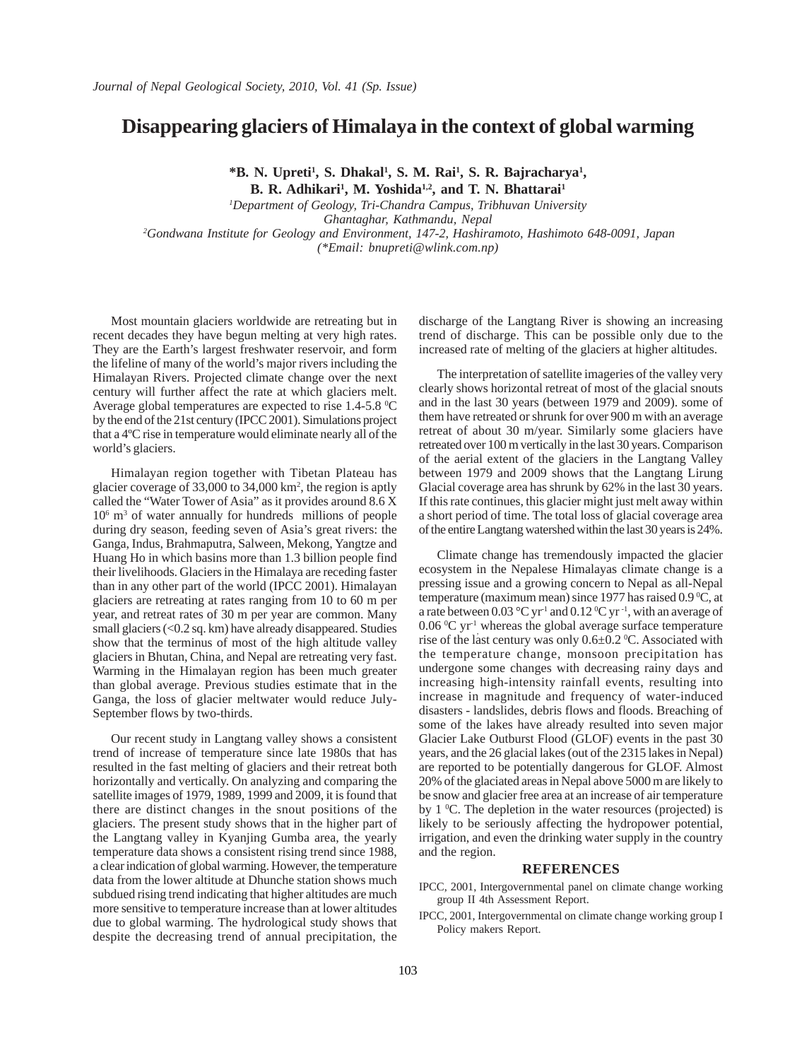# Disappearing glaciers of Himalaya in the context of global warming

**\*B. N. Upreti[1], S. Dhakal[1], S. M. Rai[1], S. R. Bajracharya[1], B. R. Adhikari[1], M. Yoshida[1,2], and T. N. Bhattarai[1]**

[1]*Department of Geology, Tri-Chandra Campus, Tribhuvan University Ghantaghar, Kathmandu, Nepal*

[2]*Gondwana Institute for Geology and Environment, 147-2, Hashiramoto, Hashimoto 648-0091, Japan*

*(\*Email: bnupreti@wlink.com.np)*

Most mountain glaciers worldwide are retreating but in recent decades they have begun melting at very high rates. They are the Earth's largest freshwater reservoir, and form the lifeline of many of the world's major rivers including the Himalayan Rivers. Projected climate change over the next century will further affect the rate at which glaciers melt. Average global temperatures are expected to rise 1.4-5.8 $^0$C by the end of the 21st century (IPCC 2001). Simulations project that a 4ºC rise in temperature would eliminate nearly all of the world's glaciers.

Himalayan region together with Tibetan Plateau has glacier coverage of 33,000 to 34,000 km$^2$, the region is aptly called the "Water Tower of Asia" as it provides around 8.6 X $10^6$ m$^3$ of water annually for hundreds millions of people during dry season, feeding seven of Asia's great rivers: the Ganga, Indus, Brahmaputra, Salween, Mekong, Yangtze and Huang Ho in which basins more than 1.3 billion people find their livelihoods. Glaciers in the Himalaya are receding faster than in any other part of the world (IPCC 2001). Himalayan glaciers are retreating at rates ranging from 10 to 60 m per year, and retreat rates of 30 m per year are common. Many small glaciers (<0.2 sq. km) have already disappeared. Studies show that the terminus of most of the high altitude valley glaciers in Bhutan, China, and Nepal are retreating very fast. Warming in the Himalayan region has been much greater than global average. Previous studies estimate that in the Ganga, the loss of glacier meltwater would reduce July-September flows by two-thirds.

Our recent study in Langtang valley shows a consistent trend of increase of temperature since late 1980s that has resulted in the fast melting of glaciers and their retreat both horizontally and vertically. On analyzing and comparing the satellite images of 1979, 1989, 1999 and 2009, it is found that there are distinct changes in the snout positions of the glaciers. The present study shows that in the higher part of the Langtang valley in Kyanjing Gumba area, the yearly temperature data shows a consistent rising trend since 1988, a clear indication of global warming. However, the temperature data from the lower altitude at Dhunche station shows much subdued rising trend indicating that higher altitudes are much more sensitive to temperature increase than at lower altitudes due to global warming. The hydrological study shows that despite the decreasing trend of annual precipitation, the discharge of the Langtang River is showing an increasing trend of discharge. This can be possible only due to the increased rate of melting of the glaciers at higher altitudes.

The interpretation of satellite imageries of the valley very clearly shows horizontal retreat of most of the glacial snouts and in the last 30 years (between 1979 and 2009). some of them have retreated or shrunk for over 900 m with an average retreat of about 30 m/year. Similarly some glaciers have retreated over 100 m vertically in the last 30 years. Comparison of the aerial extent of the glaciers in the Langtang Valley between 1979 and 2009 shows that the Langtang Lirung Glacial coverage area has shrunk by 62% in the last 30 years. If this rate continues, this glacier might just melt away within a short period of time. The total loss of glacial coverage area of the entire Langtang watershed within the last 30 years is 24%.

Climate change has tremendously impacted the glacier ecosystem in the Nepalese Himalayas climate change is a pressing issue and a growing concern to Nepal as all-Nepal temperature (maximum mean) since 1977 has raised 0.9 $^0$C, at a rate between 0.03 °C yr$^{-1}$ and 0.12 $^0$C yr$^{-1}$, with an average of 0.06 $^0$C yr$^{-1}$ whereas the global average surface temperature rise of the last century was only 0.6±0.2 $^0$C. Associated with the temperature change, monsoon precipitation has undergone some changes with decreasing rainy days and increasing high-intensity rainfall events, resulting into increase in magnitude and frequency of water-induced disasters - landslides, debris flows and floods. Breaching of some of the lakes have already resulted into seven major Glacier Lake Outburst Flood (GLOF) events in the past 30 years, and the 26 glacial lakes (out of the 2315 lakes in Nepal) are reported to be potentially dangerous for GLOF. Almost 20% of the glaciated areas in Nepal above 5000 m are likely to be snow and glacier free area at an increase of air temperature by 1 $^0$C. The depletion in the water resources (projected) is likely to be seriously affecting the hydropower potential, irrigation, and even the drinking water supply in the country and the region.

## REFERENCES

IPCC, 2001, Intergovernmental panel on climate change working group II 4th Assessment Report.

IPCC, 2001, Intergovernmental on climate change working group I Policy makers Report.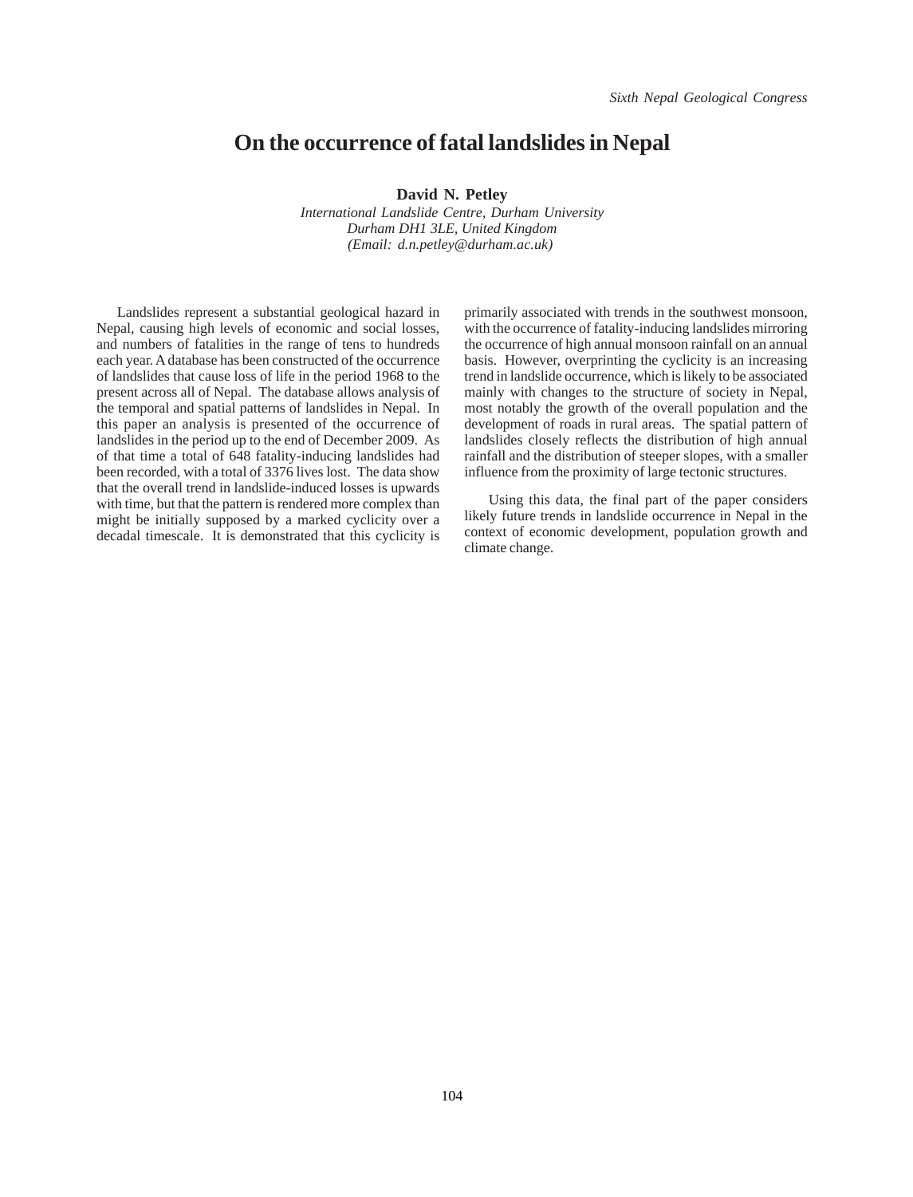# On the occurrence of fatal landslides in Nepal

**David N. Petley**

*International Landslide Centre, Durham University*
*Durham DH1 3LE, United Kingdom*
*(Email: d.n.petley@durham.ac.uk)*

Landslides represent a substantial geological hazard in Nepal, causing high levels of economic and social losses, and numbers of fatalities in the range of tens to hundreds each year. A database has been constructed of the occurrence of landslides that cause loss of life in the period 1968 to the present across all of Nepal. The database allows analysis of the temporal and spatial patterns of landslides in Nepal. In this paper an analysis is presented of the occurrence of landslides in the period up to the end of December 2009. As of that time a total of 648 fatality-inducing landslides had been recorded, with a total of 3376 lives lost. The data show that the overall trend in landslide-induced losses is upwards with time, but that the pattern is rendered more complex than might be initially supposed by a marked cyclicity over a decadal timescale. It is demonstrated that this cyclicity is primarily associated with trends in the southwest monsoon, with the occurrence of fatality-inducing landslides mirroring the occurrence of high annual monsoon rainfall on an annual basis. However, overprinting the cyclicity is an increasing trend in landslide occurrence, which is likely to be associated mainly with changes to the structure of society in Nepal, most notably the growth of the overall population and the development of roads in rural areas. The spatial pattern of landslides closely reflects the distribution of high annual rainfall and the distribution of steeper slopes, with a smaller influence from the proximity of large tectonic structures.

Using this data, the final part of the paper considers likely future trends in landslide occurrence in Nepal in the context of economic development, population growth and climate change.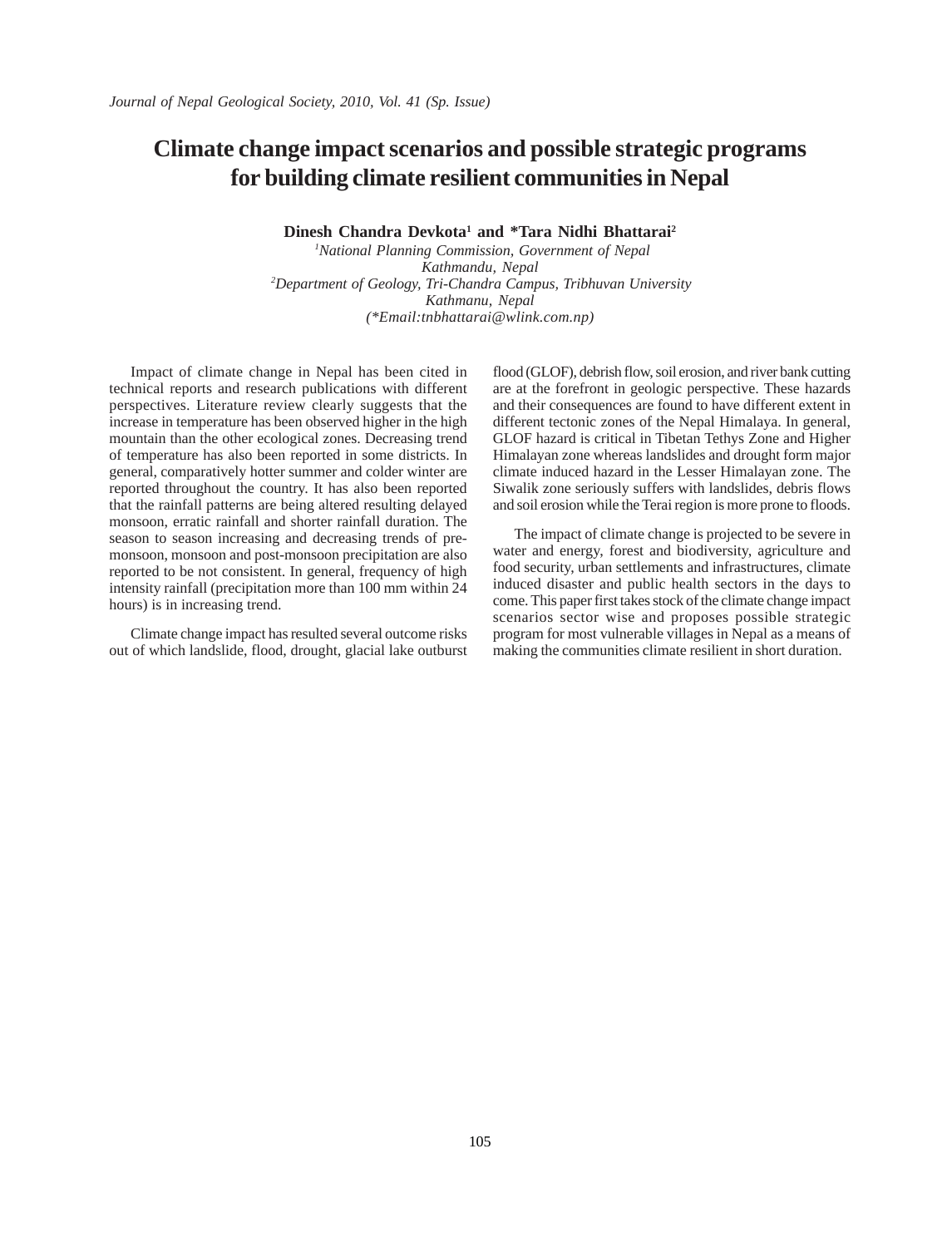# Climate change impact scenarios and possible strategic programs for building climate resilient communities in Nepal

**Dinesh Chandra Devkota[1] and *Tara Nidhi Bhattarai[2]**

[1]*National Planning Commission, Government of Nepal*
*Kathmandu, Nepal*
[2]*Department of Geology, Tri-Chandra Campus, Tribhuvan University*
*Kathmanu, Nepal*
*(*Email:tnbhattarai@wlink.com.np)*

Impact of climate change in Nepal has been cited in technical reports and research publications with different perspectives. Literature review clearly suggests that the increase in temperature has been observed higher in the high mountain than the other ecological zones. Decreasing trend of temperature has also been reported in some districts. In general, comparatively hotter summer and colder winter are reported throughout the country. It has also been reported that the rainfall patterns are being altered resulting delayed monsoon, erratic rainfall and shorter rainfall duration. The season to season increasing and decreasing trends of pre-monsoon, monsoon and post-monsoon precipitation are also reported to be not consistent. In general, frequency of high intensity rainfall (precipitation more than 100 mm within 24 hours) is in increasing trend.

Climate change impact has resulted several outcome risks out of which landslide, flood, drought, glacial lake outburst flood (GLOF), debrish flow, soil erosion, and river bank cutting are at the forefront in geologic perspective. These hazards and their consequences are found to have different extent in different tectonic zones of the Nepal Himalaya. In general, GLOF hazard is critical in Tibetan Tethys Zone and Higher Himalayan zone whereas landslides and drought form major climate induced hazard in the Lesser Himalayan zone. The Siwalik zone seriously suffers with landslides, debris flows and soil erosion while the Terai region is more prone to floods.

The impact of climate change is projected to be severe in water and energy, forest and biodiversity, agriculture and food security, urban settlements and infrastructures, climate induced disaster and public health sectors in the days to come. This paper first takes stock of the climate change impact scenarios sector wise and proposes possible strategic program for most vulnerable villages in Nepal as a means of making the communities climate resilient in short duration.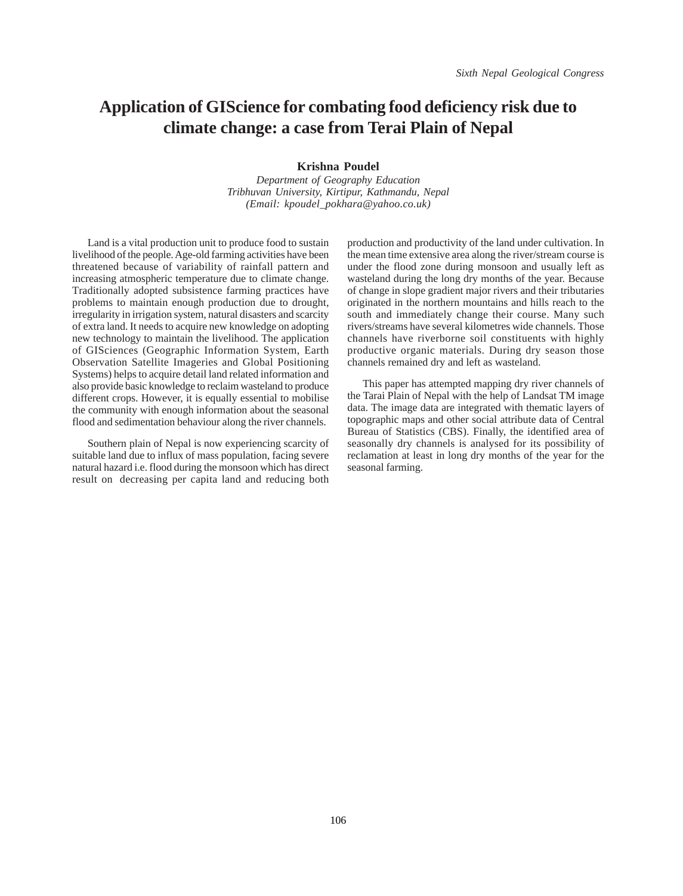# Application of GIScience for combating food deficiency risk due to climate change: a case from Terai Plain of Nepal

**Krishna Poudel**

*Department of Geography Education*
*Tribhuvan University, Kirtipur, Kathmandu, Nepal*
*(Email: kpoudel_pokhara@yahoo.co.uk)*

Land is a vital production unit to produce food to sustain livelihood of the people. Age-old farming activities have been threatened because of variability of rainfall pattern and increasing atmospheric temperature due to climate change. Traditionally adopted subsistence farming practices have problems to maintain enough production due to drought, irregularity in irrigation system, natural disasters and scarcity of extra land. It needs to acquire new knowledge on adopting new technology to maintain the livelihood. The application of GISciences (Geographic Information System, Earth Observation Satellite Imageries and Global Positioning Systems) helps to acquire detail land related information and also provide basic knowledge to reclaim wasteland to produce different crops. However, it is equally essential to mobilise the community with enough information about the seasonal flood and sedimentation behaviour along the river channels.

Southern plain of Nepal is now experiencing scarcity of suitable land due to influx of mass population, facing severe natural hazard i.e. flood during the monsoon which has direct result on decreasing per capita land and reducing both production and productivity of the land under cultivation. In the mean time extensive area along the river/stream course is under the flood zone during monsoon and usually left as wasteland during the long dry months of the year. Because of change in slope gradient major rivers and their tributaries originated in the northern mountains and hills reach to the south and immediately change their course. Many such rivers/streams have several kilometres wide channels. Those channels have riverborne soil constituents with highly productive organic materials. During dry season those channels remained dry and left as wasteland.

This paper has attempted mapping dry river channels of the Tarai Plain of Nepal with the help of Landsat TM image data. The image data are integrated with thematic layers of topographic maps and other social attribute data of Central Bureau of Statistics (CBS). Finally, the identified area of seasonally dry channels is analysed for its possibility of reclamation at least in long dry months of the year for the seasonal farming.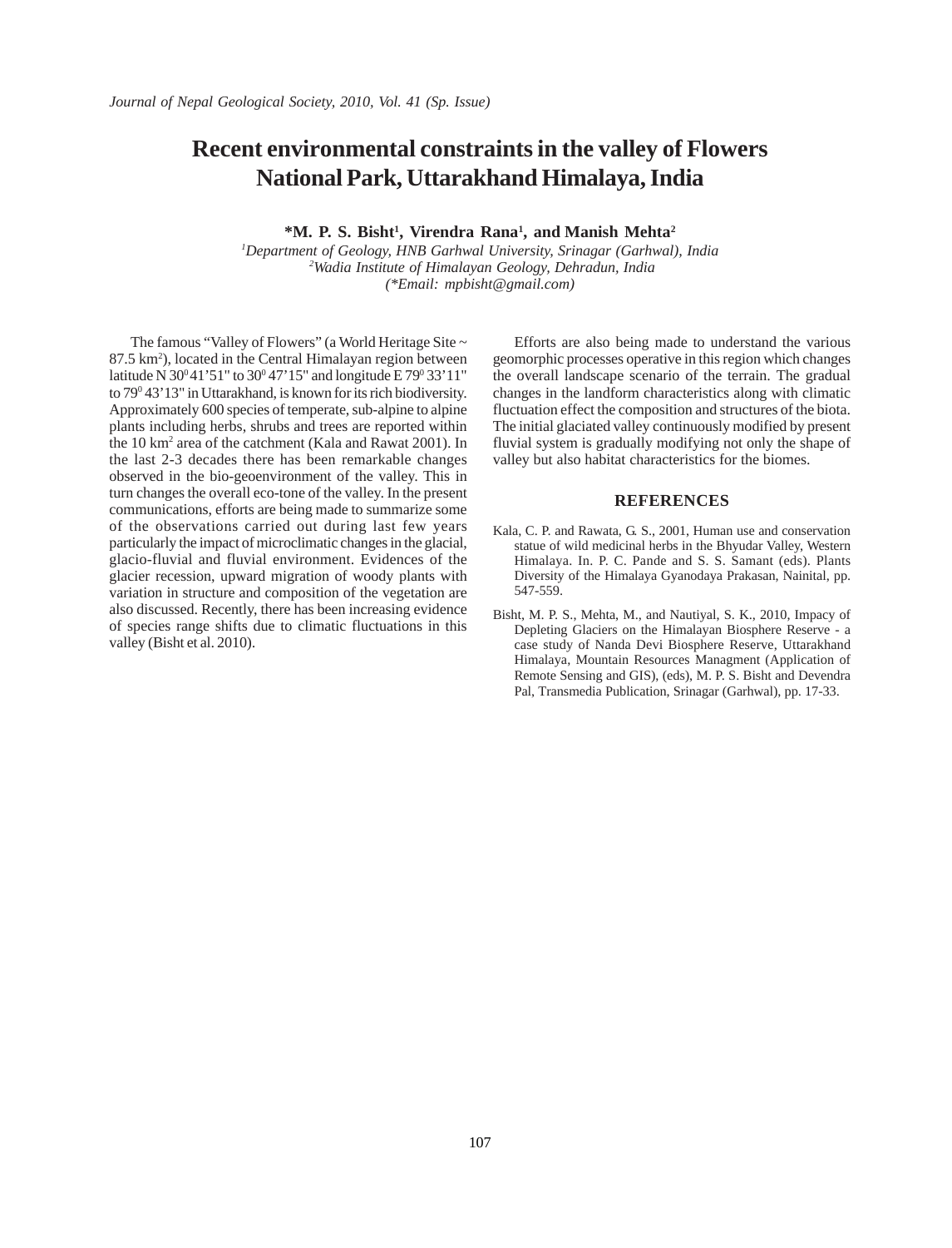# Recent environmental constraints in the valley of Flowers National Park, Uttarakhand Himalaya, India

**\*M. P. S. Bisht[1], Virendra Rana[1], and Manish Mehta[2]**

[1]*Department of Geology, HNB Garhwal University, Srinagar (Garhwal), India*
[2]*Wadia Institute of Himalayan Geology, Dehradun, India*
*(\*Email: mpbisht@gmail.com)*

The famous "Valley of Flowers" (a World Heritage Site ~ 87.5 km$^2$), located in the Central Himalayan region between latitude N 30$^0$ 41'51" to 30$^0$ 47'15" and longitude E 79$^0$ 33'11" to 79$^0$ 43'13" in Uttarakhand, is known for its rich biodiversity. Approximately 600 species of temperate, sub-alpine to alpine plants including herbs, shrubs and trees are reported within the 10 km$^2$ area of the catchment (Kala and Rawat 2001). In the last 2-3 decades there has been remarkable changes observed in the bio-geoenvironment of the valley. This in turn changes the overall eco-tone of the valley. In the present communications, efforts are being made to summarize some of the observations carried out during last few years particularly the impact of microclimatic changes in the glacial, glacio-fluvial and fluvial environment. Evidences of the glacier recession, upward migration of woody plants with variation in structure and composition of the vegetation are also discussed. Recently, there has been increasing evidence of species range shifts due to climatic fluctuations in this valley (Bisht et al. 2010).

Efforts are also being made to understand the various geomorphic processes operative in this region which changes the overall landscape scenario of the terrain. The gradual changes in the landform characteristics along with climatic fluctuation effect the composition and structures of the biota. The initial glaciated valley continuously modified by present fluvial system is gradually modifying not only the shape of valley but also habitat characteristics for the biomes.

## REFERENCES

Kala, C. P. and Rawata, G. S., 2001, Human use and conservation statue of wild medicinal herbs in the Bhyudar Valley, Western Himalaya. In. P. C. Pande and S. S. Samant (eds). Plants Diversity of the Himalaya Gyanodaya Prakasan, Nainital, pp. 547-559.

Bisht, M. P. S., Mehta, M., and Nautiyal, S. K., 2010, Impacy of Depleting Glaciers on the Himalayan Biosphere Reserve - a case study of Nanda Devi Biosphere Reserve, Uttarakhand Himalaya, Mountain Resources Managment (Application of Remote Sensing and GIS), (eds), M. P. S. Bisht and Devendra Pal, Transmedia Publication, Srinagar (Garhwal), pp. 17-33.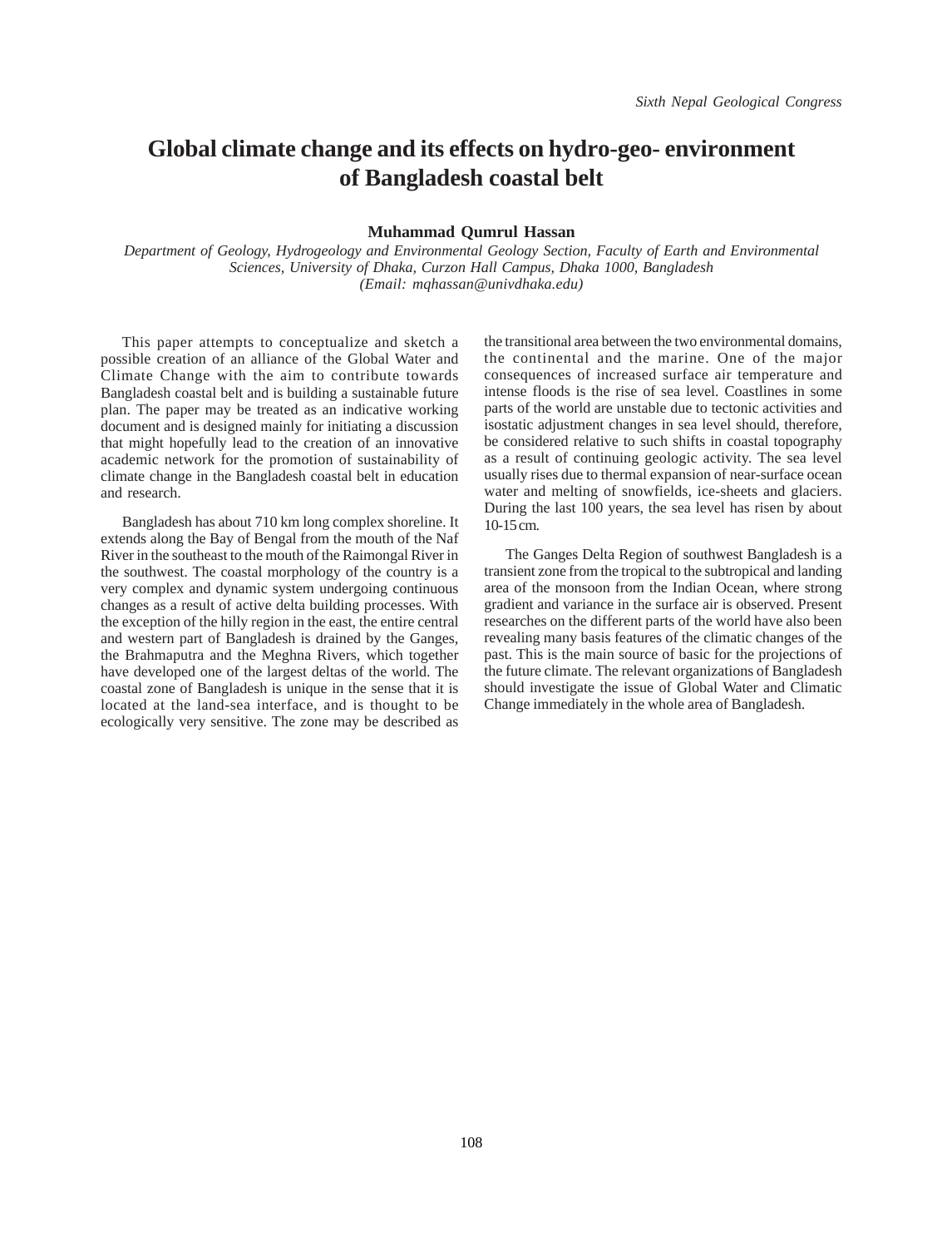# Global climate change and its effects on hydro-geo- environment of Bangladesh coastal belt

**Muhammad Qumrul Hassan**

*Department of Geology, Hydrogeology and Environmental Geology Section, Faculty of Earth and Environmental Sciences, University of Dhaka, Curzon Hall Campus, Dhaka 1000, Bangladesh*
*(Email: mqhassan@univdhaka.edu)*

This paper attempts to conceptualize and sketch a possible creation of an alliance of the Global Water and Climate Change with the aim to contribute towards Bangladesh coastal belt and is building a sustainable future plan. The paper may be treated as an indicative working document and is designed mainly for initiating a discussion that might hopefully lead to the creation of an innovative academic network for the promotion of sustainability of climate change in the Bangladesh coastal belt in education and research.

Bangladesh has about 710 km long complex shoreline. It extends along the Bay of Bengal from the mouth of the Naf River in the southeast to the mouth of the Raimongal River in the southwest. The coastal morphology of the country is a very complex and dynamic system undergoing continuous changes as a result of active delta building processes. With the exception of the hilly region in the east, the entire central and western part of Bangladesh is drained by the Ganges, the Brahmaputra and the Meghna Rivers, which together have developed one of the largest deltas of the world. The coastal zone of Bangladesh is unique in the sense that it is located at the land-sea interface, and is thought to be ecologically very sensitive. The zone may be described as the transitional area between the two environmental domains, the continental and the marine. One of the major consequences of increased surface air temperature and intense floods is the rise of sea level. Coastlines in some parts of the world are unstable due to tectonic activities and isostatic adjustment changes in sea level should, therefore, be considered relative to such shifts in coastal topography as a result of continuing geologic activity. The sea level usually rises due to thermal expansion of near-surface ocean water and melting of snowfields, ice-sheets and glaciers. During the last 100 years, the sea level has risen by about 10-15 cm.

The Ganges Delta Region of southwest Bangladesh is a transient zone from the tropical to the subtropical and landing area of the monsoon from the Indian Ocean, where strong gradient and variance in the surface air is observed. Present researches on the different parts of the world have also been revealing many basis features of the climatic changes of the past. This is the main source of basic for the projections of the future climate. The relevant organizations of Bangladesh should investigate the issue of Global Water and Climatic Change immediately in the whole area of Bangladesh.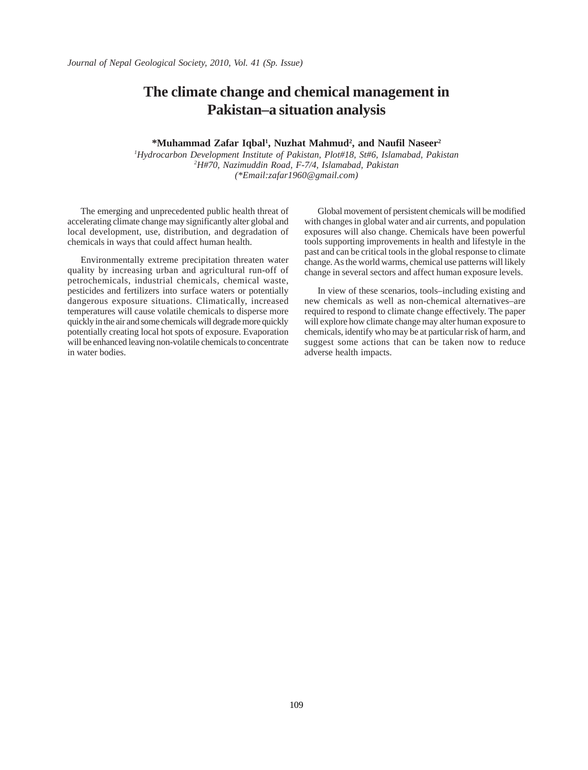# The climate change and chemical management in Pakistan–a situation analysis

**\*Muhammad Zafar Iqbal[1], Nuzhat Mahmud[2], and Naufil Naseer[2]**

*[1]Hydrocarbon Development Institute of Pakistan, Plot#18, St#6, Islamabad, Pakistan*
*[2]H#70, Nazimuddin Road, F-7/4, Islamabad, Pakistan*
*(\*Email:zafar1960@gmail.com)*

The emerging and unprecedented public health threat of accelerating climate change may significantly alter global and local development, use, distribution, and degradation of chemicals in ways that could affect human health.

Environmentally extreme precipitation threaten water quality by increasing urban and agricultural run-off of petrochemicals, industrial chemicals, chemical waste, pesticides and fertilizers into surface waters or potentially dangerous exposure situations. Climatically, increased temperatures will cause volatile chemicals to disperse more quickly in the air and some chemicals will degrade more quickly potentially creating local hot spots of exposure. Evaporation will be enhanced leaving non-volatile chemicals to concentrate in water bodies.

Global movement of persistent chemicals will be modified with changes in global water and air currents, and population exposures will also change. Chemicals have been powerful tools supporting improvements in health and lifestyle in the past and can be critical tools in the global response to climate change. As the world warms, chemical use patterns will likely change in several sectors and affect human exposure levels.

In view of these scenarios, tools–including existing and new chemicals as well as non-chemical alternatives–are required to respond to climate change effectively. The paper will explore how climate change may alter human exposure to chemicals, identify who may be at particular risk of harm, and suggest some actions that can be taken now to reduce adverse health impacts.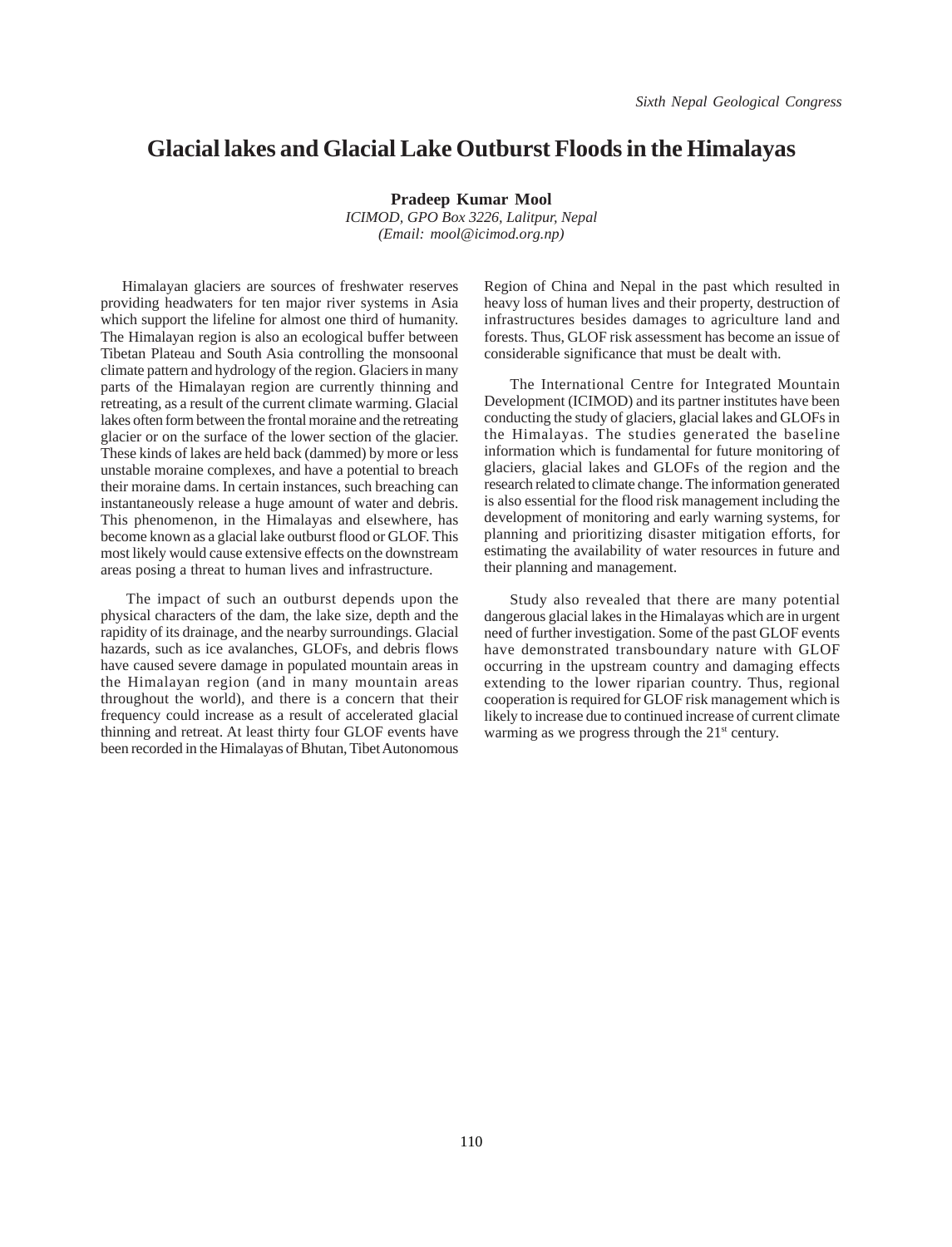# Glacial lakes and Glacial Lake Outburst Floods in the Himalayas

**Pradeep Kumar Mool**

*ICIMOD, GPO Box 3226, Lalitpur, Nepal*

*(Email: mool@icimod.org.np)*

Himalayan glaciers are sources of freshwater reserves providing headwaters for ten major river systems in Asia which support the lifeline for almost one third of humanity. The Himalayan region is also an ecological buffer between Tibetan Plateau and South Asia controlling the monsoonal climate pattern and hydrology of the region. Glaciers in many parts of the Himalayan region are currently thinning and retreating, as a result of the current climate warming. Glacial lakes often form between the frontal moraine and the retreating glacier or on the surface of the lower section of the glacier. These kinds of lakes are held back (dammed) by more or less unstable moraine complexes, and have a potential to breach their moraine dams. In certain instances, such breaching can instantaneously release a huge amount of water and debris. This phenomenon, in the Himalayas and elsewhere, has become known as a glacial lake outburst flood or GLOF. This most likely would cause extensive effects on the downstream areas posing a threat to human lives and infrastructure.

The impact of such an outburst depends upon the physical characters of the dam, the lake size, depth and the rapidity of its drainage, and the nearby surroundings. Glacial hazards, such as ice avalanches, GLOFs, and debris flows have caused severe damage in populated mountain areas in the Himalayan region (and in many mountain areas throughout the world), and there is a concern that their frequency could increase as a result of accelerated glacial thinning and retreat. At least thirty four GLOF events have been recorded in the Himalayas of Bhutan, Tibet Autonomous Region of China and Nepal in the past which resulted in heavy loss of human lives and their property, destruction of infrastructures besides damages to agriculture land and forests. Thus, GLOF risk assessment has become an issue of considerable significance that must be dealt with.

The International Centre for Integrated Mountain Development (ICIMOD) and its partner institutes have been conducting the study of glaciers, glacial lakes and GLOFs in the Himalayas. The studies generated the baseline information which is fundamental for future monitoring of glaciers, glacial lakes and GLOFs of the region and the research related to climate change. The information generated is also essential for the flood risk management including the development of monitoring and early warning systems, for planning and prioritizing disaster mitigation efforts, for estimating the availability of water resources in future and their planning and management.

Study also revealed that there are many potential dangerous glacial lakes in the Himalayas which are in urgent need of further investigation. Some of the past GLOF events have demonstrated transboundary nature with GLOF occurring in the upstream country and damaging effects extending to the lower riparian country. Thus, regional cooperation is required for GLOF risk management which is likely to increase due to continued increase of current climate warming as we progress through the 21st century.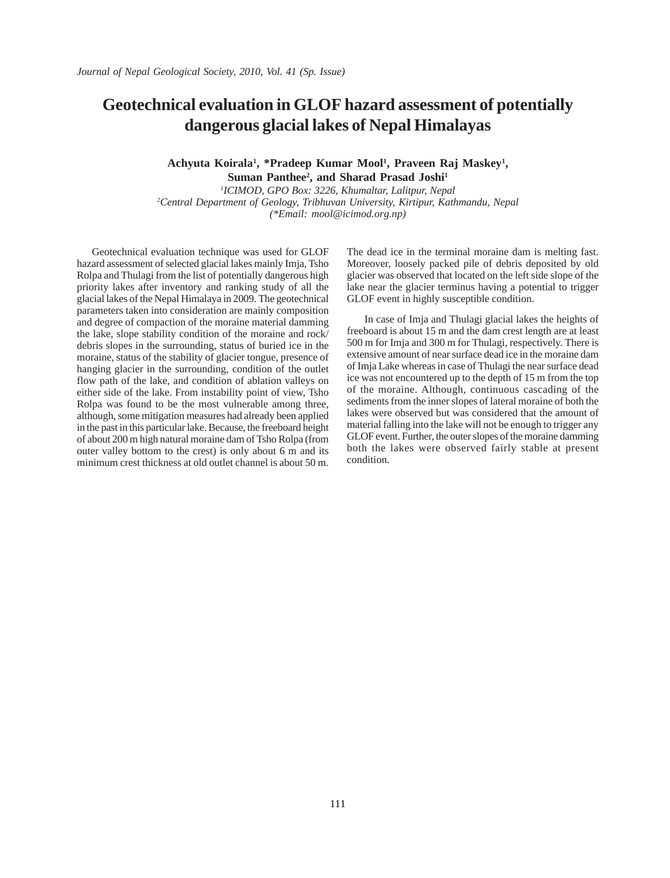# Geotechnical evaluation in GLOF hazard assessment of potentially dangerous glacial lakes of Nepal Himalayas

**Achyuta Koirala[1], \*Pradeep Kumar Mool[1], Praveen Raj Maskey[1], Suman Panthee[2], and Sharad Prasad Joshi[1]**

*[1]ICIMOD, GPO Box: 3226, Khumaltar, Lalitpur, Nepal*
*[2]Central Department of Geology, Tribhuvan University, Kirtipur, Kathmandu, Nepal*
*(\*Email: mool@icimod.org.np)*

Geotechnical evaluation technique was used for GLOF hazard assessment of selected glacial lakes mainly Imja, Tsho Rolpa and Thulagi from the list of potentially dangerous high priority lakes after inventory and ranking study of all the glacial lakes of the Nepal Himalaya in 2009. The geotechnical parameters taken into consideration are mainly composition and degree of compaction of the moraine material damming the lake, slope stability condition of the moraine and rock/debris slopes in the surrounding, status of buried ice in the moraine, status of the stability of glacier tongue, presence of hanging glacier in the surrounding, condition of the outlet flow path of the lake, and condition of ablation valleys on either side of the lake. From instability point of view, Tsho Rolpa was found to be the most vulnerable among three, although, some mitigation measures had already been applied in the past in this particular lake. Because, the freeboard height of about 200 m high natural moraine dam of Tsho Rolpa (from outer valley bottom to the crest) is only about 6 m and its minimum crest thickness at old outlet channel is about 50 m. The dead ice in the terminal moraine dam is melting fast. Moreover, loosely packed pile of debris deposited by old glacier was observed that located on the left side slope of the lake near the glacier terminus having a potential to trigger GLOF event in highly susceptible condition.

In case of Imja and Thulagi glacial lakes the heights of freeboard is about 15 m and the dam crest length are at least 500 m for Imja and 300 m for Thulagi, respectively. There is extensive amount of near surface dead ice in the moraine dam of Imja Lake whereas in case of Thulagi the near surface dead ice was not encountered up to the depth of 15 m from the top of the moraine. Although, continuous cascading of the sediments from the inner slopes of lateral moraine of both the lakes were observed but was considered that the amount of material falling into the lake will not be enough to trigger any GLOF event. Further, the outer slopes of the moraine damming both the lakes were observed fairly stable at present condition.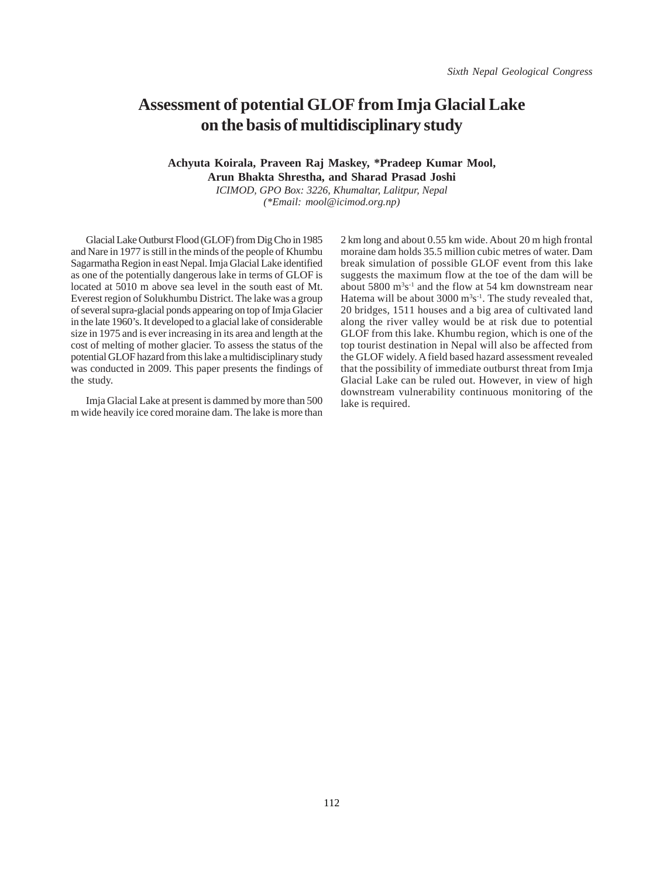# Assessment of potential GLOF from Imja Glacial Lake on the basis of multidisciplinary study

**Achyuta Koirala, Praveen Raj Maskey, *Pradeep Kumar Mool, Arun Bhakta Shrestha, and Sharad Prasad Joshi**

*ICIMOD, GPO Box: 3226, Khumaltar, Lalitpur, Nepal*
*(*Email: mool@icimod.org.np)*

Glacial Lake Outburst Flood (GLOF) from Dig Cho in 1985 and Nare in 1977 is still in the minds of the people of Khumbu Sagarmatha Region in east Nepal. Imja Glacial Lake identified as one of the potentially dangerous lake in terms of GLOF is located at 5010 m above sea level in the south east of Mt. Everest region of Solukhumbu District. The lake was a group of several supra-glacial ponds appearing on top of Imja Glacier in the late 1960's. It developed to a glacial lake of considerable size in 1975 and is ever increasing in its area and length at the cost of melting of mother glacier. To assess the status of the potential GLOF hazard from this lake a multidisciplinary study was conducted in 2009. This paper presents the findings of the study.

Imja Glacial Lake at present is dammed by more than 500 m wide heavily ice cored moraine dam. The lake is more than 2 km long and about 0.55 km wide. About 20 m high frontal moraine dam holds 35.5 million cubic metres of water. Dam break simulation of possible GLOF event from this lake suggests the maximum flow at the toe of the dam will be about 5800 $m^3s^{-1}$ and the flow at 54 km downstream near Hatema will be about 3000 $m^3s^{-1}$. The study revealed that, 20 bridges, 1511 houses and a big area of cultivated land along the river valley would be at risk due to potential GLOF from this lake. Khumbu region, which is one of the top tourist destination in Nepal will also be affected from the GLOF widely. A field based hazard assessment revealed that the possibility of immediate outburst threat from Imja Glacial Lake can be ruled out. However, in view of high downstream vulnerability continuous monitoring of the lake is required.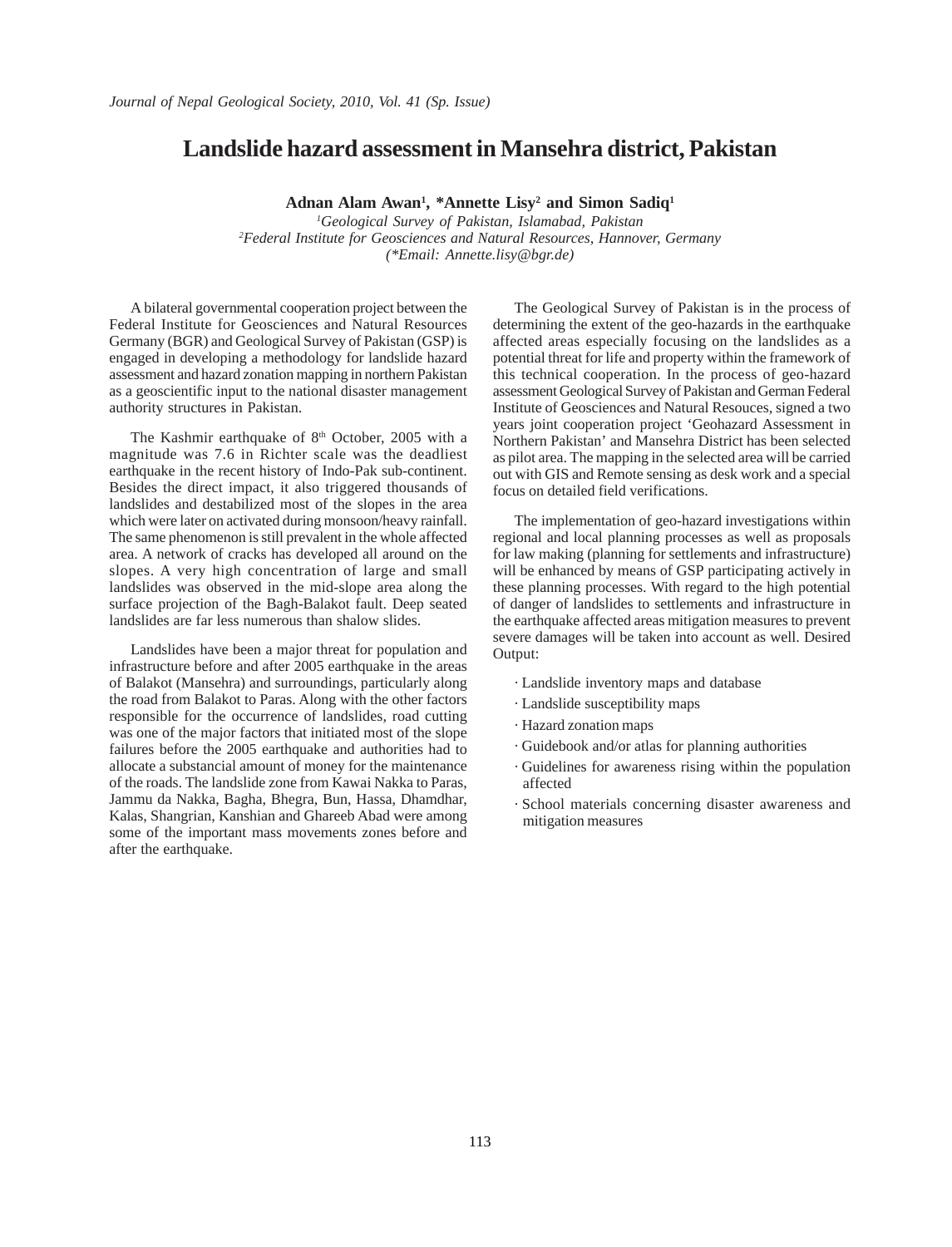# Landslide hazard assessment in Mansehra district, Pakistan

**Adnan Alam Awan[1], *Annette Lisy[2] and Simon Sadiq[1]**

*[1]Geological Survey of Pakistan, Islamabad, Pakistan*
*[2]Federal Institute for Geosciences and Natural Resources, Hannover, Germany*
*(*Email: Annette.lisy@bgr.de)*

A bilateral governmental cooperation project between the Federal Institute for Geosciences and Natural Resources Germany (BGR) and Geological Survey of Pakistan (GSP) is engaged in developing a methodology for landslide hazard assessment and hazard zonation mapping in northern Pakistan as a geoscientific input to the national disaster management authority structures in Pakistan.

The Kashmir earthquake of 8th October, 2005 with a magnitude was 7.6 in Richter scale was the deadliest earthquake in the recent history of Indo-Pak sub-continent. Besides the direct impact, it also triggered thousands of landslides and destabilized most of the slopes in the area which were later on activated during monsoon/heavy rainfall. The same phenomenon is still prevalent in the whole affected area. A network of cracks has developed all around on the slopes. A very high concentration of large and small landslides was observed in the mid-slope area along the surface projection of the Bagh-Balakot fault. Deep seated landslides are far less numerous than shalow slides.

Landslides have been a major threat for population and infrastructure before and after 2005 earthquake in the areas of Balakot (Mansehra) and surroundings, particularly along the road from Balakot to Paras. Along with the other factors responsible for the occurrence of landslides, road cutting was one of the major factors that initiated most of the slope failures before the 2005 earthquake and authorities had to allocate a substancial amount of money for the maintenance of the roads. The landslide zone from Kawai Nakka to Paras, Jammu da Nakka, Bagha, Bhegra, Bun, Hassa, Dhamdhar, Kalas, Shangrian, Kanshian and Ghareeb Abad were among some of the important mass movements zones before and after the earthquake.

The Geological Survey of Pakistan is in the process of determining the extent of the geo-hazards in the earthquake affected areas especially focusing on the landslides as a potential threat for life and property within the framework of this technical cooperation. In the process of geo-hazard assessment Geological Survey of Pakistan and German Federal Institute of Geosciences and Natural Resouces, signed a two years joint cooperation project 'Geohazard Assessment in Northern Pakistan' and Mansehra District has been selected as pilot area. The mapping in the selected area will be carried out with GIS and Remote sensing as desk work and a special focus on detailed field verifications.

The implementation of geo-hazard investigations within regional and local planning processes as well as proposals for law making (planning for settlements and infrastructure) will be enhanced by means of GSP participating actively in these planning processes. With regard to the high potential of danger of landslides to settlements and infrastructure in the earthquake affected areas mitigation measures to prevent severe damages will be taken into account as well. Desired Output:

- Landslide inventory maps and database
- Landslide susceptibility maps
- Hazard zonation maps
- Guidebook and/or atlas for planning authorities
- Guidelines for awareness rising within the population affected
- School materials concerning disaster awareness and mitigation measures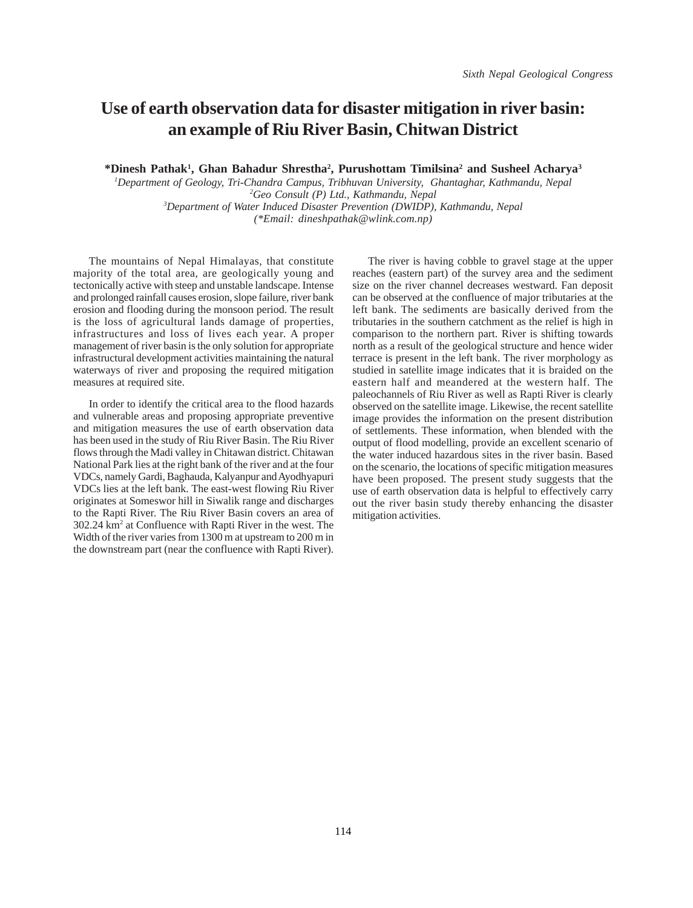# Use of earth observation data for disaster mitigation in river basin: an example of Riu River Basin, Chitwan District

**\*Dinesh Pathak[1], Ghan Bahadur Shrestha[2], Purushottam Timilsina[2] and Susheel Acharya[3]**

[1]*Department of Geology, Tri-Chandra Campus, Tribhuvan University, Ghantaghar, Kathmandu, Nepal*
[2]*Geo Consult (P) Ltd., Kathmandu, Nepal*
[3]*Department of Water Induced Disaster Prevention (DWIDP), Kathmandu, Nepal*
*(\*Email: dineshpathak@wlink.com.np)*

The mountains of Nepal Himalayas, that constitute majority of the total area, are geologically young and tectonically active with steep and unstable landscape. Intense and prolonged rainfall causes erosion, slope failure, river bank erosion and flooding during the monsoon period. The result is the loss of agricultural lands damage of properties, infrastructures and loss of lives each year. A proper management of river basin is the only solution for appropriate infrastructural development activities maintaining the natural waterways of river and proposing the required mitigation measures at required site.

In order to identify the critical area to the flood hazards and vulnerable areas and proposing appropriate preventive and mitigation measures the use of earth observation data has been used in the study of Riu River Basin. The Riu River flows through the Madi valley in Chitawan district. Chitawan National Park lies at the right bank of the river and at the four VDCs, namely Gardi, Baghauda, Kalyanpur and Ayodhyapuri VDCs lies at the left bank. The east-west flowing Riu River originates at Someswor hill in Siwalik range and discharges to the Rapti River. The Riu River Basin covers an area of 302.24 km$^2$ at Confluence with Rapti River in the west. The Width of the river varies from 1300 m at upstream to 200 m in the downstream part (near the confluence with Rapti River).

The river is having cobble to gravel stage at the upper reaches (eastern part) of the survey area and the sediment size on the river channel decreases westward. Fan deposit can be observed at the confluence of major tributaries at the left bank. The sediments are basically derived from the tributaries in the southern catchment as the relief is high in comparison to the northern part. River is shifting towards north as a result of the geological structure and hence wider terrace is present in the left bank. The river morphology as studied in satellite image indicates that it is braided on the eastern half and meandered at the western half. The paleochannels of Riu River as well as Rapti River is clearly observed on the satellite image. Likewise, the recent satellite image provides the information on the present distribution of settlements. These information, when blended with the output of flood modelling, provide an excellent scenario of the water induced hazardous sites in the river basin. Based on the scenario, the locations of specific mitigation measures have been proposed. The present study suggests that the use of earth observation data is helpful to effectively carry out the river basin study thereby enhancing the disaster mitigation activities.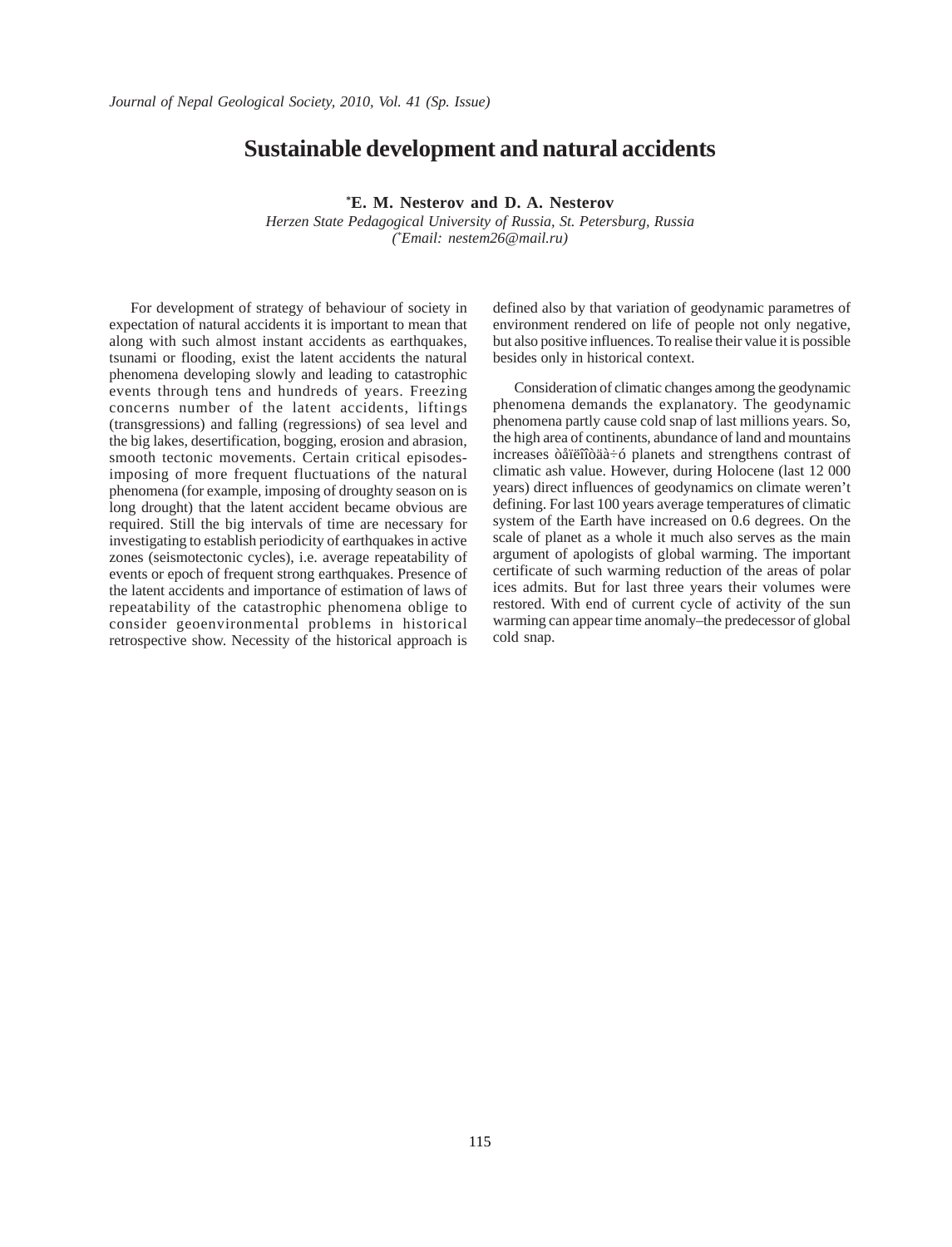# Sustainable development and natural accidents

**\*E. M. Nesterov and D. A. Nesterov**

*Herzen State Pedagogical University of Russia, St. Petersburg, Russia*
*(\*Email: nestem26@mail.ru)*

For development of strategy of behaviour of society in expectation of natural accidents it is important to mean that along with such almost instant accidents as earthquakes, tsunami or flooding, exist the latent accidents the natural phenomena developing slowly and leading to catastrophic events through tens and hundreds of years. Freezing concerns number of the latent accidents, liftings (transgressions) and falling (regressions) of sea level and the big lakes, desertification, bogging, erosion and abrasion, smooth tectonic movements. Certain critical episodes-imposing of more frequent fluctuations of the natural phenomena (for example, imposing of droughty season on is long drought) that the latent accident became obvious are required. Still the big intervals of time are necessary for investigating to establish periodicity of earthquakes in active zones (seismotectonic cycles), i.e. average repeatability of events or epoch of frequent strong earthquakes. Presence of the latent accidents and importance of estimation of laws of repeatability of the catastrophic phenomena oblige to consider geoenvironmental problems in historical retrospective show. Necessity of the historical approach is defined also by that variation of geodynamic parametres of environment rendered on life of people not only negative, but also positive influences. To realise their value it is possible besides only in historical context.

Consideration of climatic changes among the geodynamic phenomena demands the explanatory. The geodynamic phenomena partly cause cold snap of last millions years. So, the high area of continents, abundance of land and mountains increases òåïëîîòäà÷ó planets and strengthens contrast of climatic ash value. However, during Holocene (last 12 000 years) direct influences of geodynamics on climate weren't defining. For last 100 years average temperatures of climatic system of the Earth have increased on 0.6 degrees. On the scale of planet as a whole it much also serves as the main argument of apologists of global warming. The important certificate of such warming reduction of the areas of polar ices admits. But for last three years their volumes were restored. With end of current cycle of activity of the sun warming can appear time anomaly–the predecessor of global cold snap.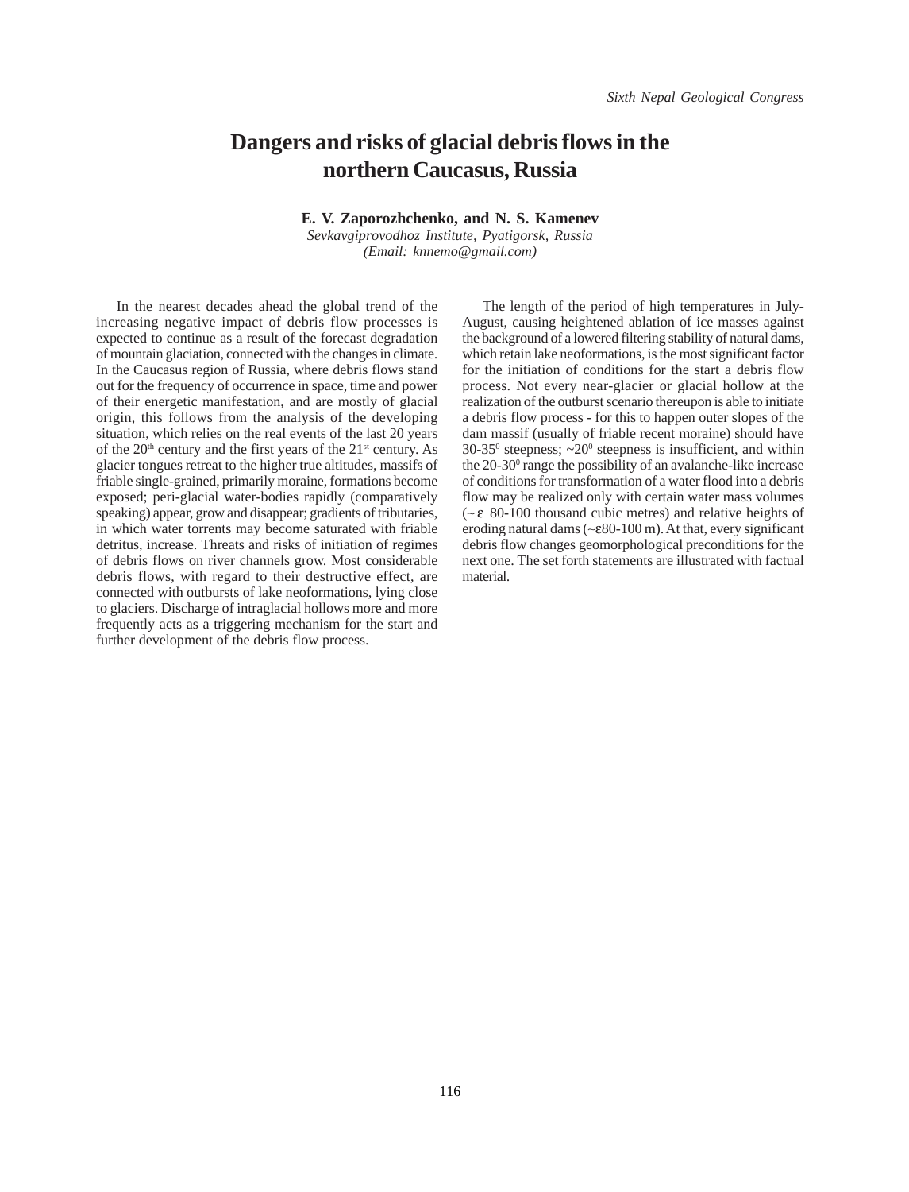# Dangers and risks of glacial debris flows in the northern Caucasus, Russia

**E. V. Zaporozhchenko, and N. S. Kamenev**

*Sevkavgiprovodhoz Institute, Pyatigorsk, Russia*
*(Email: knnemo@gmail.com)*

In the nearest decades ahead the global trend of the increasing negative impact of debris flow processes is expected to continue as a result of the forecast degradation of mountain glaciation, connected with the changes in climate. In the Caucasus region of Russia, where debris flows stand out for the frequency of occurrence in space, time and power of their energetic manifestation, and are mostly of glacial origin, this follows from the analysis of the developing situation, which relies on the real events of the last 20 years of the 20th century and the first years of the 21st century. As glacier tongues retreat to the higher true altitudes, massifs of friable single-grained, primarily moraine, formations become exposed; peri-glacial water-bodies rapidly (comparatively speaking) appear, grow and disappear; gradients of tributaries, in which water torrents may become saturated with friable detritus, increase. Threats and risks of initiation of regimes of debris flows on river channels grow. Most considerable debris flows, with regard to their destructive effect, are connected with outbursts of lake neoformations, lying close to glaciers. Discharge of intraglacial hollows more and more frequently acts as a triggering mechanism for the start and further development of the debris flow process.

The length of the period of high temperatures in July-August, causing heightened ablation of ice masses against the background of a lowered filtering stability of natural dams, which retain lake neoformations, is the most significant factor for the initiation of conditions for the start a debris flow process. Not every near-glacier or glacial hollow at the realization of the outburst scenario thereupon is able to initiate a debris flow process - for this to happen outer slopes of the dam massif (usually of friable recent moraine) should have 30-35$^0$ steepness; ~20$^0$ steepness is insufficient, and within the 20-30$^0$ range the possibility of an avalanche-like increase of conditions for transformation of a water flood into a debris flow may be realized only with certain water mass volumes (~ ε 80-100 thousand cubic metres) and relative heights of eroding natural dams (~ε80-100 m). At that, every significant debris flow changes geomorphological preconditions for the next one. The set forth statements are illustrated with factual material.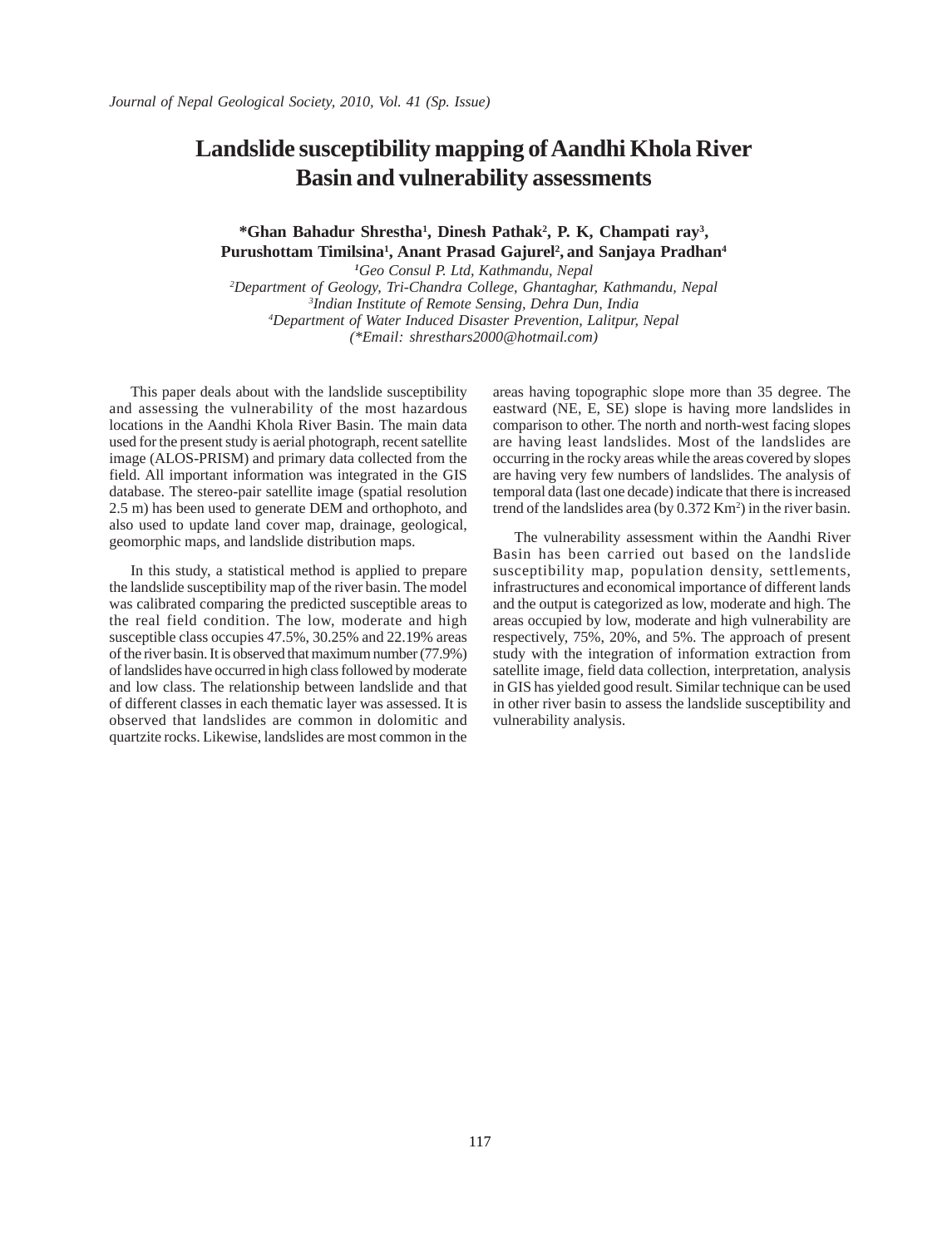# Landslide susceptibility mapping of Aandhi Khola River Basin and vulnerability assessments

**\*Ghan Bahadur Shrestha[1], Dinesh Pathak[2], P. K, Champati ray[3], Purushottam Timilsina[1], Anant Prasad Gajurel[2], and Sanjaya Pradhan[4]**

*[1]Geo Consul P. Ltd, Kathmandu, Nepal*
*[2]Department of Geology, Tri-Chandra College, Ghantaghar, Kathmandu, Nepal*
*[3]Indian Institute of Remote Sensing, Dehra Dun, India*
*[4]Department of Water Induced Disaster Prevention, Lalitpur, Nepal*
*(\*Email: shresthars2000@hotmail.com)*

This paper deals about with the landslide susceptibility and assessing the vulnerability of the most hazardous locations in the Aandhi Khola River Basin. The main data used for the present study is aerial photograph, recent satellite image (ALOS-PRISM) and primary data collected from the field. All important information was integrated in the GIS database. The stereo-pair satellite image (spatial resolution 2.5 m) has been used to generate DEM and orthophoto, and also used to update land cover map, drainage, geological, geomorphic maps, and landslide distribution maps.

In this study, a statistical method is applied to prepare the landslide susceptibility map of the river basin. The model was calibrated comparing the predicted susceptible areas to the real field condition. The low, moderate and high susceptible class occupies 47.5%, 30.25% and 22.19% areas of the river basin. It is observed that maximum number (77.9%) of landslides have occurred in high class followed by moderate and low class. The relationship between landslide and that of different classes in each thematic layer was assessed. It is observed that landslides are common in dolomitic and quartzite rocks. Likewise, landslides are most common in the areas having topographic slope more than 35 degree. The eastward (NE, E, SE) slope is having more landslides in comparison to other. The north and north-west facing slopes are having least landslides. Most of the landslides are occurring in the rocky areas while the areas covered by slopes are having very few numbers of landslides. The analysis of temporal data (last one decade) indicate that there is increased trend of the landslides area (by 0.372 $Km^2$) in the river basin.

The vulnerability assessment within the Aandhi River Basin has been carried out based on the landslide susceptibility map, population density, settlements, infrastructures and economical importance of different lands and the output is categorized as low, moderate and high. The areas occupied by low, moderate and high vulnerability are respectively, 75%, 20%, and 5%. The approach of present study with the integration of information extraction from satellite image, field data collection, interpretation, analysis in GIS has yielded good result. Similar technique can be used in other river basin to assess the landslide susceptibility and vulnerability analysis.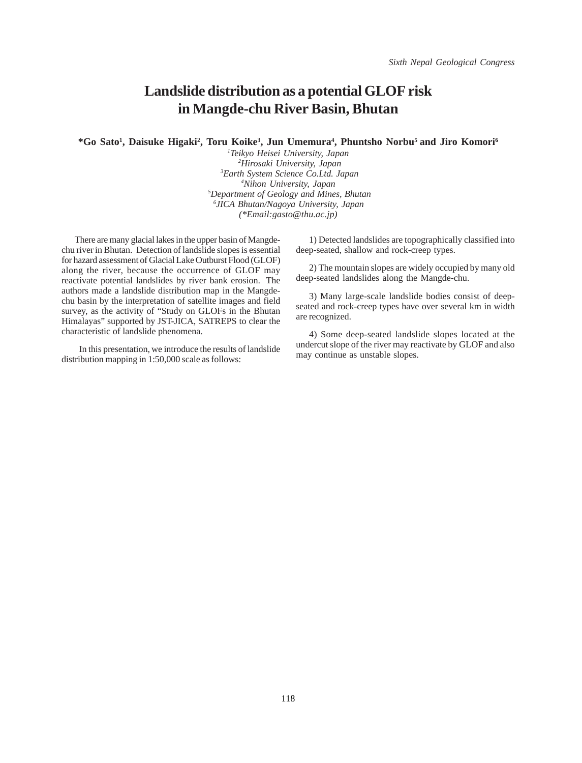# Landslide distribution as a potential GLOF risk in Mangde-chu River Basin, Bhutan

**\*Go Sato[1], Daisuke Higaki[2], Toru Koike[3], Jun Umemura[4], Phuntsho Norbu[5] and Jiro Komori[6]**

[1]*Teikyo Heisei University, Japan*
[2]*Hirosaki University, Japan*
[3]*Earth System Science Co.Ltd. Japan*
[4]*Nihon University, Japan*
[5]*Department of Geology and Mines, Bhutan*
[6]*JICA Bhutan/Nagoya University, Japan*
*(\*Email:gasto@thu.ac.jp)*

There are many glacial lakes in the upper basin of Mangde-chu river in Bhutan. Detection of landslide slopes is essential for hazard assessment of Glacial Lake Outburst Flood (GLOF) along the river, because the occurrence of GLOF may reactivate potential landslides by river bank erosion. The authors made a landslide distribution map in the Mangde-chu basin by the interpretation of satellite images and field survey, as the activity of "Study on GLOFs in the Bhutan Himalayas" supported by JST-JICA, SATREPS to clear the characteristic of landslide phenomena.

In this presentation, we introduce the results of landslide distribution mapping in 1:50,000 scale as follows:

1) Detected landslides are topographically classified into deep-seated, shallow and rock-creep types.

2) The mountain slopes are widely occupied by many old deep-seated landslides along the Mangde-chu.

3) Many large-scale landslide bodies consist of deep-seated and rock-creep types have over several km in width are recognized.

4) Some deep-seated landslide slopes located at the undercut slope of the river may reactivate by GLOF and also may continue as unstable slopes.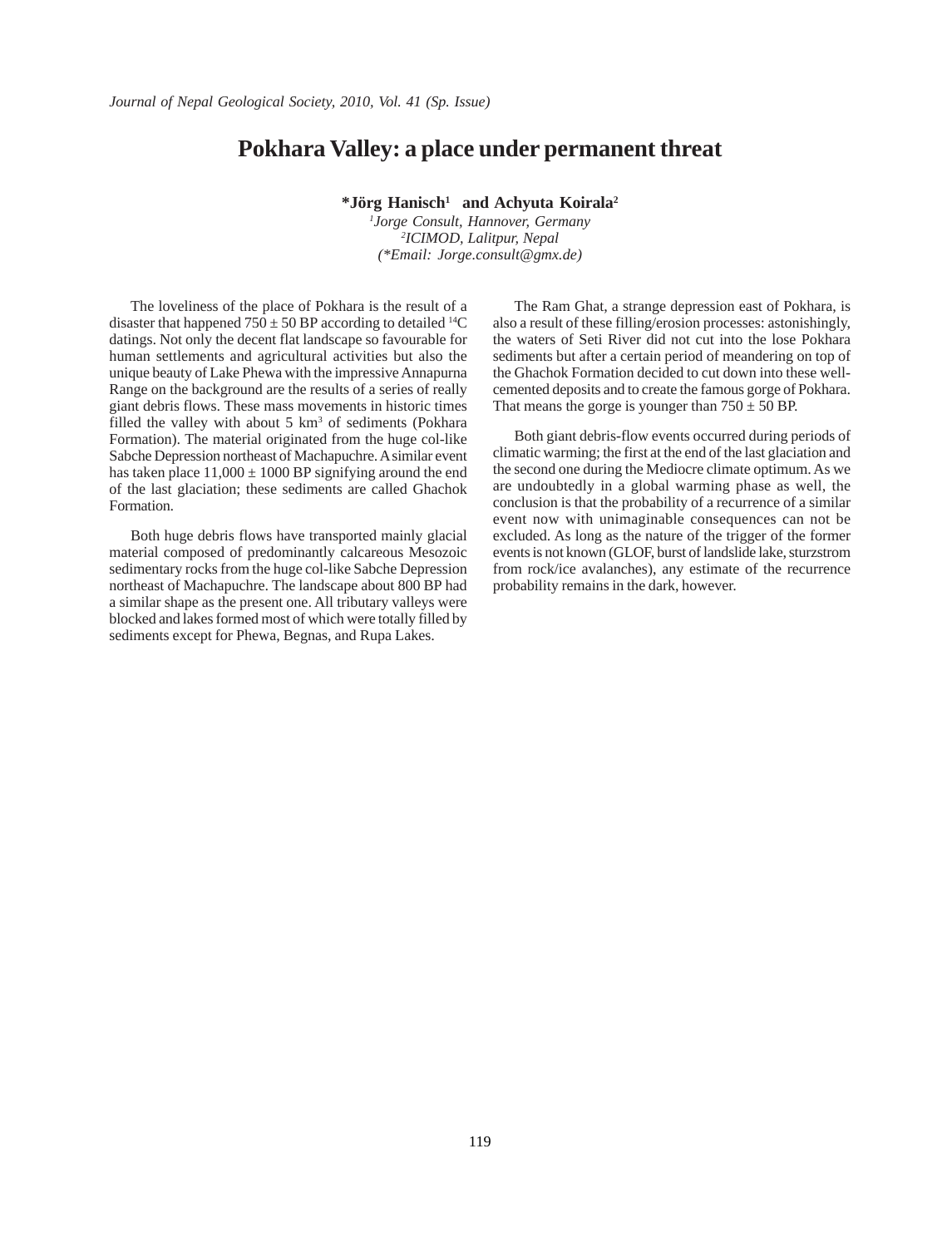# Pokhara Valley: a place under permanent threat

**\*Jörg Hanisch[1] and Achyuta Koirala[2]**

*[1]Jorge Consult, Hannover, Germany*
*[2]ICIMOD, Lalitpur, Nepal*
*(\*Email: Jorge.consult@gmx.de)*

The loveliness of the place of Pokhara is the result of a disaster that happened 750 ± 50 BP according to detailed $^{14}C$ datings. Not only the decent flat landscape so favourable for human settlements and agricultural activities but also the unique beauty of Lake Phewa with the impressive Annapurna Range on the background are the results of a series of really giant debris flows. These mass movements in historic times filled the valley with about 5 $km^3$ of sediments (Pokhara Formation). The material originated from the huge col-like Sabche Depression northeast of Machapuchre. A similar event has taken place 11,000 ± 1000 BP signifying around the end of the last glaciation; these sediments are called Ghachok Formation.

Both huge debris flows have transported mainly glacial material composed of predominantly calcareous Mesozoic sedimentary rocks from the huge col-like Sabche Depression northeast of Machapuchre. The landscape about 800 BP had a similar shape as the present one. All tributary valleys were blocked and lakes formed most of which were totally filled by sediments except for Phewa, Begnas, and Rupa Lakes.

The Ram Ghat, a strange depression east of Pokhara, is also a result of these filling/erosion processes: astonishingly, the waters of Seti River did not cut into the lose Pokhara sediments but after a certain period of meandering on top of the Ghachok Formation decided to cut down into these well-cemented deposits and to create the famous gorge of Pokhara. That means the gorge is younger than 750 ± 50 BP.

Both giant debris-flow events occurred during periods of climatic warming; the first at the end of the last glaciation and the second one during the Mediocre climate optimum. As we are undoubtedly in a global warming phase as well, the conclusion is that the probability of a recurrence of a similar event now with unimaginable consequences can not be excluded. As long as the nature of the trigger of the former events is not known (GLOF, burst of landslide lake, sturzstrom from rock/ice avalanches), any estimate of the recurrence probability remains in the dark, however.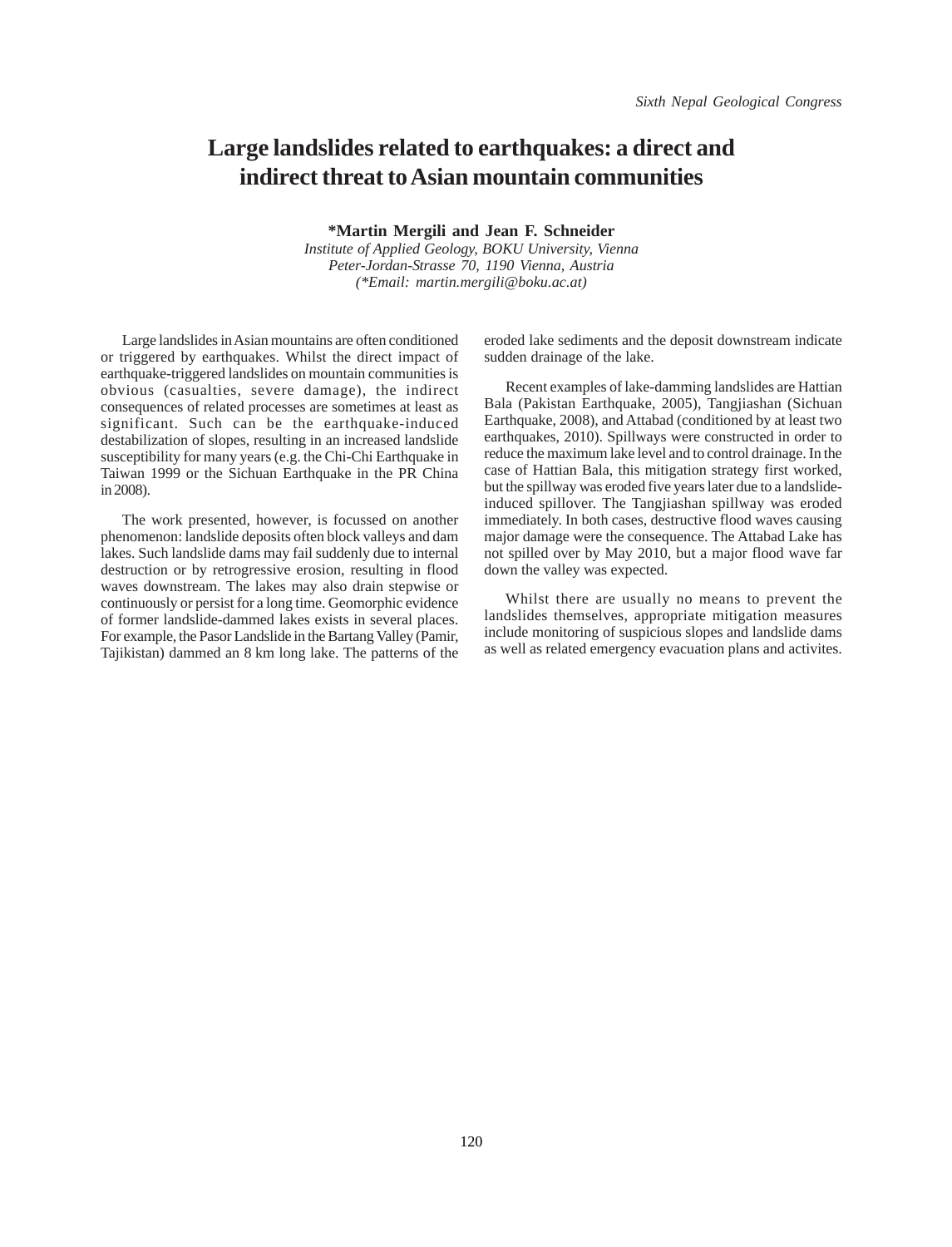# Large landslides related to earthquakes: a direct and indirect threat to Asian mountain communities

**\*Martin Mergili and Jean F. Schneider**

*Institute of Applied Geology, BOKU University, Vienna*
*Peter-Jordan-Strasse 70, 1190 Vienna, Austria*
*(\*Email: martin.mergili@boku.ac.at)*

Large landslides in Asian mountains are often conditioned or triggered by earthquakes. Whilst the direct impact of earthquake-triggered landslides on mountain communities is obvious (casualties, severe damage), the indirect consequences of related processes are sometimes at least as significant. Such can be the earthquake-induced destabilization of slopes, resulting in an increased landslide susceptibility for many years (e.g. the Chi-Chi Earthquake in Taiwan 1999 or the Sichuan Earthquake in the PR China in 2008).

The work presented, however, is focussed on another phenomenon: landslide deposits often block valleys and dam lakes. Such landslide dams may fail suddenly due to internal destruction or by retrogressive erosion, resulting in flood waves downstream. The lakes may also drain stepwise or continuously or persist for a long time. Geomorphic evidence of former landslide-dammed lakes exists in several places. For example, the Pasor Landslide in the Bartang Valley (Pamir, Tajikistan) dammed an 8 km long lake. The patterns of the eroded lake sediments and the deposit downstream indicate sudden drainage of the lake.

Recent examples of lake-damming landslides are Hattian Bala (Pakistan Earthquake, 2005), Tangjiashan (Sichuan Earthquake, 2008), and Attabad (conditioned by at least two earthquakes, 2010). Spillways were constructed in order to reduce the maximum lake level and to control drainage. In the case of Hattian Bala, this mitigation strategy first worked, but the spillway was eroded five years later due to a landslide-induced spillover. The Tangjiashan spillway was eroded immediately. In both cases, destructive flood waves causing major damage were the consequence. The Attabad Lake has not spilled over by May 2010, but a major flood wave far down the valley was expected.

Whilst there are usually no means to prevent the landslides themselves, appropriate mitigation measures include monitoring of suspicious slopes and landslide dams as well as related emergency evacuation plans and activites.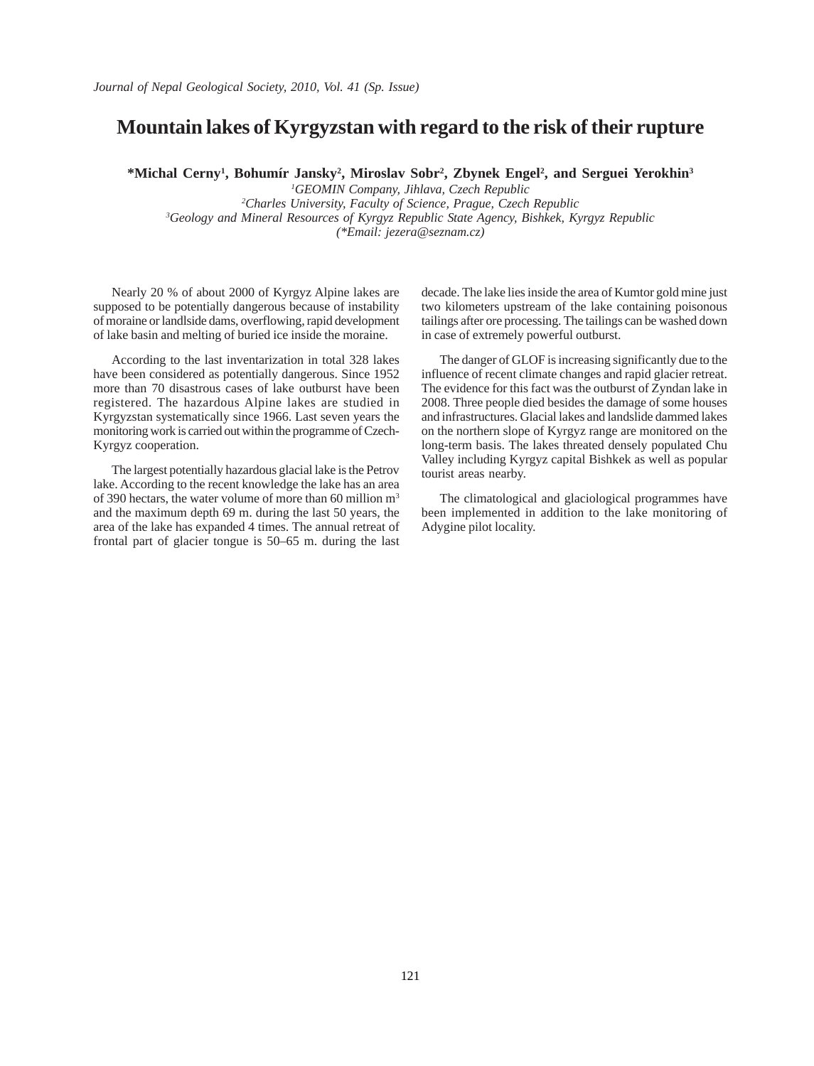# Mountain lakes of Kyrgyzstan with regard to the risk of their rupture

**\*Michal Cerny[1], Bohumír Jansky[2], Miroslav Sobr[2], Zbynek Engel[2], and Serguei Yerokhin[3]**

*[1]GEOMIN Company, Jihlava, Czech Republic*
*[2]Charles University, Faculty of Science, Prague, Czech Republic*
*[3]Geology and Mineral Resources of Kyrgyz Republic State Agency, Bishkek, Kyrgyz Republic*
*(\*Email: jezera@seznam.cz)*

Nearly 20 % of about 2000 of Kyrgyz Alpine lakes are supposed to be potentially dangerous because of instability of moraine or landlside dams, overflowing, rapid development of lake basin and melting of buried ice inside the moraine.

According to the last inventarization in total 328 lakes have been considered as potentially dangerous. Since 1952 more than 70 disastrous cases of lake outburst have been registered. The hazardous Alpine lakes are studied in Kyrgyzstan systematically since 1966. Last seven years the monitoring work is carried out within the programme of Czech-Kyrgyz cooperation.

The largest potentially hazardous glacial lake is the Petrov lake. According to the recent knowledge the lake has an area of 390 hectars, the water volume of more than 60 million m$^3$ and the maximum depth 69 m. during the last 50 years, the area of the lake has expanded 4 times. The annual retreat of frontal part of glacier tongue is 50–65 m. during the last decade. The lake lies inside the area of Kumtor gold mine just two kilometers upstream of the lake containing poisonous tailings after ore processing. The tailings can be washed down in case of extremely powerful outburst.

The danger of GLOF is increasing significantly due to the influence of recent climate changes and rapid glacier retreat. The evidence for this fact was the outburst of Zyndan lake in 2008. Three people died besides the damage of some houses and infrastructures. Glacial lakes and landslide dammed lakes on the northern slope of Kyrgyz range are monitored on the long-term basis. The lakes threated densely populated Chu Valley including Kyrgyz capital Bishkek as well as popular tourist areas nearby.

The climatological and glaciological programmes have been implemented in addition to the lake monitoring of Adygine pilot locality.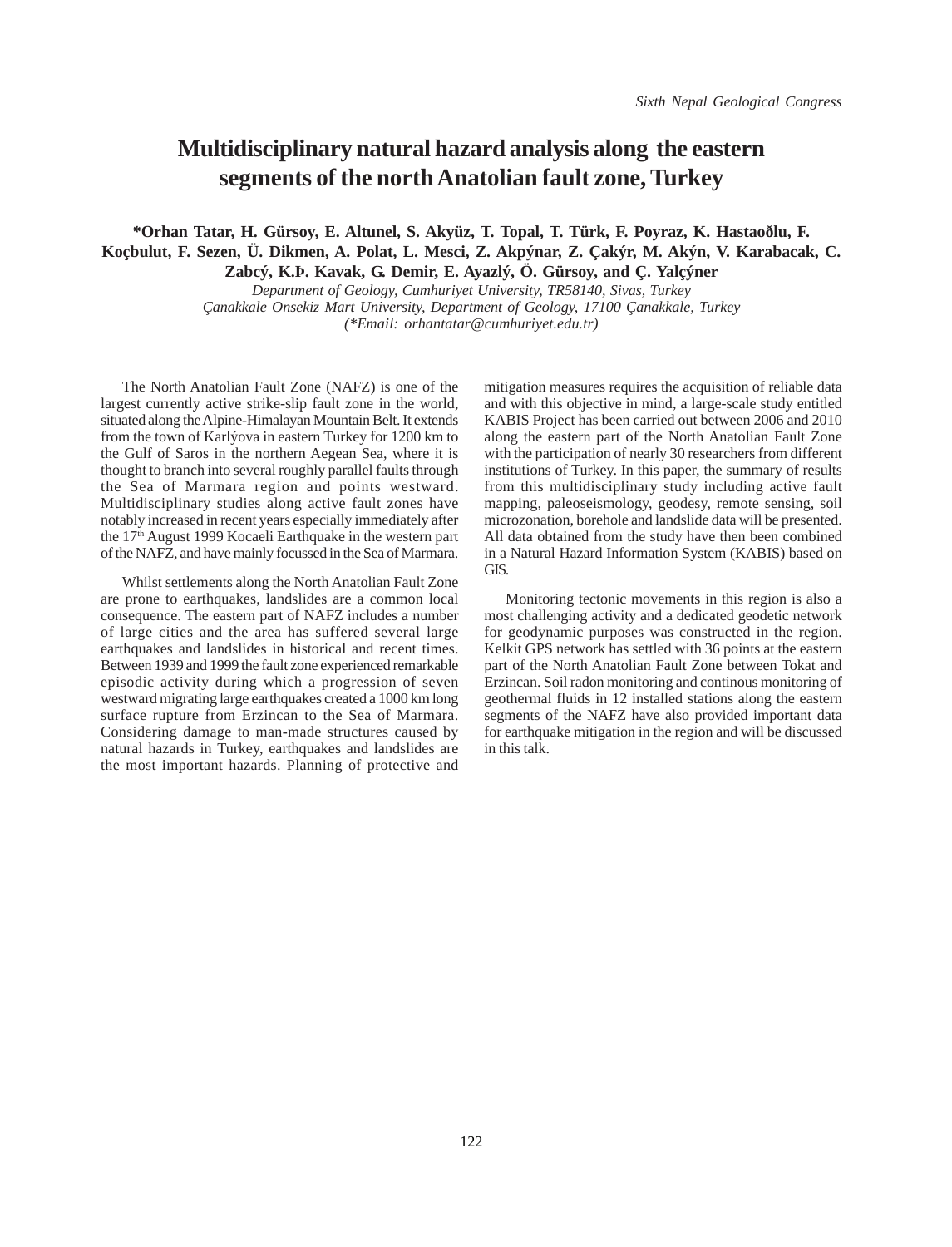# Multidisciplinary natural hazard analysis along the eastern segments of the north Anatolian fault zone, Turkey

**\*Orhan Tatar, H. Gürsoy, E. Altunel, S. Akyüz, T. Topal, T. Türk, F. Poyraz, K. Hastaoðlu, F. Koçbulut, F. Sezen, Ü. Dikmen, A. Polat, L. Mesci, Z. Akpýnar, Z. Çakýr, M. Akýn, V. Karabacak, C. Zabcý, K.Þ. Kavak, G. Demir, E. Ayazlý, Ö. Gürsoy, and Ç. Yalçýner**

*Department of Geology, Cumhuriyet University, TR58140, Sivas, Turkey*
*Çanakkale Onsekiz Mart University, Department of Geology, 17100 Çanakkale, Turkey*
*(\*Email: orhantatar@cumhuriyet.edu.tr)*

The North Anatolian Fault Zone (NAFZ) is one of the largest currently active strike-slip fault zone in the world, situated along the Alpine-Himalayan Mountain Belt. It extends from the town of Karlýova in eastern Turkey for 1200 km to the Gulf of Saros in the northern Aegean Sea, where it is thought to branch into several roughly parallel faults through the Sea of Marmara region and points westward. Multidisciplinary studies along active fault zones have notably increased in recent years especially immediately after the 17th August 1999 Kocaeli Earthquake in the western part of the NAFZ, and have mainly focussed in the Sea of Marmara.

Whilst settlements along the North Anatolian Fault Zone are prone to earthquakes, landslides are a common local consequence. The eastern part of NAFZ includes a number of large cities and the area has suffered several large earthquakes and landslides in historical and recent times. Between 1939 and 1999 the fault zone experienced remarkable episodic activity during which a progression of seven westward migrating large earthquakes created a 1000 km long surface rupture from Erzincan to the Sea of Marmara. Considering damage to man-made structures caused by natural hazards in Turkey, earthquakes and landslides are the most important hazards. Planning of protective and mitigation measures requires the acquisition of reliable data and with this objective in mind, a large-scale study entitled KABIS Project has been carried out between 2006 and 2010 along the eastern part of the North Anatolian Fault Zone with the participation of nearly 30 researchers from different institutions of Turkey. In this paper, the summary of results from this multidisciplinary study including active fault mapping, paleoseismology, geodesy, remote sensing, soil microzonation, borehole and landslide data will be presented. All data obtained from the study have then been combined in a Natural Hazard Information System (KABIS) based on GIS.

Monitoring tectonic movements in this region is also a most challenging activity and a dedicated geodetic network for geodynamic purposes was constructed in the region. Kelkit GPS network has settled with 36 points at the eastern part of the North Anatolian Fault Zone between Tokat and Erzincan. Soil radon monitoring and continous monitoring of geothermal fluids in 12 installed stations along the eastern segments of the NAFZ have also provided important data for earthquake mitigation in the region and will be discussed in this talk.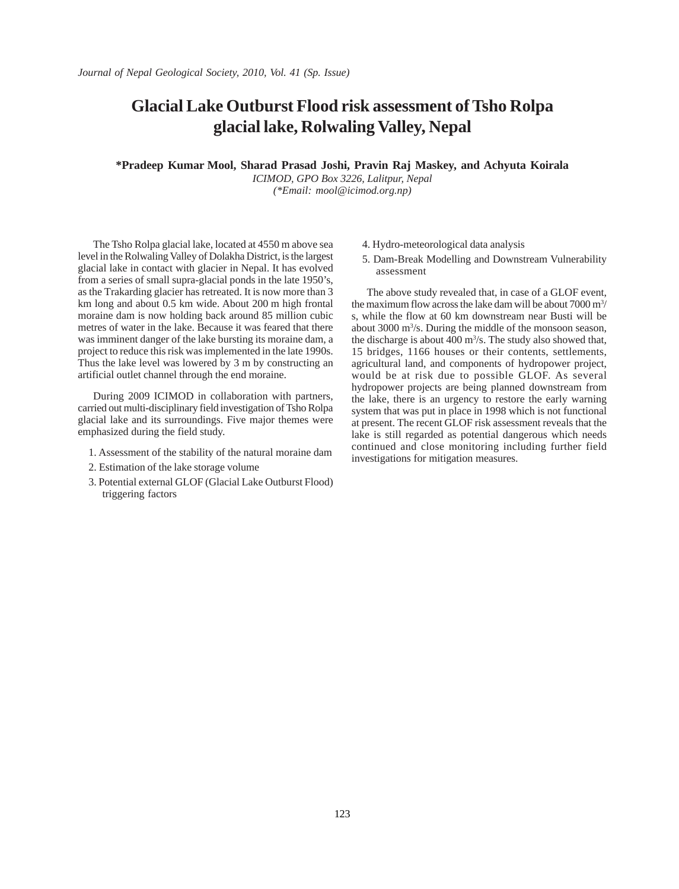# Glacial Lake Outburst Flood risk assessment of Tsho Rolpa glacial lake, Rolwaling Valley, Nepal

**\*Pradeep Kumar Mool, Sharad Prasad Joshi, Pravin Raj Maskey, and Achyuta Koirala**

*ICIMOD, GPO Box 3226, Lalitpur, Nepal*
*(\*Email: mool@icimod.org.np)*

The Tsho Rolpa glacial lake, located at 4550 m above sea level in the Rolwaling Valley of Dolakha District, is the largest glacial lake in contact with glacier in Nepal. It has evolved from a series of small supra-glacial ponds in the late 1950's, as the Trakarding glacier has retreated. It is now more than 3 km long and about 0.5 km wide. About 200 m high frontal moraine dam is now holding back around 85 million cubic metres of water in the lake. Because it was feared that there was imminent danger of the lake bursting its moraine dam, a project to reduce this risk was implemented in the late 1990s. Thus the lake level was lowered by 3 m by constructing an artificial outlet channel through the end moraine.

During 2009 ICIMOD in collaboration with partners, carried out multi-disciplinary field investigation of Tsho Rolpa glacial lake and its surroundings. Five major themes were emphasized during the field study.

1. Assessment of the stability of the natural moraine dam
2. Estimation of the lake storage volume
3. Potential external GLOF (Glacial Lake Outburst Flood) triggering factors
4. Hydro-meteorological data analysis
5. Dam-Break Modelling and Downstream Vulnerability assessment

The above study revealed that, in case of a GLOF event, the maximum flow across the lake dam will be about 7000 $m^3/s$, while the flow at 60 km downstream near Busti will be about 3000 $m^3/s$. During the middle of the monsoon season, the discharge is about 400 $m^3/s$. The study also showed that, 15 bridges, 1166 houses or their contents, settlements, agricultural land, and components of hydropower project, would be at risk due to possible GLOF. As several hydropower projects are being planned downstream from the lake, there is an urgency to restore the early warning system that was put in place in 1998 which is not functional at present. The recent GLOF risk assessment reveals that the lake is still regarded as potential dangerous which needs continued and close monitoring including further field investigations for mitigation measures.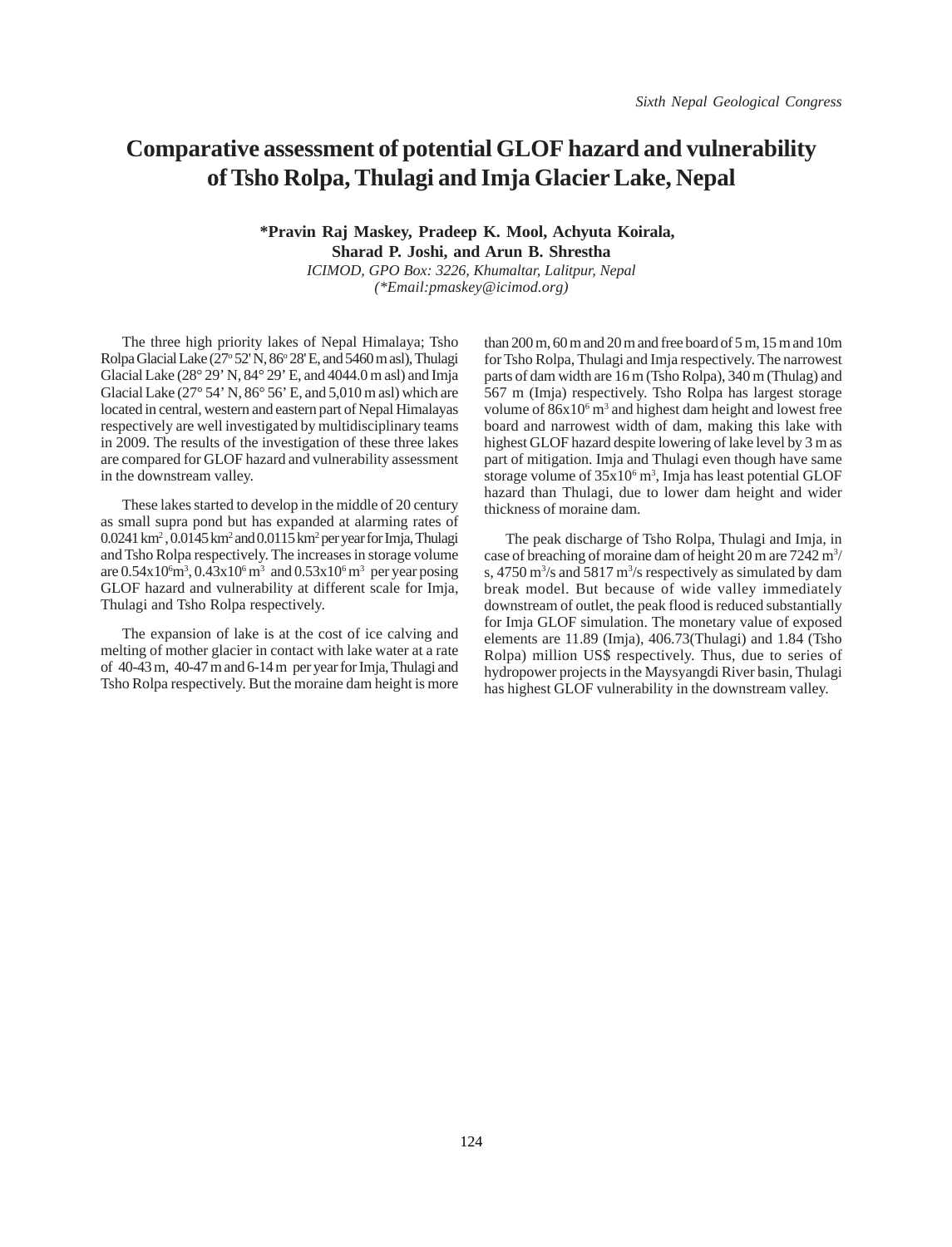# Comparative assessment of potential GLOF hazard and vulnerability of Tsho Rolpa, Thulagi and Imja Glacier Lake, Nepal

**\*Pravin Raj Maskey, Pradeep K. Mool, Achyuta Koirala, Sharad P. Joshi, and Arun B. Shrestha**

*ICIMOD, GPO Box: 3226, Khumaltar, Lalitpur, Nepal*
*(\*Email:pmaskey@icimod.org)*

The three high priority lakes of Nepal Himalaya; Tsho Rolpa Glacial Lake (27° 52' N, 86° 28' E, and 5460 m asl), Thulagi Glacial Lake (28° 29' N, 84° 29' E, and 4044.0 m asl) and Imja Glacial Lake (27° 54' N, 86° 56' E, and 5,010 m asl) which are located in central, western and eastern part of Nepal Himalayas respectively are well investigated by multidisciplinary teams in 2009. The results of the investigation of these three lakes are compared for GLOF hazard and vulnerability assessment in the downstream valley.

These lakes started to develop in the middle of 20 century as small supra pond but has expanded at alarming rates of 0.0241 $km^2$, 0.0145 $km^2$ and 0.0115 $km^2$ per year for Imja, Thulagi and Tsho Rolpa respectively. The increases in storage volume are $0.54x10^6 m^3$, $0.43x10^6 m^3$ and $0.53x10^6 m^3$ per year posing GLOF hazard and vulnerability at different scale for Imja, Thulagi and Tsho Rolpa respectively.

The expansion of lake is at the cost of ice calving and melting of mother glacier in contact with lake water at a rate of 40-43 m, 40-47 m and 6-14 m per year for Imja, Thulagi and Tsho Rolpa respectively. But the moraine dam height is more than 200 m, 60 m and 20 m and free board of 5 m, 15 m and 10m for Tsho Rolpa, Thulagi and Imja respectively. The narrowest parts of dam width are 16 m (Tsho Rolpa), 340 m (Thulag) and 567 m (Imja) respectively. Tsho Rolpa has largest storage volume of $86x10^6 m^3$ and highest dam height and lowest free board and narrowest width of dam, making this lake with highest GLOF hazard despite lowering of lake level by 3 m as part of mitigation. Imja and Thulagi even though have same storage volume of $35x10^6 m^3$, Imja has least potential GLOF hazard than Thulagi, due to lower dam height and wider thickness of moraine dam.

The peak discharge of Tsho Rolpa, Thulagi and Imja, in case of breaching of moraine dam of height 20 m are 7242 $m^3/s$, 4750 $m^3/s$ and 5817 $m^3/s$ respectively as simulated by dam break model. But because of wide valley immediately downstream of outlet, the peak flood is reduced substantially for Imja GLOF simulation. The monetary value of exposed elements are 11.89 (Imja), 406.73(Thulagi) and 1.84 (Tsho Rolpa) million US$ respectively. Thus, due to series of hydropower projects in the Maysyangdi River basin, Thulagi has highest GLOF vulnerability in the downstream valley.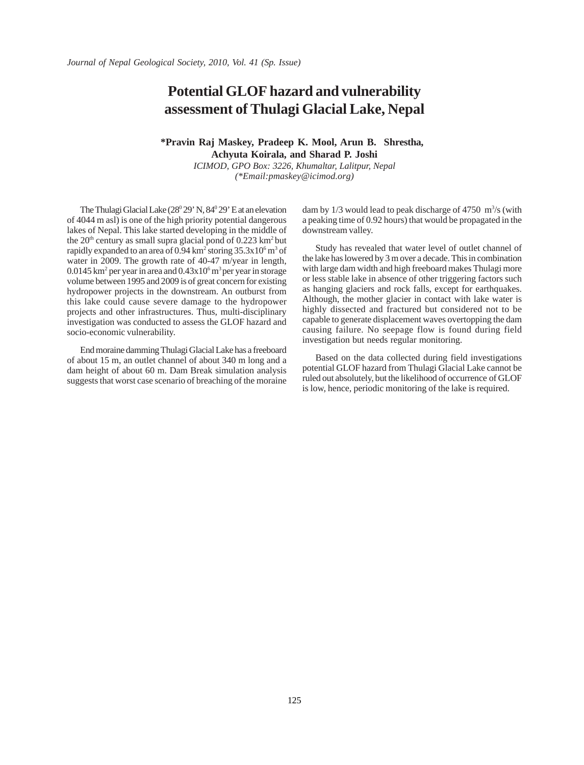# Potential GLOF hazard and vulnerability assessment of Thulagi Glacial Lake, Nepal

**\*Pravin Raj Maskey, Pradeep K. Mool, Arun B. Shrestha, Achyuta Koirala, and Sharad P. Joshi**

*ICIMOD, GPO Box: 3226, Khumaltar, Lalitpur, Nepal*
*(\*Email:pmaskey@icimod.org)*

The Thulagi Glacial Lake ($28^0$ 29' N, $84^0$ 29' E at an elevation of 4044 m asl) is one of the high priority potential dangerous lakes of Nepal. This lake started developing in the middle of the $20^{th}$ century as small supra glacial pond of 0.223 $km^2$ but rapidly expanded to an area of 0.94 $km^2$ storing $35.3x10^6$ $m^3$ of water in 2009. The growth rate of 40-47 m/year in length, 0.0145 $km^2$ per year in area and $0.43x10^6$ $m^3$ per year in storage volume between 1995 and 2009 is of great concern for existing hydropower projects in the downstream. An outburst from this lake could cause severe damage to the hydropower projects and other infrastructures. Thus, multi-disciplinary investigation was conducted to assess the GLOF hazard and socio-economic vulnerability.

End moraine damming Thulagi Glacial Lake has a freeboard of about 15 m, an outlet channel of about 340 m long and a dam height of about 60 m. Dam Break simulation analysis suggests that worst case scenario of breaching of the moraine dam by 1/3 would lead to peak discharge of 4750 $m^3/s$ (with a peaking time of 0.92 hours) that would be propagated in the downstream valley.

Study has revealed that water level of outlet channel of the lake has lowered by 3 m over a decade. This in combination with large dam width and high freeboard makes Thulagi more or less stable lake in absence of other triggering factors such as hanging glaciers and rock falls, except for earthquakes. Although, the mother glacier in contact with lake water is highly dissected and fractured but considered not to be capable to generate displacement waves overtopping the dam causing failure. No seepage flow is found during field investigation but needs regular monitoring.

Based on the data collected during field investigations potential GLOF hazard from Thulagi Glacial Lake cannot be ruled out absolutely, but the likelihood of occurrence of GLOF is low, hence, periodic monitoring of the lake is required.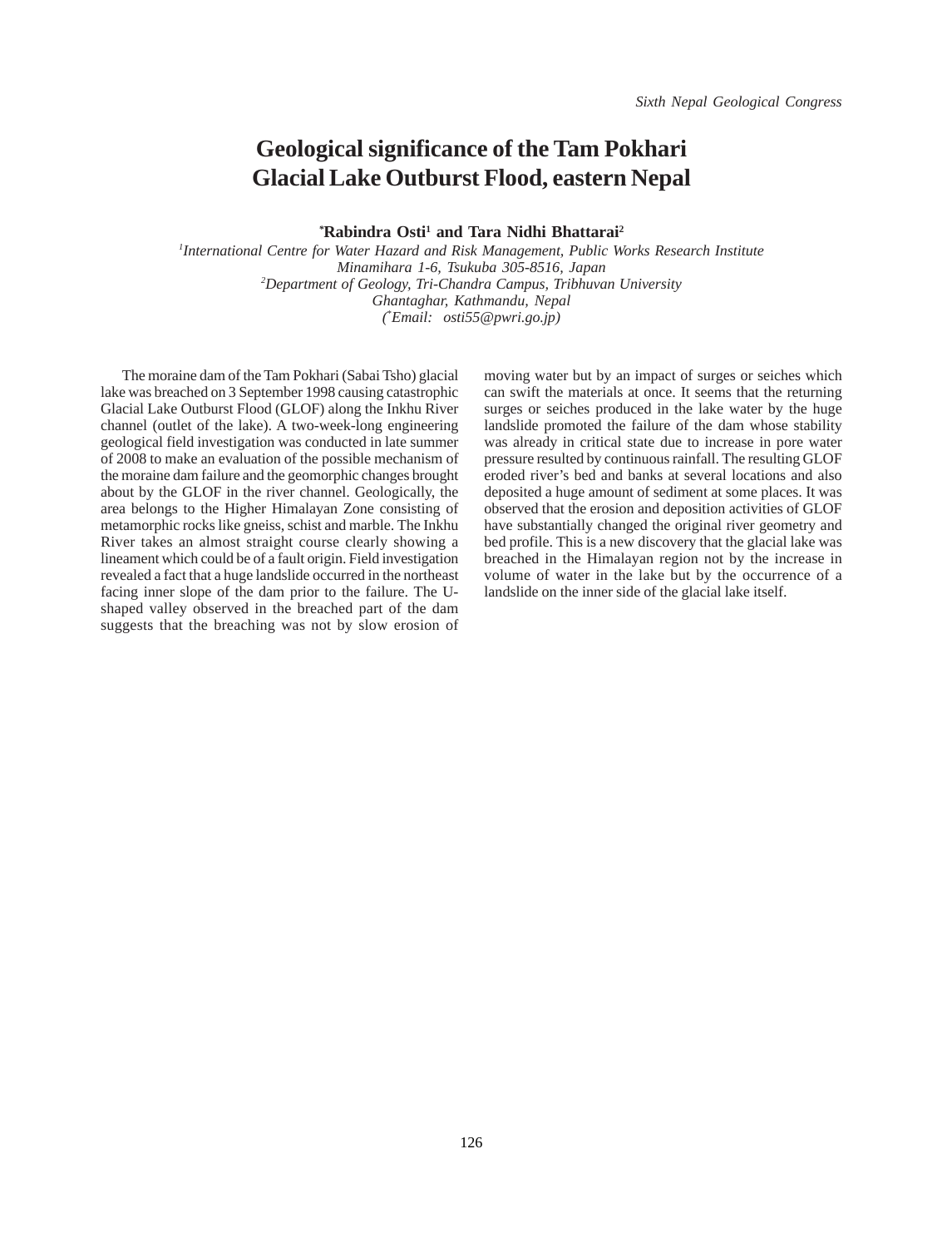# Geological significance of the Tam Pokhari Glacial Lake Outburst Flood, eastern Nepal

**\*Rabindra Osti[1] and Tara Nidhi Bhattarai[2]**

*[1]International Centre for Water Hazard and Risk Management, Public Works Research Institute*
*Minamihara 1-6, Tsukuba 305-8516, Japan*
*[2]Department of Geology, Tri-Chandra Campus, Tribhuvan University*
*Ghantaghar, Kathmandu, Nepal*
*(\*Email: osti55@pwri.go.jp)*

The moraine dam of the Tam Pokhari (Sabai Tsho) glacial lake was breached on 3 September 1998 causing catastrophic Glacial Lake Outburst Flood (GLOF) along the Inkhu River channel (outlet of the lake). A two-week-long engineering geological field investigation was conducted in late summer of 2008 to make an evaluation of the possible mechanism of the moraine dam failure and the geomorphic changes brought about by the GLOF in the river channel. Geologically, the area belongs to the Higher Himalayan Zone consisting of metamorphic rocks like gneiss, schist and marble. The Inkhu River takes an almost straight course clearly showing a lineament which could be of a fault origin. Field investigation revealed a fact that a huge landslide occurred in the northeast facing inner slope of the dam prior to the failure. The U-shaped valley observed in the breached part of the dam suggests that the breaching was not by slow erosion of moving water but by an impact of surges or seiches which can swift the materials at once. It seems that the returning surges or seiches produced in the lake water by the huge landslide promoted the failure of the dam whose stability was already in critical state due to increase in pore water pressure resulted by continuous rainfall. The resulting GLOF eroded river's bed and banks at several locations and also deposited a huge amount of sediment at some places. It was observed that the erosion and deposition activities of GLOF have substantially changed the original river geometry and bed profile. This is a new discovery that the glacial lake was breached in the Himalayan region not by the increase in volume of water in the lake but by the occurrence of a landslide on the inner side of the glacial lake itself.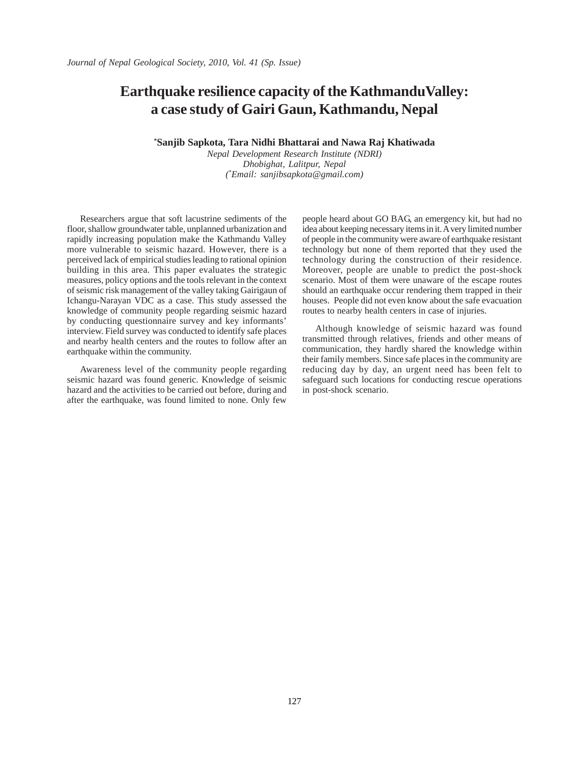# Earthquake resilience capacity of the KathmanduValley: a case study of Gairi Gaun, Kathmandu, Nepal

**[*]Sanjib Sapkota, Tara Nidhi Bhattarai and Nawa Raj Khatiwada**

*Nepal Development Research Institute (NDRI)*
*Dhobighat, Lalitpur, Nepal*
*([*]Email: sanjibsapkota@gmail.com)*

Researchers argue that soft lacustrine sediments of the floor, shallow groundwater table, unplanned urbanization and rapidly increasing population make the Kathmandu Valley more vulnerable to seismic hazard. However, there is a perceived lack of empirical studies leading to rational opinion building in this area. This paper evaluates the strategic measures, policy options and the tools relevant in the context of seismic risk management of the valley taking Gairigaun of Ichangu-Narayan VDC as a case. This study assessed the knowledge of community people regarding seismic hazard by conducting questionnaire survey and key informants' interview. Field survey was conducted to identify safe places and nearby health centers and the routes to follow after an earthquake within the community.

Awareness level of the community people regarding seismic hazard was found generic. Knowledge of seismic hazard and the activities to be carried out before, during and after the earthquake, was found limited to none. Only few people heard about GO BAG, an emergency kit, but had no idea about keeping necessary items in it. A very limited number of people in the community were aware of earthquake resistant technology but none of them reported that they used the technology during the construction of their residence. Moreover, people are unable to predict the post-shock scenario. Most of them were unaware of the escape routes should an earthquake occur rendering them trapped in their houses. People did not even know about the safe evacuation routes to nearby health centers in case of injuries.

Although knowledge of seismic hazard was found transmitted through relatives, friends and other means of communication, they hardly shared the knowledge within their family members. Since safe places in the community are reducing day by day, an urgent need has been felt to safeguard such locations for conducting rescue operations in post-shock scenario.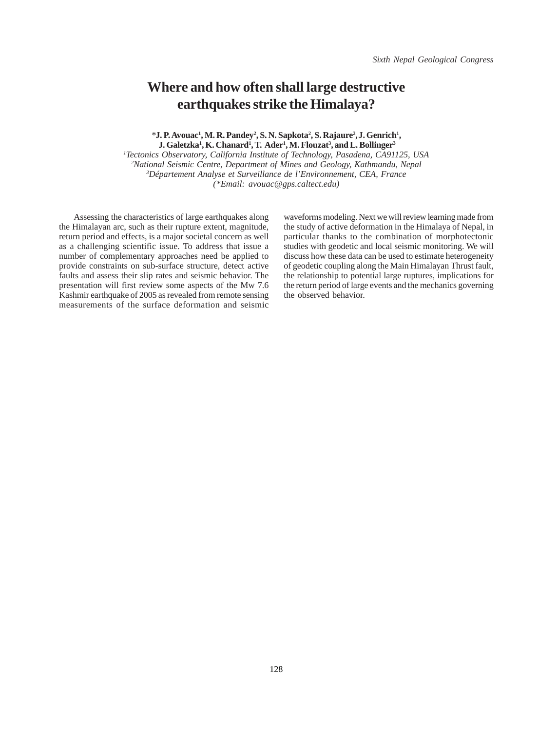# Where and how often shall large destructive earthquakes strike the Himalaya?

*J. P. Avouac[1], M. R. Pandey[2], S. N. Sapkota[2], S. Rajaure[2], J. Genrich[1], J. Galetzka[1], K. Chanard[1], T. Ader[1], M. Flouzat[3], and L. Bollinger[3]

[1]*Tectonics Observatory, California Institute of Technology, Pasadena, CA91125, USA*
[2]*National Seismic Centre, Department of Mines and Geology, Kathmandu, Nepal*
[3]*Département Analyse et Surveillance de l'Environnement, CEA, France*
*(*Email: avouac@gps.caltect.edu)*

Assessing the characteristics of large earthquakes along the Himalayan arc, such as their rupture extent, magnitude, return period and effects, is a major societal concern as well as a challenging scientific issue. To address that issue a number of complementary approaches need be applied to provide constraints on sub-surface structure, detect active faults and assess their slip rates and seismic behavior. The presentation will first review some aspects of the Mw 7.6 Kashmir earthquake of 2005 as revealed from remote sensing measurements of the surface deformation and seismic waveforms modeling. Next we will review learning made from the study of active deformation in the Himalaya of Nepal, in particular thanks to the combination of morphotectonic studies with geodetic and local seismic monitoring. We will discuss how these data can be used to estimate heterogeneity of geodetic coupling along the Main Himalayan Thrust fault, the relationship to potential large ruptures, implications for the return period of large events and the mechanics governing the observed behavior.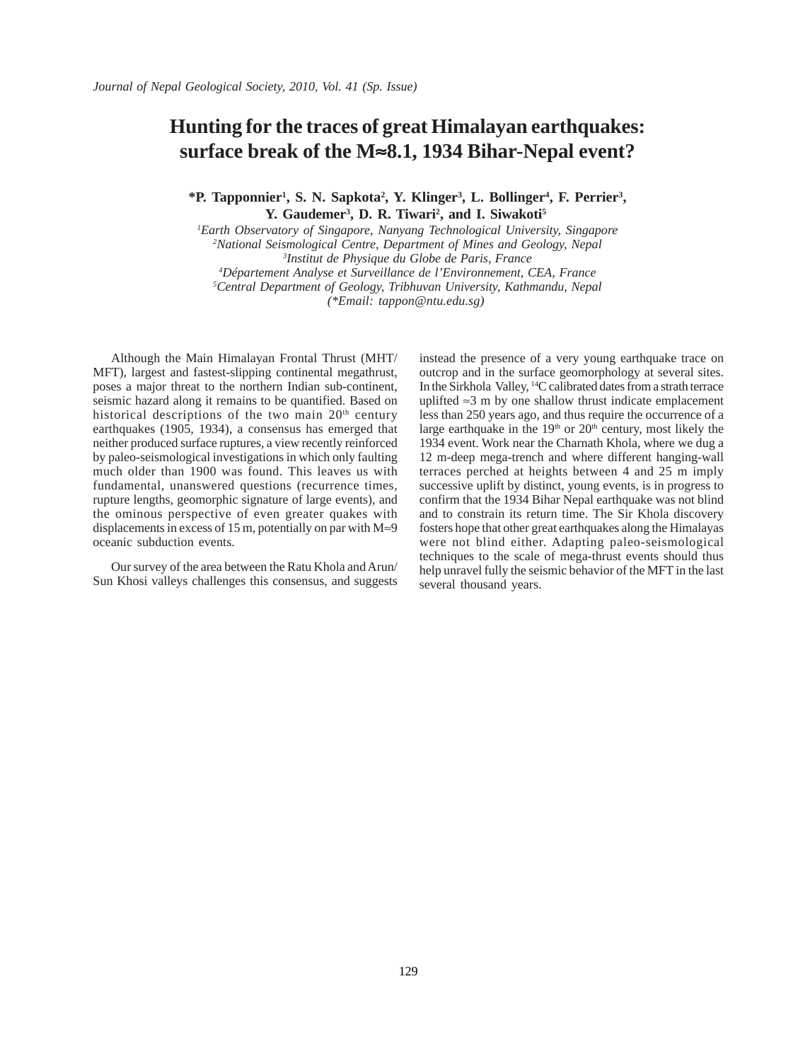# Hunting for the traces of great Himalayan earthquakes: surface break of the M≈8.1, 1934 Bihar-Nepal event?

**\*P. Tapponnier[1], S. N. Sapkota[2], Y. Klinger[3], L. Bollinger[4], F. Perrier[3], Y. Gaudemer[3], D. R. Tiwari[2], and I. Siwakoti[5]**

[1]*Earth Observatory of Singapore, Nanyang Technological University, Singapore*
[2]*National Seismological Centre, Department of Mines and Geology, Nepal*
[3]*Institut de Physique du Globe de Paris, France*
[4]*Département Analyse et Surveillance de l'Environnement, CEA, France*
[5]*Central Department of Geology, Tribhuvan University, Kathmandu, Nepal*
*(\*Email: tappon@ntu.edu.sg)*

Although the Main Himalayan Frontal Thrust (MHT/MFT), largest and fastest-slipping continental megathrust, poses a major threat to the northern Indian sub-continent, seismic hazard along it remains to be quantified. Based on historical descriptions of the two main 20$^{th}$ century earthquakes (1905, 1934), a consensus has emerged that neither produced surface ruptures, a view recently reinforced by paleo-seismological investigations in which only faulting much older than 1900 was found. This leaves us with fundamental, unanswered questions (recurrence times, rupture lengths, geomorphic signature of large events), and the ominous perspective of even greater quakes with displacements in excess of 15 m, potentially on par with M≈9 oceanic subduction events.

Our survey of the area between the Ratu Khola and Arun/Sun Khosi valleys challenges this consensus, and suggests instead the presence of a very young earthquake trace on outcrop and in the surface geomorphology at several sites. In the Sirkhola Valley, $^{14}C$ calibrated dates from a strath terrace uplifted ≈3 m by one shallow thrust indicate emplacement less than 250 years ago, and thus require the occurrence of a large earthquake in the 19$^{th}$ or 20$^{th}$ century, most likely the 1934 event. Work near the Charnath Khola, where we dug a 12 m-deep mega-trench and where different hanging-wall terraces perched at heights between 4 and 25 m imply successive uplift by distinct, young events, is in progress to confirm that the 1934 Bihar Nepal earthquake was not blind and to constrain its return time. The Sir Khola discovery fosters hope that other great earthquakes along the Himalayas were not blind either. Adapting paleo-seismological techniques to the scale of mega-thrust events should thus help unravel fully the seismic behavior of the MFT in the last several thousand years.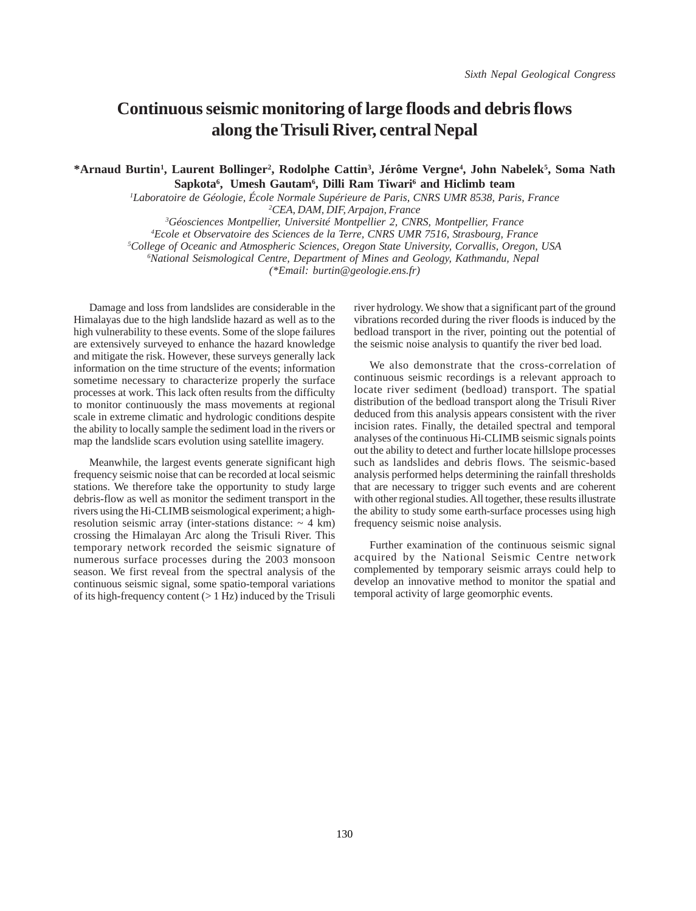# Continuous seismic monitoring of large floods and debris flows along the Trisuli River, central Nepal

**\*Arnaud Burtin[1], Laurent Bollinger[2], Rodolphe Cattin[3], Jérôme Vergne[4], John Nabelek[5], Soma Nath Sapkota[6], Umesh Gautam[6], Dilli Ram Tiwari[6] and Hiclimb team**

*[1]Laboratoire de Géologie, École Normale Supérieure de Paris, CNRS UMR 8538, Paris, France*
*[2]CEA, DAM, DIF, Arpajon, France*
*[3]Géosciences Montpellier, Université Montpellier 2, CNRS, Montpellier, France*
*[4]Ecole et Observatoire des Sciences de la Terre, CNRS UMR 7516, Strasbourg, France*
*[5]College of Oceanic and Atmospheric Sciences, Oregon State University, Corvallis, Oregon, USA*
*[6]National Seismological Centre, Department of Mines and Geology, Kathmandu, Nepal*
*(\*Email: burtin@geologie.ens.fr)*

Damage and loss from landslides are considerable in the Himalayas due to the high landslide hazard as well as to the high vulnerability to these events. Some of the slope failures are extensively surveyed to enhance the hazard knowledge and mitigate the risk. However, these surveys generally lack information on the time structure of the events; information sometime necessary to characterize properly the surface processes at work. This lack often results from the difficulty to monitor continuously the mass movements at regional scale in extreme climatic and hydrologic conditions despite the ability to locally sample the sediment load in the rivers or map the landslide scars evolution using satellite imagery.

Meanwhile, the largest events generate significant high frequency seismic noise that can be recorded at local seismic stations. We therefore take the opportunity to study large debris-flow as well as monitor the sediment transport in the rivers using the Hi-CLIMB seismological experiment; a high-resolution seismic array (inter-stations distance: ~ 4 km) crossing the Himalayan Arc along the Trisuli River. This temporary network recorded the seismic signature of numerous surface processes during the 2003 monsoon season. We first reveal from the spectral analysis of the continuous seismic signal, some spatio-temporal variations of its high-frequency content (> 1 Hz) induced by the Trisuli river hydrology. We show that a significant part of the ground vibrations recorded during the river floods is induced by the bedload transport in the river, pointing out the potential of the seismic noise analysis to quantify the river bed load.

We also demonstrate that the cross-correlation of continuous seismic recordings is a relevant approach to locate river sediment (bedload) transport. The spatial distribution of the bedload transport along the Trisuli River deduced from this analysis appears consistent with the river incision rates. Finally, the detailed spectral and temporal analyses of the continuous Hi-CLIMB seismic signals points out the ability to detect and further locate hillslope processes such as landslides and debris flows. The seismic-based analysis performed helps determining the rainfall thresholds that are necessary to trigger such events and are coherent with other regional studies. All together, these results illustrate the ability to study some earth-surface processes using high frequency seismic noise analysis.

Further examination of the continuous seismic signal acquired by the National Seismic Centre network complemented by temporary seismic arrays could help to develop an innovative method to monitor the spatial and temporal activity of large geomorphic events.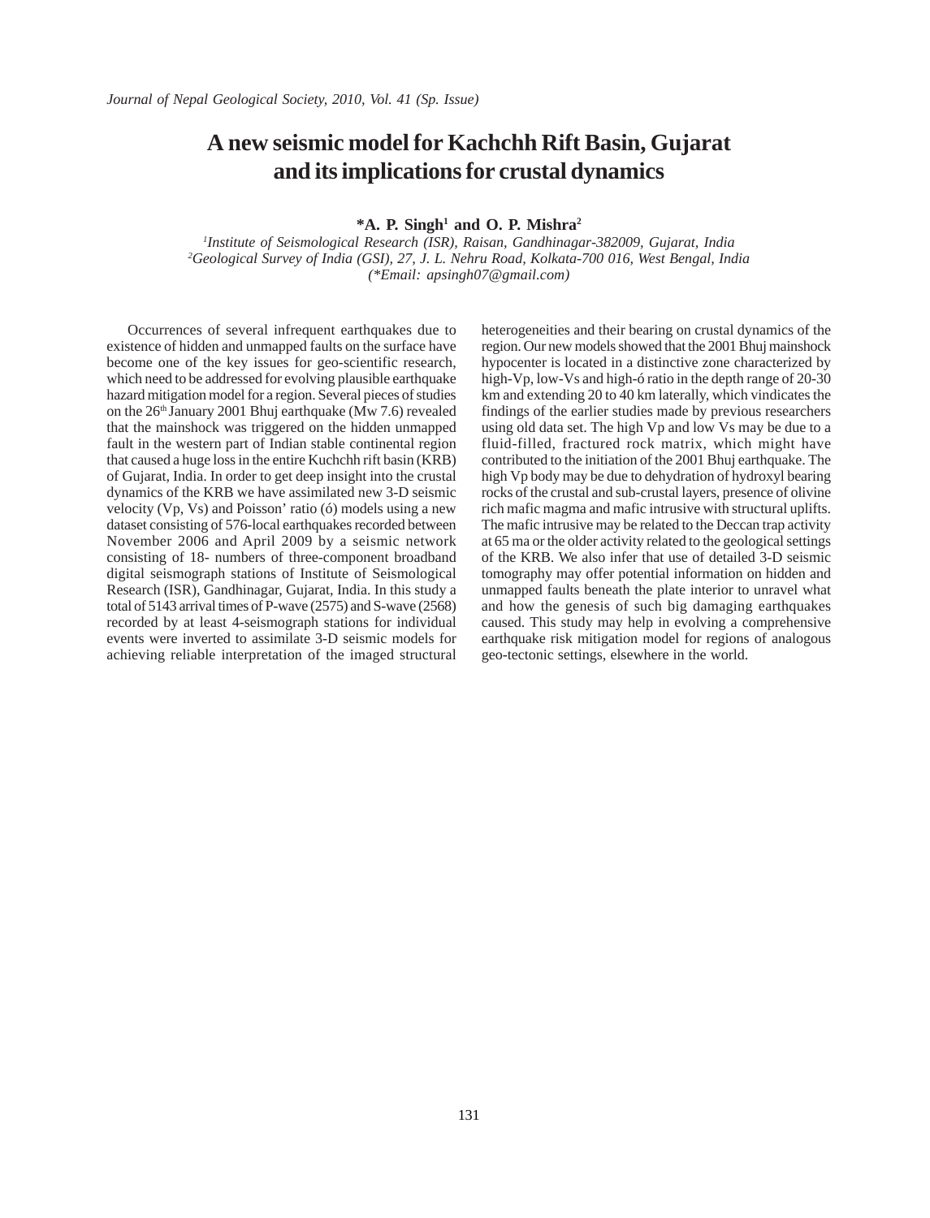# A new seismic model for Kachchh Rift Basin, Gujarat and its implications for crustal dynamics

**\*A. P. Singh[1] and O. P. Mishra[2]**

*[1]Institute of Seismological Research (ISR), Raisan, Gandhinagar-382009, Gujarat, India*
*[2]Geological Survey of India (GSI), 27, J. L. Nehru Road, Kolkata-700 016, West Bengal, India*
*(\*Email: apsingh07@gmail.com)*

Occurrences of several infrequent earthquakes due to existence of hidden and unmapped faults on the surface have become one of the key issues for geo-scientific research, which need to be addressed for evolving plausible earthquake hazard mitigation model for a region. Several pieces of studies on the 26th January 2001 Bhuj earthquake (Mw 7.6) revealed that the mainshock was triggered on the hidden unmapped fault in the western part of Indian stable continental region that caused a huge loss in the entire Kuchchh rift basin (KRB) of Gujarat, India. In order to get deep insight into the crustal dynamics of the KRB we have assimilated new 3-D seismic velocity (Vp, Vs) and Poisson' ratio (ó) models using a new dataset consisting of 576-local earthquakes recorded between November 2006 and April 2009 by a seismic network consisting of 18- numbers of three-component broadband digital seismograph stations of Institute of Seismological Research (ISR), Gandhinagar, Gujarat, India. In this study a total of 5143 arrival times of P-wave (2575) and S-wave (2568) recorded by at least 4-seismograph stations for individual events were inverted to assimilate 3-D seismic models for achieving reliable interpretation of the imaged structural heterogeneities and their bearing on crustal dynamics of the region. Our new models showed that the 2001 Bhuj mainshock hypocenter is located in a distinctive zone characterized by high-Vp, low-Vs and high-ó ratio in the depth range of 20-30 km and extending 20 to 40 km laterally, which vindicates the findings of the earlier studies made by previous researchers using old data set. The high Vp and low Vs may be due to a fluid-filled, fractured rock matrix, which might have contributed to the initiation of the 2001 Bhuj earthquake. The high Vp body may be due to dehydration of hydroxyl bearing rocks of the crustal and sub-crustal layers, presence of olivine rich mafic magma and mafic intrusive with structural uplifts. The mafic intrusive may be related to the Deccan trap activity at 65 ma or the older activity related to the geological settings of the KRB. We also infer that use of detailed 3-D seismic tomography may offer potential information on hidden and unmapped faults beneath the plate interior to unravel what and how the genesis of such big damaging earthquakes caused. This study may help in evolving a comprehensive earthquake risk mitigation model for regions of analogous geo-tectonic settings, elsewhere in the world.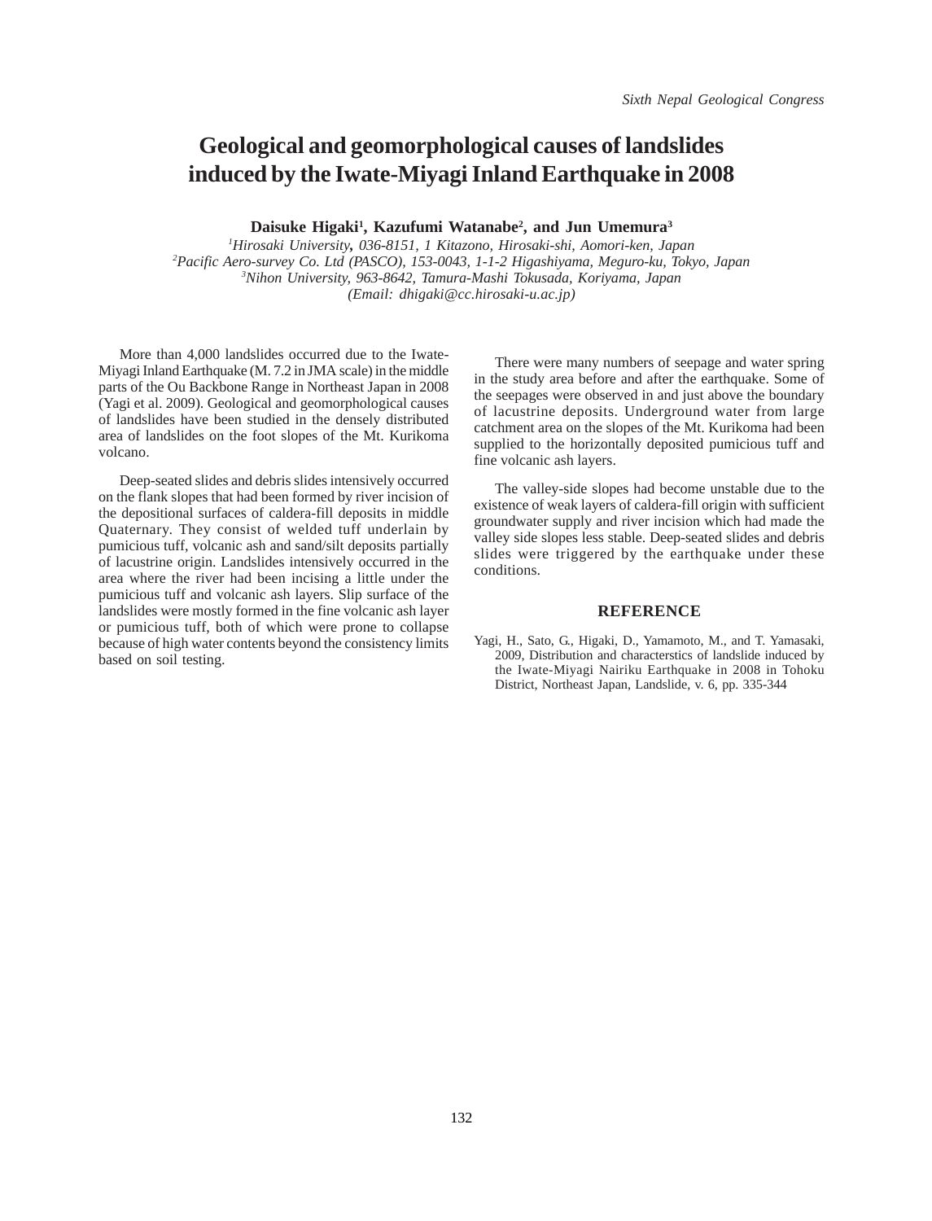# Geological and geomorphological causes of landslides induced by the Iwate-Miyagi Inland Earthquake in 2008

**Daisuke Higaki[1], Kazufumi Watanabe[2], and Jun Umemura[3]**

[1]*Hirosaki University, 036-8151, 1 Kitazono, Hirosaki-shi, Aomori-ken, Japan*
[2]*Pacific Aero-survey Co. Ltd (PASCO), 153-0043, 1-1-2 Higashiyama, Meguro-ku, Tokyo, Japan*
[3]*Nihon University, 963-8642, Tamura-Mashi Tokusada, Koriyama, Japan*
*(Email: dhigaki@cc.hirosaki-u.ac.jp)*

More than 4,000 landslides occurred due to the Iwate-Miyagi Inland Earthquake (M. 7.2 in JMA scale) in the middle parts of the Ou Backbone Range in Northeast Japan in 2008 (Yagi et al. 2009). Geological and geomorphological causes of landslides have been studied in the densely distributed area of landslides on the foot slopes of the Mt. Kurikoma volcano.

Deep-seated slides and debris slides intensively occurred on the flank slopes that had been formed by river incision of the depositional surfaces of caldera-fill deposits in middle Quaternary. They consist of welded tuff underlain by pumicious tuff, volcanic ash and sand/silt deposits partially of lacustrine origin. Landslides intensively occurred in the area where the river had been incising a little under the pumicious tuff and volcanic ash layers. Slip surface of the landslides were mostly formed in the fine volcanic ash layer or pumicious tuff, both of which were prone to collapse because of high water contents beyond the consistency limits based on soil testing.

There were many numbers of seepage and water spring in the study area before and after the earthquake. Some of the seepages were observed in and just above the boundary of lacustrine deposits. Underground water from large catchment area on the slopes of the Mt. Kurikoma had been supplied to the horizontally deposited pumicious tuff and fine volcanic ash layers.

The valley-side slopes had become unstable due to the existence of weak layers of caldera-fill origin with sufficient groundwater supply and river incision which had made the valley side slopes less stable. Deep-seated slides and debris slides were triggered by the earthquake under these conditions.

## REFERENCE

Yagi, H., Sato, G., Higaki, D., Yamamoto, M., and T. Yamasaki, 2009, Distribution and characterstics of landslide induced by the Iwate-Miyagi Nairiku Earthquake in 2008 in Tohoku District, Northeast Japan, Landslide, v. 6, pp. 335-344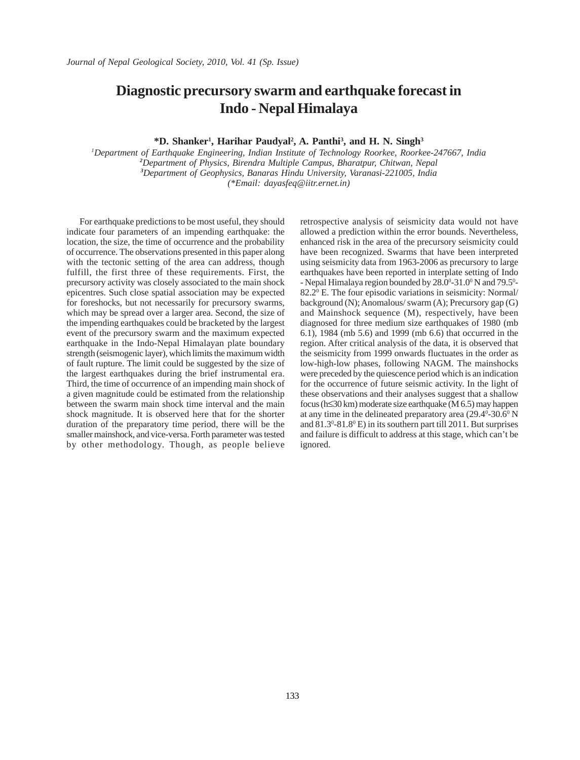# Diagnostic precursory swarm and earthquake forecast in Indo - Nepal Himalaya

**\*D. Shanker[1], Harihar Paudyal[2], A. Panthi[3], and H. N. Singh[3]**

*[1]Department of Earthquake Engineering, Indian Institute of Technology Roorkee, Roorkee-247667, India*
*[2]Department of Physics, Birendra Multiple Campus, Bharatpur, Chitwan, Nepal*
*[3]Department of Geophysics, Banaras Hindu University, Varanasi-221005, India*
*(\*Email: dayasfeq@iitr.ernet.in)*

For earthquake predictions to be most useful, they should indicate four parameters of an impending earthquake: the location, the size, the time of occurrence and the probability of occurrence. The observations presented in this paper along with the tectonic setting of the area can address, though fulfill, the first three of these requirements. First, the precursory activity was closely associated to the main shock epicentres. Such close spatial association may be expected for foreshocks, but not necessarily for precursory swarms, which may be spread over a larger area. Second, the size of the impending earthquakes could be bracketed by the largest event of the precursory swarm and the maximum expected earthquake in the Indo-Nepal Himalayan plate boundary strength (seismogenic layer), which limits the maximum width of fault rupture. The limit could be suggested by the size of the largest earthquakes during the brief instrumental era. Third, the time of occurrence of an impending main shock of a given magnitude could be estimated from the relationship between the swarm main shock time interval and the main shock magnitude. It is observed here that for the shorter duration of the preparatory time period, there will be the smaller mainshock, and vice-versa. Forth parameter was tested by other methodology. Though, as people believe retrospective analysis of seismicity data would not have allowed a prediction within the error bounds. Nevertheless, enhanced risk in the area of the precursory seismicity could have been recognized. Swarms that have been interpreted using seismicity data from 1963-2006 as precursory to large earthquakes have been reported in interplate setting of Indo - Nepal Himalaya region bounded by $28.0^0$-$31.0^0$ N and $79.5^0$-$82.2^0$ E. The four episodic variations in seismicity: Normal/ background (N); Anomalous/ swarm (A); Precursory gap (G) and Mainshock sequence (M), respectively, have been diagnosed for three medium size earthquakes of 1980 (mb 6.1), 1984 (mb 5.6) and 1999 (mb 6.6) that occurred in the region. After critical analysis of the data, it is observed that the seismicity from 1999 onwards fluctuates in the order as low-high-low phases, following NAGM. The mainshocks were preceded by the quiescence period which is an indication for the occurrence of future seismic activity. In the light of these observations and their analyses suggest that a shallow focus ($h \leq 30$ km) moderate size earthquake (M 6.5) may happen at any time in the delineated preparatory area ($29.4^0$-$30.6^0$ N and $81.3^0$-$81.8^0$ E) in its southern part till 2011. But surprises and failure is difficult to address at this stage, which can't be ignored.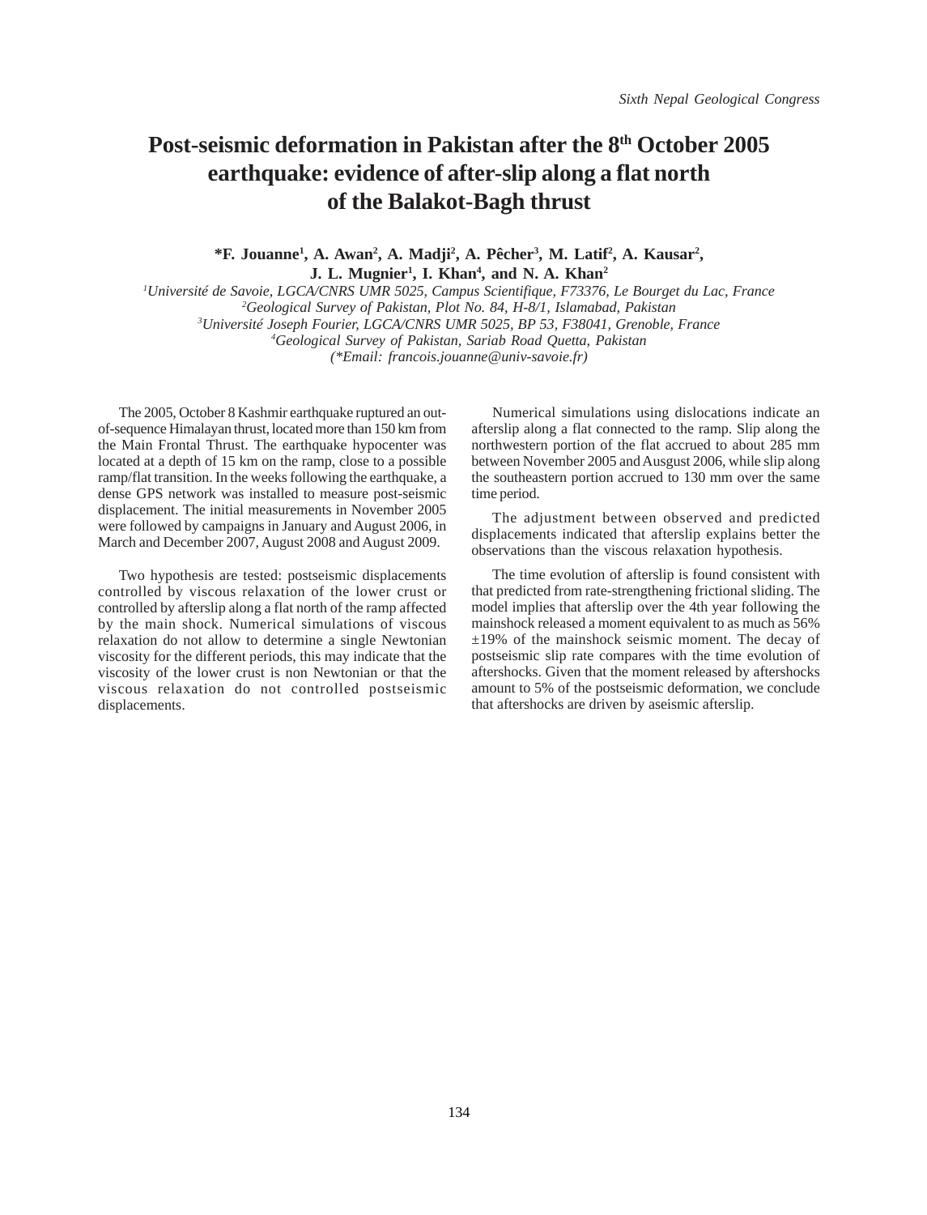# Post-seismic deformation in Pakistan after the 8th October 2005 earthquake: evidence of after-slip along a flat north of the Balakot-Bagh thrust

**\*F. Jouanne[1], A. Awan[2], A. Madji[2], A. Pêcher[3], M. Latif[2], A. Kausar[2], J. L. Mugnier[1], I. Khan[4], and N. A. Khan[2]**

*[1]Université de Savoie, LGCA/CNRS UMR 5025, Campus Scientifique, F73376, Le Bourget du Lac, France*
*[2]Geological Survey of Pakistan, Plot No. 84, H-8/1, Islamabad, Pakistan*
*[3]Université Joseph Fourier, LGCA/CNRS UMR 5025, BP 53, F38041, Grenoble, France*
*[4]Geological Survey of Pakistan, Sariab Road Quetta, Pakistan*
*(\*Email: francois.jouanne@univ-savoie.fr)*

The 2005, October 8 Kashmir earthquake ruptured an out-of-sequence Himalayan thrust, located more than 150 km from the Main Frontal Thrust. The earthquake hypocenter was located at a depth of 15 km on the ramp, close to a possible ramp/flat transition. In the weeks following the earthquake, a dense GPS network was installed to measure post-seismic displacement. The initial measurements in November 2005 were followed by campaigns in January and August 2006, in March and December 2007, August 2008 and August 2009.

Two hypothesis are tested: postseismic displacements controlled by viscous relaxation of the lower crust or controlled by afterslip along a flat north of the ramp affected by the main shock. Numerical simulations of viscous relaxation do not allow to determine a single Newtonian viscosity for the different periods, this may indicate that the viscosity of the lower crust is non Newtonian or that the viscous relaxation do not controlled postseismic displacements.

Numerical simulations using dislocations indicate an afterslip along a flat connected to the ramp. Slip along the northwestern portion of the flat accrued to about 285 mm between November 2005 and Ausgust 2006, while slip along the southeastern portion accrued to 130 mm over the same time period.

The adjustment between observed and predicted displacements indicated that afterslip explains better the observations than the viscous relaxation hypothesis.

The time evolution of afterslip is found consistent with that predicted from rate-strengthening frictional sliding. The model implies that afterslip over the 4th year following the mainshock released a moment equivalent to as much as 56% ±19% of the mainshock seismic moment. The decay of postseismic slip rate compares with the time evolution of aftershocks. Given that the moment released by aftershocks amount to 5% of the postseismic deformation, we conclude that aftershocks are driven by aseismic afterslip.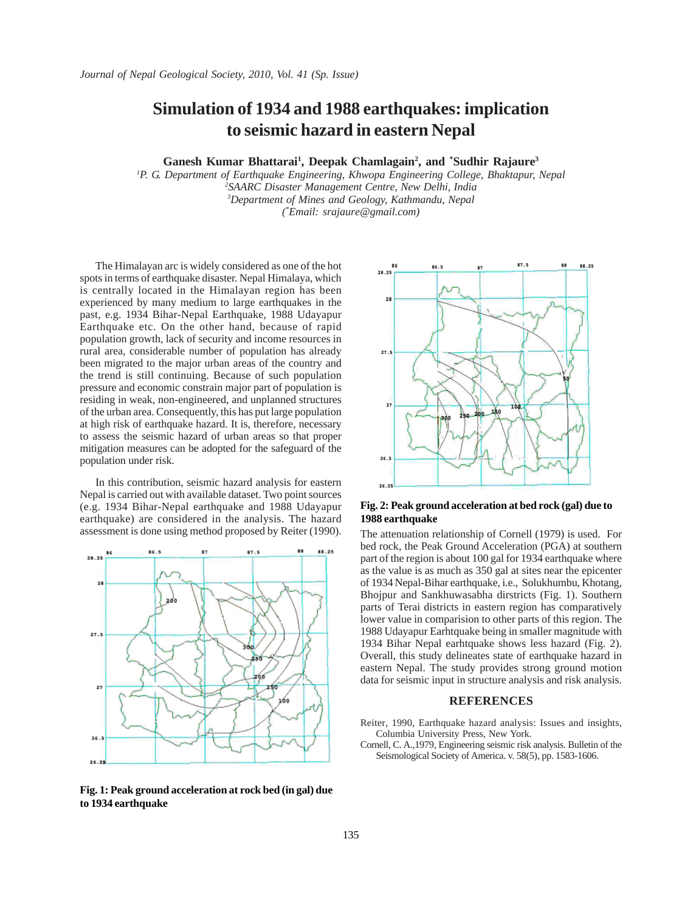# Simulation of 1934 and 1988 earthquakes: implication to seismic hazard in eastern Nepal

**Ganesh Kumar Bhattarai[1], Deepak Chamlagain[2], and *Sudhir Rajaure[3]**

*[1]P. G. Department of Earthquake Engineering, Khwopa Engineering College, Bhaktapur, Nepal*
*[2]SAARC Disaster Management Centre, New Delhi, India*
*[3]Department of Mines and Geology, Kathmandu, Nepal*
*(*Email: srajaure@gmail.com)*

The Himalayan arc is widely considered as one of the hot spots in terms of earthquake disaster. Nepal Himalaya, which is centrally located in the Himalayan region has been experienced by many medium to large earthquakes in the past, e.g. 1934 Bihar-Nepal Earthquake, 1988 Udayapur Earthquake etc. On the other hand, because of rapid population growth, lack of security and income resources in rural area, considerable number of population has already been migrated to the major urban areas of the country and the trend is still continuing. Because of such population pressure and economic constrain major part of population is residing in weak, non-engineered, and unplanned structures of the urban area. Consequently, this has put large population at high risk of earthquake hazard. It is, therefore, necessary to assess the seismic hazard of urban areas so that proper mitigation measures can be adopted for the safeguard of the population under risk.

In this contribution, seismic hazard analysis for eastern Nepal is carried out with available dataset. Two point sources (e.g. 1934 Bihar-Nepal earthquake and 1988 Udayapur earthquake) are considered in the analysis. The hazard assessment is done using method proposed by Reiter (1990).

**Fig. 1: Peak ground acceleration at rock bed (in gal) due to 1934 earthquake**

**Fig. 2: Peak ground acceleration at bed rock (gal) due to 1988 earthquake**

The attenuation relationship of Cornell (1979) is used. For bed rock, the Peak Ground Acceleration (PGA) at southern part of the region is about 100 gal for 1934 earthquake where as the value is as much as 350 gal at sites near the epicenter of 1934 Nepal-Bihar earthquake, i.e., Solukhumbu, Khotang, Bhojpur and Sankhuwasabha dirstricts (Fig. 1). Southern parts of Terai districts in eastern region has comparatively lower value in comparision to other parts of this region. The 1988 Udayapur Earhtquake being in smaller magnitude with 1934 Bihar Nepal earhtquake shows less hazard (Fig. 2). Overall, this study delineates state of earthquake hazard in eastern Nepal. The study provides strong ground motion data for seismic input in structure analysis and risk analysis.

## REFERENCES

Reiter, 1990, Earthquake hazard analysis: Issues and insights, Columbia University Press, New York.

Cornell, C. A.,1979, Engineering seismic risk analysis. Bulletin of the Seismological Society of America. v. 58(5), pp. 1583-1606.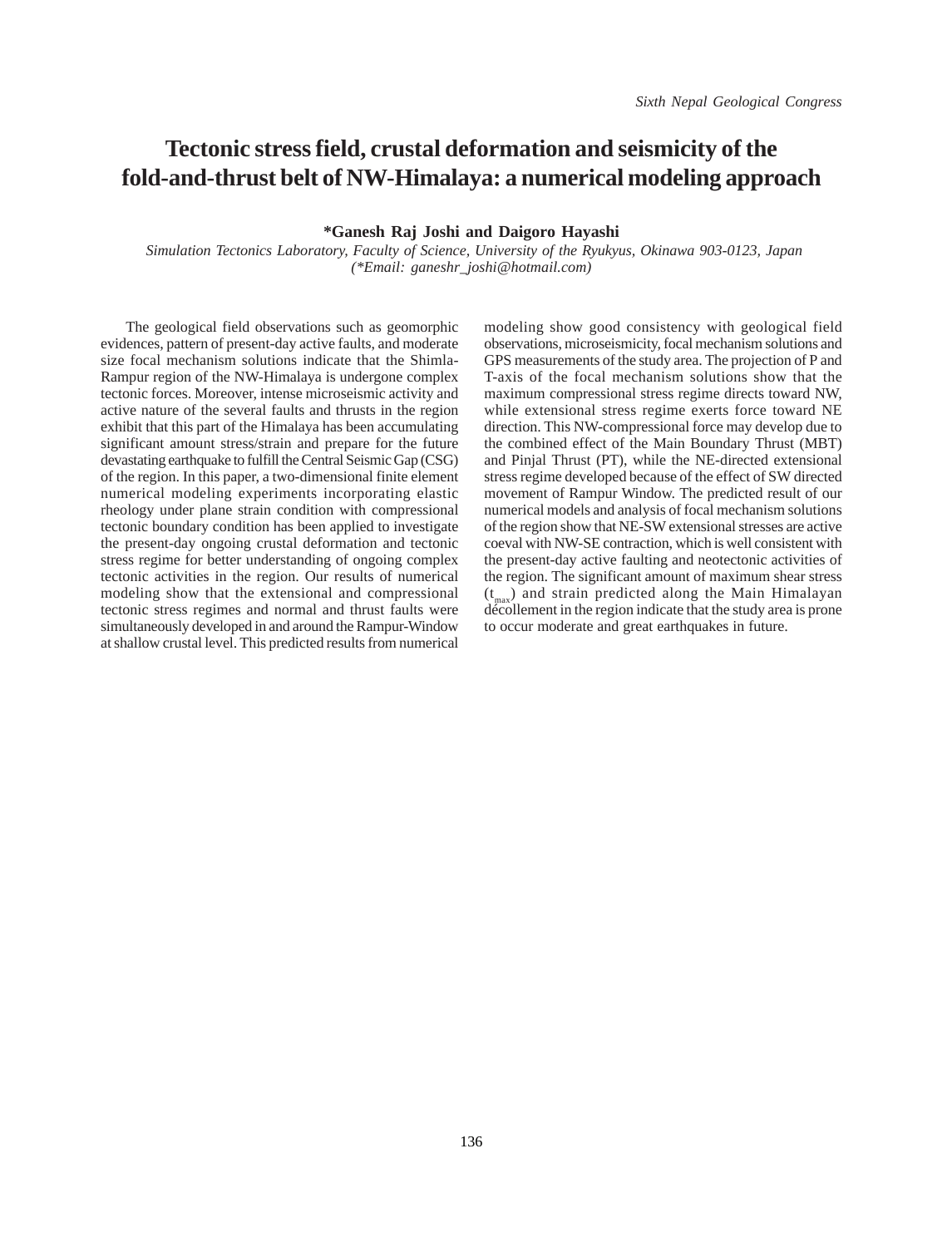# Tectonic stress field, crustal deformation and seismicity of the fold-and-thrust belt of NW-Himalaya: a numerical modeling approach

**\*Ganesh Raj Joshi and Daigoro Hayashi**

*Simulation Tectonics Laboratory, Faculty of Science, University of the Ryukyus, Okinawa 903-0123, Japan*
*(\*Email: ganeshr_joshi@hotmail.com)*

The geological field observations such as geomorphic evidences, pattern of present-day active faults, and moderate size focal mechanism solutions indicate that the Shimla-Rampur region of the NW-Himalaya is undergone complex tectonic forces. Moreover, intense microseismic activity and active nature of the several faults and thrusts in the region exhibit that this part of the Himalaya has been accumulating significant amount stress/strain and prepare for the future devastating earthquake to fulfill the Central Seismic Gap (CSG) of the region. In this paper, a two-dimensional finite element numerical modeling experiments incorporating elastic rheology under plane strain condition with compressional tectonic boundary condition has been applied to investigate the present-day ongoing crustal deformation and tectonic stress regime for better understanding of ongoing complex tectonic activities in the region. Our results of numerical modeling show that the extensional and compressional tectonic stress regimes and normal and thrust faults were simultaneously developed in and around the Rampur-Window at shallow crustal level. This predicted results from numerical modeling show good consistency with geological field observations, microseismicity, focal mechanism solutions and GPS measurements of the study area. The projection of P and T-axis of the focal mechanism solutions show that the maximum compressional stress regime directs toward NW, while extensional stress regime exerts force toward NE direction. This NW-compressional force may develop due to the combined effect of the Main Boundary Thrust (MBT) and Pinjal Thrust (PT), while the NE-directed extensional stress regime developed because of the effect of SW directed movement of Rampur Window. The predicted result of our numerical models and analysis of focal mechanism solutions of the region show that NE-SW extensional stresses are active coeval with NW-SE contraction, which is well consistent with the present-day active faulting and neotectonic activities of the region. The significant amount of maximum shear stress ($t_{max}$) and strain predicted along the Main Himalayan décollement in the region indicate that the study area is prone to occur moderate and great earthquakes in future.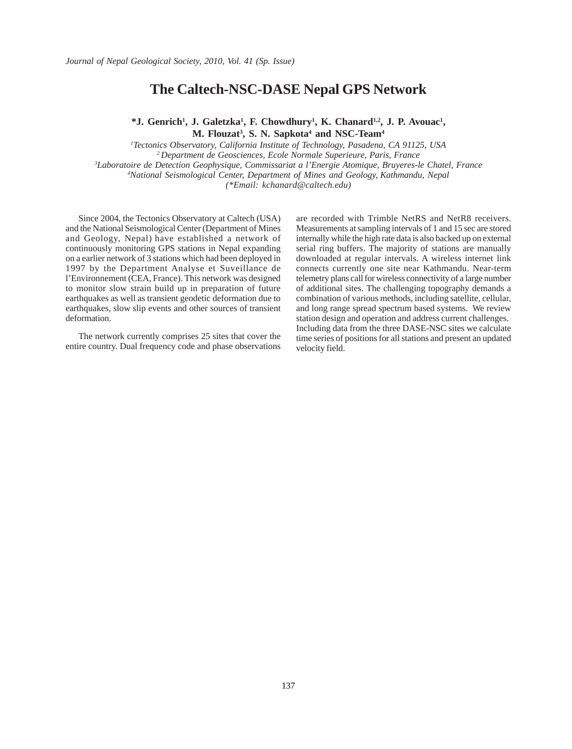# The Caltech-NSC-DASE Nepal GPS Network

**\*J. Genrich[1], J. Galetzka[1], F. Chowdhury[1], K. Chanard[1,2], J. P. Avouac[1], M. Flouzat[3], S. N. Sapkota[4] and NSC-Team[4]**

*[1]Tectonics Observatory, California Institute of Technology, Pasadena, CA 91125, USA*
*[2] Department de Geosciences, Ecole Normale Superieure, Paris, France*
*[3]Laboratoire de Detection Geophysique, Commissariat a l'Energie Atomique, Bruyeres-le Chatel, France*
*[4]National Seismological Center, Department of Mines and Geology, Kathmandu, Nepal*
*(\*Email: kchanard@caltech.edu)*

Since 2004, the Tectonics Observatory at Caltech (USA) and the National Seismological Center (Department of Mines and Geology, Nepal) have established a network of continuously monitoring GPS stations in Nepal expanding on a earlier network of 3 stations which had been deployed in 1997 by the Department Analyse et Suveillance de l'Environnement (CEA, France). This network was designed to monitor slow strain build up in preparation of future earthquakes as well as transient geodetic deformation due to earthquakes, slow slip events and other sources of transient deformation.

The network currently comprises 25 sites that cover the entire country. Dual frequency code and phase observations are recorded with Trimble NetRS and NetR8 receivers. Measurements at sampling intervals of 1 and 15 sec are stored internally while the high rate data is also backed up on external serial ring buffers. The majority of stations are manually downloaded at regular intervals. A wireless internet link connects currently one site near Kathmandu. Near-term telemetry plans call for wireless connectivity of a large number of additional sites. The challenging topography demands a combination of various methods, including satellite, cellular, and long range spread spectrum based systems. We review station design and operation and address current challenges. Including data from the three DASE-NSC sites we calculate time series of positions for all stations and present an updated velocity field.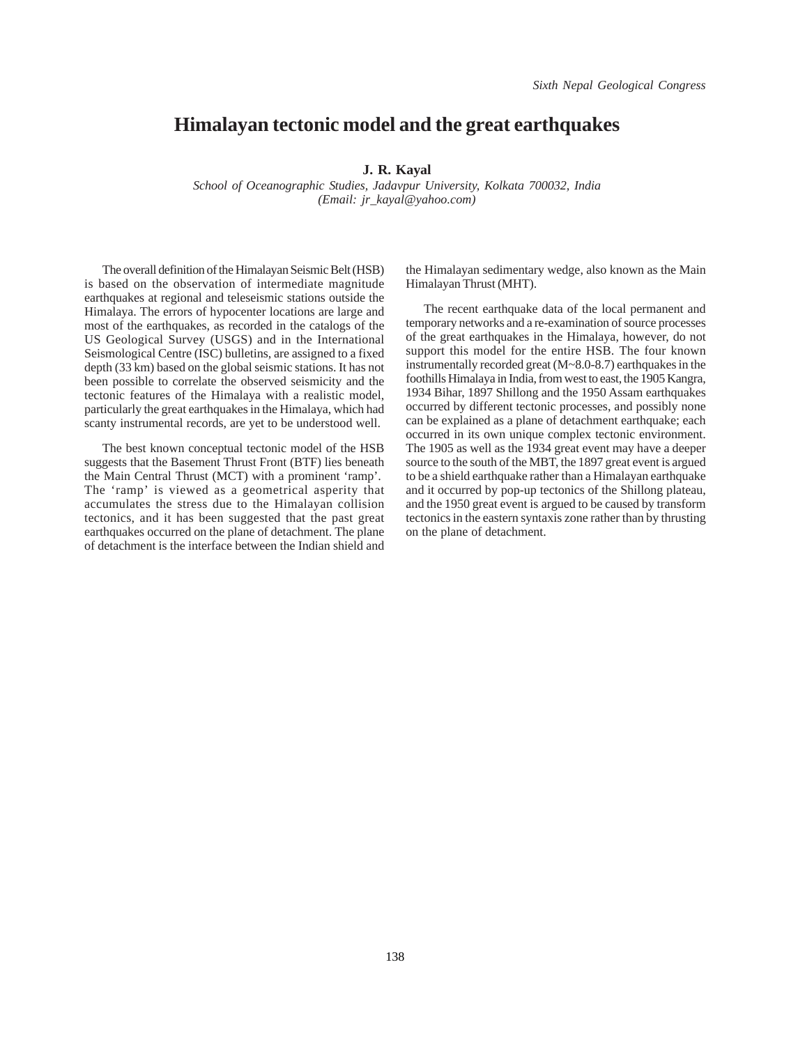# Himalayan tectonic model and the great earthquakes

**J. R. Kayal**

*School of Oceanographic Studies, Jadavpur University, Kolkata 700032, India*
*(Email: jr_kayal@yahoo.com)*

The overall definition of the Himalayan Seismic Belt (HSB) is based on the observation of intermediate magnitude earthquakes at regional and teleseismic stations outside the Himalaya. The errors of hypocenter locations are large and most of the earthquakes, as recorded in the catalogs of the US Geological Survey (USGS) and in the International Seismological Centre (ISC) bulletins, are assigned to a fixed depth (33 km) based on the global seismic stations. It has not been possible to correlate the observed seismicity and the tectonic features of the Himalaya with a realistic model, particularly the great earthquakes in the Himalaya, which had scanty instrumental records, are yet to be understood well.

The best known conceptual tectonic model of the HSB suggests that the Basement Thrust Front (BTF) lies beneath the Main Central Thrust (MCT) with a prominent 'ramp'. The 'ramp' is viewed as a geometrical asperity that accumulates the stress due to the Himalayan collision tectonics, and it has been suggested that the past great earthquakes occurred on the plane of detachment. The plane of detachment is the interface between the Indian shield and the Himalayan sedimentary wedge, also known as the Main Himalayan Thrust (MHT).

The recent earthquake data of the local permanent and temporary networks and a re-examination of source processes of the great earthquakes in the Himalaya, however, do not support this model for the entire HSB. The four known instrumentally recorded great (M~8.0-8.7) earthquakes in the foothills Himalaya in India, from west to east, the 1905 Kangra, 1934 Bihar, 1897 Shillong and the 1950 Assam earthquakes occurred by different tectonic processes, and possibly none can be explained as a plane of detachment earthquake; each occurred in its own unique complex tectonic environment. The 1905 as well as the 1934 great event may have a deeper source to the south of the MBT, the 1897 great event is argued to be a shield earthquake rather than a Himalayan earthquake and it occurred by pop-up tectonics of the Shillong plateau, and the 1950 great event is argued to be caused by transform tectonics in the eastern syntaxis zone rather than by thrusting on the plane of detachment.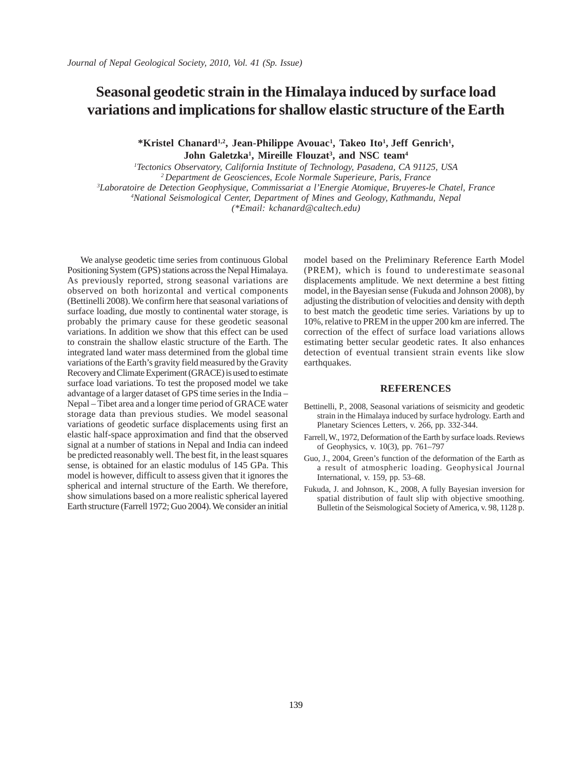# Seasonal geodetic strain in the Himalaya induced by surface load variations and implications for shallow elastic structure of the Earth

**\*Kristel Chanard[1,2], Jean-Philippe Avouac[1], Takeo Ito[1], Jeff Genrich[1], John Galetzka[1], Mireille Flouzat[3], and NSC team[4]**

*[1]Tectonics Observatory, California Institute of Technology, Pasadena, CA 91125, USA*
*[2]Department de Geosciences, Ecole Normale Superieure, Paris, France*
*[3]Laboratoire de Detection Geophysique, Commissariat a l'Energie Atomique, Bruyeres-le Chatel, France*
*[4]National Seismological Center, Department of Mines and Geology, Kathmandu, Nepal*
*(\*Email: kchanard@caltech.edu)*

We analyse geodetic time series from continuous Global Positioning System (GPS) stations across the Nepal Himalaya. As previously reported, strong seasonal variations are observed on both horizontal and vertical components (Bettinelli 2008). We confirm here that seasonal variations of surface loading, due mostly to continental water storage, is probably the primary cause for these geodetic seasonal variations. In addition we show that this effect can be used to constrain the shallow elastic structure of the Earth. The integrated land water mass determined from the global time variations of the Earth's gravity field measured by the Gravity Recovery and Climate Experiment (GRACE) is used to estimate surface load variations. To test the proposed model we take advantage of a larger dataset of GPS time series in the India – Nepal – Tibet area and a longer time period of GRACE water storage data than previous studies. We model seasonal variations of geodetic surface displacements using first an elastic half-space approximation and find that the observed signal at a number of stations in Nepal and India can indeed be predicted reasonably well. The best fit, in the least squares sense, is obtained for an elastic modulus of 145 GPa. This model is however, difficult to assess given that it ignores the spherical and internal structure of the Earth. We therefore, show simulations based on a more realistic spherical layered Earth structure (Farrell 1972; Guo 2004). We consider an initial model based on the Preliminary Reference Earth Model (PREM), which is found to underestimate seasonal displacements amplitude. We next determine a best fitting model, in the Bayesian sense (Fukuda and Johnson 2008), by adjusting the distribution of velocities and density with depth to best match the geodetic time series. Variations by up to 10%, relative to PREM in the upper 200 km are inferred. The correction of the effect of surface load variations allows estimating better secular geodetic rates. It also enhances detection of eventual transient strain events like slow earthquakes.

## REFERENCES

Bettinelli, P., 2008, Seasonal variations of seismicity and geodetic strain in the Himalaya induced by surface hydrology. Earth and Planetary Sciences Letters, v. 266, pp. 332-344.

Farrell, W., 1972, Deformation of the Earth by surface loads. Reviews of Geophysics, v. 10(3), pp. 761–797

Guo, J., 2004, Green's function of the deformation of the Earth as a result of atmospheric loading. Geophysical Journal International, v. 159, pp. 53–68.

Fukuda, J. and Johnson, K., 2008, A fully Bayesian inversion for spatial distribution of fault slip with objective smoothing. Bulletin of the Seismological Society of America, v. 98, 1128 p.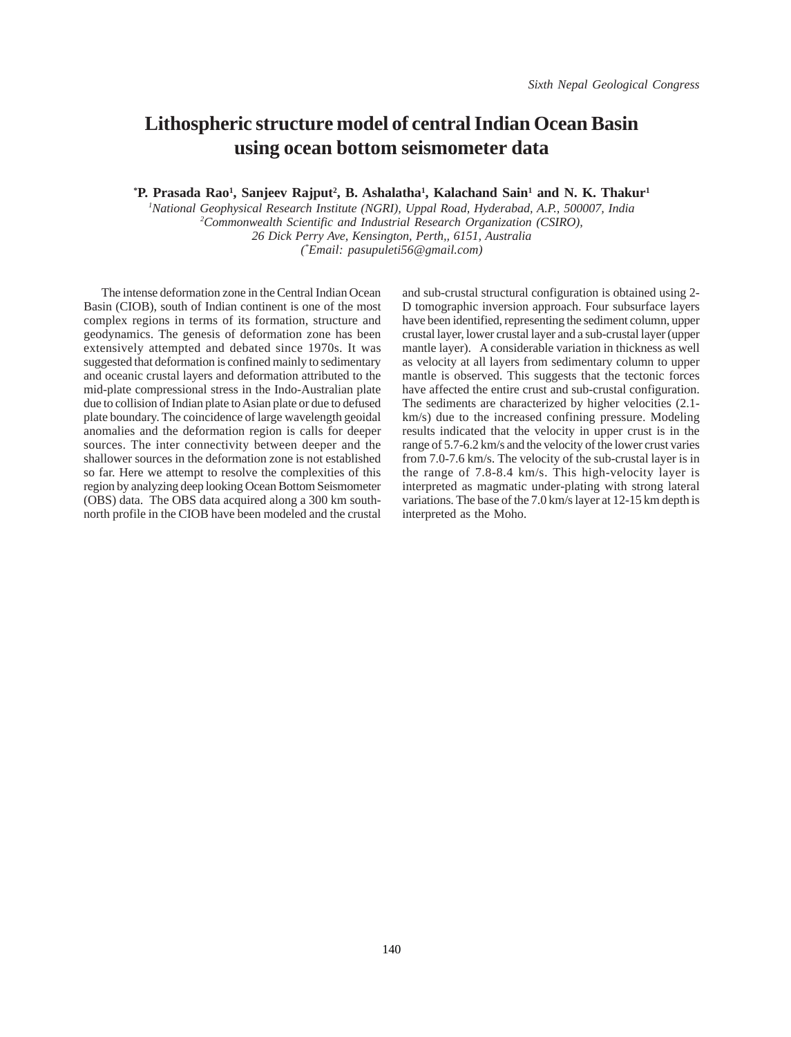# Lithospheric structure model of central Indian Ocean Basin using ocean bottom seismometer data

**\*P. Prasada Rao[1], Sanjeev Rajput[2], B. Ashalatha[1], Kalachand Sain[1] and N. K. Thakur[1]**

*[1]National Geophysical Research Institute (NGRI), Uppal Road, Hyderabad, A.P., 500007, India*
*[2]Commonwealth Scientific and Industrial Research Organization (CSIRO),*
*26 Dick Perry Ave, Kensington, Perth,, 6151, Australia*
*(\*Email: pasupuleti56@gmail.com)*

The intense deformation zone in the Central Indian Ocean Basin (CIOB), south of Indian continent is one of the most complex regions in terms of its formation, structure and geodynamics. The genesis of deformation zone has been extensively attempted and debated since 1970s. It was suggested that deformation is confined mainly to sedimentary and oceanic crustal layers and deformation attributed to the mid-plate compressional stress in the Indo-Australian plate due to collision of Indian plate to Asian plate or due to defused plate boundary. The coincidence of large wavelength geoidal anomalies and the deformation region is calls for deeper sources. The inter connectivity between deeper and the shallower sources in the deformation zone is not established so far. Here we attempt to resolve the complexities of this region by analyzing deep looking Ocean Bottom Seismometer (OBS) data. The OBS data acquired along a 300 km south-north profile in the CIOB have been modeled and the crustal and sub-crustal structural configuration is obtained using 2-D tomographic inversion approach. Four subsurface layers have been identified, representing the sediment column, upper crustal layer, lower crustal layer and a sub-crustal layer (upper mantle layer). A considerable variation in thickness as well as velocity at all layers from sedimentary column to upper mantle is observed. This suggests that the tectonic forces have affected the entire crust and sub-crustal configuration. The sediments are characterized by higher velocities (2.1-km/s) due to the increased confining pressure. Modeling results indicated that the velocity in upper crust is in the range of 5.7-6.2 km/s and the velocity of the lower crust varies from 7.0-7.6 km/s. The velocity of the sub-crustal layer is in the range of 7.8-8.4 km/s. This high-velocity layer is interpreted as magmatic under-plating with strong lateral variations. The base of the 7.0 km/s layer at 12-15 km depth is interpreted as the Moho.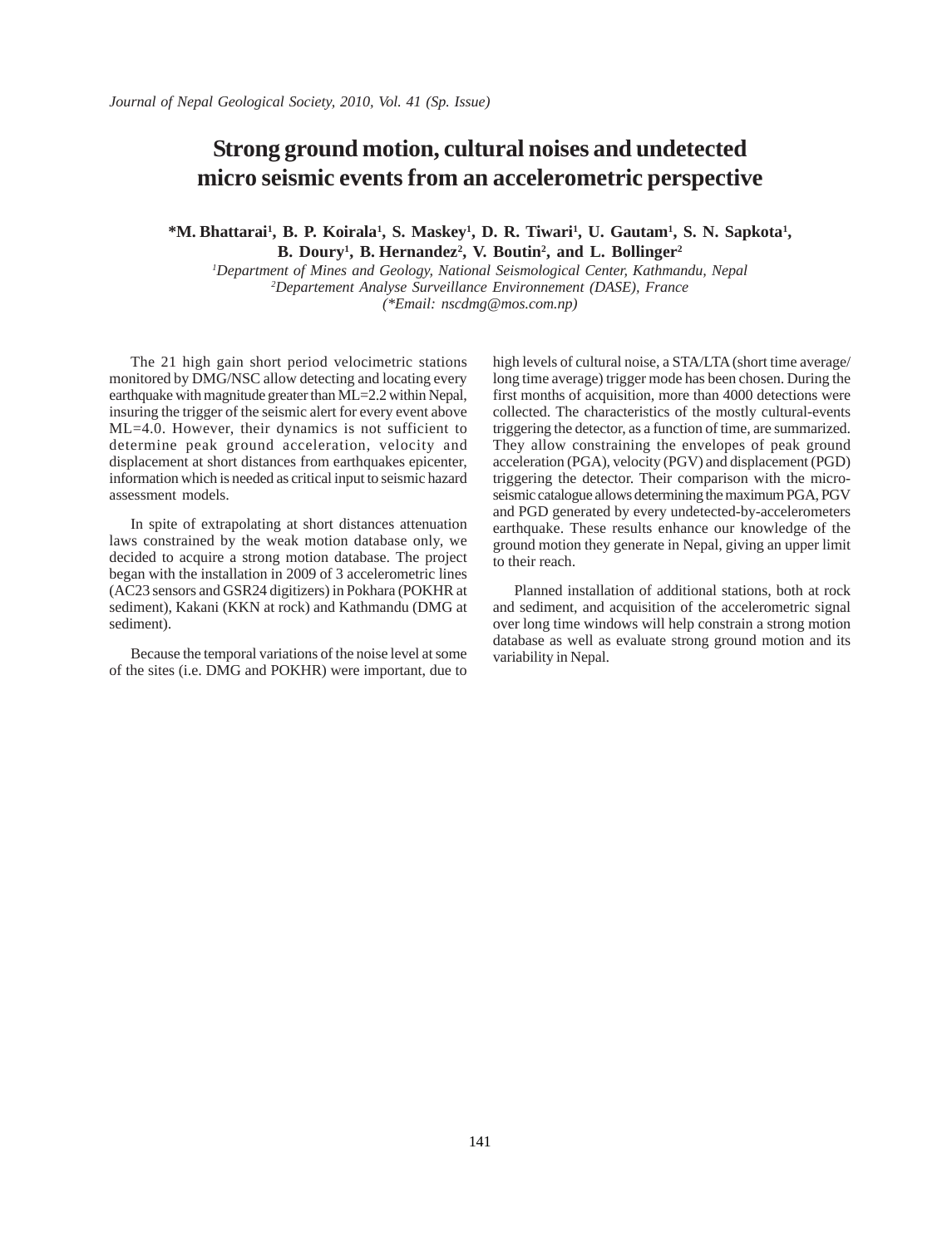# Strong ground motion, cultural noises and undetected micro seismic events from an accelerometric perspective

**\*M. Bhattarai[1], B. P. Koirala[1], S. Maskey[1], D. R. Tiwari[1], U. Gautam[1], S. N. Sapkota[1], B. Doury[1], B. Hernandez[2], V. Boutin[2], and L. Bollinger[2]**

*[1]Department of Mines and Geology, National Seismological Center, Kathmandu, Nepal*
*[2]Departement Analyse Surveillance Environnement (DASE), France*
*(\*Email: nscdmg@mos.com.np)*

The 21 high gain short period velocimetric stations monitored by DMG/NSC allow detecting and locating every earthquake with magnitude greater than ML=2.2 within Nepal, insuring the trigger of the seismic alert for every event above ML=4.0. However, their dynamics is not sufficient to determine peak ground acceleration, velocity and displacement at short distances from earthquakes epicenter, information which is needed as critical input to seismic hazard assessment models.

In spite of extrapolating at short distances attenuation laws constrained by the weak motion database only, we decided to acquire a strong motion database. The project began with the installation in 2009 of 3 accelerometric lines (AC23 sensors and GSR24 digitizers) in Pokhara (POKHR at sediment), Kakani (KKN at rock) and Kathmandu (DMG at sediment).

Because the temporal variations of the noise level at some of the sites (i.e. DMG and POKHR) were important, due to high levels of cultural noise, a STA/LTA (short time average/ long time average) trigger mode has been chosen. During the first months of acquisition, more than 4000 detections were collected. The characteristics of the mostly cultural-events triggering the detector, as a function of time, are summarized. They allow constraining the envelopes of peak ground acceleration (PGA), velocity (PGV) and displacement (PGD) triggering the detector. Their comparison with the micro-seismic catalogue allows determining the maximum PGA, PGV and PGD generated by every undetected-by-accelerometers earthquake. These results enhance our knowledge of the ground motion they generate in Nepal, giving an upper limit to their reach.

Planned installation of additional stations, both at rock and sediment, and acquisition of the accelerometric signal over long time windows will help constrain a strong motion database as well as evaluate strong ground motion and its variability in Nepal.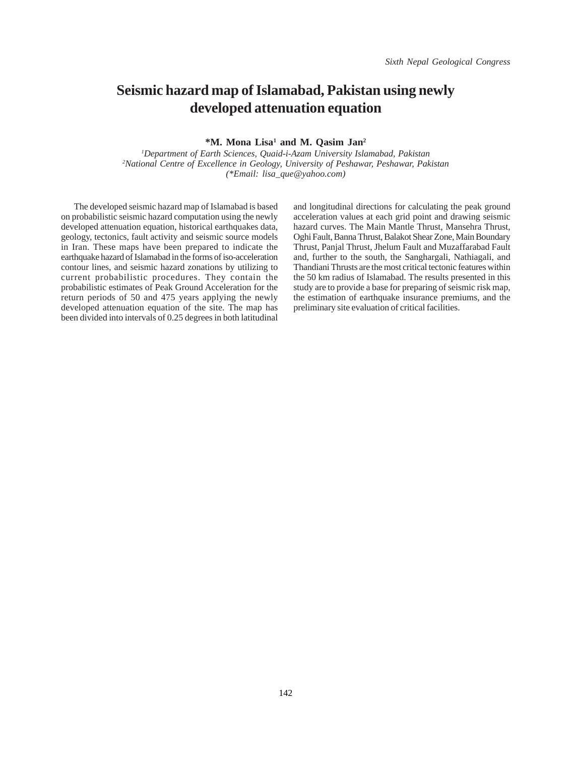# Seismic hazard map of Islamabad, Pakistan using newly developed attenuation equation

**\*M. Mona Lisa[1] and M. Qasim Jan[2]**

[1]*Department of Earth Sciences, Quaid-i-Azam University Islamabad, Pakistan*
[2]*National Centre of Excellence in Geology, University of Peshawar, Peshawar, Pakistan*
*(\*Email: lisa_que@yahoo.com)*

The developed seismic hazard map of Islamabad is based on probabilistic seismic hazard computation using the newly developed attenuation equation, historical earthquakes data, geology, tectonics, fault activity and seismic source models in Iran. These maps have been prepared to indicate the earthquake hazard of Islamabad in the forms of iso-acceleration contour lines, and seismic hazard zonations by utilizing to current probabilistic procedures. They contain the probabilistic estimates of Peak Ground Acceleration for the return periods of 50 and 475 years applying the newly developed attenuation equation of the site. The map has been divided into intervals of 0.25 degrees in both latitudinal and longitudinal directions for calculating the peak ground acceleration values at each grid point and drawing seismic hazard curves. The Main Mantle Thrust, Mansehra Thrust, Oghi Fault, Banna Thrust, Balakot Shear Zone, Main Boundary Thrust, Panjal Thrust, Jhelum Fault and Muzaffarabad Fault and, further to the south, the Sanghargali, Nathiagali, and Thandiani Thrusts are the most critical tectonic features within the 50 km radius of Islamabad. The results presented in this study are to provide a base for preparing of seismic risk map, the estimation of earthquake insurance premiums, and the preliminary site evaluation of critical facilities.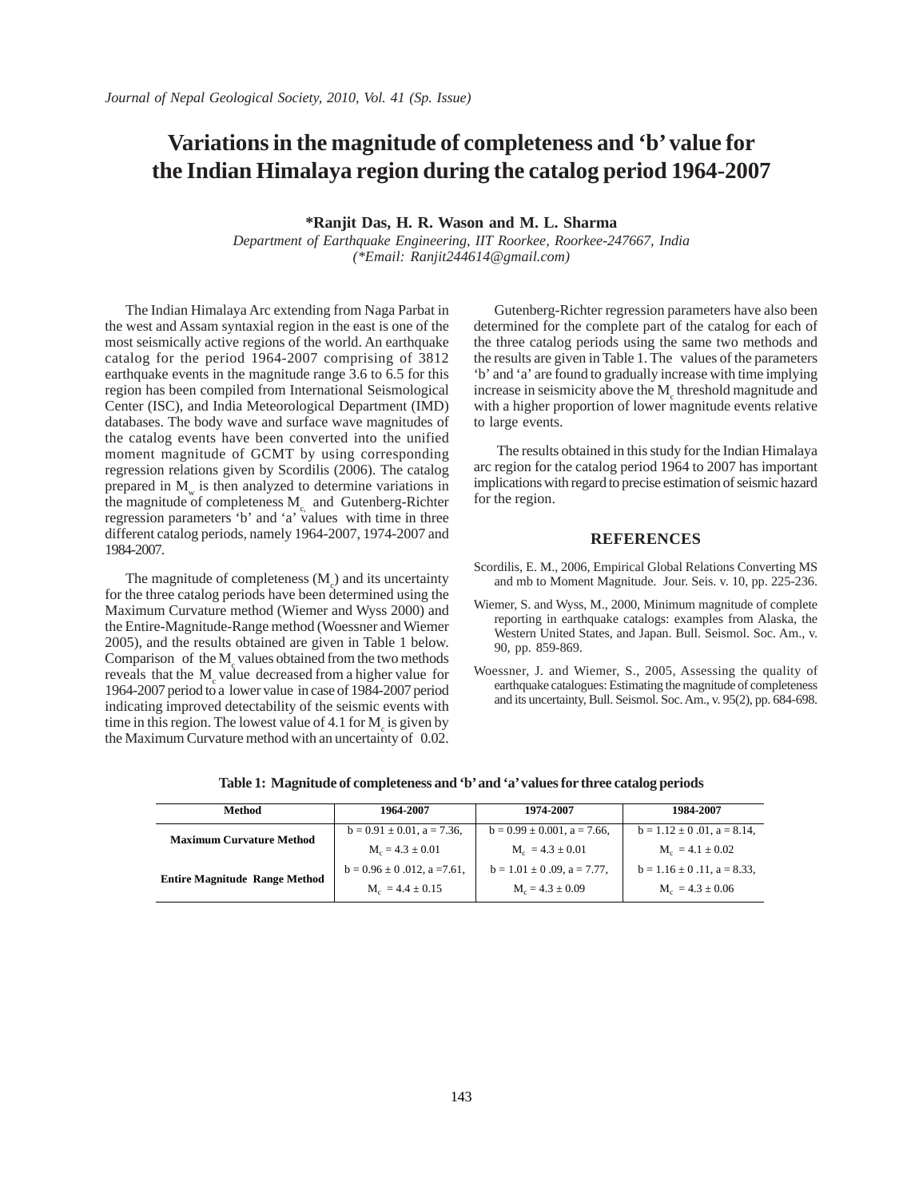# Variations in the magnitude of completeness and 'b' value for the Indian Himalaya region during the catalog period 1964-2007

**\*Ranjit Das, H. R. Wason and M. L. Sharma**

*Department of Earthquake Engineering, IIT Roorkee, Roorkee-247667, India*
*(\*Email: Ranjit244614@gmail.com)*

The Indian Himalaya Arc extending from Naga Parbat in the west and Assam syntaxial region in the east is one of the most seismically active regions of the world. An earthquake catalog for the period 1964-2007 comprising of 3812 earthquake events in the magnitude range 3.6 to 6.5 for this region has been compiled from International Seismological Center (ISC), and India Meteorological Department (IMD) databases. The body wave and surface wave magnitudes of the catalog events have been converted into the unified moment magnitude of GCMT by using corresponding regression relations given by Scordilis (2006). The catalog prepared in $M_w$ is then analyzed to determine variations in the magnitude of completeness $M_c$ and Gutenberg-Richter regression parameters 'b' and 'a' values with time in three different catalog periods, namely 1964-2007, 1974-2007 and 1984-2007.

The magnitude of completeness ($M_c$) and its uncertainty for the three catalog periods have been determined using the Maximum Curvature method (Wiemer and Wyss 2000) and the Entire-Magnitude-Range method (Woessner and Wiemer 2005), and the results obtained are given in Table 1 below. Comparison of the $M_c$ values obtained from the two methods reveals that the $M_c$ value decreased from a higher value for 1964-2007 period to a lower value in case of 1984-2007 period indicating improved detectability of the seismic events with time in this region. The lowest value of 4.1 for $M_c$ is given by the Maximum Curvature method with an uncertainty of 0.02.

Gutenberg-Richter regression parameters have also been determined for the complete part of the catalog for each of the three catalog periods using the same two methods and the results are given in Table 1. The values of the parameters 'b' and 'a' are found to gradually increase with time implying increase in seismicity above the $M_c$ threshold magnitude and with a higher proportion of lower magnitude events relative to large events.

The results obtained in this study for the Indian Himalaya arc region for the catalog period 1964 to 2007 has important implications with regard to precise estimation of seismic hazard for the region.

## REFERENCES

Scordilis, E. M., 2006, Empirical Global Relations Converting MS and mb to Moment Magnitude. Jour. Seis. v. 10, pp. 225-236.

Wiemer, S. and Wyss, M., 2000, Minimum magnitude of complete reporting in earthquake catalogs: examples from Alaska, the Western United States, and Japan. Bull. Seismol. Soc. Am., v. 90, pp. 859-869.

Woessner, J. and Wiemer, S., 2005, Assessing the quality of earthquake catalogues: Estimating the magnitude of completeness and its uncertainty, Bull. Seismol. Soc. Am., v. 95(2), pp. 684-698.

**Table 1: Magnitude of completeness and 'b' and 'a' values for three catalog periods**

| Method | 1964-2007 | 1974-2007 | 1984-2007 |
|---|---|---|---|
| Maximum Curvature Method | $b = 0.91 \pm 0.01$, $a = 7.36$, $M_c = 4.3 \pm 0.01$ | $b = 0.99 \pm 0.001$, $a = 7.66$, $M_c = 4.3 \pm 0.01$ | $b = 1.12 \pm 0 .01$, $a = 8.14$, $M_c = 4.1 \pm 0.02$ |
| Entire Magnitude Range Method | $b = 0.96 \pm 0 .012$, $a = 7.61$, $M_c = 4.4 \pm 0.15$ | $b = 1.01 \pm 0 .09$, $a = 7.77$, $M_c = 4.3 \pm 0.09$ | $b = 1.16 \pm 0 .11$, $a = 8.33$, $M_c = 4.3 \pm 0.06$ |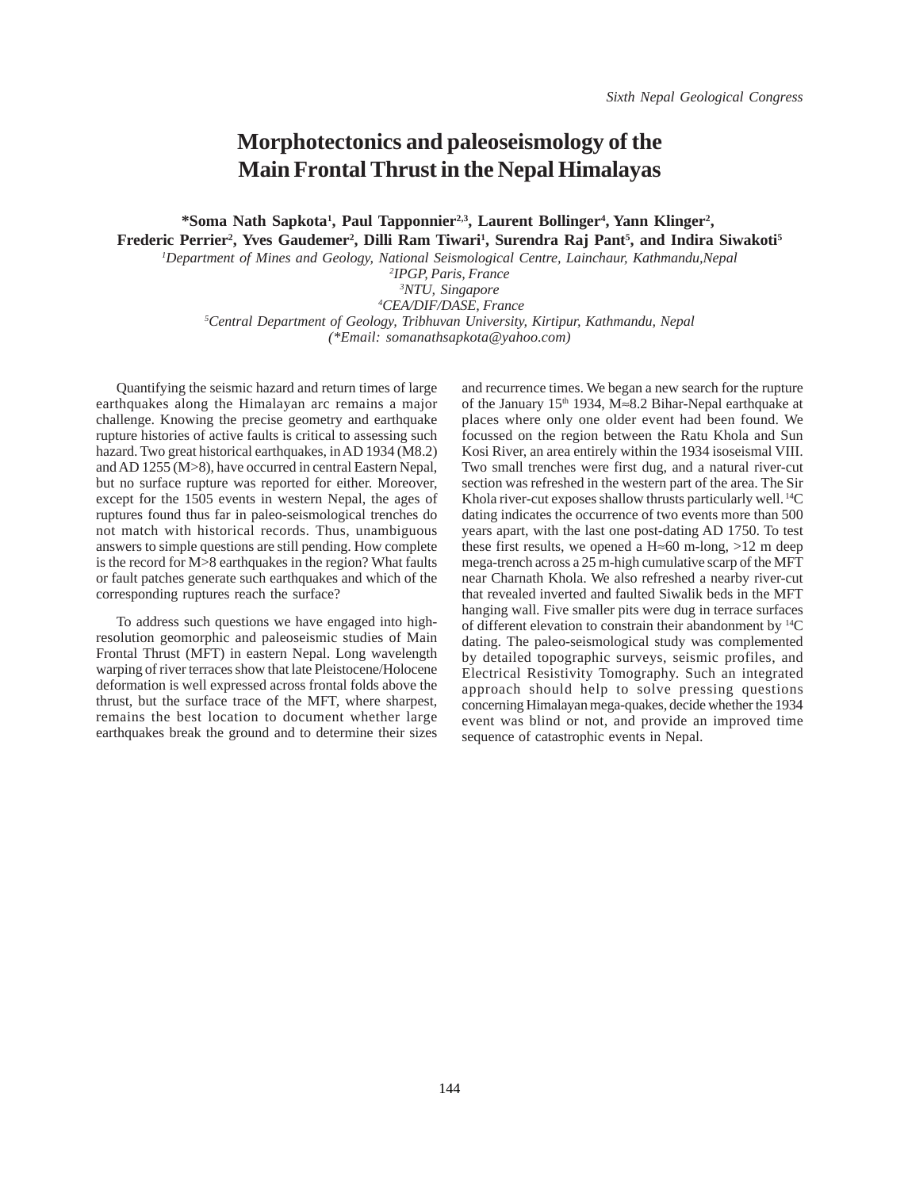# Morphotectonics and paleoseismology of the Main Frontal Thrust in the Nepal Himalayas

**\*Soma Nath Sapkota[1], Paul Tapponnier[2,3], Laurent Bollinger[4], Yann Klinger[2], Frederic Perrier[2], Yves Gaudemer[2], Dilli Ram Tiwari[1], Surendra Raj Pant[5], and Indira Siwakoti[5]**

*[1]Department of Mines and Geology, National Seismological Centre, Lainchaur, Kathmandu, Nepal*
*[2]IPGP, Paris, France*
*[3]NTU, Singapore*
*[4]CEA/DIF/DASE, France*
*[5]Central Department of Geology, Tribhuvan University, Kirtipur, Kathmandu, Nepal*
*(\*Email: somanathsapkota@yahoo.com)*

Quantifying the seismic hazard and return times of large earthquakes along the Himalayan arc remains a major challenge. Knowing the precise geometry and earthquake rupture histories of active faults is critical to assessing such hazard. Two great historical earthquakes, in AD 1934 (M8.2) and AD 1255 (M>8), have occurred in central Eastern Nepal, but no surface rupture was reported for either. Moreover, except for the 1505 events in western Nepal, the ages of ruptures found thus far in paleo-seismological trenches do not match with historical records. Thus, unambiguous answers to simple questions are still pending. How complete is the record for M>8 earthquakes in the region? What faults or fault patches generate such earthquakes and which of the corresponding ruptures reach the surface?

To address such questions we have engaged into high-resolution geomorphic and paleoseismic studies of Main Frontal Thrust (MFT) in eastern Nepal. Long wavelength warping of river terraces show that late Pleistocene/Holocene deformation is well expressed across frontal folds above the thrust, but the surface trace of the MFT, where sharpest, remains the best location to document whether large earthquakes break the ground and to determine their sizes and recurrence times. We began a new search for the rupture of the January 15th 1934, M≈8.2 Bihar-Nepal earthquake at places where only one older event had been found. We focussed on the region between the Ratu Khola and Sun Kosi River, an area entirely within the 1934 isoseismal VIII. Two small trenches were first dug, and a natural river-cut section was refreshed in the western part of the area. The Sir Khola river-cut exposes shallow thrusts particularly well. $^{14}C$ dating indicates the occurrence of two events more than 500 years apart, with the last one post-dating AD 1750. To test these first results, we opened a H≈60 m-long, >12 m deep mega-trench across a 25 m-high cumulative scarp of the MFT near Charnath Khola. We also refreshed a nearby river-cut that revealed inverted and faulted Siwalik beds in the MFT hanging wall. Five smaller pits were dug in terrace surfaces of different elevation to constrain their abandonment by $^{14}C$ dating. The paleo-seismological study was complemented by detailed topographic surveys, seismic profiles, and Electrical Resistivity Tomography. Such an integrated approach should help to solve pressing questions concerning Himalayan mega-quakes, decide whether the 1934 event was blind or not, and provide an improved time sequence of catastrophic events in Nepal.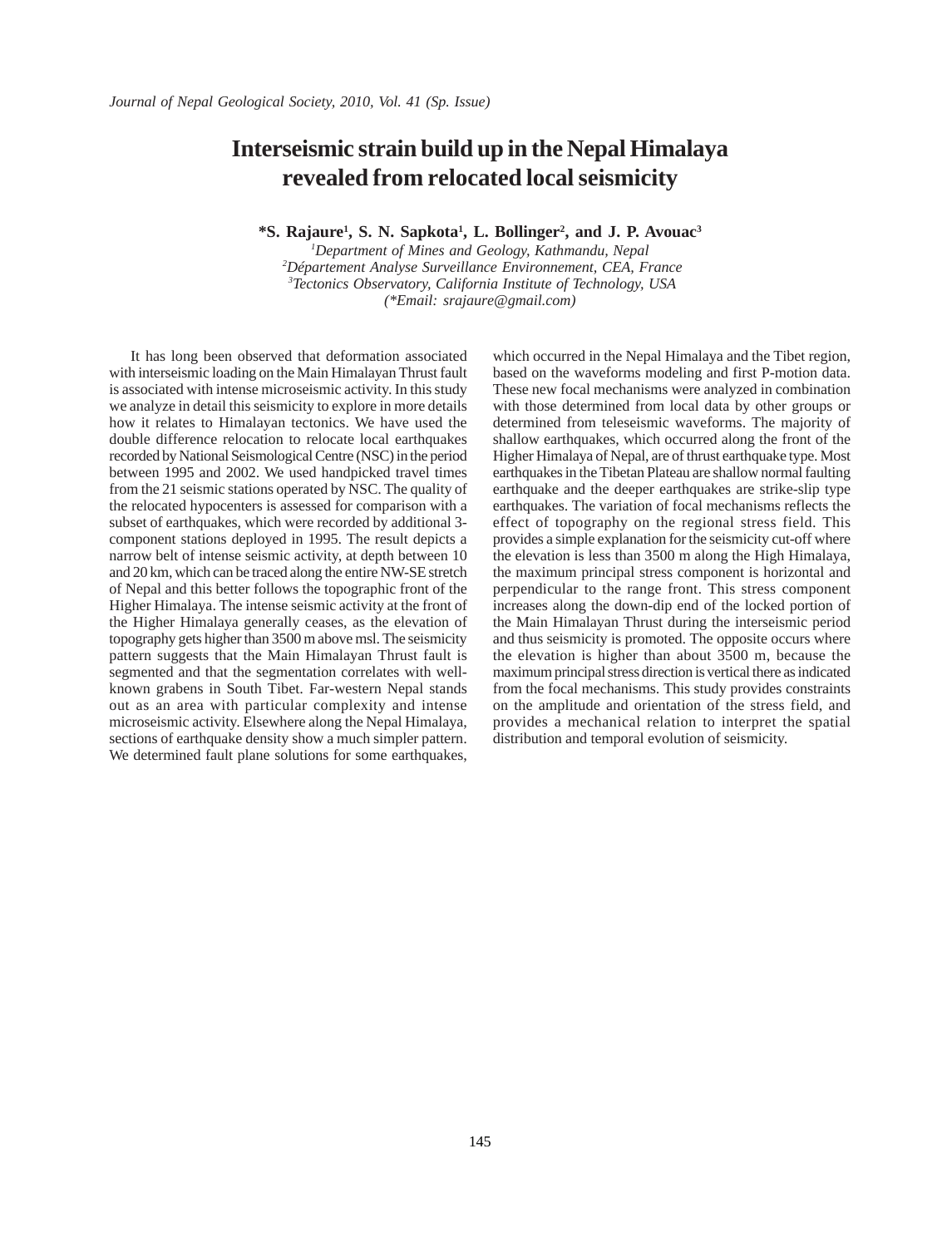# Interseismic strain build up in the Nepal Himalaya revealed from relocated local seismicity

**\*S. Rajaure[1], S. N. Sapkota[1], L. Bollinger[2], and J. P. Avouac[3]**

[1]*Department of Mines and Geology, Kathmandu, Nepal*
[2]*Département Analyse Surveillance Environnement, CEA, France*
[3]*Tectonics Observatory, California Institute of Technology, USA*
*(\*Email: srajaure@gmail.com)*

It has long been observed that deformation associated with interseismic loading on the Main Himalayan Thrust fault is associated with intense microseismic activity. In this study we analyze in detail this seismicity to explore in more details how it relates to Himalayan tectonics. We have used the double difference relocation to relocate local earthquakes recorded by National Seismological Centre (NSC) in the period between 1995 and 2002. We used handpicked travel times from the 21 seismic stations operated by NSC. The quality of the relocated hypocenters is assessed for comparison with a subset of earthquakes, which were recorded by additional 3-component stations deployed in 1995. The result depicts a narrow belt of intense seismic activity, at depth between 10 and 20 km, which can be traced along the entire NW-SE stretch of Nepal and this better follows the topographic front of the Higher Himalaya. The intense seismic activity at the front of the Higher Himalaya generally ceases, as the elevation of topography gets higher than 3500 m above msl. The seismicity pattern suggests that the Main Himalayan Thrust fault is segmented and that the segmentation correlates with well-known grabens in South Tibet. Far-western Nepal stands out as an area with particular complexity and intense microseismic activity. Elsewhere along the Nepal Himalaya, sections of earthquake density show a much simpler pattern. We determined fault plane solutions for some earthquakes, which occurred in the Nepal Himalaya and the Tibet region, based on the waveforms modeling and first P-motion data. These new focal mechanisms were analyzed in combination with those determined from local data by other groups or determined from teleseismic waveforms. The majority of shallow earthquakes, which occurred along the front of the Higher Himalaya of Nepal, are of thrust earthquake type. Most earthquakes in the Tibetan Plateau are shallow normal faulting earthquake and the deeper earthquakes are strike-slip type earthquakes. The variation of focal mechanisms reflects the effect of topography on the regional stress field. This provides a simple explanation for the seismicity cut-off where the elevation is less than 3500 m along the High Himalaya, the maximum principal stress component is horizontal and perpendicular to the range front. This stress component increases along the down-dip end of the locked portion of the Main Himalayan Thrust during the interseismic period and thus seismicity is promoted. The opposite occurs where the elevation is higher than about 3500 m, because the maximum principal stress direction is vertical there as indicated from the focal mechanisms. This study provides constraints on the amplitude and orientation of the stress field, and provides a mechanical relation to interpret the spatial distribution and temporal evolution of seismicity.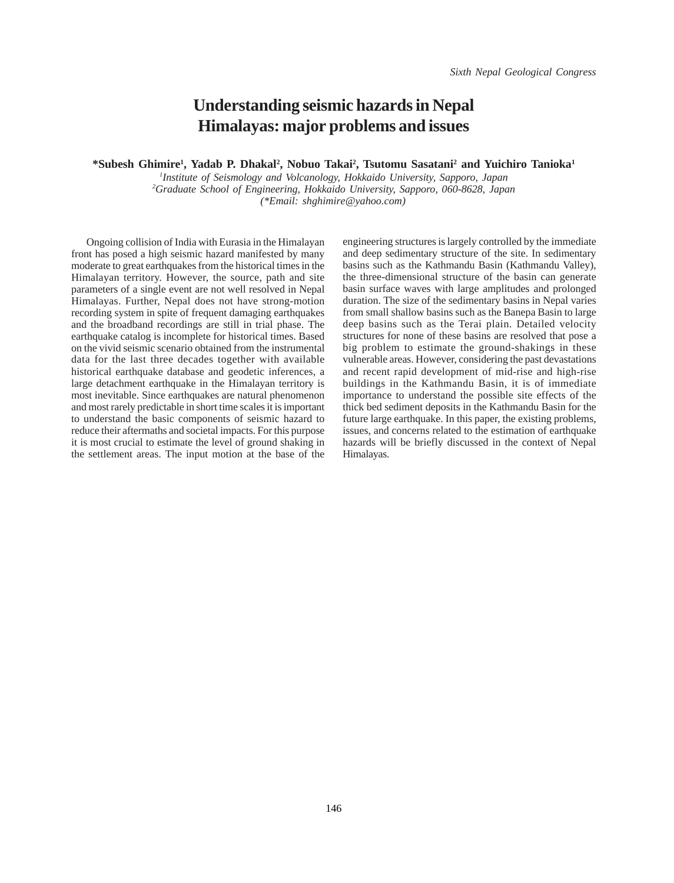# Understanding seismic hazards in Nepal Himalayas: major problems and issues

**\*Subesh Ghimire[1], Yadab P. Dhakal[2], Nobuo Takai[2], Tsutomu Sasatani[2] and Yuichiro Tanioka[1]**

*[1]Institute of Seismology and Volcanology, Hokkaido University, Sapporo, Japan*
*[2]Graduate School of Engineering, Hokkaido University, Sapporo, 060-8628, Japan*
*(\*Email: shghimire@yahoo.com)*

Ongoing collision of India with Eurasia in the Himalayan front has posed a high seismic hazard manifested by many moderate to great earthquakes from the historical times in the Himalayan territory. However, the source, path and site parameters of a single event are not well resolved in Nepal Himalayas. Further, Nepal does not have strong-motion recording system in spite of frequent damaging earthquakes and the broadband recordings are still in trial phase. The earthquake catalog is incomplete for historical times. Based on the vivid seismic scenario obtained from the instrumental data for the last three decades together with available historical earthquake database and geodetic inferences, a large detachment earthquake in the Himalayan territory is most inevitable. Since earthquakes are natural phenomenon and most rarely predictable in short time scales it is important to understand the basic components of seismic hazard to reduce their aftermaths and societal impacts. For this purpose it is most crucial to estimate the level of ground shaking in the settlement areas. The input motion at the base of the engineering structures is largely controlled by the immediate and deep sedimentary structure of the site. In sedimentary basins such as the Kathmandu Basin (Kathmandu Valley), the three-dimensional structure of the basin can generate basin surface waves with large amplitudes and prolonged duration. The size of the sedimentary basins in Nepal varies from small shallow basins such as the Banepa Basin to large deep basins such as the Terai plain. Detailed velocity structures for none of these basins are resolved that pose a big problem to estimate the ground-shakings in these vulnerable areas. However, considering the past devastations and recent rapid development of mid-rise and high-rise buildings in the Kathmandu Basin, it is of immediate importance to understand the possible site effects of the thick bed sediment deposits in the Kathmandu Basin for the future large earthquake. In this paper, the existing problems, issues, and concerns related to the estimation of earthquake hazards will be briefly discussed in the context of Nepal Himalayas.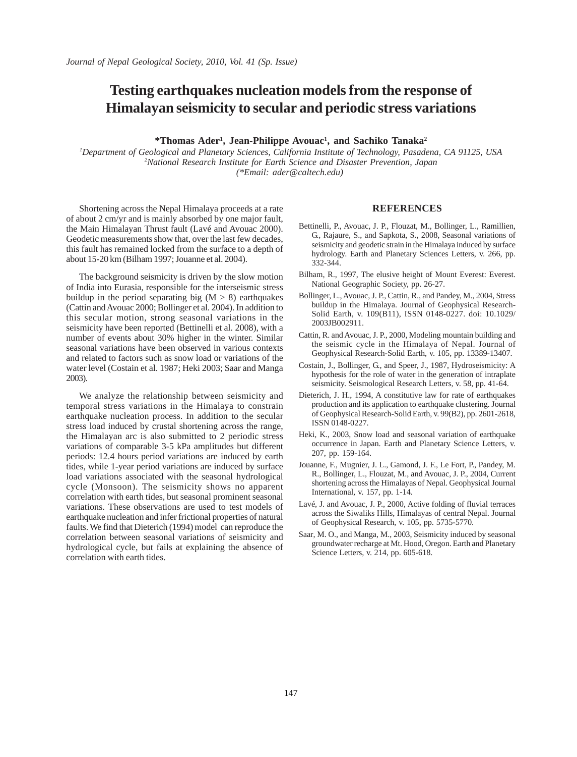# Testing earthquakes nucleation models from the response of Himalayan seismicity to secular and periodic stress variations

**\*Thomas Ader[1], Jean-Philippe Avouac[1], and Sachiko Tanaka[2]**

*[1]Department of Geological and Planetary Sciences, California Institute of Technology, Pasadena, CA 91125, USA*
*[2]National Research Institute for Earth Science and Disaster Prevention, Japan*
*(\*Email: ader@caltech.edu)*

Shortening across the Nepal Himalaya proceeds at a rate of about 2 cm/yr and is mainly absorbed by one major fault, the Main Himalayan Thrust fault (Lavé and Avouac 2000). Geodetic measurements show that, over the last few decades, this fault has remained locked from the surface to a depth of about 15-20 km (Bilham 1997; Jouanne et al. 2004).

The background seismicity is driven by the slow motion of India into Eurasia, responsible for the interseismic stress buildup in the period separating big ($M > 8$) earthquakes (Cattin and Avouac 2000; Bollinger et al. 2004). In addition to this secular motion, strong seasonal variations in the seismicity have been reported (Bettinelli et al. 2008), with a number of events about 30% higher in the winter. Similar seasonal variations have been observed in various contexts and related to factors such as snow load or variations of the water level (Costain et al. 1987; Heki 2003; Saar and Manga 2003).

We analyze the relationship between seismicity and temporal stress variations in the Himalaya to constrain earthquake nucleation process. In addition to the secular stress load induced by crustal shortening across the range, the Himalayan arc is also submitted to 2 periodic stress variations of comparable 3-5 kPa amplitudes but different periods: 12.4 hours period variations are induced by earth tides, while 1-year period variations are induced by surface load variations associated with the seasonal hydrological cycle (Monsoon). The seismicity shows no apparent correlation with earth tides, but seasonal prominent seasonal variations. These observations are used to test models of earthquake nucleation and infer frictional properties of natural faults. We find that Dieterich (1994) model can reproduce the correlation between seasonal variations of seismicity and hydrological cycle, but fails at explaining the absence of correlation with earth tides.

## REFERENCES

Bettinelli, P., Avouac, J. P., Flouzat, M., Bollinger, L., Ramillien, G., Rajaure, S., and Sapkota, S., 2008, Seasonal variations of seismicity and geodetic strain in the Himalaya induced by surface hydrology. Earth and Planetary Sciences Letters, v. 266, pp. 332-344.

Bilham, R., 1997, The elusive height of Mount Everest: Everest. National Geographic Society, pp. 26-27.

Bollinger, L., Avouac, J. P., Cattin, R., and Pandey, M., 2004, Stress buildup in the Himalaya. Journal of Geophysical Research-Solid Earth, v. 109(B11), ISSN 0148-0227. doi: 10.1029/2003JB002911.

Cattin, R. and Avouac, J. P., 2000, Modeling mountain building and the seismic cycle in the Himalaya of Nepal. Journal of Geophysical Research-Solid Earth, v. 105, pp. 13389-13407.

Costain, J., Bollinger, G., and Speer, J., 1987, Hydroseismicity: A hypothesis for the role of water in the generation of intraplate seismicity. Seismological Research Letters, v. 58, pp. 41-64.

Dieterich, J. H., 1994, A constitutive law for rate of earthquakes production and its application to earthquake clustering. Journal of Geophysical Research-Solid Earth, v. 99(B2), pp. 2601-2618, ISSN 0148-0227.

Heki, K., 2003, Snow load and seasonal variation of earthquake occurrence in Japan. Earth and Planetary Science Letters, v. 207, pp. 159-164.

Jouanne, F., Mugnier, J. L., Gamond, J. F., Le Fort, P., Pandey, M. R., Bollinger, L., Flouzat, M., and Avouac, J. P., 2004, Current shortening across the Himalayas of Nepal. Geophysical Journal International, v. 157, pp. 1-14.

Lavé, J. and Avouac, J. P., 2000, Active folding of fluvial terraces across the Siwaliks Hills, Himalayas of central Nepal. Journal of Geophysical Research, v. 105, pp. 5735-5770.

Saar, M. O., and Manga, M., 2003, Seismicity induced by seasonal groundwater recharge at Mt. Hood, Oregon. Earth and Planetary Science Letters, v. 214, pp. 605-618.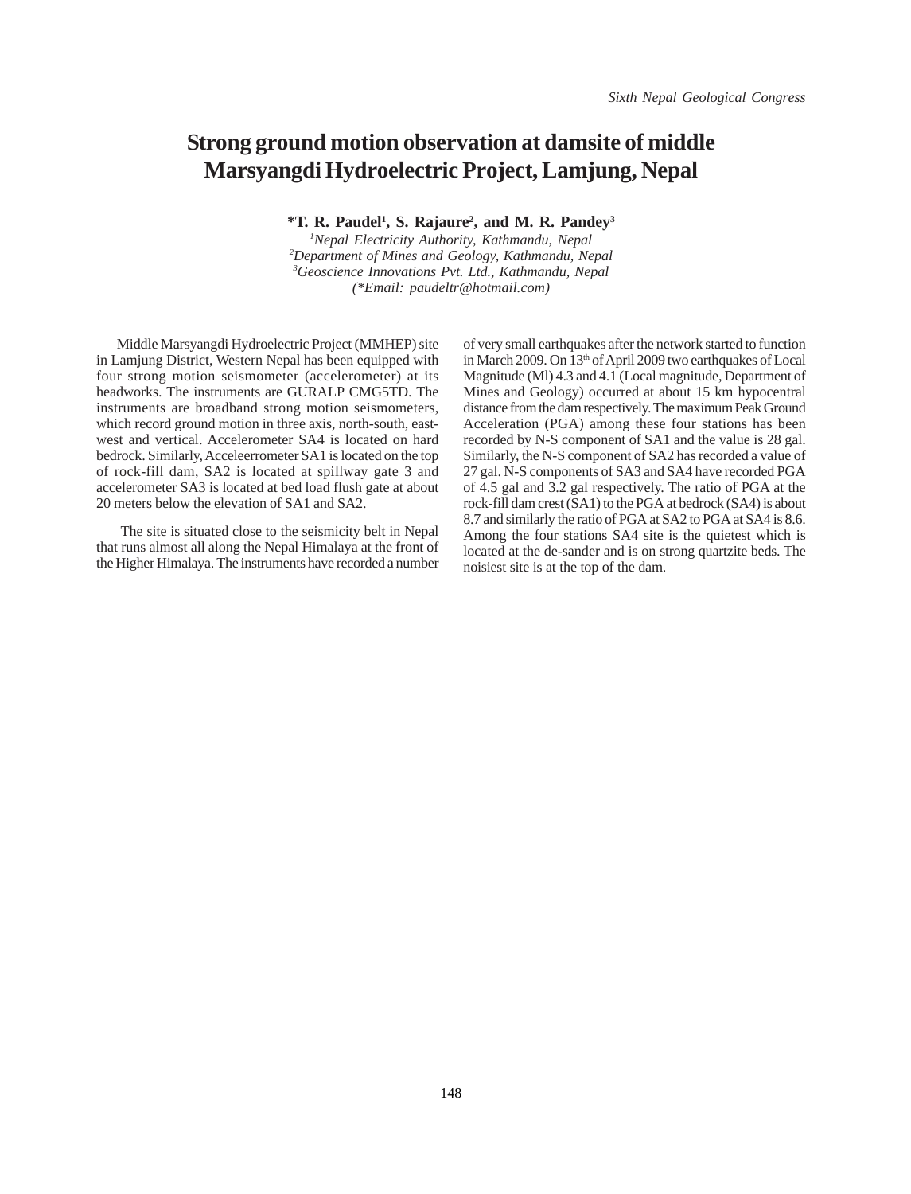# Strong ground motion observation at damsite of middle Marsyangdi Hydroelectric Project, Lamjung, Nepal

**\*T. R. Paudel[1], S. Rajaure[2], and M. R. Pandey[3]**

[1]*Nepal Electricity Authority, Kathmandu, Nepal*
[2]*Department of Mines and Geology, Kathmandu, Nepal*
[3]*Geoscience Innovations Pvt. Ltd., Kathmandu, Nepal*
*(\*Email: paudeltr@hotmail.com)*

Middle Marsyangdi Hydroelectric Project (MMHEP) site in Lamjung District, Western Nepal has been equipped with four strong motion seismometer (accelerometer) at its headworks. The instruments are GURALP CMG5TD. The instruments are broadband strong motion seismometers, which record ground motion in three axis, north-south, east-west and vertical. Accelerometer SA4 is located on hard bedrock. Similarly, Acceleerrometer SA1 is located on the top of rock-fill dam, SA2 is located at spillway gate 3 and accelerometer SA3 is located at bed load flush gate at about 20 meters below the elevation of SA1 and SA2.

The site is situated close to the seismicity belt in Nepal that runs almost all along the Nepal Himalaya at the front of the Higher Himalaya. The instruments have recorded a number of very small earthquakes after the network started to function in March 2009. On 13th of April 2009 two earthquakes of Local Magnitude (Ml) 4.3 and 4.1 (Local magnitude, Department of Mines and Geology) occurred at about 15 km hypocentral distance from the dam respectively. The maximum Peak Ground Acceleration (PGA) among these four stations has been recorded by N-S component of SA1 and the value is 28 gal. Similarly, the N-S component of SA2 has recorded a value of 27 gal. N-S components of SA3 and SA4 have recorded PGA of 4.5 gal and 3.2 gal respectively. The ratio of PGA at the rock-fill dam crest (SA1) to the PGA at bedrock (SA4) is about 8.7 and similarly the ratio of PGA at SA2 to PGA at SA4 is 8.6. Among the four stations SA4 site is the quietest which is located at the de-sander and is on strong quartzite beds. The noisiest site is at the top of the dam.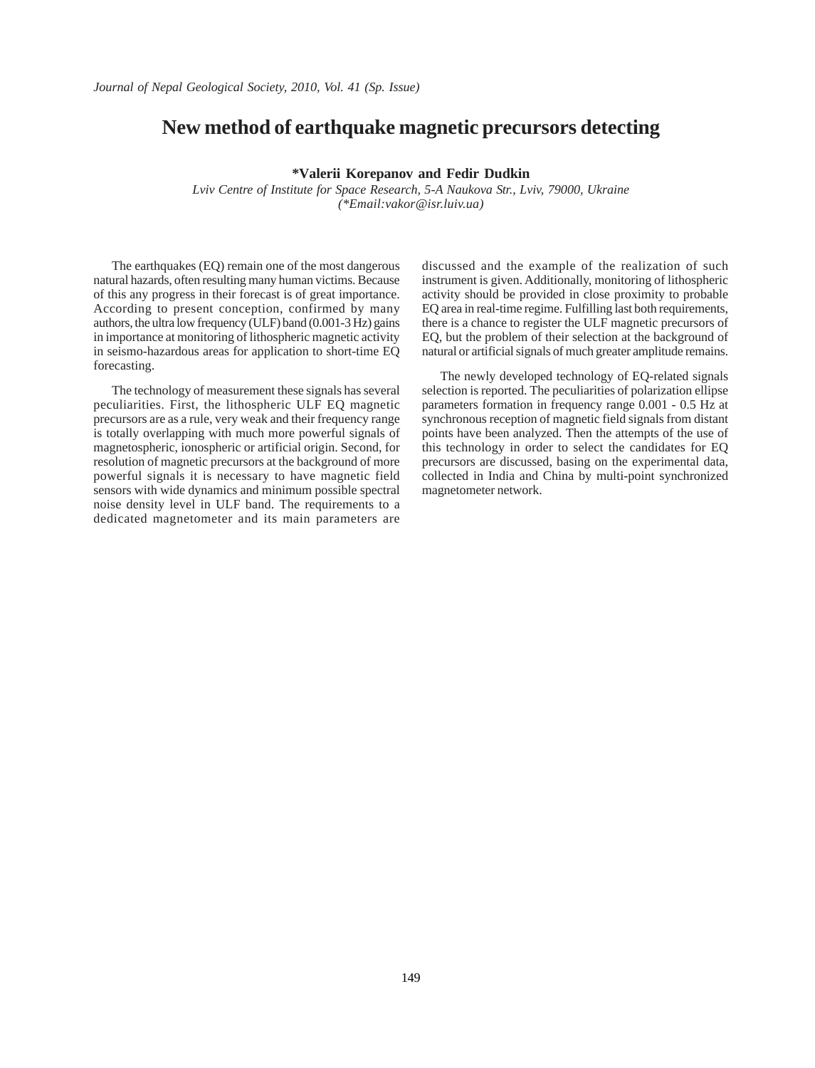# New method of earthquake magnetic precursors detecting

**\*Valerii Korepanov and Fedir Dudkin**

*Lviv Centre of Institute for Space Research, 5-A Naukova Str., Lviv, 79000, Ukraine*
*(\*Email:vakor@isr.luiv.ua)*

The earthquakes (EQ) remain one of the most dangerous natural hazards, often resulting many human victims. Because of this any progress in their forecast is of great importance. According to present conception, confirmed by many authors, the ultra low frequency (ULF) band (0.001-3 Hz) gains in importance at monitoring of lithospheric magnetic activity in seismo-hazardous areas for application to short-time EQ forecasting.

The technology of measurement these signals has several peculiarities. First, the lithospheric ULF EQ magnetic precursors are as a rule, very weak and their frequency range is totally overlapping with much more powerful signals of magnetospheric, ionospheric or artificial origin. Second, for resolution of magnetic precursors at the background of more powerful signals it is necessary to have magnetic field sensors with wide dynamics and minimum possible spectral noise density level in ULF band. The requirements to a dedicated magnetometer and its main parameters are discussed and the example of the realization of such instrument is given. Additionally, monitoring of lithospheric activity should be provided in close proximity to probable EQ area in real-time regime. Fulfilling last both requirements, there is a chance to register the ULF magnetic precursors of EQ, but the problem of their selection at the background of natural or artificial signals of much greater amplitude remains.

The newly developed technology of EQ-related signals selection is reported. The peculiarities of polarization ellipse parameters formation in frequency range 0.001 - 0.5 Hz at synchronous reception of magnetic field signals from distant points have been analyzed. Then the attempts of the use of this technology in order to select the candidates for EQ precursors are discussed, basing on the experimental data, collected in India and China by multi-point synchronized magnetometer network.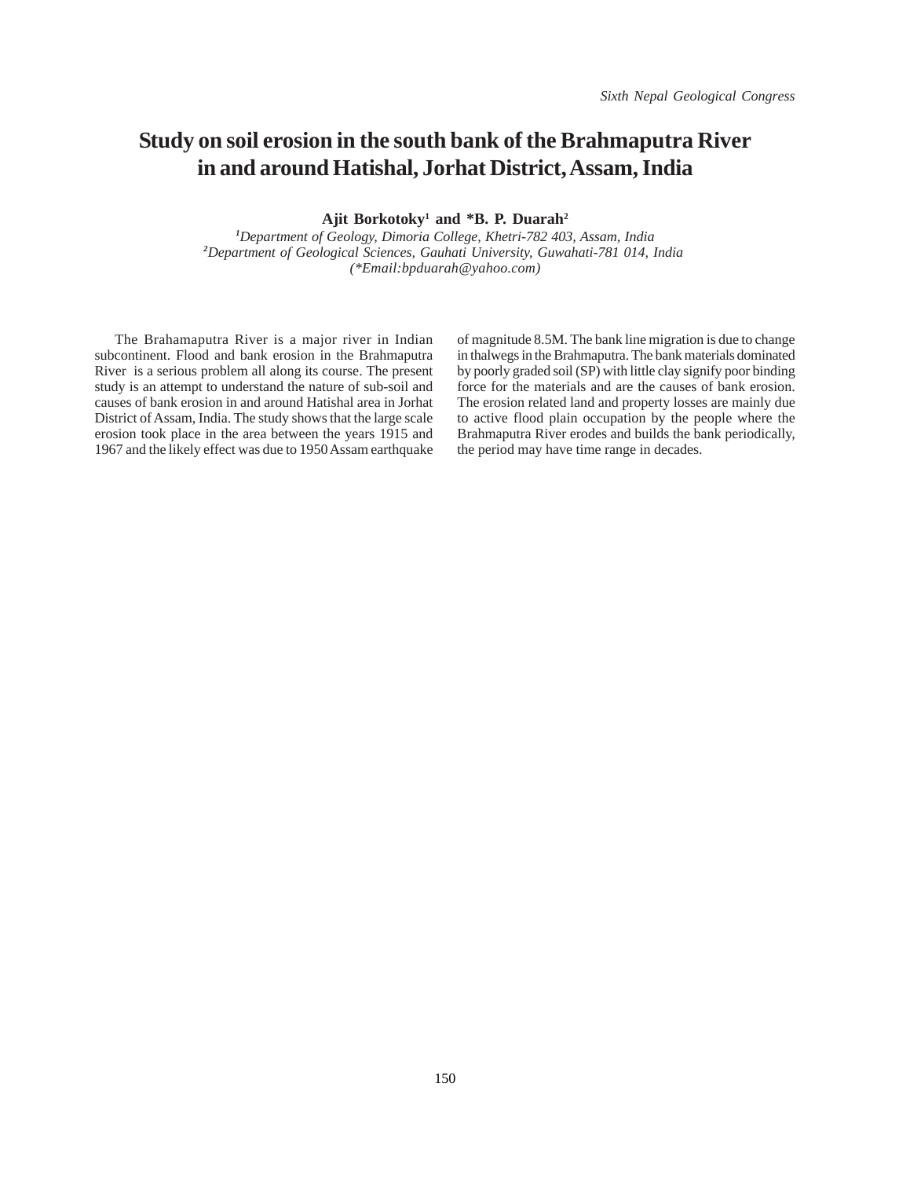# Study on soil erosion in the south bank of the Brahmaputra River in and around Hatishal, Jorhat District, Assam, India

**Ajit Borkotoky[1] and *B. P. Duarah[2]**

*[1]Department of Geology, Dimoria College, Khetri-782 403, Assam, India*
*[2]Department of Geological Sciences, Gauhati University, Guwahati-781 014, India*
*(*Email:bpduarah@yahoo.com)*

The Brahamaputra River is a major river in Indian subcontinent. Flood and bank erosion in the Brahmaputra River is a serious problem all along its course. The present study is an attempt to understand the nature of sub-soil and causes of bank erosion in and around Hatishal area in Jorhat District of Assam, India. The study shows that the large scale erosion took place in the area between the years 1915 and 1967 and the likely effect was due to 1950 Assam earthquake of magnitude 8.5M. The bank line migration is due to change in thalwegs in the Brahmaputra. The bank materials dominated by poorly graded soil (SP) with little clay signify poor binding force for the materials and are the causes of bank erosion. The erosion related land and property losses are mainly due to active flood plain occupation by the people where the Brahmaputra River erodes and builds the bank periodically, the period may have time range in decades.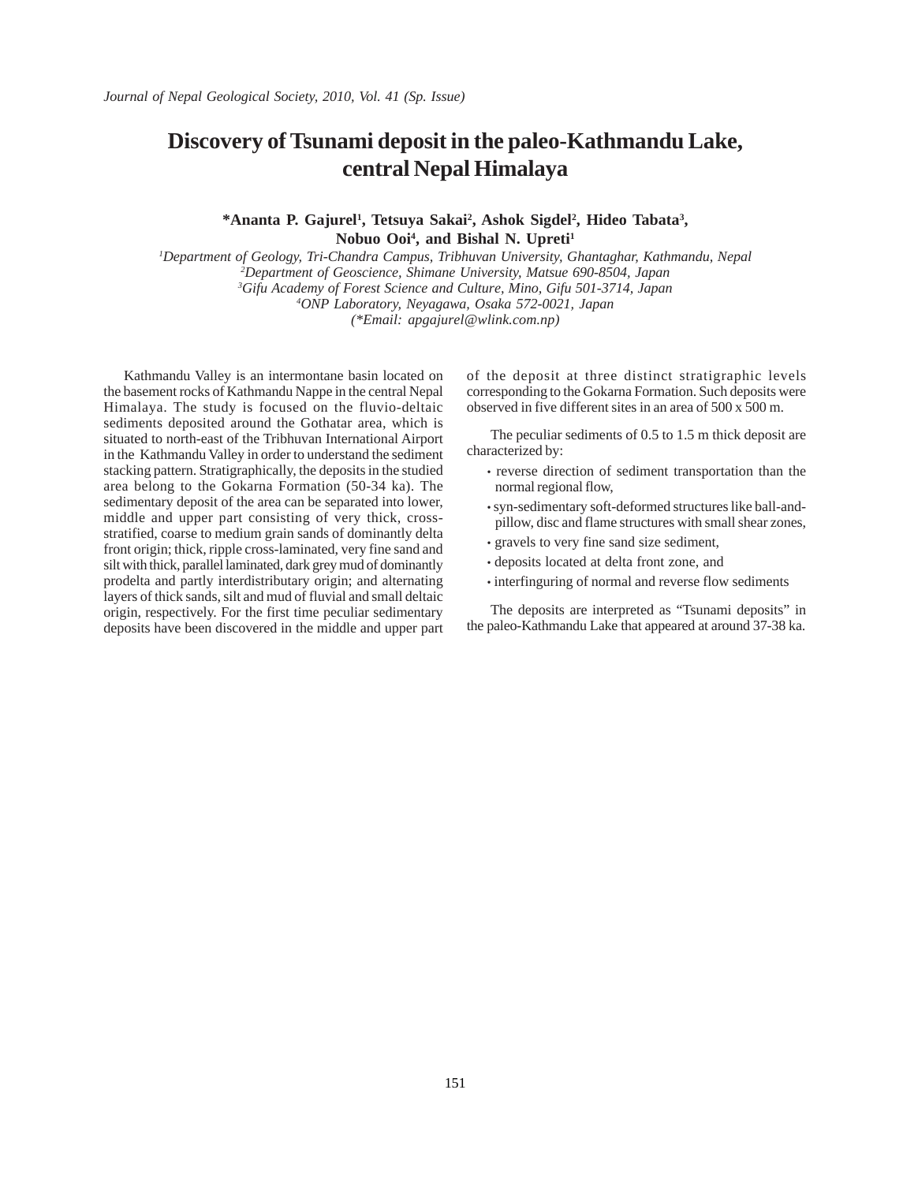# Discovery of Tsunami deposit in the paleo-Kathmandu Lake, central Nepal Himalaya

**\*Ananta P. Gajurel[1], Tetsuya Sakai[2], Ashok Sigdel[2], Hideo Tabata[3], Nobuo Ooi[4], and Bishal N. Upreti[1]**

*[1]Department of Geology, Tri-Chandra Campus, Tribhuvan University, Ghantaghar, Kathmandu, Nepal*
*[2]Department of Geoscience, Shimane University, Matsue 690-8504, Japan*
*[3]Gifu Academy of Forest Science and Culture, Mino, Gifu 501-3714, Japan*
*[4]ONP Laboratory, Neyagawa, Osaka 572-0021, Japan*
*(\*Email: apgajurel@wlink.com.np)*

Kathmandu Valley is an intermontane basin located on the basement rocks of Kathmandu Nappe in the central Nepal Himalaya. The study is focused on the fluvio-deltaic sediments deposited around the Gothatar area, which is situated to north-east of the Tribhuvan International Airport in the Kathmandu Valley in order to understand the sediment stacking pattern. Stratigraphically, the deposits in the studied area belong to the Gokarna Formation (50-34 ka). The sedimentary deposit of the area can be separated into lower, middle and upper part consisting of very thick, cross-stratified, coarse to medium grain sands of dominantly delta front origin; thick, ripple cross-laminated, very fine sand and silt with thick, parallel laminated, dark grey mud of dominantly prodelta and partly interdistributary origin; and alternating layers of thick sands, silt and mud of fluvial and small deltaic origin, respectively. For the first time peculiar sedimentary deposits have been discovered in the middle and upper part of the deposit at three distinct stratigraphic levels corresponding to the Gokarna Formation. Such deposits were observed in five different sites in an area of 500 x 500 m.

The peculiar sediments of 0.5 to 1.5 m thick deposit are characterized by:

- reverse direction of sediment transportation than the normal regional flow,
- syn-sedimentary soft-deformed structures like ball-and-pillow, disc and flame structures with small shear zones,
- gravels to very fine sand size sediment,
- deposits located at delta front zone, and
- interfinguring of normal and reverse flow sediments

The deposits are interpreted as "Tsunami deposits" in the paleo-Kathmandu Lake that appeared at around 37-38 ka.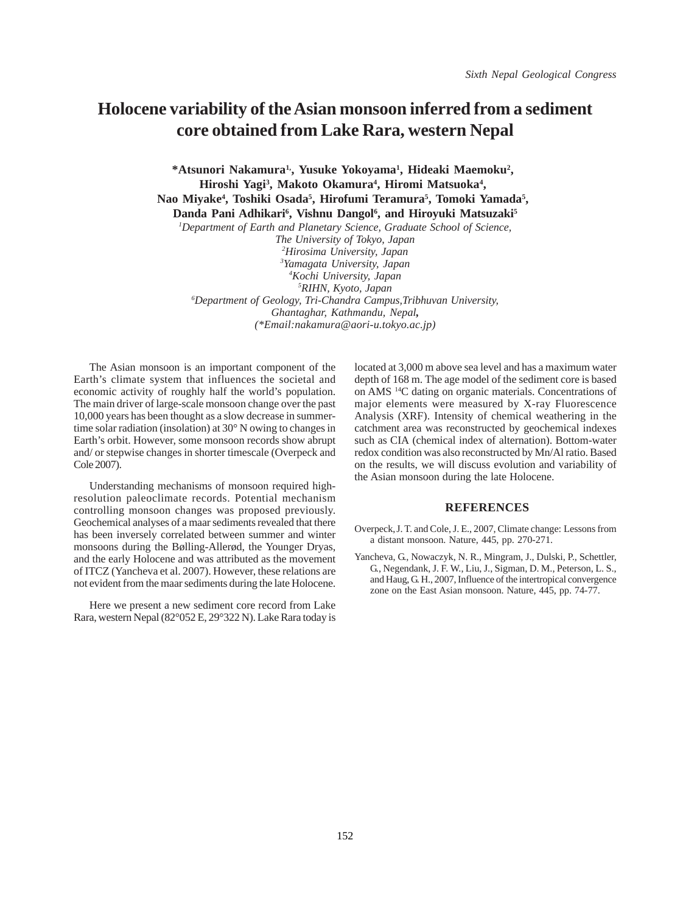# Holocene variability of the Asian monsoon inferred from a sediment core obtained from Lake Rara, western Nepal

**\*Atsunori Nakamura[1,], Yusuke Yokoyama[1], Hideaki Maemoku[2], Hiroshi Yagi[3], Makoto Okamura[4], Hiromi Matsuoka[4], Nao Miyake[4], Toshiki Osada[5], Hirofumi Teramura[5], Tomoki Yamada[5], Danda Pani Adhikari[6], Vishnu Dangol[6], and Hiroyuki Matsuzaki[5]**

*[1]Department of Earth and Planetary Science, Graduate School of Science, The University of Tokyo, Japan*
*[2]Hirosima University, Japan*
*[3]Yamagata University, Japan*
*[4]Kochi University, Japan*
*[5]RIHN, Kyoto, Japan*
*[6]Department of Geology, Tri-Chandra Campus,Tribhuvan University, Ghantaghar, Kathmandu, Nepal,*
*(\*Email:nakamura@aori-u.tokyo.ac.jp)*

The Asian monsoon is an important component of the Earth's climate system that influences the societal and economic activity of roughly half the world's population. The main driver of large-scale monsoon change over the past 10,000 years has been thought as a slow decrease in summer-time solar radiation (insolation) at 30° N owing to changes in Earth's orbit. However, some monsoon records show abrupt and/ or stepwise changes in shorter timescale (Overpeck and Cole 2007).

Understanding mechanisms of monsoon required high-resolution paleoclimate records. Potential mechanism controlling monsoon changes was proposed previously. Geochemical analyses of a maar sediments revealed that there has been inversely correlated between summer and winter monsoons during the Bølling-Allerød, the Younger Dryas, and the early Holocene and was attributed as the movement of ITCZ (Yancheva et al. 2007). However, these relations are not evident from the maar sediments during the late Holocene.

Here we present a new sediment core record from Lake Rara, western Nepal (82°052 E, 29°322 N). Lake Rara today is located at 3,000 m above sea level and has a maximum water depth of 168 m. The age model of the sediment core is based on AMS $^{14}C$ dating on organic materials. Concentrations of major elements were measured by X-ray Fluorescence Analysis (XRF). Intensity of chemical weathering in the catchment area was reconstructed by geochemical indexes such as CIA (chemical index of alternation). Bottom-water redox condition was also reconstructed by Mn/Al ratio. Based on the results, we will discuss evolution and variability of the Asian monsoon during the late Holocene.

## REFERENCES

Overpeck, J. T. and Cole, J. E., 2007, Climate change: Lessons from a distant monsoon. Nature, 445, pp. 270-271.

Yancheva, G., Nowaczyk, N. R., Mingram, J., Dulski, P., Schettler, G., Negendank, J. F. W., Liu, J., Sigman, D. M., Peterson, L. S., and Haug, G. H., 2007, Influence of the intertropical convergence zone on the East Asian monsoon. Nature, 445, pp. 74-77.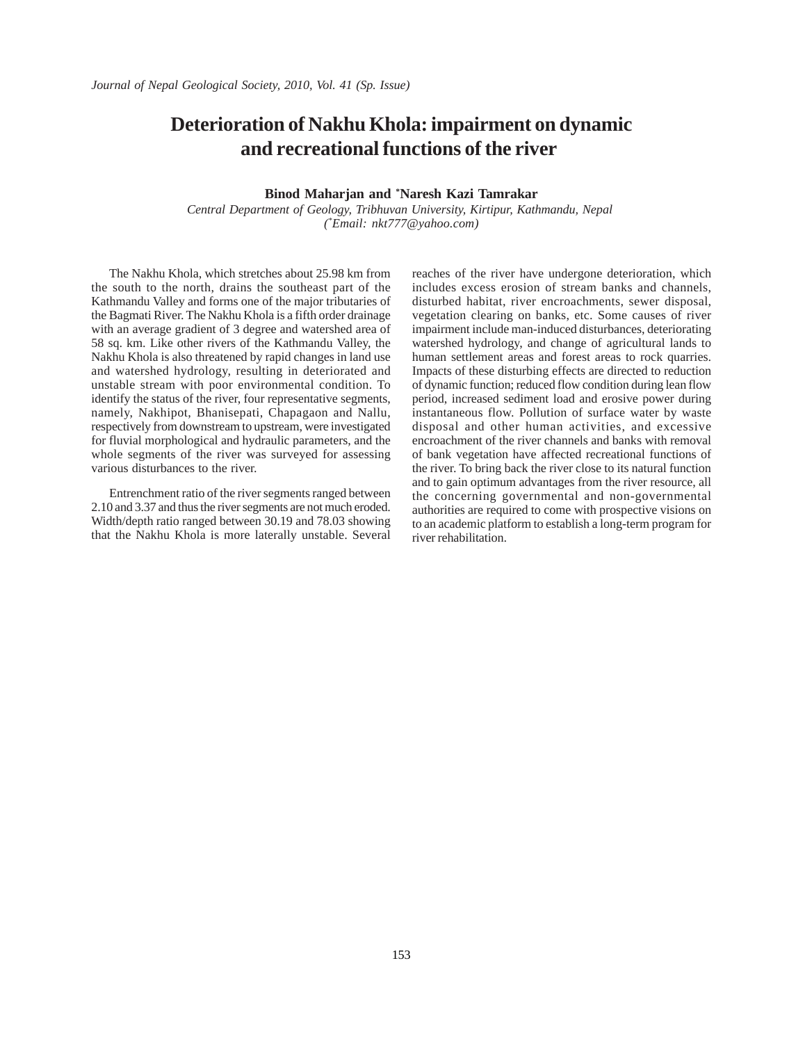# Deterioration of Nakhu Khola: impairment on dynamic and recreational functions of the river

**Binod Maharjan and \*Naresh Kazi Tamrakar**

*Central Department of Geology, Tribhuvan University, Kirtipur, Kathmandu, Nepal*
*(\*Email: nkt777@yahoo.com)*

The Nakhu Khola, which stretches about 25.98 km from the south to the north, drains the southeast part of the Kathmandu Valley and forms one of the major tributaries of the Bagmati River. The Nakhu Khola is a fifth order drainage with an average gradient of 3 degree and watershed area of 58 sq. km. Like other rivers of the Kathmandu Valley, the Nakhu Khola is also threatened by rapid changes in land use and watershed hydrology, resulting in deteriorated and unstable stream with poor environmental condition. To identify the status of the river, four representative segments, namely, Nakhipot, Bhanisepati, Chapagaon and Nallu, respectively from downstream to upstream, were investigated for fluvial morphological and hydraulic parameters, and the whole segments of the river was surveyed for assessing various disturbances to the river.

Entrenchment ratio of the river segments ranged between 2.10 and 3.37 and thus the river segments are not much eroded. Width/depth ratio ranged between 30.19 and 78.03 showing that the Nakhu Khola is more laterally unstable. Several reaches of the river have undergone deterioration, which includes excess erosion of stream banks and channels, disturbed habitat, river encroachments, sewer disposal, vegetation clearing on banks, etc. Some causes of river impairment include man-induced disturbances, deteriorating watershed hydrology, and change of agricultural lands to human settlement areas and forest areas to rock quarries. Impacts of these disturbing effects are directed to reduction of dynamic function; reduced flow condition during lean flow period, increased sediment load and erosive power during instantaneous flow. Pollution of surface water by waste disposal and other human activities, and excessive encroachment of the river channels and banks with removal of bank vegetation have affected recreational functions of the river. To bring back the river close to its natural function and to gain optimum advantages from the river resource, all the concerning governmental and non-governmental authorities are required to come with prospective visions on to an academic platform to establish a long-term program for river rehabilitation.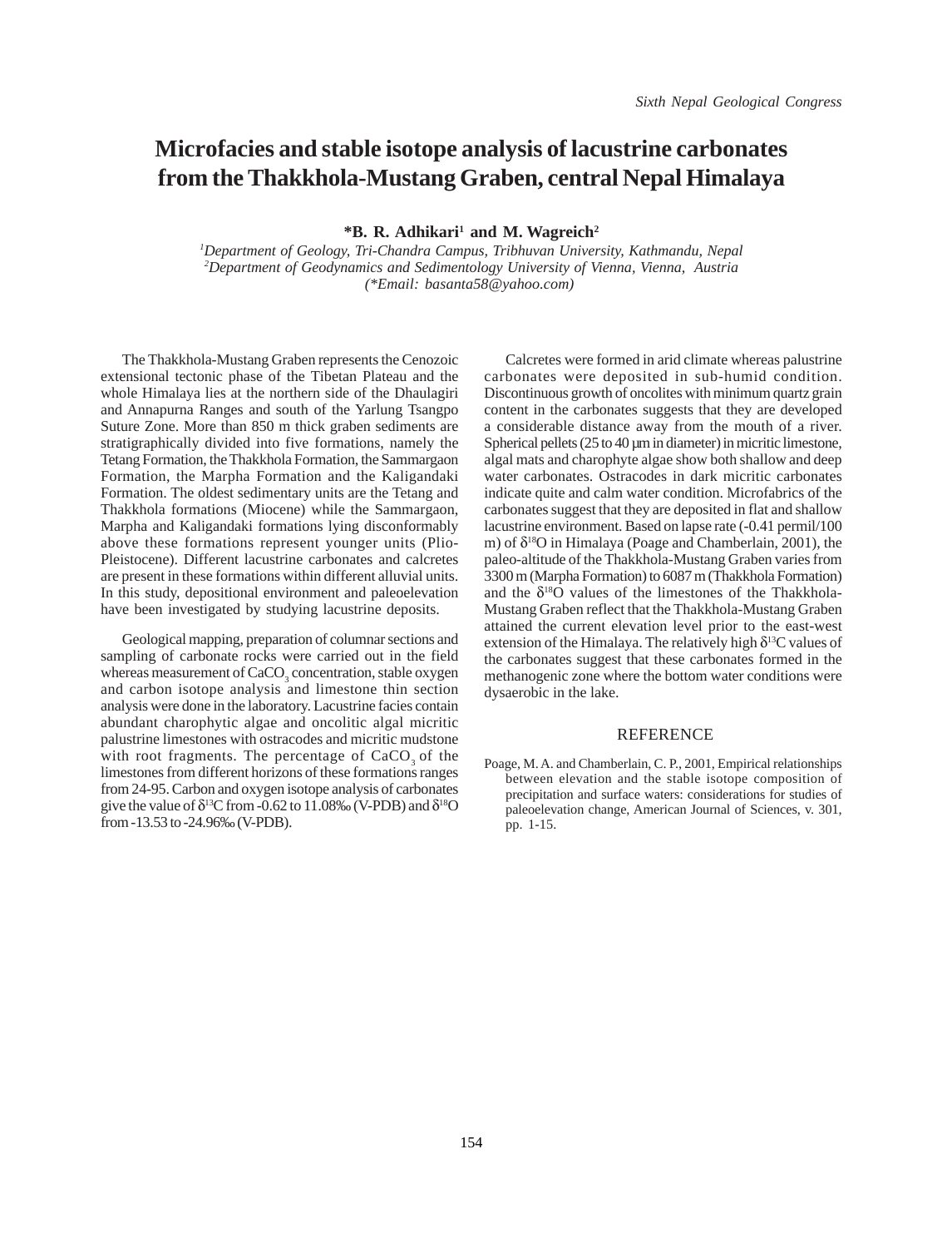# Microfacies and stable isotope analysis of lacustrine carbonates from the Thakkhola-Mustang Graben, central Nepal Himalaya

**\*B. R. Adhikari[1] and M. Wagreich[2]**

[1]*Department of Geology, Tri-Chandra Campus, Tribhuvan University, Kathmandu, Nepal*
[2]*Department of Geodynamics and Sedimentology University of Vienna, Vienna, Austria*
*(\*Email: basanta58@yahoo.com)*

The Thakkhola-Mustang Graben represents the Cenozoic extensional tectonic phase of the Tibetan Plateau and the whole Himalaya lies at the northern side of the Dhaulagiri and Annapurna Ranges and south of the Yarlung Tsangpo Suture Zone. More than 850 m thick graben sediments are stratigraphically divided into five formations, namely the Tetang Formation, the Thakkhola Formation, the Sammargaon Formation, the Marpha Formation and the Kaligandaki Formation. The oldest sedimentary units are the Tetang and Thakkhola formations (Miocene) while the Sammargaon, Marpha and Kaligandaki formations lying disconformably above these formations represent younger units (Plio-Pleistocene). Different lacustrine carbonates and calcretes are present in these formations within different alluvial units. In this study, depositional environment and paleoelevation have been investigated by studying lacustrine deposits.

Geological mapping, preparation of columnar sections and sampling of carbonate rocks were carried out in the field whereas measurement of $CaCO_3$ concentration, stable oxygen and carbon isotope analysis and limestone thin section analysis were done in the laboratory. Lacustrine facies contain abundant charophytic algae and oncolitic algal micritic palustrine limestones with ostracodes and micritic mudstone with root fragments. The percentage of $CaCO_3$ of the limestones from different horizons of these formations ranges from 24-95. Carbon and oxygen isotope analysis of carbonates give the value of $\delta^{13}C$ from -0.62 to 11.08‰ (V-PDB) and $\delta^{18}O$ from -13.53 to -24.96‰ (V-PDB).

Calcretes were formed in arid climate whereas palustrine carbonates were deposited in sub-humid condition. Discontinuous growth of oncolites with minimum quartz grain content in the carbonates suggests that they are developed a considerable distance away from the mouth of a river. Spherical pellets (25 to 40 µm in diameter) in micritic limestone, algal mats and charophyte algae show both shallow and deep water carbonates. Ostracodes in dark micritic carbonates indicate quite and calm water condition. Microfabrics of the carbonates suggest that they are deposited in flat and shallow lacustrine environment. Based on lapse rate (-0.41 permil/100 m) of $\delta^{18}O$ in Himalaya (Poage and Chamberlain, 2001), the paleo-altitude of the Thakkhola-Mustang Graben varies from 3300 m (Marpha Formation) to 6087 m (Thakkhola Formation) and the $\delta^{18}O$ values of the limestones of the Thakkhola-Mustang Graben reflect that the Thakkhola-Mustang Graben attained the current elevation level prior to the east-west extension of the Himalaya. The relatively high $\delta^{13}C$ values of the carbonates suggest that these carbonates formed in the methanogenic zone where the bottom water conditions were dysaerobic in the lake.

## REFERENCE

Poage, M. A. and Chamberlain, C. P., 2001, Empirical relationships between elevation and the stable isotope composition of precipitation and surface waters: considerations for studies of paleoelevation change, American Journal of Sciences, v. 301, pp. 1-15.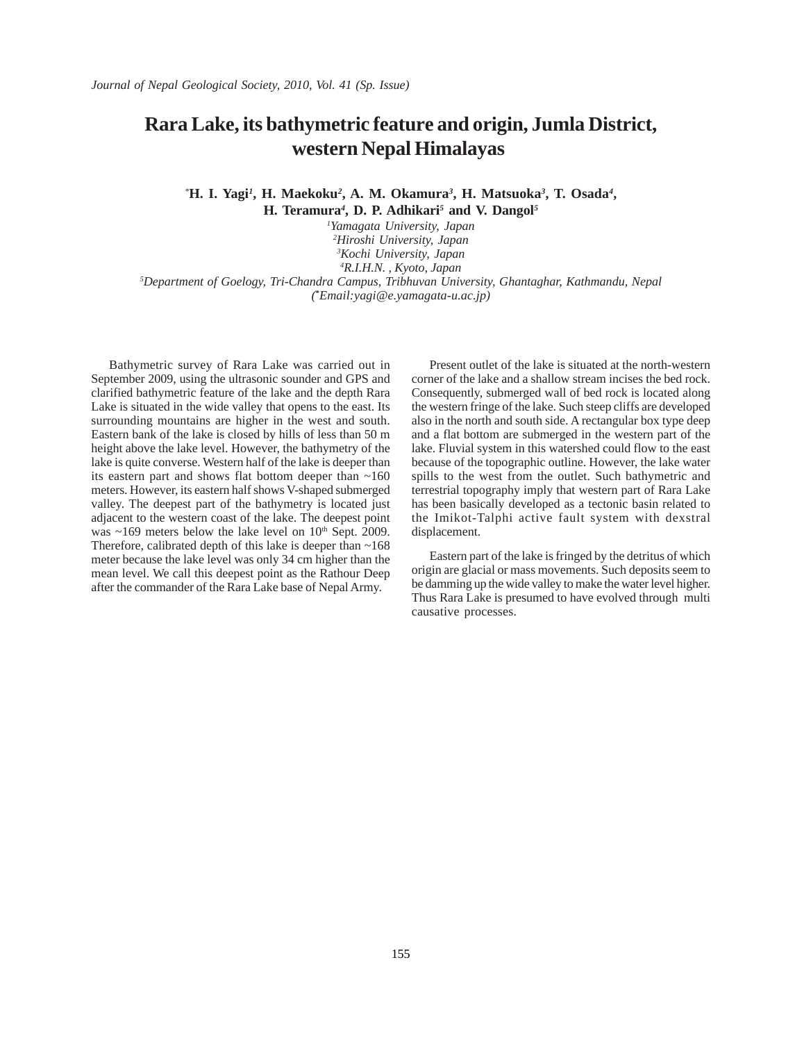# Rara Lake, its bathymetric feature and origin, Jumla District, western Nepal Himalayas

**\*H. I. Yagi[1], H. Maekoku[2], A. M. Okamura[3], H. Matsuoka[3], T. Osada[4], H. Teramura[4], D. P. Adhikari[5] and V. Dangol[5]**

[1]*Yamagata University, Japan*
[2]*Hiroshi University, Japan*
[3]*Kochi University, Japan*
[4]*R.I.H.N. , Kyoto, Japan*
[5]*Department of Goelogy, Tri-Chandra Campus, Tribhuvan University, Ghantaghar, Kathmandu, Nepal*
*(\*Email:yagi@e.yamagata-u.ac.jp)*

Bathymetric survey of Rara Lake was carried out in September 2009, using the ultrasonic sounder and GPS and clarified bathymetric feature of the lake and the depth Rara Lake is situated in the wide valley that opens to the east. Its surrounding mountains are higher in the west and south. Eastern bank of the lake is closed by hills of less than 50 m height above the lake level. However, the bathymetry of the lake is quite converse. Western half of the lake is deeper than its eastern part and shows flat bottom deeper than ~160 meters. However, its eastern half shows V-shaped submerged valley. The deepest part of the bathymetry is located just adjacent to the western coast of the lake. The deepest point was ~169 meters below the lake level on 10th Sept. 2009. Therefore, calibrated depth of this lake is deeper than ~168 meter because the lake level was only 34 cm higher than the mean level. We call this deepest point as the Rathour Deep after the commander of the Rara Lake base of Nepal Army.

Present outlet of the lake is situated at the north-western corner of the lake and a shallow stream incises the bed rock. Consequently, submerged wall of bed rock is located along the western fringe of the lake. Such steep cliffs are developed also in the north and south side. A rectangular box type deep and a flat bottom are submerged in the western part of the lake. Fluvial system in this watershed could flow to the east because of the topographic outline. However, the lake water spills to the west from the outlet. Such bathymetric and terrestrial topography imply that western part of Rara Lake has been basically developed as a tectonic basin related to the Imikot-Talphi active fault system with dexstral displacement.

Eastern part of the lake is fringed by the detritus of which origin are glacial or mass movements. Such deposits seem to be damming up the wide valley to make the water level higher. Thus Rara Lake is presumed to have evolved through multi causative processes.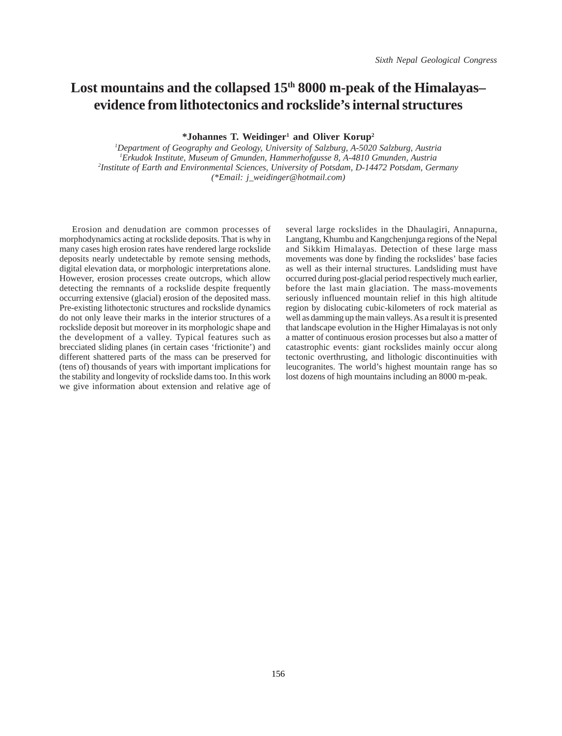# Lost mountains and the collapsed 15th 8000 m-peak of the Himalayas– evidence from lithotectonics and rockslide's internal structures

**\*Johannes T. Weidinger[1] and Oliver Korup[2]**

*[1]Department of Geography and Geology, University of Salzburg, A-5020 Salzburg, Austria*
*[1]Erkudok Institute, Museum of Gmunden, Hammerhofgusse 8, A-4810 Gmunden, Austria*
*[2]Institute of Earth and Environmental Sciences, University of Potsdam, D-14472 Potsdam, Germany*
*(\*Email: j_weidinger@hotmail.com)*

Erosion and denudation are common processes of morphodynamics acting at rockslide deposits. That is why in many cases high erosion rates have rendered large rockslide deposits nearly undetectable by remote sensing methods, digital elevation data, or morphologic interpretations alone. However, erosion processes create outcrops, which allow detecting the remnants of a rockslide despite frequently occurring extensive (glacial) erosion of the deposited mass. Pre-existing lithotectonic structures and rockslide dynamics do not only leave their marks in the interior structures of a rockslide deposit but moreover in its morphologic shape and the development of a valley. Typical features such as brecciated sliding planes (in certain cases 'frictionite') and different shattered parts of the mass can be preserved for (tens of) thousands of years with important implications for the stability and longevity of rockslide dams too. In this work we give information about extension and relative age of several large rockslides in the Dhaulagiri, Annapurna, Langtang, Khumbu and Kangchenjunga regions of the Nepal and Sikkim Himalayas. Detection of these large mass movements was done by finding the rockslides' base facies as well as their internal structures. Landsliding must have occurred during post-glacial period respectively much earlier, before the last main glaciation. The mass-movements seriously influenced mountain relief in this high altitude region by dislocating cubic-kilometers of rock material as well as damming up the main valleys. As a result it is presented that landscape evolution in the Higher Himalayas is not only a matter of continuous erosion processes but also a matter of catastrophic events: giant rockslides mainly occur along tectonic overthrusting, and lithologic discontinuities with leucogranites. The world's highest mountain range has so lost dozens of high mountains including an 8000 m-peak.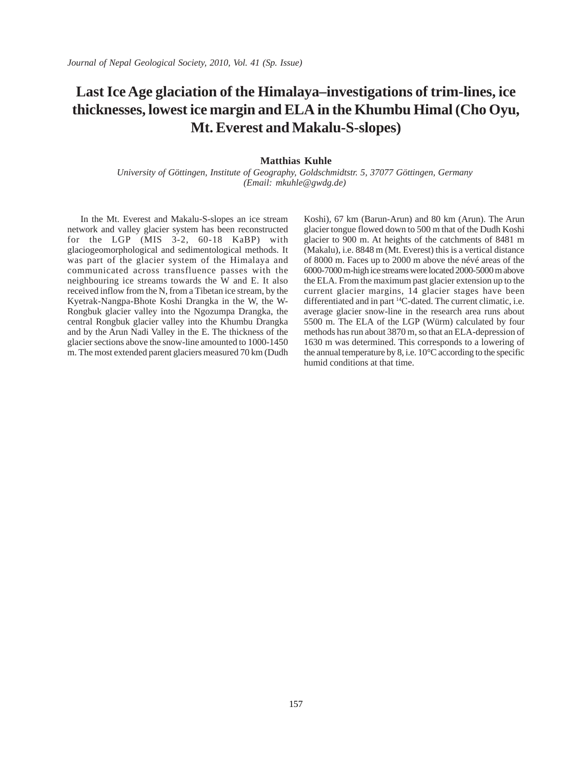# Last Ice Age glaciation of the Himalaya–investigations of trim-lines, ice thicknesses, lowest ice margin and ELA in the Khumbu Himal (Cho Oyu, Mt. Everest and Makalu-S-slopes)

**Matthias Kuhle**

*University of Göttingen, Institute of Geography, Goldschmidtstr. 5, 37077 Göttingen, Germany*
*(Email: mkuhle@gwdg.de)*

In the Mt. Everest and Makalu-S-slopes an ice stream network and valley glacier system has been reconstructed for the LGP (MIS 3-2, 60-18 KaBP) with glaciogeomorphological and sedimentological methods. It was part of the glacier system of the Himalaya and communicated across transfluence passes with the neighbouring ice streams towards the W and E. It also received inflow from the N, from a Tibetan ice stream, by the Kyetrak-Nangpa-Bhote Koshi Drangka in the W, the W-Rongbuk glacier valley into the Ngozumpa Drangka, the central Rongbuk glacier valley into the Khumbu Drangka and by the Arun Nadi Valley in the E. The thickness of the glacier sections above the snow-line amounted to 1000-1450 m. The most extended parent glaciers measured 70 km (Dudh Koshi), 67 km (Barun-Arun) and 80 km (Arun). The Arun glacier tongue flowed down to 500 m that of the Dudh Koshi glacier to 900 m. At heights of the catchments of 8481 m (Makalu), i.e. 8848 m (Mt. Everest) this is a vertical distance of 8000 m. Faces up to 2000 m above the névé areas of the 6000-7000 m-high ice streams were located 2000-5000 m above the ELA. From the maximum past glacier extension up to the current glacier margins, 14 glacier stages have been differentiated and in part $^{14}$C-dated. The current climatic, i.e. average glacier snow-line in the research area runs about 5500 m. The ELA of the LGP (Würm) calculated by four methods has run about 3870 m, so that an ELA-depression of 1630 m was determined. This corresponds to a lowering of the annual temperature by 8, i.e. 10°C according to the specific humid conditions at that time.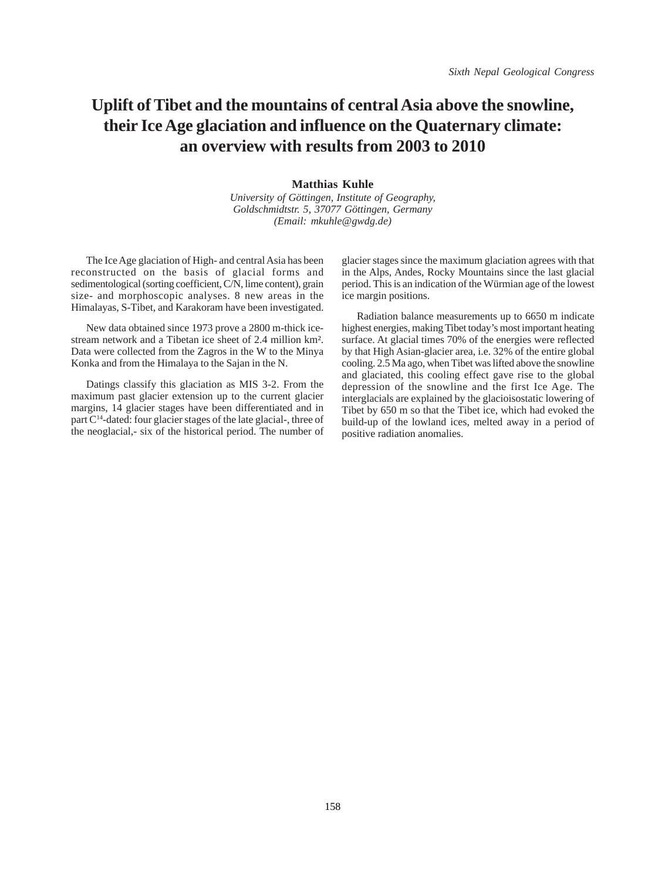# Uplift of Tibet and the mountains of central Asia above the snowline, their Ice Age glaciation and influence on the Quaternary climate: an overview with results from 2003 to 2010

**Matthias Kuhle**

*University of Göttingen, Institute of Geography, Goldschmidtstr. 5, 37077 Göttingen, Germany (Email: mkuhle@gwdg.de)*

The Ice Age glaciation of High- and central Asia has been reconstructed on the basis of glacial forms and sedimentological (sorting coefficient, C/N, lime content), grain size- and morphoscopic analyses. 8 new areas in the Himalayas, S-Tibet, and Karakoram have been investigated.

New data obtained since 1973 prove a 2800 m-thick ice-stream network and a Tibetan ice sheet of 2.4 million km². Data were collected from the Zagros in the W to the Minya Konka and from the Himalaya to the Sajan in the N.

Datings classify this glaciation as MIS 3-2. From the maximum past glacier extension up to the current glacier margins, 14 glacier stages have been differentiated and in part $C^{14}$-dated: four glacier stages of the late glacial-, three of the neoglacial,- six of the historical period. The number of glacier stages since the maximum glaciation agrees with that in the Alps, Andes, Rocky Mountains since the last glacial period. This is an indication of the Würmian age of the lowest ice margin positions.

Radiation balance measurements up to 6650 m indicate highest energies, making Tibet today's most important heating surface. At glacial times 70% of the energies were reflected by that High Asian-glacier area, i.e. 32% of the entire global cooling. 2.5 Ma ago, when Tibet was lifted above the snowline and glaciated, this cooling effect gave rise to the global depression of the snowline and the first Ice Age. The interglacials are explained by the glacioisostatic lowering of Tibet by 650 m so that the Tibet ice, which had evoked the build-up of the lowland ices, melted away in a period of positive radiation anomalies.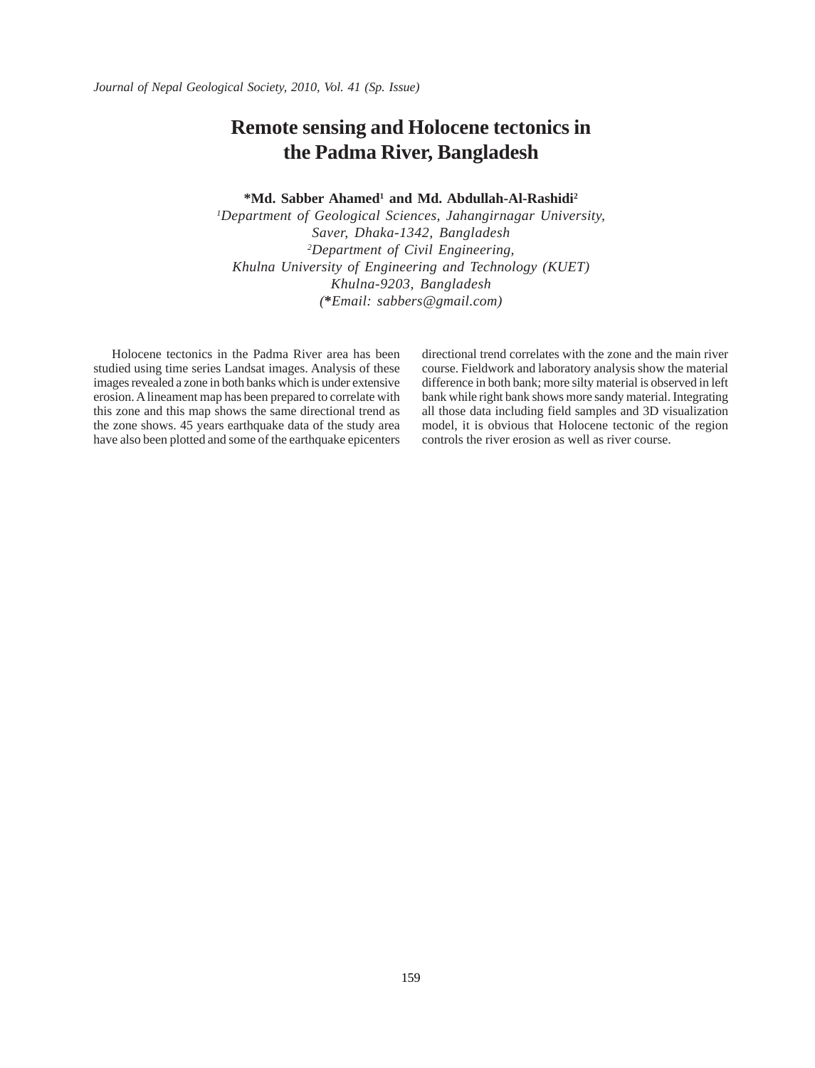# Remote sensing and Holocene tectonics in the Padma River, Bangladesh

**\*Md. Sabber Ahamed[1] and Md. Abdullah-Al-Rashidi[2]**

*[1]Department of Geological Sciences, Jahangirnagar University, Saver, Dhaka-1342, Bangladesh*
*[2]Department of Civil Engineering, Khulna University of Engineering and Technology (KUET) Khulna-9203, Bangladesh*
*(\*Email: sabbers@gmail.com)*

Holocene tectonics in the Padma River area has been studied using time series Landsat images. Analysis of these images revealed a zone in both banks which is under extensive erosion. A lineament map has been prepared to correlate with this zone and this map shows the same directional trend as the zone shows. 45 years earthquake data of the study area have also been plotted and some of the earthquake epicenters directional trend correlates with the zone and the main river course. Fieldwork and laboratory analysis show the material difference in both bank; more silty material is observed in left bank while right bank shows more sandy material. Integrating all those data including field samples and 3D visualization model, it is obvious that Holocene tectonic of the region controls the river erosion as well as river course.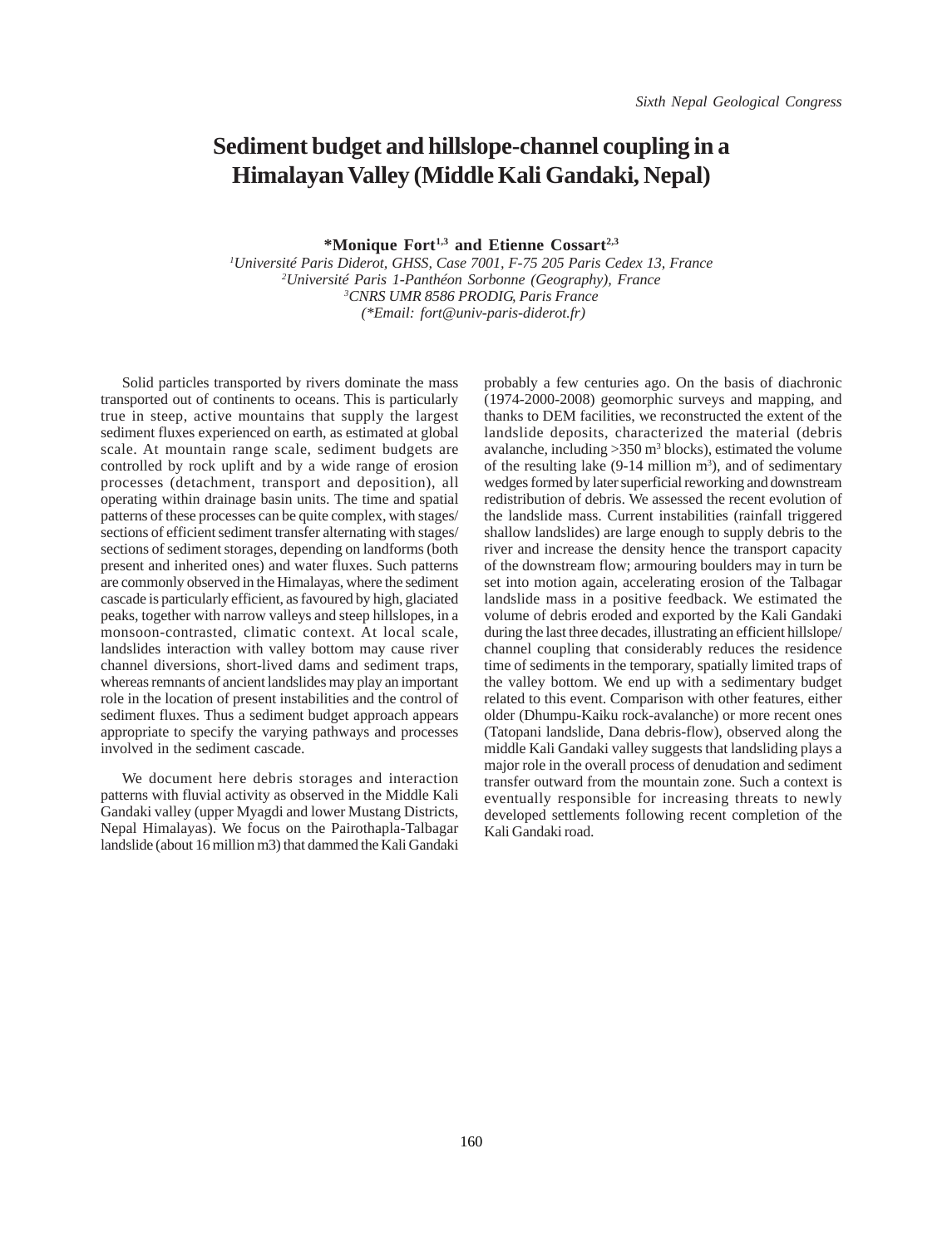# Sediment budget and hillslope-channel coupling in a Himalayan Valley (Middle Kali Gandaki, Nepal)

**\*Monique Fort[1,3] and Etienne Cossart[2,3]**

[1]*Université Paris Diderot, GHSS, Case 7001, F-75 205 Paris Cedex 13, France*
[2]*Université Paris 1-Panthéon Sorbonne (Geography), France*
[3]*CNRS UMR 8586 PRODIG, Paris France*
*(\*Email: fort@univ-paris-diderot.fr)*

Solid particles transported by rivers dominate the mass transported out of continents to oceans. This is particularly true in steep, active mountains that supply the largest sediment fluxes experienced on earth, as estimated at global scale. At mountain range scale, sediment budgets are controlled by rock uplift and by a wide range of erosion processes (detachment, transport and deposition), all operating within drainage basin units. The time and spatial patterns of these processes can be quite complex, with stages/sections of efficient sediment transfer alternating with stages/sections of sediment storages, depending on landforms (both present and inherited ones) and water fluxes. Such patterns are commonly observed in the Himalayas, where the sediment cascade is particularly efficient, as favoured by high, glaciated peaks, together with narrow valleys and steep hillslopes, in a monsoon-contrasted, climatic context. At local scale, landslides interaction with valley bottom may cause river channel diversions, short-lived dams and sediment traps, whereas remnants of ancient landslides may play an important role in the location of present instabilities and the control of sediment fluxes. Thus a sediment budget approach appears appropriate to specify the varying pathways and processes involved in the sediment cascade.

We document here debris storages and interaction patterns with fluvial activity as observed in the Middle Kali Gandaki valley (upper Myagdi and lower Mustang Districts, Nepal Himalayas). We focus on the Pairothapla-Talbagar landslide (about 16 million m3) that dammed the Kali Gandaki probably a few centuries ago. On the basis of diachronic (1974-2000-2008) geomorphic surveys and mapping, and thanks to DEM facilities, we reconstructed the extent of the landslide deposits, characterized the material (debris avalanche, including >350 $m^3$ blocks), estimated the volume of the resulting lake (9-14 million $m^3$), and of sedimentary wedges formed by later superficial reworking and downstream redistribution of debris. We assessed the recent evolution of the landslide mass. Current instabilities (rainfall triggered shallow landslides) are large enough to supply debris to the river and increase the density hence the transport capacity of the downstream flow; armouring boulders may in turn be set into motion again, accelerating erosion of the Talbagar landslide mass in a positive feedback. We estimated the volume of debris eroded and exported by the Kali Gandaki during the last three decades, illustrating an efficient hillslope/channel coupling that considerably reduces the residence time of sediments in the temporary, spatially limited traps of the valley bottom. We end up with a sedimentary budget related to this event. Comparison with other features, either older (Dhumpu-Kaiku rock-avalanche) or more recent ones (Tatopani landslide, Dana debris-flow), observed along the middle Kali Gandaki valley suggests that landsliding plays a major role in the overall process of denudation and sediment transfer outward from the mountain zone. Such a context is eventually responsible for increasing threats to newly developed settlements following recent completion of the Kali Gandaki road.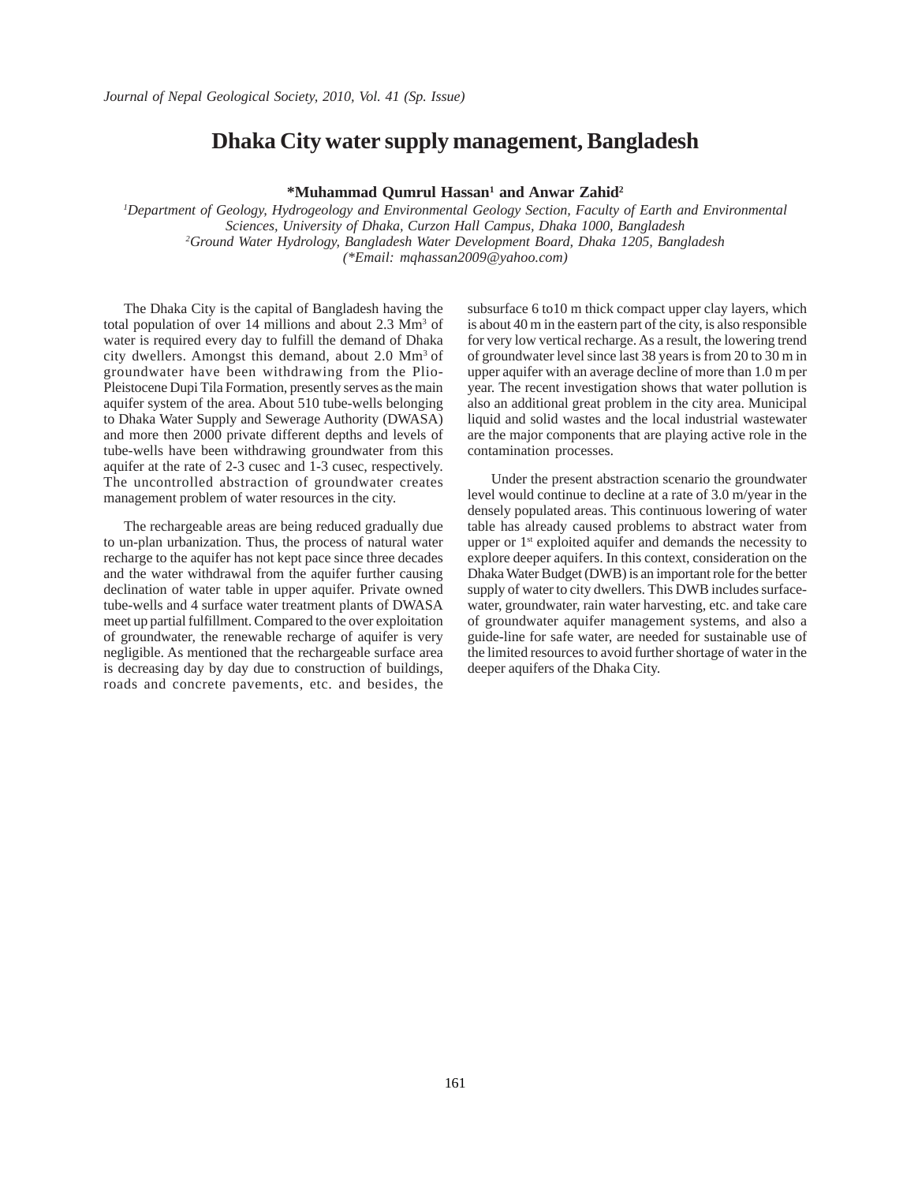# Dhaka City water supply management, Bangladesh

**\*Muhammad Qumrul Hassan[1] and Anwar Zahid[2]**

*[1]Department of Geology, Hydrogeology and Environmental Geology Section, Faculty of Earth and Environmental Sciences, University of Dhaka, Curzon Hall Campus, Dhaka 1000, Bangladesh*
*[2]Ground Water Hydrology, Bangladesh Water Development Board, Dhaka 1205, Bangladesh*
*(\*Email: mqhassan2009@yahoo.com)*

The Dhaka City is the capital of Bangladesh having the total population of over 14 millions and about 2.3 $Mm^3$ of water is required every day to fulfill the demand of Dhaka city dwellers. Amongst this demand, about 2.0 $Mm^3$ of groundwater have been withdrawing from the Plio-Pleistocene Dupi Tila Formation, presently serves as the main aquifer system of the area. About 510 tube-wells belonging to Dhaka Water Supply and Sewerage Authority (DWASA) and more then 2000 private different depths and levels of tube-wells have been withdrawing groundwater from this aquifer at the rate of 2-3 cusec and 1-3 cusec, respectively. The uncontrolled abstraction of groundwater creates management problem of water resources in the city.

The rechargeable areas are being reduced gradually due to un-plan urbanization. Thus, the process of natural water recharge to the aquifer has not kept pace since three decades and the water withdrawal from the aquifer further causing declination of water table in upper aquifer. Private owned tube-wells and 4 surface water treatment plants of DWASA meet up partial fulfillment. Compared to the over exploitation of groundwater, the renewable recharge of aquifer is very negligible. As mentioned that the rechargeable surface area is decreasing day by day due to construction of buildings, roads and concrete pavements, etc. and besides, the subsurface 6 to10 m thick compact upper clay layers, which is about 40 m in the eastern part of the city, is also responsible for very low vertical recharge. As a result, the lowering trend of groundwater level since last 38 years is from 20 to 30 m in upper aquifer with an average decline of more than 1.0 m per year. The recent investigation shows that water pollution is also an additional great problem in the city area. Municipal liquid and solid wastes and the local industrial wastewater are the major components that are playing active role in the contamination processes.

Under the present abstraction scenario the groundwater level would continue to decline at a rate of 3.0 m/year in the densely populated areas. This continuous lowering of water table has already caused problems to abstract water from upper or 1st exploited aquifer and demands the necessity to explore deeper aquifers. In this context, consideration on the Dhaka Water Budget (DWB) is an important role for the better supply of water to city dwellers. This DWB includes surface-water, groundwater, rain water harvesting, etc. and take care of groundwater aquifer management systems, and also a guide-line for safe water, are needed for sustainable use of the limited resources to avoid further shortage of water in the deeper aquifers of the Dhaka City.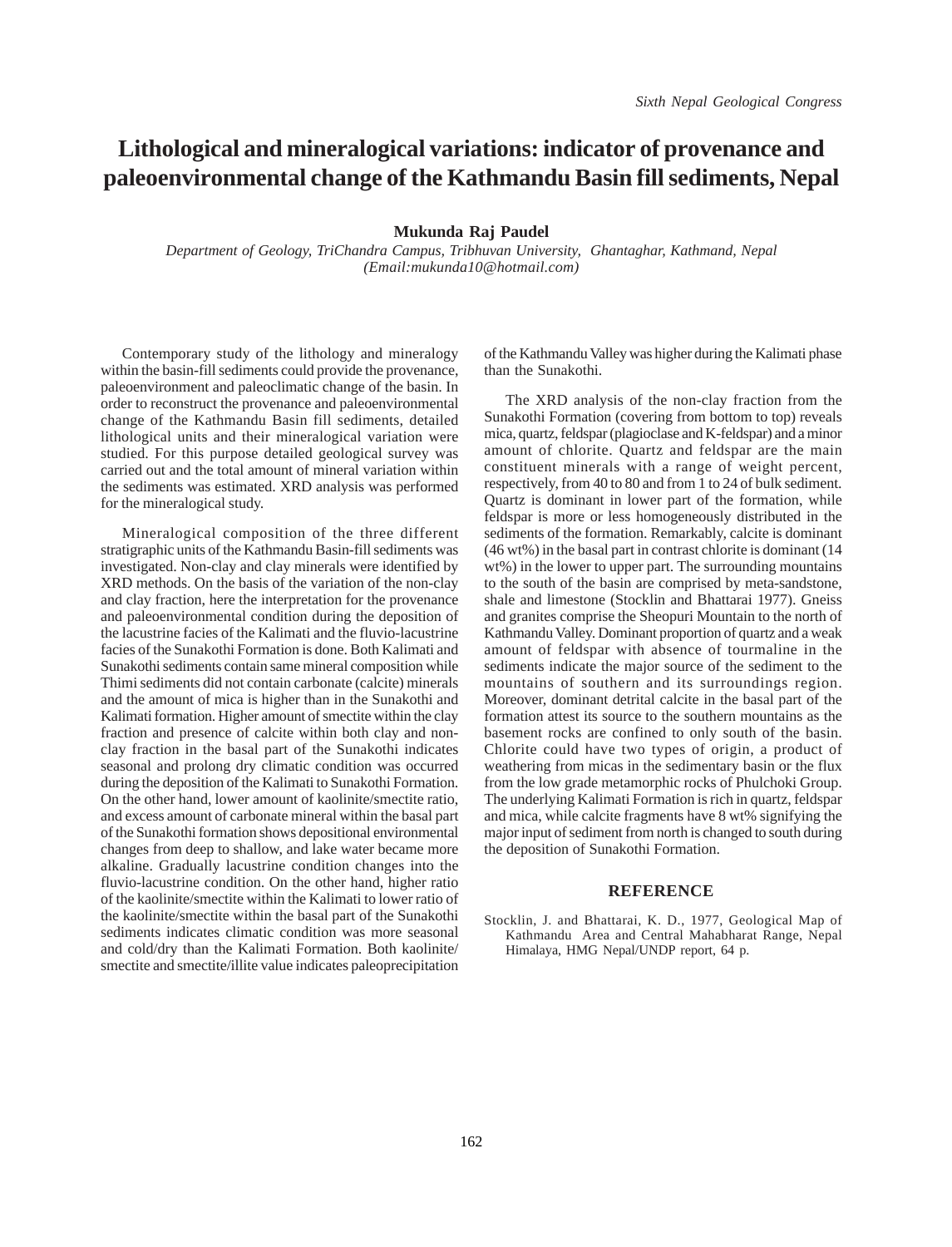# Lithological and mineralogical variations: indicator of provenance and paleoenvironmental change of the Kathmandu Basin fill sediments, Nepal

**Mukunda Raj Paudel**

*Department of Geology, TriChandra Campus, Tribhuvan University, Ghantaghar, Kathmand, Nepal (Email:mukunda10@hotmail.com)*

Contemporary study of the lithology and mineralogy within the basin-fill sediments could provide the provenance, paleoenvironment and paleoclimatic change of the basin. In order to reconstruct the provenance and paleoenvironmental change of the Kathmandu Basin fill sediments, detailed lithological units and their mineralogical variation were studied. For this purpose detailed geological survey was carried out and the total amount of mineral variation within the sediments was estimated. XRD analysis was performed for the mineralogical study.

Mineralogical composition of the three different stratigraphic units of the Kathmandu Basin-fill sediments was investigated. Non-clay and clay minerals were identified by XRD methods. On the basis of the variation of the non-clay and clay fraction, here the interpretation for the provenance and paleoenvironmental condition during the deposition of the lacustrine facies of the Kalimati and the fluvio-lacustrine facies of the Sunakothi Formation is done. Both Kalimati and Sunakothi sediments contain same mineral composition while Thimi sediments did not contain carbonate (calcite) minerals and the amount of mica is higher than in the Sunakothi and Kalimati formation. Higher amount of smectite within the clay fraction and presence of calcite within both clay and non-clay fraction in the basal part of the Sunakothi indicates seasonal and prolong dry climatic condition was occurred during the deposition of the Kalimati to Sunakothi Formation. On the other hand, lower amount of kaolinite/smectite ratio, and excess amount of carbonate mineral within the basal part of the Sunakothi formation shows depositional environmental changes from deep to shallow, and lake water became more alkaline. Gradually lacustrine condition changes into the fluvio-lacustrine condition. On the other hand, higher ratio of the kaolinite/smectite within the Kalimati to lower ratio of the kaolinite/smectite within the basal part of the Sunakothi sediments indicates climatic condition was more seasonal and cold/dry than the Kalimati Formation. Both kaolinite/smectite and smectite/illite value indicates paleoprecipitation of the Kathmandu Valley was higher during the Kalimati phase than the Sunakothi.

The XRD analysis of the non-clay fraction from the Sunakothi Formation (covering from bottom to top) reveals mica, quartz, feldspar (plagioclase and K-feldspar) and a minor amount of chlorite. Quartz and feldspar are the main constituent minerals with a range of weight percent, respectively, from 40 to 80 and from 1 to 24 of bulk sediment. Quartz is dominant in lower part of the formation, while feldspar is more or less homogeneously distributed in the sediments of the formation. Remarkably, calcite is dominant (46 wt%) in the basal part in contrast chlorite is dominant (14 wt%) in the lower to upper part. The surrounding mountains to the south of the basin are comprised by meta-sandstone, shale and limestone (Stocklin and Bhattarai 1977). Gneiss and granites comprise the Sheopuri Mountain to the north of Kathmandu Valley. Dominant proportion of quartz and a weak amount of feldspar with absence of tourmaline in the sediments indicate the major source of the sediment to the mountains of southern and its surroundings region. Moreover, dominant detrital calcite in the basal part of the formation attest its source to the southern mountains as the basement rocks are confined to only south of the basin. Chlorite could have two types of origin, a product of weathering from micas in the sedimentary basin or the flux from the low grade metamorphic rocks of Phulchoki Group. The underlying Kalimati Formation is rich in quartz, feldspar and mica, while calcite fragments have 8 wt% signifying the major input of sediment from north is changed to south during the deposition of Sunakothi Formation.

## REFERENCE

Stocklin, J. and Bhattarai, K. D., 1977, Geological Map of Kathmandu Area and Central Mahabharat Range, Nepal Himalaya, HMG Nepal/UNDP report, 64 p.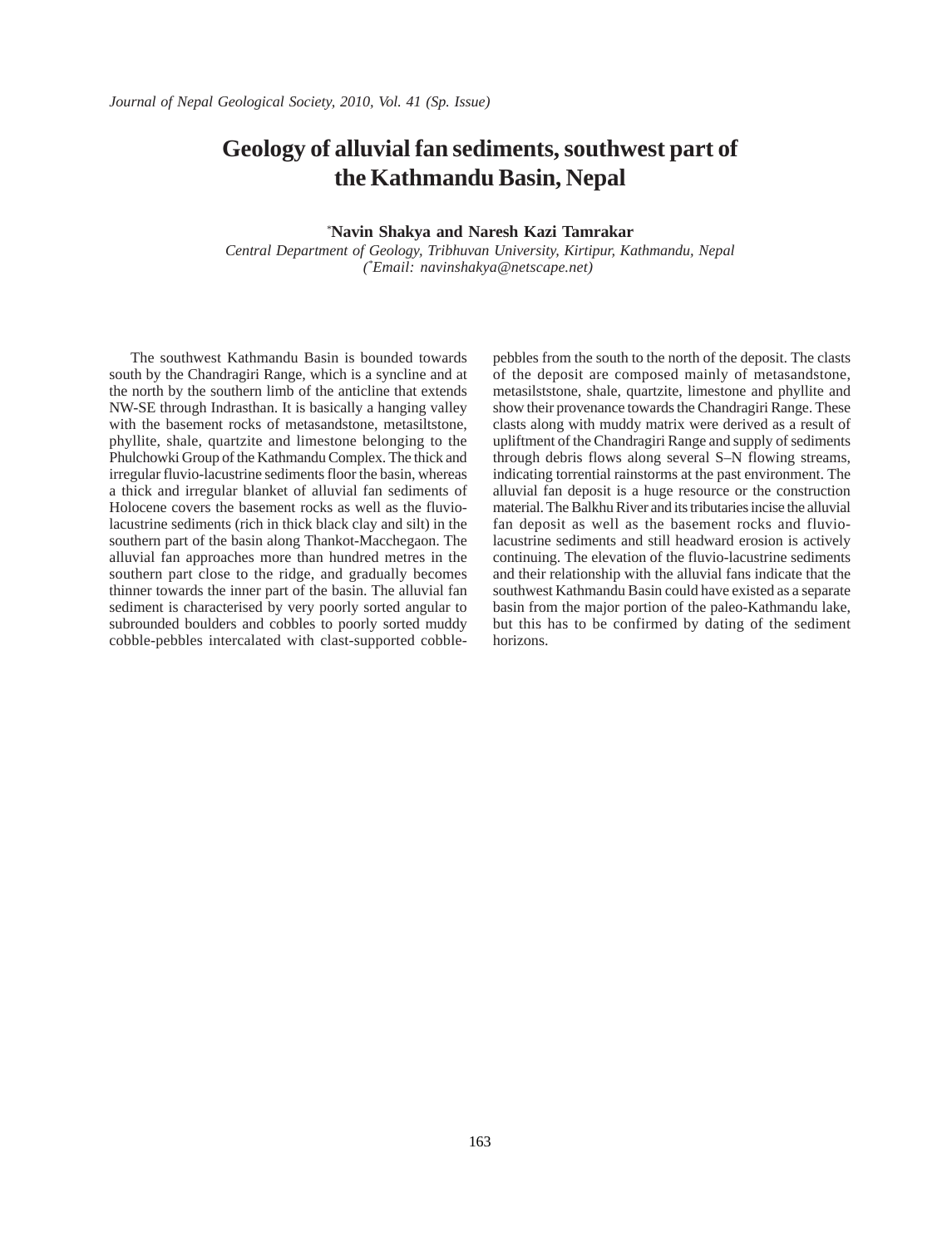# Geology of alluvial fan sediments, southwest part of the Kathmandu Basin, Nepal

**[*]Navin Shakya and Naresh Kazi Tamrakar**

*Central Department of Geology, Tribhuvan University, Kirtipur, Kathmandu, Nepal*
*([*]Email: navinshakya@netscape.net)*

The southwest Kathmandu Basin is bounded towards south by the Chandragiri Range, which is a syncline and at the north by the southern limb of the anticline that extends NW-SE through Indrasthan. It is basically a hanging valley with the basement rocks of metasandstone, metasiltstone, phyllite, shale, quartzite and limestone belonging to the Phulchowki Group of the Kathmandu Complex. The thick and irregular fluvio-lacustrine sediments floor the basin, whereas a thick and irregular blanket of alluvial fan sediments of Holocene covers the basement rocks as well as the fluvio-lacustrine sediments (rich in thick black clay and silt) in the southern part of the basin along Thankot-Macchegaon. The alluvial fan approaches more than hundred metres in the southern part close to the ridge, and gradually becomes thinner towards the inner part of the basin. The alluvial fan sediment is characterised by very poorly sorted angular to subrounded boulders and cobbles to poorly sorted muddy cobble-pebbles intercalated with clast-supported cobble-pebbles from the south to the north of the deposit. The clasts of the deposit are composed mainly of metasandstone, metasilststone, shale, quartzite, limestone and phyllite and show their provenance towards the Chandragiri Range. These clasts along with muddy matrix were derived as a result of upliftment of the Chandragiri Range and supply of sediments through debris flows along several S–N flowing streams, indicating torrential rainstorms at the past environment. The alluvial fan deposit is a huge resource or the construction material. The Balkhu River and its tributaries incise the alluvial fan deposit as well as the basement rocks and fluvio-lacustrine sediments and still headward erosion is actively continuing. The elevation of the fluvio-lacustrine sediments and their relationship with the alluvial fans indicate that the southwest Kathmandu Basin could have existed as a separate basin from the major portion of the paleo-Kathmandu lake, but this has to be confirmed by dating of the sediment horizons.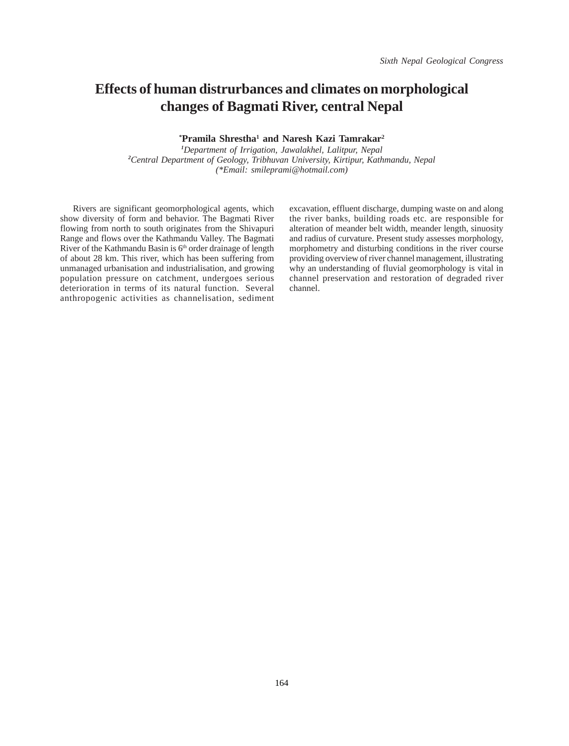# Effects of human distrurbances and climates on morphological changes of Bagmati River, central Nepal

**\*Pramila Shrestha[1] and Naresh Kazi Tamrakar[2]**

*[1]Department of Irrigation, Jawalakhel, Lalitpur, Nepal*
*[2]Central Department of Geology, Tribhuvan University, Kirtipur, Kathmandu, Nepal*
*(\*Email: smileprami@hotmail.com)*

Rivers are significant geomorphological agents, which show diversity of form and behavior. The Bagmati River flowing from north to south originates from the Shivapuri Range and flows over the Kathmandu Valley. The Bagmati River of the Kathmandu Basin is 6$^{th}$ order drainage of length of about 28 km. This river, which has been suffering from unmanaged urbanisation and industrialisation, and growing population pressure on catchment, undergoes serious deterioration in terms of its natural function. Several anthropogenic activities as channelisation, sediment excavation, effluent discharge, dumping waste on and along the river banks, building roads etc. are responsible for alteration of meander belt width, meander length, sinuosity and radius of curvature. Present study assesses morphology, morphometry and disturbing conditions in the river course providing overview of river channel management, illustrating why an understanding of fluvial geomorphology is vital in channel preservation and restoration of degraded river channel.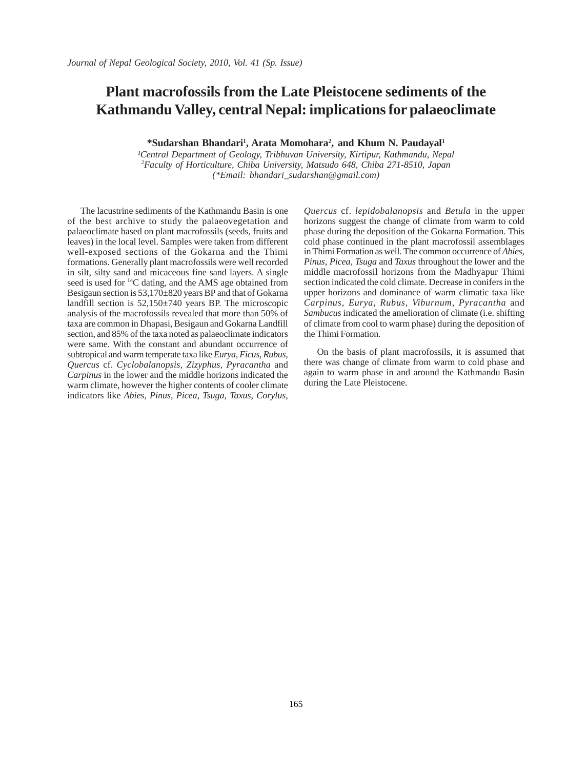# Plant macrofossils from the Late Pleistocene sediments of the Kathmandu Valley, central Nepal: implications for palaeoclimate

**\*Sudarshan Bhandari[1], Arata Momohara[2], and Khum N. Paudayal[1]**

*[1]Central Department of Geology, Tribhuvan University, Kirtipur, Kathmandu, Nepal*
*[2]Faculty of Horticulture, Chiba University, Matsudo 648, Chiba 271-8510, Japan*
*(\*Email: bhandari_sudarshan@gmail.com)*

The lacustrine sediments of the Kathmandu Basin is one of the best archive to study the palaeovegetation and palaeoclimate based on plant macrofossils (seeds, fruits and leaves) in the local level. Samples were taken from different well-exposed sections of the Gokarna and the Thimi formations. Generally plant macrofossils were well recorded in silt, silty sand and micaceous fine sand layers. A single seed is used for $^{14}$C dating, and the AMS age obtained from Besigaun section is 53,170±820 years BP and that of Gokarna landfill section is 52,150±740 years BP. The microscopic analysis of the macrofossils revealed that more than 50% of taxa are common in Dhapasi, Besigaun and Gokarna Landfill section, and 85% of the taxa noted as palaeoclimate indicators were same. With the constant and abundant occurrence of subtropical and warm temperate taxa like *Eurya*, *Ficus*, *Rubus*, *Quercus* cf. *Cyclobalanopsis*, *Zizyphus*, *Pyracantha* and *Carpinus* in the lower and the middle horizons indicated the warm climate, however the higher contents of cooler climate indicators like *Abies*, *Pinus*, *Picea*, *Tsuga*, *Taxus*, *Corylus*, *Quercus* cf. *lepidobalanopsis* and *Betula* in the upper horizons suggest the change of climate from warm to cold phase during the deposition of the Gokarna Formation. This cold phase continued in the plant macrofossil assemblages in Thimi Formation as well. The common occurrence of *Abies*, *Pinus*, *Picea*, *Tsuga* and *Taxus* throughout the lower and the middle macrofossil horizons from the Madhyapur Thimi section indicated the cold climate. Decrease in conifers in the upper horizons and dominance of warm climatic taxa like *Carpinus*, *Eurya*, *Rubus*, *Viburnum*, *Pyracantha* and *Sambucus* indicated the amelioration of climate (i.e. shifting of climate from cool to warm phase) during the deposition of the Thimi Formation.

On the basis of plant macrofossils, it is assumed that there was change of climate from warm to cold phase and again to warm phase in and around the Kathmandu Basin during the Late Pleistocene.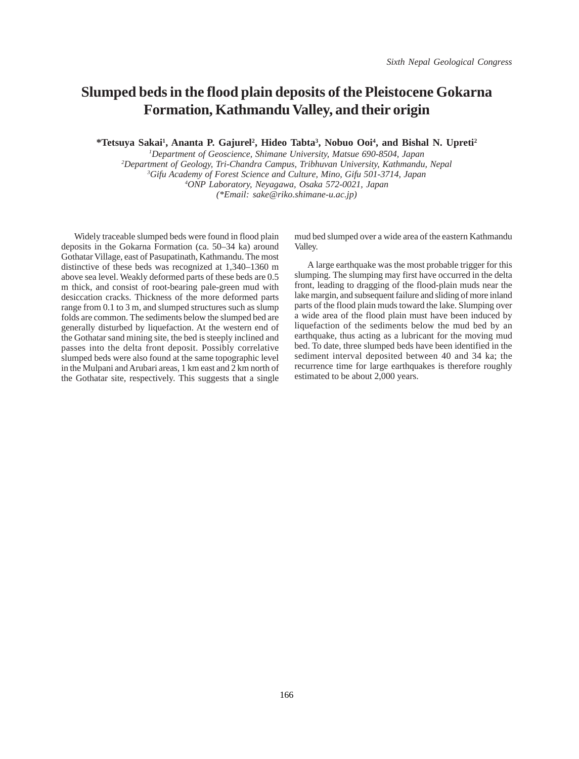# Slumped beds in the flood plain deposits of the Pleistocene Gokarna Formation, Kathmandu Valley, and their origin

**\*Tetsuya Sakai[1], Ananta P. Gajurel[2], Hideo Tabta[3], Nobuo Ooi[4], and Bishal N. Upreti[2]**

[1]*Department of Geoscience, Shimane University, Matsue 690-8504, Japan*
[2]*Department of Geology, Tri-Chandra Campus, Tribhuvan University, Kathmandu, Nepal*
[3]*Gifu Academy of Forest Science and Culture, Mino, Gifu 501-3714, Japan*
[4]*ONP Laboratory, Neyagawa, Osaka 572-0021, Japan*
*(\*Email: sake@riko.shimane-u.ac.jp)*

Widely traceable slumped beds were found in flood plain deposits in the Gokarna Formation (ca. 50–34 ka) around Gothatar Village, east of Pasupatinath, Kathmandu. The most distinctive of these beds was recognized at 1,340–1360 m above sea level. Weakly deformed parts of these beds are 0.5 m thick, and consist of root-bearing pale-green mud with desiccation cracks. Thickness of the more deformed parts range from 0.1 to 3 m, and slumped structures such as slump folds are common. The sediments below the slumped bed are generally disturbed by liquefaction. At the western end of the Gothatar sand mining site, the bed is steeply inclined and passes into the delta front deposit. Possibly correlative slumped beds were also found at the same topographic level in the Mulpani and Arubari areas, 1 km east and 2 km north of the Gothatar site, respectively. This suggests that a single mud bed slumped over a wide area of the eastern Kathmandu Valley.

A large earthquake was the most probable trigger for this slumping. The slumping may first have occurred in the delta front, leading to dragging of the flood-plain muds near the lake margin, and subsequent failure and sliding of more inland parts of the flood plain muds toward the lake. Slumping over a wide area of the flood plain must have been induced by liquefaction of the sediments below the mud bed by an earthquake, thus acting as a lubricant for the moving mud bed. To date, three slumped beds have been identified in the sediment interval deposited between 40 and 34 ka; the recurrence time for large earthquakes is therefore roughly estimated to be about 2,000 years.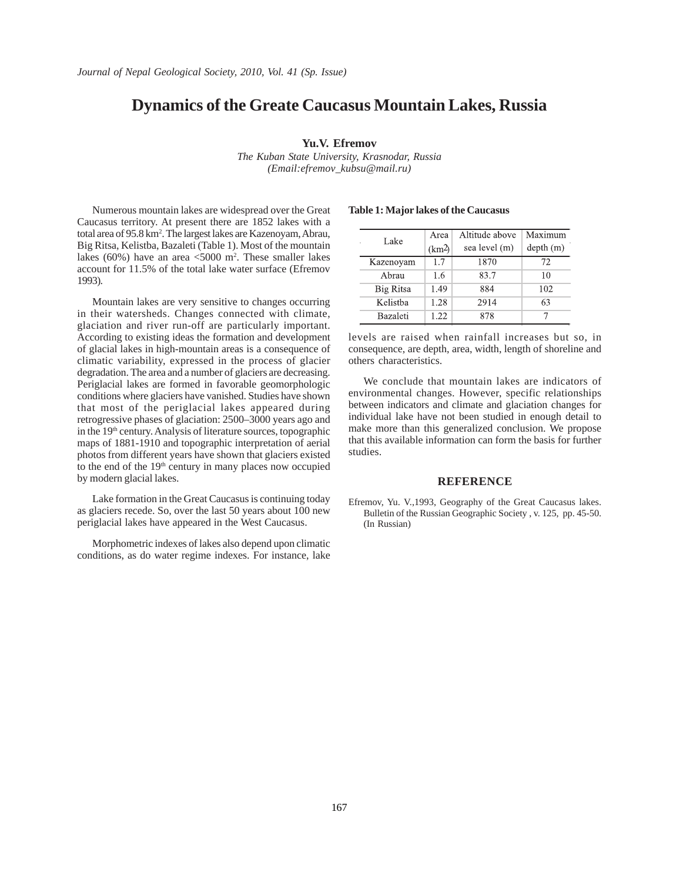# Dynamics of the Greate Caucasus Mountain Lakes, Russia

**Yu.V. Efremov**

*The Kuban State University, Krasnodar, Russia*
*(Email:efremov_kubsu@mail.ru)*

Numerous mountain lakes are widespread over the Great Caucasus territory. At present there are 1852 lakes with a total area of 95.8 km$^2$. The largest lakes are Kazenoyam, Abrau, Big Ritsa, Kelistba, Bazaleti (Table 1). Most of the mountain lakes (60%) have an area <5000 m$^2$. These smaller lakes account for 11.5% of the total lake water surface (Efremov 1993).

Mountain lakes are very sensitive to changes occurring in their watersheds. Changes connected with climate, glaciation and river run-off are particularly important. According to existing ideas the formation and development of glacial lakes in high-mountain areas is a consequence of climatic variability, expressed in the process of glacier degradation. The area and a number of glaciers are decreasing. Periglacial lakes are formed in favorable geomorphologic conditions where glaciers have vanished. Studies have shown that most of the periglacial lakes appeared during retrogressive phases of glaciation: 2500–3000 years ago and in the 19th century. Analysis of literature sources, topographic maps of 1881-1910 and topographic interpretation of aerial photos from different years have shown that glaciers existed to the end of the 19th century in many places now occupied by modern glacial lakes.

Lake formation in the Great Caucasus is continuing today as glaciers recede. So, over the last 50 years about 100 new periglacial lakes have appeared in the West Caucasus.

Morphometric indexes of lakes also depend upon climatic conditions, as do water regime indexes. For instance, lake levels are raised when rainfall increases but so, in consequence, are depth, area, width, length of shoreline and others characteristics.

**Table 1: Major lakes of the Caucasus**

| Lake | Area (km$^2$) | Altitude above sea level (m) | Maximum depth (m) |
|---|---|---|---|
| Kazenoyam | 1.7 | 1870 | 72 |
| Abrau | 1.6 | 83.7 | 10 |
| Big Ritsa | 1.49 | 884 | 102 |
| Kelistba | 1.28 | 2914 | 63 |
| Bazaleti | 1.22 | 878 | 7 |

We conclude that mountain lakes are indicators of environmental changes. However, specific relationships between indicators and climate and glaciation changes for individual lake have not been studied in enough detail to make more than this generalized conclusion. We propose that this available information can form the basis for further studies.

## REFERENCE

Efremov, Yu. V.,1993, Geography of the Great Caucasus lakes. Bulletin of the Russian Geographic Society , v. 125, pp. 45-50. (In Russian)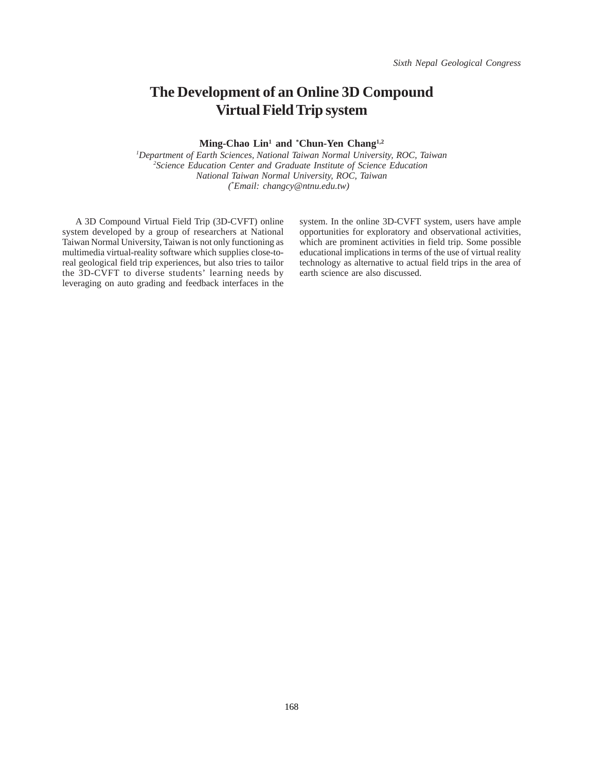# The Development of an Online 3D Compound Virtual Field Trip system

**Ming-Chao Lin[1] and *Chun-Yen Chang[1,2]**

*[1]Department of Earth Sciences, National Taiwan Normal University, ROC, Taiwan*
*[2]Science Education Center and Graduate Institute of Science Education*
*National Taiwan Normal University, ROC, Taiwan*
*(*Email: changcy@ntnu.edu.tw)*

A 3D Compound Virtual Field Trip (3D-CVFT) online system developed by a group of researchers at National Taiwan Normal University, Taiwan is not only functioning as multimedia virtual-reality software which supplies close-to-real geological field trip experiences, but also tries to tailor the 3D-CVFT to diverse students' learning needs by leveraging on auto grading and feedback interfaces in the system. In the online 3D-CVFT system, users have ample opportunities for exploratory and observational activities, which are prominent activities in field trip. Some possible educational implications in terms of the use of virtual reality technology as alternative to actual field trips in the area of earth science are also discussed.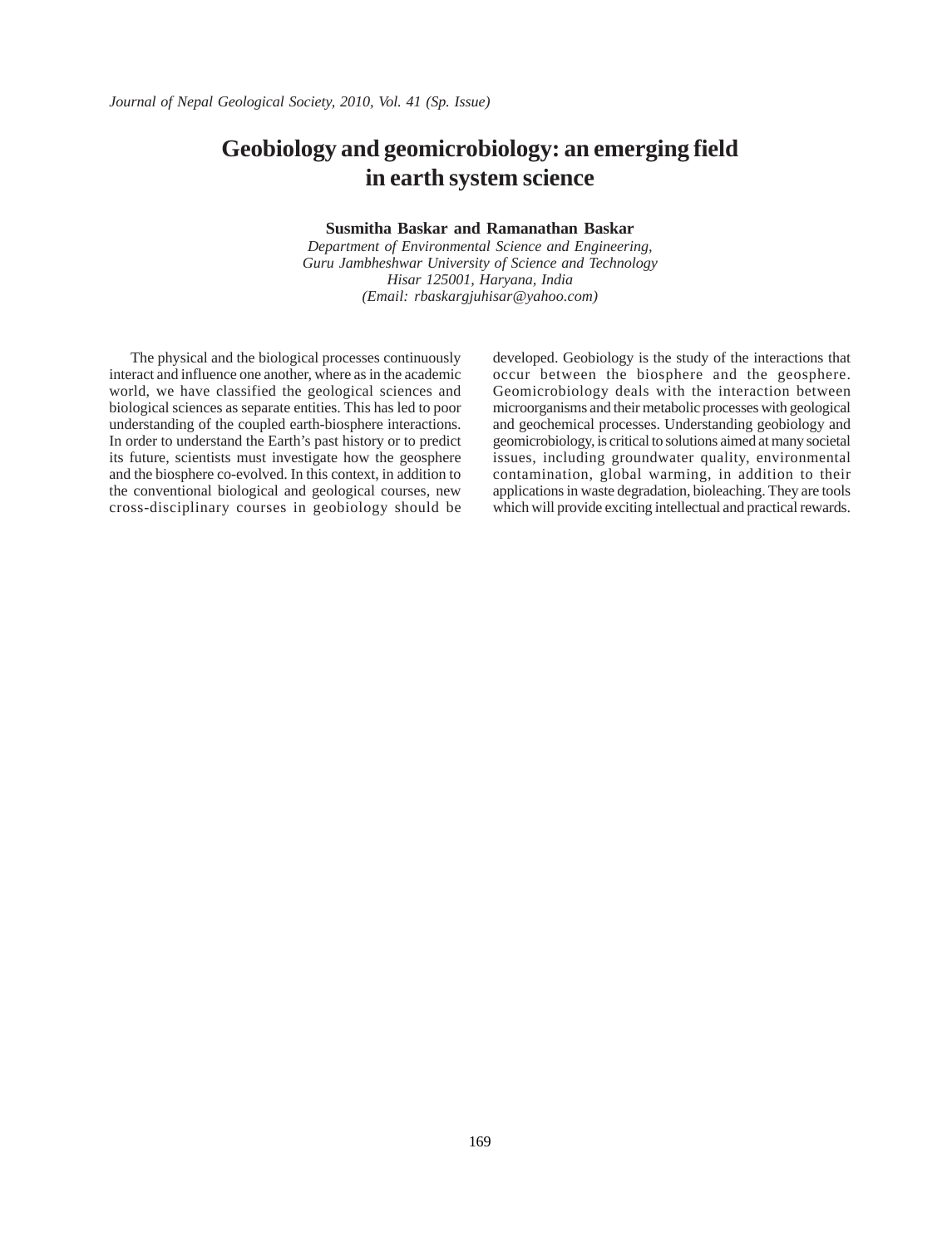# Geobiology and geomicrobiology: an emerging field in earth system science

**Susmitha Baskar and Ramanathan Baskar**

*Department of Environmental Science and Engineering,*
*Guru Jambheshwar University of Science and Technology*
*Hisar 125001, Haryana, India*
*(Email: rbaskargjuhisar@yahoo.com)*

The physical and the biological processes continuously interact and influence one another, where as in the academic world, we have classified the geological sciences and biological sciences as separate entities. This has led to poor understanding of the coupled earth-biosphere interactions. In order to understand the Earth's past history or to predict its future, scientists must investigate how the geosphere and the biosphere co-evolved. In this context, in addition to the conventional biological and geological courses, new cross-disciplinary courses in geobiology should be developed. Geobiology is the study of the interactions that occur between the biosphere and the geosphere. Geomicrobiology deals with the interaction between microorganisms and their metabolic processes with geological and geochemical processes. Understanding geobiology and geomicrobiology, is critical to solutions aimed at many societal issues, including groundwater quality, environmental contamination, global warming, in addition to their applications in waste degradation, bioleaching. They are tools which will provide exciting intellectual and practical rewards.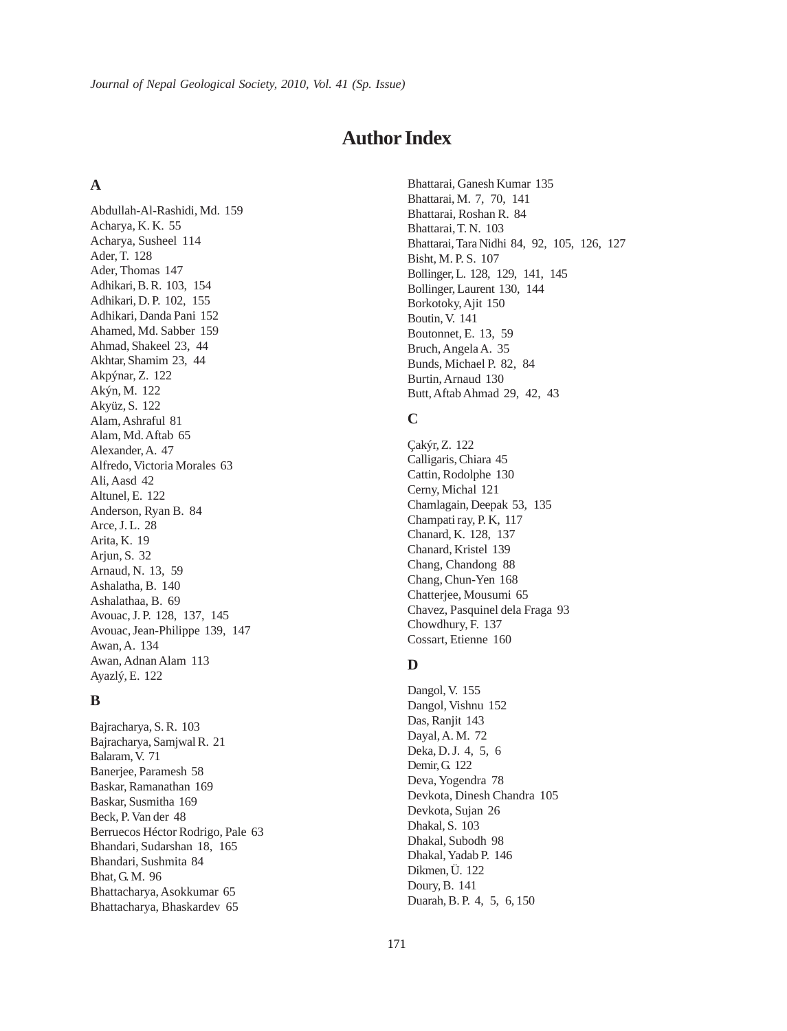# Author Index

## A

Abdullah-Al-Rashidi, Md. 159
Acharya, K. K. 55
Acharya, Susheel 114
Ader, T. 128
Ader, Thomas 147
Adhikari, B. R. 103, 154
Adhikari, D. P. 102, 155
Adhikari, Danda Pani 152
Ahamed, Md. Sabber 159
Ahmad, Shakeel 23, 44
Akhtar, Shamim 23, 44
Akpýnar, Z. 122
Akýn, M. 122
Akyüz, S. 122
Alam, Ashraful 81
Alam, Md. Aftab 65
Alexander, A. 47
Alfredo, Victoria Morales 63
Ali, Aasd 42
Altunel, E. 122
Anderson, Ryan B. 84
Arce, J. L. 28
Arita, K. 19
Arjun, S. 32
Arnaud, N. 13, 59
Ashalatha, B. 140
Ashalathaa, B. 69
Avouac, J. P. 128, 137, 145
Avouac, Jean-Philippe 139, 147
Awan, A. 134
Awan, Adnan Alam 113
Ayazlý, E. 122

## B

Bajracharya, S. R. 103
Bajracharya, Samjwal R. 21
Balaram, V. 71
Banerjee, Paramesh 58
Baskar, Ramanathan 169
Baskar, Susmitha 169
Beck, P. Van der 48
Berruecos Héctor Rodrigo, Pale 63
Bhandari, Sudarshan 18, 165
Bhandari, Sushmita 84
Bhat, G. M. 96
Bhattacharya, Asokkumar 65
Bhattacharya, Bhaskardev 65
Bhattarai, Ganesh Kumar 135
Bhattarai, M. 7, 70, 141
Bhattarai, Roshan R. 84
Bhattarai, T. N. 103
Bhattarai, Tara Nidhi 84, 92, 105, 126, 127
Bisht, M. P. S. 107
Bollinger, L. 128, 129, 141, 145
Bollinger, Laurent 130, 144
Borkotoky, Ajit 150
Boutin, V. 141
Boutonnet, E. 13, 59
Bruch, Angela A. 35
Bunds, Michael P. 82, 84
Burtin, Arnaud 130
Butt, Aftab Ahmad 29, 42, 43

## C

Çakýr, Z. 122
Calligaris, Chiara 45
Cattin, Rodolphe 130
Cerny, Michal 121
Chamlagain, Deepak 53, 135
Champati ray, P. K, 117
Chanard, K. 128, 137
Chanard, Kristel 139
Chang, Chandong 88
Chang, Chun-Yen 168
Chatterjee, Mousumi 65
Chavez, Pasquinel dela Fraga 93
Chowdhury, F. 137
Cossart, Etienne 160

## D

Dangol, V. 155
Dangol, Vishnu 152
Das, Ranjit 143
Dayal, A. M. 72
Deka, D. J. 4, 5, 6
Demir, G. 122
Deva, Yogendra 78
Devkota, Dinesh Chandra 105
Devkota, Sujan 26
Dhakal, S. 103
Dhakal, Subodh 98
Dhakal, Yadab P. 146
Dikmen, Ü. 122
Doury, B. 141
Duarah, B. P. 4, 5, 6, 150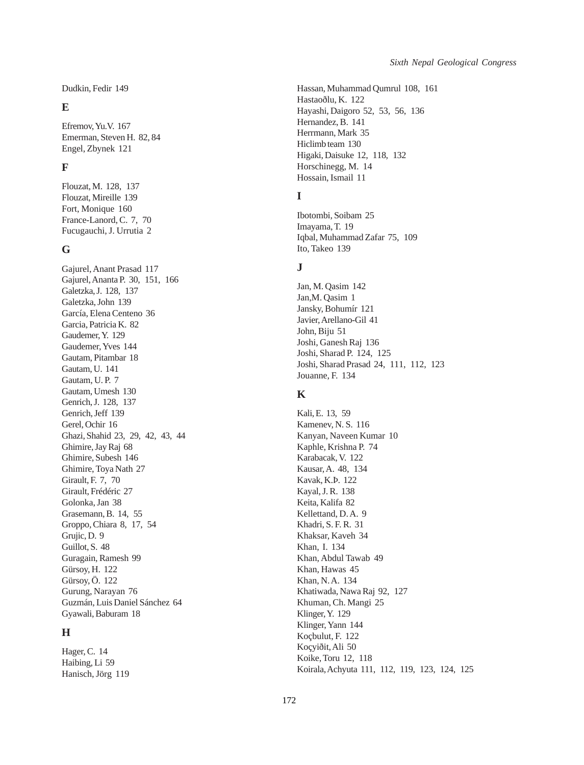Dudkin, Fedir 149

## E

Efremov, Yu.V. 167
Emerman, Steven H. 82, 84
Engel, Zbynek 121

## F

Flouzat, M. 128, 137
Flouzat, Mireille 139
Fort, Monique 160
France-Lanord, C. 7, 70
Fucugauchi, J. Urrutia 2

## G

Gajurel, Anant Prasad 117
Gajurel, Ananta P. 30, 151, 166
Galetzka, J. 128, 137
Galetzka, John 139
García, Elena Centeno 36
Garcia, Patricia K. 82
Gaudemer, Y. 129
Gaudemer, Yves 144
Gautam, Pitambar 18
Gautam, U. 141
Gautam, U. P. 7
Gautam, Umesh 130
Genrich, J. 128, 137
Genrich, Jeff 139
Gerel, Ochir 16
Ghazi, Shahid 23, 29, 42, 43, 44
Ghimire, Jay Raj 68
Ghimire, Subesh 146
Ghimire, Toya Nath 27
Girault, F. 7, 70
Girault, Frédéric 27
Golonka, Jan 38
Grasemann, B. 14, 55
Groppo, Chiara 8, 17, 54
Grujic, D. 9
Guillot, S. 48
Guragain, Ramesh 99
Gürsoy, H. 122
Gürsoy, Ö. 122
Gurung, Narayan 76
Guzmán, Luis Daniel Sánchez 64
Gyawali, Baburam 18

## H

Hager, C. 14
Haibing, Li 59
Hanisch, Jörg 119
Hassan, Muhammad Qumrul 108, 161
Hastaoðlu, K. 122
Hayashi, Daigoro 52, 53, 56, 136
Hernandez, B. 141
Herrmann, Mark 35
Hiclimb team 130
Higaki, Daisuke 12, 118, 132
Horschinegg, M. 14
Hossain, Ismail 11

## I

Ibotombi, Soibam 25
Imayama, T. 19
Iqbal, Muhammad Zafar 75, 109
Ito, Takeo 139

## J

Jan, M. Qasim 142
Jan,M. Qasim 1
Jansky, Bohumír 121
Javier, Arellano-Gil 41
John, Biju 51
Joshi, Ganesh Raj 136
Joshi, Sharad P. 124, 125
Joshi, Sharad Prasad 24, 111, 112, 123
Jouanne, F. 134

## K

Kali, E. 13, 59
Kamenev, N. S. 116
Kanyan, Naveen Kumar 10
Kaphle, Krishna P. 74
Karabacak, V. 122
Kausar, A. 48, 134
Kavak, K.Þ. 122
Kayal, J. R. 138
Keita, Kalifa 82
Kellettand, D. A. 9
Khadri, S. F. R. 31
Khaksar, Kaveh 34
Khan, I. 134
Khan, Abdul Tawab 49
Khan, Hawas 45
Khan, N. A. 134
Khatiwada, Nawa Raj 92, 127
Khuman, Ch. Mangi 25
Klinger, Y. 129
Klinger, Yann 144
Koçbulut, F. 122
Koçyiðit, Ali 50
Koike, Toru 12, 118
Koirala, Achyuta 111, 112, 119, 123, 124, 125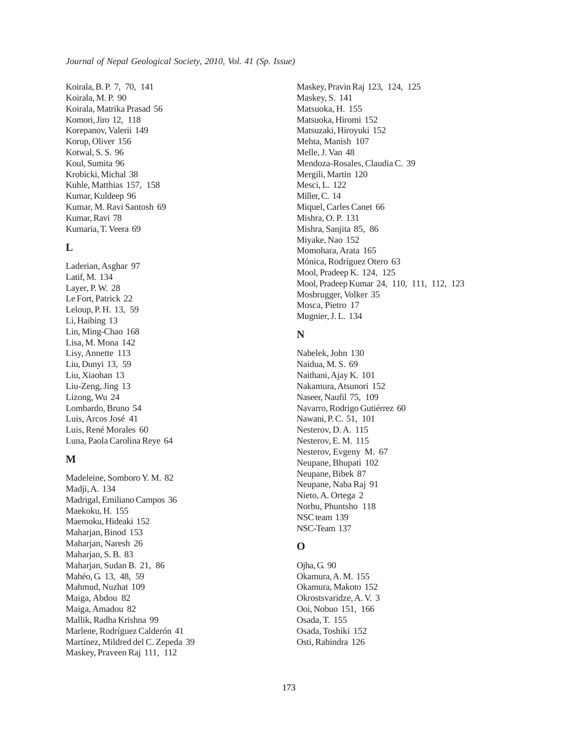Koirala, B. P. 7, 70, 141
Koirala, M. P. 90
Koirala, Matrika Prasad 56
Komori, Jiro 12, 118
Korepanov, Valerii 149
Korup, Oliver 156
Kotwal, S. S. 96
Koul, Sumita 96
Krobicki, Michal 38
Kuhle, Matthias 157, 158
Kumar, Kuldeep 96
Kumar, M. Ravi Santosh 69
Kumar, Ravi 78
Kumaria, T. Veera 69

## L

Laderian, Asghar 97
Latif, M. 134
Layer, P. W. 28
Le Fort, Patrick 22
Leloup, P. H. 13, 59
Li, Haibing 13
Lin, Ming-Chao 168
Lisa, M. Mona 142
Lisy, Annette 113
Liu, Dunyi 13, 59
Liu, Xiaohan 13
Liu-Zeng, Jing 13
Lizong, Wu 24
Lombardo, Bruno 54
Luis, Arcos José 41
Luis, René Morales 60
Luna, Paola Carolina Reye 64

## M

Madeleine, Somboro Y. M. 82
Madji, A. 134
Madrigal, Emiliano Campos 36
Maekoku, H. 155
Maemoku, Hideaki 152
Maharjan, Binod 153
Maharjan, Naresh 26
Maharjan, S. B. 83
Maharjan, Sudan B. 21, 86
Mahéo, G. 13, 48, 59
Mahmud, Nuzhat 109
Maiga, Abdou 82
Maiga, Amadou 82
Mallik, Radha Krishna 99
Marlene, Rodríguez Calderón 41
Martínez, Mildred del C. Zepeda 39
Maskey, Praveen Raj 111, 112
Maskey, Pravin Raj 123, 124, 125
Maskey, S. 141
Matsuoka, H. 155
Matsuoka, Hiromi 152
Matsuzaki, Hiroyuki 152
Mehta, Manish 107
Melle, J. Van 48
Mendoza-Rosales, Claudia C. 39
Mergili, Martin 120
Mesci, L. 122
Miller, C. 14
Miquel, Carles Canet 66
Mishra, O. P. 131
Mishra, Sanjita 85, 86
Miyake, Nao 152
Momohara, Arata 165
Mónica, Rodríguez Otero 63
Mool, Pradeep K. 124, 125
Mool, Pradeep Kumar 24, 110, 111, 112, 123
Mosbrugger, Volker 35
Mosca, Pietro 17
Mugnier, J. L. 134

## N

Nabelek, John 130
Naidua, M. S. 69
Naithani, Ajay K. 101
Nakamura, Atsunori 152
Naseer, Naufil 75, 109
Navarro, Rodrigo Gutiérrez 60
Nawani, P. C. 51, 101
Nesterov, D. A. 115
Nesterov, E. M. 115
Nesterov, Evgeny M. 67
Neupane, Bhupati 102
Neupane, Bibek 87
Neupane, Naba Raj 91
Nieto, A. Ortega 2
Norbu, Phuntsho 118
NSC team 139
NSC-Team 137

## O

Ojha, G. 90
Okamura, A. M. 155
Okamura, Makoto 152
Okrostsvaridze, A. V. 3
Ooi, Nobuo 151, 166
Osada, T. 155
Osada, Toshiki 152
Osti, Rabindra 126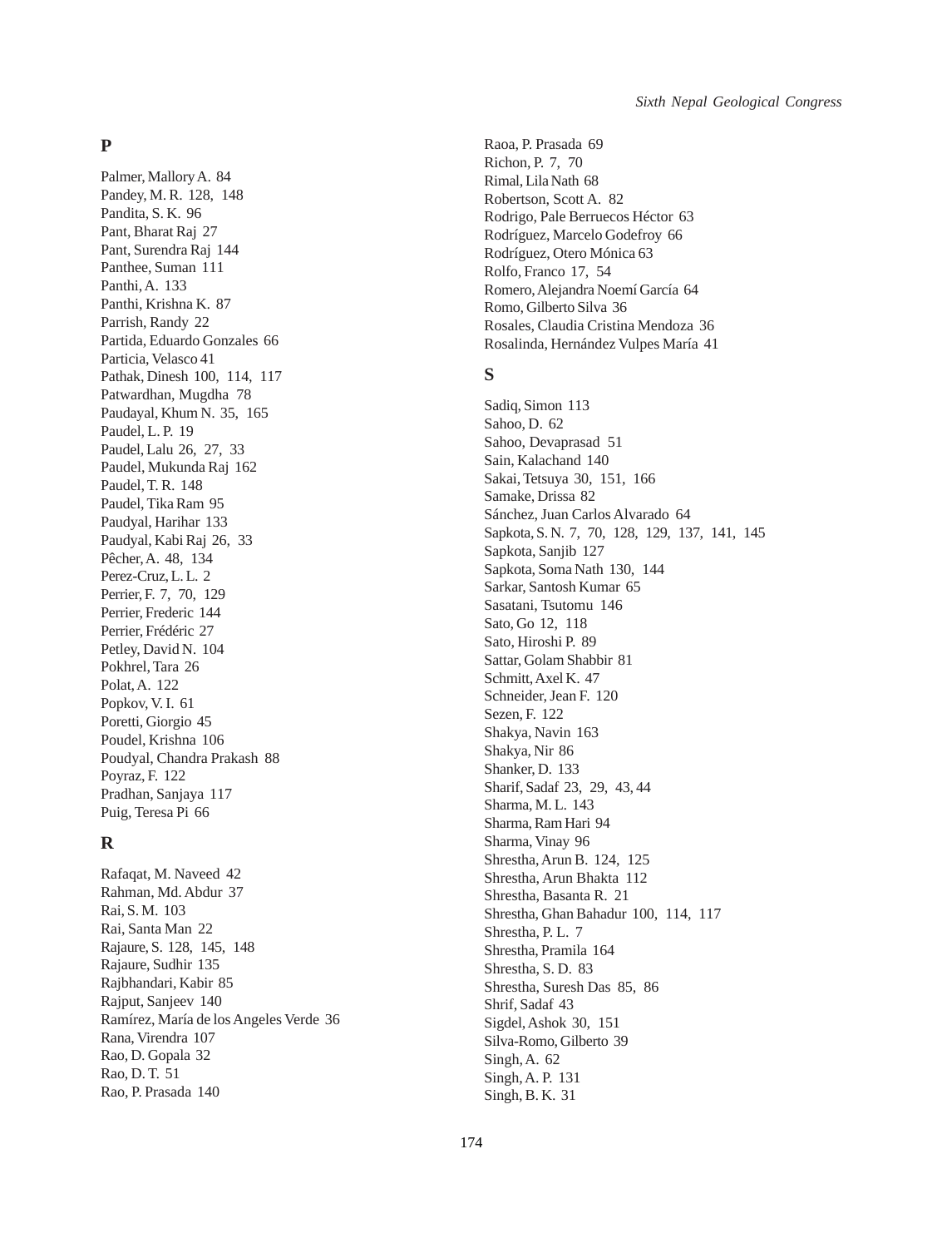## P

Palmer, Mallory A. 84
Pandey, M. R. 128, 148
Pandita, S. K. 96
Pant, Bharat Raj 27
Pant, Surendra Raj 144
Panthee, Suman 111
Panthi, A. 133
Panthi, Krishna K. 87
Parrish, Randy 22
Partida, Eduardo Gonzales 66
Particia, Velasco 41
Pathak, Dinesh 100, 114, 117
Patwardhan, Mugdha 78
Paudayal, Khum N. 35, 165
Paudel, L. P. 19
Paudel, Lalu 26, 27, 33
Paudel, Mukunda Raj 162
Paudel, T. R. 148
Paudel, Tika Ram 95
Paudyal, Harihar 133
Paudyal, Kabi Raj 26, 33
Pêcher, A. 48, 134
Perez-Cruz, L. L. 2
Perrier, F. 7, 70, 129
Perrier, Frederic 144
Perrier, Frédéric 27
Petley, David N. 104
Pokhrel, Tara 26
Polat, A. 122
Popkov, V. I. 61
Poretti, Giorgio 45
Poudel, Krishna 106
Poudyal, Chandra Prakash 88
Poyraz, F. 122
Pradhan, Sanjaya 117
Puig, Teresa Pi 66

## R

Rafaqat, M. Naveed 42
Rahman, Md. Abdur 37
Rai, S. M. 103
Rai, Santa Man 22
Rajaure, S. 128, 145, 148
Rajaure, Sudhir 135
Rajbhandari, Kabir 85
Rajput, Sanjeev 140
Ramírez, María de los Angeles Verde 36
Rana, Virendra 107
Rao, D. Gopala 32
Rao, D. T. 51
Rao, P. Prasada 140
Raoa, P. Prasada 69
Richon, P. 7, 70
Rimal, Lila Nath 68
Robertson, Scott A. 82
Rodrigo, Pale Berruecos Héctor 63
Rodríguez, Marcelo Godefroy 66
Rodríguez, Otero Mónica 63
Rolfo, Franco 17, 54
Romero, Alejandra Noemí García 64
Romo, Gilberto Silva 36
Rosales, Claudia Cristina Mendoza 36
Rosalinda, Hernández Vulpes María 41

## S

Sadiq, Simon 113
Sahoo, D. 62
Sahoo, Devaprasad 51
Sain, Kalachand 140
Sakai, Tetsuya 30, 151, 166
Samake, Drissa 82
Sánchez, Juan Carlos Alvarado 64
Sapkota, S. N. 7, 70, 128, 129, 137, 141, 145
Sapkota, Sanjib 127
Sapkota, Soma Nath 130, 144
Sarkar, Santosh Kumar 65
Sasatani, Tsutomu 146
Sato, Go 12, 118
Sato, Hiroshi P. 89
Sattar, Golam Shabbir 81
Schmitt, Axel K. 47
Schneider, Jean F. 120
Sezen, F. 122
Shakya, Navin 163
Shakya, Nir 86
Shanker, D. 133
Sharif, Sadaf 23, 29, 43, 44
Sharma, M. L. 143
Sharma, Ram Hari 94
Sharma, Vinay 96
Shrestha, Arun B. 124, 125
Shrestha, Arun Bhakta 112
Shrestha, Basanta R. 21
Shrestha, Ghan Bahadur 100, 114, 117
Shrestha, P. L. 7
Shrestha, Pramila 164
Shrestha, S. D. 83
Shrestha, Suresh Das 85, 86
Shrif, Sadaf 43
Sigdel, Ashok 30, 151
Silva-Romo, Gilberto 39
Singh, A. 62
Singh, A. P. 131
Singh, B. K. 31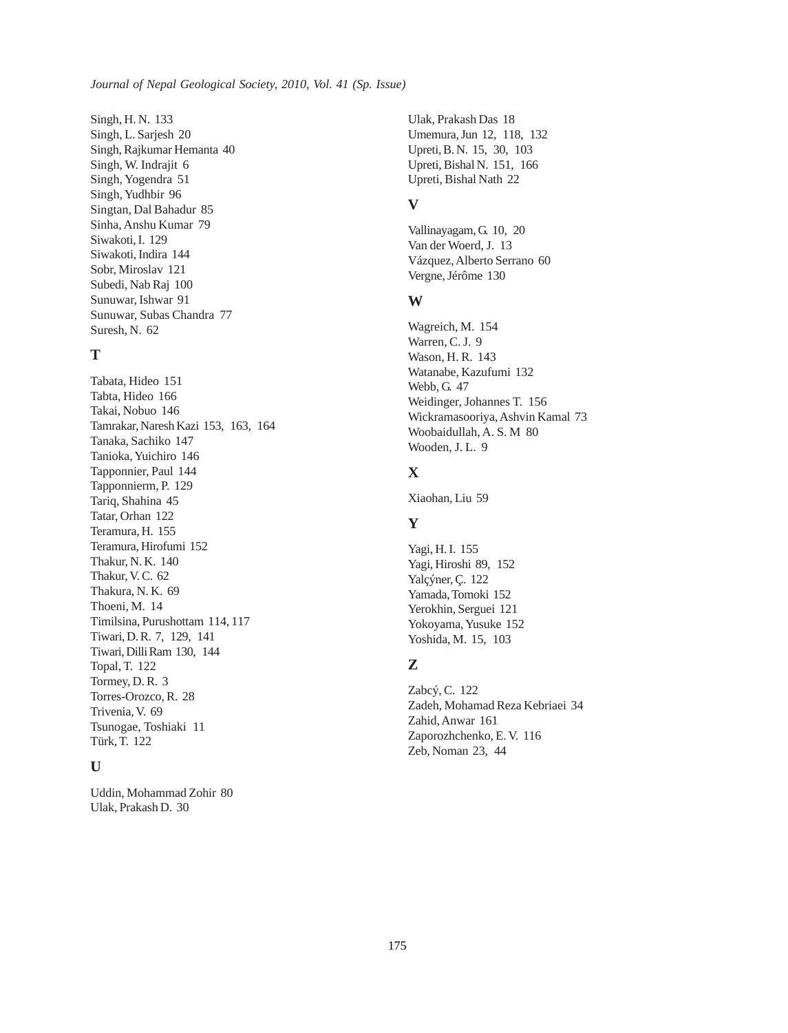Singh, H. N. 133
Singh, L. Sarjesh 20
Singh, Rajkumar Hemanta 40
Singh, W. Indrajit 6
Singh, Yogendra 51
Singh, Yudhbir 96
Singtan, Dal Bahadur 85
Sinha, Anshu Kumar 79
Siwakoti, I. 129
Siwakoti, Indira 144
Sobr, Miroslav 121
Subedi, Nab Raj 100
Sunuwar, Ishwar 91
Sunuwar, Subas Chandra 77
Suresh, N. 62

## T

Tabata, Hideo 151
Tabta, Hideo 166
Takai, Nobuo 146
Tamrakar, Naresh Kazi 153, 163, 164
Tanaka, Sachiko 147
Tanioka, Yuichiro 146
Tapponnier, Paul 144
Tapponnierm, P. 129
Tariq, Shahina 45
Tatar, Orhan 122
Teramura, H. 155
Teramura, Hirofumi 152
Thakur, N. K. 140
Thakur, V. C. 62
Thakura, N. K. 69
Thoeni, M. 14
Timilsina, Purushottam 114, 117
Tiwari, D. R. 7, 129, 141
Tiwari, Dilli Ram 130, 144
Topal, T. 122
Tormey, D. R. 3
Torres-Orozco, R. 28
Trivenia, V. 69
Tsunogae, Toshiaki 11
Türk, T. 122

## U

Uddin, Mohammad Zohir 80
Ulak, Prakash D. 30
Ulak, Prakash Das 18
Umemura, Jun 12, 118, 132
Upreti, B. N. 15, 30, 103
Upreti, Bishal N. 151, 166
Upreti, Bishal Nath 22

## V

Vallinayagam, G. 10, 20
Van der Woerd, J. 13
Vázquez, Alberto Serrano 60
Vergne, Jérôme 130

## W

Wagreich, M. 154
Warren, C. J. 9
Wason, H. R. 143
Watanabe, Kazufumi 132
Webb, G. 47
Weidinger, Johannes T. 156
Wickramasooriya, Ashvin Kamal 73
Woobaidullah, A. S. M 80
Wooden, J. L. 9

## X

Xiaohan, Liu 59

## Y

Yagi, H. I. 155
Yagi, Hiroshi 89, 152
Yalçýner, Ç. 122
Yamada, Tomoki 152
Yerokhin, Serguei 121
Yokoyama, Yusuke 152
Yoshida, M. 15, 103

## Z

Zabcý, C. 122
Zadeh, Mohamad Reza Kebriaei 34
Zahid, Anwar 161
Zaporozhchenko, E. V. 116
Zeb, Noman 23, 44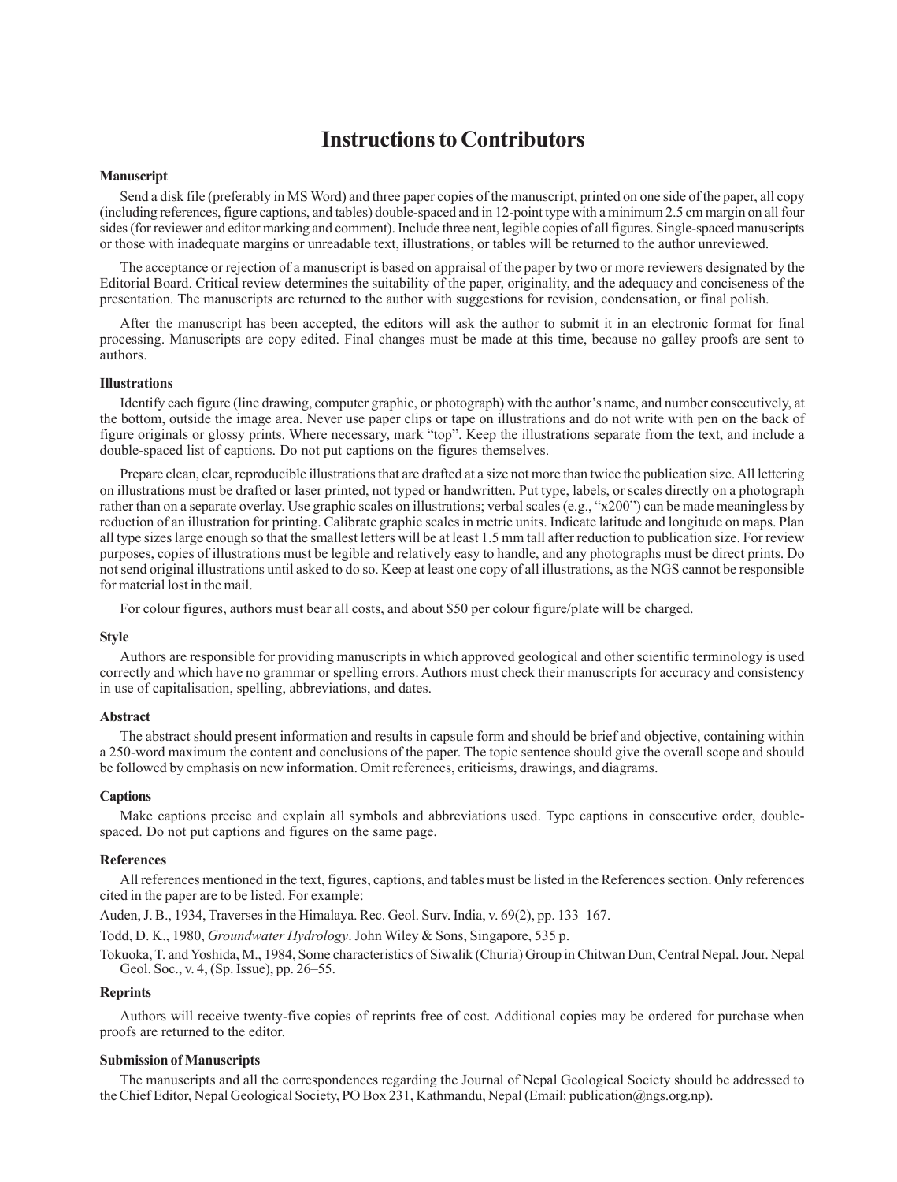# Instructions to Contributors

### Manuscript

Send a disk file (preferably in MS Word) and three paper copies of the manuscript, printed on one side of the paper, all copy (including references, figure captions, and tables) double-spaced and in 12-point type with a minimum 2.5 cm margin on all four sides (for reviewer and editor marking and comment). Include three neat, legible copies of all figures. Single-spaced manuscripts or those with inadequate margins or unreadable text, illustrations, or tables will be returned to the author unreviewed.

The acceptance or rejection of a manuscript is based on appraisal of the paper by two or more reviewers designated by the Editorial Board. Critical review determines the suitability of the paper, originality, and the adequacy and conciseness of the presentation. The manuscripts are returned to the author with suggestions for revision, condensation, or final polish.

After the manuscript has been accepted, the editors will ask the author to submit it in an electronic format for final processing. Manuscripts are copy edited. Final changes must be made at this time, because no galley proofs are sent to authors.

### Illustrations

Identify each figure (line drawing, computer graphic, or photograph) with the author's name, and number consecutively, at the bottom, outside the image area. Never use paper clips or tape on illustrations and do not write with pen on the back of figure originals or glossy prints. Where necessary, mark "top". Keep the illustrations separate from the text, and include a double-spaced list of captions. Do not put captions on the figures themselves.

Prepare clean, clear, reproducible illustrations that are drafted at a size not more than twice the publication size. All lettering on illustrations must be drafted or laser printed, not typed or handwritten. Put type, labels, or scales directly on a photograph rather than on a separate overlay. Use graphic scales on illustrations; verbal scales (e.g., "x200") can be made meaningless by reduction of an illustration for printing. Calibrate graphic scales in metric units. Indicate latitude and longitude on maps. Plan all type sizes large enough so that the smallest letters will be at least 1.5 mm tall after reduction to publication size. For review purposes, copies of illustrations must be legible and relatively easy to handle, and any photographs must be direct prints. Do not send original illustrations until asked to do so. Keep at least one copy of all illustrations, as the NGS cannot be responsible for material lost in the mail.

For colour figures, authors must bear all costs, and about $50 per colour figure/plate will be charged.

### Style

Authors are responsible for providing manuscripts in which approved geological and other scientific terminology is used correctly and which have no grammar or spelling errors. Authors must check their manuscripts for accuracy and consistency in use of capitalisation, spelling, abbreviations, and dates.

### Abstract

The abstract should present information and results in capsule form and should be brief and objective, containing within a 250-word maximum the content and conclusions of the paper. The topic sentence should give the overall scope and should be followed by emphasis on new information. Omit references, criticisms, drawings, and diagrams.

### Captions

Make captions precise and explain all symbols and abbreviations used. Type captions in consecutive order, double-spaced. Do not put captions and figures on the same page.

### References

All references mentioned in the text, figures, captions, and tables must be listed in the References section. Only references cited in the paper are to be listed. For example:

Auden, J. B., 1934, Traverses in the Himalaya. Rec. Geol. Surv. India, v. 69(2), pp. 133–167.

Todd, D. K., 1980, *Groundwater Hydrology*. John Wiley & Sons, Singapore, 535 p.

Tokuoka, T. and Yoshida, M., 1984, Some characteristics of Siwalik (Churia) Group in Chitwan Dun, Central Nepal. Jour. Nepal Geol. Soc., v. 4, (Sp. Issue), pp. 26–55.

### Reprints

Authors will receive twenty-five copies of reprints free of cost. Additional copies may be ordered for purchase when proofs are returned to the editor.

### Submission of Manuscripts

The manuscripts and all the correspondences regarding the Journal of Nepal Geological Society should be addressed to the Chief Editor, Nepal Geological Society, PO Box 231, Kathmandu, Nepal (Email: publication@ngs.org.np).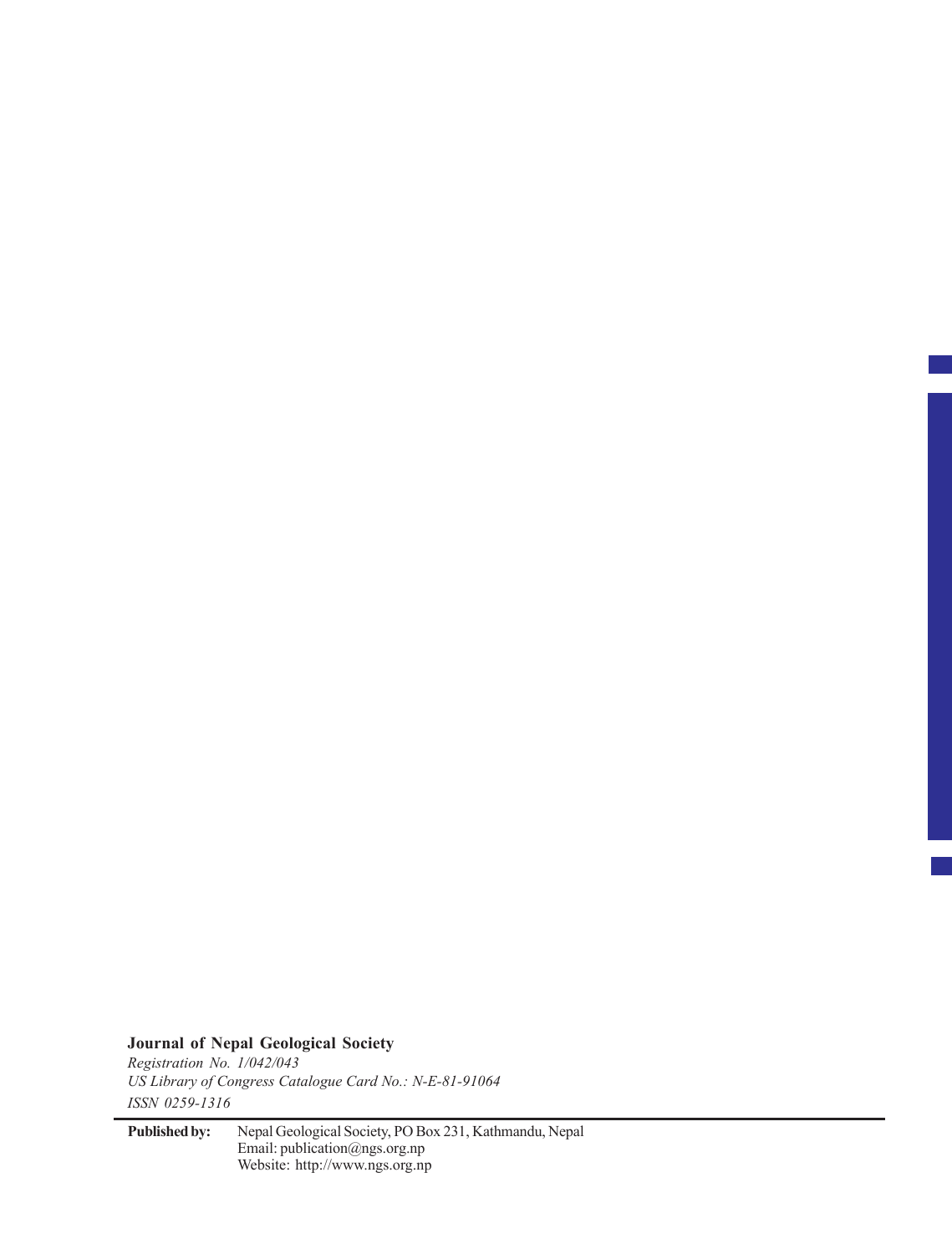**Journal of Nepal Geological Society**

*Registration No. 1/042/043*

*US Library of Congress Catalogue Card No.: N-E-81-91064*

*ISSN 0259-1316*

**Published by:** Nepal Geological Society, PO Box 231, Kathmandu, Nepal
Email: publication@ngs.org.np
Website: http://www.ngs.org.np